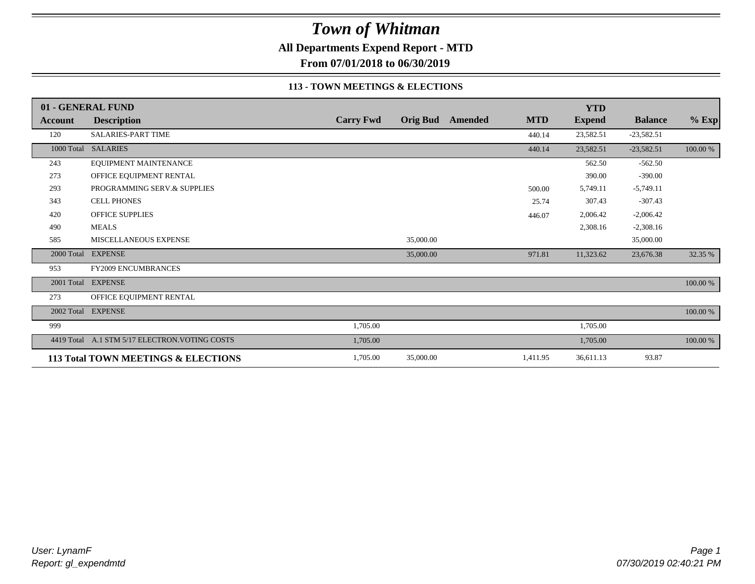# Town of Whitman

**All Departments Expend Report - MTD**

**From 07/01/2018 to 06/30/2019**

**113 - TOWN MEETINGS & ELECTIONS**

| Account | Description | Carry Fwd | Orig Bud | Amended | MTD | YTD Expend | Balance | % Exp |
|---|---|---|---|---|---|---|---|---|
| **01 - GENERAL FUND** | | | | | | | | |
| 120 | SALARIES-PART TIME | | | | 440.14 | 23,582.51 | -23,582.51 | |
| 1000 Total | SALARIES | | | | 440.14 | 23,582.51 | -23,582.51 | 100.00 % |
| 243 | EQUIPMENT MAINTENANCE | | | | | 562.50 | -562.50 | |
| 273 | OFFICE EQUIPMENT RENTAL | | | | | 390.00 | -390.00 | |
| 293 | PROGRAMMING SERV.& SUPPLIES | | | | 500.00 | 5,749.11 | -5,749.11 | |
| 343 | CELL PHONES | | | | 25.74 | 307.43 | -307.43 | |
| 420 | OFFICE SUPPLIES | | | | 446.07 | 2,006.42 | -2,006.42 | |
| 490 | MEALS | | | | | 2,308.16 | -2,308.16 | |
| 585 | MISCELLANEOUS EXPENSE | | 35,000.00 | | | | 35,000.00 | |
| 2000 Total | EXPENSE | | 35,000.00 | | 971.81 | 11,323.62 | 23,676.38 | 32.35 % |
| 953 | FY2009 ENCUMBRANCES | | | | | | | |
| 2001 Total | EXPENSE | | | | | | | 100.00 % |
| 273 | OFFICE EQUIPMENT RENTAL | | | | | | | |
| 2002 Total | EXPENSE | | | | | | | 100.00 % |
| 999 | | 1,705.00 | | | | 1,705.00 | | |
| 4419 Total | A.1 STM 5/17 ELECTRON.VOTING COSTS | 1,705.00 | | | | 1,705.00 | | 100.00 % |
| **113 Total** | **TOWN MEETINGS & ELECTIONS** | 1,705.00 | 35,000.00 | | 1,411.95 | 36,611.13 | 93.87 | |

*User: LynamF*
*Report: gl_expendmtd*

*07/30/2019 02:40:21 PM*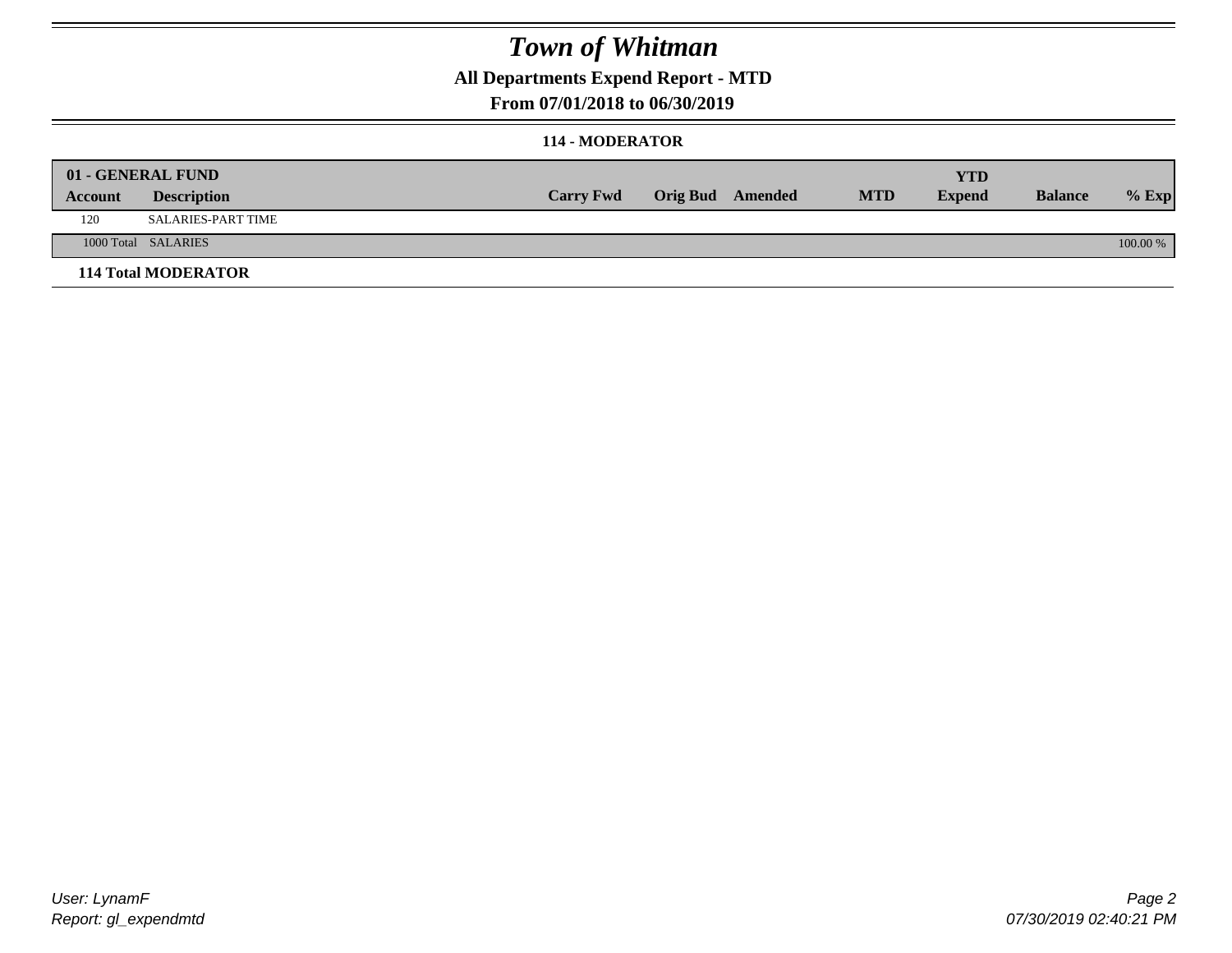# Town of Whitman

## All Departments Expend Report - MTD

## From 07/01/2018 to 06/30/2019

### 114 - MODERATOR

| 01 - GENERAL FUND | | | | | | YTD | | |
|---|---|---|---|---|---|---|---|---|
| Account | Description | Carry Fwd | Orig Bud | Amended | MTD | Expend | Balance | % Exp |
| 120 | SALARIES-PART TIME | | | | | | | |
| 1000 Total | SALARIES | | | | | | | 100.00 % |
| **114 Total MODERATOR** | | | | | | | | |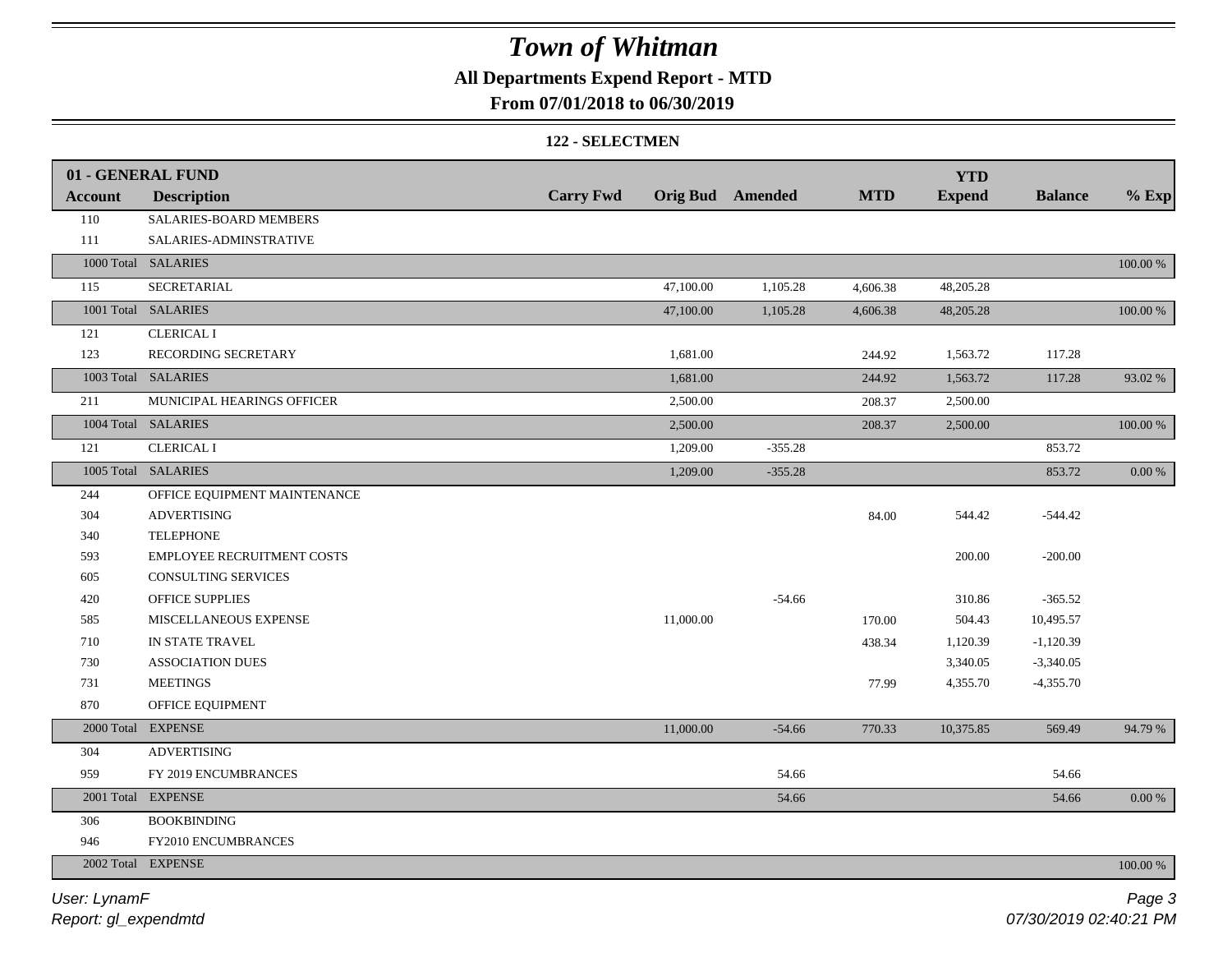# Town of Whitman

## All Departments Expend Report - MTD

### From 07/01/2018 to 06/30/2019

#### 122 - SELECTMEN

| 01 - GENERAL FUND | | | | | | YTD | | |
|---|---|---|---|---|---|---|---|---|
| **Account** | **Description** | **Carry Fwd** | **Orig Bud** | **Amended** | **MTD** | **Expend** | **Balance** | **% Exp** |
| 110 | SALARIES-BOARD MEMBERS | | | | | | | |
| 111 | SALARIES-ADMINSTRATIVE | | | | | | | |
| 1000 Total | SALARIES | | | | | | | 100.00 % |
| 115 | SECRETARIAL | | 47,100.00 | 1,105.28 | 4,606.38 | 48,205.28 | | |
| 1001 Total | SALARIES | | 47,100.00 | 1,105.28 | 4,606.38 | 48,205.28 | | 100.00 % |
| 121 | CLERICAL I | | | | | | | |
| 123 | RECORDING SECRETARY | | 1,681.00 | | 244.92 | 1,563.72 | 117.28 | |
| 1003 Total | SALARIES | | 1,681.00 | | 244.92 | 1,563.72 | 117.28 | 93.02 % |
| 211 | MUNICIPAL HEARINGS OFFICER | | 2,500.00 | | 208.37 | 2,500.00 | | |
| 1004 Total | SALARIES | | 2,500.00 | | 208.37 | 2,500.00 | | 100.00 % |
| 121 | CLERICAL I | | 1,209.00 | -355.28 | | | 853.72 | |
| 1005 Total | SALARIES | | 1,209.00 | -355.28 | | | 853.72 | 0.00 % |
| 244 | OFFICE EQUIPMENT MAINTENANCE | | | | | | | |
| 304 | ADVERTISING | | | | 84.00 | 544.42 | -544.42 | |
| 340 | TELEPHONE | | | | | | | |
| 593 | EMPLOYEE RECRUITMENT COSTS | | | | | 200.00 | -200.00 | |
| 605 | CONSULTING SERVICES | | | | | | | |
| 420 | OFFICE SUPPLIES | | | -54.66 | | 310.86 | -365.52 | |
| 585 | MISCELLANEOUS EXPENSE | | 11,000.00 | | 170.00 | 504.43 | 10,495.57 | |
| 710 | IN STATE TRAVEL | | | | 438.34 | 1,120.39 | -1,120.39 | |
| 730 | ASSOCIATION DUES | | | | | 3,340.05 | -3,340.05 | |
| 731 | MEETINGS | | | | 77.99 | 4,355.70 | -4,355.70 | |
| 870 | OFFICE EQUIPMENT | | | | | | | |
| 2000 Total | EXPENSE | | 11,000.00 | -54.66 | 770.33 | 10,375.85 | 569.49 | 94.79 % |
| 304 | ADVERTISING | | | | | | | |
| 959 | FY 2019 ENCUMBRANCES | | | 54.66 | | | 54.66 | |
| 2001 Total | EXPENSE | | | 54.66 | | | 54.66 | 0.00 % |
| 306 | BOOKBINDING | | | | | | | |
| 946 | FY2010 ENCUMBRANCES | | | | | | | |
| 2002 Total | EXPENSE | | | | | | | 100.00 % |

*User: LynamF*
*Report: gl_expendmtd*

*07/30/2019 02:40:21 PM*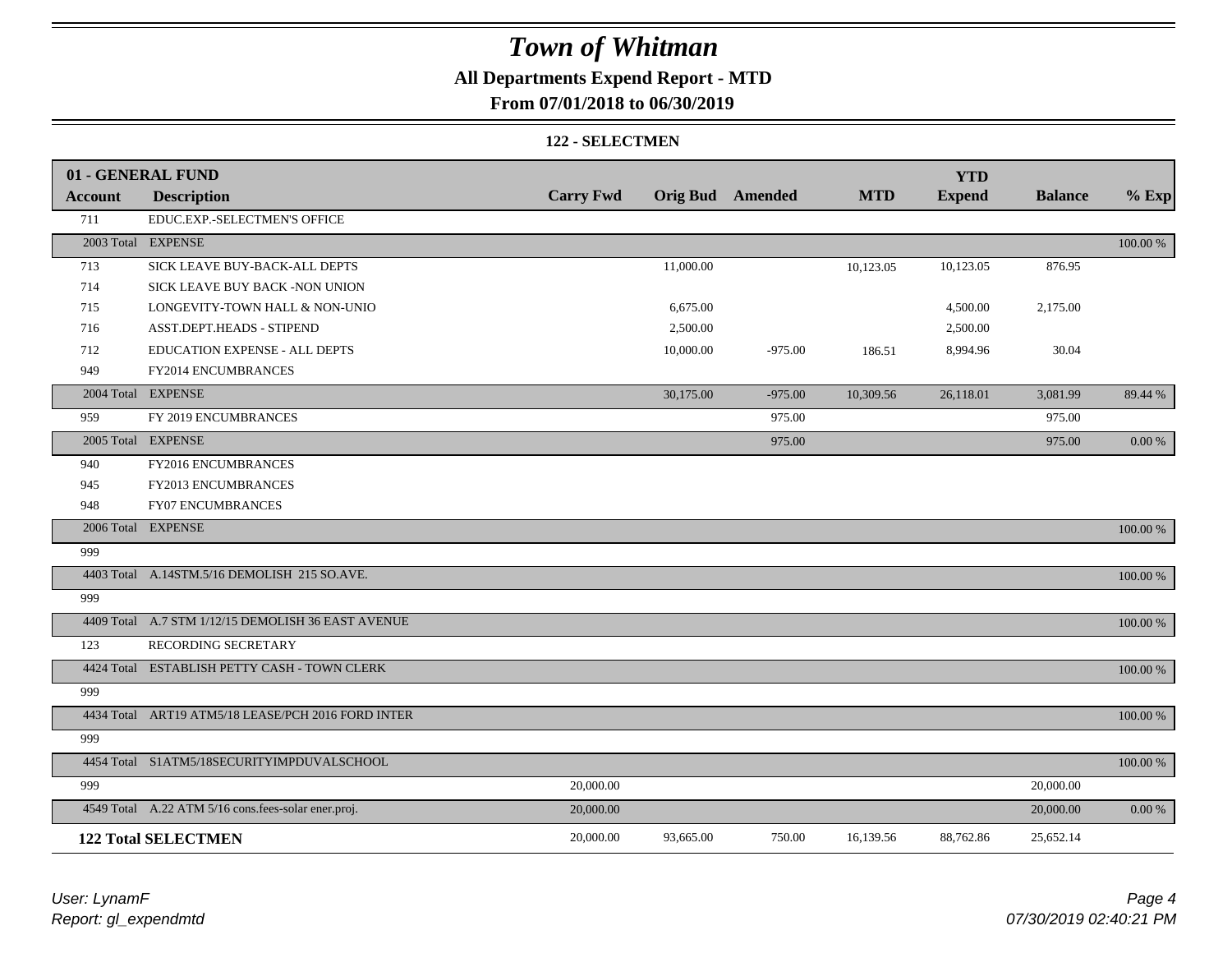# Town of Whitman

**All Departments Expend Report - MTD**

**From 07/01/2018 to 06/30/2019**

**122 - SELECTMEN**

| 01 - GENERAL FUND | | | | | | | | |
|---|---|---|---|---|---|---|---|---|
| **Account** | **Description** | **Carry Fwd** | **Orig Bud** | **Amended** | **MTD** | **YTD Expend** | **Balance** | **% Exp** |
| 711 | EDUC.EXP.-SELECTMEN'S OFFICE | | | | | | | |
| 2003 Total | EXPENSE | | | | | | | 100.00 % |
| 713 | SICK LEAVE BUY-BACK-ALL DEPTS | | 11,000.00 | | 10,123.05 | 10,123.05 | 876.95 | |
| 714 | SICK LEAVE BUY BACK -NON UNION | | | | | | | |
| 715 | LONGEVITY-TOWN HALL & NON-UNIO | | 6,675.00 | | | 4,500.00 | 2,175.00 | |
| 716 | ASST.DEPT.HEADS - STIPEND | | 2,500.00 | | | 2,500.00 | | |
| 712 | EDUCATION EXPENSE - ALL DEPTS | | 10,000.00 | -975.00 | 186.51 | 8,994.96 | 30.04 | |
| 949 | FY2014 ENCUMBRANCES | | | | | | | |
| 2004 Total | EXPENSE | | 30,175.00 | -975.00 | 10,309.56 | 26,118.01 | 3,081.99 | 89.44 % |
| 959 | FY 2019 ENCUMBRANCES | | | 975.00 | | | 975.00 | |
| 2005 Total | EXPENSE | | | 975.00 | | | 975.00 | 0.00 % |
| 940 | FY2016 ENCUMBRANCES | | | | | | | |
| 945 | FY2013 ENCUMBRANCES | | | | | | | |
| 948 | FY07 ENCUMBRANCES | | | | | | | |
| 2006 Total | EXPENSE | | | | | | | 100.00 % |
| 999 | | | | | | | | |
| 4403 Total | A.14STM.5/16 DEMOLISH 215 SO.AVE. | | | | | | | 100.00 % |
| 999 | | | | | | | | |
| 4409 Total | A.7 STM 1/12/15 DEMOLISH 36 EAST AVENUE | | | | | | | 100.00 % |
| 123 | RECORDING SECRETARY | | | | | | | |
| 4424 Total | ESTABLISH PETTY CASH - TOWN CLERK | | | | | | | 100.00 % |
| 999 | | | | | | | | |
| 4434 Total | ART19 ATM5/18 LEASE/PCH 2016 FORD INTER | | | | | | | 100.00 % |
| 999 | | | | | | | | |
| 4454 Total | S1ATM5/18SECURITYIMPDUVALSCHOOL | | | | | | | 100.00 % |
| 999 | | 20,000.00 | | | | | 20,000.00 | |
| 4549 Total | A.22 ATM 5/16 cons.fees-solar ener.proj. | 20,000.00 | | | | | 20,000.00 | 0.00 % |
| **122 Total SELECTMEN** | | 20,000.00 | 93,665.00 | 750.00 | 16,139.56 | 88,762.86 | 25,652.14 | |

*User: LynamF*
*Report: gl_expendmtd*

*07/30/2019 02:40:21 PM*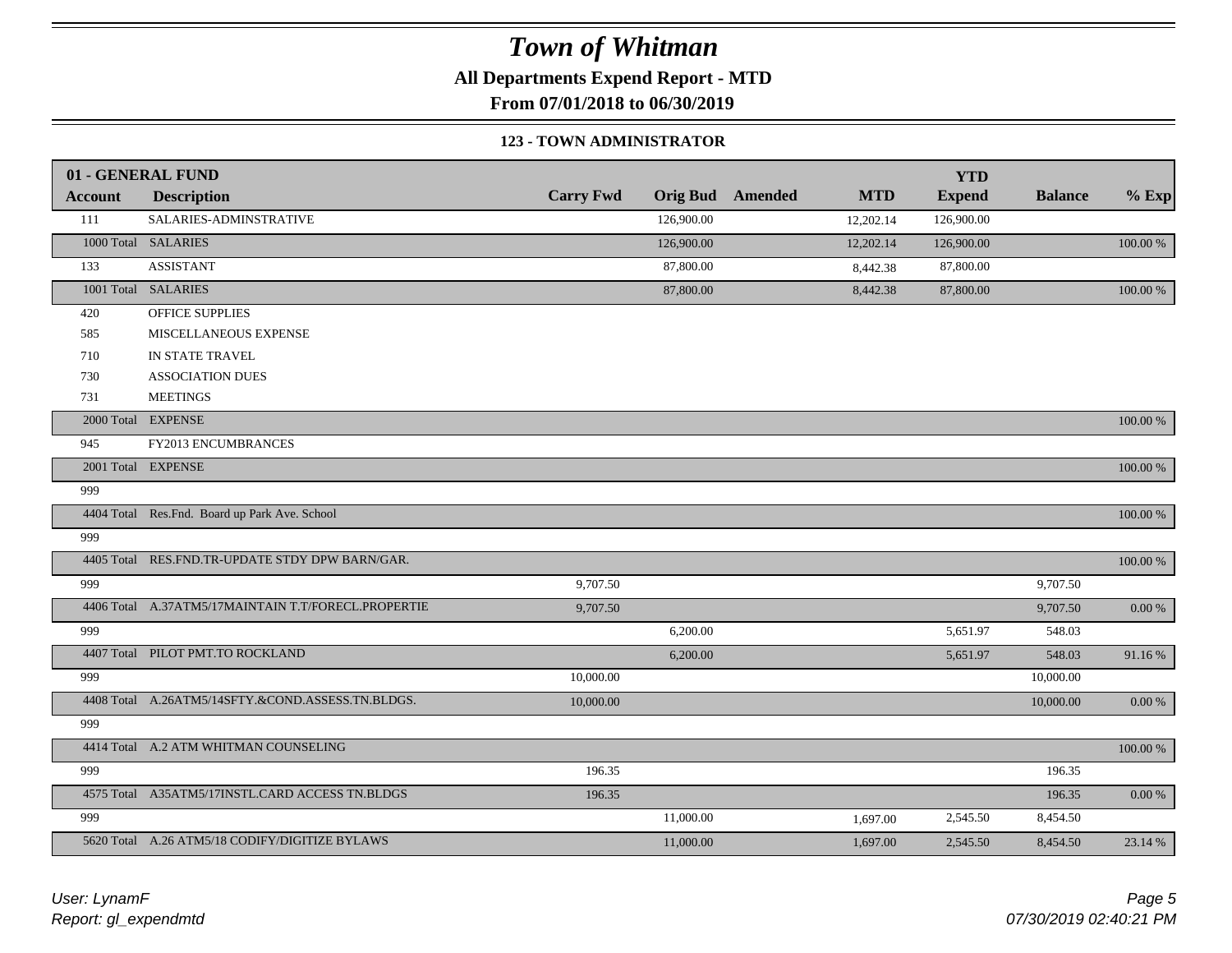# Town of Whitman

**All Departments Expend Report - MTD**

**From 07/01/2018 to 06/30/2019**

**123 - TOWN ADMINISTRATOR**

| 01 - GENERAL FUND | | | | | | YTD | | |
|---|---|---|---|---|---|---|---|---|
| **Account** | **Description** | **Carry Fwd** | **Orig Bud** | **Amended** | **MTD** | **Expend** | **Balance** | **% Exp** |
| 111 | SALARIES-ADMINSTRATIVE | | 126,900.00 | | 12,202.14 | 126,900.00 | | |
| 1000 Total | SALARIES | | 126,900.00 | | 12,202.14 | 126,900.00 | | 100.00 % |
| 133 | ASSISTANT | | 87,800.00 | | 8,442.38 | 87,800.00 | | |
| 1001 Total | SALARIES | | 87,800.00 | | 8,442.38 | 87,800.00 | | 100.00 % |
| 420 | OFFICE SUPPLIES | | | | | | | |
| 585 | MISCELLANEOUS EXPENSE | | | | | | | |
| 710 | IN STATE TRAVEL | | | | | | | |
| 730 | ASSOCIATION DUES | | | | | | | |
| 731 | MEETINGS | | | | | | | |
| 2000 Total | EXPENSE | | | | | | | 100.00 % |
| 945 | FY2013 ENCUMBRANCES | | | | | | | |
| 2001 Total | EXPENSE | | | | | | | 100.00 % |
| 999 | | | | | | | | |
| 4404 Total | Res.Fnd. Board up Park Ave. School | | | | | | | 100.00 % |
| 999 | | | | | | | | |
| 4405 Total | RES.FND.TR-UPDATE STDY DPW BARN/GAR. | | | | | | | 100.00 % |
| 999 | | 9,707.50 | | | | | 9,707.50 | |
| 4406 Total | A.37ATM5/17MAINTAIN T.T/FORECL.PROPERTIE | 9,707.50 | | | | | 9,707.50 | 0.00 % |
| 999 | | | 6,200.00 | | | 5,651.97 | 548.03 | |
| 4407 Total | PILOT PMT.TO ROCKLAND | | 6,200.00 | | | 5,651.97 | 548.03 | 91.16 % |
| 999 | | 10,000.00 | | | | | 10,000.00 | |
| 4408 Total | A.26ATM5/14SFTY.&COND.ASSESS.TN.BLDGS. | 10,000.00 | | | | | 10,000.00 | 0.00 % |
| 999 | | | | | | | | |
| 4414 Total | A.2 ATM WHITMAN COUNSELING | | | | | | | 100.00 % |
| 999 | | 196.35 | | | | | 196.35 | |
| 4575 Total | A35ATM5/17INSTL.CARD ACCESS TN.BLDGS | 196.35 | | | | | 196.35 | 0.00 % |
| 999 | | | 11,000.00 | | 1,697.00 | 2,545.50 | 8,454.50 | |
| 5620 Total | A.26 ATM5/18 CODIFY/DIGITIZE BYLAWS | | 11,000.00 | | 1,697.00 | 2,545.50 | 8,454.50 | 23.14 % |

*User: LynamF*
*Report: gl_expendmtd*

*07/30/2019 02:40:21 PM*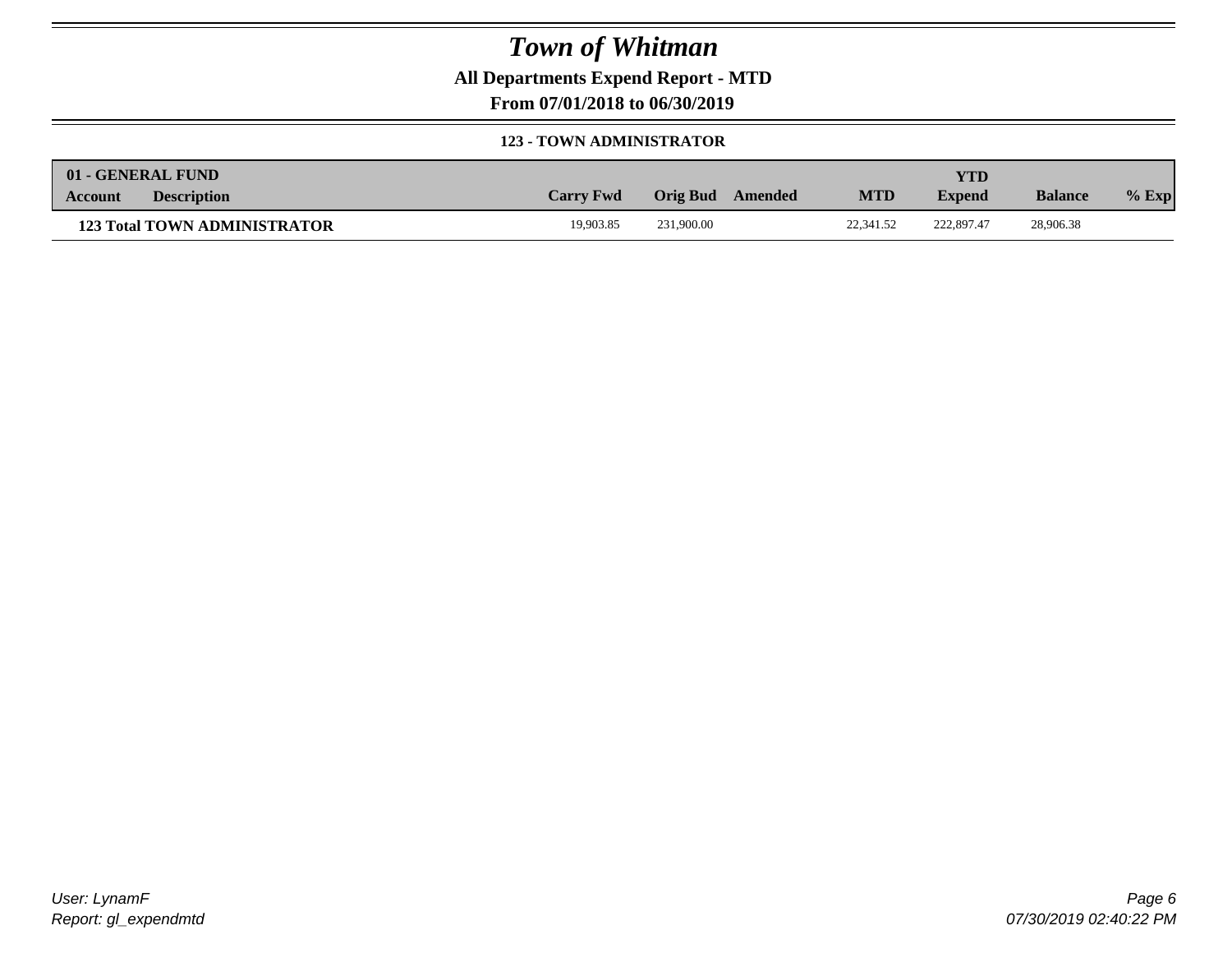# Town of Whitman

**All Departments Expend Report - MTD**

**From 07/01/2018 to 06/30/2019**

**123 - TOWN ADMINISTRATOR**

| 01 - GENERAL FUND | | | | | | | | |
|---|---|---|---|---|---|---|---|---|
| **Account** | **Description** | **Carry Fwd** | **Orig Bud** | **Amended** | **MTD** | **YTD Expend** | **Balance** | **% Exp** |
| **123 Total TOWN ADMINISTRATOR** | | 19,903.85 | 231,900.00 | | 22,341.52 | 222,897.47 | 28,906.38 | |

User: LynamF
Report: gl_expendmtd

07/30/2019 02:40:22 PM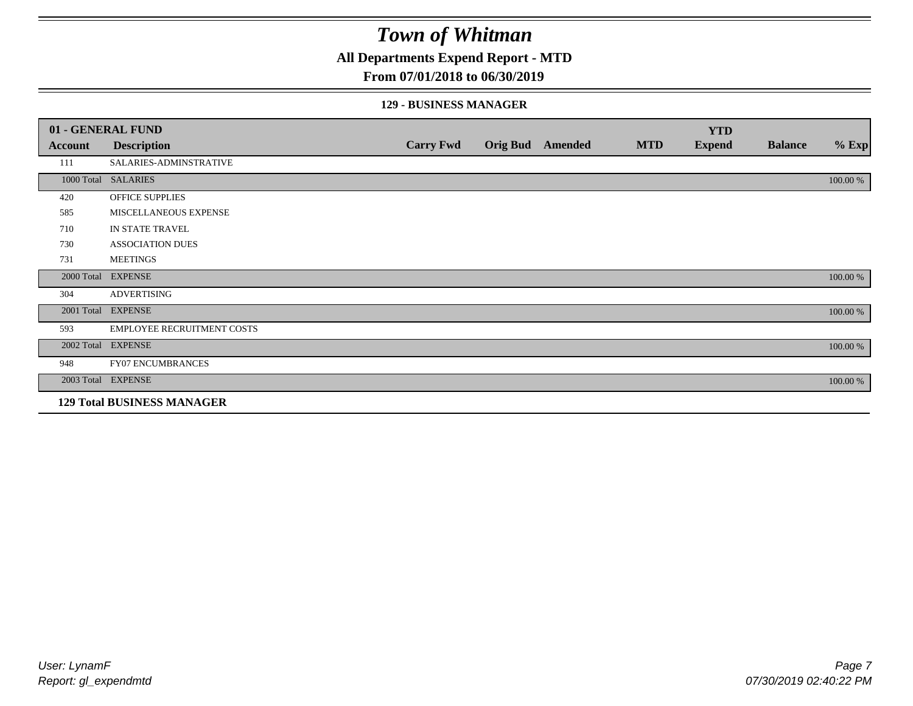# Town of Whitman

## All Departments Expend Report - MTD

### From 07/01/2018 to 06/30/2019

#### 129 - BUSINESS MANAGER

| 01 - GENERAL FUND | | | | | | YTD | | |
|---|---|---|---|---|---|---|---|---|
| **Account** | **Description** | **Carry Fwd** | **Orig Bud** | **Amended** | **MTD** | **Expend** | **Balance** | **% Exp** |
| 111 | SALARIES-ADMINSTRATIVE | | | | | | | |
| 1000 Total | SALARIES | | | | | | | 100.00 % |
| 420 | OFFICE SUPPLIES | | | | | | | |
| 585 | MISCELLANEOUS EXPENSE | | | | | | | |
| 710 | IN STATE TRAVEL | | | | | | | |
| 730 | ASSOCIATION DUES | | | | | | | |
| 731 | MEETINGS | | | | | | | |
| 2000 Total | EXPENSE | | | | | | | 100.00 % |
| 304 | ADVERTISING | | | | | | | |
| 2001 Total | EXPENSE | | | | | | | 100.00 % |
| 593 | EMPLOYEE RECRUITMENT COSTS | | | | | | | |
| 2002 Total | EXPENSE | | | | | | | 100.00 % |
| 948 | FY07 ENCUMBRANCES | | | | | | | |
| 2003 Total | EXPENSE | | | | | | | 100.00 % |
| **129 Total BUSINESS MANAGER** | | | | | | | | |

User: LynamF
Report: gl_expendmtd

07/30/2019 02:40:22 PM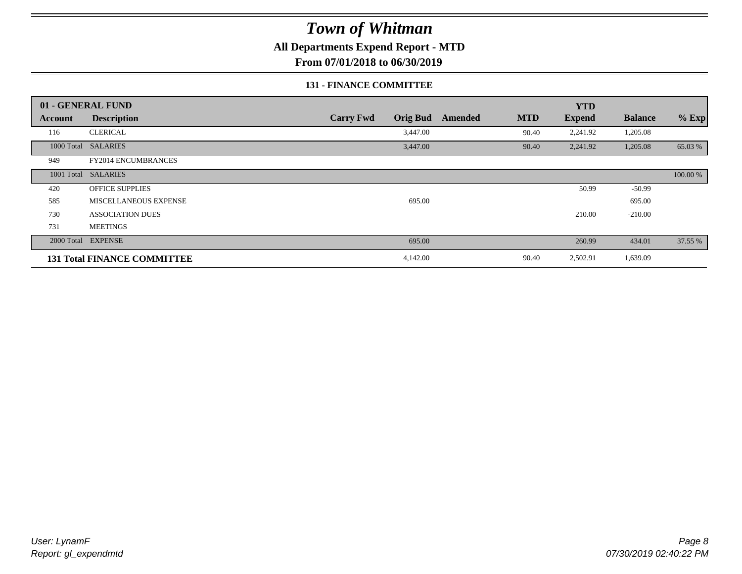# *Town of Whitman*

**All Departments Expend Report - MTD**

**From 07/01/2018 to 06/30/2019**

**131 - FINANCE COMMITTEE**

| 01 - GENERAL FUND | | | | | | YTD | | |
|---|---|---|---|---|---|---|---|---|
| **Account** | **Description** | **Carry Fwd** | **Orig Bud** | **Amended** | **MTD** | **Expend** | **Balance** | **% Exp** |
| 116 | CLERICAL | | 3,447.00 | | 90.40 | 2,241.92 | 1,205.08 | |
| 1000 Total | SALARIES | | 3,447.00 | | 90.40 | 2,241.92 | 1,205.08 | 65.03 % |
| 949 | FY2014 ENCUMBRANCES | | | | | | | |
| 1001 Total | SALARIES | | | | | | | 100.00 % |
| 420 | OFFICE SUPPLIES | | | | | 50.99 | -50.99 | |
| 585 | MISCELLANEOUS EXPENSE | | 695.00 | | | | 695.00 | |
| 730 | ASSOCIATION DUES | | | | | 210.00 | -210.00 | |
| 731 | MEETINGS | | | | | | | |
| 2000 Total | EXPENSE | | 695.00 | | | 260.99 | 434.01 | 37.55 % |
| **131 Total FINANCE COMMITTEE** | | | 4,142.00 | | 90.40 | 2,502.91 | 1,639.09 | |

*User: LynamF*
*Report: gl_expendmtd*

*07/30/2019 02:40:22 PM*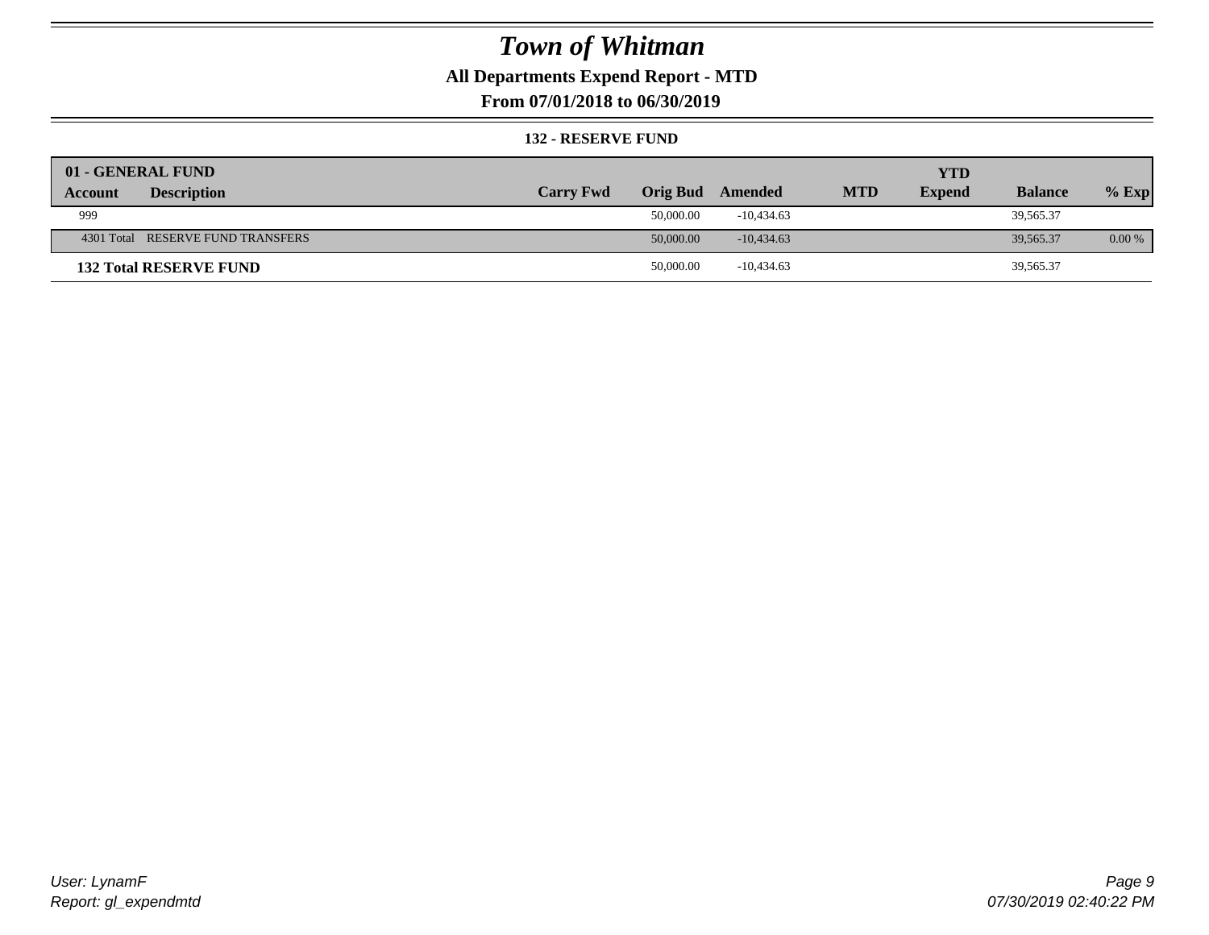# Town of Whitman

## All Departments Expend Report - MTD

### From 07/01/2018 to 06/30/2019

#### 132 - RESERVE FUND

| 01 - GENERAL FUND | | | | | | YTD | | |
|---|---|---|---|---|---|---|---|---|
| **Account** | **Description** | **Carry Fwd** | **Orig Bud** | **Amended** | **MTD** | **Expend** | **Balance** | **% Exp** |
| 999 | | | 50,000.00 | -10,434.63 | | | 39,565.37 | |
| 4301 Total | RESERVE FUND TRANSFERS | | 50,000.00 | -10,434.63 | | | 39,565.37 | 0.00 % |
| **132 Total RESERVE FUND** | | | 50,000.00 | -10,434.63 | | | 39,565.37 | |

User: LynamF
Report: gl_expendmtd

07/30/2019 02:40:22 PM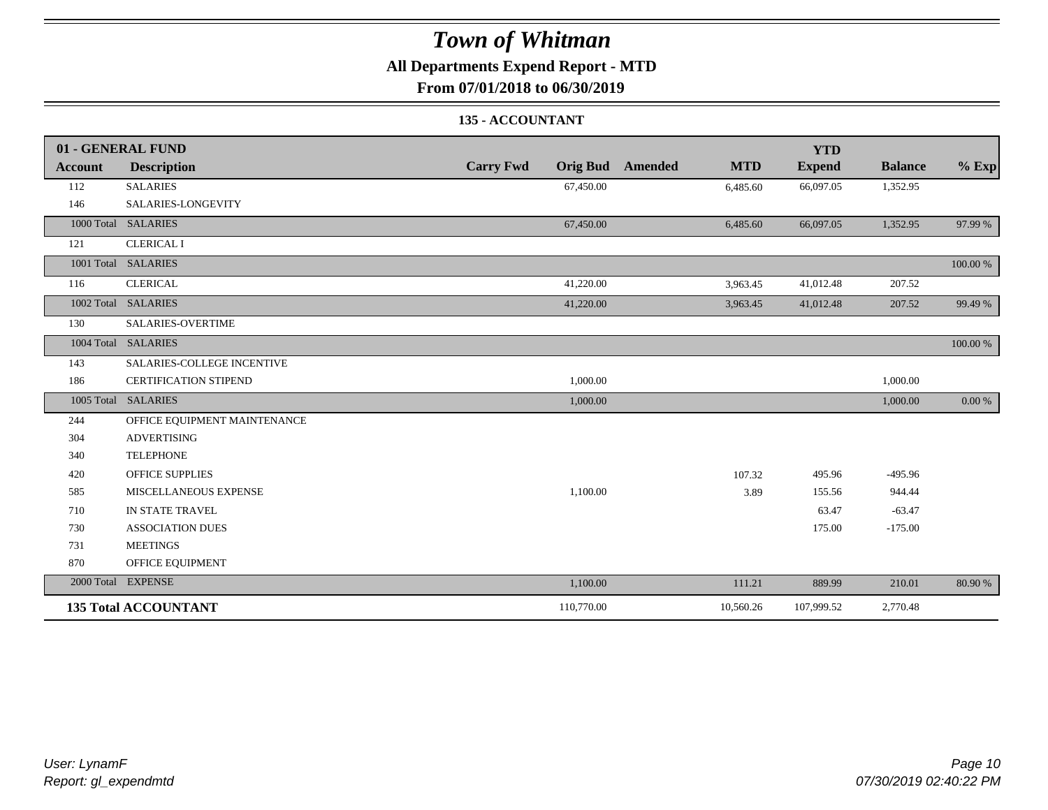# Town of Whitman

## All Departments Expend Report - MTD

### From 07/01/2018 to 06/30/2019

#### 135 - ACCOUNTANT

| 01 - GENERAL FUND | | | | | | YTD | | |
|---|---|---|---|---|---|---|---|---|
| **Account** | **Description** | **Carry Fwd** | **Orig Bud** | **Amended** | **MTD** | **Expend** | **Balance** | **% Exp** |
| 112 | SALARIES | | 67,450.00 | | 6,485.60 | 66,097.05 | 1,352.95 | |
| 146 | SALARIES-LONGEVITY | | | | | | | |
| 1000 Total | SALARIES | | 67,450.00 | | 6,485.60 | 66,097.05 | 1,352.95 | 97.99 % |
| 121 | CLERICAL I | | | | | | | |
| 1001 Total | SALARIES | | | | | | | 100.00 % |
| 116 | CLERICAL | | 41,220.00 | | 3,963.45 | 41,012.48 | 207.52 | |
| 1002 Total | SALARIES | | 41,220.00 | | 3,963.45 | 41,012.48 | 207.52 | 99.49 % |
| 130 | SALARIES-OVERTIME | | | | | | | |
| 1004 Total | SALARIES | | | | | | | 100.00 % |
| 143 | SALARIES-COLLEGE INCENTIVE | | | | | | | |
| 186 | CERTIFICATION STIPEND | | 1,000.00 | | | | 1,000.00 | |
| 1005 Total | SALARIES | | 1,000.00 | | | | 1,000.00 | 0.00 % |
| 244 | OFFICE EQUIPMENT MAINTENANCE | | | | | | | |
| 304 | ADVERTISING | | | | | | | |
| 340 | TELEPHONE | | | | | | | |
| 420 | OFFICE SUPPLIES | | | | 107.32 | 495.96 | -495.96 | |
| 585 | MISCELLANEOUS EXPENSE | | 1,100.00 | | 3.89 | 155.56 | 944.44 | |
| 710 | IN STATE TRAVEL | | | | | 63.47 | -63.47 | |
| 730 | ASSOCIATION DUES | | | | | 175.00 | -175.00 | |
| 731 | MEETINGS | | | | | | | |
| 870 | OFFICE EQUIPMENT | | | | | | | |
| 2000 Total | EXPENSE | | 1,100.00 | | 111.21 | 889.99 | 210.01 | 80.90 % |
| **135 Total ACCOUNTANT** | | | 110,770.00 | | 10,560.26 | 107,999.52 | 2,770.48 | |

*User: LynamF*
*Report: gl_expendmtd*

*07/30/2019 02:40:22 PM*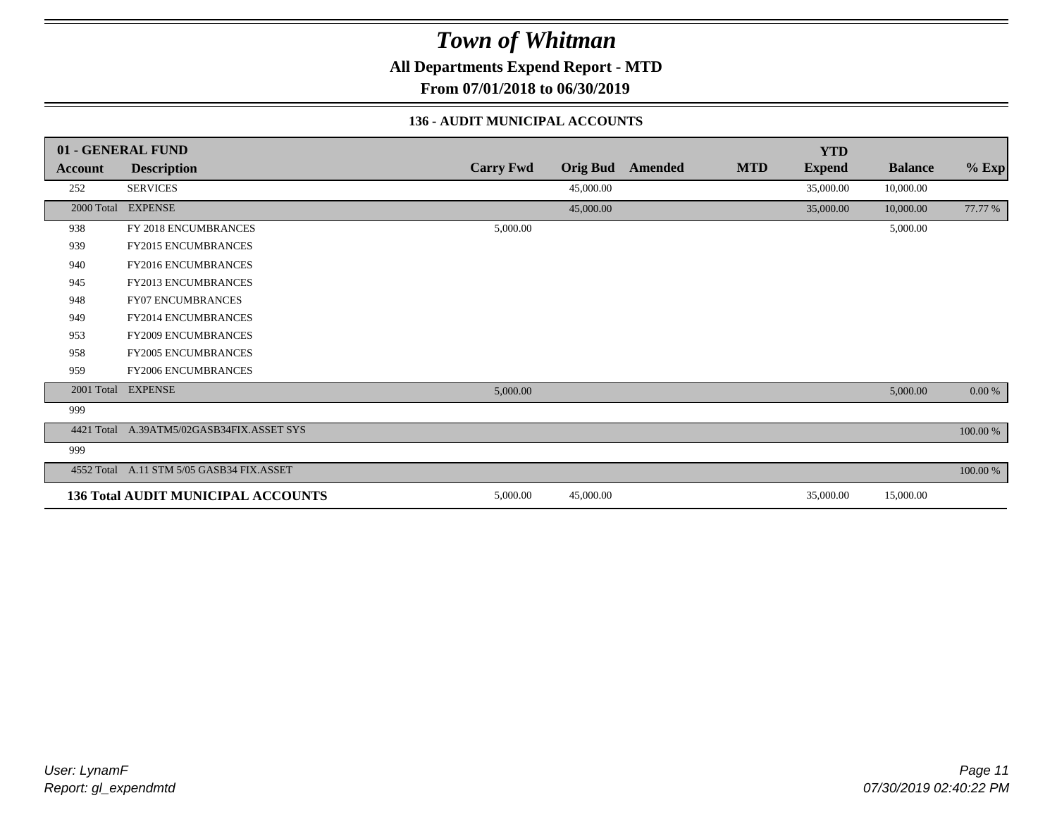# Town of Whitman

## All Departments Expend Report - MTD

### From 07/01/2018 to 06/30/2019

#### 136 - AUDIT MUNICIPAL ACCOUNTS

| 01 - GENERAL FUND | | | | | | | | |
|---|---|---|---|---|---|---|---|---|
| **Account** | **Description** | **Carry Fwd** | **Orig Bud** | **Amended** | **MTD** | **YTD Expend** | **Balance** | **% Exp** |
| 252 | SERVICES | | 45,000.00 | | | 35,000.00 | 10,000.00 | |
| 2000 Total | EXPENSE | | 45,000.00 | | | 35,000.00 | 10,000.00 | 77.77 % |
| 938 | FY 2018 ENCUMBRANCES | 5,000.00 | | | | | 5,000.00 | |
| 939 | FY2015 ENCUMBRANCES | | | | | | | |
| 940 | FY2016 ENCUMBRANCES | | | | | | | |
| 945 | FY2013 ENCUMBRANCES | | | | | | | |
| 948 | FY07 ENCUMBRANCES | | | | | | | |
| 949 | FY2014 ENCUMBRANCES | | | | | | | |
| 953 | FY2009 ENCUMBRANCES | | | | | | | |
| 958 | FY2005 ENCUMBRANCES | | | | | | | |
| 959 | FY2006 ENCUMBRANCES | | | | | | | |
| 2001 Total | EXPENSE | 5,000.00 | | | | | 5,000.00 | 0.00 % |
| 999 | | | | | | | | |
| 4421 Total | A.39ATM5/02GASB34FIX.ASSET SYS | | | | | | | 100.00 % |
| 999 | | | | | | | | |
| 4552 Total | A.11 STM 5/05 GASB34 FIX.ASSET | | | | | | | 100.00 % |
| **136 Total AUDIT MUNICIPAL ACCOUNTS** | | 5,000.00 | 45,000.00 | | | 35,000.00 | 15,000.00 | |

*User: LynamF*
*Report: gl_expendmtd*

*07/30/2019 02:40:22 PM*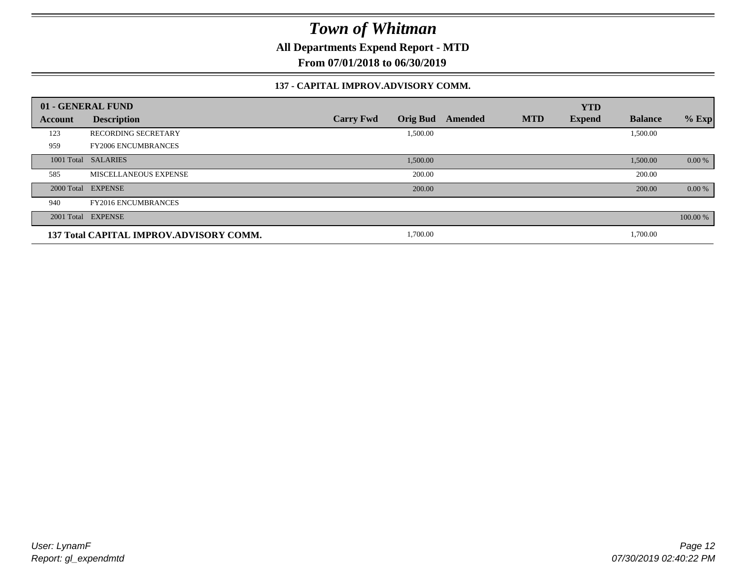# Town of Whitman

**All Departments Expend Report - MTD**

**From 07/01/2018 to 06/30/2019**

### 137 - CAPITAL IMPROV.ADVISORY COMM.

| 01 - GENERAL FUND | | | | | | YTD | | |
|---|---|---|---|---|---|---|---|---|
| **Account** | **Description** | **Carry Fwd** | **Orig Bud** | **Amended** | **MTD** | **Expend** | **Balance** | **% Exp** |
| 123 | RECORDING SECRETARY | | 1,500.00 | | | | 1,500.00 | |
| 959 | FY2006 ENCUMBRANCES | | | | | | | |
| 1001 Total | SALARIES | | 1,500.00 | | | | 1,500.00 | 0.00 % |
| 585 | MISCELLANEOUS EXPENSE | | 200.00 | | | | 200.00 | |
| 2000 Total | EXPENSE | | 200.00 | | | | 200.00 | 0.00 % |
| 940 | FY2016 ENCUMBRANCES | | | | | | | |
| 2001 Total | EXPENSE | | | | | | | 100.00 % |
| **137 Total CAPITAL IMPROV.ADVISORY COMM.** | | | 1,700.00 | | | | 1,700.00 | |

*User: LynamF*
*Report: gl_expendmtd*

*07/30/2019 02:40:22 PM*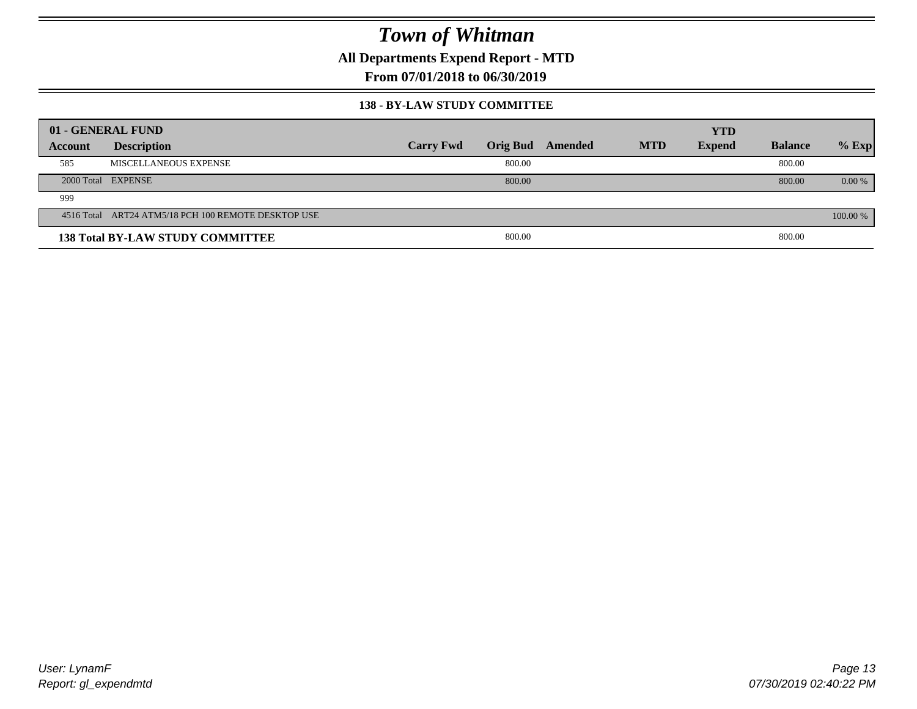# Town of Whitman

**All Departments Expend Report - MTD**

**From 07/01/2018 to 06/30/2019**

**138 - BY-LAW STUDY COMMITTEE**

| 01 - GENERAL FUND | | | | | | | | |
|---|---|---|---|---|---|---|---|---|
| **Account** | **Description** | **Carry Fwd** | **Orig Bud** | **Amended** | **MTD** | **YTD Expend** | **Balance** | **% Exp** |
| 585 | MISCELLANEOUS EXPENSE | | 800.00 | | | | 800.00 | |
| 2000 Total | EXPENSE | | 800.00 | | | | 800.00 | 0.00 % |
| 999 | | | | | | | | |
| 4516 Total | ART24 ATM5/18 PCH 100 REMOTE DESKTOP USE | | | | | | | 100.00 % |
| **138 Total BY-LAW STUDY COMMITTEE** | | | 800.00 | | | | 800.00 | |

User: LynamF
Report: gl_expendmtd

07/30/2019 02:40:22 PM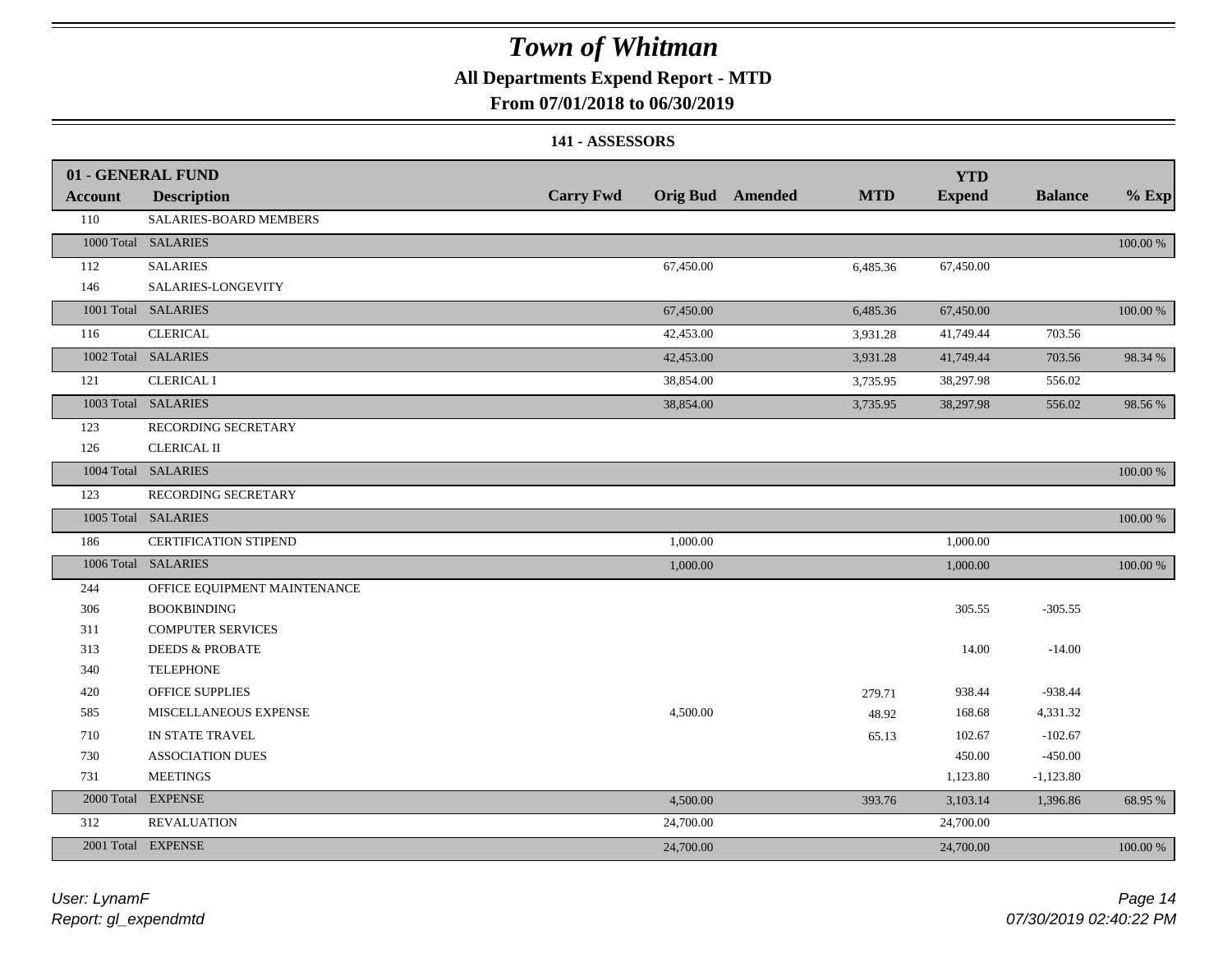# Town of Whitman

**All Departments Expend Report - MTD**

**From 07/01/2018 to 06/30/2019**

**141 - ASSESSORS**

| 01 - GENERAL FUND | | | | | | YTD | | |
|---|---|---|---|---|---|---|---|---|
| **Account** | **Description** | **Carry Fwd** | **Orig Bud** | **Amended** | **MTD** | **Expend** | **Balance** | **% Exp** |
| 110 | SALARIES-BOARD MEMBERS | | | | | | | |
| 1000 Total | SALARIES | | | | | | | 100.00 % |
| 112 | SALARIES | | 67,450.00 | | 6,485.36 | 67,450.00 | | |
| 146 | SALARIES-LONGEVITY | | | | | | | |
| 1001 Total | SALARIES | | 67,450.00 | | 6,485.36 | 67,450.00 | | 100.00 % |
| 116 | CLERICAL | | 42,453.00 | | 3,931.28 | 41,749.44 | 703.56 | |
| 1002 Total | SALARIES | | 42,453.00 | | 3,931.28 | 41,749.44 | 703.56 | 98.34 % |
| 121 | CLERICAL I | | 38,854.00 | | 3,735.95 | 38,297.98 | 556.02 | |
| 1003 Total | SALARIES | | 38,854.00 | | 3,735.95 | 38,297.98 | 556.02 | 98.56 % |
| 123 | RECORDING SECRETARY | | | | | | | |
| 126 | CLERICAL II | | | | | | | |
| 1004 Total | SALARIES | | | | | | | 100.00 % |
| 123 | RECORDING SECRETARY | | | | | | | |
| 1005 Total | SALARIES | | | | | | | 100.00 % |
| 186 | CERTIFICATION STIPEND | | 1,000.00 | | | 1,000.00 | | |
| 1006 Total | SALARIES | | 1,000.00 | | | 1,000.00 | | 100.00 % |
| 244 | OFFICE EQUIPMENT MAINTENANCE | | | | | | | |
| 306 | BOOKBINDING | | | | | 305.55 | -305.55 | |
| 311 | COMPUTER SERVICES | | | | | | | |
| 313 | DEEDS & PROBATE | | | | | 14.00 | -14.00 | |
| 340 | TELEPHONE | | | | | | | |
| 420 | OFFICE SUPPLIES | | | | 279.71 | 938.44 | -938.44 | |
| 585 | MISCELLANEOUS EXPENSE | | 4,500.00 | | 48.92 | 168.68 | 4,331.32 | |
| 710 | IN STATE TRAVEL | | | | 65.13 | 102.67 | -102.67 | |
| 730 | ASSOCIATION DUES | | | | | 450.00 | -450.00 | |
| 731 | MEETINGS | | | | | 1,123.80 | -1,123.80 | |
| 2000 Total | EXPENSE | | 4,500.00 | | 393.76 | 3,103.14 | 1,396.86 | 68.95 % |
| 312 | REVALUATION | | 24,700.00 | | | 24,700.00 | | |
| 2001 Total | EXPENSE | | 24,700.00 | | | 24,700.00 | | 100.00 % |

*User: LynamF*
*Report: gl_expendmtd*

*07/30/2019 02:40:22 PM*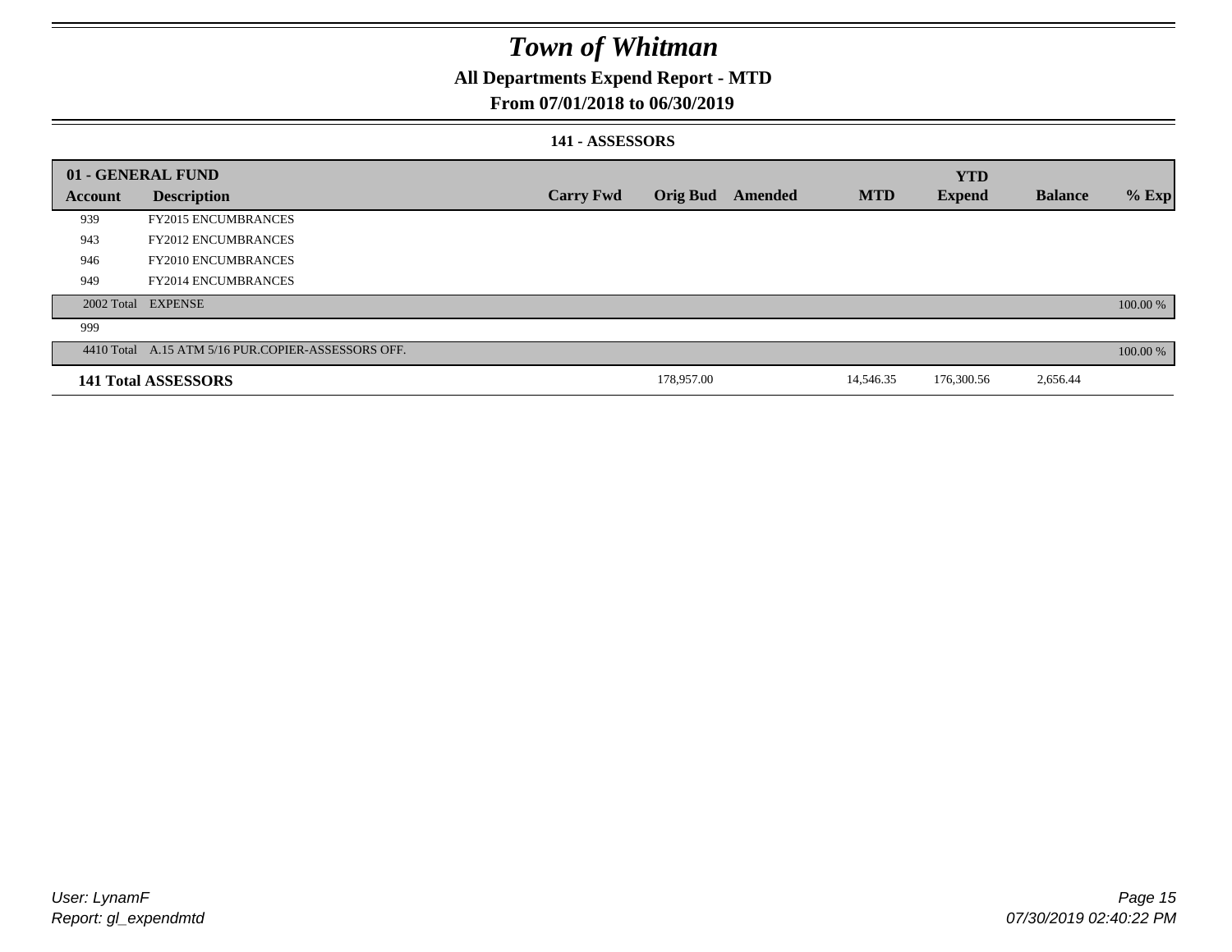# Town of Whitman

## All Departments Expend Report - MTD

## From 07/01/2018 to 06/30/2019

### 141 - ASSESSORS

| 01 - GENERAL FUND | | | | | | YTD | | |
|---|---|---|---|---|---|---|---|---|
| Account | Description | Carry Fwd | Orig Bud | Amended | MTD | Expend | Balance | % Exp |
| 939 | FY2015 ENCUMBRANCES | | | | | | | |
| 943 | FY2012 ENCUMBRANCES | | | | | | | |
| 946 | FY2010 ENCUMBRANCES | | | | | | | |
| 949 | FY2014 ENCUMBRANCES | | | | | | | |
| 2002 Total | EXPENSE | | | | | | | 100.00 % |
| 999 | | | | | | | | |
| 4410 Total | A.15 ATM 5/16 PUR.COPIER-ASSESSORS OFF. | | | | | | | 100.00 % |
| **141 Total ASSESSORS** | | | 178,957.00 | | 14,546.35 | 176,300.56 | 2,656.44 | |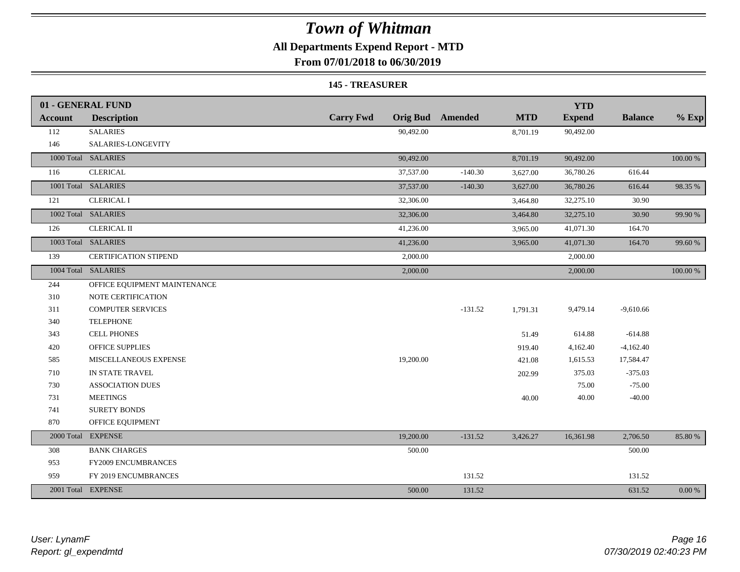# Town of Whitman

## All Departments Expend Report - MTD

### From 07/01/2018 to 06/30/2019

#### 145 - TREASURER

| 01 - GENERAL FUND | | | | | | YTD | | |
|---|---|---|---|---|---|---|---|---|
| **Account** | **Description** | **Carry Fwd** | **Orig Bud** | **Amended** | **MTD** | **Expend** | **Balance** | **% Exp** |
| 112 | SALARIES | | 90,492.00 | | 8,701.19 | 90,492.00 | | |
| 146 | SALARIES-LONGEVITY | | | | | | | |
| 1000 Total | SALARIES | | 90,492.00 | | 8,701.19 | 90,492.00 | | 100.00 % |
| 116 | CLERICAL | | 37,537.00 | -140.30 | 3,627.00 | 36,780.26 | 616.44 | |
| 1001 Total | SALARIES | | 37,537.00 | -140.30 | 3,627.00 | 36,780.26 | 616.44 | 98.35 % |
| 121 | CLERICAL I | | 32,306.00 | | 3,464.80 | 32,275.10 | 30.90 | |
| 1002 Total | SALARIES | | 32,306.00 | | 3,464.80 | 32,275.10 | 30.90 | 99.90 % |
| 126 | CLERICAL II | | 41,236.00 | | 3,965.00 | 41,071.30 | 164.70 | |
| 1003 Total | SALARIES | | 41,236.00 | | 3,965.00 | 41,071.30 | 164.70 | 99.60 % |
| 139 | CERTIFICATION STIPEND | | 2,000.00 | | | 2,000.00 | | |
| 1004 Total | SALARIES | | 2,000.00 | | | 2,000.00 | | 100.00 % |
| 244 | OFFICE EQUIPMENT MAINTENANCE | | | | | | | |
| 310 | NOTE CERTIFICATION | | | | | | | |
| 311 | COMPUTER SERVICES | | | -131.52 | 1,791.31 | 9,479.14 | -9,610.66 | |
| 340 | TELEPHONE | | | | | | | |
| 343 | CELL PHONES | | | | 51.49 | 614.88 | -614.88 | |
| 420 | OFFICE SUPPLIES | | | | 919.40 | 4,162.40 | -4,162.40 | |
| 585 | MISCELLANEOUS EXPENSE | | 19,200.00 | | 421.08 | 1,615.53 | 17,584.47 | |
| 710 | IN STATE TRAVEL | | | | 202.99 | 375.03 | -375.03 | |
| 730 | ASSOCIATION DUES | | | | | 75.00 | -75.00 | |
| 731 | MEETINGS | | | | 40.00 | 40.00 | -40.00 | |
| 741 | SURETY BONDS | | | | | | | |
| 870 | OFFICE EQUIPMENT | | | | | | | |
| 2000 Total | EXPENSE | | 19,200.00 | -131.52 | 3,426.27 | 16,361.98 | 2,706.50 | 85.80 % |
| 308 | BANK CHARGES | | 500.00 | | | | 500.00 | |
| 953 | FY2009 ENCUMBRANCES | | | | | | | |
| 959 | FY 2019 ENCUMBRANCES | | | 131.52 | | | 131.52 | |
| 2001 Total | EXPENSE | | 500.00 | 131.52 | | | 631.52 | 0.00 % |

*User: LynamF*
*Report: gl_expendmtd*

*07/30/2019 02:40:23 PM*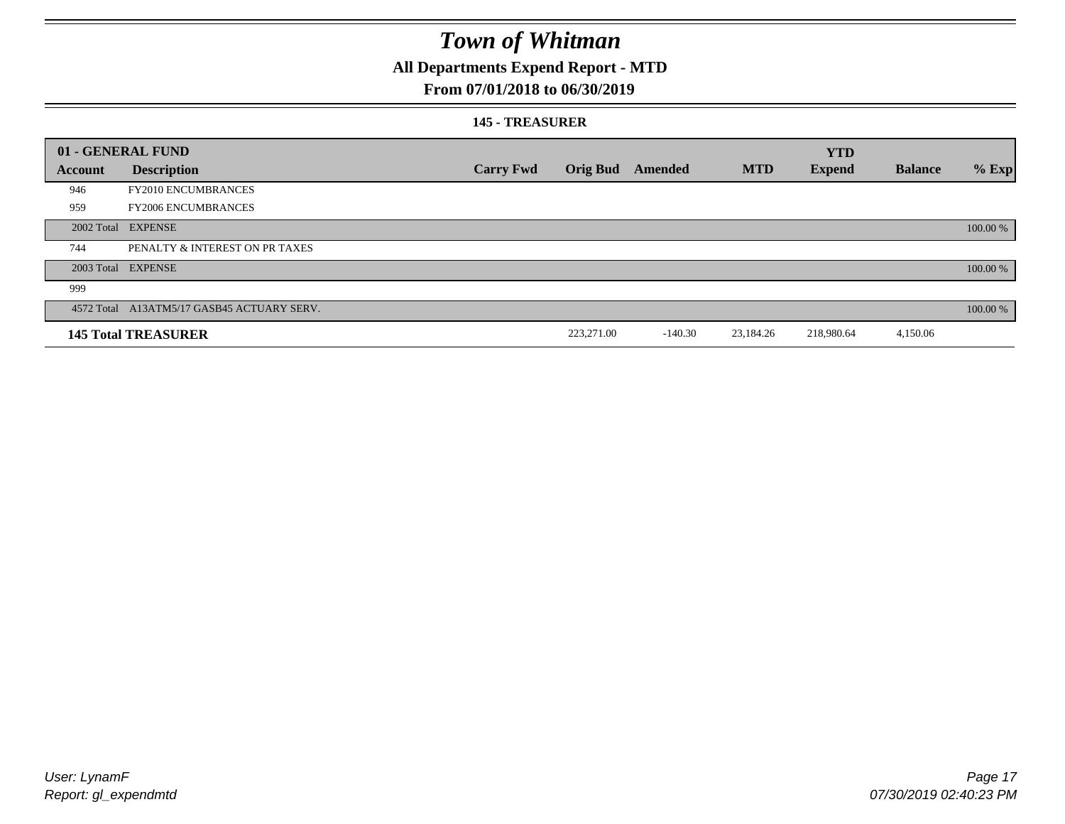# Town of Whitman

## All Departments Expend Report - MTD

### From 07/01/2018 to 06/30/2019

#### 145 - TREASURER

| 01 - GENERAL FUND | | | | | | YTD | | |
|---|---|---|---|---|---|---|---|---|
| Account | Description | Carry Fwd | Orig Bud | Amended | MTD | Expend | Balance | % Exp |
| 946 | FY2010 ENCUMBRANCES | | | | | | | |
| 959 | FY2006 ENCUMBRANCES | | | | | | | |
| 2002 Total | EXPENSE | | | | | | | 100.00 % |
| 744 | PENALTY & INTEREST ON PR TAXES | | | | | | | |
| 2003 Total | EXPENSE | | | | | | | 100.00 % |
| 999 | | | | | | | | |
| 4572 Total | A13ATM5/17 GASB45 ACTUARY SERV. | | | | | | | 100.00 % |
| **145 Total TREASURER** | | | 223,271.00 | -140.30 | 23,184.26 | 218,980.64 | 4,150.06 | |

User: LynamF
Report: gl_expendmtd

07/30/2019 02:40:23 PM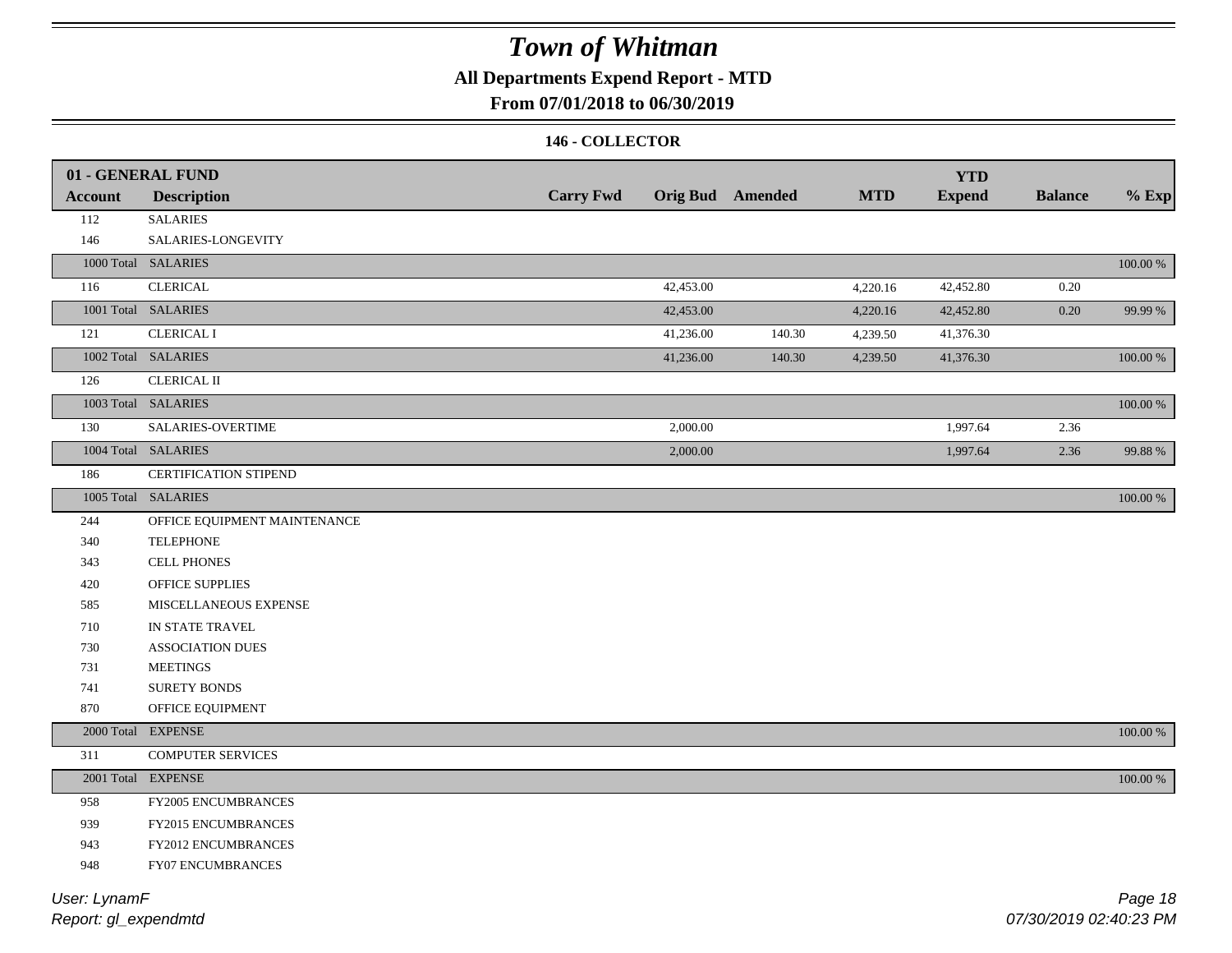# Town of Whitman

**All Departments Expend Report - MTD**

**From 07/01/2018 to 06/30/2019**

**146 - COLLECTOR**

| 01 - GENERAL FUND | | | | | | | | |
|---|---|---|---|---|---|---|---|---|
| **Account** | **Description** | **Carry Fwd** | **Orig Bud** | **Amended** | **MTD** | **YTD Expend** | **Balance** | **% Exp** |
| 112 | SALARIES | | | | | | | |
| 146 | SALARIES-LONGEVITY | | | | | | | |
| 1000 Total | SALARIES | | | | | | | 100.00 % |
| 116 | CLERICAL | | 42,453.00 | | 4,220.16 | 42,452.80 | 0.20 | |
| 1001 Total | SALARIES | | 42,453.00 | | 4,220.16 | 42,452.80 | 0.20 | 99.99 % |
| 121 | CLERICAL I | | 41,236.00 | 140.30 | 4,239.50 | 41,376.30 | | |
| 1002 Total | SALARIES | | 41,236.00 | 140.30 | 4,239.50 | 41,376.30 | | 100.00 % |
| 126 | CLERICAL II | | | | | | | |
| 1003 Total | SALARIES | | | | | | | 100.00 % |
| 130 | SALARIES-OVERTIME | | 2,000.00 | | | 1,997.64 | 2.36 | |
| 1004 Total | SALARIES | | 2,000.00 | | | 1,997.64 | 2.36 | 99.88 % |
| 186 | CERTIFICATION STIPEND | | | | | | | |
| 1005 Total | SALARIES | | | | | | | 100.00 % |
| 244 | OFFICE EQUIPMENT MAINTENANCE | | | | | | | |
| 340 | TELEPHONE | | | | | | | |
| 343 | CELL PHONES | | | | | | | |
| 420 | OFFICE SUPPLIES | | | | | | | |
| 585 | MISCELLANEOUS EXPENSE | | | | | | | |
| 710 | IN STATE TRAVEL | | | | | | | |
| 730 | ASSOCIATION DUES | | | | | | | |
| 731 | MEETINGS | | | | | | | |
| 741 | SURETY BONDS | | | | | | | |
| 870 | OFFICE EQUIPMENT | | | | | | | |
| 2000 Total | EXPENSE | | | | | | | 100.00 % |
| 311 | COMPUTER SERVICES | | | | | | | |
| 2001 Total | EXPENSE | | | | | | | 100.00 % |
| 958 | FY2005 ENCUMBRANCES | | | | | | | |
| 939 | FY2015 ENCUMBRANCES | | | | | | | |
| 943 | FY2012 ENCUMBRANCES | | | | | | | |
| 948 | FY07 ENCUMBRANCES | | | | | | | |

User: LynamF

Report: gl_expendmtd

07/30/2019 02:40:23 PM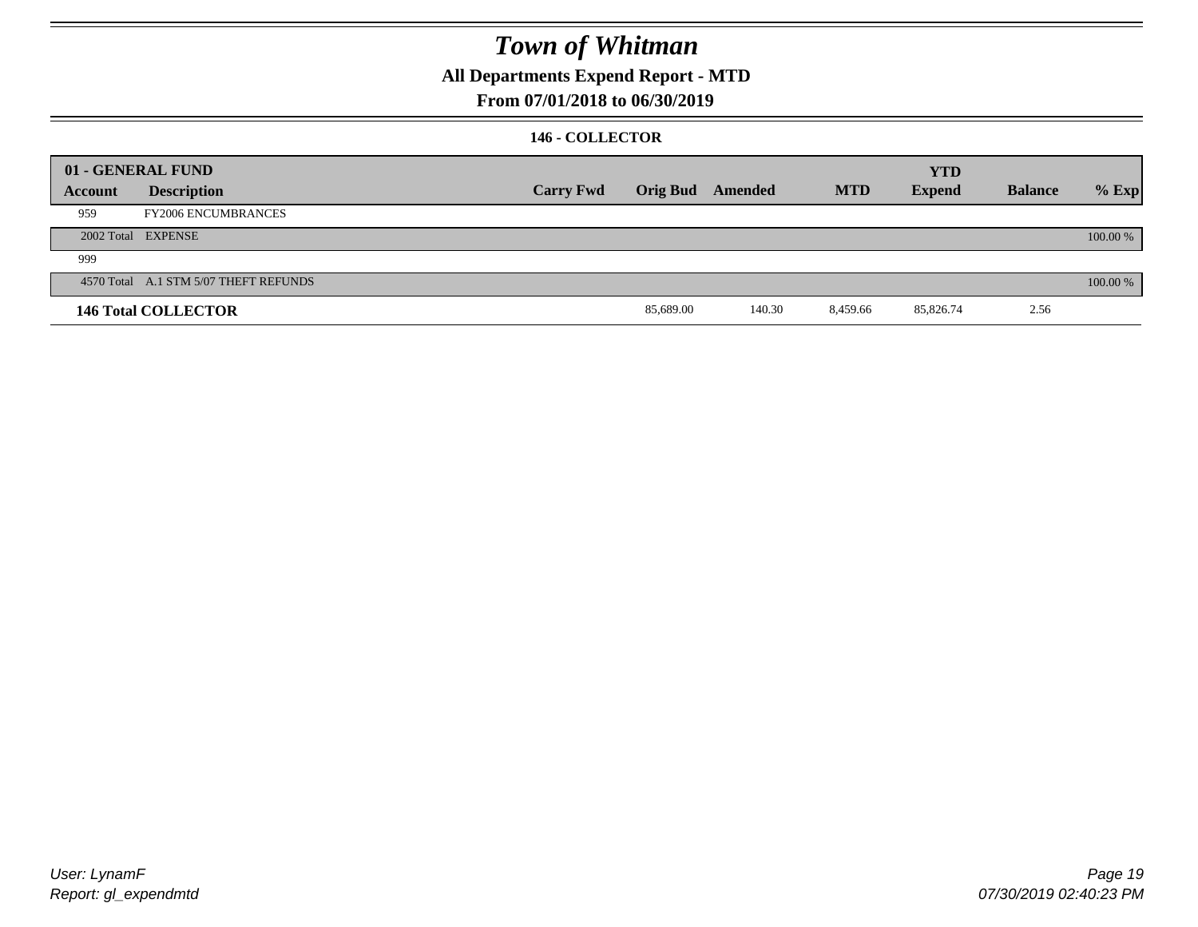# Town of Whitman

## All Departments Expend Report - MTD

## From 07/01/2018 to 06/30/2019

### 146 - COLLECTOR

| 01 - GENERAL FUND | | | | | | YTD | | |
|---|---|---|---|---|---|---|---|---|
| Account | Description | Carry Fwd | Orig Bud | Amended | MTD | Expend | Balance | % Exp |
| 959 | FY2006 ENCUMBRANCES | | | | | | | |
| 2002 Total | EXPENSE | | | | | | | 100.00 % |
| 999 | | | | | | | | |
| 4570 Total | A.1 STM 5/07 THEFT REFUNDS | | | | | | | 100.00 % |
| **146 Total COLLECTOR** | | | 85,689.00 | 140.30 | 8,459.66 | 85,826.74 | 2.56 | |

User: LynamF
Report: gl_expendmtd

07/30/2019 02:40:23 PM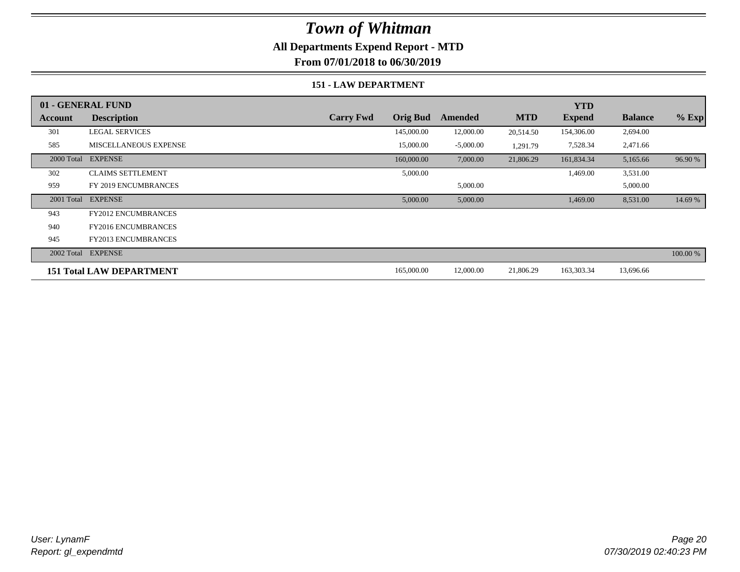# *Town of Whitman*

**All Departments Expend Report - MTD**

**From 07/01/2018 to 06/30/2019**

**151 - LAW DEPARTMENT**

| **01 - GENERAL FUND** | | | | | | | | |
|---|---|---|---|---|---|---|---|---|
| **Account** | **Description** | **Carry Fwd** | **Orig Bud** | **Amended** | **MTD** | **YTD Expend** | **Balance** | **% Exp** |
| 301 | LEGAL SERVICES | | 145,000.00 | 12,000.00 | 20,514.50 | 154,306.00 | 2,694.00 | |
| 585 | MISCELLANEOUS EXPENSE | | 15,000.00 | -5,000.00 | 1,291.79 | 7,528.34 | 2,471.66 | |
| 2000 Total | EXPENSE | | 160,000.00 | 7,000.00 | 21,806.29 | 161,834.34 | 5,165.66 | 96.90 % |
| 302 | CLAIMS SETTLEMENT | | 5,000.00 | | | 1,469.00 | 3,531.00 | |
| 959 | FY 2019 ENCUMBRANCES | | | 5,000.00 | | | 5,000.00 | |
| 2001 Total | EXPENSE | | 5,000.00 | 5,000.00 | | 1,469.00 | 8,531.00 | 14.69 % |
| 943 | FY2012 ENCUMBRANCES | | | | | | | |
| 940 | FY2016 ENCUMBRANCES | | | | | | | |
| 945 | FY2013 ENCUMBRANCES | | | | | | | |
| 2002 Total | EXPENSE | | | | | | | 100.00 % |
| **151 Total LAW DEPARTMENT** | | | 165,000.00 | 12,000.00 | 21,806.29 | 163,303.34 | 13,696.66 | |

*User: LynamF*
*Report: gl_expendmtd*

*07/30/2019 02:40:23 PM*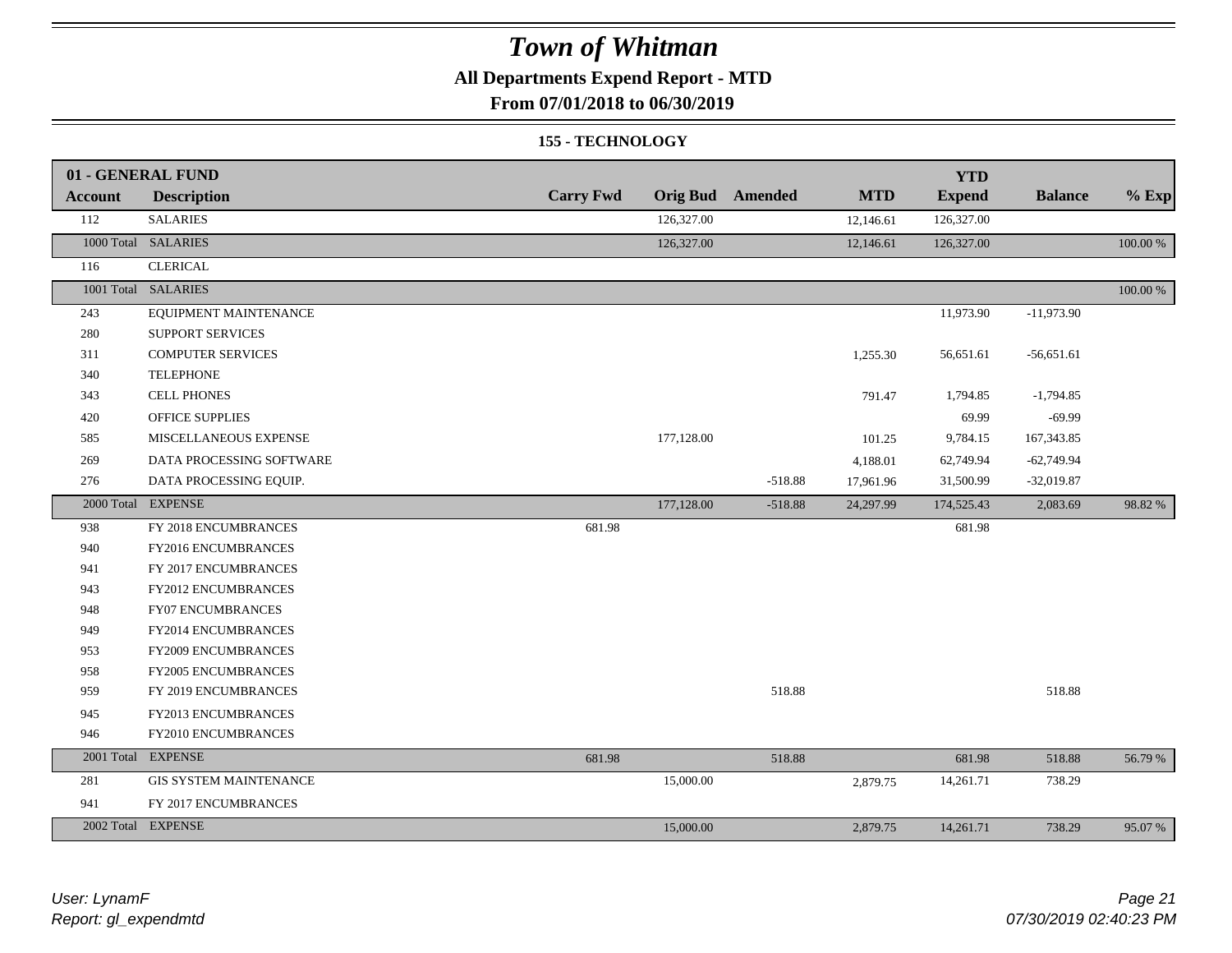# Town of Whitman

## All Departments Expend Report - MTD

### From 07/01/2018 to 06/30/2019

#### 155 - TECHNOLOGY

| 01 - GENERAL FUND | | | | | | | | |
|---|---|---|---|---|---|---|---|---|
| **Account** | **Description** | **Carry Fwd** | **Orig Bud** | **Amended** | **MTD** | **YTD Expend** | **Balance** | **% Exp** |
| 112 | SALARIES | | 126,327.00 | | 12,146.61 | 126,327.00 | | |
| 1000 Total | SALARIES | | 126,327.00 | | 12,146.61 | 126,327.00 | | 100.00 % |
| 116 | CLERICAL | | | | | | | |
| 1001 Total | SALARIES | | | | | | | 100.00 % |
| 243 | EQUIPMENT MAINTENANCE | | | | | 11,973.90 | -11,973.90 | |
| 280 | SUPPORT SERVICES | | | | | | | |
| 311 | COMPUTER SERVICES | | | | 1,255.30 | 56,651.61 | -56,651.61 | |
| 340 | TELEPHONE | | | | | | | |
| 343 | CELL PHONES | | | | 791.47 | 1,794.85 | -1,794.85 | |
| 420 | OFFICE SUPPLIES | | | | | 69.99 | -69.99 | |
| 585 | MISCELLANEOUS EXPENSE | | 177,128.00 | | 101.25 | 9,784.15 | 167,343.85 | |
| 269 | DATA PROCESSING SOFTWARE | | | | 4,188.01 | 62,749.94 | -62,749.94 | |
| 276 | DATA PROCESSING EQUIP. | | | -518.88 | 17,961.96 | 31,500.99 | -32,019.87 | |
| 2000 Total | EXPENSE | | 177,128.00 | -518.88 | 24,297.99 | 174,525.43 | 2,083.69 | 98.82 % |
| 938 | FY 2018 ENCUMBRANCES | 681.98 | | | | 681.98 | | |
| 940 | FY2016 ENCUMBRANCES | | | | | | | |
| 941 | FY 2017 ENCUMBRANCES | | | | | | | |
| 943 | FY2012 ENCUMBRANCES | | | | | | | |
| 948 | FY07 ENCUMBRANCES | | | | | | | |
| 949 | FY2014 ENCUMBRANCES | | | | | | | |
| 953 | FY2009 ENCUMBRANCES | | | | | | | |
| 958 | FY2005 ENCUMBRANCES | | | | | | | |
| 959 | FY 2019 ENCUMBRANCES | | | 518.88 | | | 518.88 | |
| 945 | FY2013 ENCUMBRANCES | | | | | | | |
| 946 | FY2010 ENCUMBRANCES | | | | | | | |
| 2001 Total | EXPENSE | 681.98 | | 518.88 | | 681.98 | 518.88 | 56.79 % |
| 281 | GIS SYSTEM MAINTENANCE | | 15,000.00 | | 2,879.75 | 14,261.71 | 738.29 | |
| 941 | FY 2017 ENCUMBRANCES | | | | | | | |
| 2002 Total | EXPENSE | | 15,000.00 | | 2,879.75 | 14,261.71 | 738.29 | 95.07 % |

*User: LynamF*
*Report: gl_expendmtd*

*07/30/2019 02:40:23 PM*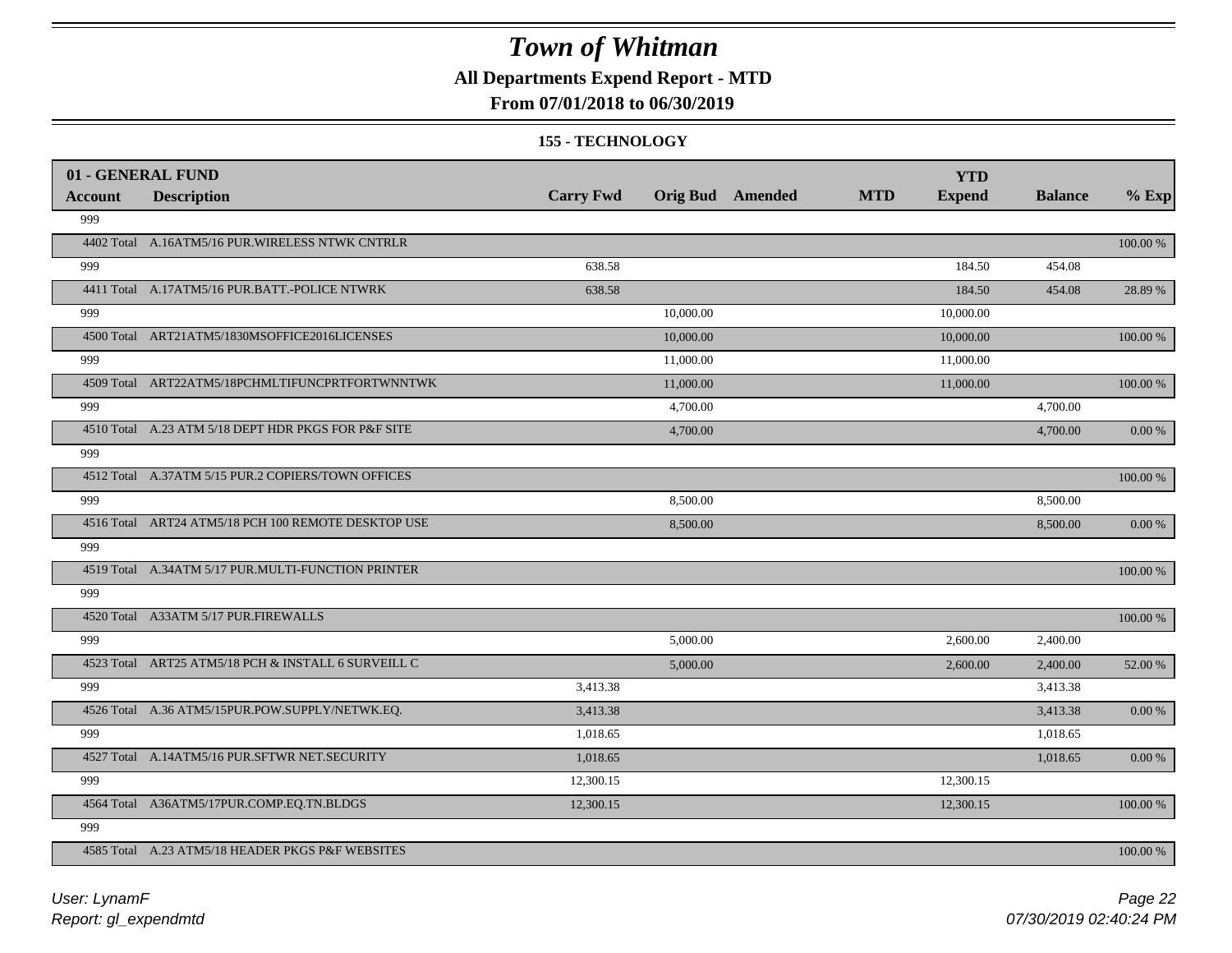# Town of Whitman

**All Departments Expend Report - MTD**

**From 07/01/2018 to 06/30/2019**

**155 - TECHNOLOGY**

| 01 - GENERAL FUND | | | | | | YTD | | |
|---|---|---|---|---|---|---|---|---|
| Account | Description | Carry Fwd | Orig Bud | Amended | MTD | Expend | Balance | % Exp |
| 999 | | | | | | | | |
| 4402 Total | A.16ATM5/16 PUR.WIRELESS NTWK CNTRLR | | | | | | | 100.00 % |
| 999 | | 638.58 | | | | 184.50 | 454.08 | |
| 4411 Total | A.17ATM5/16 PUR.BATT.-POLICE NTWRK | 638.58 | | | | 184.50 | 454.08 | 28.89 % |
| 999 | | | 10,000.00 | | | 10,000.00 | | |
| 4500 Total | ART21ATM5/1830MSOFFICE2016LICENSES | | 10,000.00 | | | 10,000.00 | | 100.00 % |
| 999 | | | 11,000.00 | | | 11,000.00 | | |
| 4509 Total | ART22ATM5/18PCHMLTIFUNCPRTFORTWNNTWK | | 11,000.00 | | | 11,000.00 | | 100.00 % |
| 999 | | | 4,700.00 | | | | 4,700.00 | |
| 4510 Total | A.23 ATM 5/18 DEPT HDR PKGS FOR P&F SITE | | 4,700.00 | | | | 4,700.00 | 0.00 % |
| 999 | | | | | | | | |
| 4512 Total | A.37ATM 5/15 PUR.2 COPIERS/TOWN OFFICES | | | | | | | 100.00 % |
| 999 | | | 8,500.00 | | | | 8,500.00 | |
| 4516 Total | ART24 ATM5/18 PCH 100 REMOTE DESKTOP USE | | 8,500.00 | | | | 8,500.00 | 0.00 % |
| 999 | | | | | | | | |
| 4519 Total | A.34ATM 5/17 PUR.MULTI-FUNCTION PRINTER | | | | | | | 100.00 % |
| 999 | | | | | | | | |
| 4520 Total | A33ATM 5/17 PUR.FIREWALLS | | | | | | | 100.00 % |
| 999 | | | 5,000.00 | | | 2,600.00 | 2,400.00 | |
| 4523 Total | ART25 ATM5/18 PCH & INSTALL 6 SURVEILL C | | 5,000.00 | | | 2,600.00 | 2,400.00 | 52.00 % |
| 999 | | 3,413.38 | | | | | 3,413.38 | |
| 4526 Total | A.36 ATM5/15PUR.POW.SUPPLY/NETWK.EQ. | 3,413.38 | | | | | 3,413.38 | 0.00 % |
| 999 | | 1,018.65 | | | | | 1,018.65 | |
| 4527 Total | A.14ATM5/16 PUR.SFTWR NET.SECURITY | 1,018.65 | | | | | 1,018.65 | 0.00 % |
| 999 | | 12,300.15 | | | | 12,300.15 | | |
| 4564 Total | A36ATM5/17PUR.COMP.EQ.TN.BLDGS | 12,300.15 | | | | 12,300.15 | | 100.00 % |
| 999 | | | | | | | | |
| 4585 Total | A.23 ATM5/18 HEADER PKGS P&F WEBSITES | | | | | | | 100.00 % |

*User: LynamF*
*Report: gl_expendmtd*

*07/30/2019 02:40:24 PM*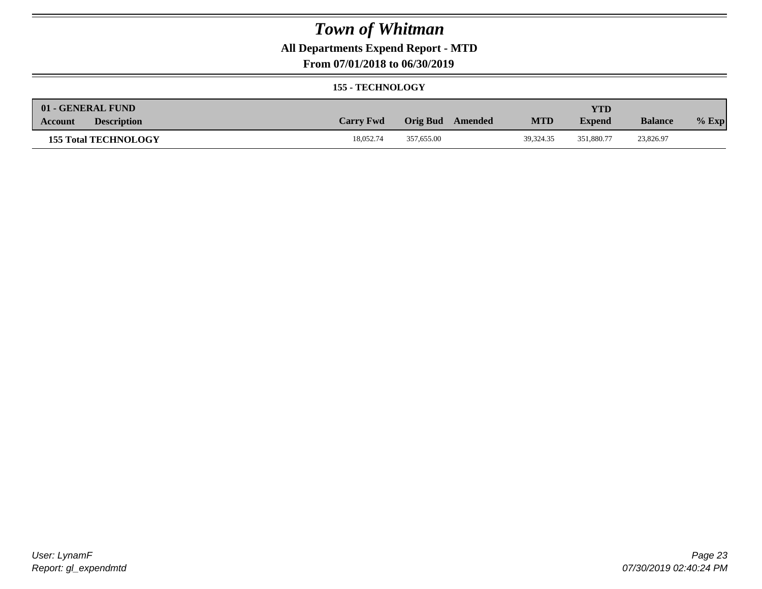# *Town of Whitman*

**All Departments Expend Report - MTD**

**From 07/01/2018 to 06/30/2019**

**155 - TECHNOLOGY**

| 01 - GENERAL FUND<br>Account | Description | Carry Fwd | Orig Bud | Amended | MTD | YTD<br>Expend | Balance | % Exp |
|---|---|---|---|---|---|---|---|---|
| **155 Total TECHNOLOGY** | | 18,052.74 | 357,655.00 | | 39,324.35 | 351,880.77 | 23,826.97 | |

*User: LynamF*
*Report: gl_expendmtd*

*07/30/2019 02:40:24 PM*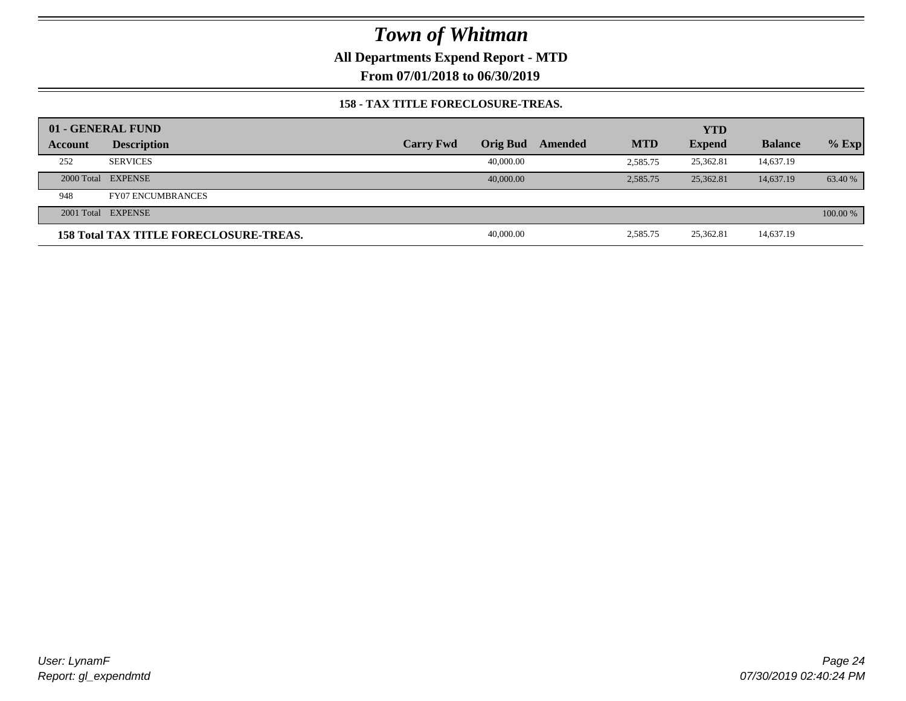# Town of Whitman

**All Departments Expend Report - MTD**

**From 07/01/2018 to 06/30/2019**

**158 - TAX TITLE FORECLOSURE-TREAS.**

| 01 - GENERAL FUND | | | | | | YTD | | |
|---|---|---|---|---|---|---|---|---|
| Account | Description | Carry Fwd | Orig Bud | Amended | MTD | Expend | Balance | % Exp |
| 252 | SERVICES | | 40,000.00 | | 2,585.75 | 25,362.81 | 14,637.19 | |
| 2000 Total | EXPENSE | | 40,000.00 | | 2,585.75 | 25,362.81 | 14,637.19 | 63.40 % |
| 948 | FY07 ENCUMBRANCES | | | | | | | |
| 2001 Total | EXPENSE | | | | | | | 100.00 % |
| **158 Total TAX TITLE FORECLOSURE-TREAS.** | | | 40,000.00 | | 2,585.75 | 25,362.81 | 14,637.19 | |

User: LynamF
Report: gl_expendmtd

07/30/2019 02:40:24 PM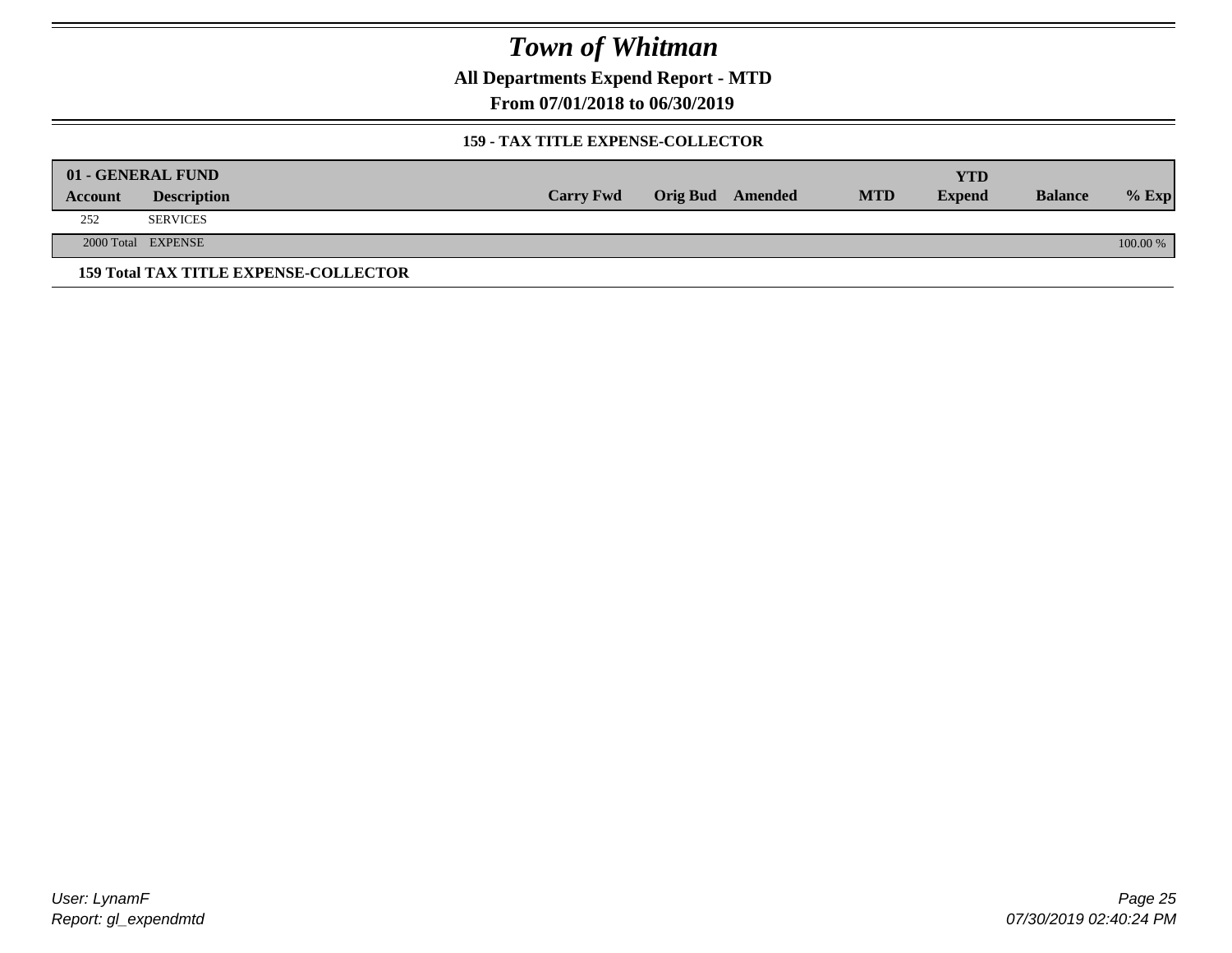# Town of Whitman

## All Departments Expend Report - MTD

### From 07/01/2018 to 06/30/2019

#### 159 - TAX TITLE EXPENSE-COLLECTOR

| 01 - GENERAL FUND | | | | | | YTD | | |
|---|---|---|---|---|---|---|---|---|
| Account | Description | Carry Fwd | Orig Bud | Amended | MTD | Expend | Balance | % Exp |
| 252 | SERVICES | | | | | | | |
| 2000 Total | EXPENSE | | | | | | | 100.00 % |

**159 Total TAX TITLE EXPENSE-COLLECTOR**

*User: LynamF*
*Report: gl_expendmtd*

*07/30/2019 02:40:24 PM*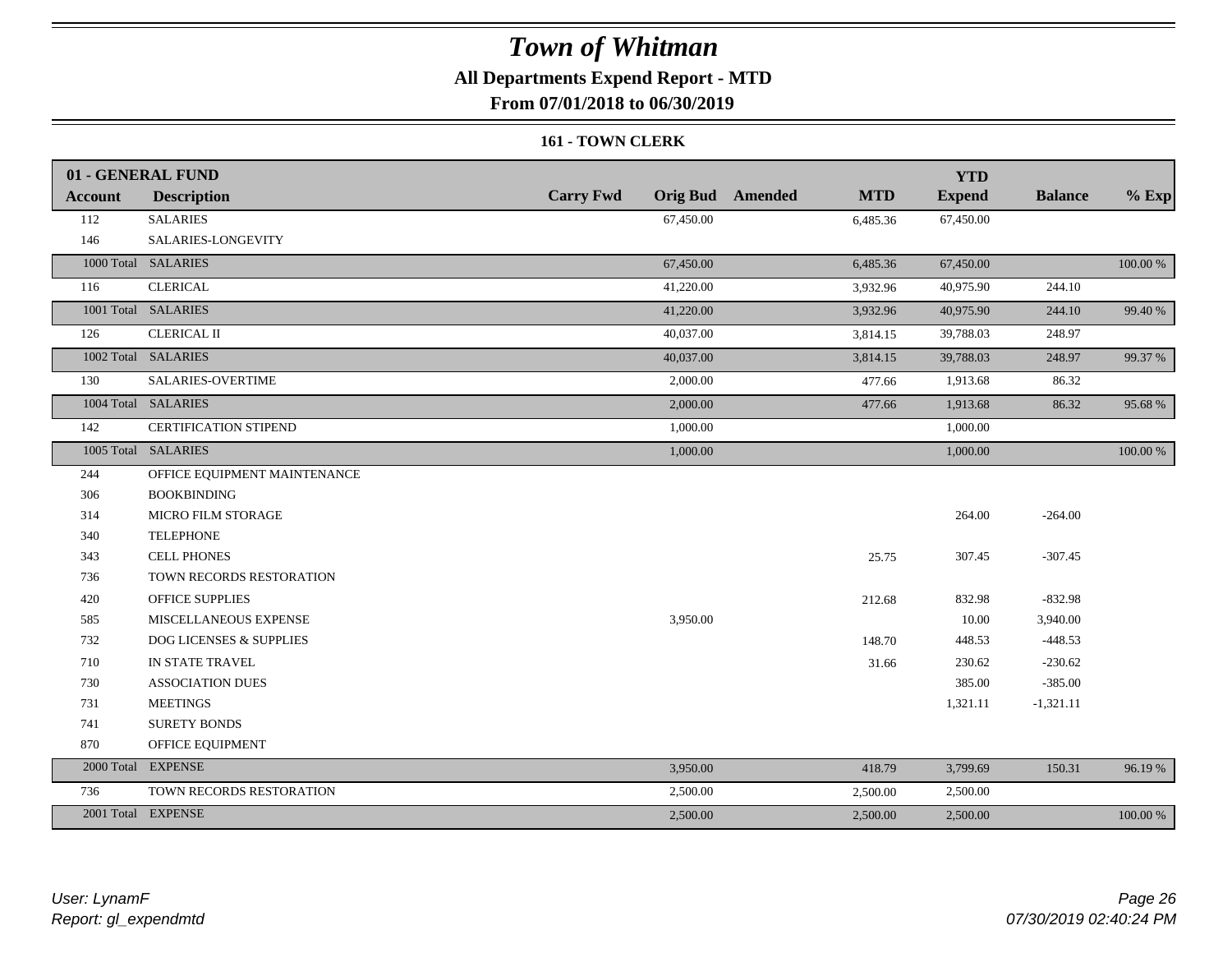# Town of Whitman

## All Departments Expend Report - MTD

### From 07/01/2018 to 06/30/2019

#### 161 - TOWN CLERK

| 01 - GENERAL FUND | | | | | | YTD | | |
|---|---|---|---|---|---|---|---|---|
| **Account** | **Description** | **Carry Fwd** | **Orig Bud** | **Amended** | **MTD** | **Expend** | **Balance** | **% Exp** |
| 112 | SALARIES | | 67,450.00 | | 6,485.36 | 67,450.00 | | |
| 146 | SALARIES-LONGEVITY | | | | | | | |
| 1000 Total | SALARIES | | 67,450.00 | | 6,485.36 | 67,450.00 | | 100.00 % |
| 116 | CLERICAL | | 41,220.00 | | 3,932.96 | 40,975.90 | 244.10 | |
| 1001 Total | SALARIES | | 41,220.00 | | 3,932.96 | 40,975.90 | 244.10 | 99.40 % |
| 126 | CLERICAL II | | 40,037.00 | | 3,814.15 | 39,788.03 | 248.97 | |
| 1002 Total | SALARIES | | 40,037.00 | | 3,814.15 | 39,788.03 | 248.97 | 99.37 % |
| 130 | SALARIES-OVERTIME | | 2,000.00 | | 477.66 | 1,913.68 | 86.32 | |
| 1004 Total | SALARIES | | 2,000.00 | | 477.66 | 1,913.68 | 86.32 | 95.68 % |
| 142 | CERTIFICATION STIPEND | | 1,000.00 | | | 1,000.00 | | |
| 1005 Total | SALARIES | | 1,000.00 | | | 1,000.00 | | 100.00 % |
| 244 | OFFICE EQUIPMENT MAINTENANCE | | | | | | | |
| 306 | BOOKBINDING | | | | | | | |
| 314 | MICRO FILM STORAGE | | | | | 264.00 | -264.00 | |
| 340 | TELEPHONE | | | | | | | |
| 343 | CELL PHONES | | | | 25.75 | 307.45 | -307.45 | |
| 736 | TOWN RECORDS RESTORATION | | | | | | | |
| 420 | OFFICE SUPPLIES | | | | 212.68 | 832.98 | -832.98 | |
| 585 | MISCELLANEOUS EXPENSE | | 3,950.00 | | | 10.00 | 3,940.00 | |
| 732 | DOG LICENSES & SUPPLIES | | | | 148.70 | 448.53 | -448.53 | |
| 710 | IN STATE TRAVEL | | | | 31.66 | 230.62 | -230.62 | |
| 730 | ASSOCIATION DUES | | | | | 385.00 | -385.00 | |
| 731 | MEETINGS | | | | | 1,321.11 | -1,321.11 | |
| 741 | SURETY BONDS | | | | | | | |
| 870 | OFFICE EQUIPMENT | | | | | | | |
| 2000 Total | EXPENSE | | 3,950.00 | | 418.79 | 3,799.69 | 150.31 | 96.19 % |
| 736 | TOWN RECORDS RESTORATION | | 2,500.00 | | 2,500.00 | 2,500.00 | | |
| 2001 Total | EXPENSE | | 2,500.00 | | 2,500.00 | 2,500.00 | | 100.00 % |

*User: LynamF*
*Report: gl_expendmtd*

*07/30/2019 02:40:24 PM*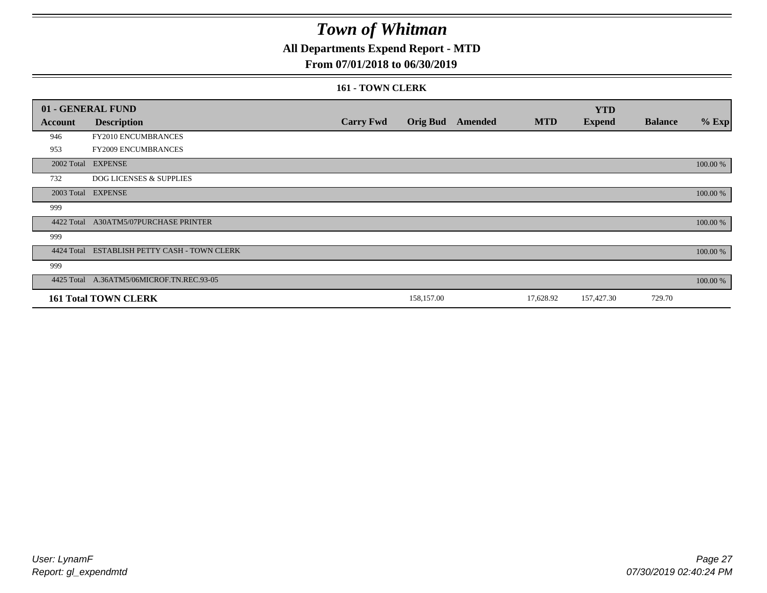# Town of Whitman

## All Departments Expend Report - MTD

## From 07/01/2018 to 06/30/2019

### 161 - TOWN CLERK

| 01 - GENERAL FUND | | | | | | YTD | | |
|---|---|---|---|---|---|---|---|---|
| Account | Description | Carry Fwd | Orig Bud | Amended | MTD | Expend | Balance | % Exp |
| 946 | FY2010 ENCUMBRANCES | | | | | | | |
| 953 | FY2009 ENCUMBRANCES | | | | | | | |
| 2002 Total | EXPENSE | | | | | | | 100.00 % |
| 732 | DOG LICENSES & SUPPLIES | | | | | | | |
| 2003 Total | EXPENSE | | | | | | | 100.00 % |
| 999 | | | | | | | | |
| 4422 Total | A30ATM5/07PURCHASE PRINTER | | | | | | | 100.00 % |
| 999 | | | | | | | | |
| 4424 Total | ESTABLISH PETTY CASH - TOWN CLERK | | | | | | | 100.00 % |
| 999 | | | | | | | | |
| 4425 Total | A.36ATM5/06MICROF.TN.REC.93-05 | | | | | | | 100.00 % |
| **161 Total TOWN CLERK** | | | 158,157.00 | | 17,628.92 | 157,427.30 | 729.70 | |

User: LynamF
Report: gl_expendmtd

07/30/2019 02:40:24 PM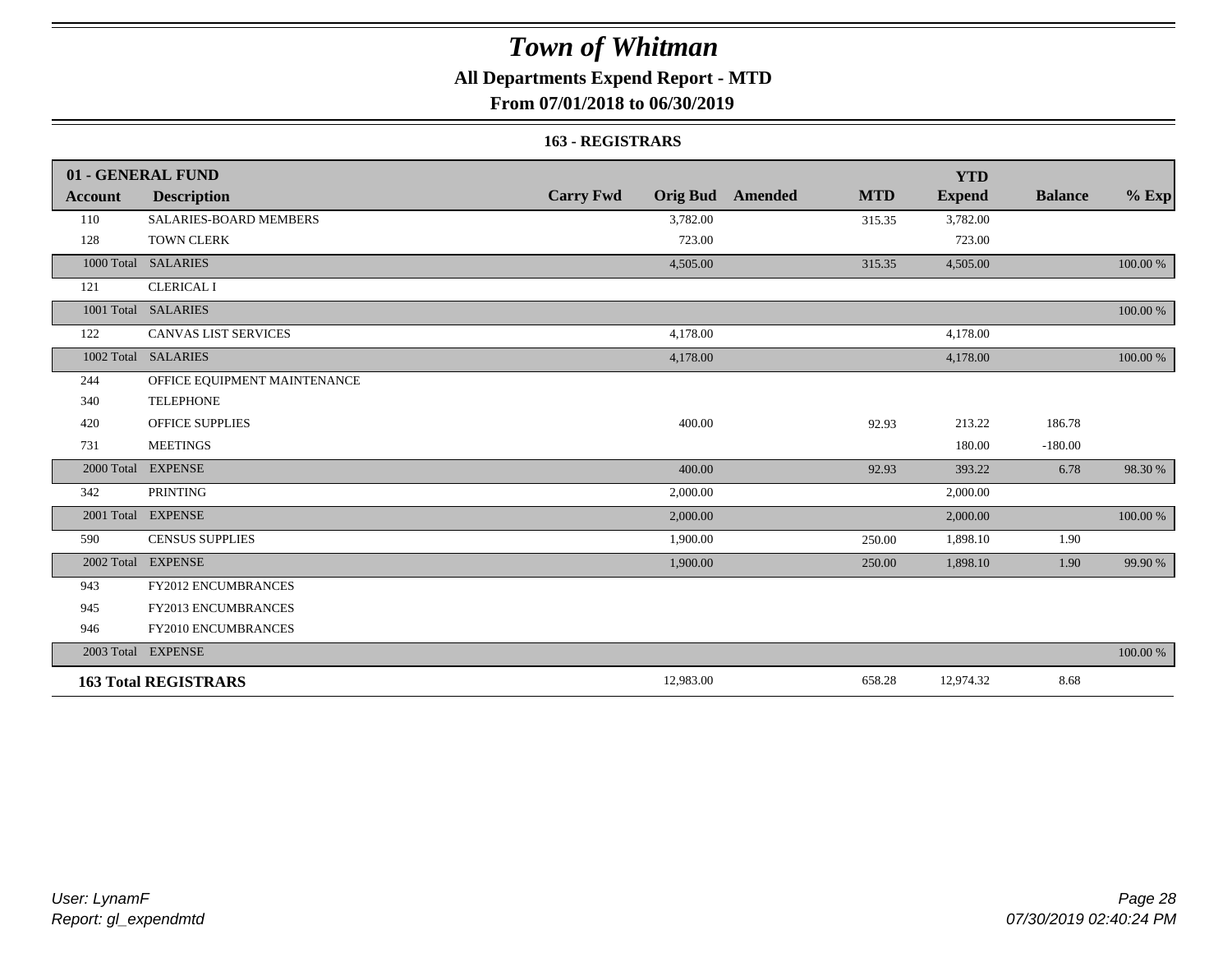# Town of Whitman

## All Departments Expend Report - MTD

### From 07/01/2018 to 06/30/2019

#### 163 - REGISTRARS

| 01 - GENERAL FUND | | | | | | YTD | | |
|---|---|---|---|---|---|---|---|---|
| **Account** | **Description** | **Carry Fwd** | **Orig Bud** | **Amended** | **MTD** | **Expend** | **Balance** | **% Exp** |
| 110 | SALARIES-BOARD MEMBERS | | 3,782.00 | | 315.35 | 3,782.00 | | |
| 128 | TOWN CLERK | | 723.00 | | | 723.00 | | |
| 1000 Total | SALARIES | | 4,505.00 | | 315.35 | 4,505.00 | | 100.00 % |
| 121 | CLERICAL I | | | | | | | |
| 1001 Total | SALARIES | | | | | | | 100.00 % |
| 122 | CANVAS LIST SERVICES | | 4,178.00 | | | 4,178.00 | | |
| 1002 Total | SALARIES | | 4,178.00 | | | 4,178.00 | | 100.00 % |
| 244 | OFFICE EQUIPMENT MAINTENANCE | | | | | | | |
| 340 | TELEPHONE | | | | | | | |
| 420 | OFFICE SUPPLIES | | 400.00 | | 92.93 | 213.22 | 186.78 | |
| 731 | MEETINGS | | | | | 180.00 | -180.00 | |
| 2000 Total | EXPENSE | | 400.00 | | 92.93 | 393.22 | 6.78 | 98.30 % |
| 342 | PRINTING | | 2,000.00 | | | 2,000.00 | | |
| 2001 Total | EXPENSE | | 2,000.00 | | | 2,000.00 | | 100.00 % |
| 590 | CENSUS SUPPLIES | | 1,900.00 | | 250.00 | 1,898.10 | 1.90 | |
| 2002 Total | EXPENSE | | 1,900.00 | | 250.00 | 1,898.10 | 1.90 | 99.90 % |
| 943 | FY2012 ENCUMBRANCES | | | | | | | |
| 945 | FY2013 ENCUMBRANCES | | | | | | | |
| 946 | FY2010 ENCUMBRANCES | | | | | | | |
| 2003 Total | EXPENSE | | | | | | | 100.00 % |
| **163 Total REGISTRARS** | | | 12,983.00 | | 658.28 | 12,974.32 | 8.68 | |

*User: LynamF*
*Report: gl_expendmtd*

*07/30/2019 02:40:24 PM*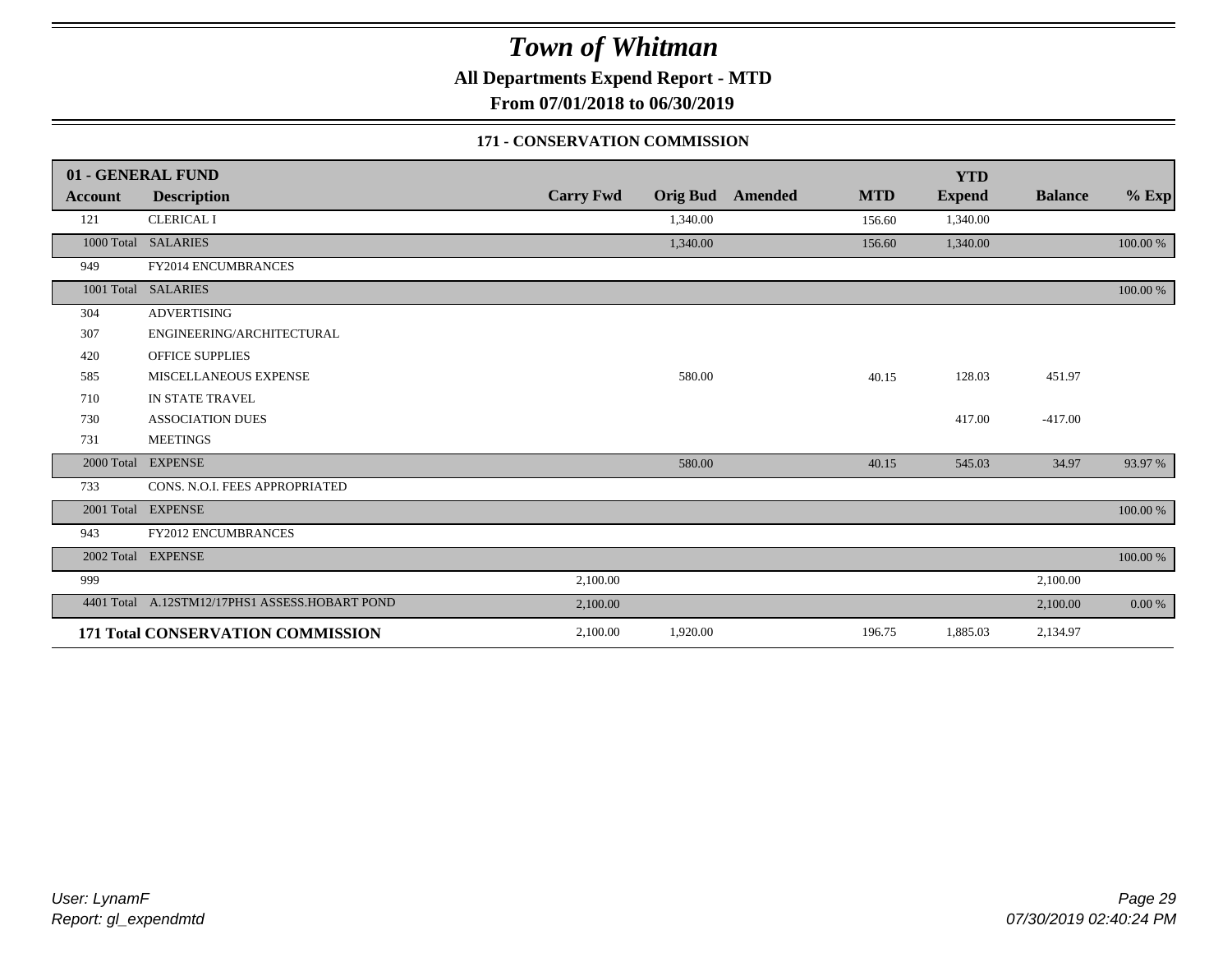# Town of Whitman

**All Departments Expend Report - MTD**

**From 07/01/2018 to 06/30/2019**

### 171 - CONSERVATION COMMISSION

| 01 - GENERAL FUND | | | | | | YTD | | |
|---|---|---|---|---|---|---|---|---|
| **Account** | **Description** | **Carry Fwd** | **Orig Bud** | **Amended** | **MTD** | **Expend** | **Balance** | **% Exp** |
| 121 | CLERICAL I | | 1,340.00 | | 156.60 | 1,340.00 | | |
| 1000 Total | SALARIES | | 1,340.00 | | 156.60 | 1,340.00 | | 100.00 % |
| 949 | FY2014 ENCUMBRANCES | | | | | | | |
| 1001 Total | SALARIES | | | | | | | 100.00 % |
| 304 | ADVERTISING | | | | | | | |
| 307 | ENGINEERING/ARCHITECTURAL | | | | | | | |
| 420 | OFFICE SUPPLIES | | | | | | | |
| 585 | MISCELLANEOUS EXPENSE | | 580.00 | | 40.15 | 128.03 | 451.97 | |
| 710 | IN STATE TRAVEL | | | | | | | |
| 730 | ASSOCIATION DUES | | | | | 417.00 | -417.00 | |
| 731 | MEETINGS | | | | | | | |
| 2000 Total | EXPENSE | | 580.00 | | 40.15 | 545.03 | 34.97 | 93.97 % |
| 733 | CONS. N.O.I. FEES APPROPRIATED | | | | | | | |
| 2001 Total | EXPENSE | | | | | | | 100.00 % |
| 943 | FY2012 ENCUMBRANCES | | | | | | | |
| 2002 Total | EXPENSE | | | | | | | 100.00 % |
| 999 | | 2,100.00 | | | | | 2,100.00 | |
| 4401 Total | A.12STM12/17PHS1 ASSESS.HOBART POND | 2,100.00 | | | | | 2,100.00 | 0.00 % |
| **171 Total CONSERVATION COMMISSION** | | 2,100.00 | 1,920.00 | | 196.75 | 1,885.03 | 2,134.97 | |

User: LynamF
Report: gl_expendmtd

07/30/2019 02:40:24 PM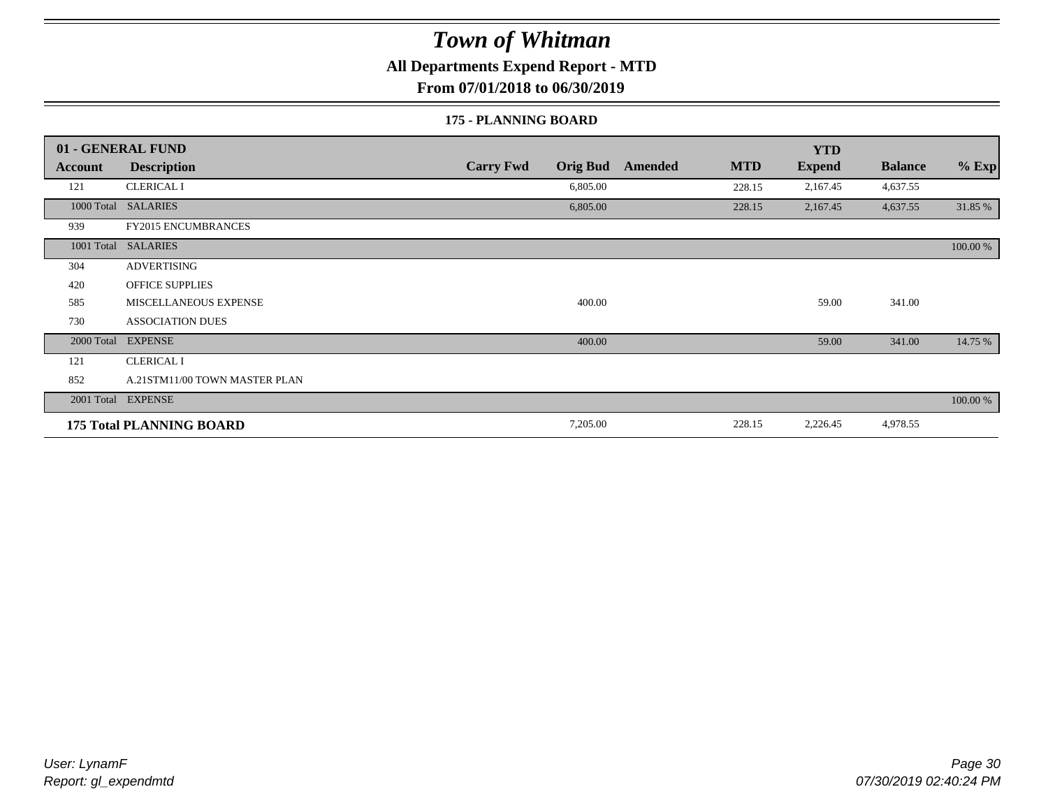# Town of Whitman

## All Departments Expend Report - MTD

## From 07/01/2018 to 06/30/2019

### 175 - PLANNING BOARD

| 01 - GENERAL FUND | | | | | | YTD | | |
|---|---|---|---|---|---|---|---|---|
| Account | Description | Carry Fwd | Orig Bud | Amended | MTD | Expend | Balance | % Exp |
| 121 | CLERICAL I | | 6,805.00 | | 228.15 | 2,167.45 | 4,637.55 | |
| 1000 Total | SALARIES | | 6,805.00 | | 228.15 | 2,167.45 | 4,637.55 | 31.85 % |
| 939 | FY2015 ENCUMBRANCES | | | | | | | |
| 1001 Total | SALARIES | | | | | | | 100.00 % |
| 304 | ADVERTISING | | | | | | | |
| 420 | OFFICE SUPPLIES | | | | | | | |
| 585 | MISCELLANEOUS EXPENSE | | 400.00 | | | 59.00 | 341.00 | |
| 730 | ASSOCIATION DUES | | | | | | | |
| 2000 Total | EXPENSE | | 400.00 | | | 59.00 | 341.00 | 14.75 % |
| 121 | CLERICAL I | | | | | | | |
| 852 | A.21STM11/00 TOWN MASTER PLAN | | | | | | | |
| 2001 Total | EXPENSE | | | | | | | 100.00 % |
| **175 Total PLANNING BOARD** | | | 7,205.00 | | 228.15 | 2,226.45 | 4,978.55 | |

*User: LynamF*
*Report: gl_expendmtd*

*07/30/2019 02:40:24 PM*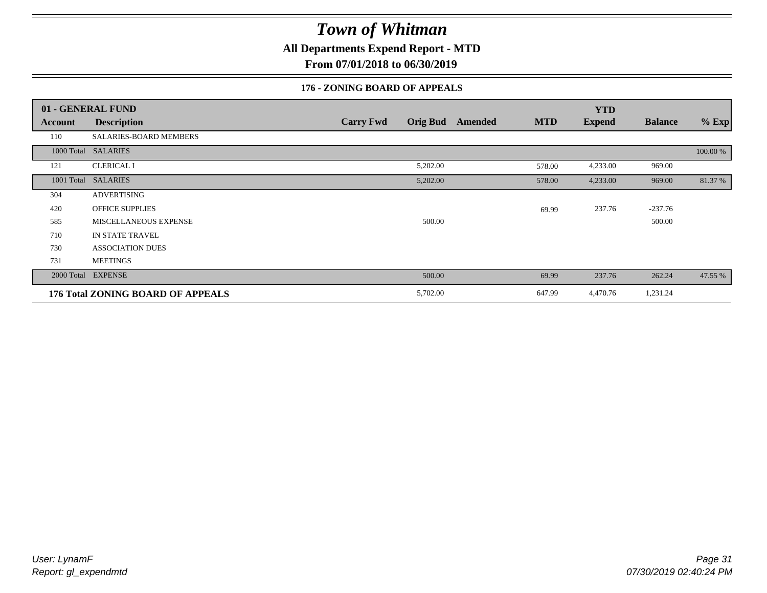# Town of Whitman

**All Departments Expend Report - MTD**

**From 07/01/2018 to 06/30/2019**

### 176 - ZONING BOARD OF APPEALS

| 01 - GENERAL FUND | | | | | | YTD | | |
|---|---|---|---|---|---|---|---|---|
| **Account** | **Description** | **Carry Fwd** | **Orig Bud** | **Amended** | **MTD** | **Expend** | **Balance** | **% Exp** |
| 110 | SALARIES-BOARD MEMBERS | | | | | | | |
| 1000 Total | SALARIES | | | | | | | 100.00 % |
| 121 | CLERICAL I | | 5,202.00 | | 578.00 | 4,233.00 | 969.00 | |
| 1001 Total | SALARIES | | 5,202.00 | | 578.00 | 4,233.00 | 969.00 | 81.37 % |
| 304 | ADVERTISING | | | | | | | |
| 420 | OFFICE SUPPLIES | | | | 69.99 | 237.76 | -237.76 | |
| 585 | MISCELLANEOUS EXPENSE | | 500.00 | | | | 500.00 | |
| 710 | IN STATE TRAVEL | | | | | | | |
| 730 | ASSOCIATION DUES | | | | | | | |
| 731 | MEETINGS | | | | | | | |
| 2000 Total | EXPENSE | | 500.00 | | 69.99 | 237.76 | 262.24 | 47.55 % |
| **176 Total ZONING BOARD OF APPEALS** | | | 5,702.00 | | 647.99 | 4,470.76 | 1,231.24 | |

*User: LynamF*
*Report: gl_expendmtd*

*07/30/2019 02:40:24 PM*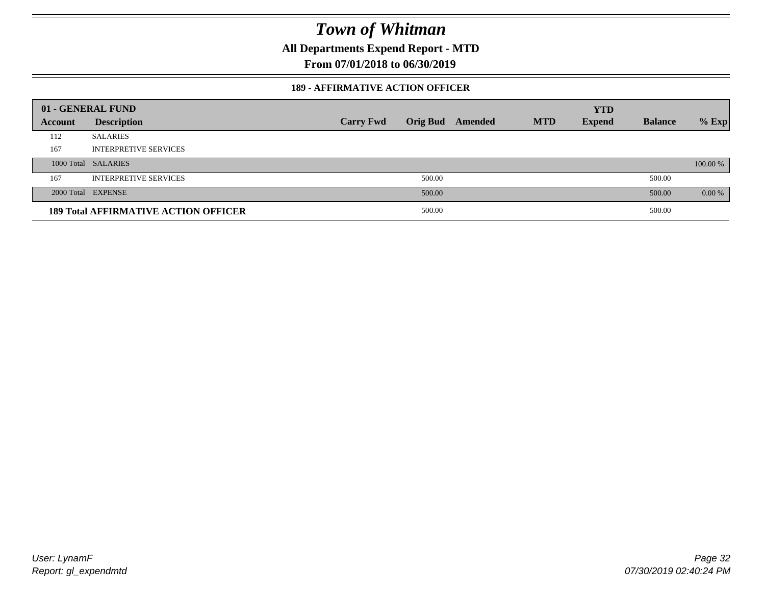# Town of Whitman

## All Departments Expend Report - MTD

### From 07/01/2018 to 06/30/2019

#### 189 - AFFIRMATIVE ACTION OFFICER

| 01 - GENERAL FUND | | | | | | YTD | | |
|---|---|---|---|---|---|---|---|---|
| Account | Description | Carry Fwd | Orig Bud | Amended | MTD | Expend | Balance | % Exp |
| 112 | SALARIES | | | | | | | |
| 167 | INTERPRETIVE SERVICES | | | | | | | |
| 1000 Total | SALARIES | | | | | | | 100.00 % |
| 167 | INTERPRETIVE SERVICES | | 500.00 | | | | 500.00 | |
| 2000 Total | EXPENSE | | 500.00 | | | | 500.00 | 0.00 % |
| **189 Total AFFIRMATIVE ACTION OFFICER** | | | 500.00 | | | | 500.00 | |

User: LynamF
Report: gl_expendmtd

07/30/2019 02:40:24 PM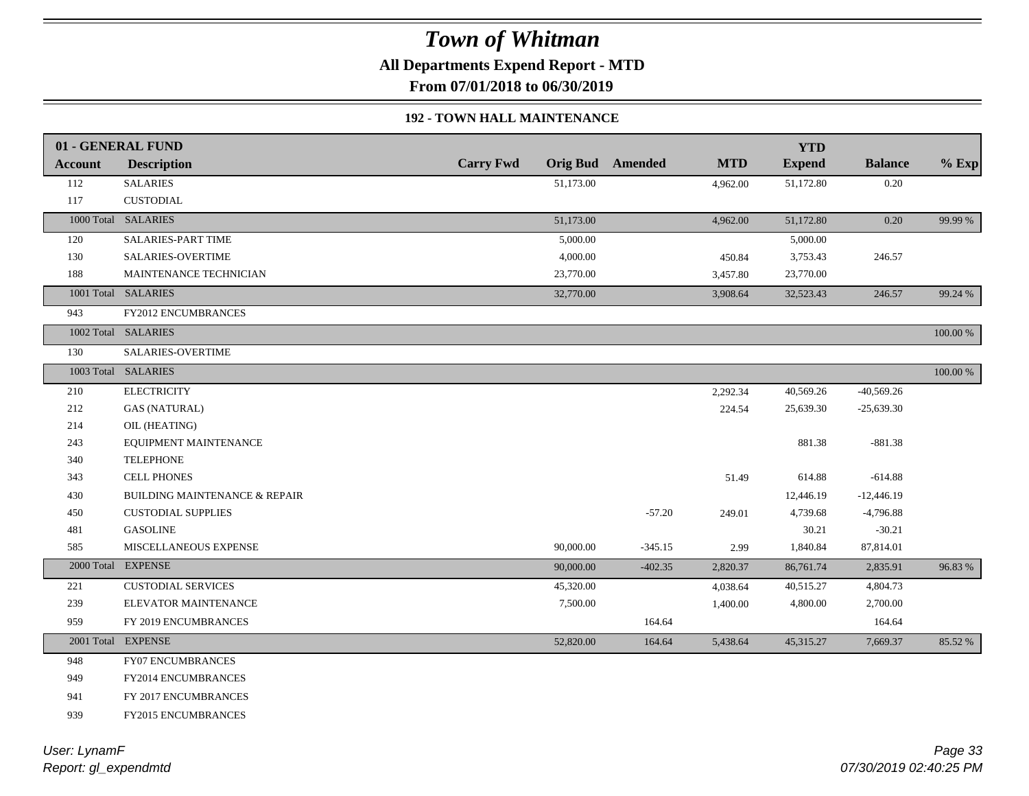# *Town of Whitman*

**All Departments Expend Report - MTD**

**From 07/01/2018 to 06/30/2019**

**192 - TOWN HALL MAINTENANCE**

| 01 - GENERAL FUND | | | | | | | | |
|---|---|---|---|---|---|---|---|---|
| **Account** | **Description** | **Carry Fwd** | **Orig Bud** | **Amended** | **MTD** | **YTD Expend** | **Balance** | **% Exp** |
| 112 | SALARIES | | 51,173.00 | | 4,962.00 | 51,172.80 | 0.20 | |
| 117 | CUSTODIAL | | | | | | | |
| 1000 Total | SALARIES | | 51,173.00 | | 4,962.00 | 51,172.80 | 0.20 | 99.99 % |
| 120 | SALARIES-PART TIME | | 5,000.00 | | | 5,000.00 | | |
| 130 | SALARIES-OVERTIME | | 4,000.00 | | 450.84 | 3,753.43 | 246.57 | |
| 188 | MAINTENANCE TECHNICIAN | | 23,770.00 | | 3,457.80 | 23,770.00 | | |
| 1001 Total | SALARIES | | 32,770.00 | | 3,908.64 | 32,523.43 | 246.57 | 99.24 % |
| 943 | FY2012 ENCUMBRANCES | | | | | | | |
| 1002 Total | SALARIES | | | | | | | 100.00 % |
| 130 | SALARIES-OVERTIME | | | | | | | |
| 1003 Total | SALARIES | | | | | | | 100.00 % |
| 210 | ELECTRICITY | | | | 2,292.34 | 40,569.26 | -40,569.26 | |
| 212 | GAS (NATURAL) | | | | 224.54 | 25,639.30 | -25,639.30 | |
| 214 | OIL (HEATING) | | | | | | | |
| 243 | EQUIPMENT MAINTENANCE | | | | | 881.38 | -881.38 | |
| 340 | TELEPHONE | | | | | | | |
| 343 | CELL PHONES | | | | 51.49 | 614.88 | -614.88 | |
| 430 | BUILDING MAINTENANCE & REPAIR | | | | | 12,446.19 | -12,446.19 | |
| 450 | CUSTODIAL SUPPLIES | | | -57.20 | 249.01 | 4,739.68 | -4,796.88 | |
| 481 | GASOLINE | | | | | 30.21 | -30.21 | |
| 585 | MISCELLANEOUS EXPENSE | | 90,000.00 | -345.15 | 2.99 | 1,840.84 | 87,814.01 | |
| 2000 Total | EXPENSE | | 90,000.00 | -402.35 | 2,820.37 | 86,761.74 | 2,835.91 | 96.83 % |
| 221 | CUSTODIAL SERVICES | | 45,320.00 | | 4,038.64 | 40,515.27 | 4,804.73 | |
| 239 | ELEVATOR MAINTENANCE | | 7,500.00 | | 1,400.00 | 4,800.00 | 2,700.00 | |
| 959 | FY 2019 ENCUMBRANCES | | | 164.64 | | | 164.64 | |
| 2001 Total | EXPENSE | | 52,820.00 | 164.64 | 5,438.64 | 45,315.27 | 7,669.37 | 85.52 % |
| 948 | FY07 ENCUMBRANCES | | | | | | | |
| 949 | FY2014 ENCUMBRANCES | | | | | | | |
| 941 | FY 2017 ENCUMBRANCES | | | | | | | |
| 939 | FY2015 ENCUMBRANCES | | | | | | | |

*User: LynamF*
*Report: gl_expendmtd*

*07/30/2019 02:40:25 PM*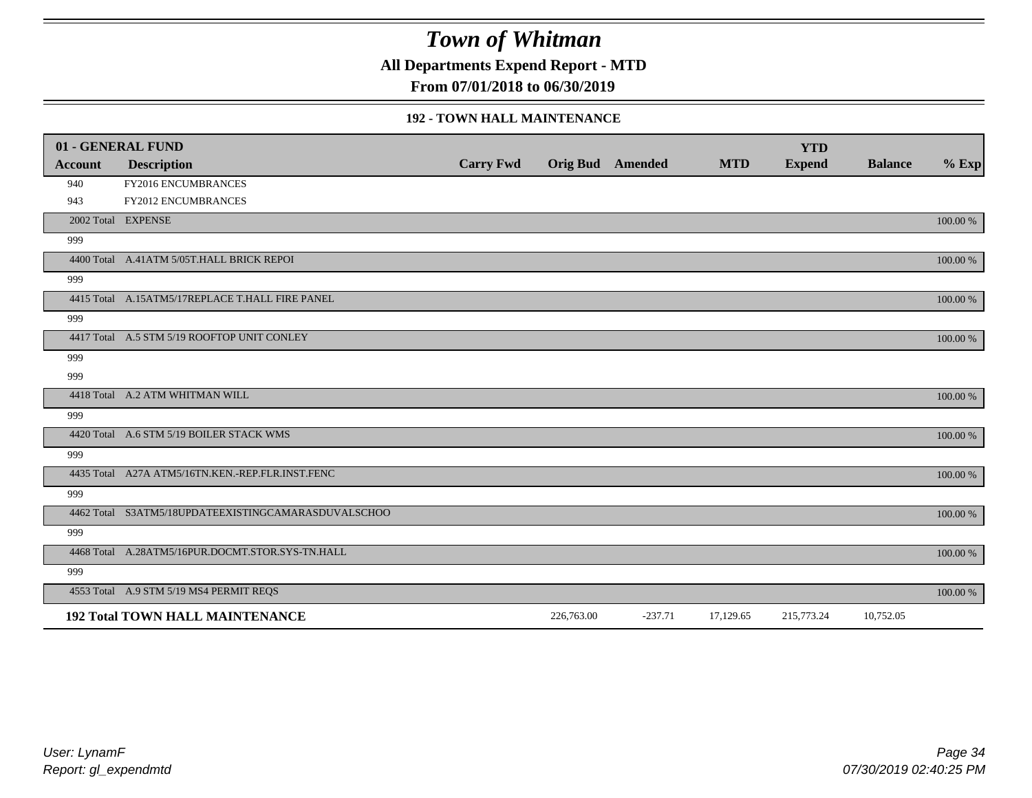# Town of Whitman

**All Departments Expend Report - MTD**

**From 07/01/2018 to 06/30/2019**

### 192 - TOWN HALL MAINTENANCE

| 01 - GENERAL FUND | | | | | | YTD | | |
|---|---|---|---|---|---|---|---|---|
| **Account** | **Description** | **Carry Fwd** | **Orig Bud** | **Amended** | **MTD** | **Expend** | **Balance** | **% Exp** |
| 940 | FY2016 ENCUMBRANCES | | | | | | | |
| 943 | FY2012 ENCUMBRANCES | | | | | | | |
| 2002 Total | EXPENSE | | | | | | | 100.00 % |
| 999 | | | | | | | | |
| 4400 Total | A.41ATM 5/05T.HALL BRICK REPOI | | | | | | | 100.00 % |
| 999 | | | | | | | | |
| 4415 Total | A.15ATM5/17REPLACE T.HALL FIRE PANEL | | | | | | | 100.00 % |
| 999 | | | | | | | | |
| 4417 Total | A.5 STM 5/19 ROOFTOP UNIT CONLEY | | | | | | | 100.00 % |
| 999 | | | | | | | | |
| 999 | | | | | | | | |
| 4418 Total | A.2 ATM WHITMAN WILL | | | | | | | 100.00 % |
| 999 | | | | | | | | |
| 4420 Total | A.6 STM 5/19 BOILER STACK WMS | | | | | | | 100.00 % |
| 999 | | | | | | | | |
| 4435 Total | A27A ATM5/16TN.KEN.-REP.FLR.INST.FENC | | | | | | | 100.00 % |
| 999 | | | | | | | | |
| 4462 Total | S3ATM5/18UPDATEEXISTINGCAMARASDUVALSCHOO | | | | | | | 100.00 % |
| 999 | | | | | | | | |
| 4468 Total | A.28ATM5/16PUR.DOCMT.STOR.SYS-TN.HALL | | | | | | | 100.00 % |
| 999 | | | | | | | | |
| 4553 Total | A.9 STM 5/19 MS4 PERMIT REQS | | | | | | | 100.00 % |
| **192 Total TOWN HALL MAINTENANCE** | | | 226,763.00 | -237.71 | 17,129.65 | 215,773.24 | 10,752.05 | |

User: LynamF
Report: gl_expendmtd

07/30/2019 02:40:25 PM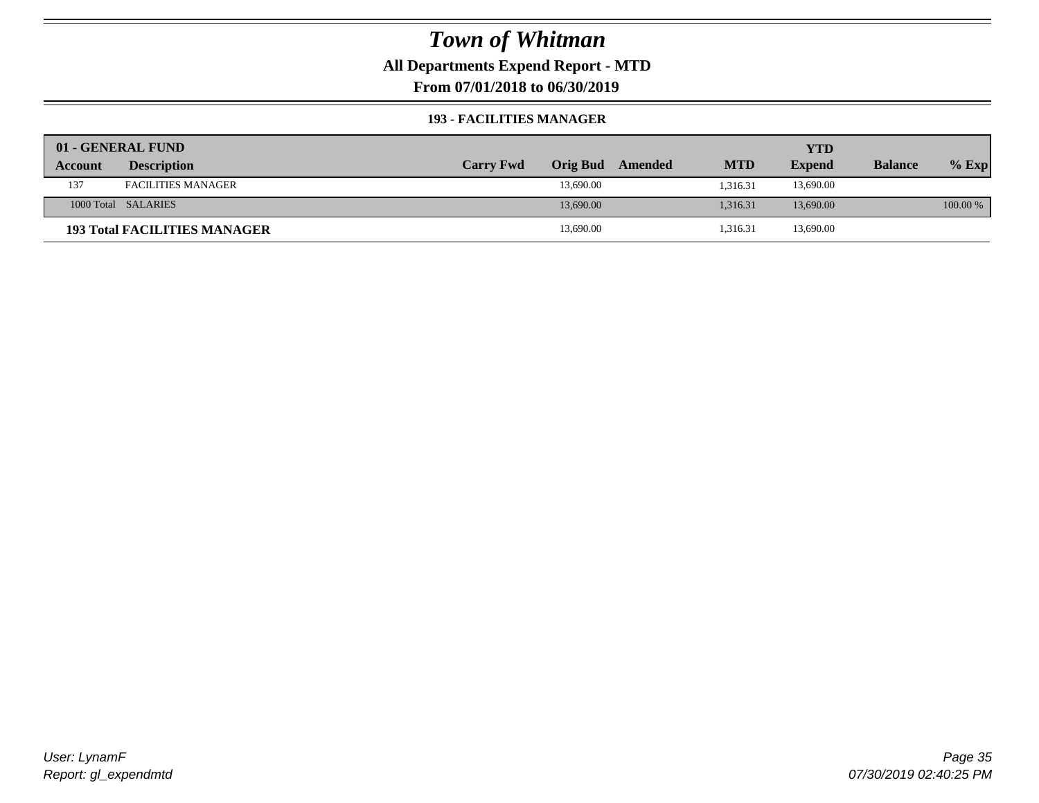# *Town of Whitman*

**All Departments Expend Report - MTD**

**From 07/01/2018 to 06/30/2019**

### 193 - FACILITIES MANAGER

| 01 - GENERAL FUND | | | | | | YTD | | |
|---|---|---|---|---|---|---|---|---|
| **Account** | **Description** | **Carry Fwd** | **Orig Bud** | **Amended** | **MTD** | **Expend** | **Balance** | **% Exp** |
| 137 | FACILITIES MANAGER | | 13,690.00 | | 1,316.31 | 13,690.00 | | |
| 1000 Total | SALARIES | | 13,690.00 | | 1,316.31 | 13,690.00 | | 100.00 % |
| **193 Total FACILITIES MANAGER** | | | 13,690.00 | | 1,316.31 | 13,690.00 | | |

User: LynamF
Report: gl_expendmtd

07/30/2019 02:40:25 PM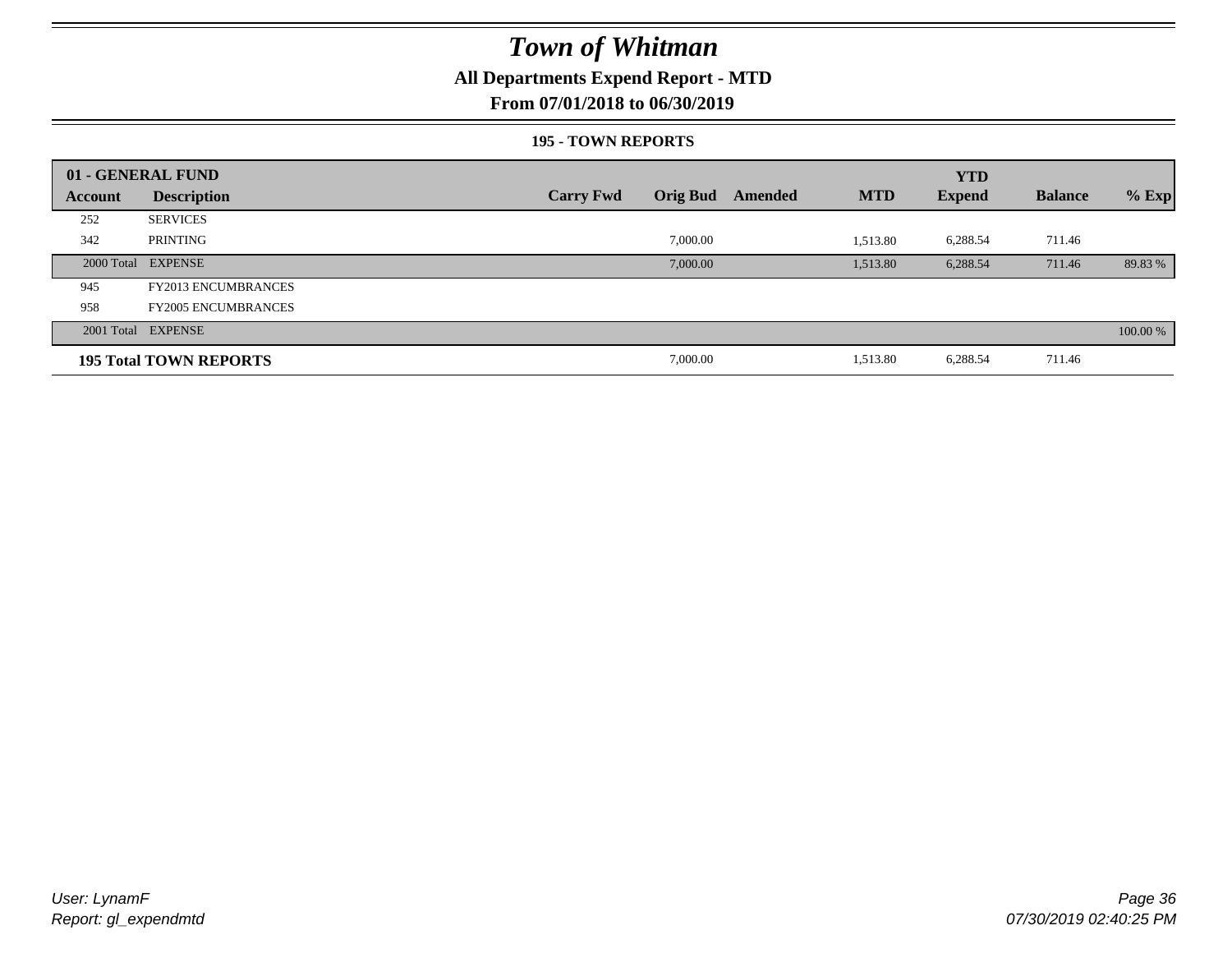# Town of Whitman

## All Departments Expend Report - MTD

### From 07/01/2018 to 06/30/2019

#### 195 - TOWN REPORTS

| 01 - GENERAL FUND | | | | | | YTD | | |
|---|---|---|---|---|---|---|---|---|
| Account | Description | Carry Fwd | Orig Bud | Amended | MTD | Expend | Balance | % Exp |
| 252 | SERVICES | | | | | | | |
| 342 | PRINTING | | 7,000.00 | | 1,513.80 | 6,288.54 | 711.46 | |
| 2000 Total | EXPENSE | | 7,000.00 | | 1,513.80 | 6,288.54 | 711.46 | 89.83 % |
| 945 | FY2013 ENCUMBRANCES | | | | | | | |
| 958 | FY2005 ENCUMBRANCES | | | | | | | |
| 2001 Total | EXPENSE | | | | | | | 100.00 % |
| **195 Total TOWN REPORTS** | | | 7,000.00 | | 1,513.80 | 6,288.54 | 711.46 | |

*User: LynamF*
*Report: gl_expendmtd*

*07/30/2019 02:40:25 PM*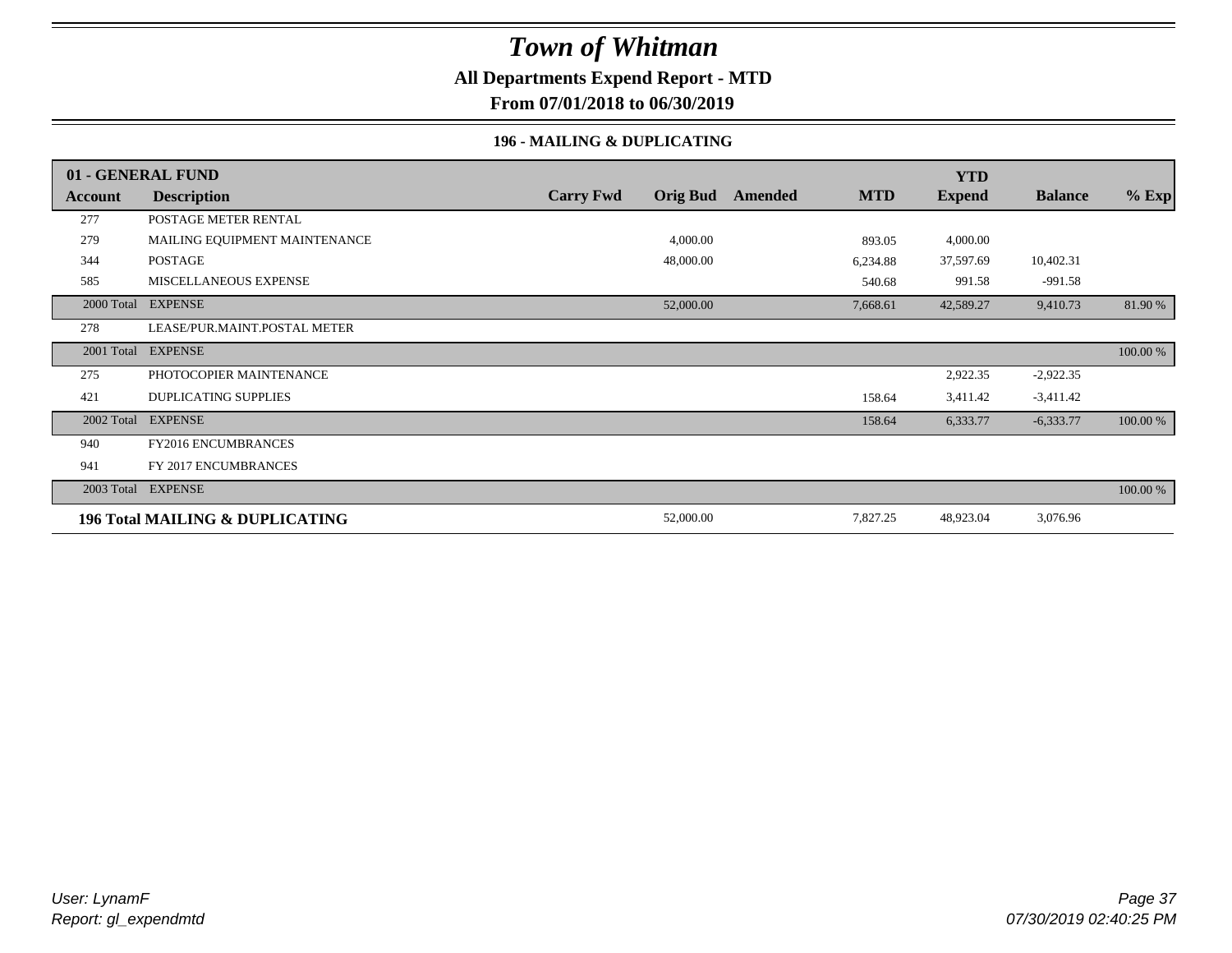# Town of Whitman

**All Departments Expend Report - MTD**

**From 07/01/2018 to 06/30/2019**

### 196 - MAILING & DUPLICATING

| 01 - GENERAL FUND | | | | | | YTD | | |
|---|---|---|---|---|---|---|---|---|
| **Account** | **Description** | **Carry Fwd** | **Orig Bud** | **Amended** | **MTD** | **Expend** | **Balance** | **% Exp** |
| 277 | POSTAGE METER RENTAL | | | | | | | |
| 279 | MAILING EQUIPMENT MAINTENANCE | | 4,000.00 | | 893.05 | 4,000.00 | | |
| 344 | POSTAGE | | 48,000.00 | | 6,234.88 | 37,597.69 | 10,402.31 | |
| 585 | MISCELLANEOUS EXPENSE | | | | 540.68 | 991.58 | -991.58 | |
| 2000 Total | EXPENSE | | 52,000.00 | | 7,668.61 | 42,589.27 | 9,410.73 | 81.90 % |
| 278 | LEASE/PUR.MAINT.POSTAL METER | | | | | | | |
| 2001 Total | EXPENSE | | | | | | | 100.00 % |
| 275 | PHOTOCOPIER MAINTENANCE | | | | | 2,922.35 | -2,922.35 | |
| 421 | DUPLICATING SUPPLIES | | | | 158.64 | 3,411.42 | -3,411.42 | |
| 2002 Total | EXPENSE | | | | 158.64 | 6,333.77 | -6,333.77 | 100.00 % |
| 940 | FY2016 ENCUMBRANCES | | | | | | | |
| 941 | FY 2017 ENCUMBRANCES | | | | | | | |
| 2003 Total | EXPENSE | | | | | | | 100.00 % |
| **196 Total MAILING & DUPLICATING** | | | 52,000.00 | | 7,827.25 | 48,923.04 | 3,076.96 | |

*User: LynamF*
*Report: gl_expendmtd*

*07/30/2019 02:40:25 PM*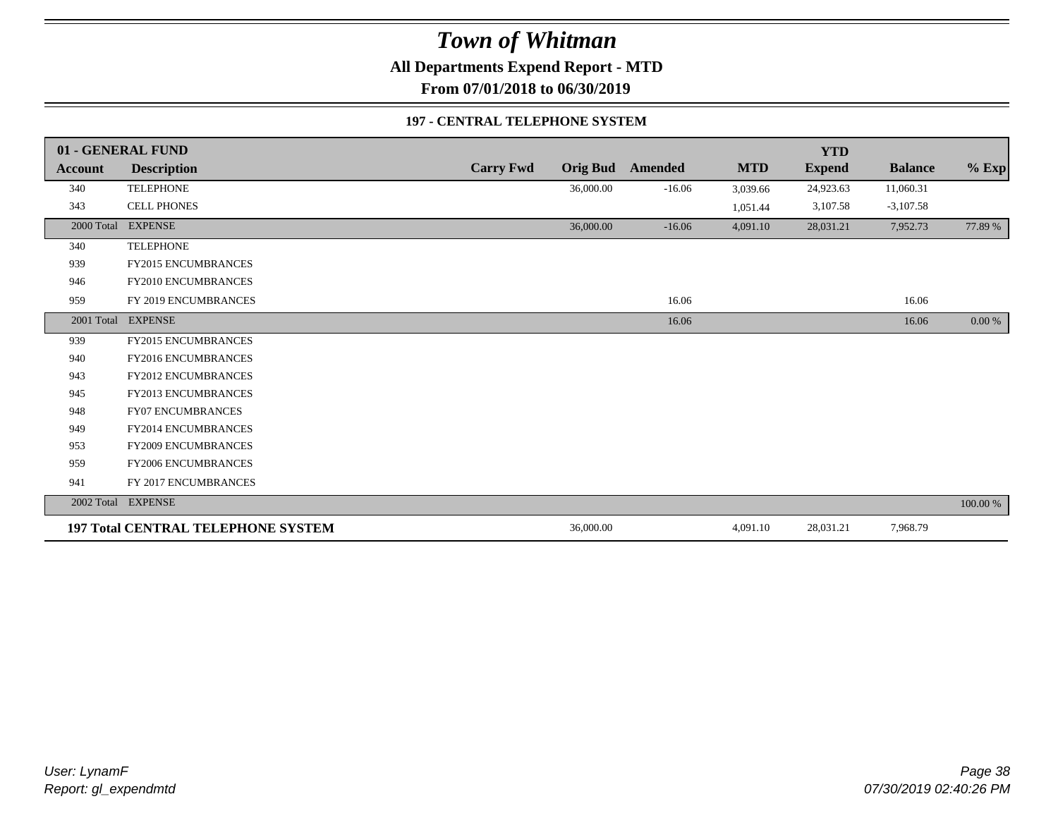# Town of Whitman

**All Departments Expend Report - MTD**

**From 07/01/2018 to 06/30/2019**

**197 - CENTRAL TELEPHONE SYSTEM**

| 01 - GENERAL FUND | | | | | | YTD | | |
|---|---|---|---|---|---|---|---|---|
| **Account** | **Description** | **Carry Fwd** | **Orig Bud** | **Amended** | **MTD** | **Expend** | **Balance** | **% Exp** |
| 340 | TELEPHONE | | 36,000.00 | -16.06 | 3,039.66 | 24,923.63 | 11,060.31 | |
| 343 | CELL PHONES | | | | 1,051.44 | 3,107.58 | -3,107.58 | |
| 2000 Total | EXPENSE | | 36,000.00 | -16.06 | 4,091.10 | 28,031.21 | 7,952.73 | 77.89 % |
| 340 | TELEPHONE | | | | | | | |
| 939 | FY2015 ENCUMBRANCES | | | | | | | |
| 946 | FY2010 ENCUMBRANCES | | | | | | | |
| 959 | FY 2019 ENCUMBRANCES | | | 16.06 | | | 16.06 | |
| 2001 Total | EXPENSE | | | 16.06 | | | 16.06 | 0.00 % |
| 939 | FY2015 ENCUMBRANCES | | | | | | | |
| 940 | FY2016 ENCUMBRANCES | | | | | | | |
| 943 | FY2012 ENCUMBRANCES | | | | | | | |
| 945 | FY2013 ENCUMBRANCES | | | | | | | |
| 948 | FY07 ENCUMBRANCES | | | | | | | |
| 949 | FY2014 ENCUMBRANCES | | | | | | | |
| 953 | FY2009 ENCUMBRANCES | | | | | | | |
| 959 | FY2006 ENCUMBRANCES | | | | | | | |
| 941 | FY 2017 ENCUMBRANCES | | | | | | | |
| 2002 Total | EXPENSE | | | | | | | 100.00 % |
| **197 Total CENTRAL TELEPHONE SYSTEM** | | | 36,000.00 | | 4,091.10 | 28,031.21 | 7,968.79 | |

*User: LynamF*
*Report: gl_expendmtd*

*07/30/2019 02:40:26 PM*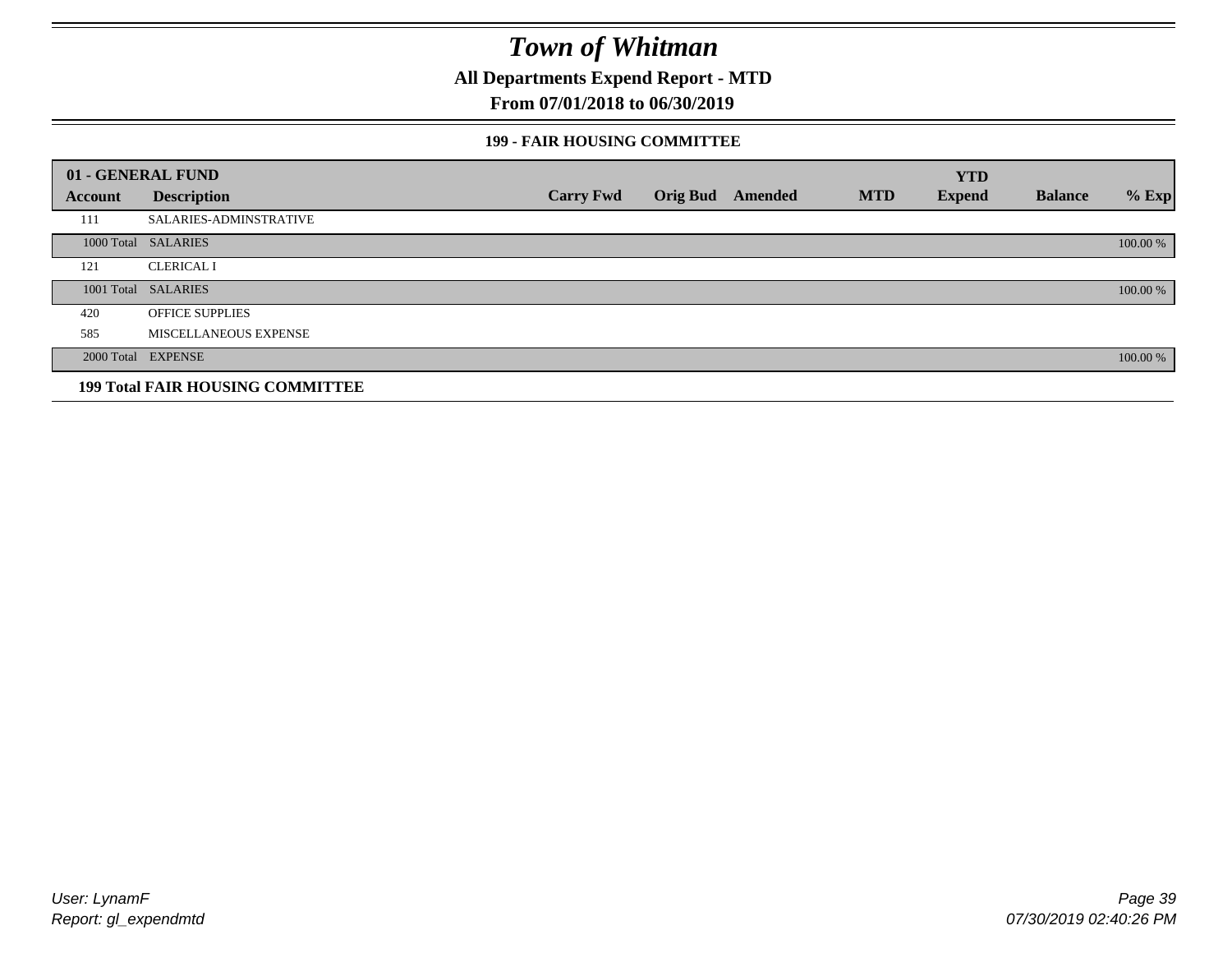# Town of Whitman

## All Departments Expend Report - MTD

### From 07/01/2018 to 06/30/2019

#### 199 - FAIR HOUSING COMMITTEE

| 01 - GENERAL FUND | | | | | | YTD | | |
|---|---|---|---|---|---|---|---|---|
| Account | Description | Carry Fwd | Orig Bud | Amended | MTD | Expend | Balance | % Exp |
| 111 | SALARIES-ADMINSTRATIVE | | | | | | | |
| 1000 Total | SALARIES | | | | | | | 100.00 % |
| 121 | CLERICAL I | | | | | | | |
| 1001 Total | SALARIES | | | | | | | 100.00 % |
| 420 | OFFICE SUPPLIES | | | | | | | |
| 585 | MISCELLANEOUS EXPENSE | | | | | | | |
| 2000 Total | EXPENSE | | | | | | | 100.00 % |
| **199 Total FAIR HOUSING COMMITTEE** | | | | | | | | |

User: LynamF
Report: gl_expendmtd

07/30/2019 02:40:26 PM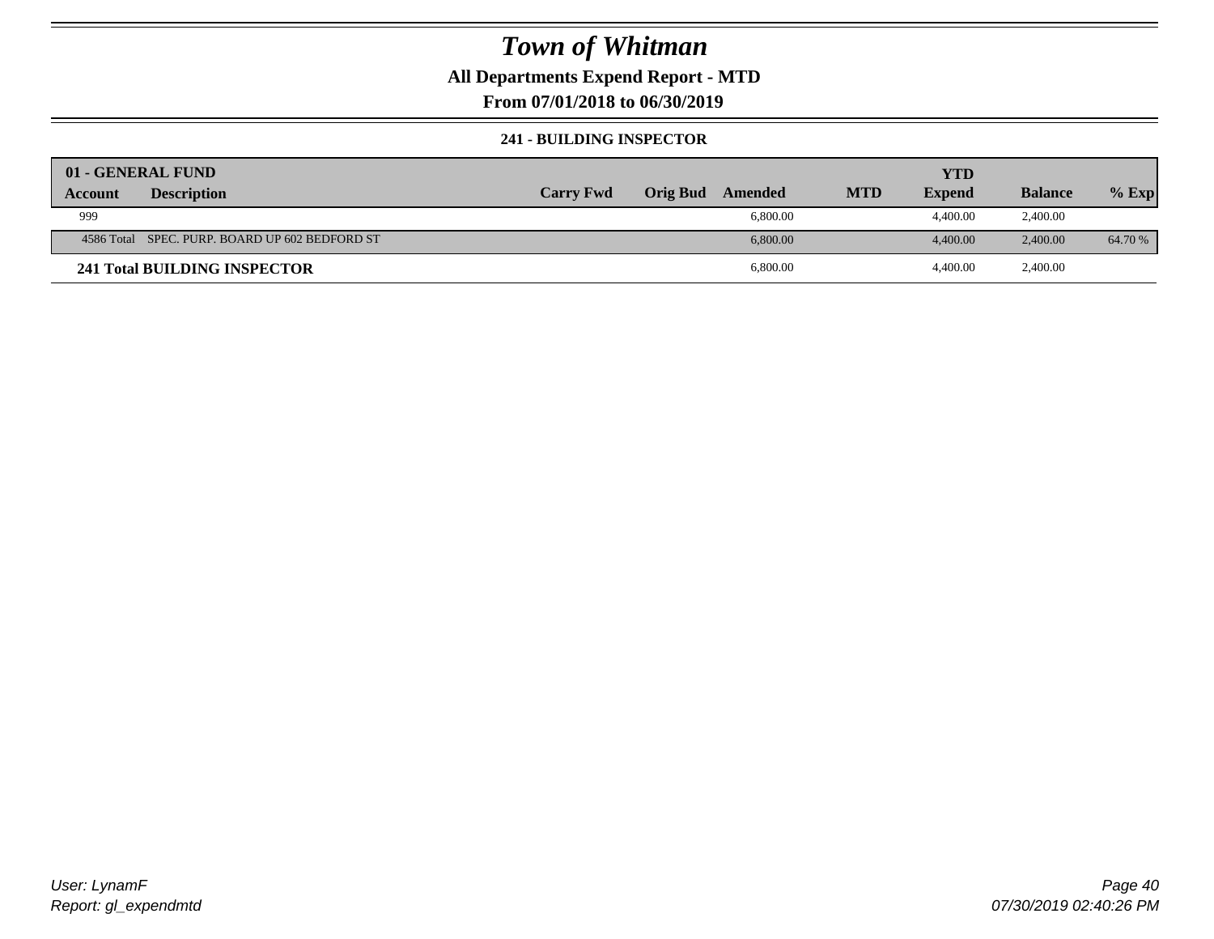# Town of Whitman

## All Departments Expend Report - MTD

### From 07/01/2018 to 06/30/2019

#### 241 - BUILDING INSPECTOR

| 01 - GENERAL FUND | | | | | | YTD | | |
|---|---|---|---|---|---|---|---|---|
| **Account** | **Description** | **Carry Fwd** | **Orig Bud** | **Amended** | **MTD** | **Expend** | **Balance** | **% Exp** |
| 999 | | | | 6,800.00 | | 4,400.00 | 2,400.00 | |
| 4586 Total | SPEC. PURP. BOARD UP 602 BEDFORD ST | | | 6,800.00 | | 4,400.00 | 2,400.00 | 64.70 % |
| **241 Total BUILDING INSPECTOR** | | | | 6,800.00 | | 4,400.00 | 2,400.00 | |

User: LynamF
Report: gl_expendmtd

07/30/2019 02:40:26 PM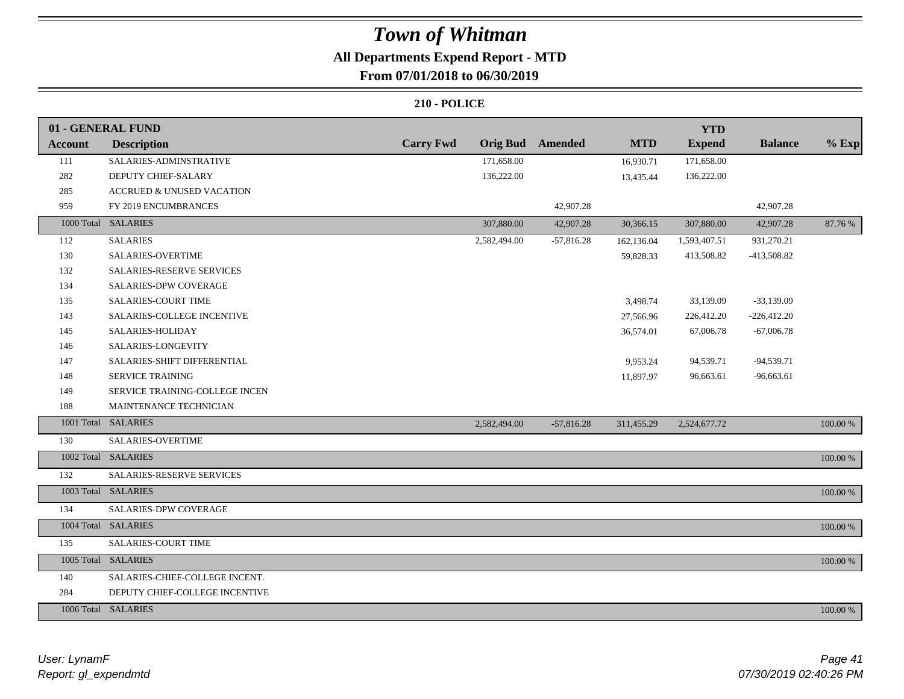# Town of Whitman

## All Departments Expend Report - MTD

### From 07/01/2018 to 06/30/2019

#### 210 - POLICE

| 01 - GENERAL FUND | | | | | | YTD | | |
|---|---|---|---|---|---|---|---|---|
| Account | Description | Carry Fwd | Orig Bud | Amended | MTD | Expend | Balance | % Exp |
| 111 | SALARIES-ADMINSTRATIVE | | 171,658.00 | | 16,930.71 | 171,658.00 | | |
| 282 | DEPUTY CHIEF-SALARY | | 136,222.00 | | 13,435.44 | 136,222.00 | | |
| 285 | ACCRUED & UNUSED VACATION | | | | | | | |
| 959 | FY 2019 ENCUMBRANCES | | | 42,907.28 | | | 42,907.28 | |
| 1000 Total | SALARIES | | 307,880.00 | 42,907.28 | 30,366.15 | 307,880.00 | 42,907.28 | 87.76 % |
| 112 | SALARIES | | 2,582,494.00 | -57,816.28 | 162,136.04 | 1,593,407.51 | 931,270.21 | |
| 130 | SALARIES-OVERTIME | | | | 59,828.33 | 413,508.82 | -413,508.82 | |
| 132 | SALARIES-RESERVE SERVICES | | | | | | | |
| 134 | SALARIES-DPW COVERAGE | | | | | | | |
| 135 | SALARIES-COURT TIME | | | | 3,498.74 | 33,139.09 | -33,139.09 | |
| 143 | SALARIES-COLLEGE INCENTIVE | | | | 27,566.96 | 226,412.20 | -226,412.20 | |
| 145 | SALARIES-HOLIDAY | | | | 36,574.01 | 67,006.78 | -67,006.78 | |
| 146 | SALARIES-LONGEVITY | | | | | | | |
| 147 | SALARIES-SHIFT DIFFERENTIAL | | | | 9,953.24 | 94,539.71 | -94,539.71 | |
| 148 | SERVICE TRAINING | | | | 11,897.97 | 96,663.61 | -96,663.61 | |
| 149 | SERVICE TRAINING-COLLEGE INCEN | | | | | | | |
| 188 | MAINTENANCE TECHNICIAN | | | | | | | |
| 1001 Total | SALARIES | | 2,582,494.00 | -57,816.28 | 311,455.29 | 2,524,677.72 | | 100.00 % |
| 130 | SALARIES-OVERTIME | | | | | | | |
| 1002 Total | SALARIES | | | | | | | 100.00 % |
| 132 | SALARIES-RESERVE SERVICES | | | | | | | |
| 1003 Total | SALARIES | | | | | | | 100.00 % |
| 134 | SALARIES-DPW COVERAGE | | | | | | | |
| 1004 Total | SALARIES | | | | | | | 100.00 % |
| 135 | SALARIES-COURT TIME | | | | | | | |
| 1005 Total | SALARIES | | | | | | | 100.00 % |
| 140 | SALARIES-CHIEF-COLLEGE INCENT. | | | | | | | |
| 284 | DEPUTY CHIEF-COLLEGE INCENTIVE | | | | | | | |
| 1006 Total | SALARIES | | | | | | | 100.00 % |

*User: LynamF*
*Report: gl_expendmtd*

*07/30/2019 02:40:26 PM*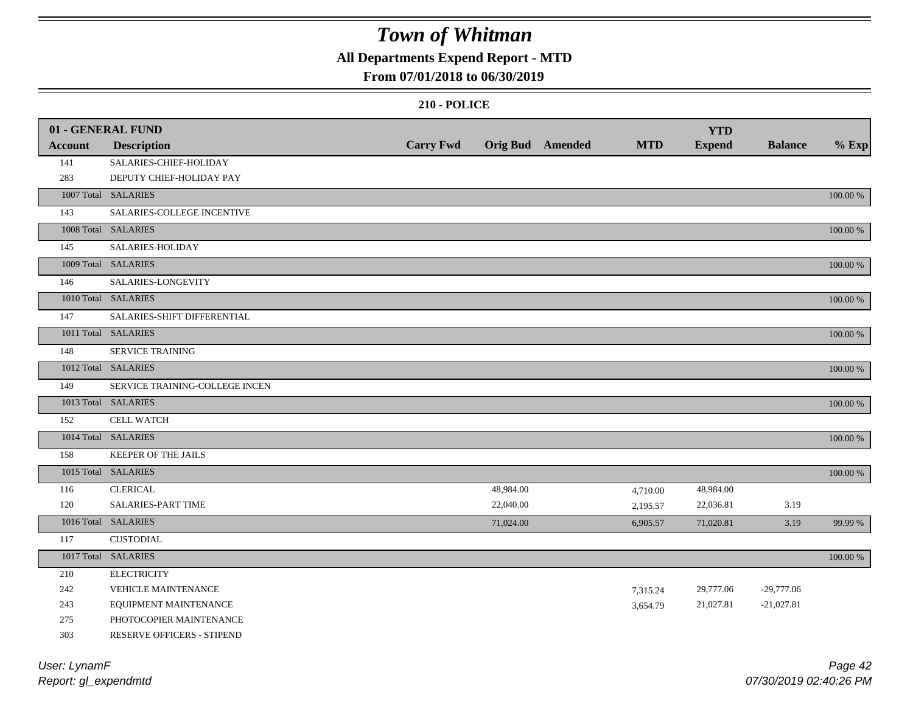# Town of Whitman

## All Departments Expend Report - MTD

## From 07/01/2018 to 06/30/2019

### 210 - POLICE

| 01 - GENERAL FUND | | | | | | YTD | | |
|---|---|---|---|---|---|---|---|---|
| **Account** | **Description** | **Carry Fwd** | **Orig Bud** | **Amended** | **MTD** | **Expend** | **Balance** | **% Exp** |
| 141 | SALARIES-CHIEF-HOLIDAY | | | | | | | |
| 283 | DEPUTY CHIEF-HOLIDAY PAY | | | | | | | |
| 1007 Total | SALARIES | | | | | | | 100.00 % |
| 143 | SALARIES-COLLEGE INCENTIVE | | | | | | | |
| 1008 Total | SALARIES | | | | | | | 100.00 % |
| 145 | SALARIES-HOLIDAY | | | | | | | |
| 1009 Total | SALARIES | | | | | | | 100.00 % |
| 146 | SALARIES-LONGEVITY | | | | | | | |
| 1010 Total | SALARIES | | | | | | | 100.00 % |
| 147 | SALARIES-SHIFT DIFFERENTIAL | | | | | | | |
| 1011 Total | SALARIES | | | | | | | 100.00 % |
| 148 | SERVICE TRAINING | | | | | | | |
| 1012 Total | SALARIES | | | | | | | 100.00 % |
| 149 | SERVICE TRAINING-COLLEGE INCEN | | | | | | | |
| 1013 Total | SALARIES | | | | | | | 100.00 % |
| 152 | CELL WATCH | | | | | | | |
| 1014 Total | SALARIES | | | | | | | 100.00 % |
| 158 | KEEPER OF THE JAILS | | | | | | | |
| 1015 Total | SALARIES | | | | | | | 100.00 % |
| 116 | CLERICAL | | 48,984.00 | | 4,710.00 | 48,984.00 | | |
| 120 | SALARIES-PART TIME | | 22,040.00 | | 2,195.57 | 22,036.81 | 3.19 | |
| 1016 Total | SALARIES | | 71,024.00 | | 6,905.57 | 71,020.81 | 3.19 | 99.99 % |
| 117 | CUSTODIAL | | | | | | | |
| 1017 Total | SALARIES | | | | | | | 100.00 % |
| 210 | ELECTRICITY | | | | | | | |
| 242 | VEHICLE MAINTENANCE | | | | 7,315.24 | 29,777.06 | -29,777.06 | |
| 243 | EQUIPMENT MAINTENANCE | | | | 3,654.79 | 21,027.81 | -21,027.81 | |
| 275 | PHOTOCOPIER MAINTENANCE | | | | | | | |
| 303 | RESERVE OFFICERS - STIPEND | | | | | | | |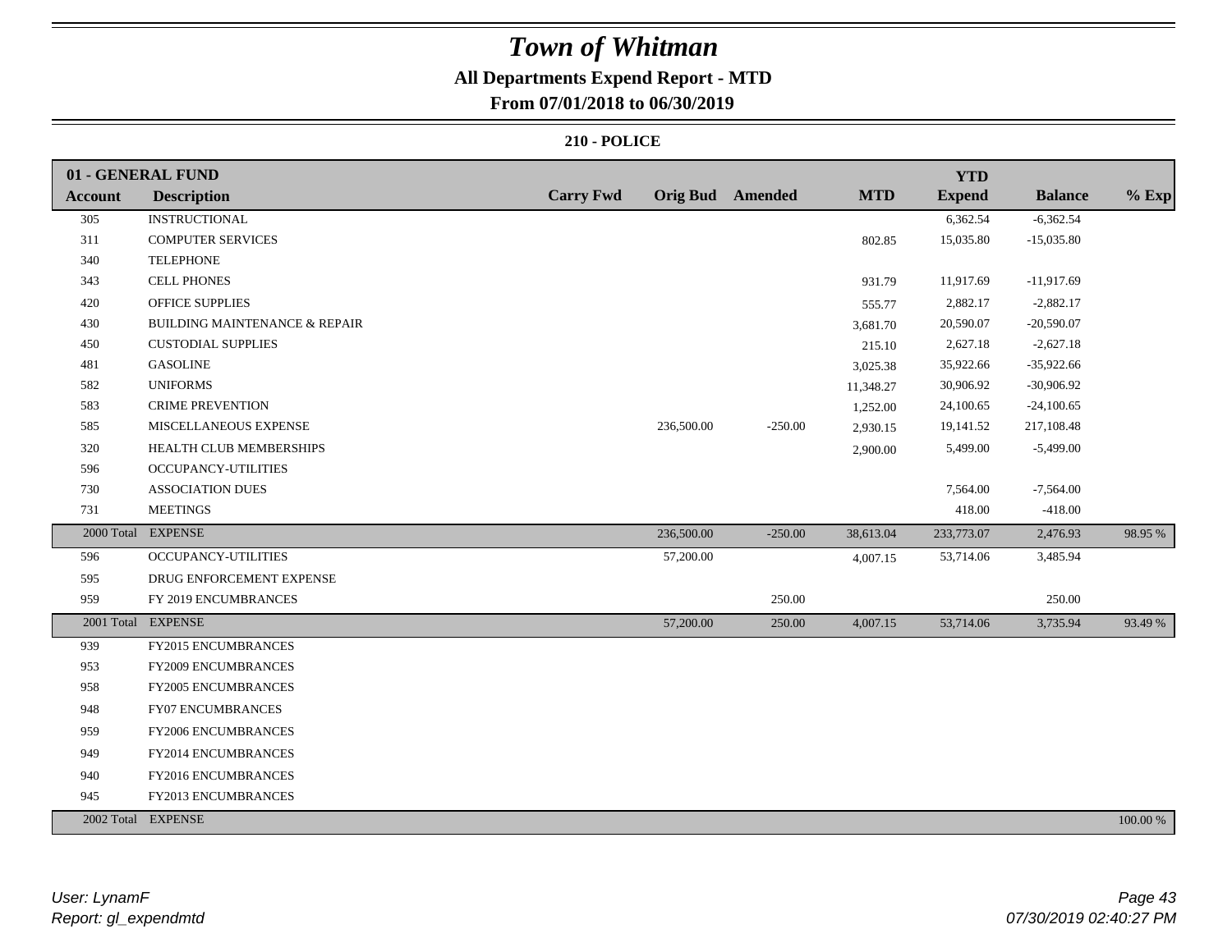# Town of Whitman

## All Departments Expend Report - MTD

### From 07/01/2018 to 06/30/2019

#### 210 - POLICE

| 01 - GENERAL FUND | | | | | | YTD | | |
|---|---|---|---|---|---|---|---|---|
| Account | Description | Carry Fwd | Orig Bud | Amended | MTD | Expend | Balance | % Exp |
| 305 | INSTRUCTIONAL | | | | | 6,362.54 | -6,362.54 | |
| 311 | COMPUTER SERVICES | | | | 802.85 | 15,035.80 | -15,035.80 | |
| 340 | TELEPHONE | | | | | | | |
| 343 | CELL PHONES | | | | 931.79 | 11,917.69 | -11,917.69 | |
| 420 | OFFICE SUPPLIES | | | | 555.77 | 2,882.17 | -2,882.17 | |
| 430 | BUILDING MAINTENANCE & REPAIR | | | | 3,681.70 | 20,590.07 | -20,590.07 | |
| 450 | CUSTODIAL SUPPLIES | | | | 215.10 | 2,627.18 | -2,627.18 | |
| 481 | GASOLINE | | | | 3,025.38 | 35,922.66 | -35,922.66 | |
| 582 | UNIFORMS | | | | 11,348.27 | 30,906.92 | -30,906.92 | |
| 583 | CRIME PREVENTION | | | | 1,252.00 | 24,100.65 | -24,100.65 | |
| 585 | MISCELLANEOUS EXPENSE | | 236,500.00 | -250.00 | 2,930.15 | 19,141.52 | 217,108.48 | |
| 320 | HEALTH CLUB MEMBERSHIPS | | | | 2,900.00 | 5,499.00 | -5,499.00 | |
| 596 | OCCUPANCY-UTILITIES | | | | | | | |
| 730 | ASSOCIATION DUES | | | | | 7,564.00 | -7,564.00 | |
| 731 | MEETINGS | | | | | 418.00 | -418.00 | |
| 2000 Total | EXPENSE | | 236,500.00 | -250.00 | 38,613.04 | 233,773.07 | 2,476.93 | 98.95 % |
| 596 | OCCUPANCY-UTILITIES | | 57,200.00 | | 4,007.15 | 53,714.06 | 3,485.94 | |
| 595 | DRUG ENFORCEMENT EXPENSE | | | | | | | |
| 959 | FY 2019 ENCUMBRANCES | | | 250.00 | | | 250.00 | |
| 2001 Total | EXPENSE | | 57,200.00 | 250.00 | 4,007.15 | 53,714.06 | 3,735.94 | 93.49 % |
| 939 | FY2015 ENCUMBRANCES | | | | | | | |
| 953 | FY2009 ENCUMBRANCES | | | | | | | |
| 958 | FY2005 ENCUMBRANCES | | | | | | | |
| 948 | FY07 ENCUMBRANCES | | | | | | | |
| 959 | FY2006 ENCUMBRANCES | | | | | | | |
| 949 | FY2014 ENCUMBRANCES | | | | | | | |
| 940 | FY2016 ENCUMBRANCES | | | | | | | |
| 945 | FY2013 ENCUMBRANCES | | | | | | | |
| 2002 Total | EXPENSE | | | | | | | 100.00 % |

User: LynamF
Report: gl_expendmtd

07/30/2019 02:40:27 PM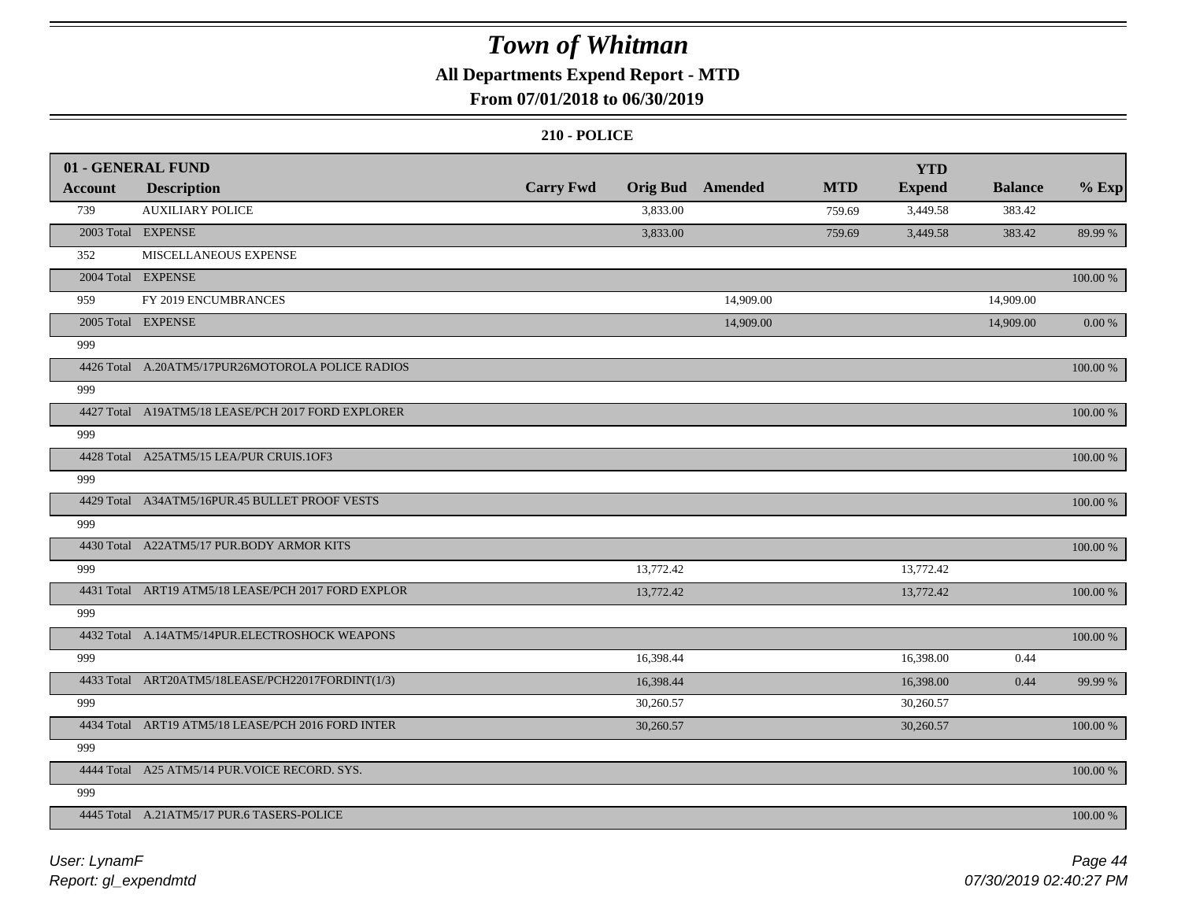# Town of Whitman

## All Departments Expend Report - MTD

### From 07/01/2018 to 06/30/2019

**210 - POLICE**

| 01 - GENERAL FUND | | | | | | YTD | | |
|---|---|---|---|---|---|---|---|---|
| Account | Description | Carry Fwd | Orig Bud | Amended | MTD | Expend | Balance | % Exp |
| 739 | AUXILIARY POLICE | | 3,833.00 | | 759.69 | 3,449.58 | 383.42 | |
| 2003 Total | EXPENSE | | 3,833.00 | | 759.69 | 3,449.58 | 383.42 | 89.99 % |
| 352 | MISCELLANEOUS EXPENSE | | | | | | | |
| 2004 Total | EXPENSE | | | | | | | 100.00 % |
| 959 | FY 2019 ENCUMBRANCES | | | 14,909.00 | | | 14,909.00 | |
| 2005 Total | EXPENSE | | | 14,909.00 | | | 14,909.00 | 0.00 % |
| 999 | | | | | | | | |
| 4426 Total | A.20ATM5/17PUR26MOTOROLA POLICE RADIOS | | | | | | | 100.00 % |
| 999 | | | | | | | | |
| 4427 Total | A19ATM5/18 LEASE/PCH 2017 FORD EXPLORER | | | | | | | 100.00 % |
| 999 | | | | | | | | |
| 4428 Total | A25ATM5/15 LEA/PUR CRUIS.1OF3 | | | | | | | 100.00 % |
| 999 | | | | | | | | |
| 4429 Total | A34ATM5/16PUR.45 BULLET PROOF VESTS | | | | | | | 100.00 % |
| 999 | | | | | | | | |
| 4430 Total | A22ATM5/17 PUR.BODY ARMOR KITS | | | | | | | 100.00 % |
| 999 | | | 13,772.42 | | | 13,772.42 | | |
| 4431 Total | ART19 ATM5/18 LEASE/PCH 2017 FORD EXPLOR | | 13,772.42 | | | 13,772.42 | | 100.00 % |
| 999 | | | | | | | | |
| 4432 Total | A.14ATM5/14PUR.ELECTROSHOCK WEAPONS | | | | | | | 100.00 % |
| 999 | | | 16,398.44 | | | 16,398.00 | 0.44 | |
| 4433 Total | ART20ATM5/18LEASE/PCH22017FORDINT(1/3) | | 16,398.44 | | | 16,398.00 | 0.44 | 99.99 % |
| 999 | | | 30,260.57 | | | 30,260.57 | | |
| 4434 Total | ART19 ATM5/18 LEASE/PCH 2016 FORD INTER | | 30,260.57 | | | 30,260.57 | | 100.00 % |
| 999 | | | | | | | | |
| 4444 Total | A25 ATM5/14 PUR.VOICE RECORD. SYS. | | | | | | | 100.00 % |
| 999 | | | | | | | | |
| 4445 Total | A.21ATM5/17 PUR.6 TASERS-POLICE | | | | | | | 100.00 % |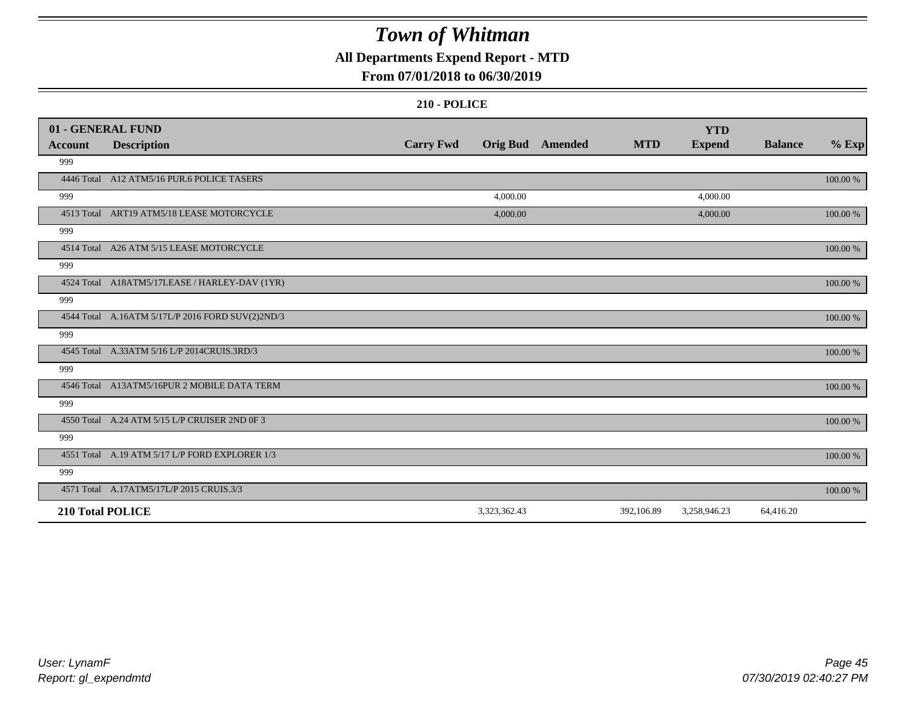# *Town of Whitman*

**All Departments Expend Report - MTD**

**From 07/01/2018 to 06/30/2019**

**210 - POLICE**

| 01 - GENERAL FUND | | | | | | | | |
|---|---|---|---|---|---|---|---|---|
| **Account** | **Description** | **Carry Fwd** | **Orig Bud** | **Amended** | **MTD** | **YTD Expend** | **Balance** | **% Exp** |
| 999 | | | | | | | | |
| 4446 Total | A12 ATM5/16 PUR.6 POLICE TASERS | | | | | | | 100.00 % |
| 999 | | | 4,000.00 | | | 4,000.00 | | |
| 4513 Total | ART19 ATM5/18 LEASE MOTORCYCLE | | 4,000.00 | | | 4,000.00 | | 100.00 % |
| 999 | | | | | | | | |
| 4514 Total | A26 ATM 5/15 LEASE MOTORCYCLE | | | | | | | 100.00 % |
| 999 | | | | | | | | |
| 4524 Total | A18ATM5/17LEASE / HARLEY-DAV (1YR) | | | | | | | 100.00 % |
| 999 | | | | | | | | |
| 4544 Total | A.16ATM 5/17L/P 2016 FORD SUV(2)2ND/3 | | | | | | | 100.00 % |
| 999 | | | | | | | | |
| 4545 Total | A.33ATM 5/16 L/P 2014CRUIS.3RD/3 | | | | | | | 100.00 % |
| 999 | | | | | | | | |
| 4546 Total | A13ATM5/16PUR 2 MOBILE DATA TERM | | | | | | | 100.00 % |
| 999 | | | | | | | | |
| 4550 Total | A.24 ATM 5/15 L/P CRUISER 2ND 0F 3 | | | | | | | 100.00 % |
| 999 | | | | | | | | |
| 4551 Total | A.19 ATM 5/17 L/P FORD EXPLORER 1/3 | | | | | | | 100.00 % |
| 999 | | | | | | | | |
| 4571 Total | A.17ATM5/17L/P 2015 CRUIS.3/3 | | | | | | | 100.00 % |
| **210 Total POLICE** | | | 3,323,362.43 | | 392,106.89 | 3,258,946.23 | 64,416.20 | |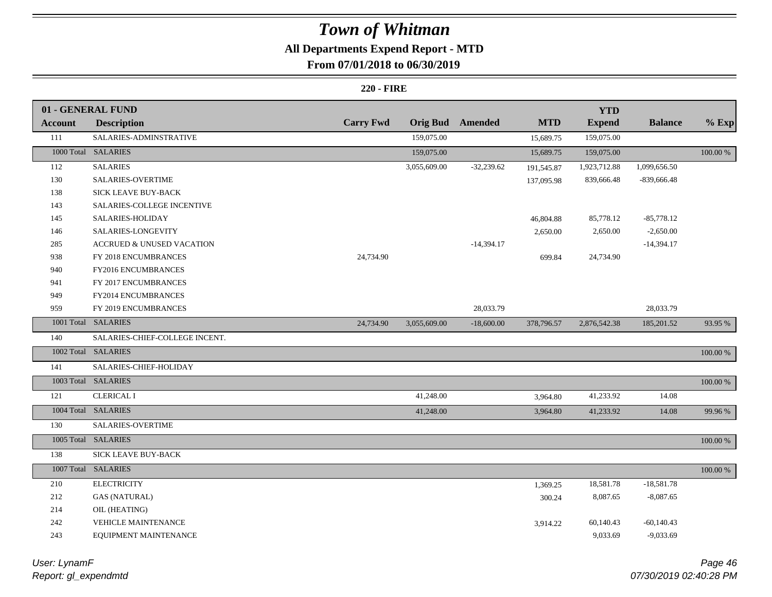# Town of Whitman

## All Departments Expend Report - MTD

### From 07/01/2018 to 06/30/2019

**220 - FIRE**

| 01 - GENERAL FUND<br>Account | Description | Carry Fwd | Orig Bud | Amended | MTD | YTD<br>Expend | Balance | % Exp |
|---|---|---|---|---|---|---|---|---|
| 111 | SALARIES-ADMINSTRATIVE | | 159,075.00 | | 15,689.75 | 159,075.00 | | |
| 1000 Total | SALARIES | | 159,075.00 | | 15,689.75 | 159,075.00 | | 100.00 % |
| 112 | SALARIES | | 3,055,609.00 | -32,239.62 | 191,545.87 | 1,923,712.88 | 1,099,656.50 | |
| 130 | SALARIES-OVERTIME | | | | 137,095.98 | 839,666.48 | -839,666.48 | |
| 138 | SICK LEAVE BUY-BACK | | | | | | | |
| 143 | SALARIES-COLLEGE INCENTIVE | | | | | | | |
| 145 | SALARIES-HOLIDAY | | | | 46,804.88 | 85,778.12 | -85,778.12 | |
| 146 | SALARIES-LONGEVITY | | | | 2,650.00 | 2,650.00 | -2,650.00 | |
| 285 | ACCRUED & UNUSED VACATION | | | -14,394.17 | | | -14,394.17 | |
| 938 | FY 2018 ENCUMBRANCES | 24,734.90 | | | 699.84 | 24,734.90 | | |
| 940 | FY2016 ENCUMBRANCES | | | | | | | |
| 941 | FY 2017 ENCUMBRANCES | | | | | | | |
| 949 | FY2014 ENCUMBRANCES | | | | | | | |
| 959 | FY 2019 ENCUMBRANCES | | | 28,033.79 | | | 28,033.79 | |
| 1001 Total | SALARIES | 24,734.90 | 3,055,609.00 | -18,600.00 | 378,796.57 | 2,876,542.38 | 185,201.52 | 93.95 % |
| 140 | SALARIES-CHIEF-COLLEGE INCENT. | | | | | | | |
| 1002 Total | SALARIES | | | | | | | 100.00 % |
| 141 | SALARIES-CHIEF-HOLIDAY | | | | | | | |
| 1003 Total | SALARIES | | | | | | | 100.00 % |
| 121 | CLERICAL I | | 41,248.00 | | 3,964.80 | 41,233.92 | 14.08 | |
| 1004 Total | SALARIES | | 41,248.00 | | 3,964.80 | 41,233.92 | 14.08 | 99.96 % |
| 130 | SALARIES-OVERTIME | | | | | | | |
| 1005 Total | SALARIES | | | | | | | 100.00 % |
| 138 | SICK LEAVE BUY-BACK | | | | | | | |
| 1007 Total | SALARIES | | | | | | | 100.00 % |
| 210 | ELECTRICITY | | | | 1,369.25 | 18,581.78 | -18,581.78 | |
| 212 | GAS (NATURAL) | | | | 300.24 | 8,087.65 | -8,087.65 | |
| 214 | OIL (HEATING) | | | | | | | |
| 242 | VEHICLE MAINTENANCE | | | | 3,914.22 | 60,140.43 | -60,140.43 | |
| 243 | EQUIPMENT MAINTENANCE | | | | | 9,033.69 | -9,033.69 | |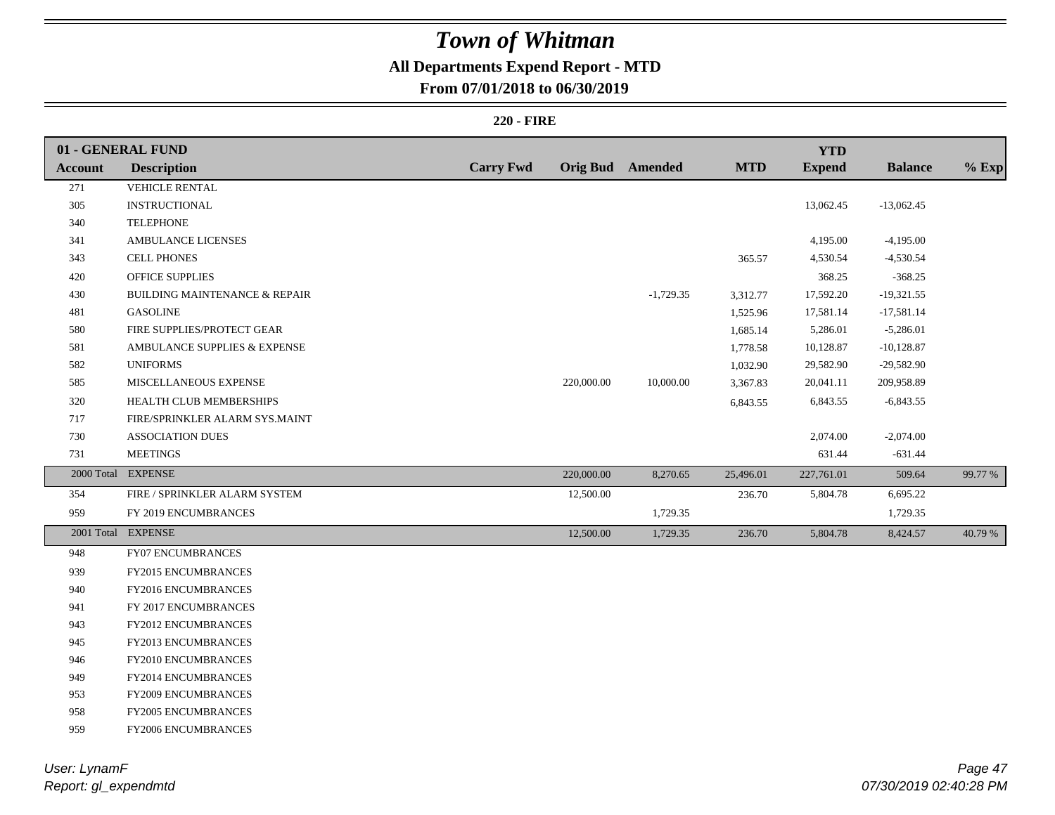# Town of Whitman

## All Departments Expend Report - MTD

### From 07/01/2018 to 06/30/2019

#### 220 - FIRE

| 01 - GENERAL FUND | | | | | | YTD | | |
|---|---|---|---|---|---|---|---|---|
| **Account** | **Description** | **Carry Fwd** | **Orig Bud** | **Amended** | **MTD** | **Expend** | **Balance** | **% Exp** |
| 271 | VEHICLE RENTAL | | | | | | | |
| 305 | INSTRUCTIONAL | | | | | 13,062.45 | -13,062.45 | |
| 340 | TELEPHONE | | | | | | | |
| 341 | AMBULANCE LICENSES | | | | | 4,195.00 | -4,195.00 | |
| 343 | CELL PHONES | | | | 365.57 | 4,530.54 | -4,530.54 | |
| 420 | OFFICE SUPPLIES | | | | | 368.25 | -368.25 | |
| 430 | BUILDING MAINTENANCE & REPAIR | | | -1,729.35 | 3,312.77 | 17,592.20 | -19,321.55 | |
| 481 | GASOLINE | | | | 1,525.96 | 17,581.14 | -17,581.14 | |
| 580 | FIRE SUPPLIES/PROTECT GEAR | | | | 1,685.14 | 5,286.01 | -5,286.01 | |
| 581 | AMBULANCE SUPPLIES & EXPENSE | | | | 1,778.58 | 10,128.87 | -10,128.87 | |
| 582 | UNIFORMS | | | | 1,032.90 | 29,582.90 | -29,582.90 | |
| 585 | MISCELLANEOUS EXPENSE | | 220,000.00 | 10,000.00 | 3,367.83 | 20,041.11 | 209,958.89 | |
| 320 | HEALTH CLUB MEMBERSHIPS | | | | 6,843.55 | 6,843.55 | -6,843.55 | |
| 717 | FIRE/SPRINKLER ALARM SYS.MAINT | | | | | | | |
| 730 | ASSOCIATION DUES | | | | | 2,074.00 | -2,074.00 | |
| 731 | MEETINGS | | | | | 631.44 | -631.44 | |
| 2000 Total | EXPENSE | | 220,000.00 | 8,270.65 | 25,496.01 | 227,761.01 | 509.64 | 99.77 % |
| 354 | FIRE / SPRINKLER ALARM SYSTEM | | 12,500.00 | | 236.70 | 5,804.78 | 6,695.22 | |
| 959 | FY 2019 ENCUMBRANCES | | | 1,729.35 | | | 1,729.35 | |
| 2001 Total | EXPENSE | | 12,500.00 | 1,729.35 | 236.70 | 5,804.78 | 8,424.57 | 40.79 % |
| 948 | FY07 ENCUMBRANCES | | | | | | | |
| 939 | FY2015 ENCUMBRANCES | | | | | | | |
| 940 | FY2016 ENCUMBRANCES | | | | | | | |
| 941 | FY 2017 ENCUMBRANCES | | | | | | | |
| 943 | FY2012 ENCUMBRANCES | | | | | | | |
| 945 | FY2013 ENCUMBRANCES | | | | | | | |
| 946 | FY2010 ENCUMBRANCES | | | | | | | |
| 949 | FY2014 ENCUMBRANCES | | | | | | | |
| 953 | FY2009 ENCUMBRANCES | | | | | | | |
| 958 | FY2005 ENCUMBRANCES | | | | | | | |
| 959 | FY2006 ENCUMBRANCES | | | | | | | |

*User: LynamF*
*Report: gl_expendmtd*

*07/30/2019 02:40:28 PM*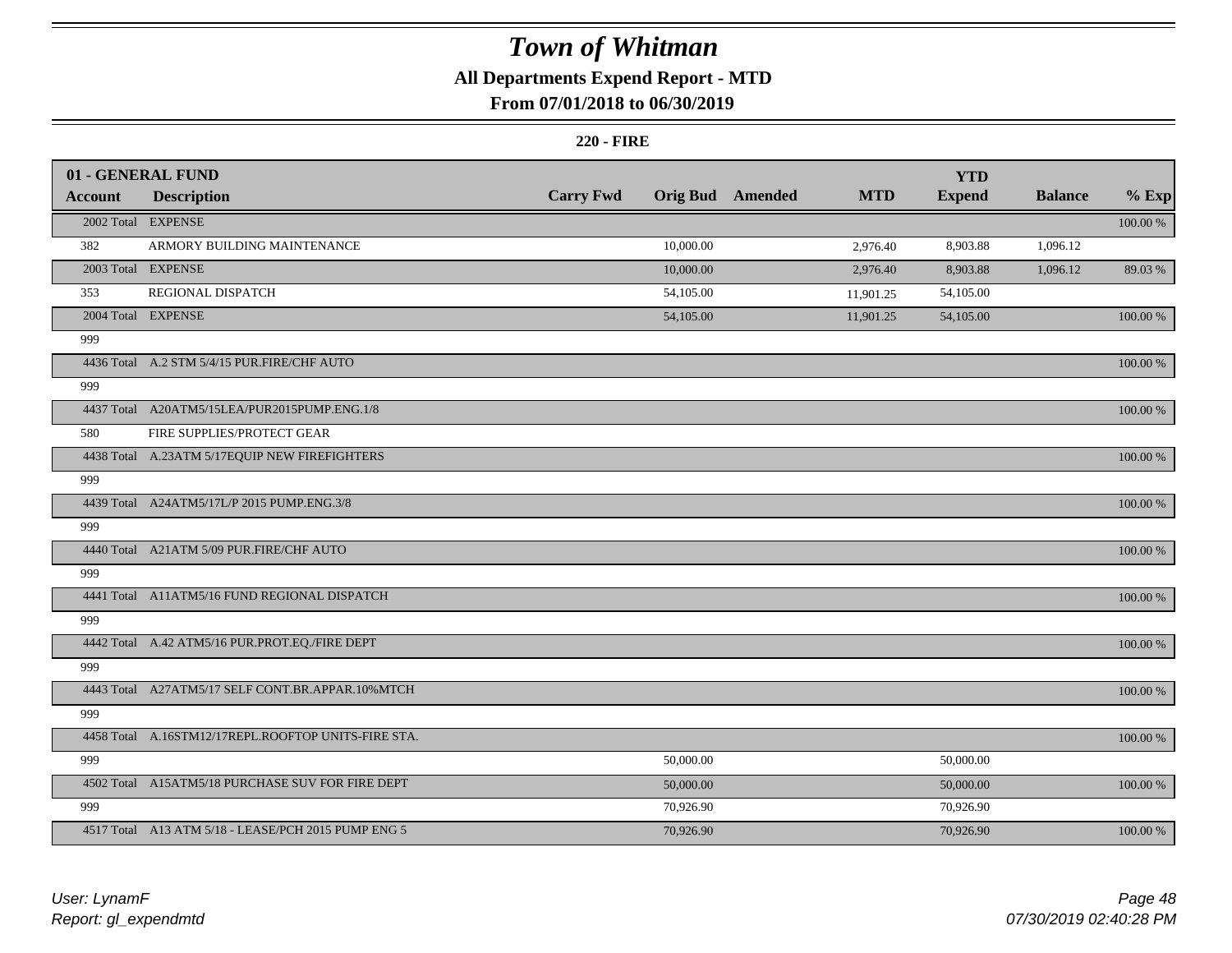# Town of Whitman

## All Departments Expend Report - MTD

### From 07/01/2018 to 06/30/2019

**220 - FIRE**

| 01 - GENERAL FUND | | | | | | | | |
|---|---|---|---|---|---|---|---|---|
| **Account** | **Description** | **Carry Fwd** | **Orig Bud** | **Amended** | **MTD** | **YTD Expend** | **Balance** | **% Exp** |
| 2002 Total | EXPENSE | | | | | | | 100.00 % |
| 382 | ARMORY BUILDING MAINTENANCE | | 10,000.00 | | 2,976.40 | 8,903.88 | 1,096.12 | |
| 2003 Total | EXPENSE | | 10,000.00 | | 2,976.40 | 8,903.88 | 1,096.12 | 89.03 % |
| 353 | REGIONAL DISPATCH | | 54,105.00 | | 11,901.25 | 54,105.00 | | |
| 2004 Total | EXPENSE | | 54,105.00 | | 11,901.25 | 54,105.00 | | 100.00 % |
| 999 | | | | | | | | |
| 4436 Total | A.2 STM 5/4/15 PUR.FIRE/CHF AUTO | | | | | | | 100.00 % |
| 999 | | | | | | | | |
| 4437 Total | A20ATM5/15LEA/PUR2015PUMP.ENG.1/8 | | | | | | | 100.00 % |
| 580 | FIRE SUPPLIES/PROTECT GEAR | | | | | | | |
| 4438 Total | A.23ATM 5/17EQUIP NEW FIREFIGHTERS | | | | | | | 100.00 % |
| 999 | | | | | | | | |
| 4439 Total | A24ATM5/17L/P 2015 PUMP.ENG.3/8 | | | | | | | 100.00 % |
| 999 | | | | | | | | |
| 4440 Total | A21ATM 5/09 PUR.FIRE/CHF AUTO | | | | | | | 100.00 % |
| 999 | | | | | | | | |
| 4441 Total | A11ATM5/16 FUND REGIONAL DISPATCH | | | | | | | 100.00 % |
| 999 | | | | | | | | |
| 4442 Total | A.42 ATM5/16 PUR.PROT.EQ./FIRE DEPT | | | | | | | 100.00 % |
| 999 | | | | | | | | |
| 4443 Total | A27ATM5/17 SELF CONT.BR.APPAR.10%MTCH | | | | | | | 100.00 % |
| 999 | | | | | | | | |
| 4458 Total | A.16STM12/17REPL.ROOFTOP UNITS-FIRE STA. | | | | | | | 100.00 % |
| 999 | | | 50,000.00 | | | 50,000.00 | | |
| 4502 Total | A15ATM5/18 PURCHASE SUV FOR FIRE DEPT | | 50,000.00 | | | 50,000.00 | | 100.00 % |
| 999 | | | 70,926.90 | | | 70,926.90 | | |
| 4517 Total | A13 ATM 5/18 - LEASE/PCH 2015 PUMP ENG 5 | | 70,926.90 | | | 70,926.90 | | 100.00 % |

*User: LynamF*

*Report: gl_expendmtd*

*07/30/2019 02:40:28 PM*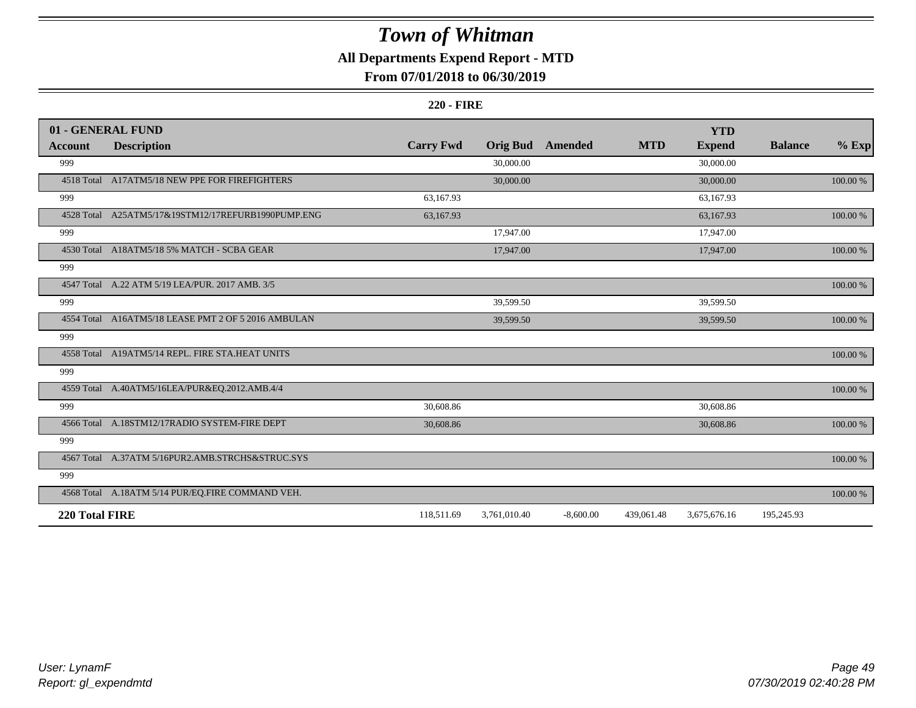# Town of Whitman

## All Departments Expend Report - MTD

### From 07/01/2018 to 06/30/2019

#### 220 - FIRE

| 01 - GENERAL FUND | | | | | | | | |
|---|---|---|---|---|---|---|---|---|
| **Account** | **Description** | **Carry Fwd** | **Orig Bud** | **Amended** | **MTD** | **YTD Expend** | **Balance** | **% Exp** |
| 999 | | | 30,000.00 | | | 30,000.00 | | |
| 4518 Total | A17ATM5/18 NEW PPE FOR FIREFIGHTERS | | 30,000.00 | | | 30,000.00 | | 100.00 % |
| 999 | | 63,167.93 | | | | 63,167.93 | | |
| 4528 Total | A25ATM5/17&19STM12/17REFURB1990PUMP.ENG | 63,167.93 | | | | 63,167.93 | | 100.00 % |
| 999 | | | 17,947.00 | | | 17,947.00 | | |
| 4530 Total | A18ATM5/18 5% MATCH - SCBA GEAR | | 17,947.00 | | | 17,947.00 | | 100.00 % |
| 999 | | | | | | | | |
| 4547 Total | A.22 ATM 5/19 LEA/PUR. 2017 AMB. 3/5 | | | | | | | 100.00 % |
| 999 | | | 39,599.50 | | | 39,599.50 | | |
| 4554 Total | A16ATM5/18 LEASE PMT 2 OF 5 2016 AMBULAN | | 39,599.50 | | | 39,599.50 | | 100.00 % |
| 999 | | | | | | | | |
| 4558 Total | A19ATM5/14 REPL. FIRE STA.HEAT UNITS | | | | | | | 100.00 % |
| 999 | | | | | | | | |
| 4559 Total | A.40ATM5/16LEA/PUR&EQ.2012.AMB.4/4 | | | | | | | 100.00 % |
| 999 | | 30,608.86 | | | | 30,608.86 | | |
| 4566 Total | A.18STM12/17RADIO SYSTEM-FIRE DEPT | 30,608.86 | | | | 30,608.86 | | 100.00 % |
| 999 | | | | | | | | |
| 4567 Total | A.37ATM 5/16PUR2.AMB.STRCHS&STRUC.SYS | | | | | | | 100.00 % |
| 999 | | | | | | | | |
| 4568 Total | A.18ATM 5/14 PUR/EQ.FIRE COMMAND VEH. | | | | | | | 100.00 % |
| **220 Total FIRE** | | 118,511.69 | 3,761,010.40 | -8,600.00 | 439,061.48 | 3,675,676.16 | 195,245.93 | |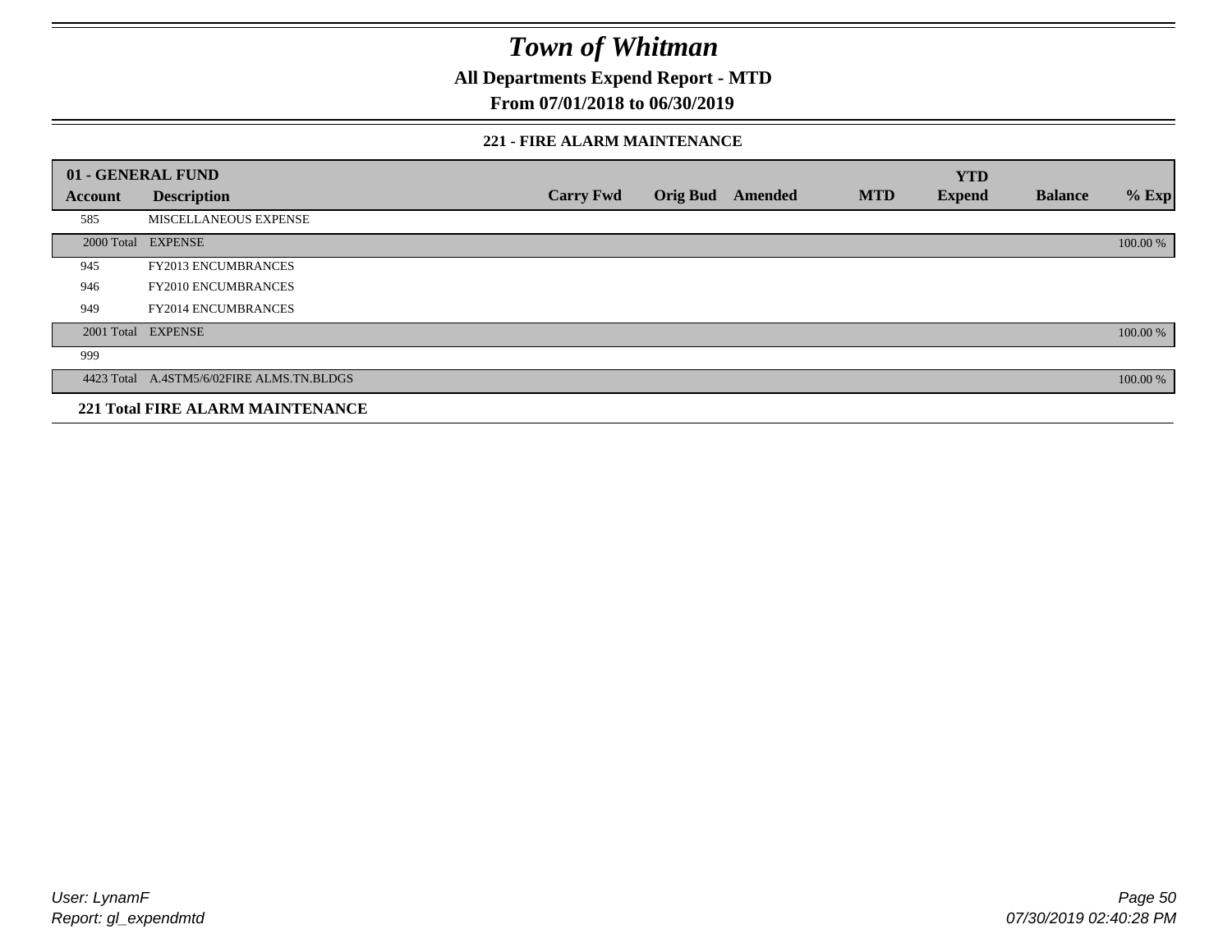# Town of Whitman

## All Departments Expend Report - MTD

## From 07/01/2018 to 06/30/2019

### 221 - FIRE ALARM MAINTENANCE

| 01 - GENERAL FUND | | | | | | YTD | | |
|---|---|---|---|---|---|---|---|---|
| **Account** | **Description** | **Carry Fwd** | **Orig Bud** | **Amended** | **MTD** | **Expend** | **Balance** | **% Exp** |
| 585 | MISCELLANEOUS EXPENSE | | | | | | | |
| 2000 Total | EXPENSE | | | | | | | 100.00 % |
| 945 | FY2013 ENCUMBRANCES | | | | | | | |
| 946 | FY2010 ENCUMBRANCES | | | | | | | |
| 949 | FY2014 ENCUMBRANCES | | | | | | | |
| 2001 Total | EXPENSE | | | | | | | 100.00 % |
| 999 | | | | | | | | |
| 4423 Total | A.4STM5/6/02FIRE ALMS.TN.BLDGS | | | | | | | 100.00 % |

**221 Total FIRE ALARM MAINTENANCE**

*User: LynamF*
*Report: gl_expendmtd*

*07/30/2019 02:40:28 PM*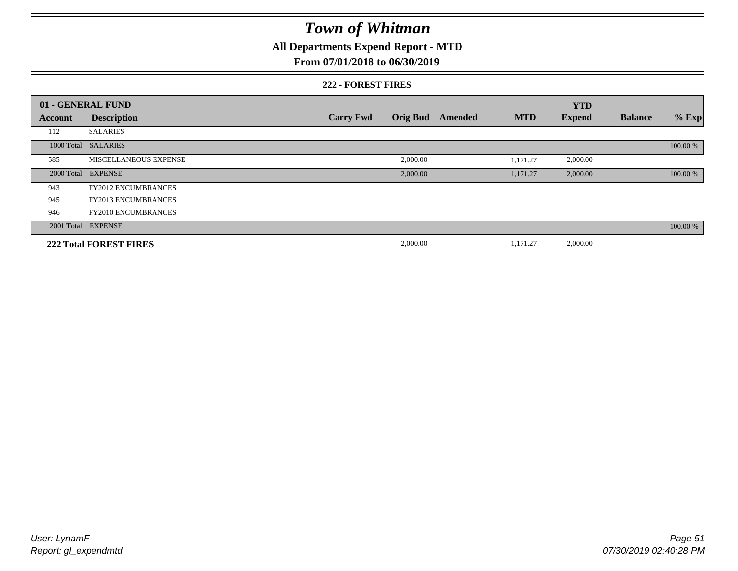# Town of Whitman

## All Departments Expend Report - MTD

## From 07/01/2018 to 06/30/2019

### 222 - FOREST FIRES

| 01 - GENERAL FUND | | | | | | YTD | | |
|---|---|---|---|---|---|---|---|---|
| Account | Description | Carry Fwd | Orig Bud | Amended | MTD | Expend | Balance | % Exp |
| 112 | SALARIES | | | | | | | |
| 1000 Total | SALARIES | | | | | | | 100.00 % |
| 585 | MISCELLANEOUS EXPENSE | | 2,000.00 | | 1,171.27 | 2,000.00 | | |
| 2000 Total | EXPENSE | | 2,000.00 | | 1,171.27 | 2,000.00 | | 100.00 % |
| 943 | FY2012 ENCUMBRANCES | | | | | | | |
| 945 | FY2013 ENCUMBRANCES | | | | | | | |
| 946 | FY2010 ENCUMBRANCES | | | | | | | |
| 2001 Total | EXPENSE | | | | | | | 100.00 % |
| **222 Total FOREST FIRES** | | | 2,000.00 | | 1,171.27 | 2,000.00 | | |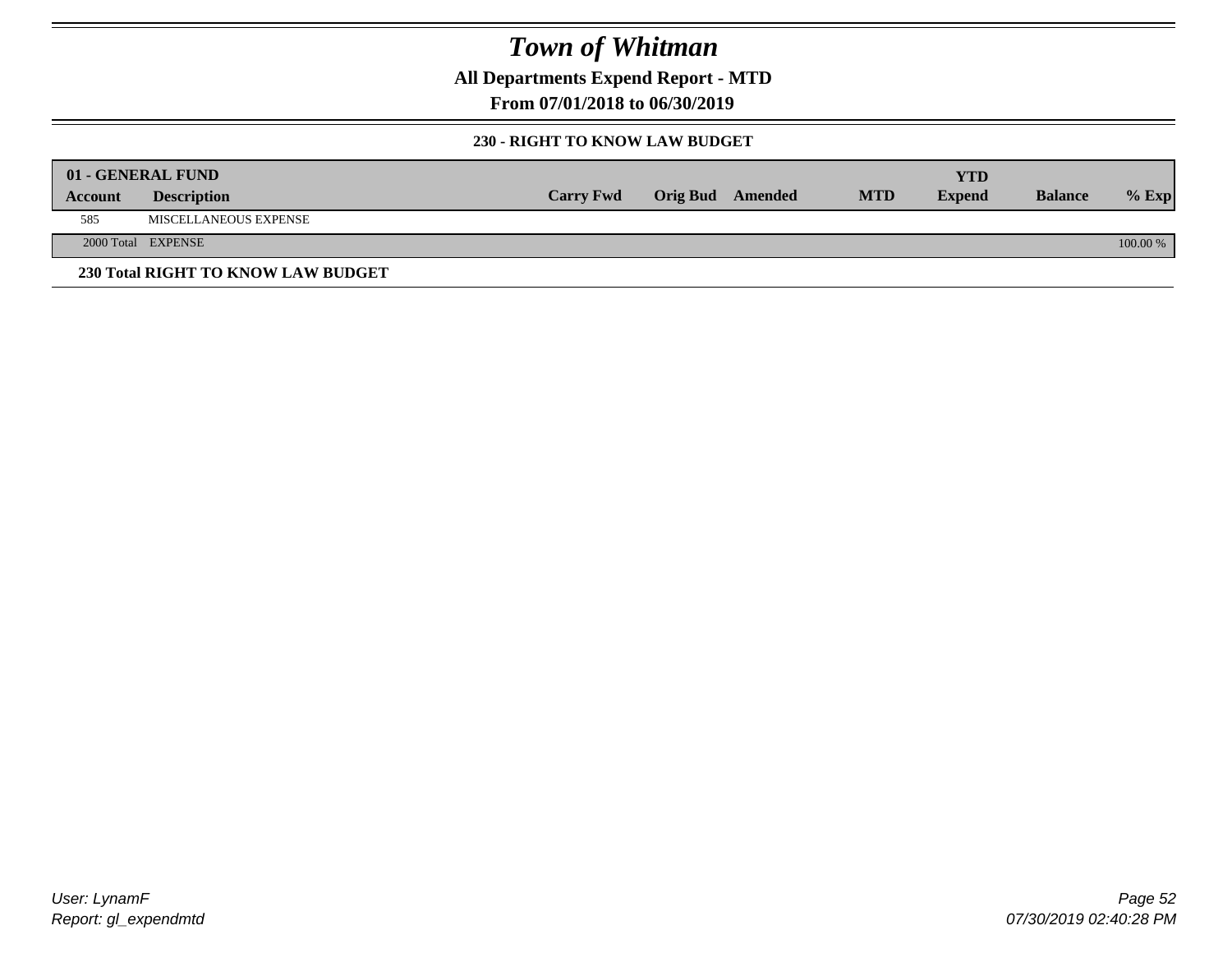# Town of Whitman

**All Departments Expend Report - MTD**

**From 07/01/2018 to 06/30/2019**

### 230 - RIGHT TO KNOW LAW BUDGET

| 01 - GENERAL FUND | | | | | | | | |
|---|---|---|---|---|---|---|---|---|
| **Account** | **Description** | **Carry Fwd** | **Orig Bud** | **Amended** | **MTD** | **YTD Expend** | **Balance** | **% Exp** |
| 585 | MISCELLANEOUS EXPENSE | | | | | | | |
| 2000 Total | EXPENSE | | | | | | | 100.00 % |

**230 Total RIGHT TO KNOW LAW BUDGET**

User: LynamF
Report: gl_expendmtd

07/30/2019 02:40:28 PM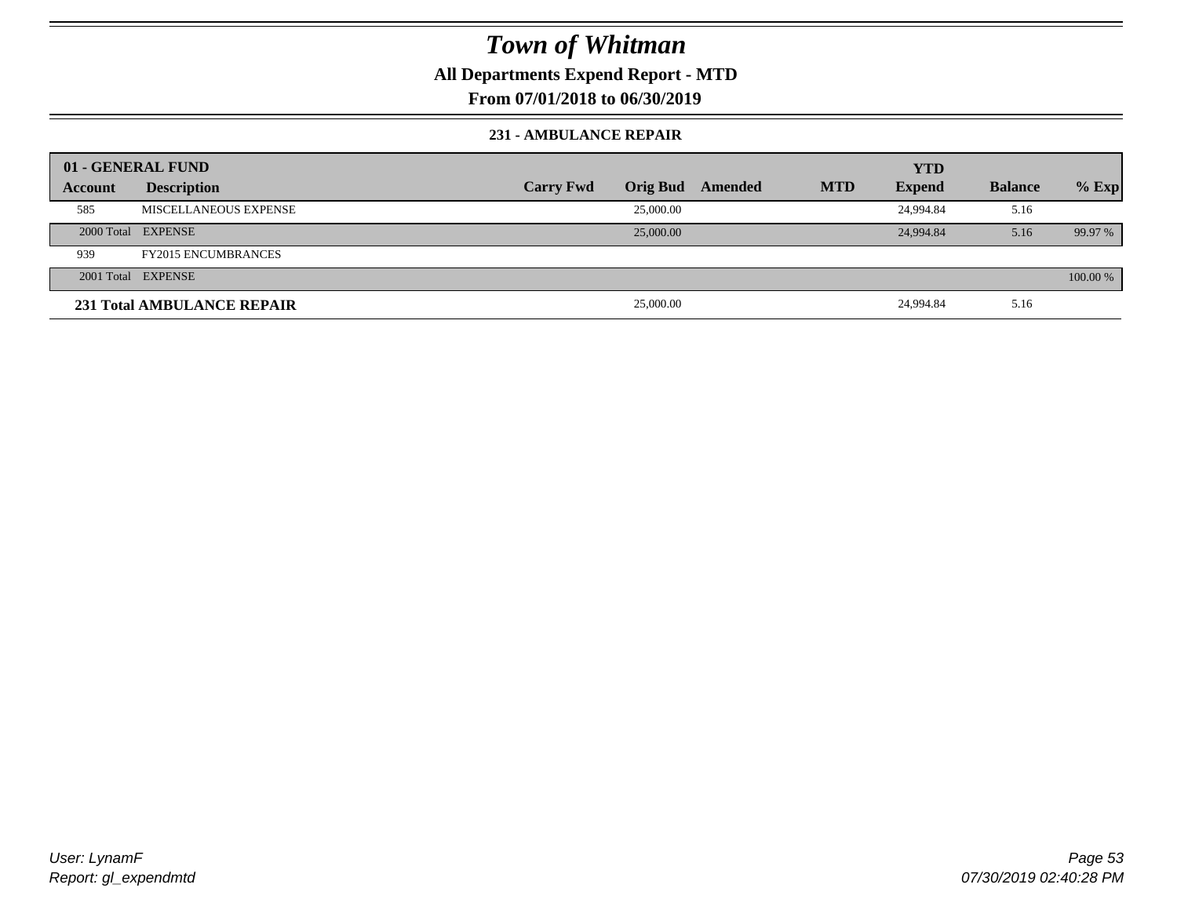# Town of Whitman

## All Departments Expend Report - MTD

### From 07/01/2018 to 06/30/2019

#### 231 - AMBULANCE REPAIR

| 01 - GENERAL FUND | | | | | | YTD | | |
|---|---|---|---|---|---|---|---|---|
| Account | Description | Carry Fwd | Orig Bud | Amended | MTD | Expend | Balance | % Exp |
| 585 | MISCELLANEOUS EXPENSE | | 25,000.00 | | | 24,994.84 | 5.16 | |
| 2000 Total | EXPENSE | | 25,000.00 | | | 24,994.84 | 5.16 | 99.97 % |
| 939 | FY2015 ENCUMBRANCES | | | | | | | |
| 2001 Total | EXPENSE | | | | | | | 100.00 % |
| **231 Total AMBULANCE REPAIR** | | | 25,000.00 | | | 24,994.84 | 5.16 | |

User: LynamF
Report: gl_expendmtd

07/30/2019 02:40:28 PM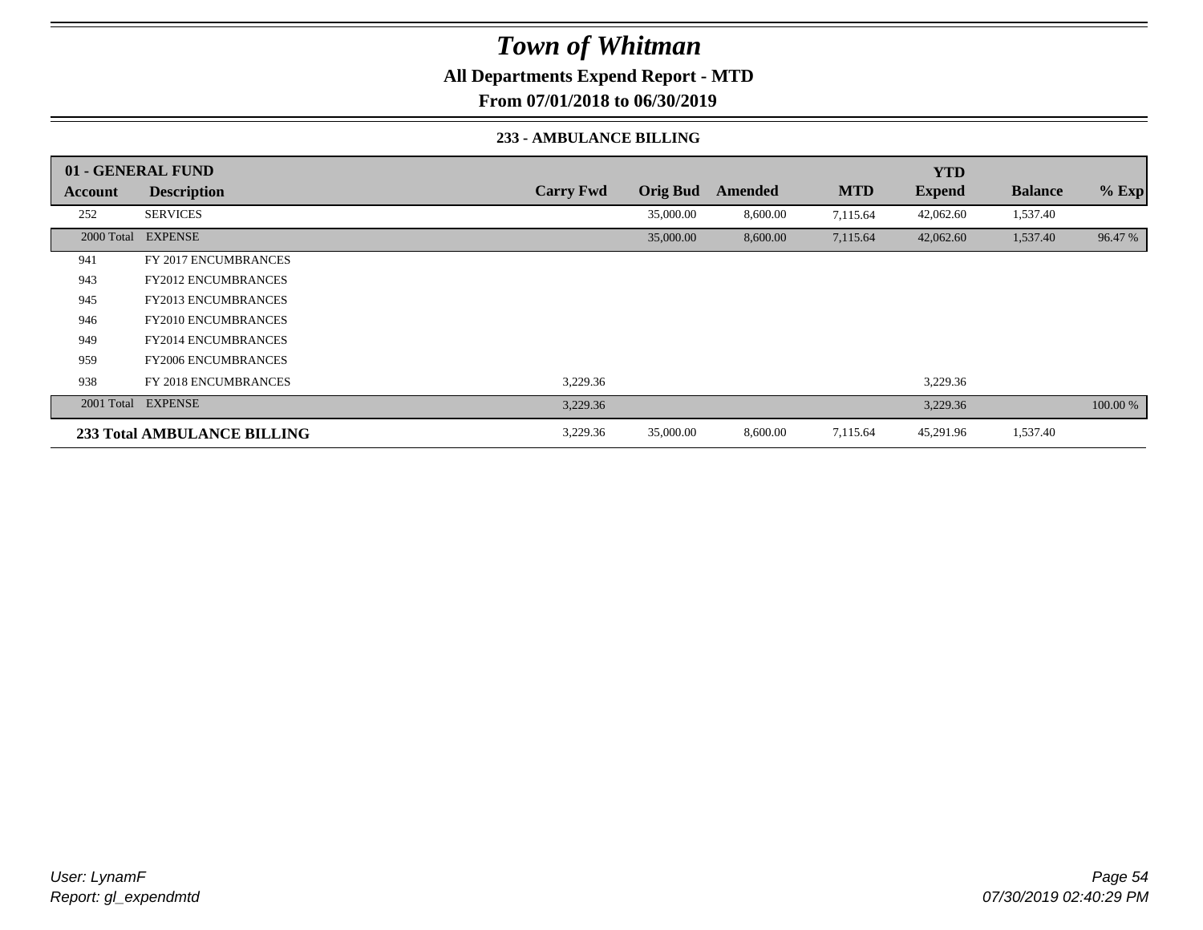# Town of Whitman

**All Departments Expend Report - MTD**

**From 07/01/2018 to 06/30/2019**

### 233 - AMBULANCE BILLING

| 01 - GENERAL FUND | | | | | | YTD | | |
|---|---|---|---|---|---|---|---|---|
| **Account** | **Description** | **Carry Fwd** | **Orig Bud** | **Amended** | **MTD** | **Expend** | **Balance** | **% Exp** |
| 252 | SERVICES | | 35,000.00 | 8,600.00 | 7,115.64 | 42,062.60 | 1,537.40 | |
| 2000 Total | EXPENSE | | 35,000.00 | 8,600.00 | 7,115.64 | 42,062.60 | 1,537.40 | 96.47 % |
| 941 | FY 2017 ENCUMBRANCES | | | | | | | |
| 943 | FY2012 ENCUMBRANCES | | | | | | | |
| 945 | FY2013 ENCUMBRANCES | | | | | | | |
| 946 | FY2010 ENCUMBRANCES | | | | | | | |
| 949 | FY2014 ENCUMBRANCES | | | | | | | |
| 959 | FY2006 ENCUMBRANCES | | | | | | | |
| 938 | FY 2018 ENCUMBRANCES | 3,229.36 | | | | 3,229.36 | | |
| 2001 Total | EXPENSE | 3,229.36 | | | | 3,229.36 | | 100.00 % |
| **233 Total AMBULANCE BILLING** | | 3,229.36 | 35,000.00 | 8,600.00 | 7,115.64 | 45,291.96 | 1,537.40 | |

*User: LynamF*
*Report: gl_expendmtd*

*07/30/2019 02:40:29 PM*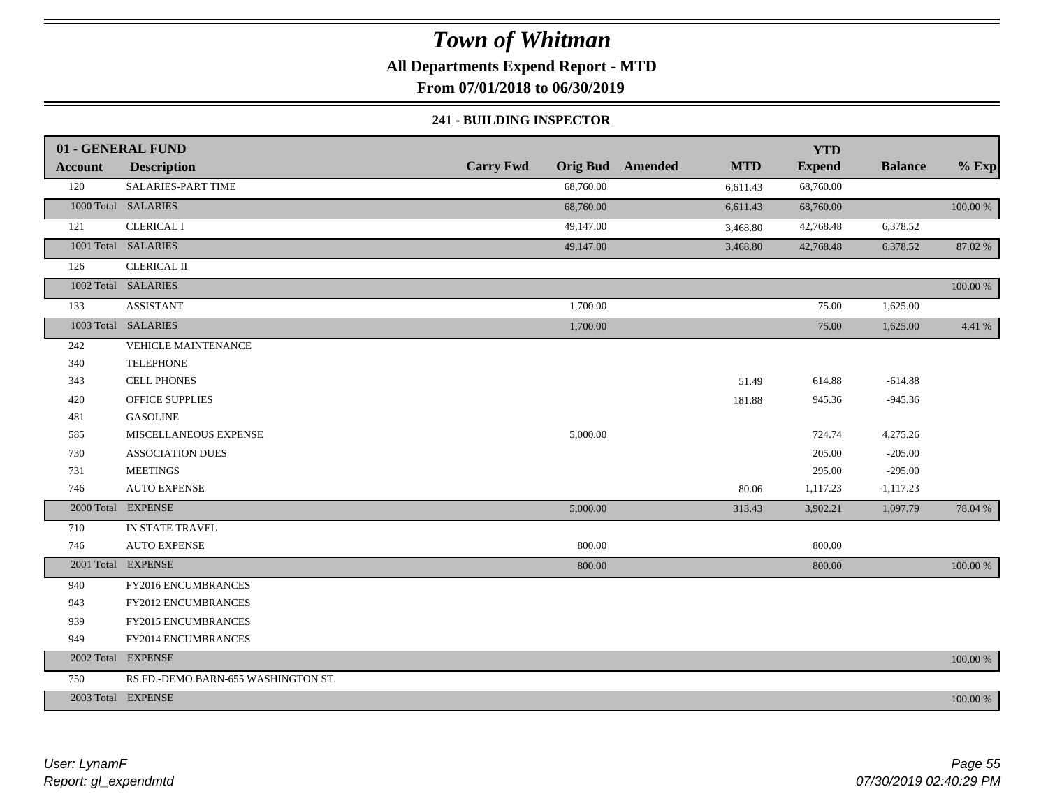# Town of Whitman

**All Departments Expend Report - MTD**

**From 07/01/2018 to 06/30/2019**

**241 - BUILDING INSPECTOR**

| 01 - GENERAL FUND | | | | | | YTD | | |
|---|---|---|---|---|---|---|---|---|
| **Account** | **Description** | **Carry Fwd** | **Orig Bud** | **Amended** | **MTD** | **Expend** | **Balance** | **% Exp** |
| 120 | SALARIES-PART TIME | | 68,760.00 | | 6,611.43 | 68,760.00 | | |
| 1000 Total | SALARIES | | 68,760.00 | | 6,611.43 | 68,760.00 | | 100.00 % |
| 121 | CLERICAL I | | 49,147.00 | | 3,468.80 | 42,768.48 | 6,378.52 | |
| 1001 Total | SALARIES | | 49,147.00 | | 3,468.80 | 42,768.48 | 6,378.52 | 87.02 % |
| 126 | CLERICAL II | | | | | | | |
| 1002 Total | SALARIES | | | | | | | 100.00 % |
| 133 | ASSISTANT | | 1,700.00 | | | 75.00 | 1,625.00 | |
| 1003 Total | SALARIES | | 1,700.00 | | | 75.00 | 1,625.00 | 4.41 % |
| 242 | VEHICLE MAINTENANCE | | | | | | | |
| 340 | TELEPHONE | | | | | | | |
| 343 | CELL PHONES | | | | 51.49 | 614.88 | -614.88 | |
| 420 | OFFICE SUPPLIES | | | | 181.88 | 945.36 | -945.36 | |
| 481 | GASOLINE | | | | | | | |
| 585 | MISCELLANEOUS EXPENSE | | 5,000.00 | | | 724.74 | 4,275.26 | |
| 730 | ASSOCIATION DUES | | | | | 205.00 | -205.00 | |
| 731 | MEETINGS | | | | | 295.00 | -295.00 | |
| 746 | AUTO EXPENSE | | | | 80.06 | 1,117.23 | -1,117.23 | |
| 2000 Total | EXPENSE | | 5,000.00 | | 313.43 | 3,902.21 | 1,097.79 | 78.04 % |
| 710 | IN STATE TRAVEL | | | | | | | |
| 746 | AUTO EXPENSE | | 800.00 | | | 800.00 | | |
| 2001 Total | EXPENSE | | 800.00 | | | 800.00 | | 100.00 % |
| 940 | FY2016 ENCUMBRANCES | | | | | | | |
| 943 | FY2012 ENCUMBRANCES | | | | | | | |
| 939 | FY2015 ENCUMBRANCES | | | | | | | |
| 949 | FY2014 ENCUMBRANCES | | | | | | | |
| 2002 Total | EXPENSE | | | | | | | 100.00 % |
| 750 | RS.FD.-DEMO.BARN-655 WASHINGTON ST. | | | | | | | |
| 2003 Total | EXPENSE | | | | | | | 100.00 % |

*User: LynamF*
*Report: gl_expendmtd*

*07/30/2019 02:40:29 PM*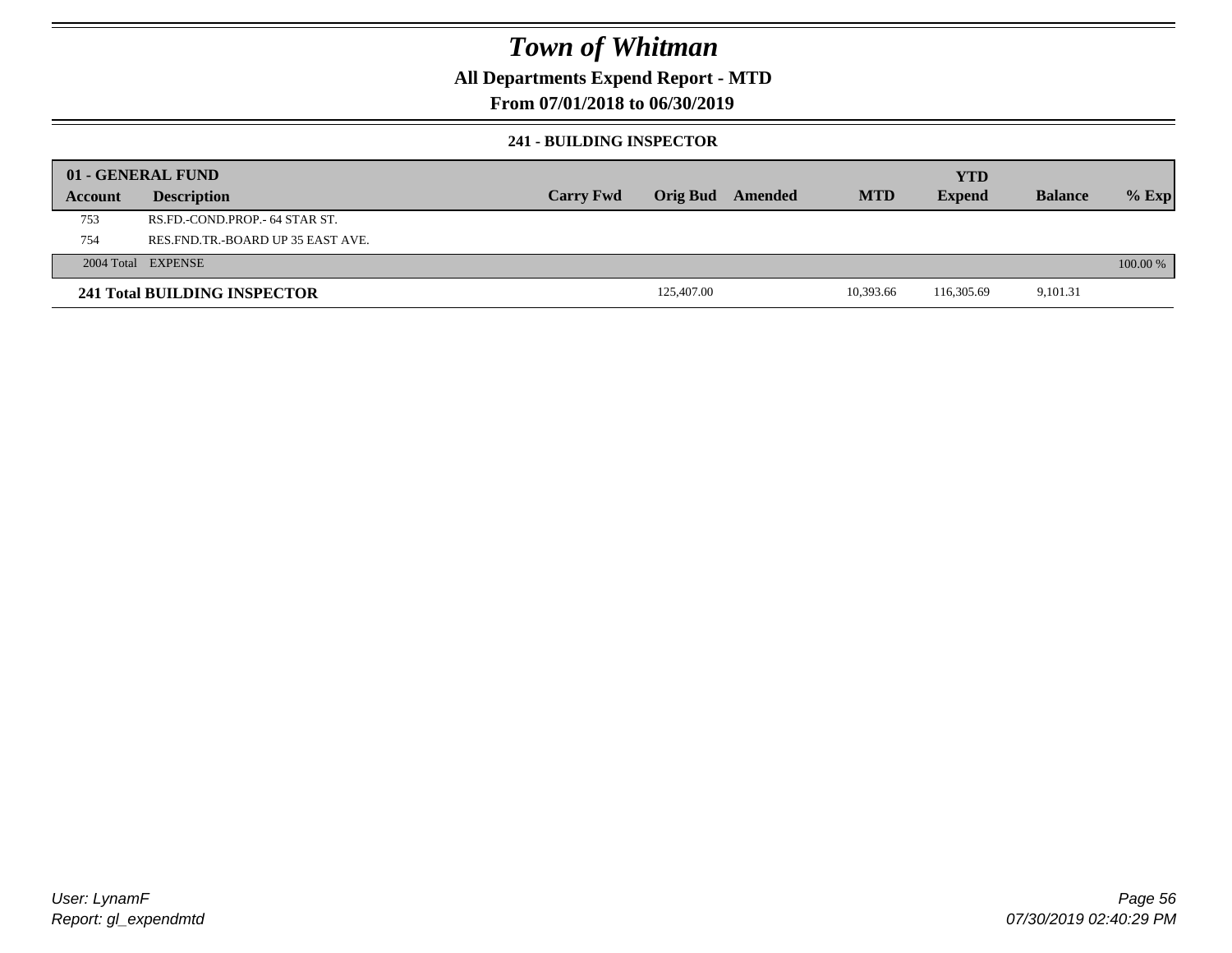# Town of Whitman

**All Departments Expend Report - MTD**

**From 07/01/2018 to 06/30/2019**

**241 - BUILDING INSPECTOR**

| 01 - GENERAL FUND | | | | | | YTD | | |
|---|---|---|---|---|---|---|---|---|
| **Account** | **Description** | **Carry Fwd** | **Orig Bud** | **Amended** | **MTD** | **Expend** | **Balance** | **% Exp** |
| 753 | RS.FD.-COND.PROP.- 64 STAR ST. | | | | | | | |
| 754 | RES.FND.TR.-BOARD UP 35 EAST AVE. | | | | | | | |
| 2004 Total | EXPENSE | | | | | | | 100.00 % |
| **241 Total BUILDING INSPECTOR** | | | 125,407.00 | | 10,393.66 | 116,305.69 | 9,101.31 | |

*User: LynamF*
*Report: gl_expendmtd*

*07/30/2019 02:40:29 PM*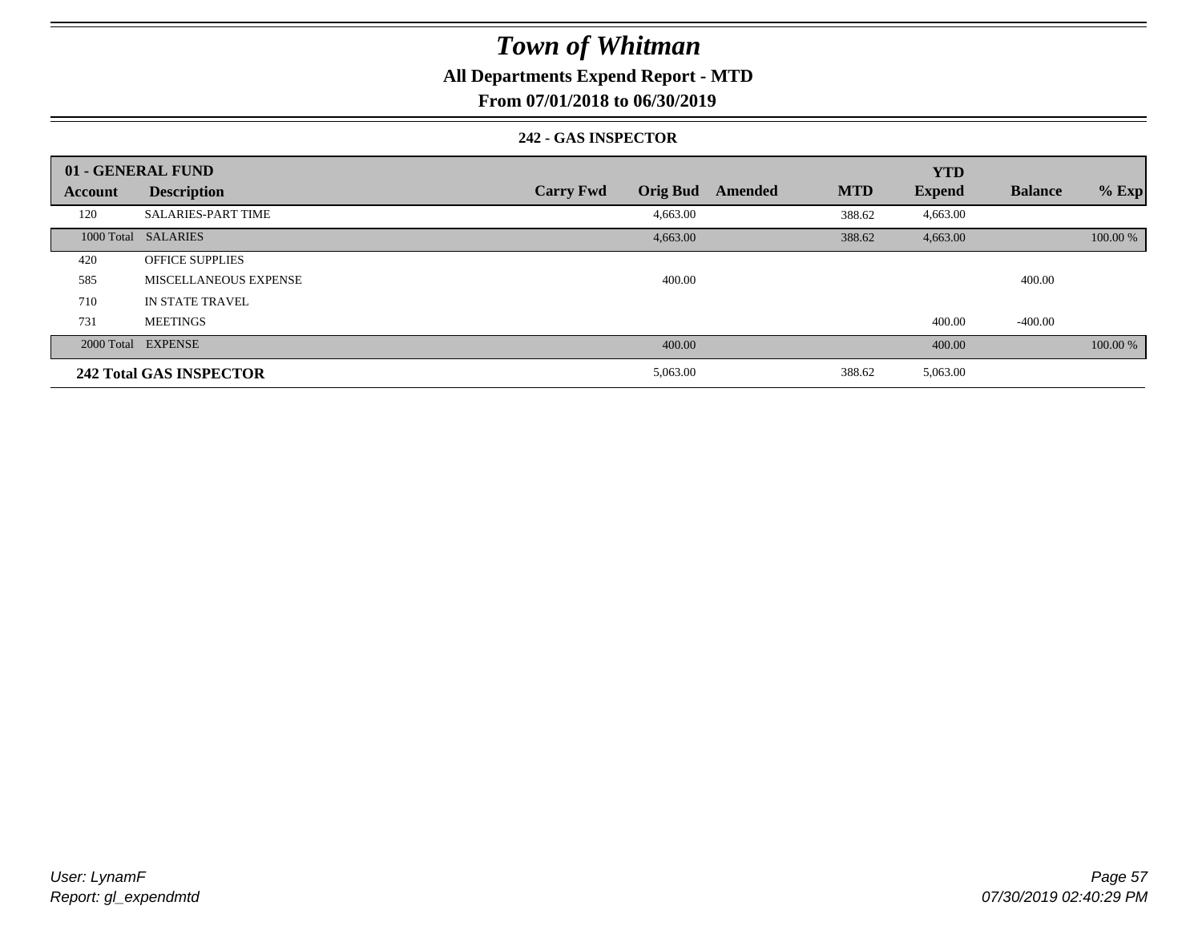# Town of Whitman

## All Departments Expend Report - MTD

### From 07/01/2018 to 06/30/2019

#### 242 - GAS INSPECTOR

| 01 - GENERAL FUND | | | | | | YTD | | |
|---|---|---|---|---|---|---|---|---|
| Account | Description | Carry Fwd | Orig Bud | Amended | MTD | Expend | Balance | % Exp |
| 120 | SALARIES-PART TIME | | 4,663.00 | | 388.62 | 4,663.00 | | |
| 1000 Total | SALARIES | | 4,663.00 | | 388.62 | 4,663.00 | | 100.00 % |
| 420 | OFFICE SUPPLIES | | | | | | | |
| 585 | MISCELLANEOUS EXPENSE | | 400.00 | | | | 400.00 | |
| 710 | IN STATE TRAVEL | | | | | | | |
| 731 | MEETINGS | | | | | 400.00 | -400.00 | |
| 2000 Total | EXPENSE | | 400.00 | | | 400.00 | | 100.00 % |
| **242 Total GAS INSPECTOR** | | | 5,063.00 | | 388.62 | 5,063.00 | | |

User: LynamF
Report: gl_expendmtd

07/30/2019 02:40:29 PM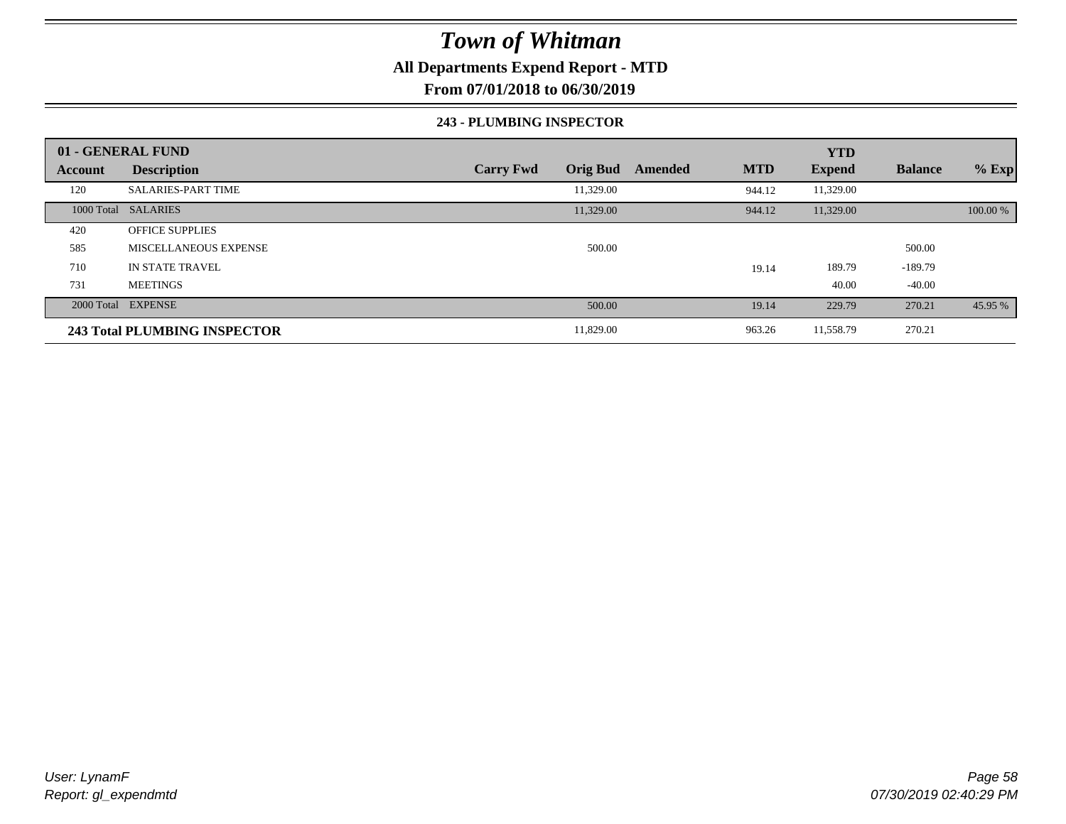# Town of Whitman

**All Departments Expend Report - MTD**

**From 07/01/2018 to 06/30/2019**

**243 - PLUMBING INSPECTOR**

| 01 - GENERAL FUND | | | | | | YTD | | |
|---|---|---|---|---|---|---|---|---|
| **Account** | **Description** | **Carry Fwd** | **Orig Bud** | **Amended** | **MTD** | **Expend** | **Balance** | **% Exp** |
| 120 | SALARIES-PART TIME | | 11,329.00 | | 944.12 | 11,329.00 | | |
| 1000 Total | SALARIES | | 11,329.00 | | 944.12 | 11,329.00 | | 100.00 % |
| 420 | OFFICE SUPPLIES | | | | | | | |
| 585 | MISCELLANEOUS EXPENSE | | 500.00 | | | | 500.00 | |
| 710 | IN STATE TRAVEL | | | | 19.14 | 189.79 | -189.79 | |
| 731 | MEETINGS | | | | | 40.00 | -40.00 | |
| 2000 Total | EXPENSE | | 500.00 | | 19.14 | 229.79 | 270.21 | 45.95 % |
| **243 Total PLUMBING INSPECTOR** | | | 11,829.00 | | 963.26 | 11,558.79 | 270.21 | |

*User: LynamF*
*Report: gl_expendmtd*

*07/30/2019 02:40:29 PM*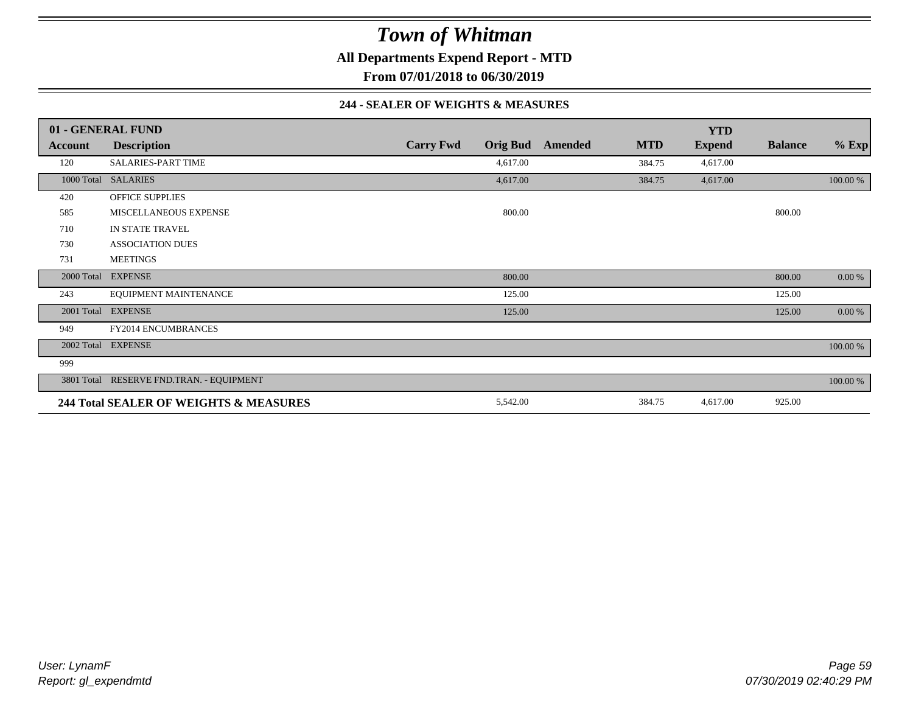# Town of Whitman

## All Departments Expend Report - MTD

## From 07/01/2018 to 06/30/2019

### 244 - SEALER OF WEIGHTS & MEASURES

| 01 - GENERAL FUND | | | | | | YTD | | |
|---|---|---|---|---|---|---|---|---|
| **Account** | **Description** | **Carry Fwd** | **Orig Bud** | **Amended** | **MTD** | **Expend** | **Balance** | **% Exp** |
| 120 | SALARIES-PART TIME | | 4,617.00 | | 384.75 | 4,617.00 | | |
| 1000 Total | SALARIES | | 4,617.00 | | 384.75 | 4,617.00 | | 100.00 % |
| 420 | OFFICE SUPPLIES | | | | | | | |
| 585 | MISCELLANEOUS EXPENSE | | 800.00 | | | | 800.00 | |
| 710 | IN STATE TRAVEL | | | | | | | |
| 730 | ASSOCIATION DUES | | | | | | | |
| 731 | MEETINGS | | | | | | | |
| 2000 Total | EXPENSE | | 800.00 | | | | 800.00 | 0.00 % |
| 243 | EQUIPMENT MAINTENANCE | | 125.00 | | | | 125.00 | |
| 2001 Total | EXPENSE | | 125.00 | | | | 125.00 | 0.00 % |
| 949 | FY2014 ENCUMBRANCES | | | | | | | |
| 2002 Total | EXPENSE | | | | | | | 100.00 % |
| 999 | | | | | | | | |
| 3801 Total | RESERVE FND.TRAN. - EQUIPMENT | | | | | | | 100.00 % |
| **244 Total SEALER OF WEIGHTS & MEASURES** | | | 5,542.00 | | 384.75 | 4,617.00 | 925.00 | |

*User: LynamF*
*Report: gl_expendmtd*

*07/30/2019 02:40:29 PM*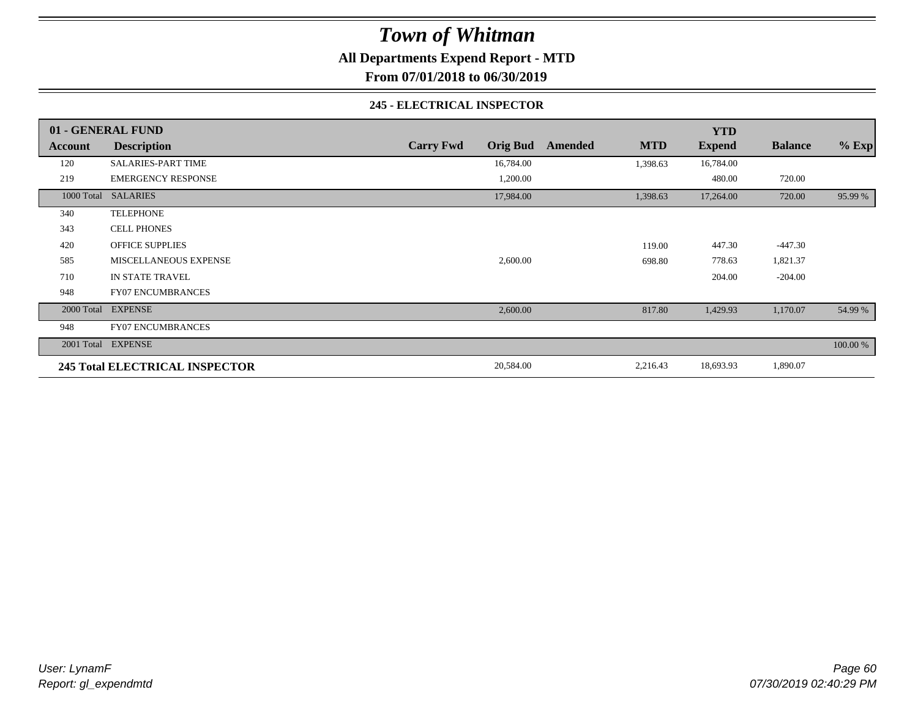# Town of Whitman

**All Departments Expend Report - MTD**

**From 07/01/2018 to 06/30/2019**

### 245 - ELECTRICAL INSPECTOR

| 01 - GENERAL FUND | | | | | | YTD | | |
|---|---|---|---|---|---|---|---|---|
| **Account** | **Description** | **Carry Fwd** | **Orig Bud** | **Amended** | **MTD** | **Expend** | **Balance** | **% Exp** |
| 120 | SALARIES-PART TIME | | 16,784.00 | | 1,398.63 | 16,784.00 | | |
| 219 | EMERGENCY RESPONSE | | 1,200.00 | | | 480.00 | 720.00 | |
| 1000 Total | SALARIES | | 17,984.00 | | 1,398.63 | 17,264.00 | 720.00 | 95.99 % |
| 340 | TELEPHONE | | | | | | | |
| 343 | CELL PHONES | | | | | | | |
| 420 | OFFICE SUPPLIES | | | | 119.00 | 447.30 | -447.30 | |
| 585 | MISCELLANEOUS EXPENSE | | 2,600.00 | | 698.80 | 778.63 | 1,821.37 | |
| 710 | IN STATE TRAVEL | | | | | 204.00 | -204.00 | |
| 948 | FY07 ENCUMBRANCES | | | | | | | |
| 2000 Total | EXPENSE | | 2,600.00 | | 817.80 | 1,429.93 | 1,170.07 | 54.99 % |
| 948 | FY07 ENCUMBRANCES | | | | | | | |
| 2001 Total | EXPENSE | | | | | | | 100.00 % |
| **245 Total ELECTRICAL INSPECTOR** | | | 20,584.00 | | 2,216.43 | 18,693.93 | 1,890.07 | |

*User: LynamF*
*Report: gl_expendmtd*

*07/30/2019 02:40:29 PM*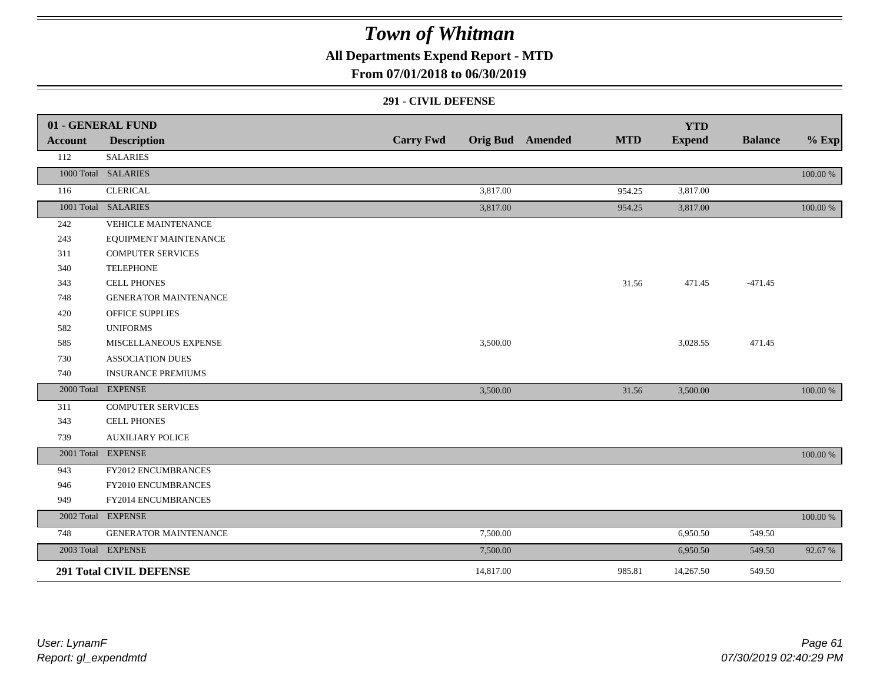# Town of Whitman

## All Departments Expend Report - MTD

### From 07/01/2018 to 06/30/2019

#### 291 - CIVIL DEFENSE

| 01 - GENERAL FUND | | | | | | | | |
|---|---|---|---|---|---|---|---|---|
| **Account** | **Description** | **Carry Fwd** | **Orig Bud** | **Amended** | **MTD** | **YTD Expend** | **Balance** | **% Exp** |
| 112 | SALARIES | | | | | | | |
| 1000 Total | SALARIES | | | | | | | 100.00 % |
| 116 | CLERICAL | | 3,817.00 | | 954.25 | 3,817.00 | | |
| 1001 Total | SALARIES | | 3,817.00 | | 954.25 | 3,817.00 | | 100.00 % |
| 242 | VEHICLE MAINTENANCE | | | | | | | |
| 243 | EQUIPMENT MAINTENANCE | | | | | | | |
| 311 | COMPUTER SERVICES | | | | | | | |
| 340 | TELEPHONE | | | | | | | |
| 343 | CELL PHONES | | | | 31.56 | 471.45 | -471.45 | |
| 748 | GENERATOR MAINTENANCE | | | | | | | |
| 420 | OFFICE SUPPLIES | | | | | | | |
| 582 | UNIFORMS | | | | | | | |
| 585 | MISCELLANEOUS EXPENSE | | 3,500.00 | | | 3,028.55 | 471.45 | |
| 730 | ASSOCIATION DUES | | | | | | | |
| 740 | INSURANCE PREMIUMS | | | | | | | |
| 2000 Total | EXPENSE | | 3,500.00 | | 31.56 | 3,500.00 | | 100.00 % |
| 311 | COMPUTER SERVICES | | | | | | | |
| 343 | CELL PHONES | | | | | | | |
| 739 | AUXILIARY POLICE | | | | | | | |
| 2001 Total | EXPENSE | | | | | | | 100.00 % |
| 943 | FY2012 ENCUMBRANCES | | | | | | | |
| 946 | FY2010 ENCUMBRANCES | | | | | | | |
| 949 | FY2014 ENCUMBRANCES | | | | | | | |
| 2002 Total | EXPENSE | | | | | | | 100.00 % |
| 748 | GENERATOR MAINTENANCE | | 7,500.00 | | | 6,950.50 | 549.50 | |
| 2003 Total | EXPENSE | | 7,500.00 | | | 6,950.50 | 549.50 | 92.67 % |
| **291 Total CIVIL DEFENSE** | | | 14,817.00 | | 985.81 | 14,267.50 | 549.50 | |

User: LynamF
Report: gl_expendmtd

07/30/2019 02:40:29 PM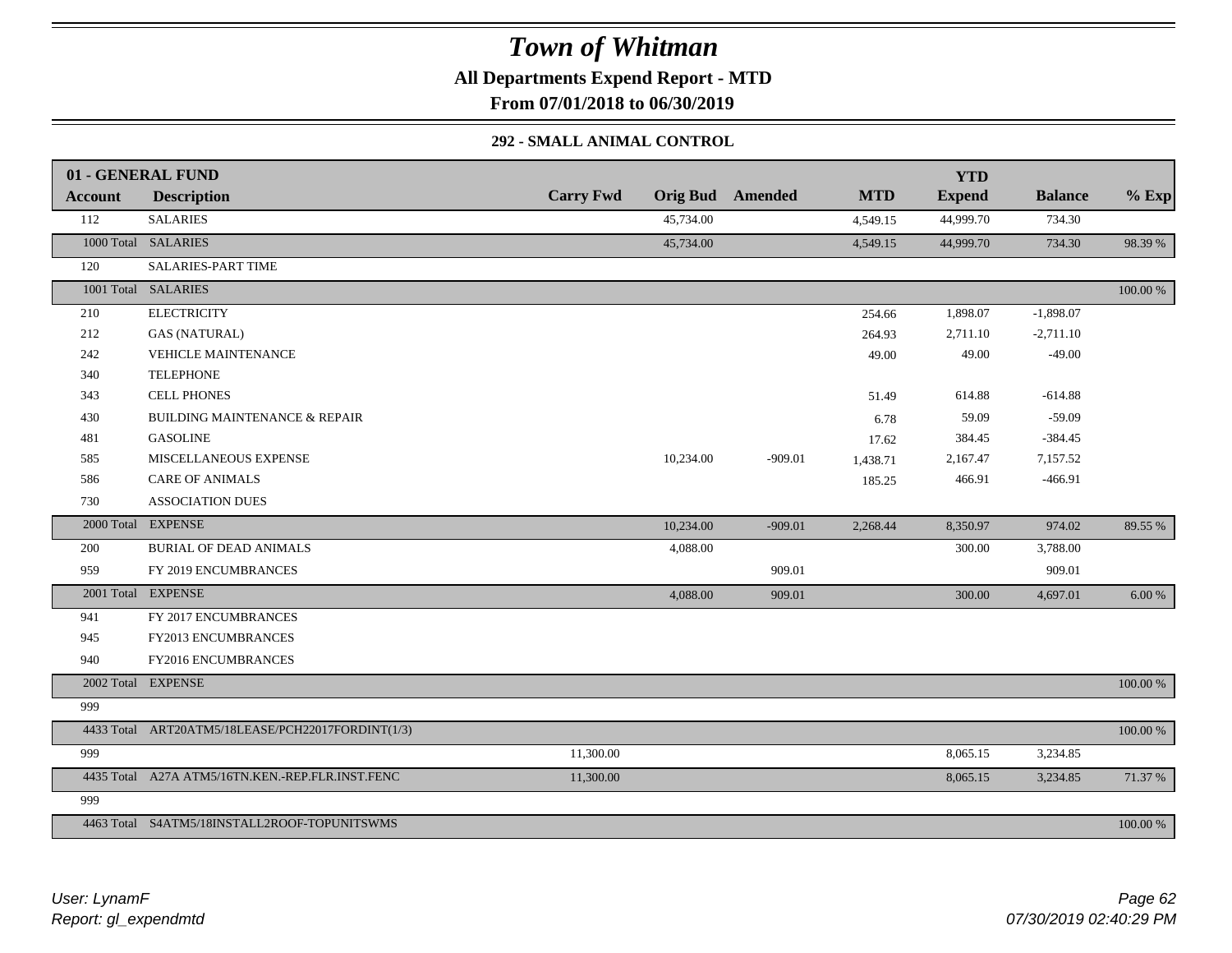# Town of Whitman

## All Departments Expend Report - MTD

### From 07/01/2018 to 06/30/2019

#### 292 - SMALL ANIMAL CONTROL

| 01 - GENERAL FUND | | | | | | YTD | | |
|---|---|---|---|---|---|---|---|---|
| **Account** | **Description** | **Carry Fwd** | **Orig Bud** | **Amended** | **MTD** | **Expend** | **Balance** | **% Exp** |
| 112 | SALARIES | | 45,734.00 | | 4,549.15 | 44,999.70 | 734.30 | |
| 1000 Total | SALARIES | | 45,734.00 | | 4,549.15 | 44,999.70 | 734.30 | 98.39 % |
| 120 | SALARIES-PART TIME | | | | | | | |
| 1001 Total | SALARIES | | | | | | | 100.00 % |
| 210 | ELECTRICITY | | | | 254.66 | 1,898.07 | -1,898.07 | |
| 212 | GAS (NATURAL) | | | | 264.93 | 2,711.10 | -2,711.10 | |
| 242 | VEHICLE MAINTENANCE | | | | 49.00 | 49.00 | -49.00 | |
| 340 | TELEPHONE | | | | | | | |
| 343 | CELL PHONES | | | | 51.49 | 614.88 | -614.88 | |
| 430 | BUILDING MAINTENANCE & REPAIR | | | | 6.78 | 59.09 | -59.09 | |
| 481 | GASOLINE | | | | 17.62 | 384.45 | -384.45 | |
| 585 | MISCELLANEOUS EXPENSE | | 10,234.00 | -909.01 | 1,438.71 | 2,167.47 | 7,157.52 | |
| 586 | CARE OF ANIMALS | | | | 185.25 | 466.91 | -466.91 | |
| 730 | ASSOCIATION DUES | | | | | | | |
| 2000 Total | EXPENSE | | 10,234.00 | -909.01 | 2,268.44 | 8,350.97 | 974.02 | 89.55 % |
| 200 | BURIAL OF DEAD ANIMALS | | 4,088.00 | | | 300.00 | 3,788.00 | |
| 959 | FY 2019 ENCUMBRANCES | | | 909.01 | | | 909.01 | |
| 2001 Total | EXPENSE | | 4,088.00 | 909.01 | | 300.00 | 4,697.01 | 6.00 % |
| 941 | FY 2017 ENCUMBRANCES | | | | | | | |
| 945 | FY2013 ENCUMBRANCES | | | | | | | |
| 940 | FY2016 ENCUMBRANCES | | | | | | | |
| 2002 Total | EXPENSE | | | | | | | 100.00 % |
| 999 | | | | | | | | |
| 4433 Total | ART20ATM5/18LEASE/PCH22017FORDINT(1/3) | | | | | | | 100.00 % |
| 999 | | 11,300.00 | | | | 8,065.15 | 3,234.85 | |
| 4435 Total | A27A ATM5/16TN.KEN.-REP.FLR.INST.FENC | 11,300.00 | | | | 8,065.15 | 3,234.85 | 71.37 % |
| 999 | | | | | | | | |
| 4463 Total | S4ATM5/18INSTALL2ROOF-TOPUNITSWMS | | | | | | | 100.00 % |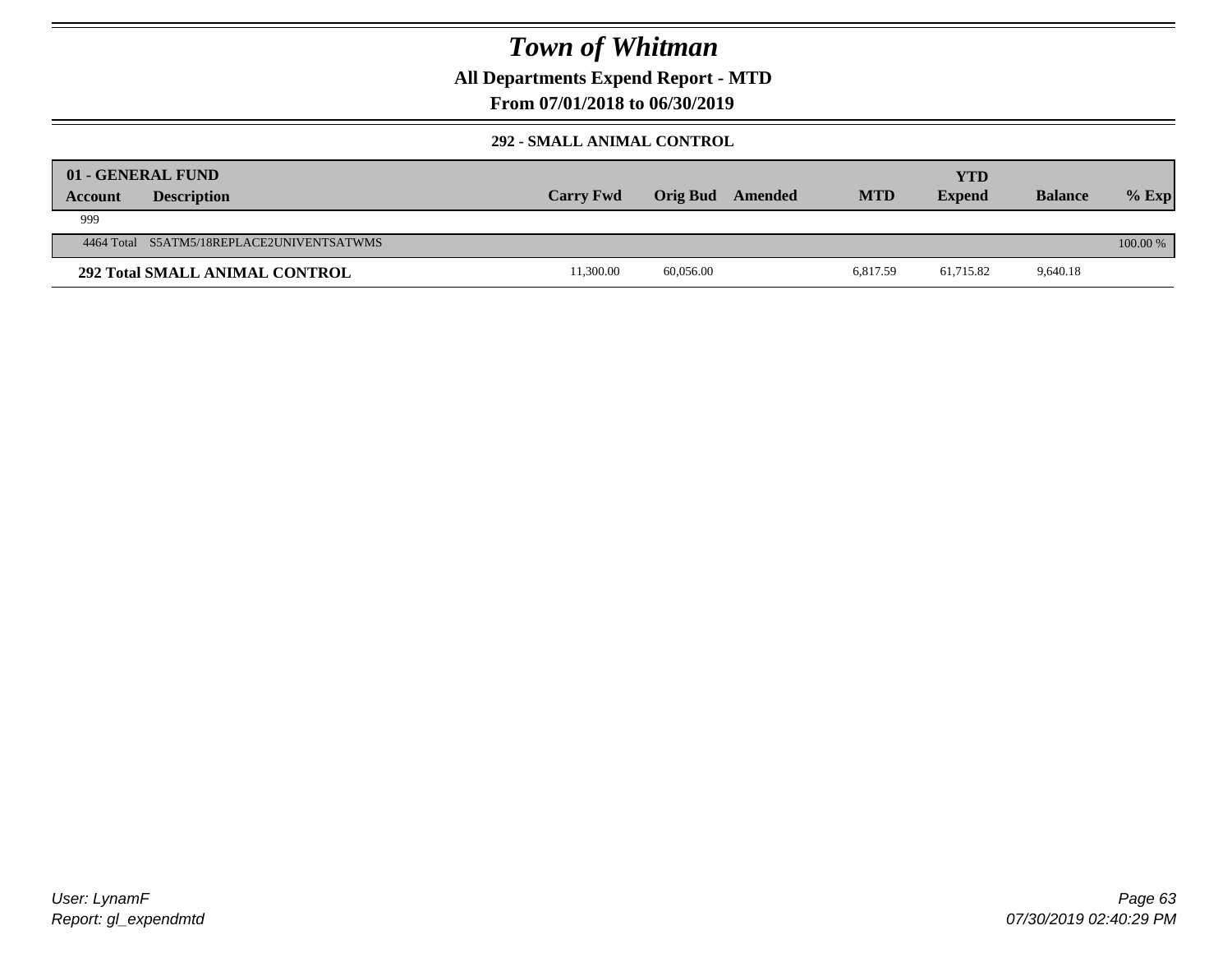# Town of Whitman

**All Departments Expend Report - MTD**

**From 07/01/2018 to 06/30/2019**

**292 - SMALL ANIMAL CONTROL**

| 01 - GENERAL FUND | | | | | | | | |
|---|---|---|---|---|---|---|---|---|
| **Account** | **Description** | **Carry Fwd** | **Orig Bud** | **Amended** | **MTD** | **YTD Expend** | **Balance** | **% Exp** |
| 999 | | | | | | | | |
| 4464 Total | S5ATM5/18REPLACE2UNIVENTSATWMS | | | | | | | 100.00 % |
| **292 Total SMALL ANIMAL CONTROL** | | 11,300.00 | 60,056.00 | | 6,817.59 | 61,715.82 | 9,640.18 | |

*User: LynamF*
*Report: gl_expendmtd*

*07/30/2019 02:40:29 PM*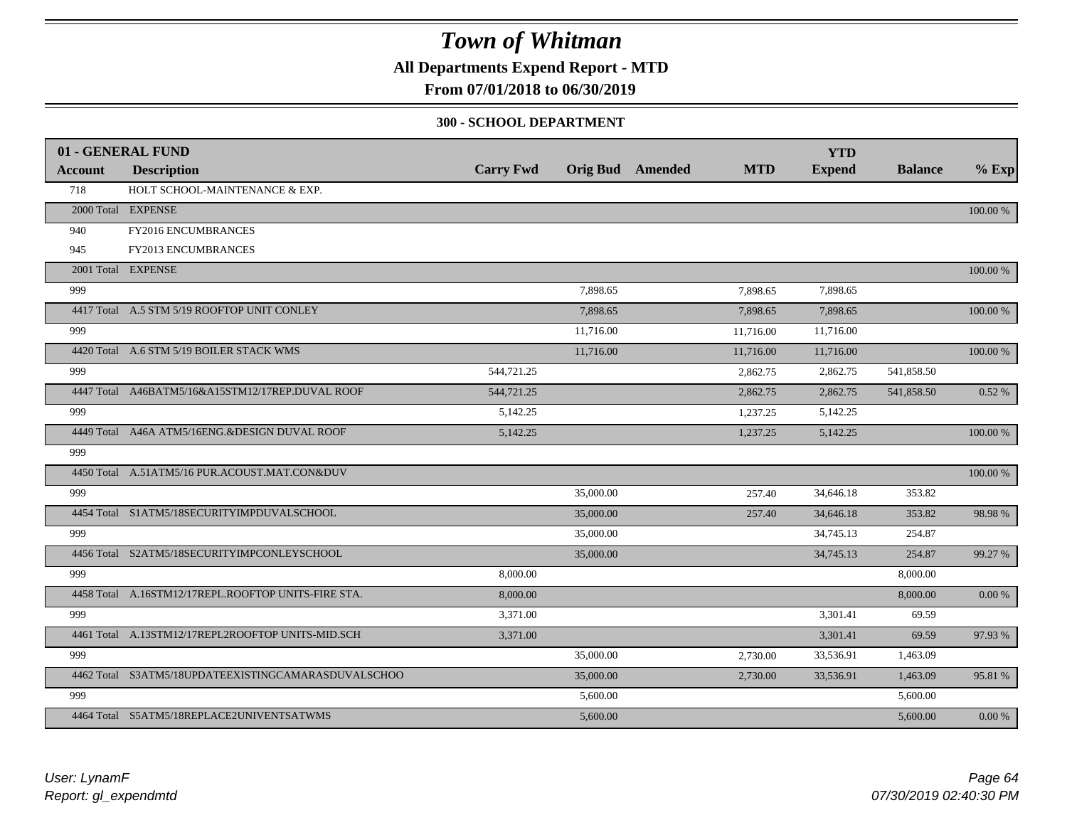# Town of Whitman

**All Departments Expend Report - MTD**

**From 07/01/2018 to 06/30/2019**

**300 - SCHOOL DEPARTMENT**

| 01 - GENERAL FUND | | | | | | YTD | | |
|---|---|---|---|---|---|---|---|---|
| **Account** | **Description** | **Carry Fwd** | **Orig Bud** | **Amended** | **MTD** | **Expend** | **Balance** | **% Exp** |
| 718 | HOLT SCHOOL-MAINTENANCE & EXP. | | | | | | | |
| 2000 Total | EXPENSE | | | | | | | 100.00 % |
| 940 | FY2016 ENCUMBRANCES | | | | | | | |
| 945 | FY2013 ENCUMBRANCES | | | | | | | |
| 2001 Total | EXPENSE | | | | | | | 100.00 % |
| 999 | | | 7,898.65 | | 7,898.65 | 7,898.65 | | |
| 4417 Total | A.5 STM 5/19 ROOFTOP UNIT CONLEY | | 7,898.65 | | 7,898.65 | 7,898.65 | | 100.00 % |
| 999 | | | 11,716.00 | | 11,716.00 | 11,716.00 | | |
| 4420 Total | A.6 STM 5/19 BOILER STACK WMS | | 11,716.00 | | 11,716.00 | 11,716.00 | | 100.00 % |
| 999 | | 544,721.25 | | | 2,862.75 | 2,862.75 | 541,858.50 | |
| 4447 Total | A46BATM5/16&A15STM12/17REP.DUVAL ROOF | 544,721.25 | | | 2,862.75 | 2,862.75 | 541,858.50 | 0.52 % |
| 999 | | 5,142.25 | | | 1,237.25 | 5,142.25 | | |
| 4449 Total | A46A ATM5/16ENG.&DESIGN DUVAL ROOF | 5,142.25 | | | 1,237.25 | 5,142.25 | | 100.00 % |
| 999 | | | | | | | | |
| 4450 Total | A.51ATM5/16 PUR.ACOUST.MAT.CON&DUV | | | | | | | 100.00 % |
| 999 | | | 35,000.00 | | 257.40 | 34,646.18 | 353.82 | |
| 4454 Total | S1ATM5/18SECURITYIMPDUVALSCHOOL | | 35,000.00 | | 257.40 | 34,646.18 | 353.82 | 98.98 % |
| 999 | | | 35,000.00 | | | 34,745.13 | 254.87 | |
| 4456 Total | S2ATM5/18SECURITYIMPCONLEYSCHOOL | | 35,000.00 | | | 34,745.13 | 254.87 | 99.27 % |
| 999 | | 8,000.00 | | | | | 8,000.00 | |
| 4458 Total | A.16STM12/17REPL.ROOFTOP UNITS-FIRE STA. | 8,000.00 | | | | | 8,000.00 | 0.00 % |
| 999 | | 3,371.00 | | | | 3,301.41 | 69.59 | |
| 4461 Total | A.13STM12/17REPL2ROOFTOP UNITS-MID.SCH | 3,371.00 | | | | 3,301.41 | 69.59 | 97.93 % |
| 999 | | | 35,000.00 | | 2,730.00 | 33,536.91 | 1,463.09 | |
| 4462 Total | S3ATM5/18UPDATEEXISTINGCAMARASDUVALSCHOO | | 35,000.00 | | 2,730.00 | 33,536.91 | 1,463.09 | 95.81 % |
| 999 | | | 5,600.00 | | | | 5,600.00 | |
| 4464 Total | S5ATM5/18REPLACE2UNIVENTSATWMS | | 5,600.00 | | | | 5,600.00 | 0.00 % |

*User: LynamF*
*Report: gl_expendmtd*

*07/30/2019 02:40:30 PM*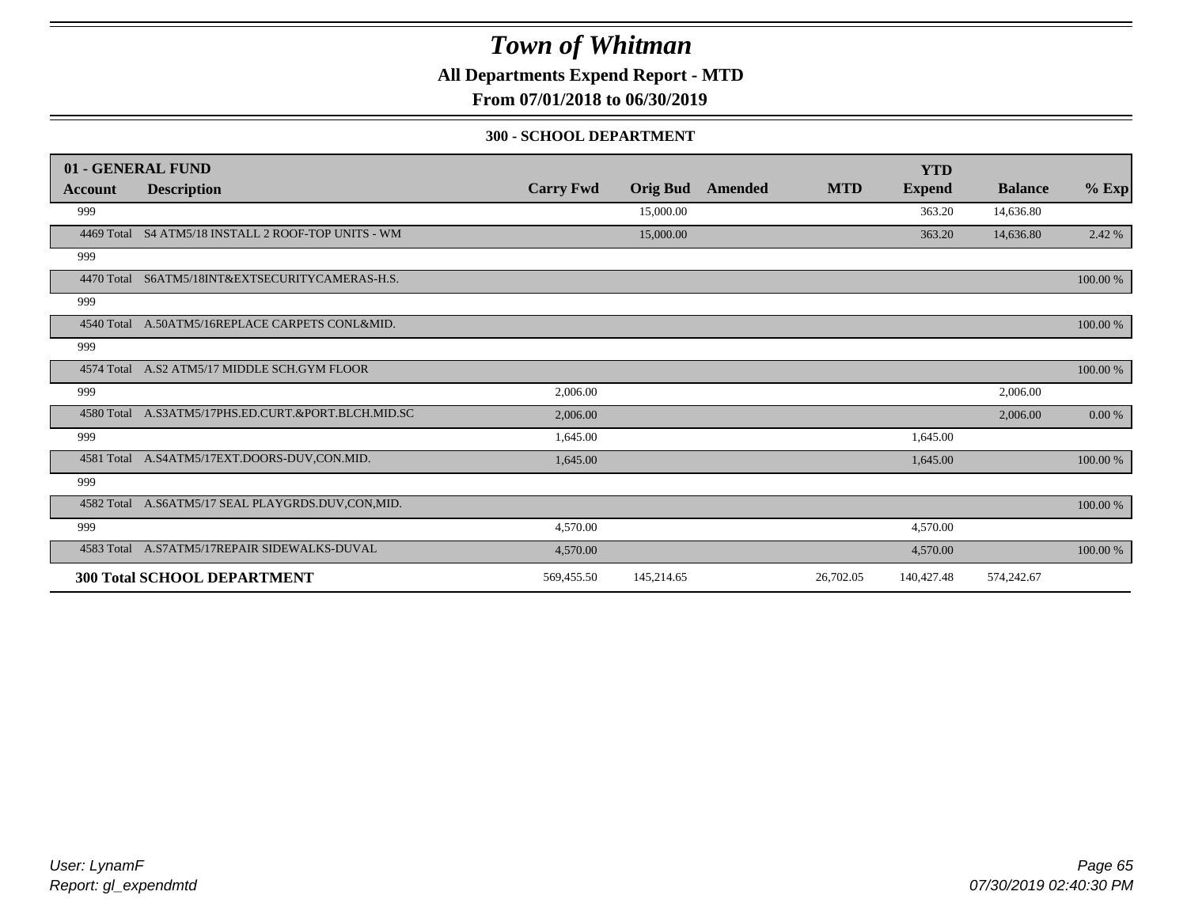# Town of Whitman

**All Departments Expend Report - MTD**

**From 07/01/2018 to 06/30/2019**

**300 - SCHOOL DEPARTMENT**

| 01 - GENERAL FUND | | | | | | YTD | | |
|---|---|---|---|---|---|---|---|---|
| **Account** | **Description** | **Carry Fwd** | **Orig Bud** | **Amended** | **MTD** | **Expend** | **Balance** | **% Exp** |
| 999 | | | 15,000.00 | | | 363.20 | 14,636.80 | |
| 4469 Total | S4 ATM5/18 INSTALL 2 ROOF-TOP UNITS - WM | | 15,000.00 | | | 363.20 | 14,636.80 | 2.42 % |
| 999 | | | | | | | | |
| 4470 Total | S6ATM5/18INT&EXTSECURITYCAMERAS-H.S. | | | | | | | 100.00 % |
| 999 | | | | | | | | |
| 4540 Total | A.50ATM5/16REPLACE CARPETS CONL&MID. | | | | | | | 100.00 % |
| 999 | | | | | | | | |
| 4574 Total | A.S2 ATM5/17 MIDDLE SCH.GYM FLOOR | | | | | | | 100.00 % |
| 999 | | 2,006.00 | | | | | 2,006.00 | |
| 4580 Total | A.S3ATM5/17PHS.ED.CURT.&PORT.BLCH.MID.SC | 2,006.00 | | | | | 2,006.00 | 0.00 % |
| 999 | | 1,645.00 | | | | 1,645.00 | | |
| 4581 Total | A.S4ATM5/17EXT.DOORS-DUV,CON.MID. | 1,645.00 | | | | 1,645.00 | | 100.00 % |
| 999 | | | | | | | | |
| 4582 Total | A.S6ATM5/17 SEAL PLAYGRDS.DUV,CON,MID. | | | | | | | 100.00 % |
| 999 | | 4,570.00 | | | | 4,570.00 | | |
| 4583 Total | A.S7ATM5/17REPAIR SIDEWALKS-DUVAL | 4,570.00 | | | | 4,570.00 | | 100.00 % |
| **300 Total SCHOOL DEPARTMENT** | | 569,455.50 | 145,214.65 | | 26,702.05 | 140,427.48 | 574,242.67 | |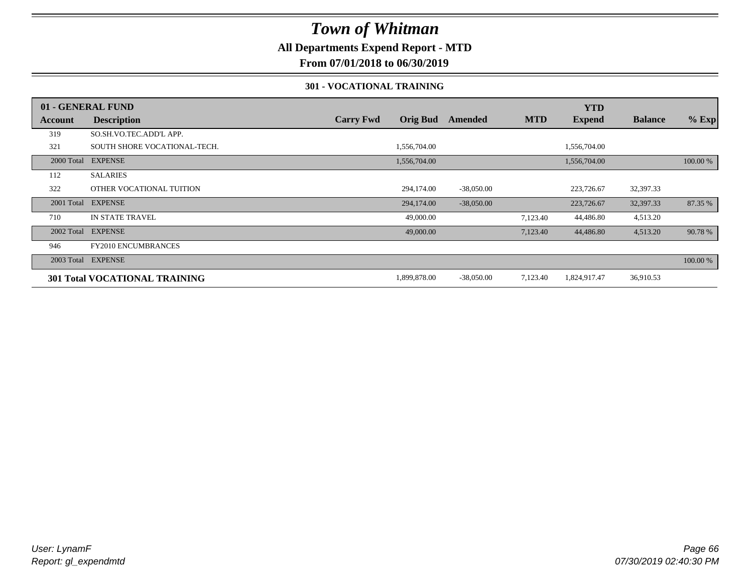# Town of Whitman

## All Departments Expend Report - MTD

## From 07/01/2018 to 06/30/2019

### 301 - VOCATIONAL TRAINING

| 01 - GENERAL FUND | | | | | | YTD | | |
|---|---|---|---|---|---|---|---|---|
| Account | Description | Carry Fwd | Orig Bud | Amended | MTD | Expend | Balance | % Exp |
| 319 | SO.SH.VO.TEC.ADD'L APP. | | | | | | | |
| 321 | SOUTH SHORE VOCATIONAL-TECH. | | 1,556,704.00 | | | 1,556,704.00 | | |
| 2000 Total | EXPENSE | | 1,556,704.00 | | | 1,556,704.00 | | 100.00 % |
| 112 | SALARIES | | | | | | | |
| 322 | OTHER VOCATIONAL TUITION | | 294,174.00 | -38,050.00 | | 223,726.67 | 32,397.33 | |
| 2001 Total | EXPENSE | | 294,174.00 | -38,050.00 | | 223,726.67 | 32,397.33 | 87.35 % |
| 710 | IN STATE TRAVEL | | 49,000.00 | | 7,123.40 | 44,486.80 | 4,513.20 | |
| 2002 Total | EXPENSE | | 49,000.00 | | 7,123.40 | 44,486.80 | 4,513.20 | 90.78 % |
| 946 | FY2010 ENCUMBRANCES | | | | | | | |
| 2003 Total | EXPENSE | | | | | | | 100.00 % |
| **301 Total VOCATIONAL TRAINING** | | | 1,899,878.00 | -38,050.00 | 7,123.40 | 1,824,917.47 | 36,910.53 | |

User: LynamF
Report: gl_expendmtd

07/30/2019 02:40:30 PM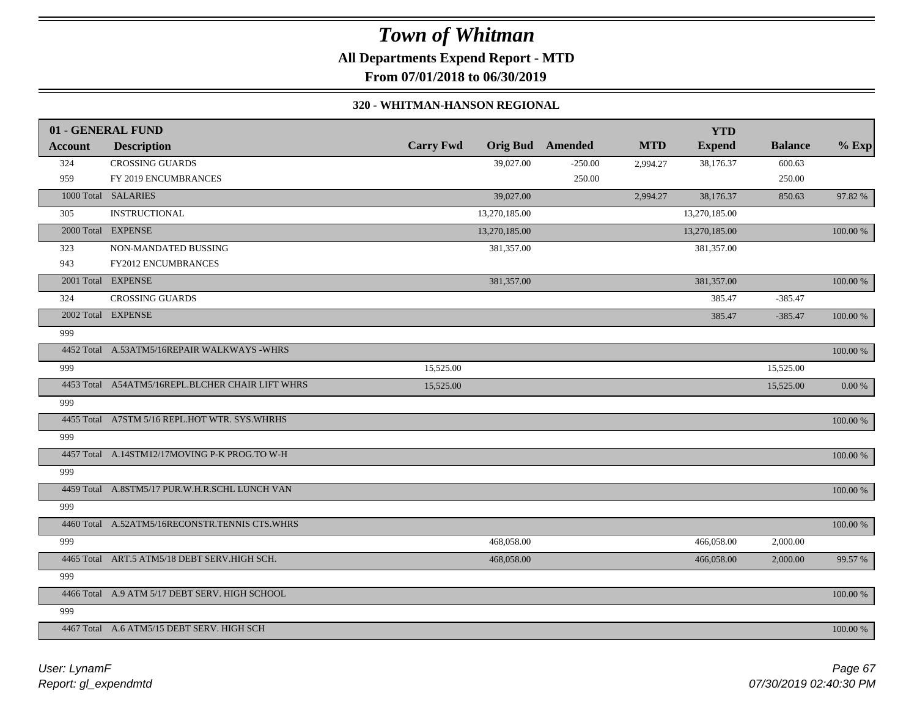# Town of Whitman

**All Departments Expend Report - MTD**

**From 07/01/2018 to 06/30/2019**

### 320 - WHITMAN-HANSON REGIONAL

| Account | Description | Carry Fwd | Orig Bud | Amended | MTD | YTD Expend | Balance | % Exp |
|---|---|---|---|---|---|---|---|---|
| **01 - GENERAL FUND** | | | | | | | | |
| 324 | CROSSING GUARDS | | 39,027.00 | -250.00 | 2,994.27 | 38,176.37 | 600.63 | |
| 959 | FY 2019 ENCUMBRANCES | | | 250.00 | | | 250.00 | |
| 1000 Total | SALARIES | | 39,027.00 | | 2,994.27 | 38,176.37 | 850.63 | 97.82 % |
| 305 | INSTRUCTIONAL | | 13,270,185.00 | | | 13,270,185.00 | | |
| 2000 Total | EXPENSE | | 13,270,185.00 | | | 13,270,185.00 | | 100.00 % |
| 323 | NON-MANDATED BUSSING | | 381,357.00 | | | 381,357.00 | | |
| 943 | FY2012 ENCUMBRANCES | | | | | | | |
| 2001 Total | EXPENSE | | 381,357.00 | | | 381,357.00 | | 100.00 % |
| 324 | CROSSING GUARDS | | | | | 385.47 | -385.47 | |
| 2002 Total | EXPENSE | | | | | 385.47 | -385.47 | 100.00 % |
| 999 | | | | | | | | |
| 4452 Total | A.53ATM5/16REPAIR WALKWAYS -WHRS | | | | | | | 100.00 % |
| 999 | | 15,525.00 | | | | | 15,525.00 | |
| 4453 Total | A54ATM5/16REPL.BLCHER CHAIR LIFT WHRS | 15,525.00 | | | | | 15,525.00 | 0.00 % |
| 999 | | | | | | | | |
| 4455 Total | A7STM 5/16 REPL.HOT WTR. SYS.WHRHS | | | | | | | 100.00 % |
| 999 | | | | | | | | |
| 4457 Total | A.14STM12/17MOVING P-K PROG.TO W-H | | | | | | | 100.00 % |
| 999 | | | | | | | | |
| 4459 Total | A.8STM5/17 PUR.W.H.R.SCHL LUNCH VAN | | | | | | | 100.00 % |
| 999 | | | | | | | | |
| 4460 Total | A.52ATM5/16RECONSTR.TENNIS CTS.WHRS | | | | | | | 100.00 % |
| 999 | | | 468,058.00 | | | 466,058.00 | 2,000.00 | |
| 4465 Total | ART.5 ATM5/18 DEBT SERV.HIGH SCH. | | 468,058.00 | | | 466,058.00 | 2,000.00 | 99.57 % |
| 999 | | | | | | | | |
| 4466 Total | A.9 ATM 5/17 DEBT SERV. HIGH SCHOOL | | | | | | | 100.00 % |
| 999 | | | | | | | | |
| 4467 Total | A.6 ATM5/15 DEBT SERV. HIGH SCH | | | | | | | 100.00 % |

*User: LynamF*
*Report: gl_expendmtd*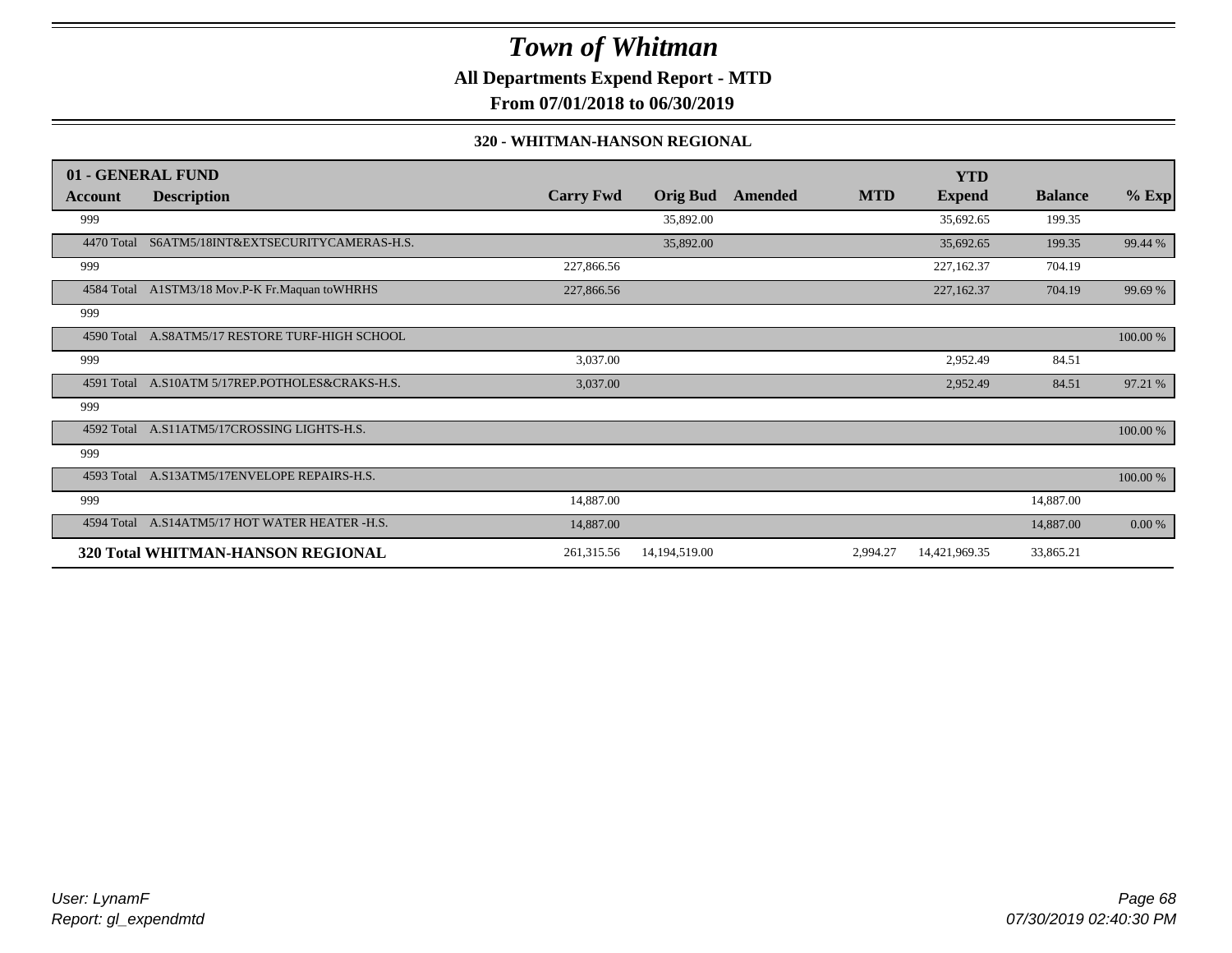# Town of Whitman

**All Departments Expend Report - MTD**

**From 07/01/2018 to 06/30/2019**

**320 - WHITMAN-HANSON REGIONAL**

| 01 - GENERAL FUND | | | | | | YTD | | |
|---|---|---|---|---|---|---|---|---|
| **Account** | **Description** | **Carry Fwd** | **Orig Bud** | **Amended** | **MTD** | **Expend** | **Balance** | **% Exp** |
| 999 | | | 35,892.00 | | | 35,692.65 | 199.35 | |
| 4470 Total | S6ATM5/18INT&EXTSECURITYCAMERAS-H.S. | | 35,892.00 | | | 35,692.65 | 199.35 | 99.44 % |
| 999 | | 227,866.56 | | | | 227,162.37 | 704.19 | |
| 4584 Total | A1STM3/18 Mov.P-K Fr.Maquan toWHRHS | 227,866.56 | | | | 227,162.37 | 704.19 | 99.69 % |
| 999 | | | | | | | | |
| 4590 Total | A.S8ATM5/17 RESTORE TURF-HIGH SCHOOL | | | | | | | 100.00 % |
| 999 | | 3,037.00 | | | | 2,952.49 | 84.51 | |
| 4591 Total | A.S10ATM 5/17REP.POTHOLES&CRAKS-H.S. | 3,037.00 | | | | 2,952.49 | 84.51 | 97.21 % |
| 999 | | | | | | | | |
| 4592 Total | A.S11ATM5/17CROSSING LIGHTS-H.S. | | | | | | | 100.00 % |
| 999 | | | | | | | | |
| 4593 Total | A.S13ATM5/17ENVELOPE REPAIRS-H.S. | | | | | | | 100.00 % |
| 999 | | 14,887.00 | | | | | 14,887.00 | |
| 4594 Total | A.S14ATM5/17 HOT WATER HEATER -H.S. | 14,887.00 | | | | | 14,887.00 | 0.00 % |
| **320 Total WHITMAN-HANSON REGIONAL** | | 261,315.56 | 14,194,519.00 | | 2,994.27 | 14,421,969.35 | 33,865.21 | |

*User: LynamF*
*Report: gl_expendmtd*

*07/30/2019 02:40:30 PM*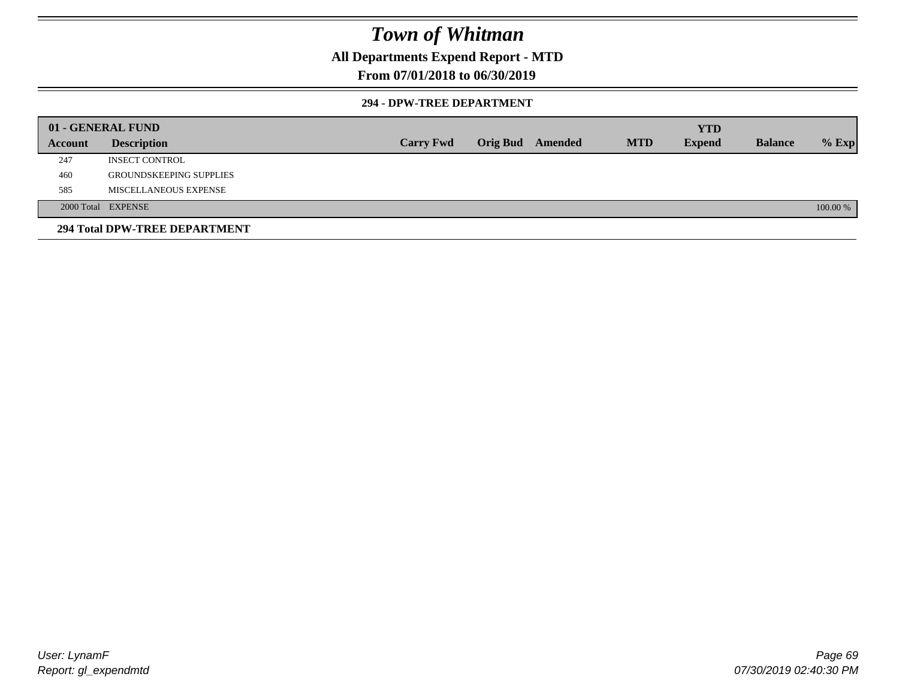# Town of Whitman

## All Departments Expend Report - MTD

## From 07/01/2018 to 06/30/2019

### 294 - DPW-TREE DEPARTMENT

| 01 - GENERAL FUND | | | | | | YTD | | |
|---|---|---|---|---|---|---|---|---|
| **Account** | **Description** | **Carry Fwd** | **Orig Bud** | **Amended** | **MTD** | **Expend** | **Balance** | **% Exp** |
| 247 | INSECT CONTROL | | | | | | | |
| 460 | GROUNDSKEEPING SUPPLIES | | | | | | | |
| 585 | MISCELLANEOUS EXPENSE | | | | | | | |
| 2000 Total | EXPENSE | | | | | | | 100.00 % |

**294 Total DPW-TREE DEPARTMENT**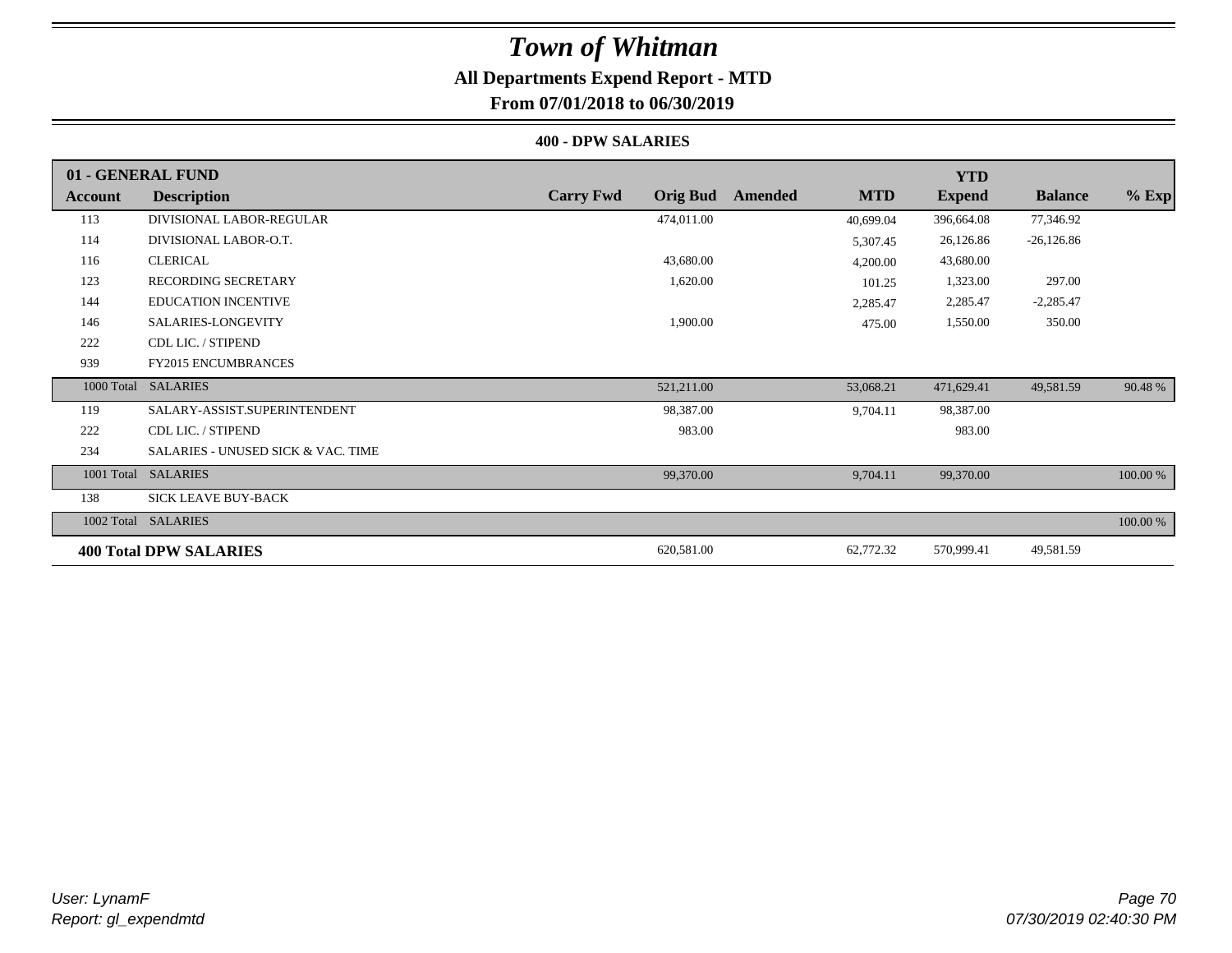# Town of Whitman

## All Departments Expend Report - MTD

### From 07/01/2018 to 06/30/2019

#### 400 - DPW SALARIES

| 01 - GENERAL FUND | | | | | | YTD | | |
|---|---|---|---|---|---|---|---|---|
| **Account** | **Description** | **Carry Fwd** | **Orig Bud** | **Amended** | **MTD** | **Expend** | **Balance** | **% Exp** |
| 113 | DIVISIONAL LABOR-REGULAR | | 474,011.00 | | 40,699.04 | 396,664.08 | 77,346.92 | |
| 114 | DIVISIONAL LABOR-O.T. | | | | 5,307.45 | 26,126.86 | -26,126.86 | |
| 116 | CLERICAL | | 43,680.00 | | 4,200.00 | 43,680.00 | | |
| 123 | RECORDING SECRETARY | | 1,620.00 | | 101.25 | 1,323.00 | 297.00 | |
| 144 | EDUCATION INCENTIVE | | | | 2,285.47 | 2,285.47 | -2,285.47 | |
| 146 | SALARIES-LONGEVITY | | 1,900.00 | | 475.00 | 1,550.00 | 350.00 | |
| 222 | CDL LIC. / STIPEND | | | | | | | |
| 939 | FY2015 ENCUMBRANCES | | | | | | | |
| 1000 Total | SALARIES | | 521,211.00 | | 53,068.21 | 471,629.41 | 49,581.59 | 90.48 % |
| 119 | SALARY-ASSIST.SUPERINTENDENT | | 98,387.00 | | 9,704.11 | 98,387.00 | | |
| 222 | CDL LIC. / STIPEND | | 983.00 | | | 983.00 | | |
| 234 | SALARIES - UNUSED SICK & VAC. TIME | | | | | | | |
| 1001 Total | SALARIES | | 99,370.00 | | 9,704.11 | 99,370.00 | | 100.00 % |
| 138 | SICK LEAVE BUY-BACK | | | | | | | |
| 1002 Total | SALARIES | | | | | | | 100.00 % |
| **400 Total DPW SALARIES** | | | 620,581.00 | | 62,772.32 | 570,999.41 | 49,581.59 | |

*User: LynamF*
*Report: gl_expendmtd*

*07/30/2019 02:40:30 PM*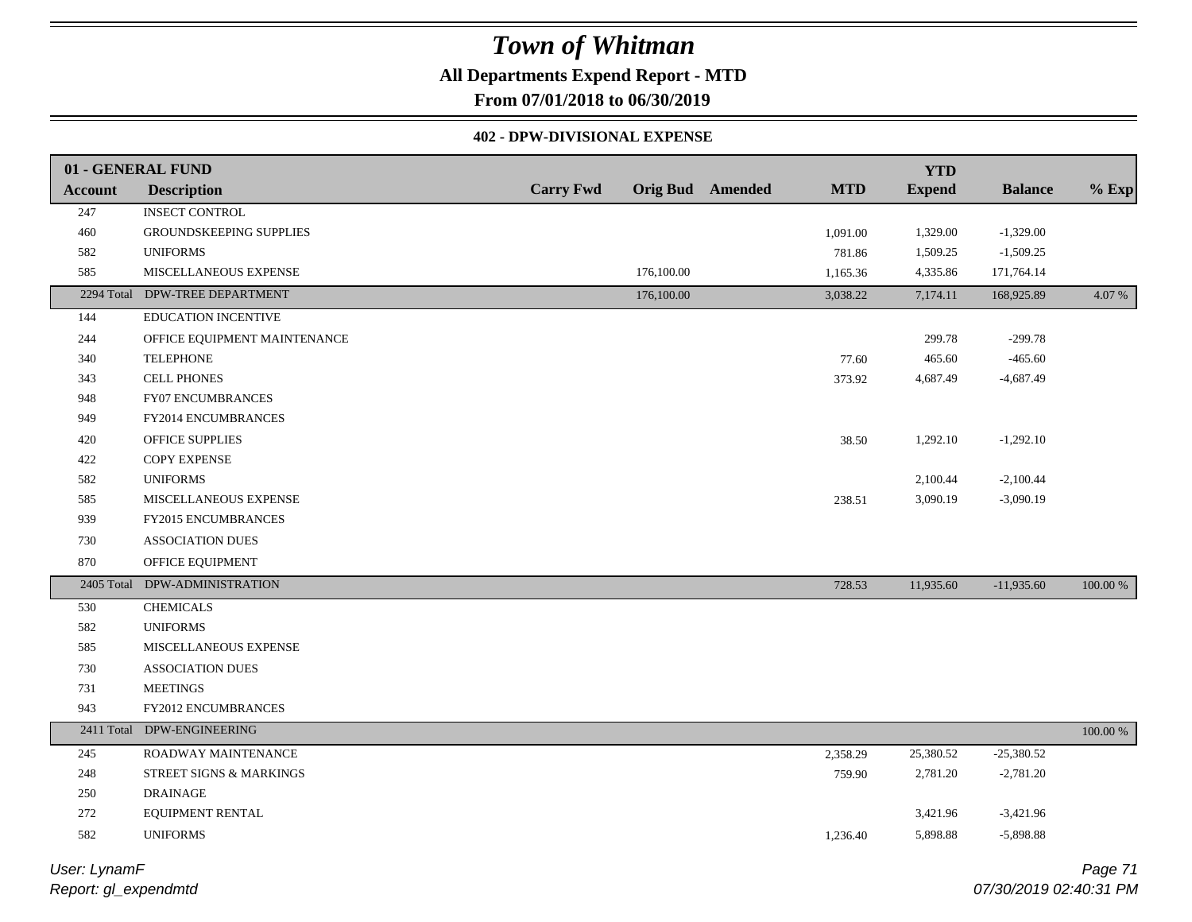# Town of Whitman

**All Departments Expend Report - MTD**

**From 07/01/2018 to 06/30/2019**

### 402 - DPW-DIVISIONAL EXPENSE

| 01 - GENERAL FUND | | | | | | YTD | | |
|---|---|---|---|---|---|---|---|---|
| **Account** | **Description** | **Carry Fwd** | **Orig Bud** | **Amended** | **MTD** | **Expend** | **Balance** | **% Exp** |
| 247 | INSECT CONTROL | | | | | | | |
| 460 | GROUNDSKEEPING SUPPLIES | | | | 1,091.00 | 1,329.00 | -1,329.00 | |
| 582 | UNIFORMS | | | | 781.86 | 1,509.25 | -1,509.25 | |
| 585 | MISCELLANEOUS EXPENSE | | 176,100.00 | | 1,165.36 | 4,335.86 | 171,764.14 | |
| 2294 Total | DPW-TREE DEPARTMENT | | 176,100.00 | | 3,038.22 | 7,174.11 | 168,925.89 | 4.07 % |
| 144 | EDUCATION INCENTIVE | | | | | | | |
| 244 | OFFICE EQUIPMENT MAINTENANCE | | | | | 299.78 | -299.78 | |
| 340 | TELEPHONE | | | | 77.60 | 465.60 | -465.60 | |
| 343 | CELL PHONES | | | | 373.92 | 4,687.49 | -4,687.49 | |
| 948 | FY07 ENCUMBRANCES | | | | | | | |
| 949 | FY2014 ENCUMBRANCES | | | | | | | |
| 420 | OFFICE SUPPLIES | | | | 38.50 | 1,292.10 | -1,292.10 | |
| 422 | COPY EXPENSE | | | | | | | |
| 582 | UNIFORMS | | | | | 2,100.44 | -2,100.44 | |
| 585 | MISCELLANEOUS EXPENSE | | | | 238.51 | 3,090.19 | -3,090.19 | |
| 939 | FY2015 ENCUMBRANCES | | | | | | | |
| 730 | ASSOCIATION DUES | | | | | | | |
| 870 | OFFICE EQUIPMENT | | | | | | | |
| 2405 Total | DPW-ADMINISTRATION | | | | 728.53 | 11,935.60 | -11,935.60 | 100.00 % |
| 530 | CHEMICALS | | | | | | | |
| 582 | UNIFORMS | | | | | | | |
| 585 | MISCELLANEOUS EXPENSE | | | | | | | |
| 730 | ASSOCIATION DUES | | | | | | | |
| 731 | MEETINGS | | | | | | | |
| 943 | FY2012 ENCUMBRANCES | | | | | | | |
| 2411 Total | DPW-ENGINEERING | | | | | | | 100.00 % |
| 245 | ROADWAY MAINTENANCE | | | | 2,358.29 | 25,380.52 | -25,380.52 | |
| 248 | STREET SIGNS & MARKINGS | | | | 759.90 | 2,781.20 | -2,781.20 | |
| 250 | DRAINAGE | | | | | | | |
| 272 | EQUIPMENT RENTAL | | | | | 3,421.96 | -3,421.96 | |
| 582 | UNIFORMS | | | | 1,236.40 | 5,898.88 | -5,898.88 | |

*User: LynamF*
*Report: gl_expendmtd*

*07/30/2019 02:40:31 PM*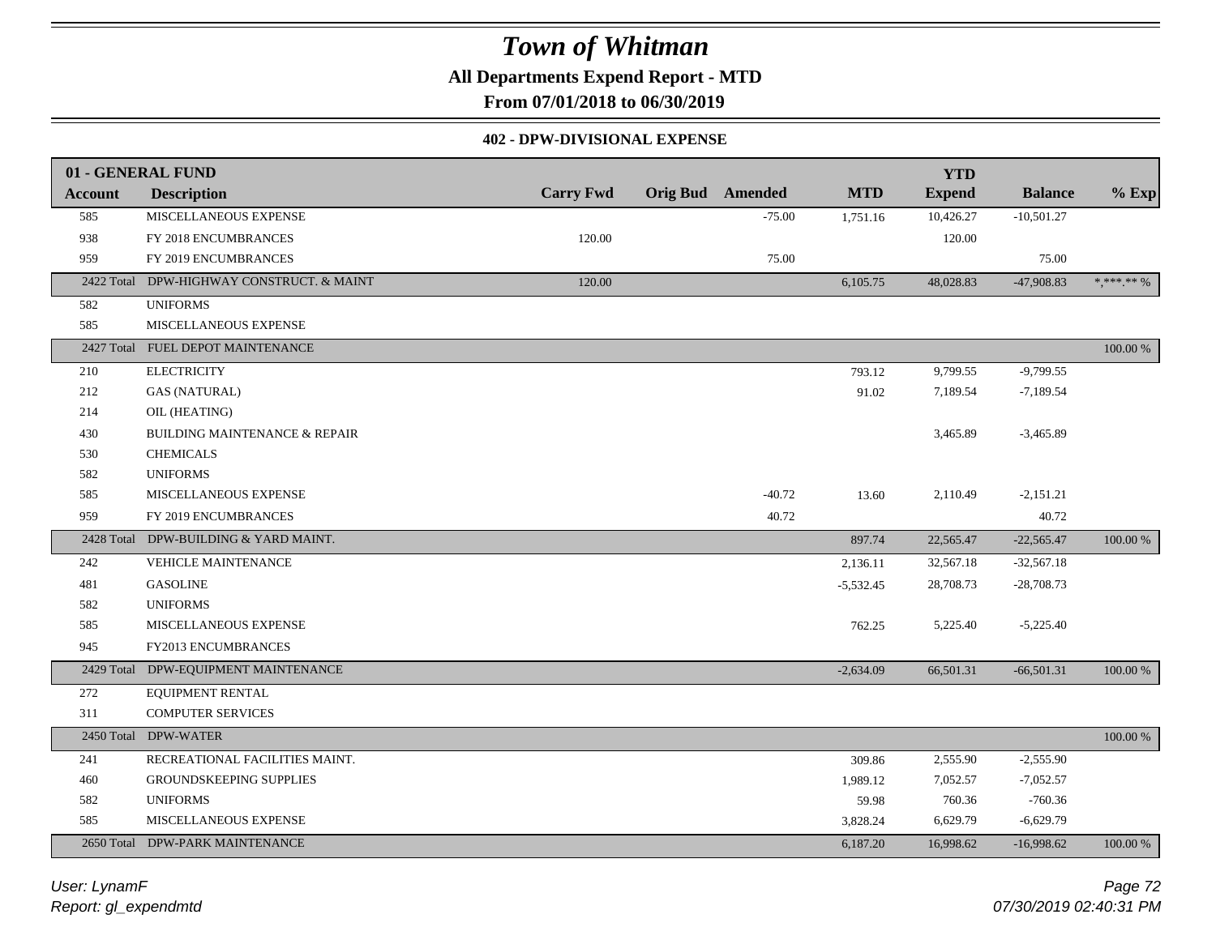# Town of Whitman

**All Departments Expend Report - MTD**

**From 07/01/2018 to 06/30/2019**

### 402 - DPW-DIVISIONAL EXPENSE

| 01 - GENERAL FUND | | | | | | YTD | | |
|---|---|---|---|---|---|---|---|---|
| **Account** | **Description** | **Carry Fwd** | **Orig Bud** | **Amended** | **MTD** | **Expend** | **Balance** | **% Exp** |
| 585 | MISCELLANEOUS EXPENSE | | | -75.00 | 1,751.16 | 10,426.27 | -10,501.27 | |
| 938 | FY 2018 ENCUMBRANCES | 120.00 | | | | 120.00 | | |
| 959 | FY 2019 ENCUMBRANCES | | | 75.00 | | | 75.00 | |
| 2422 Total | DPW-HIGHWAY CONSTRUCT. & MAINT | 120.00 | | | 6,105.75 | 48,028.83 | -47,908.83 | *,***.** % |
| 582 | UNIFORMS | | | | | | | |
| 585 | MISCELLANEOUS EXPENSE | | | | | | | |
| 2427 Total | FUEL DEPOT MAINTENANCE | | | | | | | 100.00 % |
| 210 | ELECTRICITY | | | | 793.12 | 9,799.55 | -9,799.55 | |
| 212 | GAS (NATURAL) | | | | 91.02 | 7,189.54 | -7,189.54 | |
| 214 | OIL (HEATING) | | | | | | | |
| 430 | BUILDING MAINTENANCE & REPAIR | | | | | 3,465.89 | -3,465.89 | |
| 530 | CHEMICALS | | | | | | | |
| 582 | UNIFORMS | | | | | | | |
| 585 | MISCELLANEOUS EXPENSE | | | -40.72 | 13.60 | 2,110.49 | -2,151.21 | |
| 959 | FY 2019 ENCUMBRANCES | | | 40.72 | | | 40.72 | |
| 2428 Total | DPW-BUILDING & YARD MAINT. | | | | 897.74 | 22,565.47 | -22,565.47 | 100.00 % |
| 242 | VEHICLE MAINTENANCE | | | | 2,136.11 | 32,567.18 | -32,567.18 | |
| 481 | GASOLINE | | | | -5,532.45 | 28,708.73 | -28,708.73 | |
| 582 | UNIFORMS | | | | | | | |
| 585 | MISCELLANEOUS EXPENSE | | | | 762.25 | 5,225.40 | -5,225.40 | |
| 945 | FY2013 ENCUMBRANCES | | | | | | | |
| 2429 Total | DPW-EQUIPMENT MAINTENANCE | | | | -2,634.09 | 66,501.31 | -66,501.31 | 100.00 % |
| 272 | EQUIPMENT RENTAL | | | | | | | |
| 311 | COMPUTER SERVICES | | | | | | | |
| 2450 Total | DPW-WATER | | | | | | | 100.00 % |
| 241 | RECREATIONAL FACILITIES MAINT. | | | | 309.86 | 2,555.90 | -2,555.90 | |
| 460 | GROUNDSKEEPING SUPPLIES | | | | 1,989.12 | 7,052.57 | -7,052.57 | |
| 582 | UNIFORMS | | | | 59.98 | 760.36 | -760.36 | |
| 585 | MISCELLANEOUS EXPENSE | | | | 3,828.24 | 6,629.79 | -6,629.79 | |
| 2650 Total | DPW-PARK MAINTENANCE | | | | 6,187.20 | 16,998.62 | -16,998.62 | 100.00 % |

*User: LynamF*
*Report: gl_expendmtd*

*07/30/2019 02:40:31 PM*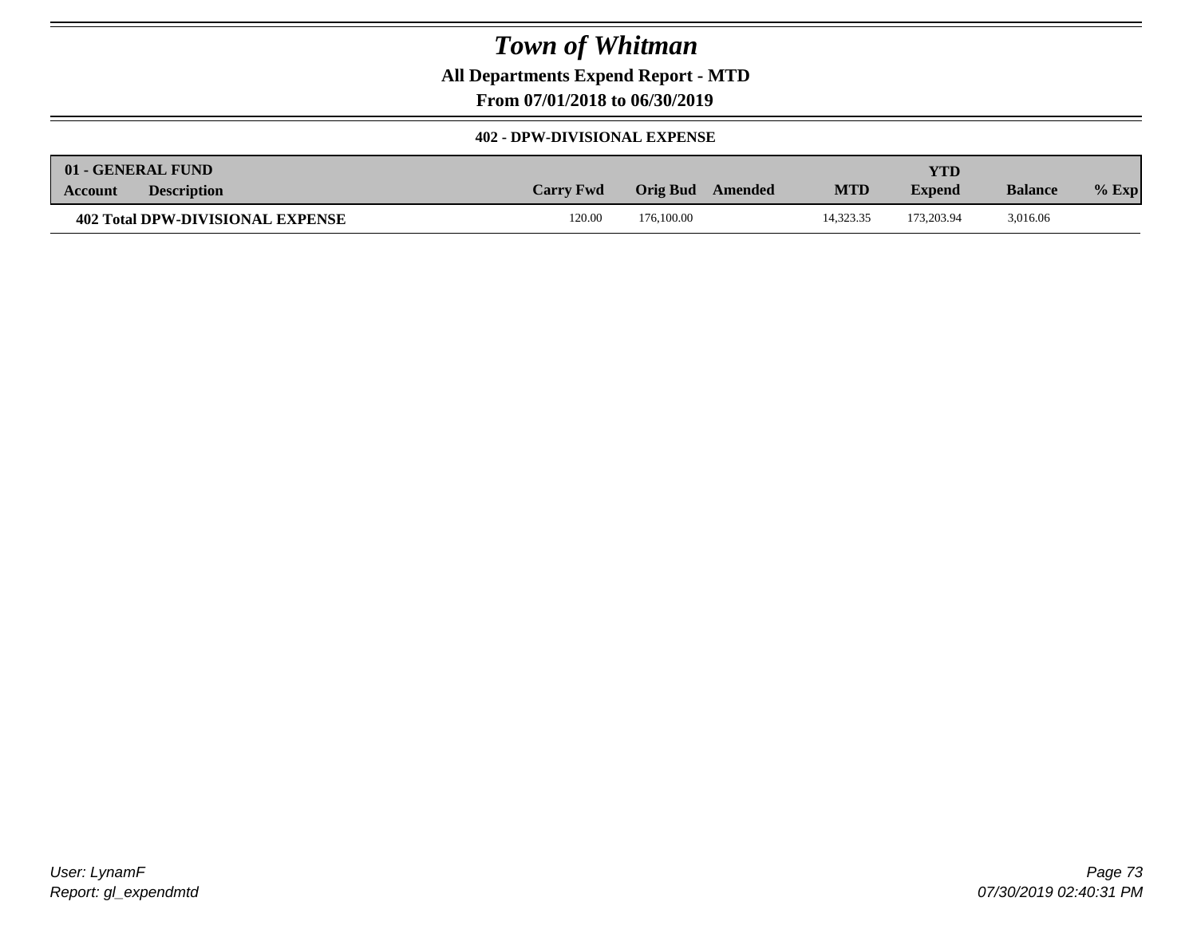# Town of Whitman

**All Departments Expend Report - MTD**

**From 07/01/2018 to 06/30/2019**

**402 - DPW-DIVISIONAL EXPENSE**

| 01 - GENERAL FUND<br>Account | Description | Carry Fwd | Orig Bud | Amended | MTD | YTD<br>Expend | Balance | % Exp |
|---|---|---|---|---|---|---|---|---|
| **402 Total DPW-DIVISIONAL EXPENSE** | | 120.00 | 176,100.00 | | 14,323.35 | 173,203.94 | 3,016.06 | |

User: LynamF
Report: gl_expendmtd

07/30/2019 02:40:31 PM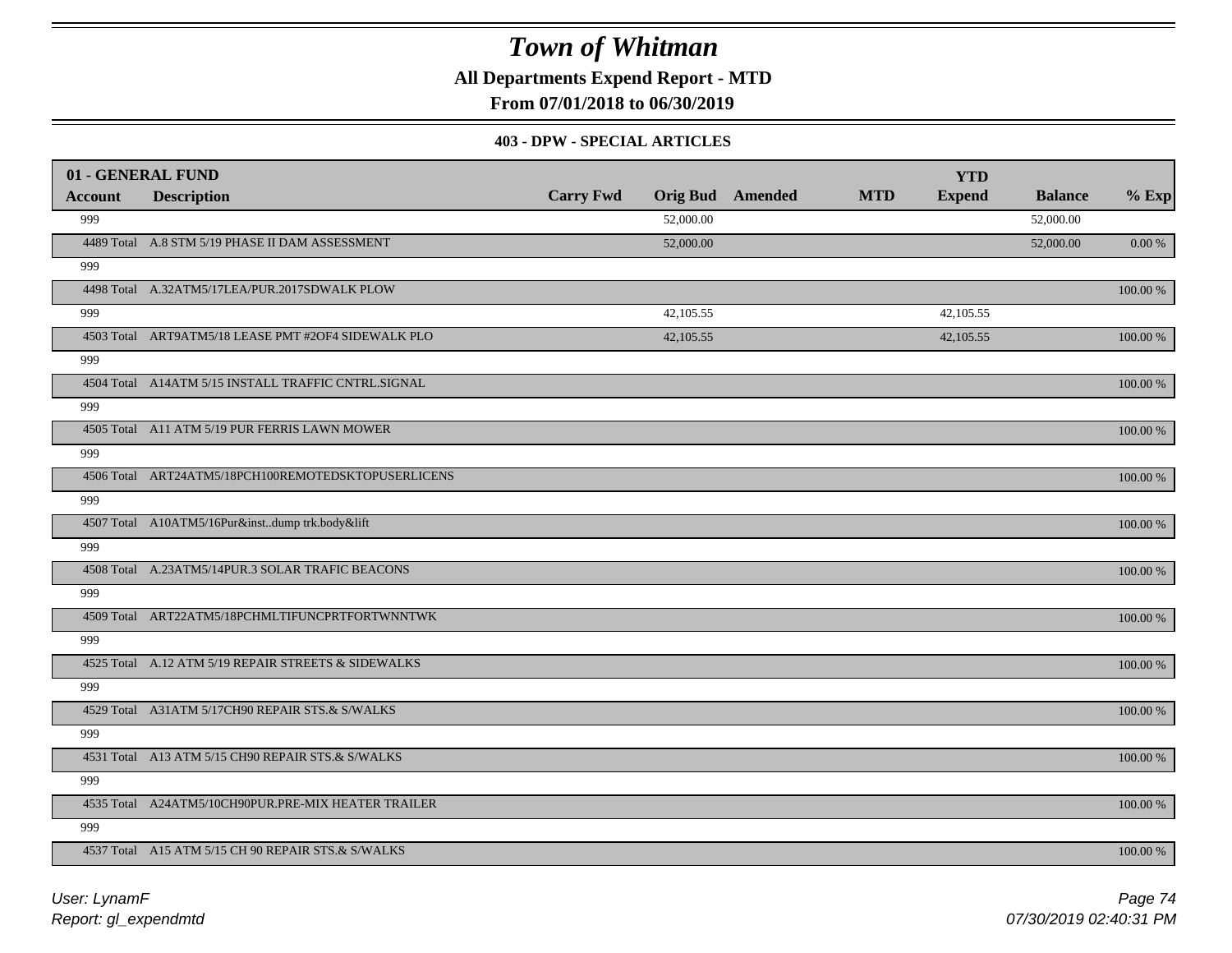# Town of Whitman

**All Departments Expend Report - MTD**

**From 07/01/2018 to 06/30/2019**

**403 - DPW - SPECIAL ARTICLES**

| 01 - GENERAL FUND | | | | | | | | |
|---|---|---|---|---|---|---|---|---|
| **Account** | **Description** | **Carry Fwd** | **Orig Bud** | **Amended** | **MTD** | **YTD Expend** | **Balance** | **% Exp** |
| 999 | | | 52,000.00 | | | | 52,000.00 | |
| 4489 Total | A.8 STM 5/19 PHASE II DAM ASSESSMENT | | 52,000.00 | | | | 52,000.00 | 0.00 % |
| 999 | | | | | | | | |
| 4498 Total | A.32ATM5/17LEA/PUR.2017SDWALK PLOW | | | | | | | 100.00 % |
| 999 | | | 42,105.55 | | | 42,105.55 | | |
| 4503 Total | ART9ATM5/18 LEASE PMT #2OF4 SIDEWALK PLO | | 42,105.55 | | | 42,105.55 | | 100.00 % |
| 999 | | | | | | | | |
| 4504 Total | A14ATM 5/15 INSTALL TRAFFIC CNTRL.SIGNAL | | | | | | | 100.00 % |
| 999 | | | | | | | | |
| 4505 Total | A11 ATM 5/19 PUR FERRIS LAWN MOWER | | | | | | | 100.00 % |
| 999 | | | | | | | | |
| 4506 Total | ART24ATM5/18PCH100REMOTEDSKTOPUSERLICENS | | | | | | | 100.00 % |
| 999 | | | | | | | | |
| 4507 Total | A10ATM5/16Pur&inst..dump trk.body&lift | | | | | | | 100.00 % |
| 999 | | | | | | | | |
| 4508 Total | A.23ATM5/14PUR.3 SOLAR TRAFIC BEACONS | | | | | | | 100.00 % |
| 999 | | | | | | | | |
| 4509 Total | ART22ATM5/18PCHMLTIFUNCPRTFORTWNNTWK | | | | | | | 100.00 % |
| 999 | | | | | | | | |
| 4525 Total | A.12 ATM 5/19 REPAIR STREETS & SIDEWALKS | | | | | | | 100.00 % |
| 999 | | | | | | | | |
| 4529 Total | A31ATM 5/17CH90 REPAIR STS.& S/WALKS | | | | | | | 100.00 % |
| 999 | | | | | | | | |
| 4531 Total | A13 ATM 5/15 CH90 REPAIR STS.& S/WALKS | | | | | | | 100.00 % |
| 999 | | | | | | | | |
| 4535 Total | A24ATM5/10CH90PUR.PRE-MIX HEATER TRAILER | | | | | | | 100.00 % |
| 999 | | | | | | | | |
| 4537 Total | A15 ATM 5/15 CH 90 REPAIR STS.& S/WALKS | | | | | | | 100.00 % |

*User: LynamF*

*Report: gl_expendmtd*

*07/30/2019 02:40:31 PM*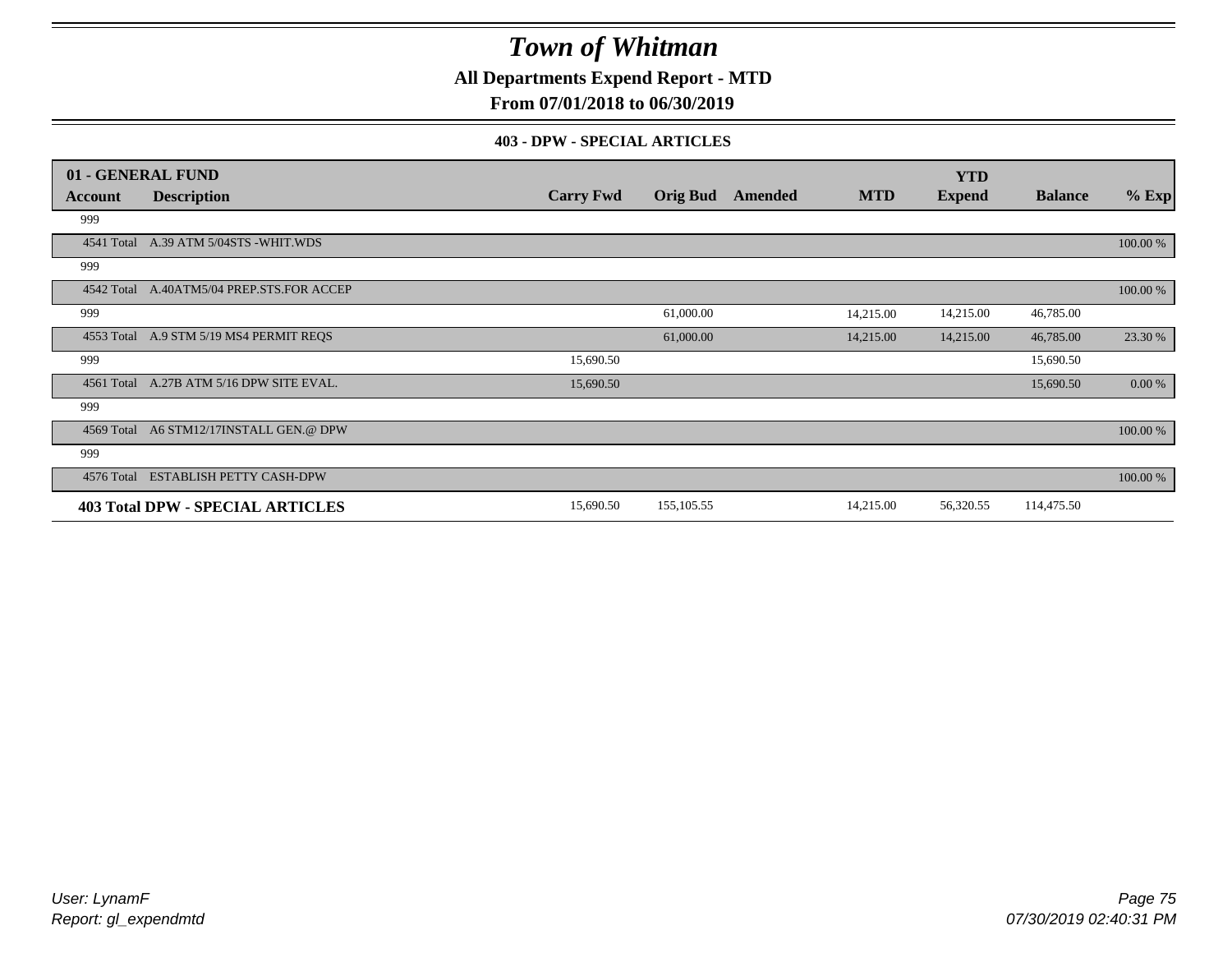# Town of Whitman

**All Departments Expend Report - MTD**

**From 07/01/2018 to 06/30/2019**

**403 - DPW - SPECIAL ARTICLES**

| 01 - GENERAL FUND Account | Description | Carry Fwd | Orig Bud | Amended | MTD | YTD Expend | Balance | % Exp |
|---|---|---|---|---|---|---|---|---|
| 999 | | | | | | | | |
| 4541 Total | A.39 ATM 5/04STS -WHIT.WDS | | | | | | | 100.00 % |
| 999 | | | | | | | | |
| 4542 Total | A.40ATM5/04 PREP.STS.FOR ACCEP | | | | | | | 100.00 % |
| 999 | | | 61,000.00 | | 14,215.00 | 14,215.00 | 46,785.00 | |
| 4553 Total | A.9 STM 5/19 MS4 PERMIT REQS | | 61,000.00 | | 14,215.00 | 14,215.00 | 46,785.00 | 23.30 % |
| 999 | | 15,690.50 | | | | | 15,690.50 | |
| 4561 Total | A.27B ATM 5/16 DPW SITE EVAL. | 15,690.50 | | | | | 15,690.50 | 0.00 % |
| 999 | | | | | | | | |
| 4569 Total | A6 STM12/17INSTALL GEN.@ DPW | | | | | | | 100.00 % |
| 999 | | | | | | | | |
| 4576 Total | ESTABLISH PETTY CASH-DPW | | | | | | | 100.00 % |
| **403 Total DPW - SPECIAL ARTICLES** | | 15,690.50 | 155,105.55 | | 14,215.00 | 56,320.55 | 114,475.50 | |

*User: LynamF*
*Report: gl_expendmtd*

*07/30/2019 02:40:31 PM*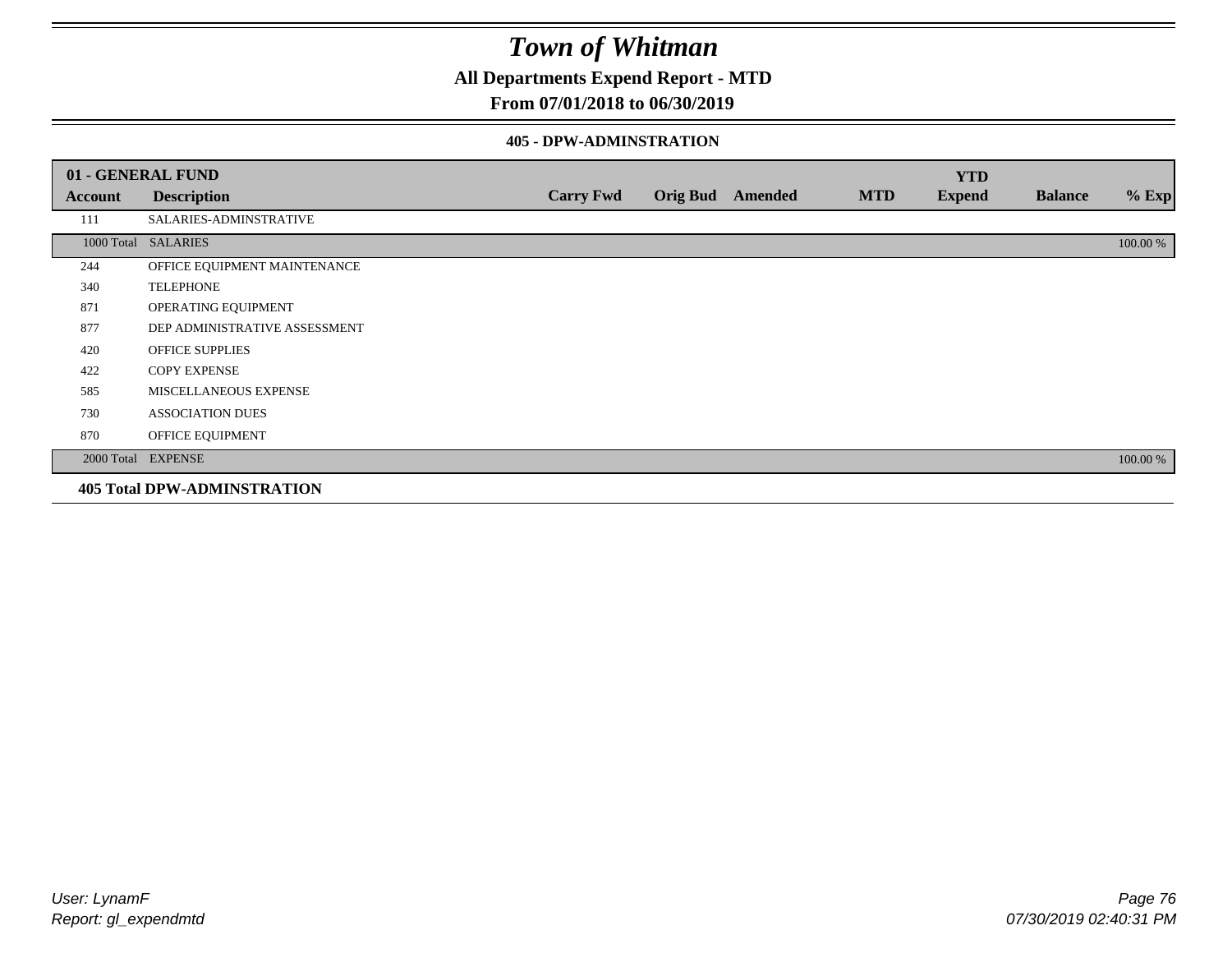# Town of Whitman

## All Departments Expend Report - MTD

## From 07/01/2018 to 06/30/2019

### 405 - DPW-ADMINSTRATION

| 01 - GENERAL FUND | | | | | | YTD | | |
|---|---|---|---|---|---|---|---|---|
| **Account** | **Description** | **Carry Fwd** | **Orig Bud** | **Amended** | **MTD** | **Expend** | **Balance** | **% Exp** |
| 111 | SALARIES-ADMINSTRATIVE | | | | | | | |
| 1000 Total | SALARIES | | | | | | | 100.00 % |
| 244 | OFFICE EQUIPMENT MAINTENANCE | | | | | | | |
| 340 | TELEPHONE | | | | | | | |
| 871 | OPERATING EQUIPMENT | | | | | | | |
| 877 | DEP ADMINISTRATIVE ASSESSMENT | | | | | | | |
| 420 | OFFICE SUPPLIES | | | | | | | |
| 422 | COPY EXPENSE | | | | | | | |
| 585 | MISCELLANEOUS EXPENSE | | | | | | | |
| 730 | ASSOCIATION DUES | | | | | | | |
| 870 | OFFICE EQUIPMENT | | | | | | | |
| 2000 Total | EXPENSE | | | | | | | 100.00 % |

**405 Total DPW-ADMINSTRATION**

*User: LynamF*
*Report: gl_expendmtd*

*07/30/2019 02:40:31 PM*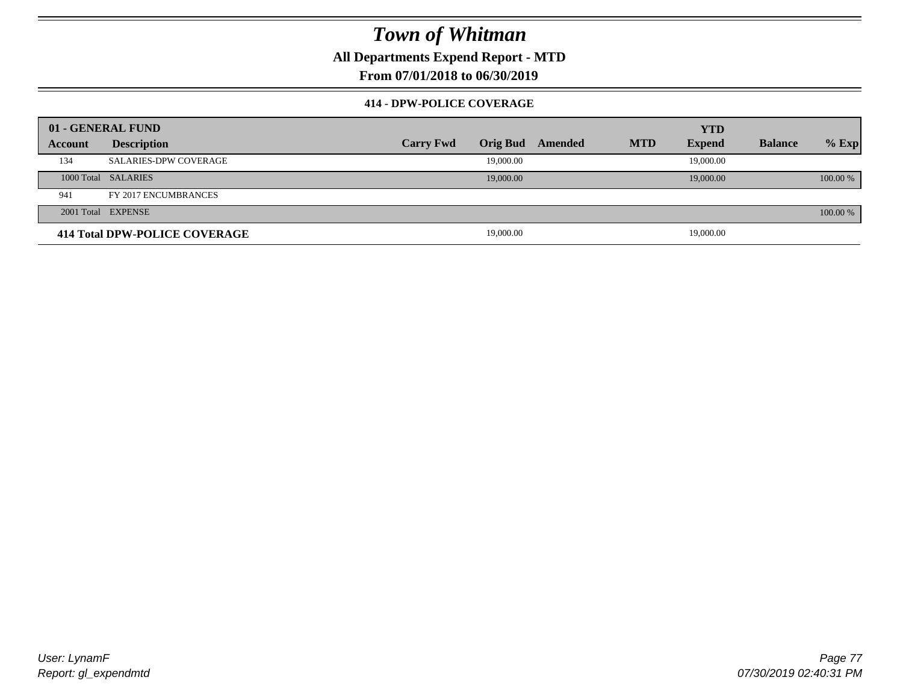# Town of Whitman

**All Departments Expend Report - MTD**

**From 07/01/2018 to 06/30/2019**

**414 - DPW-POLICE COVERAGE**

| 01 - GENERAL FUND | | | | | | YTD | | |
|---|---|---|---|---|---|---|---|---|
| **Account** | **Description** | **Carry Fwd** | **Orig Bud** | **Amended** | **MTD** | **Expend** | **Balance** | **% Exp** |
| 134 | SALARIES-DPW COVERAGE | | 19,000.00 | | | 19,000.00 | | |
| 1000 Total | SALARIES | | 19,000.00 | | | 19,000.00 | | 100.00 % |
| 941 | FY 2017 ENCUMBRANCES | | | | | | | |
| 2001 Total | EXPENSE | | | | | | | 100.00 % |
| **414 Total DPW-POLICE COVERAGE** | | | 19,000.00 | | | 19,000.00 | | |

*User: LynamF*
*Report: gl_expendmtd*

*07/30/2019 02:40:31 PM*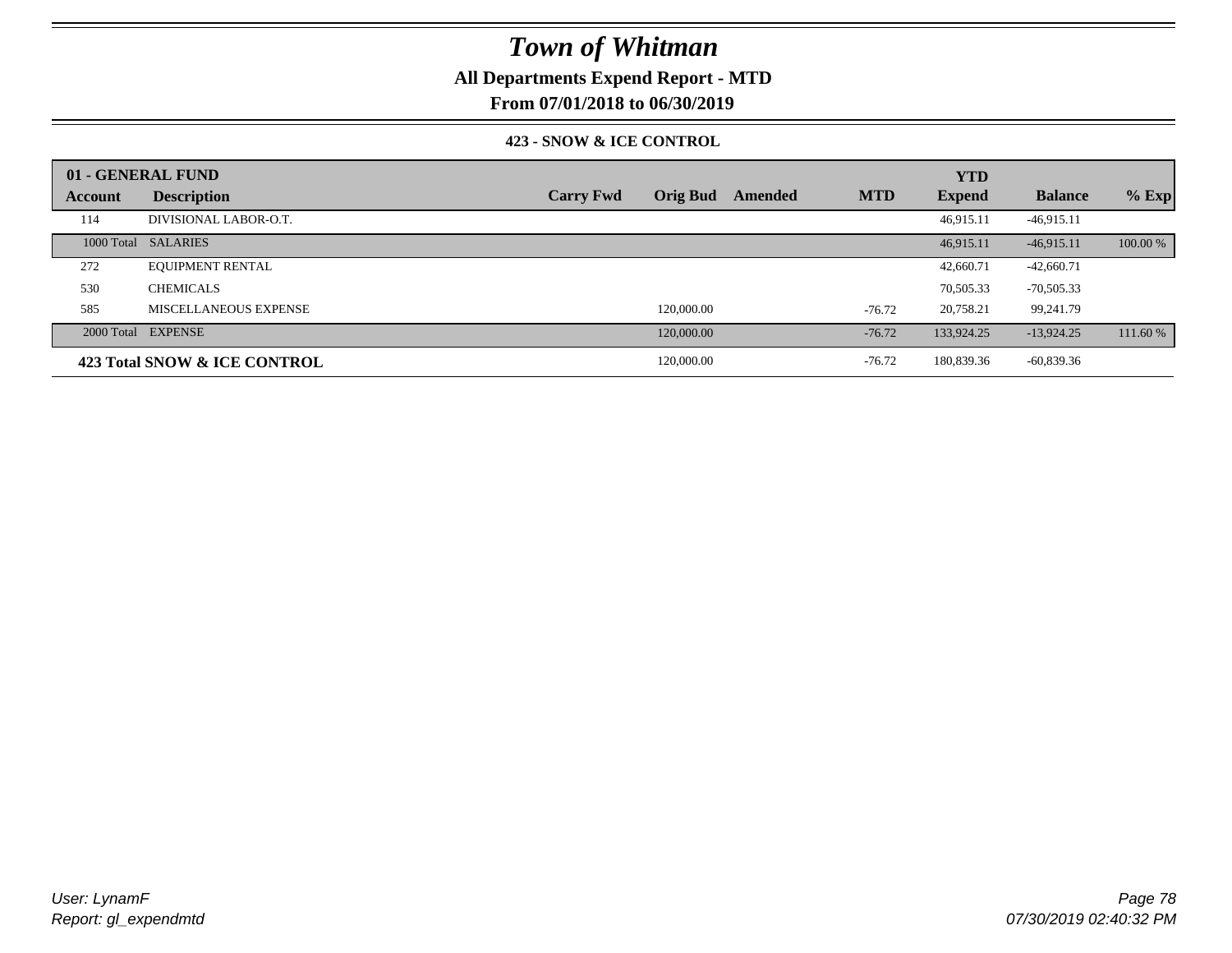# Town of Whitman

## All Departments Expend Report - MTD

## From 07/01/2018 to 06/30/2019

### 423 - SNOW & ICE CONTROL

| 01 - GENERAL FUND | | | | | | | | | |
|---|---|---|---|---|---|---|---|---|---|
| **Account** | **Description** | **Carry Fwd** | **Orig Bud** | **Amended** | **MTD** | **YTD Expend** | **Balance** | **% Exp** |
| 114 | DIVISIONAL LABOR-O.T. | | | | | 46,915.11 | -46,915.11 | |
| 1000 Total | SALARIES | | | | | 46,915.11 | -46,915.11 | 100.00 % |
| 272 | EQUIPMENT RENTAL | | | | | 42,660.71 | -42,660.71 | |
| 530 | CHEMICALS | | | | | 70,505.33 | -70,505.33 | |
| 585 | MISCELLANEOUS EXPENSE | | 120,000.00 | | -76.72 | 20,758.21 | 99,241.79 | |
| 2000 Total | EXPENSE | | 120,000.00 | | -76.72 | 133,924.25 | -13,924.25 | 111.60 % |
| **423 Total SNOW & ICE CONTROL** | | | 120,000.00 | | -76.72 | 180,839.36 | -60,839.36 | |

*User: LynamF*
*Report: gl_expendmtd*

*07/30/2019 02:40:32 PM*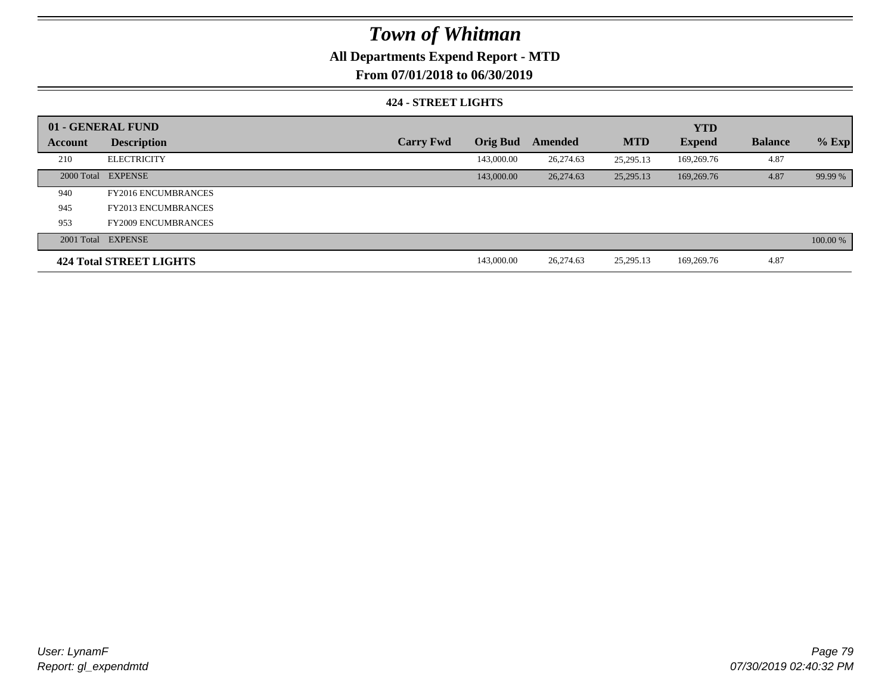# Town of Whitman

## All Departments Expend Report - MTD

### From 07/01/2018 to 06/30/2019

#### 424 - STREET LIGHTS

| 01 - GENERAL FUND | | | | | | YTD | | |
|---|---|---|---|---|---|---|---|---|
| **Account** | **Description** | **Carry Fwd** | **Orig Bud** | **Amended** | **MTD** | **Expend** | **Balance** | **% Exp** |
| 210 | ELECTRICITY | | 143,000.00 | 26,274.63 | 25,295.13 | 169,269.76 | 4.87 | |
| 2000 Total | EXPENSE | | 143,000.00 | 26,274.63 | 25,295.13 | 169,269.76 | 4.87 | 99.99 % |
| 940 | FY2016 ENCUMBRANCES | | | | | | | |
| 945 | FY2013 ENCUMBRANCES | | | | | | | |
| 953 | FY2009 ENCUMBRANCES | | | | | | | |
| 2001 Total | EXPENSE | | | | | | | 100.00 % |
| **424 Total STREET LIGHTS** | | | 143,000.00 | 26,274.63 | 25,295.13 | 169,269.76 | 4.87 | |

*User: LynamF*
*Report: gl_expendmtd*

*07/30/2019 02:40:32 PM*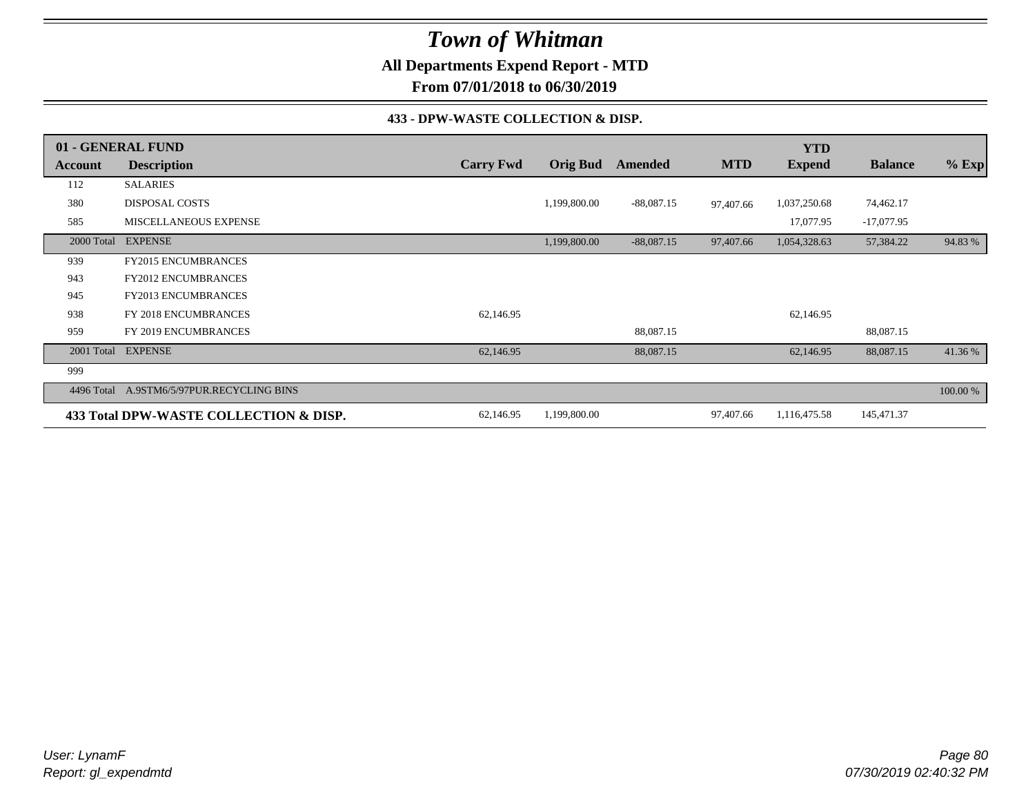# Town of Whitman

**All Departments Expend Report - MTD**

**From 07/01/2018 to 06/30/2019**

### 433 - DPW-WASTE COLLECTION & DISP.

| 01 - GENERAL FUND | | | | | | YTD | | |
|---|---|---|---|---|---|---|---|---|
| **Account** | **Description** | **Carry Fwd** | **Orig Bud** | **Amended** | **MTD** | **Expend** | **Balance** | **% Exp** |
| 112 | SALARIES | | | | | | | |
| 380 | DISPOSAL COSTS | | 1,199,800.00 | -88,087.15 | 97,407.66 | 1,037,250.68 | 74,462.17 | |
| 585 | MISCELLANEOUS EXPENSE | | | | | 17,077.95 | -17,077.95 | |
| 2000 Total | EXPENSE | | 1,199,800.00 | -88,087.15 | 97,407.66 | 1,054,328.63 | 57,384.22 | 94.83 % |
| 939 | FY2015 ENCUMBRANCES | | | | | | | |
| 943 | FY2012 ENCUMBRANCES | | | | | | | |
| 945 | FY2013 ENCUMBRANCES | | | | | | | |
| 938 | FY 2018 ENCUMBRANCES | 62,146.95 | | | | 62,146.95 | | |
| 959 | FY 2019 ENCUMBRANCES | | | 88,087.15 | | | 88,087.15 | |
| 2001 Total | EXPENSE | 62,146.95 | | 88,087.15 | | 62,146.95 | 88,087.15 | 41.36 % |
| 999 | | | | | | | | |
| 4496 Total | A.9STM6/5/97PUR.RECYCLING BINS | | | | | | | 100.00 % |
| **433 Total DPW-WASTE COLLECTION & DISP.** | | 62,146.95 | 1,199,800.00 | | 97,407.66 | 1,116,475.58 | 145,471.37 | |

*User: LynamF*
*Report: gl_expendmtd*

*07/30/2019 02:40:32 PM*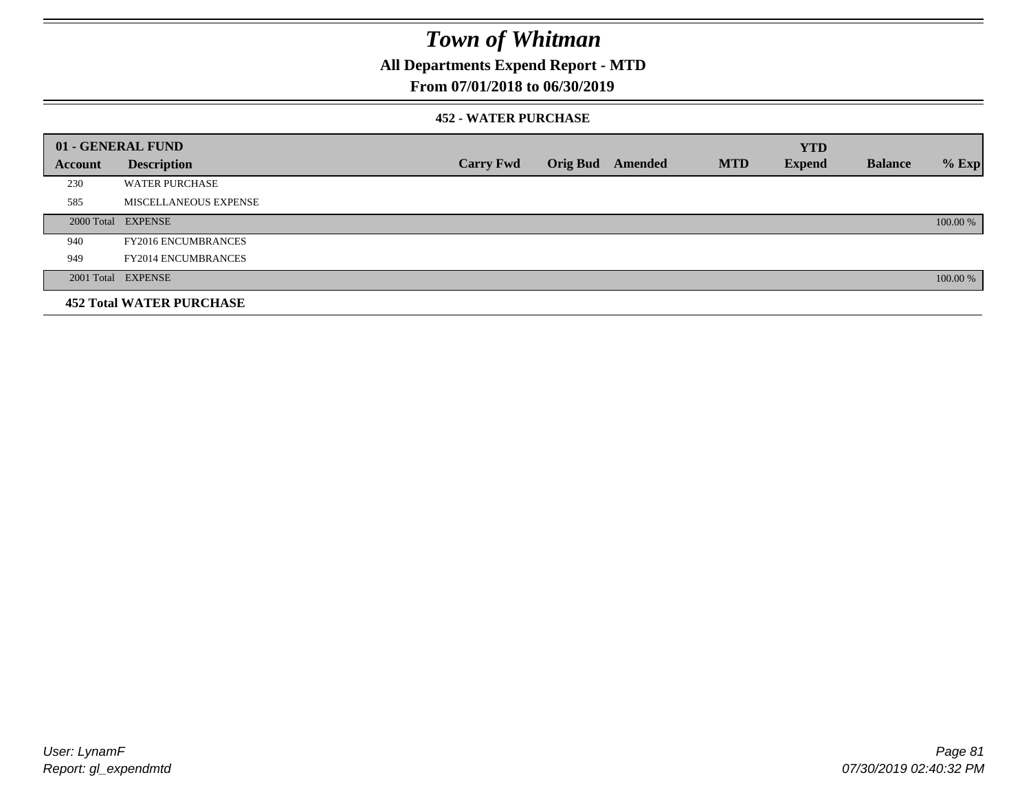# Town of Whitman

## All Departments Expend Report - MTD

## From 07/01/2018 to 06/30/2019

### 452 - WATER PURCHASE

| 01 - GENERAL FUND | | | | | | YTD | | |
|---|---|---|---|---|---|---|---|---|
| Account | Description | Carry Fwd | Orig Bud | Amended | MTD | Expend | Balance | % Exp |
| 230 | WATER PURCHASE | | | | | | | |
| 585 | MISCELLANEOUS EXPENSE | | | | | | | |
| 2000 Total | EXPENSE | | | | | | | 100.00 % |
| 940 | FY2016 ENCUMBRANCES | | | | | | | |
| 949 | FY2014 ENCUMBRANCES | | | | | | | |
| 2001 Total | EXPENSE | | | | | | | 100.00 % |
| **452 Total WATER PURCHASE** | | | | | | | | |

User: LynamF
Report: gl_expendmtd

07/30/2019 02:40:32 PM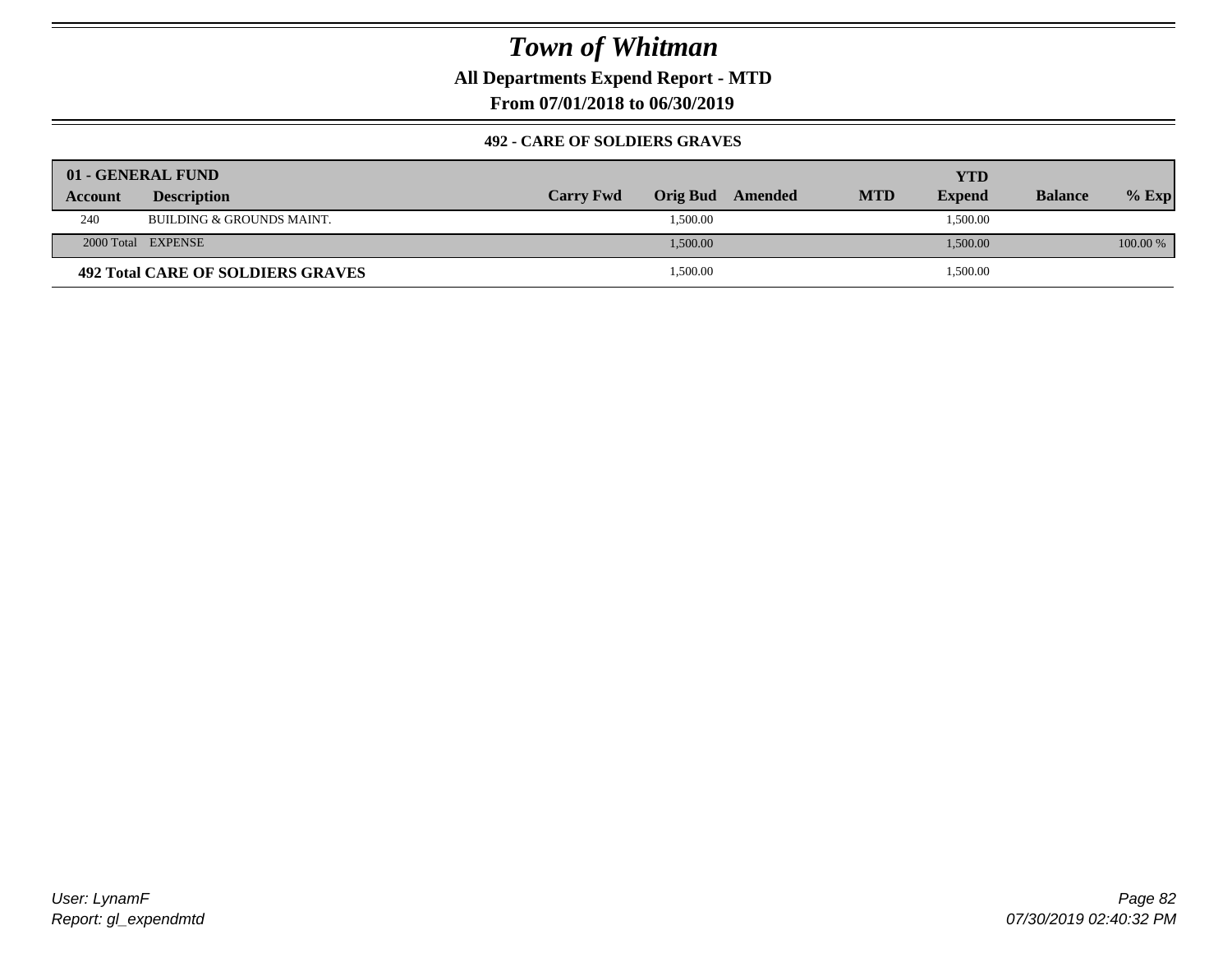# Town of Whitman

**All Departments Expend Report - MTD**

**From 07/01/2018 to 06/30/2019**

**492 - CARE OF SOLDIERS GRAVES**

| 01 - GENERAL FUND | | | | | | YTD | | |
|---|---|---|---|---|---|---|---|---|
| **Account** | **Description** | **Carry Fwd** | **Orig Bud** | **Amended** | **MTD** | **Expend** | **Balance** | **% Exp** |
| 240 | BUILDING & GROUNDS MAINT. | | 1,500.00 | | | 1,500.00 | | |
| 2000 Total | EXPENSE | | 1,500.00 | | | 1,500.00 | | 100.00 % |
| **492 Total CARE OF SOLDIERS GRAVES** | | | 1,500.00 | | | 1,500.00 | | |

*User: LynamF*
*Report: gl_expendmtd*

*07/30/2019 02:40:32 PM*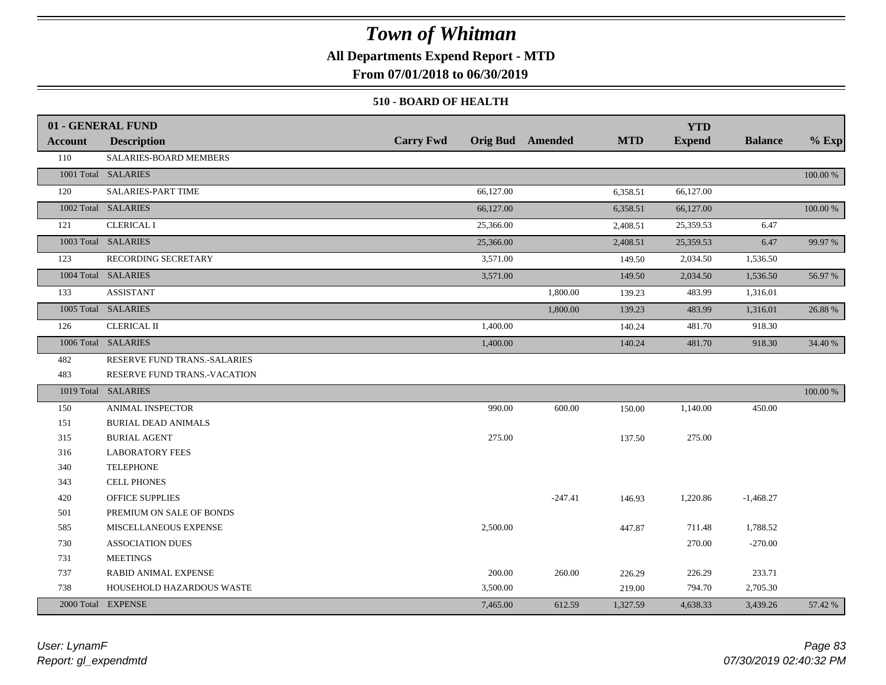# Town of Whitman

**All Departments Expend Report - MTD**

**From 07/01/2018 to 06/30/2019**

**510 - BOARD OF HEALTH**

| 01 - GENERAL FUND Account | Description | Carry Fwd | Orig Bud | Amended | MTD | YTD Expend | Balance | % Exp |
|---|---|---|---|---|---|---|---|---|
| 110 | SALARIES-BOARD MEMBERS | | | | | | | |
| 1001 Total | SALARIES | | | | | | | 100.00 % |
| 120 | SALARIES-PART TIME | | 66,127.00 | | 6,358.51 | 66,127.00 | | |
| 1002 Total | SALARIES | | 66,127.00 | | 6,358.51 | 66,127.00 | | 100.00 % |
| 121 | CLERICAL I | | 25,366.00 | | 2,408.51 | 25,359.53 | 6.47 | |
| 1003 Total | SALARIES | | 25,366.00 | | 2,408.51 | 25,359.53 | 6.47 | 99.97 % |
| 123 | RECORDING SECRETARY | | 3,571.00 | | 149.50 | 2,034.50 | 1,536.50 | |
| 1004 Total | SALARIES | | 3,571.00 | | 149.50 | 2,034.50 | 1,536.50 | 56.97 % |
| 133 | ASSISTANT | | | 1,800.00 | 139.23 | 483.99 | 1,316.01 | |
| 1005 Total | SALARIES | | | 1,800.00 | 139.23 | 483.99 | 1,316.01 | 26.88 % |
| 126 | CLERICAL II | | 1,400.00 | | 140.24 | 481.70 | 918.30 | |
| 1006 Total | SALARIES | | 1,400.00 | | 140.24 | 481.70 | 918.30 | 34.40 % |
| 482 | RESERVE FUND TRANS.-SALARIES | | | | | | | |
| 483 | RESERVE FUND TRANS.-VACATION | | | | | | | |
| 1019 Total | SALARIES | | | | | | | 100.00 % |
| 150 | ANIMAL INSPECTOR | | 990.00 | 600.00 | 150.00 | 1,140.00 | 450.00 | |
| 151 | BURIAL DEAD ANIMALS | | | | | | | |
| 315 | BURIAL AGENT | | 275.00 | | 137.50 | 275.00 | | |
| 316 | LABORATORY FEES | | | | | | | |
| 340 | TELEPHONE | | | | | | | |
| 343 | CELL PHONES | | | | | | | |
| 420 | OFFICE SUPPLIES | | | -247.41 | 146.93 | 1,220.86 | -1,468.27 | |
| 501 | PREMIUM ON SALE OF BONDS | | | | | | | |
| 585 | MISCELLANEOUS EXPENSE | | 2,500.00 | | 447.87 | 711.48 | 1,788.52 | |
| 730 | ASSOCIATION DUES | | | | | 270.00 | -270.00 | |
| 731 | MEETINGS | | | | | | | |
| 737 | RABID ANIMAL EXPENSE | | 200.00 | 260.00 | 226.29 | 226.29 | 233.71 | |
| 738 | HOUSEHOLD HAZARDOUS WASTE | | 3,500.00 | | 219.00 | 794.70 | 2,705.30 | |
| 2000 Total | EXPENSE | | 7,465.00 | 612.59 | 1,327.59 | 4,638.33 | 3,439.26 | 57.42 % |

*User: LynamF*
*Report: gl_expendmtd*

*07/30/2019 02:40:32 PM*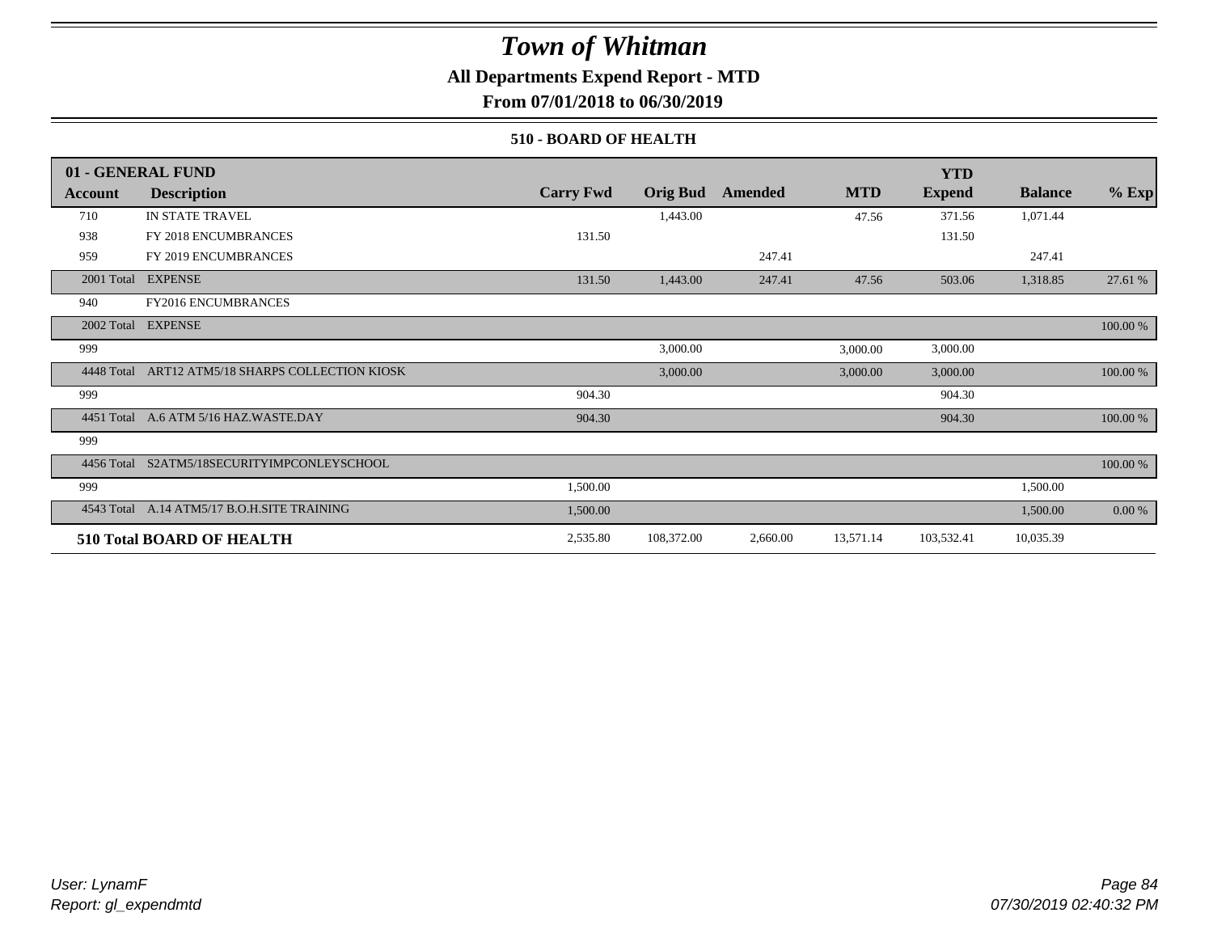# Town of Whitman

**All Departments Expend Report - MTD**

**From 07/01/2018 to 06/30/2019**

**510 - BOARD OF HEALTH**

| 01 - GENERAL FUND | | | | | | YTD | | |
|---|---|---|---|---|---|---|---|---|
| Account | Description | Carry Fwd | Orig Bud | Amended | MTD | Expend | Balance | % Exp |
| 710 | IN STATE TRAVEL | | 1,443.00 | | 47.56 | 371.56 | 1,071.44 | |
| 938 | FY 2018 ENCUMBRANCES | 131.50 | | | | 131.50 | | |
| 959 | FY 2019 ENCUMBRANCES | | | 247.41 | | | 247.41 | |
| 2001 Total | EXPENSE | 131.50 | 1,443.00 | 247.41 | 47.56 | 503.06 | 1,318.85 | 27.61 % |
| 940 | FY2016 ENCUMBRANCES | | | | | | | |
| 2002 Total | EXPENSE | | | | | | | 100.00 % |
| 999 | | | 3,000.00 | | 3,000.00 | 3,000.00 | | |
| 4448 Total | ART12 ATM5/18 SHARPS COLLECTION KIOSK | | 3,000.00 | | 3,000.00 | 3,000.00 | | 100.00 % |
| 999 | | 904.30 | | | | 904.30 | | |
| 4451 Total | A.6 ATM 5/16 HAZ.WASTE.DAY | 904.30 | | | | 904.30 | | 100.00 % |
| 999 | | | | | | | | |
| 4456 Total | S2ATM5/18SECURITYIMPCONLEYSCHOOL | | | | | | | 100.00 % |
| 999 | | 1,500.00 | | | | | 1,500.00 | |
| 4543 Total | A.14 ATM5/17 B.O.H.SITE TRAINING | 1,500.00 | | | | | 1,500.00 | 0.00 % |
| **510 Total BOARD OF HEALTH** | | 2,535.80 | 108,372.00 | 2,660.00 | 13,571.14 | 103,532.41 | 10,035.39 | |

*User: LynamF*
*Report: gl_expendmtd*

*07/30/2019 02:40:32 PM*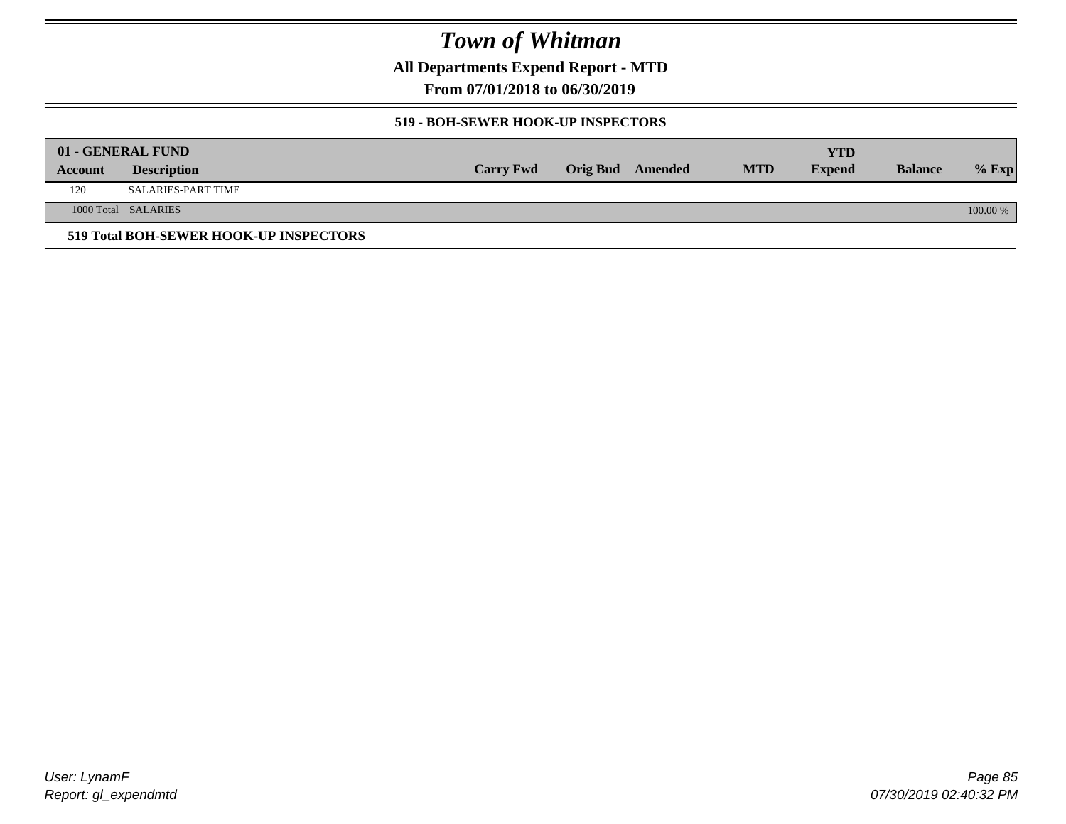# Town of Whitman

**All Departments Expend Report - MTD**

**From 07/01/2018 to 06/30/2019**

**519 - BOH-SEWER HOOK-UP INSPECTORS**

| 01 - GENERAL FUND | | | | | | | | |
|---|---|---|---|---|---|---|---|---|
| **Account** | **Description** | **Carry Fwd** | **Orig Bud** | **Amended** | **MTD** | **YTD Expend** | **Balance** | **% Exp** |
| 120 | SALARIES-PART TIME | | | | | | | |
| 1000 Total | SALARIES | | | | | | | 100.00 % |
| **519 Total BOH-SEWER HOOK-UP INSPECTORS** | | | | | | | | |

User: LynamF
Report: gl_expendmtd

07/30/2019 02:40:32 PM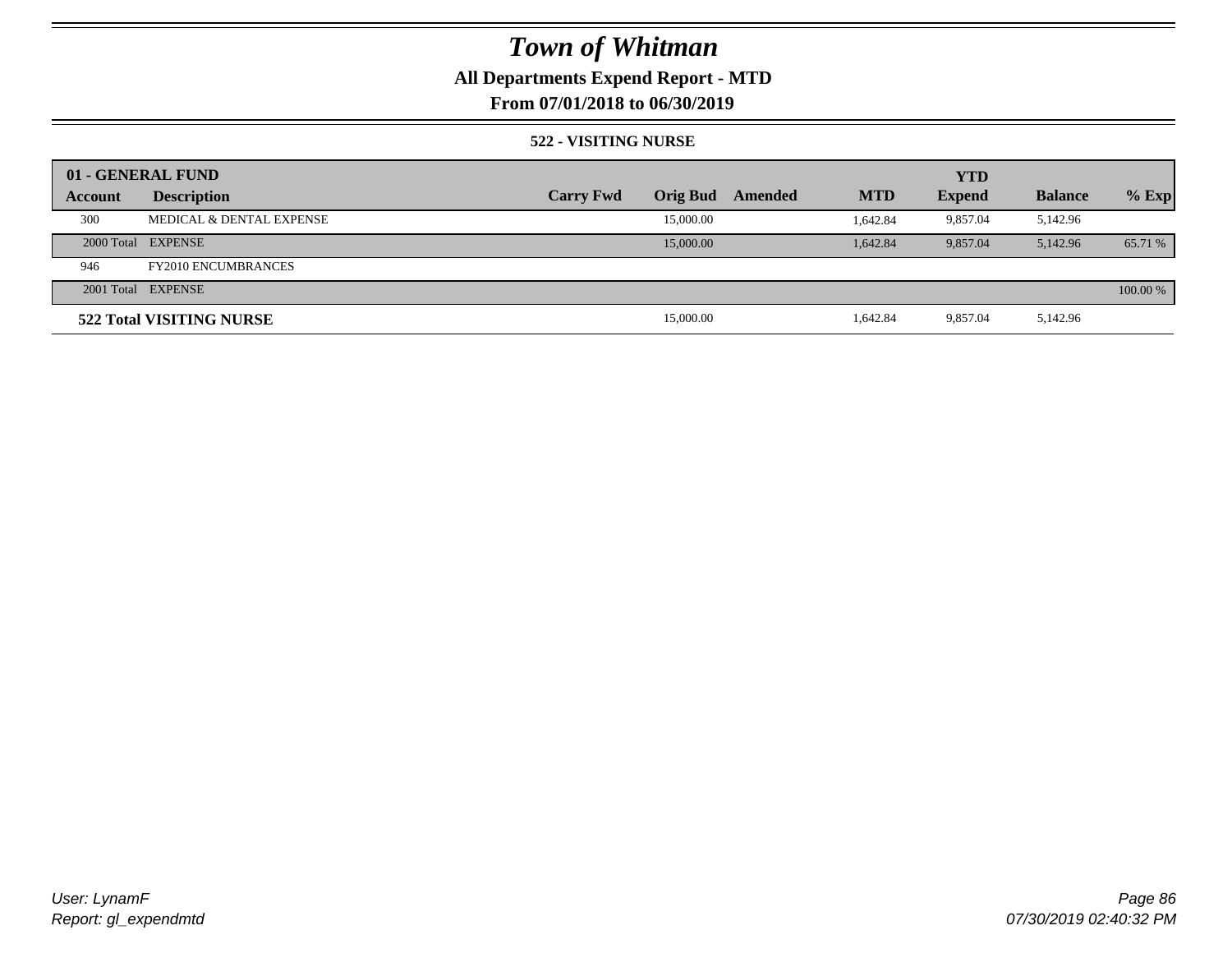# Town of Whitman

## All Departments Expend Report - MTD

### From 07/01/2018 to 06/30/2019

#### 522 - VISITING NURSE

| 01 - GENERAL FUND | | | | | | YTD | | |
|---|---|---|---|---|---|---|---|---|
| **Account** | **Description** | **Carry Fwd** | **Orig Bud** | **Amended** | **MTD** | **Expend** | **Balance** | **% Exp** |
| 300 | MEDICAL & DENTAL EXPENSE | | 15,000.00 | | 1,642.84 | 9,857.04 | 5,142.96 | |
| 2000 Total | EXPENSE | | 15,000.00 | | 1,642.84 | 9,857.04 | 5,142.96 | 65.71 % |
| 946 | FY2010 ENCUMBRANCES | | | | | | | |
| 2001 Total | EXPENSE | | | | | | | 100.00 % |
| **522 Total VISITING NURSE** | | | 15,000.00 | | 1,642.84 | 9,857.04 | 5,142.96 | |

*User: LynamF*
*Report: gl_expendmtd*

*07/30/2019 02:40:32 PM*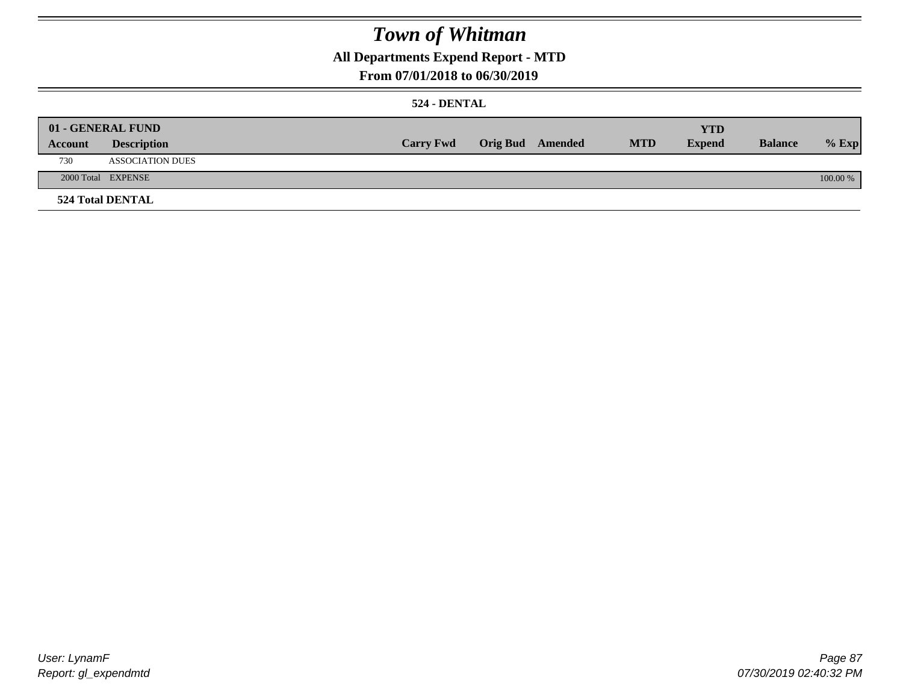# Town of Whitman

## All Departments Expend Report - MTD

### From 07/01/2018 to 06/30/2019

#### 524 - DENTAL

| 01 - GENERAL FUND | | | | | | YTD | | |
|---|---|---|---|---|---|---|---|---|
| Account | Description | Carry Fwd | Orig Bud | Amended | MTD | Expend | Balance | % Exp |
| 730 | ASSOCIATION DUES | | | | | | | |
| 2000 Total | EXPENSE | | | | | | | 100.00 % |
| 524 Total DENTAL | | | | | | | | |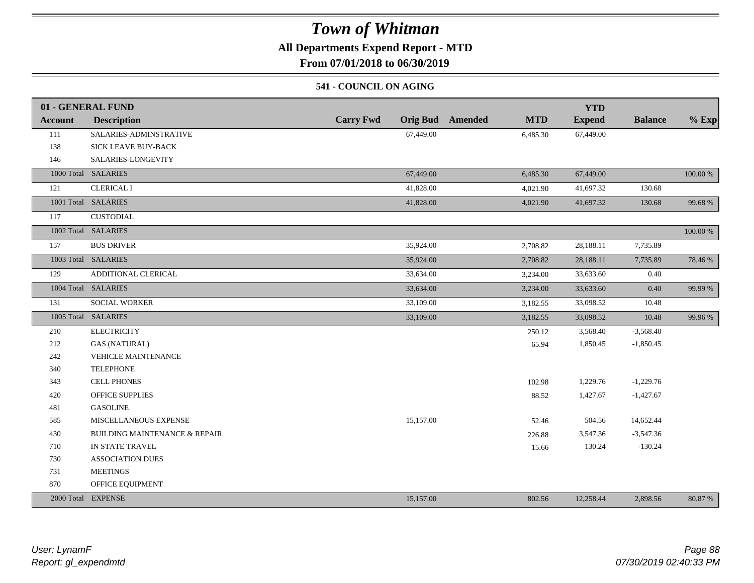# Town of Whitman

**All Departments Expend Report - MTD**

**From 07/01/2018 to 06/30/2019**

**541 - COUNCIL ON AGING**

| 01 - GENERAL FUND | | | | | | YTD | | |
|---|---|---|---|---|---|---|---|---|
| **Account** | **Description** | **Carry Fwd** | **Orig Bud** | **Amended** | **MTD** | **Expend** | **Balance** | **% Exp** |
| 111 | SALARIES-ADMINSTRATIVE | | 67,449.00 | | 6,485.30 | 67,449.00 | | |
| 138 | SICK LEAVE BUY-BACK | | | | | | | |
| 146 | SALARIES-LONGEVITY | | | | | | | |
| 1000 Total | SALARIES | | 67,449.00 | | 6,485.30 | 67,449.00 | | 100.00 % |
| 121 | CLERICAL I | | 41,828.00 | | 4,021.90 | 41,697.32 | 130.68 | |
| 1001 Total | SALARIES | | 41,828.00 | | 4,021.90 | 41,697.32 | 130.68 | 99.68 % |
| 117 | CUSTODIAL | | | | | | | |
| 1002 Total | SALARIES | | | | | | | 100.00 % |
| 157 | BUS DRIVER | | 35,924.00 | | 2,708.82 | 28,188.11 | 7,735.89 | |
| 1003 Total | SALARIES | | 35,924.00 | | 2,708.82 | 28,188.11 | 7,735.89 | 78.46 % |
| 129 | ADDITIONAL CLERICAL | | 33,634.00 | | 3,234.00 | 33,633.60 | 0.40 | |
| 1004 Total | SALARIES | | 33,634.00 | | 3,234.00 | 33,633.60 | 0.40 | 99.99 % |
| 131 | SOCIAL WORKER | | 33,109.00 | | 3,182.55 | 33,098.52 | 10.48 | |
| 1005 Total | SALARIES | | 33,109.00 | | 3,182.55 | 33,098.52 | 10.48 | 99.96 % |
| 210 | ELECTRICITY | | | | 250.12 | 3,568.40 | -3,568.40 | |
| 212 | GAS (NATURAL) | | | | 65.94 | 1,850.45 | -1,850.45 | |
| 242 | VEHICLE MAINTENANCE | | | | | | | |
| 340 | TELEPHONE | | | | | | | |
| 343 | CELL PHONES | | | | 102.98 | 1,229.76 | -1,229.76 | |
| 420 | OFFICE SUPPLIES | | | | 88.52 | 1,427.67 | -1,427.67 | |
| 481 | GASOLINE | | | | | | | |
| 585 | MISCELLANEOUS EXPENSE | | 15,157.00 | | 52.46 | 504.56 | 14,652.44 | |
| 430 | BUILDING MAINTENANCE & REPAIR | | | | 226.88 | 3,547.36 | -3,547.36 | |
| 710 | IN STATE TRAVEL | | | | 15.66 | 130.24 | -130.24 | |
| 730 | ASSOCIATION DUES | | | | | | | |
| 731 | MEETINGS | | | | | | | |
| 870 | OFFICE EQUIPMENT | | | | | | | |
| 2000 Total | EXPENSE | | 15,157.00 | | 802.56 | 12,258.44 | 2,898.56 | 80.87 % |

*User: LynamF*
*Report: gl_expendmtd*

*07/30/2019 02:40:33 PM*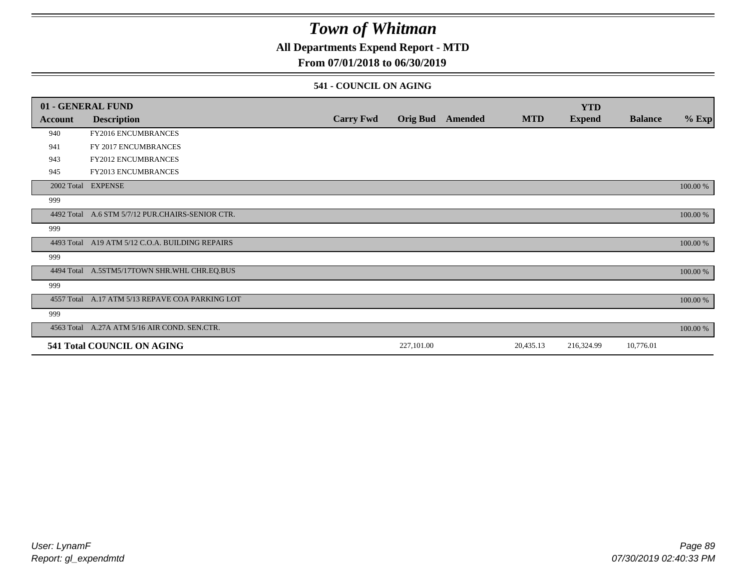# Town of Whitman

## All Departments Expend Report - MTD

### From 07/01/2018 to 06/30/2019

#### 541 - COUNCIL ON AGING

| 01 - GENERAL FUND | | | | | | YTD | | |
|---|---|---|---|---|---|---|---|---|
| Account | Description | Carry Fwd | Orig Bud | Amended | MTD | Expend | Balance | % Exp |
| 940 | FY2016 ENCUMBRANCES | | | | | | | |
| 941 | FY 2017 ENCUMBRANCES | | | | | | | |
| 943 | FY2012 ENCUMBRANCES | | | | | | | |
| 945 | FY2013 ENCUMBRANCES | | | | | | | |
| 2002 Total | EXPENSE | | | | | | | 100.00 % |
| 999 | | | | | | | | |
| 4492 Total | A.6 STM 5/7/12 PUR.CHAIRS-SENIOR CTR. | | | | | | | 100.00 % |
| 999 | | | | | | | | |
| 4493 Total | A19 ATM 5/12 C.O.A. BUILDING REPAIRS | | | | | | | 100.00 % |
| 999 | | | | | | | | |
| 4494 Total | A.5STM5/17TOWN SHR.WHL CHR.EQ.BUS | | | | | | | 100.00 % |
| 999 | | | | | | | | |
| 4557 Total | A.17 ATM 5/13 REPAVE COA PARKING LOT | | | | | | | 100.00 % |
| 999 | | | | | | | | |
| 4563 Total | A.27A ATM 5/16 AIR COND. SEN.CTR. | | | | | | | 100.00 % |
| **541 Total COUNCIL ON AGING** | | | 227,101.00 | | 20,435.13 | 216,324.99 | 10,776.01 | |

User: LynamF
Report: gl_expendmtd

07/30/2019 02:40:33 PM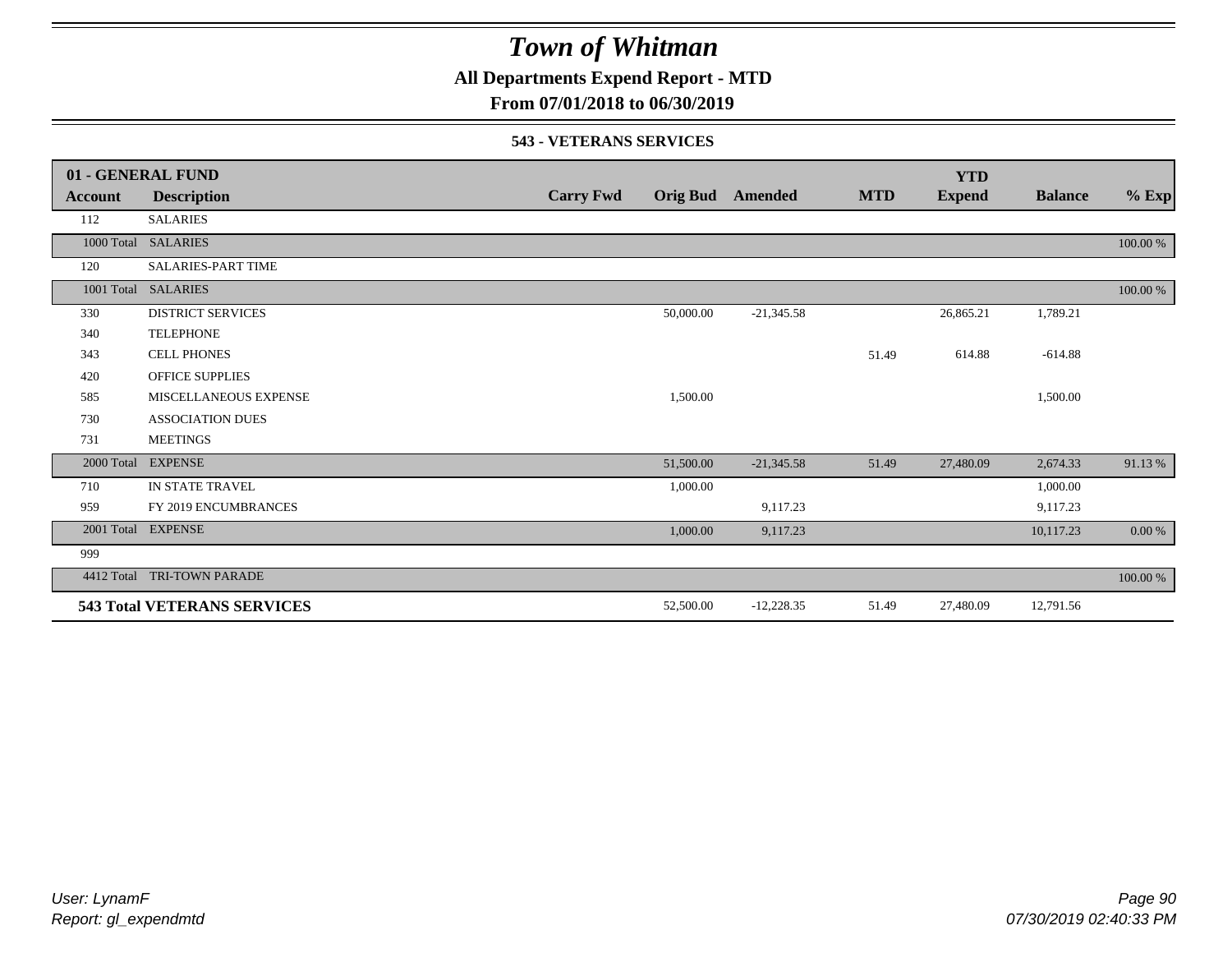# Town of Whitman

**All Departments Expend Report - MTD**

**From 07/01/2018 to 06/30/2019**

**543 - VETERANS SERVICES**

| 01 - GENERAL FUND | | | | | | YTD | | |
|---|---|---|---|---|---|---|---|---|
| **Account** | **Description** | **Carry Fwd** | **Orig Bud** | **Amended** | **MTD** | **Expend** | **Balance** | **% Exp** |
| 112 | SALARIES | | | | | | | |
| 1000 Total | SALARIES | | | | | | | 100.00 % |
| 120 | SALARIES-PART TIME | | | | | | | |
| 1001 Total | SALARIES | | | | | | | 100.00 % |
| 330 | DISTRICT SERVICES | | 50,000.00 | -21,345.58 | | 26,865.21 | 1,789.21 | |
| 340 | TELEPHONE | | | | | | | |
| 343 | CELL PHONES | | | | 51.49 | 614.88 | -614.88 | |
| 420 | OFFICE SUPPLIES | | | | | | | |
| 585 | MISCELLANEOUS EXPENSE | | 1,500.00 | | | | 1,500.00 | |
| 730 | ASSOCIATION DUES | | | | | | | |
| 731 | MEETINGS | | | | | | | |
| 2000 Total | EXPENSE | | 51,500.00 | -21,345.58 | 51.49 | 27,480.09 | 2,674.33 | 91.13 % |
| 710 | IN STATE TRAVEL | | 1,000.00 | | | | 1,000.00 | |
| 959 | FY 2019 ENCUMBRANCES | | | 9,117.23 | | | 9,117.23 | |
| 2001 Total | EXPENSE | | 1,000.00 | 9,117.23 | | | 10,117.23 | 0.00 % |
| 999 | | | | | | | | |
| 4412 Total | TRI-TOWN PARADE | | | | | | | 100.00 % |
| **543 Total VETERANS SERVICES** | | | 52,500.00 | -12,228.35 | 51.49 | 27,480.09 | 12,791.56 | |

*User: LynamF*
*Report: gl_expendmtd*

*07/30/2019 02:40:33 PM*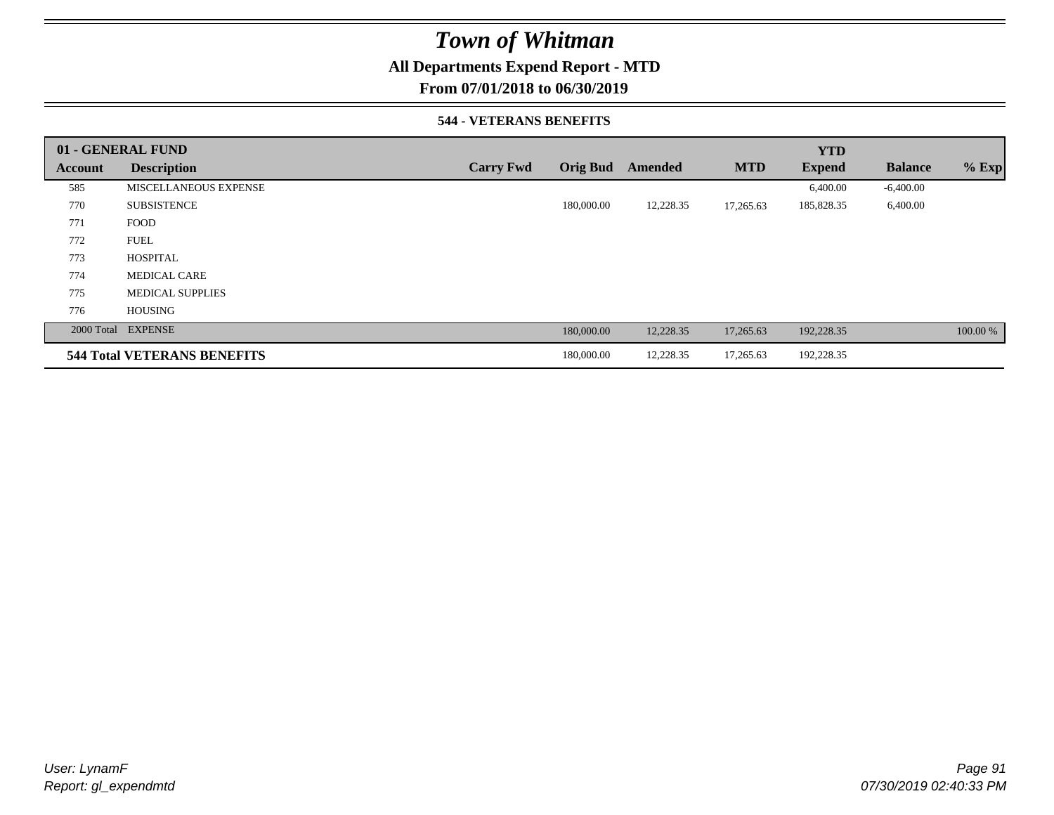# Town of Whitman

**All Departments Expend Report - MTD**

**From 07/01/2018 to 06/30/2019**

**544 - VETERANS BENEFITS**

| 01 - GENERAL FUND | | | | | | YTD | | |
|---|---|---|---|---|---|---|---|---|
| **Account** | **Description** | **Carry Fwd** | **Orig Bud** | **Amended** | **MTD** | **Expend** | **Balance** | **% Exp** |
| 585 | MISCELLANEOUS EXPENSE | | | | | 6,400.00 | -6,400.00 | |
| 770 | SUBSISTENCE | | 180,000.00 | 12,228.35 | 17,265.63 | 185,828.35 | 6,400.00 | |
| 771 | FOOD | | | | | | | |
| 772 | FUEL | | | | | | | |
| 773 | HOSPITAL | | | | | | | |
| 774 | MEDICAL CARE | | | | | | | |
| 775 | MEDICAL SUPPLIES | | | | | | | |
| 776 | HOUSING | | | | | | | |
| 2000 Total | EXPENSE | | 180,000.00 | 12,228.35 | 17,265.63 | 192,228.35 | | 100.00 % |
| **544 Total VETERANS BENEFITS** | | | 180,000.00 | 12,228.35 | 17,265.63 | 192,228.35 | | |

*User: LynamF*
*Report: gl_expendmtd*

*07/30/2019 02:40:33 PM*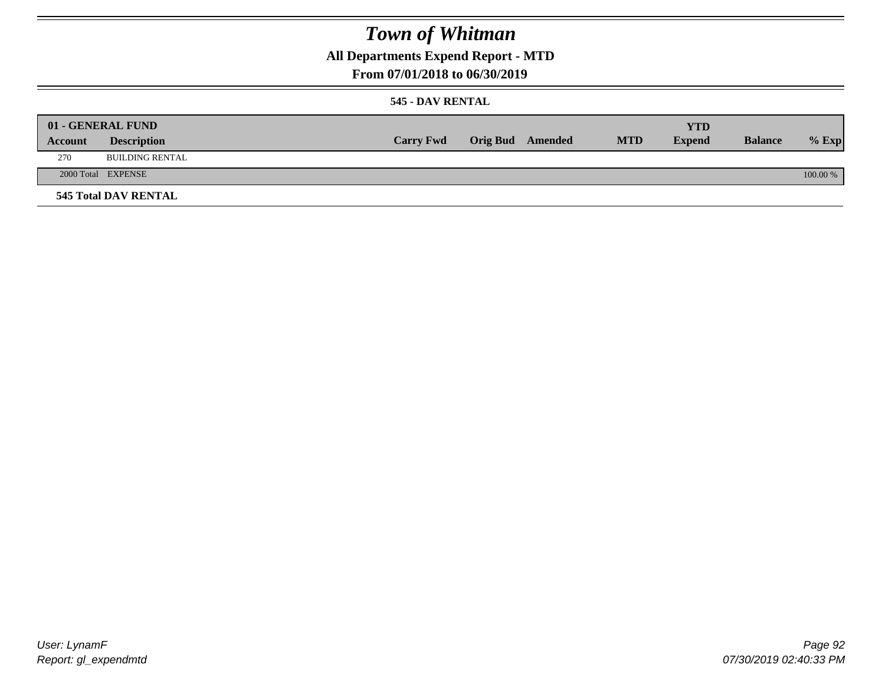# Town of Whitman

## All Departments Expend Report - MTD

## From 07/01/2018 to 06/30/2019

### 545 - DAV RENTAL

| 01 - GENERAL FUND | | | | | | YTD | | |
|---|---|---|---|---|---|---|---|---|
| Account | Description | Carry Fwd | Orig Bud | Amended | MTD | Expend | Balance | % Exp |
| 270 | BUILDING RENTAL | | | | | | | |
| 2000 Total | EXPENSE | | | | | | | 100.00 % |

**545 Total DAV RENTAL**

User: LynamF
Report: gl_expendmtd

07/30/2019 02:40:33 PM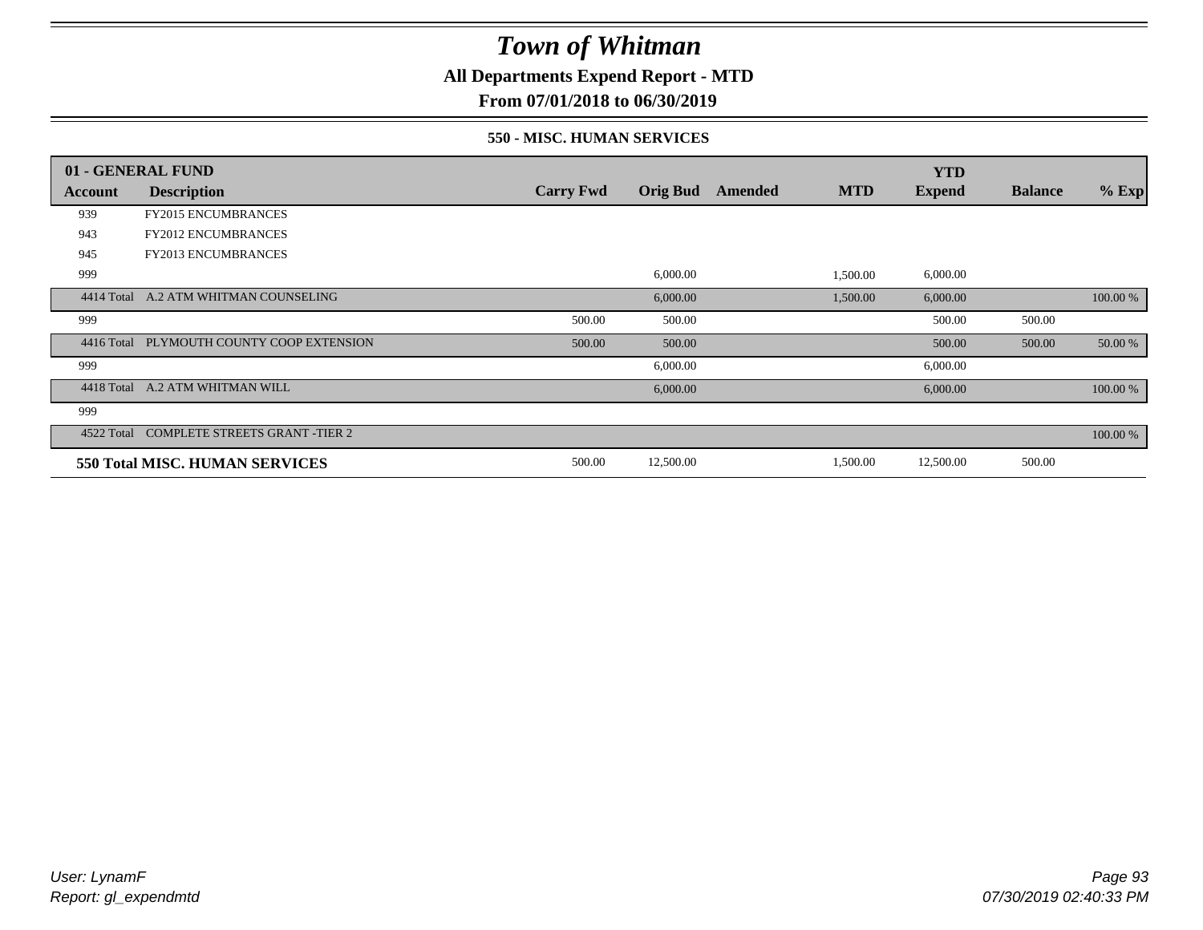# Town of Whitman

**All Departments Expend Report - MTD**

**From 07/01/2018 to 06/30/2019**

### 550 - MISC. HUMAN SERVICES

| 01 - GENERAL FUND | | | | | | YTD | | |
|---|---|---|---|---|---|---|---|---|
| **Account** | **Description** | **Carry Fwd** | **Orig Bud** | **Amended** | **MTD** | **Expend** | **Balance** | **% Exp** |
| 939 | FY2015 ENCUMBRANCES | | | | | | | |
| 943 | FY2012 ENCUMBRANCES | | | | | | | |
| 945 | FY2013 ENCUMBRANCES | | | | | | | |
| 999 | | | 6,000.00 | | 1,500.00 | 6,000.00 | | |
| 4414 Total | A.2 ATM WHITMAN COUNSELING | | 6,000.00 | | 1,500.00 | 6,000.00 | | 100.00 % |
| 999 | | 500.00 | 500.00 | | | 500.00 | 500.00 | |
| 4416 Total | PLYMOUTH COUNTY COOP EXTENSION | 500.00 | 500.00 | | | 500.00 | 500.00 | 50.00 % |
| 999 | | | 6,000.00 | | | 6,000.00 | | |
| 4418 Total | A.2 ATM WHITMAN WILL | | 6,000.00 | | | 6,000.00 | | 100.00 % |
| 999 | | | | | | | | |
| 4522 Total | COMPLETE STREETS GRANT -TIER 2 | | | | | | | 100.00 % |
| **550 Total MISC. HUMAN SERVICES** | | 500.00 | 12,500.00 | | 1,500.00 | 12,500.00 | 500.00 | |

*User: LynamF*
*Report: gl_expendmtd*

*07/30/2019 02:40:33 PM*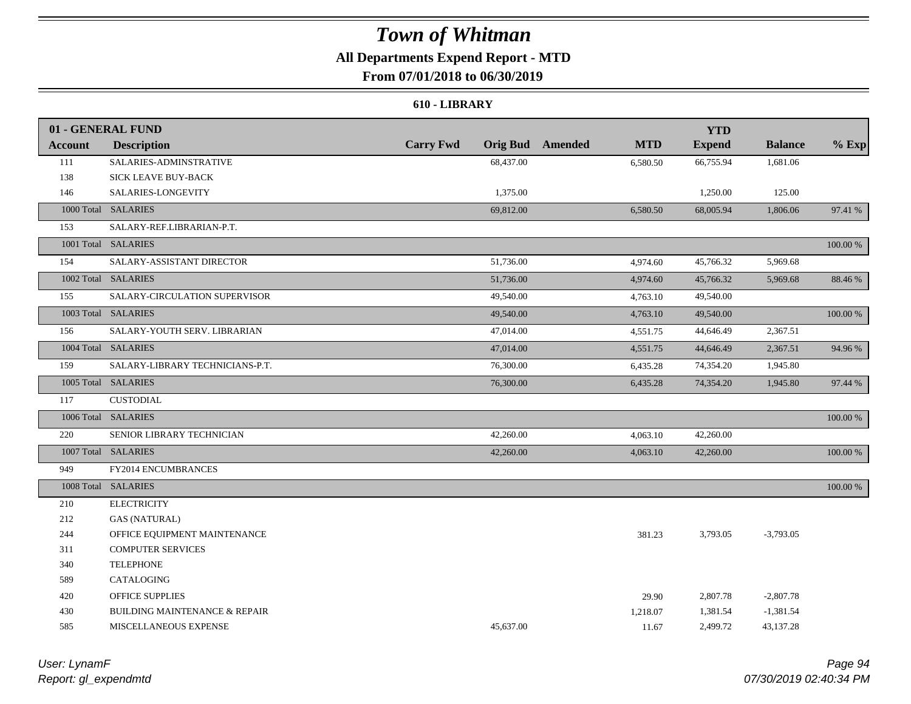# Town of Whitman

## All Departments Expend Report - MTD

### From 07/01/2018 to 06/30/2019

#### 610 - LIBRARY

| Account | Description | Carry Fwd | Orig Bud | Amended | MTD | YTD Expend | Balance | % Exp |
|---|---|---|---|---|---|---|---|---|
| **01 - GENERAL FUND** | | | | | | | | |
| 111 | SALARIES-ADMINSTRATIVE | | 68,437.00 | | 6,580.50 | 66,755.94 | 1,681.06 | |
| 138 | SICK LEAVE BUY-BACK | | | | | | | |
| 146 | SALARIES-LONGEVITY | | 1,375.00 | | | 1,250.00 | 125.00 | |
| 1000 Total | SALARIES | | 69,812.00 | | 6,580.50 | 68,005.94 | 1,806.06 | 97.41 % |
| 153 | SALARY-REF.LIBRARIAN-P.T. | | | | | | | |
| 1001 Total | SALARIES | | | | | | | 100.00 % |
| 154 | SALARY-ASSISTANT DIRECTOR | | 51,736.00 | | 4,974.60 | 45,766.32 | 5,969.68 | |
| 1002 Total | SALARIES | | 51,736.00 | | 4,974.60 | 45,766.32 | 5,969.68 | 88.46 % |
| 155 | SALARY-CIRCULATION SUPERVISOR | | 49,540.00 | | 4,763.10 | 49,540.00 | | |
| 1003 Total | SALARIES | | 49,540.00 | | 4,763.10 | 49,540.00 | | 100.00 % |
| 156 | SALARY-YOUTH SERV. LIBRARIAN | | 47,014.00 | | 4,551.75 | 44,646.49 | 2,367.51 | |
| 1004 Total | SALARIES | | 47,014.00 | | 4,551.75 | 44,646.49 | 2,367.51 | 94.96 % |
| 159 | SALARY-LIBRARY TECHNICIANS-P.T. | | 76,300.00 | | 6,435.28 | 74,354.20 | 1,945.80 | |
| 1005 Total | SALARIES | | 76,300.00 | | 6,435.28 | 74,354.20 | 1,945.80 | 97.44 % |
| 117 | CUSTODIAL | | | | | | | |
| 1006 Total | SALARIES | | | | | | | 100.00 % |
| 220 | SENIOR LIBRARY TECHNICIAN | | 42,260.00 | | 4,063.10 | 42,260.00 | | |
| 1007 Total | SALARIES | | 42,260.00 | | 4,063.10 | 42,260.00 | | 100.00 % |
| 949 | FY2014 ENCUMBRANCES | | | | | | | |
| 1008 Total | SALARIES | | | | | | | 100.00 % |
| 210 | ELECTRICITY | | | | | | | |
| 212 | GAS (NATURAL) | | | | | | | |
| 244 | OFFICE EQUIPMENT MAINTENANCE | | | | 381.23 | 3,793.05 | -3,793.05 | |
| 311 | COMPUTER SERVICES | | | | | | | |
| 340 | TELEPHONE | | | | | | | |
| 589 | CATALOGING | | | | | | | |
| 420 | OFFICE SUPPLIES | | | | 29.90 | 2,807.78 | -2,807.78 | |
| 430 | BUILDING MAINTENANCE & REPAIR | | | | 1,218.07 | 1,381.54 | -1,381.54 | |
| 585 | MISCELLANEOUS EXPENSE | | 45,637.00 | | 11.67 | 2,499.72 | 43,137.28 | |

User: LynamF
Report: gl_expendmtd

07/30/2019 02:40:34 PM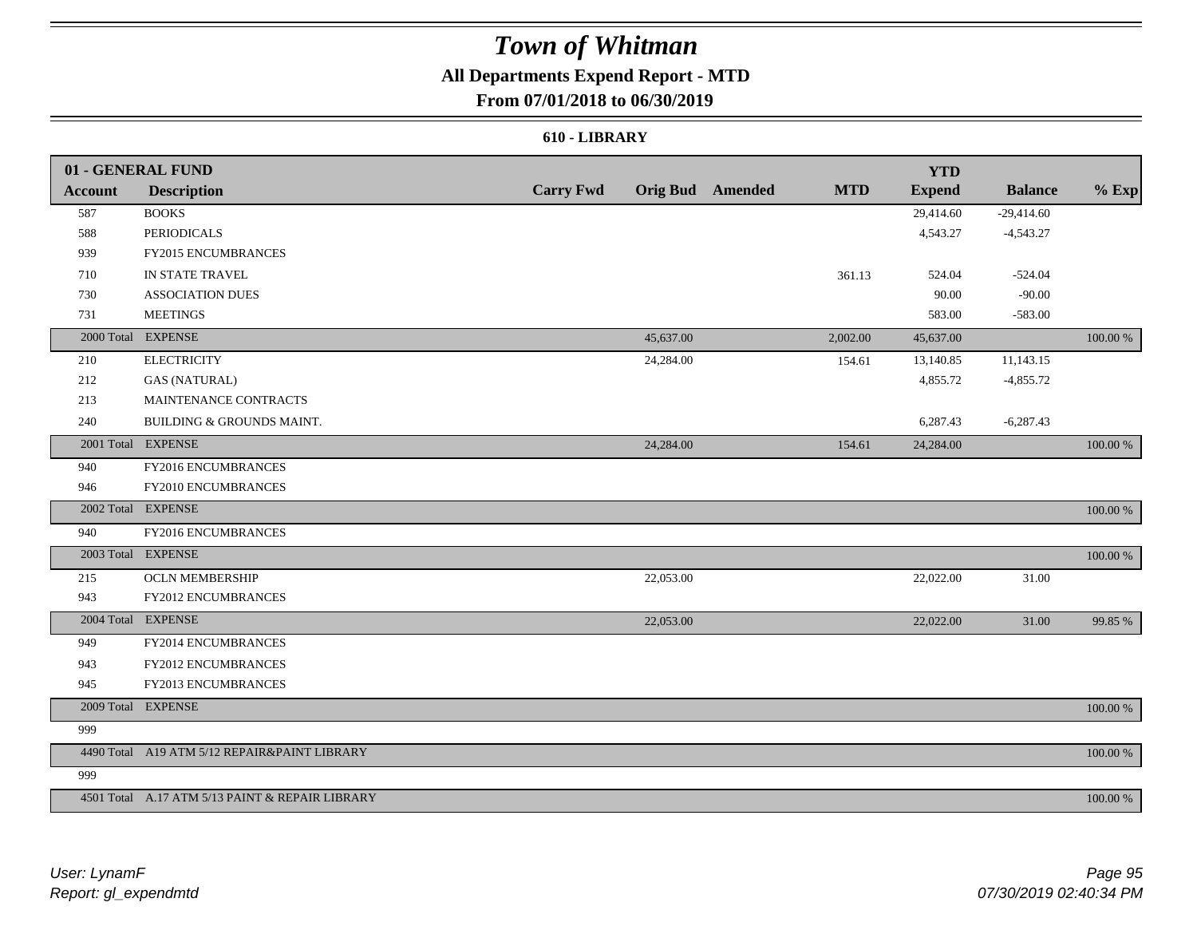# Town of Whitman

## All Departments Expend Report - MTD

### From 07/01/2018 to 06/30/2019

#### 610 - LIBRARY

| 01 - GENERAL FUND | | | | | | YTD | | |
|---|---|---|---|---|---|---|---|---|
| **Account** | **Description** | **Carry Fwd** | **Orig Bud** | **Amended** | **MTD** | **Expend** | **Balance** | **% Exp** |
| 587 | BOOKS | | | | | 29,414.60 | -29,414.60 | |
| 588 | PERIODICALS | | | | | 4,543.27 | -4,543.27 | |
| 939 | FY2015 ENCUMBRANCES | | | | | | | |
| 710 | IN STATE TRAVEL | | | | 361.13 | 524.04 | -524.04 | |
| 730 | ASSOCIATION DUES | | | | | 90.00 | -90.00 | |
| 731 | MEETINGS | | | | | 583.00 | -583.00 | |
| 2000 Total | EXPENSE | | 45,637.00 | | 2,002.00 | 45,637.00 | | 100.00 % |
| 210 | ELECTRICITY | | 24,284.00 | | 154.61 | 13,140.85 | 11,143.15 | |
| 212 | GAS (NATURAL) | | | | | 4,855.72 | -4,855.72 | |
| 213 | MAINTENANCE CONTRACTS | | | | | | | |
| 240 | BUILDING & GROUNDS MAINT. | | | | | 6,287.43 | -6,287.43 | |
| 2001 Total | EXPENSE | | 24,284.00 | | 154.61 | 24,284.00 | | 100.00 % |
| 940 | FY2016 ENCUMBRANCES | | | | | | | |
| 946 | FY2010 ENCUMBRANCES | | | | | | | |
| 2002 Total | EXPENSE | | | | | | | 100.00 % |
| 940 | FY2016 ENCUMBRANCES | | | | | | | |
| 2003 Total | EXPENSE | | | | | | | 100.00 % |
| 215 | OCLN MEMBERSHIP | | 22,053.00 | | | 22,022.00 | 31.00 | |
| 943 | FY2012 ENCUMBRANCES | | | | | | | |
| 2004 Total | EXPENSE | | 22,053.00 | | | 22,022.00 | 31.00 | 99.85 % |
| 949 | FY2014 ENCUMBRANCES | | | | | | | |
| 943 | FY2012 ENCUMBRANCES | | | | | | | |
| 945 | FY2013 ENCUMBRANCES | | | | | | | |
| 2009 Total | EXPENSE | | | | | | | 100.00 % |
| 999 | | | | | | | | |
| 4490 Total | A19 ATM 5/12 REPAIR&PAINT LIBRARY | | | | | | | 100.00 % |
| 999 | | | | | | | | |
| 4501 Total | A.17 ATM 5/13 PAINT & REPAIR LIBRARY | | | | | | | 100.00 % |

*User: LynamF*
*Report: gl_expendmtd*

*07/30/2019 02:40:34 PM*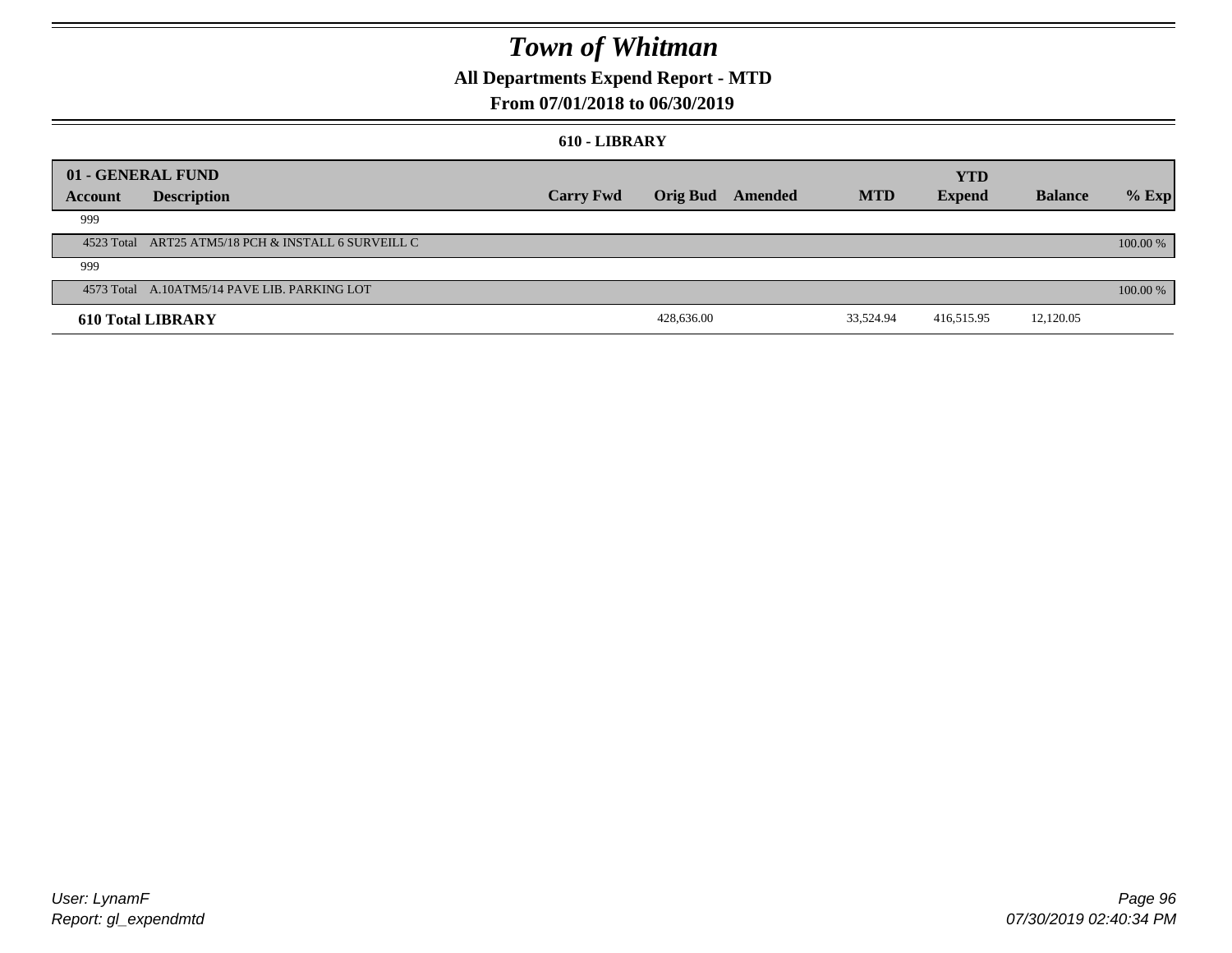# Town of Whitman

## All Departments Expend Report - MTD

### From 07/01/2018 to 06/30/2019

#### 610 - LIBRARY

| 01 - GENERAL FUND | | | | | | YTD | | |
|---|---|---|---|---|---|---|---|---|
| Account | Description | Carry Fwd | Orig Bud | Amended | MTD | Expend | Balance | % Exp |
| 999 | | | | | | | | |
| 4523 Total | ART25 ATM5/18 PCH & INSTALL 6 SURVEILL C | | | | | | | 100.00 % |
| 999 | | | | | | | | |
| 4573 Total | A.10ATM5/14 PAVE LIB. PARKING LOT | | | | | | | 100.00 % |
| **610 Total LIBRARY** | | | 428,636.00 | | 33,524.94 | 416,515.95 | 12,120.05 | |

User: LynamF
Report: gl_expendmtd

07/30/2019 02:40:34 PM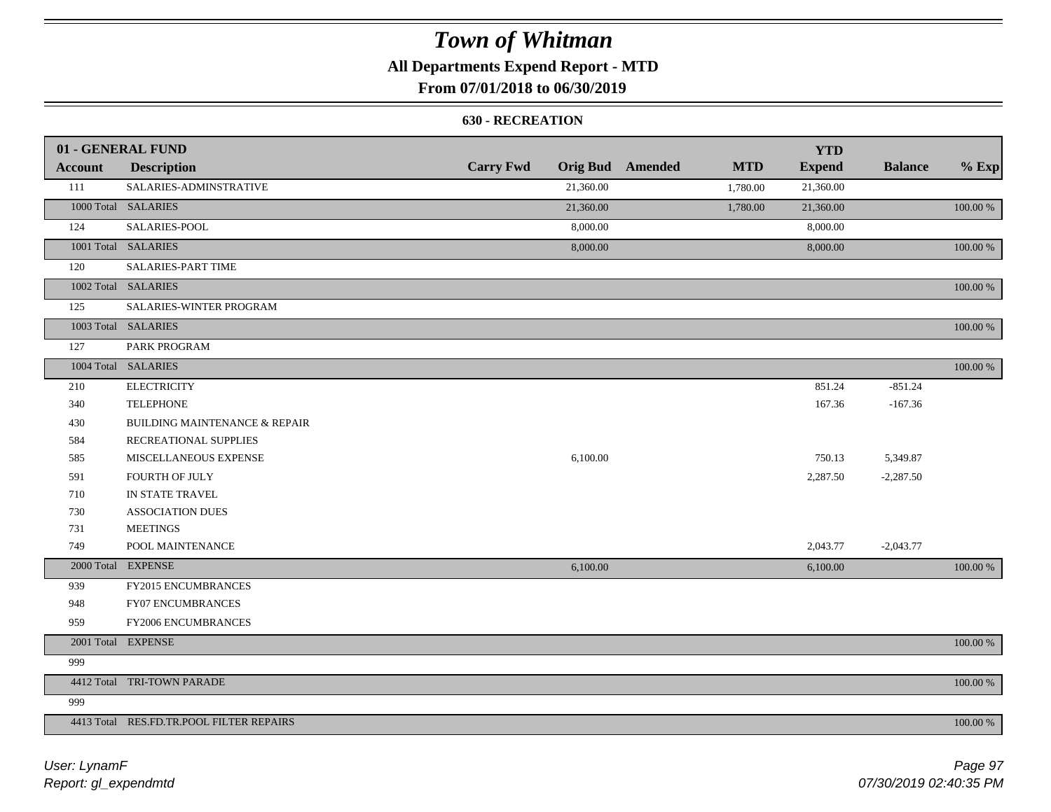# Town of Whitman

**All Departments Expend Report - MTD**

**From 07/01/2018 to 06/30/2019**

**630 - RECREATION**

| 01 - GENERAL FUND | | | | | | | | |
|---|---|---|---|---|---|---|---|---|
| **Account** | **Description** | **Carry Fwd** | **Orig Bud** | **Amended** | **MTD** | **YTD Expend** | **Balance** | **% Exp** |
| 111 | SALARIES-ADMINSTRATIVE | | 21,360.00 | | 1,780.00 | 21,360.00 | | |
| 1000 Total | SALARIES | | 21,360.00 | | 1,780.00 | 21,360.00 | | 100.00 % |
| 124 | SALARIES-POOL | | 8,000.00 | | | 8,000.00 | | |
| 1001 Total | SALARIES | | 8,000.00 | | | 8,000.00 | | 100.00 % |
| 120 | SALARIES-PART TIME | | | | | | | |
| 1002 Total | SALARIES | | | | | | | 100.00 % |
| 125 | SALARIES-WINTER PROGRAM | | | | | | | |
| 1003 Total | SALARIES | | | | | | | 100.00 % |
| 127 | PARK PROGRAM | | | | | | | |
| 1004 Total | SALARIES | | | | | | | 100.00 % |
| 210 | ELECTRICITY | | | | | 851.24 | -851.24 | |
| 340 | TELEPHONE | | | | | 167.36 | -167.36 | |
| 430 | BUILDING MAINTENANCE & REPAIR | | | | | | | |
| 584 | RECREATIONAL SUPPLIES | | | | | | | |
| 585 | MISCELLANEOUS EXPENSE | | 6,100.00 | | | 750.13 | 5,349.87 | |
| 591 | FOURTH OF JULY | | | | | 2,287.50 | -2,287.50 | |
| 710 | IN STATE TRAVEL | | | | | | | |
| 730 | ASSOCIATION DUES | | | | | | | |
| 731 | MEETINGS | | | | | | | |
| 749 | POOL MAINTENANCE | | | | | 2,043.77 | -2,043.77 | |
| 2000 Total | EXPENSE | | 6,100.00 | | | 6,100.00 | | 100.00 % |
| 939 | FY2015 ENCUMBRANCES | | | | | | | |
| 948 | FY07 ENCUMBRANCES | | | | | | | |
| 959 | FY2006 ENCUMBRANCES | | | | | | | |
| 2001 Total | EXPENSE | | | | | | | 100.00 % |
| 999 | | | | | | | | |
| 4412 Total | TRI-TOWN PARADE | | | | | | | 100.00 % |
| 999 | | | | | | | | |
| 4413 Total | RES.FD.TR.POOL FILTER REPAIRS | | | | | | | 100.00 % |

*User: LynamF*
*Report: gl_expendmtd*

*07/30/2019 02:40:35 PM*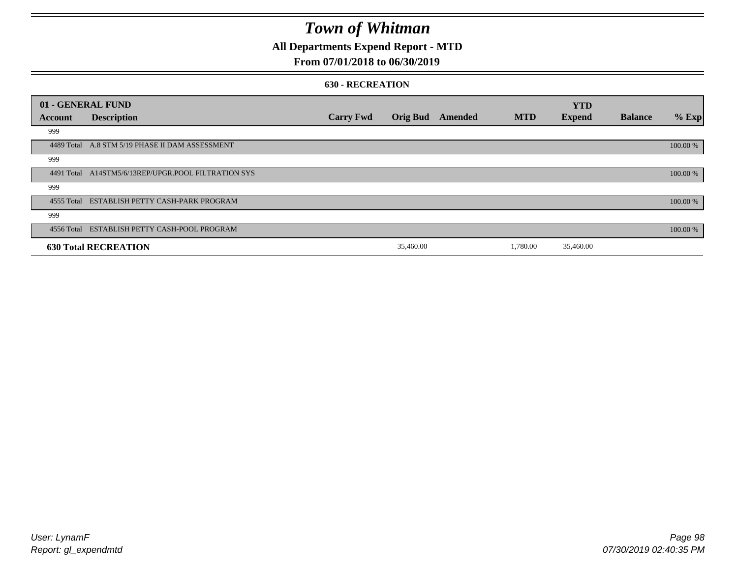# Town of Whitman

## All Departments Expend Report - MTD

## From 07/01/2018 to 06/30/2019

### 630 - RECREATION

| 01 - GENERAL FUND | | | | | | YTD | | |
|---|---|---|---|---|---|---|---|---|
| **Account** | **Description** | **Carry Fwd** | **Orig Bud** | **Amended** | **MTD** | **Expend** | **Balance** | **% Exp** |
| 999 | | | | | | | | |
| 4489 Total | A.8 STM 5/19 PHASE II DAM ASSESSMENT | | | | | | | 100.00 % |
| 999 | | | | | | | | |
| 4491 Total | A14STM5/6/13REP/UPGR.POOL FILTRATION SYS | | | | | | | 100.00 % |
| 999 | | | | | | | | |
| 4555 Total | ESTABLISH PETTY CASH-PARK PROGRAM | | | | | | | 100.00 % |
| 999 | | | | | | | | |
| 4556 Total | ESTABLISH PETTY CASH-POOL PROGRAM | | | | | | | 100.00 % |
| **630 Total RECREATION** | | | 35,460.00 | | 1,780.00 | 35,460.00 | | |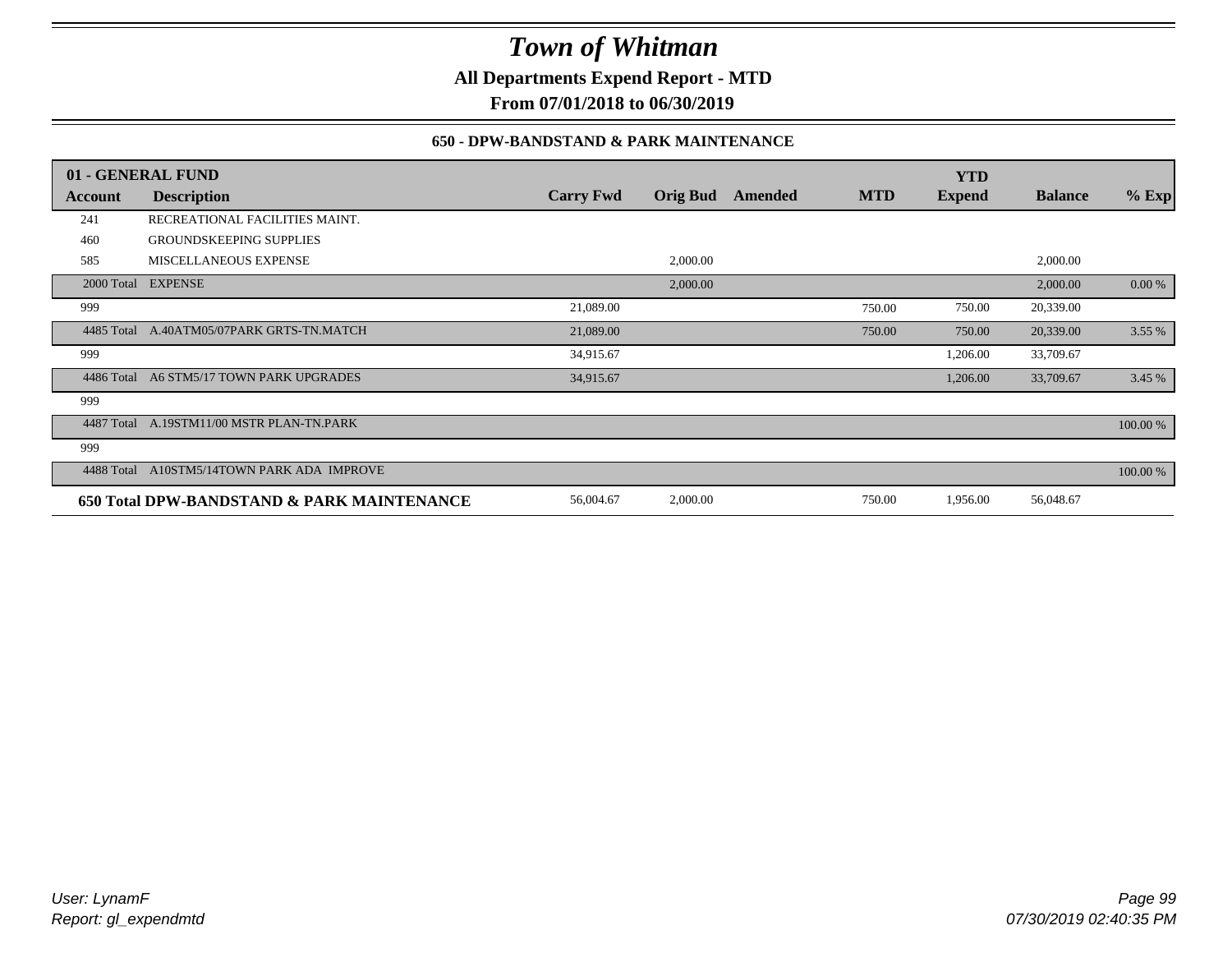# Town of Whitman

**All Departments Expend Report - MTD**

**From 07/01/2018 to 06/30/2019**

### 650 - DPW-BANDSTAND & PARK MAINTENANCE

| 01 - GENERAL FUND | | | | | | YTD | | |
|---|---|---|---|---|---|---|---|---|
| **Account** | **Description** | **Carry Fwd** | **Orig Bud** | **Amended** | **MTD** | **Expend** | **Balance** | **% Exp** |
| 241 | RECREATIONAL FACILITIES MAINT. | | | | | | | |
| 460 | GROUNDSKEEPING SUPPLIES | | | | | | | |
| 585 | MISCELLANEOUS EXPENSE | | 2,000.00 | | | | 2,000.00 | |
| 2000 Total | EXPENSE | | 2,000.00 | | | | 2,000.00 | 0.00 % |
| 999 | | 21,089.00 | | | 750.00 | 750.00 | 20,339.00 | |
| 4485 Total | A.40ATM05/07PARK GRTS-TN.MATCH | 21,089.00 | | | 750.00 | 750.00 | 20,339.00 | 3.55 % |
| 999 | | 34,915.67 | | | | 1,206.00 | 33,709.67 | |
| 4486 Total | A6 STM5/17 TOWN PARK UPGRADES | 34,915.67 | | | | 1,206.00 | 33,709.67 | 3.45 % |
| 999 | | | | | | | | |
| 4487 Total | A.19STM11/00 MSTR PLAN-TN.PARK | | | | | | | 100.00 % |
| 999 | | | | | | | | |
| 4488 Total | A10STM5/14TOWN PARK ADA IMPROVE | | | | | | | 100.00 % |
| **650 Total DPW-BANDSTAND & PARK MAINTENANCE** | | 56,004.67 | 2,000.00 | | 750.00 | 1,956.00 | 56,048.67 | |

*User: LynamF*
*Report: gl_expendmtd*

*07/30/2019 02:40:35 PM*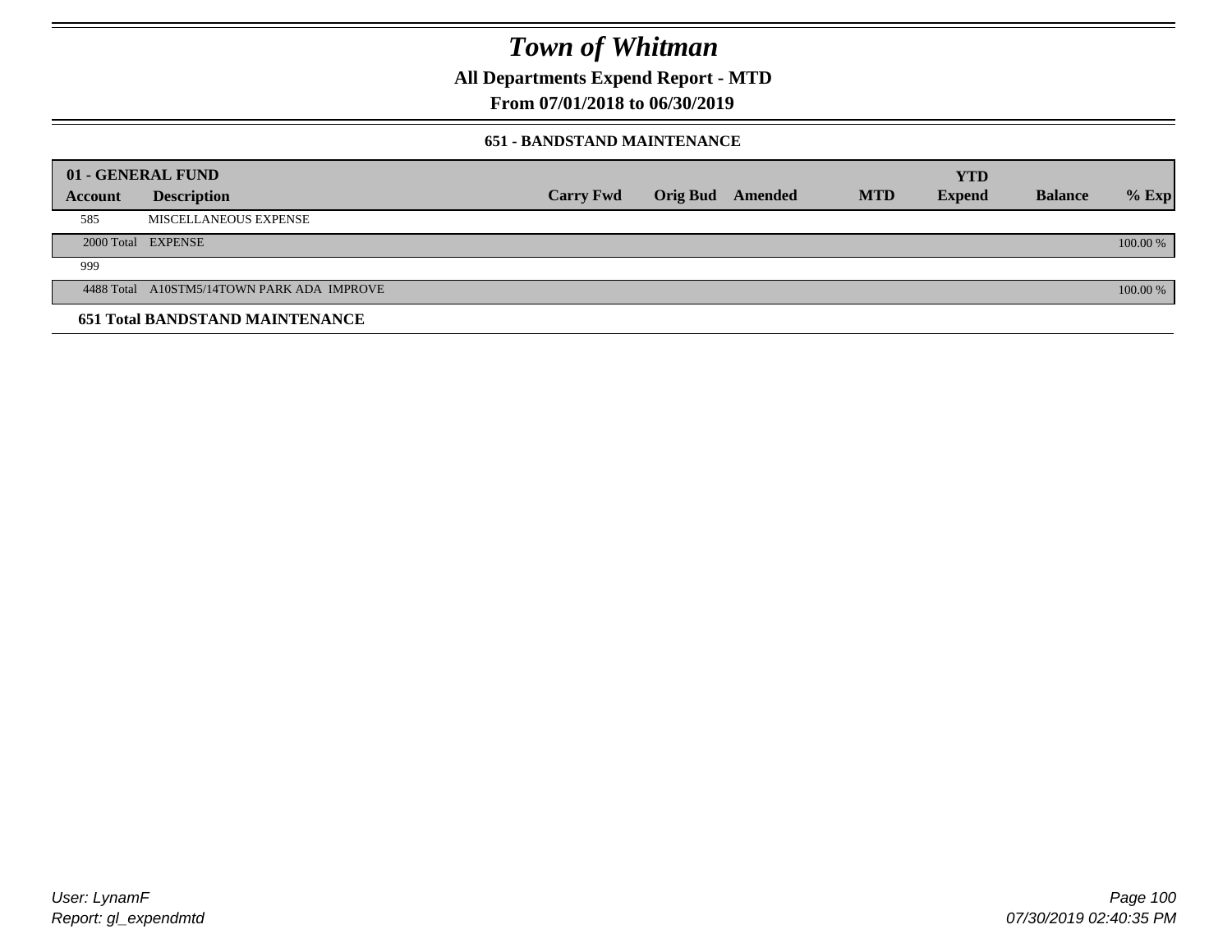# Town of Whitman

## All Departments Expend Report - MTD

### From 07/01/2018 to 06/30/2019

#### 651 - BANDSTAND MAINTENANCE

| 01 - GENERAL FUND | | | | | | | | |
|---|---|---|---|---|---|---|---|---|
| **Account** | **Description** | **Carry Fwd** | **Orig Bud** | **Amended** | **MTD** | **YTD Expend** | **Balance** | **% Exp** |
| 585 | MISCELLANEOUS EXPENSE | | | | | | | |
| 2000 Total | EXPENSE | | | | | | | 100.00 % |
| 999 | | | | | | | | |
| 4488 Total | A10STM5/14TOWN PARK ADA IMPROVE | | | | | | | 100.00 % |
| **651 Total BANDSTAND MAINTENANCE** | | | | | | | | |

User: LynamF
Report: gl_expendmtd

07/30/2019 02:40:35 PM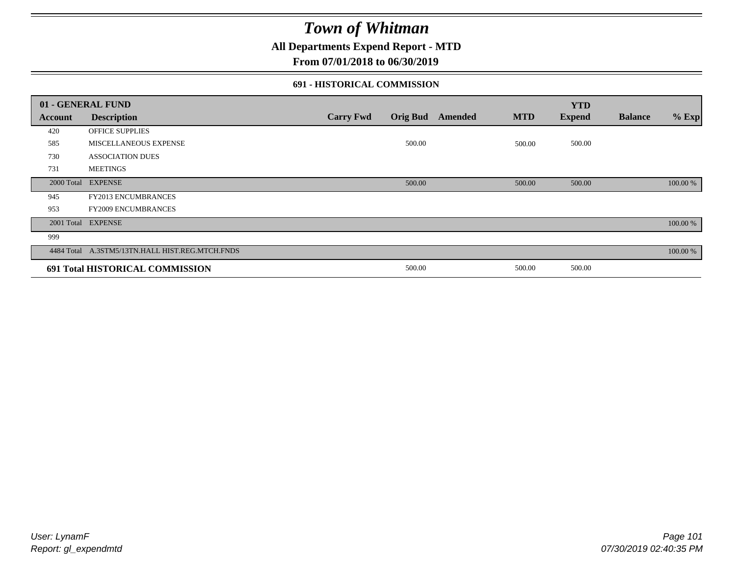# Town of Whitman

## All Departments Expend Report - MTD

## From 07/01/2018 to 06/30/2019

### 691 - HISTORICAL COMMISSION

| 01 - GENERAL FUND | | | | | | YTD | | |
|---|---|---|---|---|---|---|---|---|
| **Account** | **Description** | **Carry Fwd** | **Orig Bud** | **Amended** | **MTD** | **Expend** | **Balance** | **% Exp** |
| 420 | OFFICE SUPPLIES | | | | | | | |
| 585 | MISCELLANEOUS EXPENSE | | 500.00 | | 500.00 | 500.00 | | |
| 730 | ASSOCIATION DUES | | | | | | | |
| 731 | MEETINGS | | | | | | | |
| 2000 Total | EXPENSE | | 500.00 | | 500.00 | 500.00 | | 100.00 % |
| 945 | FY2013 ENCUMBRANCES | | | | | | | |
| 953 | FY2009 ENCUMBRANCES | | | | | | | |
| 2001 Total | EXPENSE | | | | | | | 100.00 % |
| 999 | | | | | | | | |
| 4484 Total | A.3STM5/13TN.HALL HIST.REG.MTCH.FNDS | | | | | | | 100.00 % |
| **691 Total HISTORICAL COMMISSION** | | | 500.00 | | 500.00 | 500.00 | | |

User: LynamF
Report: gl_expendmtd

07/30/2019 02:40:35 PM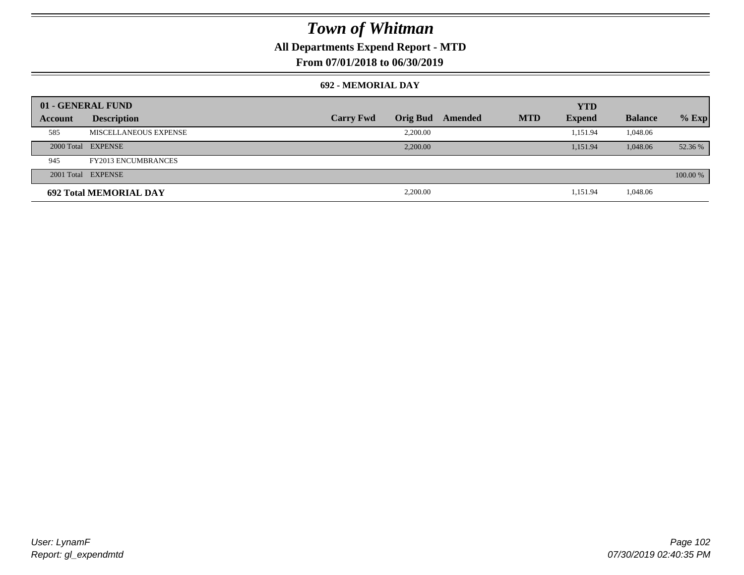# Town of Whitman

**All Departments Expend Report - MTD**

**From 07/01/2018 to 06/30/2019**

**692 - MEMORIAL DAY**

| 01 - GENERAL FUND | | | | | | | | |
|---|---|---|---|---|---|---|---|---|
| **Account** | **Description** | **Carry Fwd** | **Orig Bud** | **Amended** | **MTD** | **YTD Expend** | **Balance** | **% Exp** |
| 585 | MISCELLANEOUS EXPENSE | | 2,200.00 | | | 1,151.94 | 1,048.06 | |
| 2000 Total | EXPENSE | | 2,200.00 | | | 1,151.94 | 1,048.06 | 52.36 % |
| 945 | FY2013 ENCUMBRANCES | | | | | | | |
| 2001 Total | EXPENSE | | | | | | | 100.00 % |
| **692 Total MEMORIAL DAY** | | | 2,200.00 | | | 1,151.94 | 1,048.06 | |

User: LynamF
Report: gl_expendmtd

07/30/2019 02:40:35 PM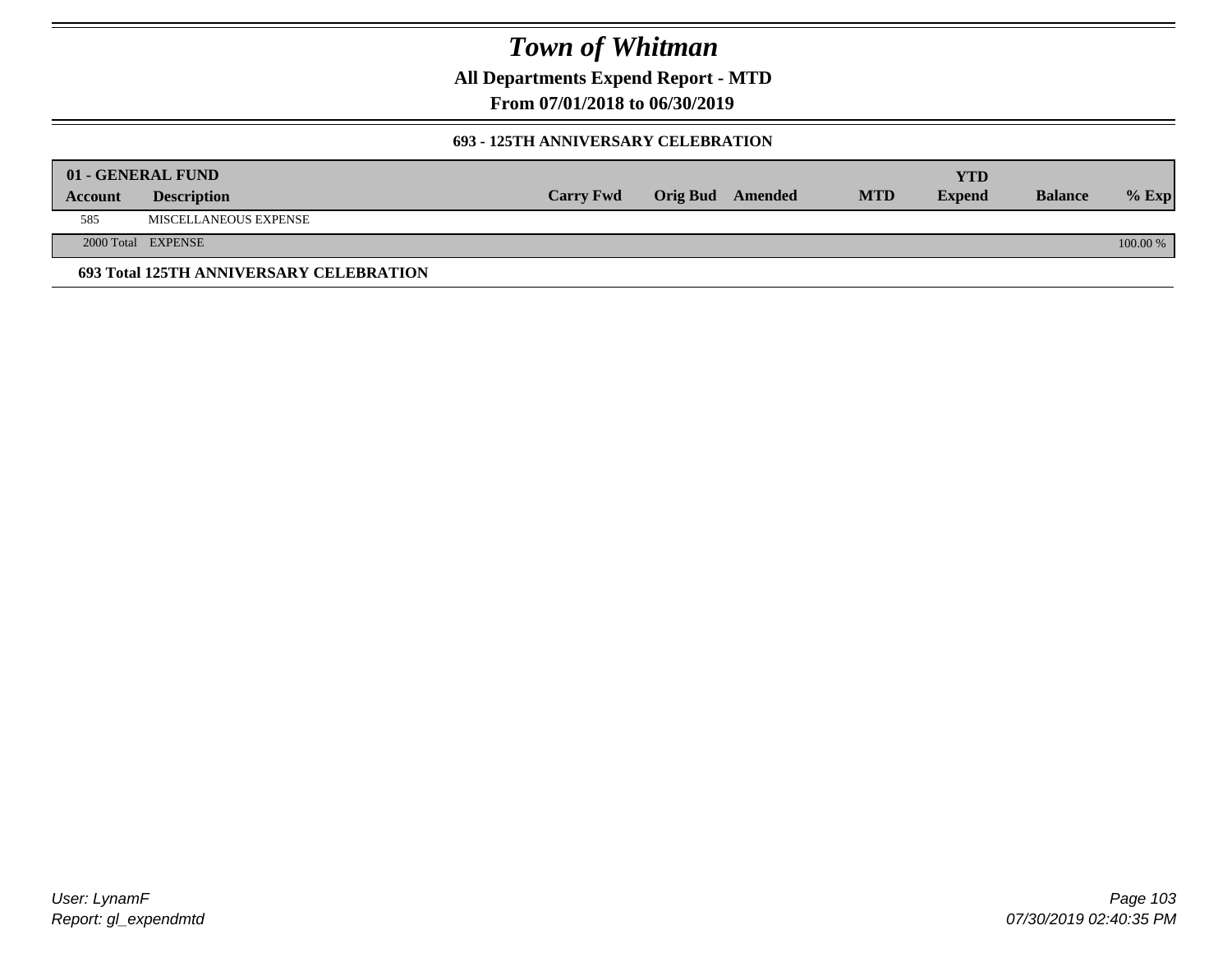# Town of Whitman

**All Departments Expend Report - MTD**

**From 07/01/2018 to 06/30/2019**

**693 - 125TH ANNIVERSARY CELEBRATION**

| Account | Description | Carry Fwd | Orig Bud | Amended | MTD | YTD Expend | Balance | % Exp |
|---|---|---|---|---|---|---|---|---|
| **01 - GENERAL FUND** | | | | | | | | |
| 585 | MISCELLANEOUS EXPENSE | | | | | | | |
| 2000 Total | EXPENSE | | | | | | | 100.00 % |
| **693 Total 125TH ANNIVERSARY CELEBRATION** | | | | | | | | |

*User: LynamF*
*Report: gl_expendmtd*

07/30/2019 02:40:35 PM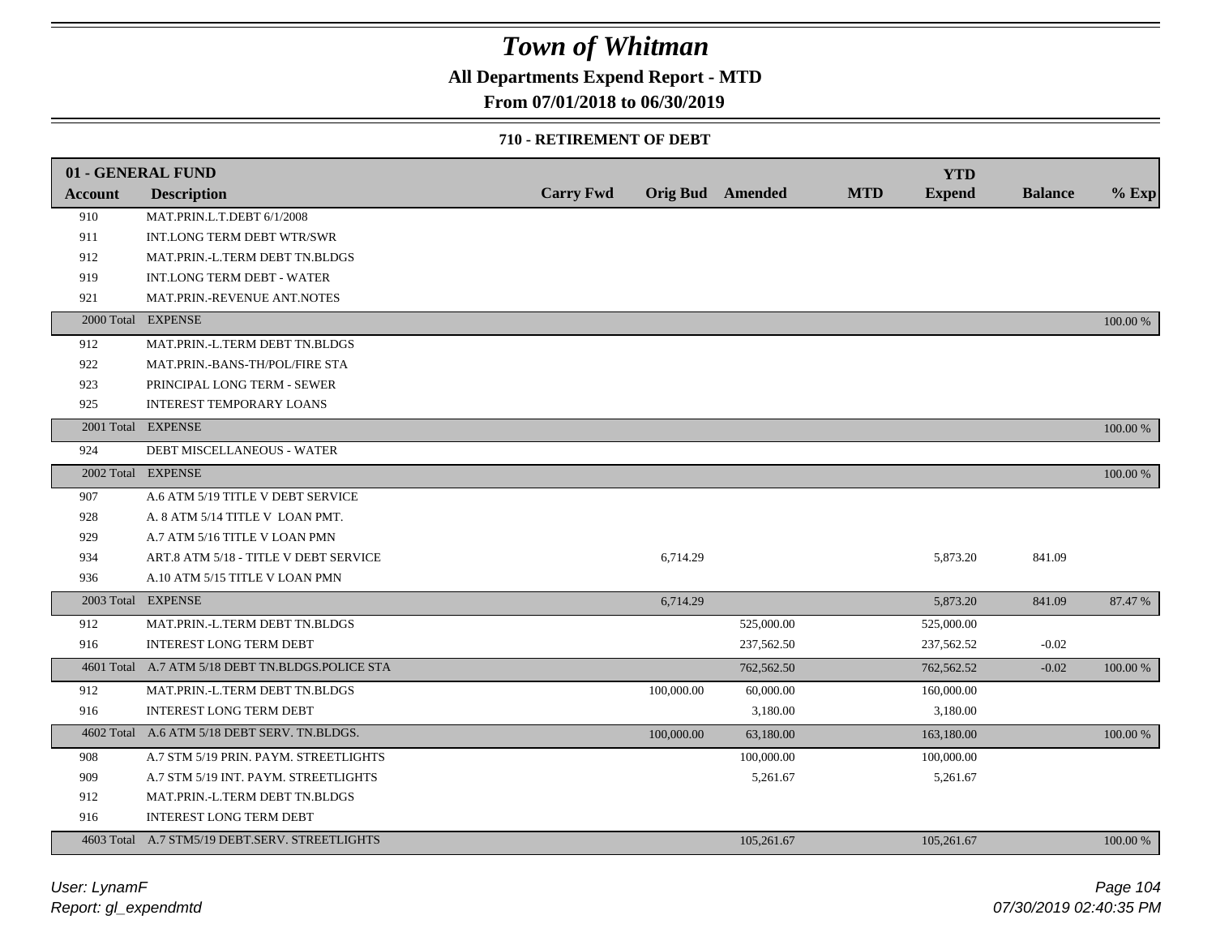# Town of Whitman

**All Departments Expend Report - MTD**

**From 07/01/2018 to 06/30/2019**

**710 - RETIREMENT OF DEBT**

| 01 - GENERAL FUND | | | | | | YTD | | |
|---|---|---|---|---|---|---|---|---|
| Account | Description | Carry Fwd | Orig Bud | Amended | MTD | Expend | Balance | % Exp |
| 910 | MAT.PRIN.L.T.DEBT 6/1/2008 | | | | | | | |
| 911 | INT.LONG TERM DEBT WTR/SWR | | | | | | | |
| 912 | MAT.PRIN.-L.TERM DEBT TN.BLDGS | | | | | | | |
| 919 | INT.LONG TERM DEBT - WATER | | | | | | | |
| 921 | MAT.PRIN.-REVENUE ANT.NOTES | | | | | | | |
| 2000 Total | EXPENSE | | | | | | | 100.00 % |
| 912 | MAT.PRIN.-L.TERM DEBT TN.BLDGS | | | | | | | |
| 922 | MAT.PRIN.-BANS-TH/POL/FIRE STA | | | | | | | |
| 923 | PRINCIPAL LONG TERM - SEWER | | | | | | | |
| 925 | INTEREST TEMPORARY LOANS | | | | | | | |
| 2001 Total | EXPENSE | | | | | | | 100.00 % |
| 924 | DEBT MISCELLANEOUS - WATER | | | | | | | |
| 2002 Total | EXPENSE | | | | | | | 100.00 % |
| 907 | A.6 ATM 5/19 TITLE V DEBT SERVICE | | | | | | | |
| 928 | A. 8 ATM 5/14 TITLE V LOAN PMT. | | | | | | | |
| 929 | A.7 ATM 5/16 TITLE V LOAN PMN | | | | | | | |
| 934 | ART.8 ATM 5/18 - TITLE V DEBT SERVICE | | 6,714.29 | | | 5,873.20 | 841.09 | |
| 936 | A.10 ATM 5/15 TITLE V LOAN PMN | | | | | | | |
| 2003 Total | EXPENSE | | 6,714.29 | | | 5,873.20 | 841.09 | 87.47 % |
| 912 | MAT.PRIN.-L.TERM DEBT TN.BLDGS | | | 525,000.00 | | 525,000.00 | | |
| 916 | INTEREST LONG TERM DEBT | | | 237,562.50 | | 237,562.52 | -0.02 | |
| 4601 Total | A.7 ATM 5/18 DEBT TN.BLDGS.POLICE STA | | | 762,562.50 | | 762,562.52 | -0.02 | 100.00 % |
| 912 | MAT.PRIN.-L.TERM DEBT TN.BLDGS | | 100,000.00 | 60,000.00 | | 160,000.00 | | |
| 916 | INTEREST LONG TERM DEBT | | | 3,180.00 | | 3,180.00 | | |
| 4602 Total | A.6 ATM 5/18 DEBT SERV. TN.BLDGS. | | 100,000.00 | 63,180.00 | | 163,180.00 | | 100.00 % |
| 908 | A.7 STM 5/19 PRIN. PAYM. STREETLIGHTS | | | 100,000.00 | | 100,000.00 | | |
| 909 | A.7 STM 5/19 INT. PAYM. STREETLIGHTS | | | 5,261.67 | | 5,261.67 | | |
| 912 | MAT.PRIN.-L.TERM DEBT TN.BLDGS | | | | | | | |
| 916 | INTEREST LONG TERM DEBT | | | | | | | |
| 4603 Total | A.7 STM5/19 DEBT.SERV. STREETLIGHTS | | | 105,261.67 | | 105,261.67 | | 100.00 % |

*User: LynamF*
*Report: gl_expendmtd*

*07/30/2019 02:40:35 PM*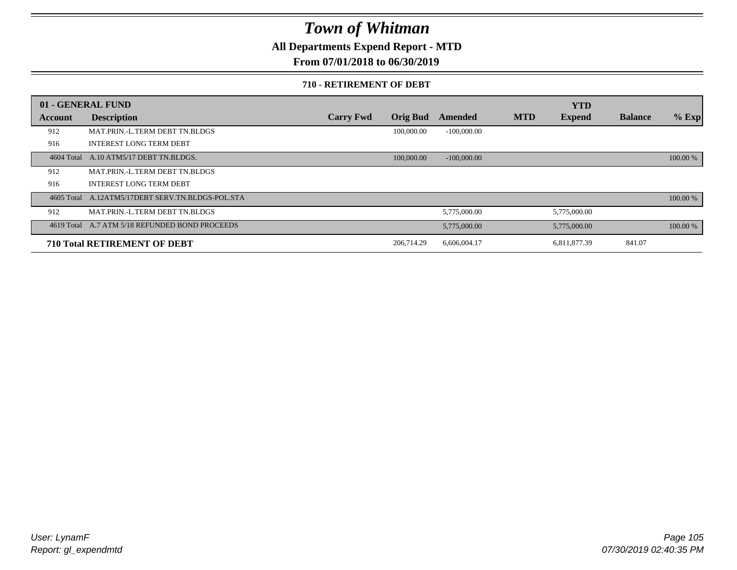# Town of Whitman

**All Departments Expend Report - MTD**

**From 07/01/2018 to 06/30/2019**

**710 - RETIREMENT OF DEBT**

| 01 - GENERAL FUND | | | | | | YTD | | |
|---|---|---|---|---|---|---|---|---|
| **Account** | **Description** | **Carry Fwd** | **Orig Bud** | **Amended** | **MTD** | **Expend** | **Balance** | **% Exp** |
| 912 | MAT.PRIN.-L.TERM DEBT TN.BLDGS | | 100,000.00 | -100,000.00 | | | | |
| 916 | INTEREST LONG TERM DEBT | | | | | | | |
| 4604 Total | A.10 ATM5/17 DEBT TN.BLDGS. | | 100,000.00 | -100,000.00 | | | | 100.00 % |
| 912 | MAT.PRIN.-L.TERM DEBT TN.BLDGS | | | | | | | |
| 916 | INTEREST LONG TERM DEBT | | | | | | | |
| 4605 Total | A.12ATM5/17DEBT SERV.TN.BLDGS-POL.STA | | | | | | | 100.00 % |
| 912 | MAT.PRIN.-L.TERM DEBT TN.BLDGS | | | 5,775,000.00 | | 5,775,000.00 | | |
| 4619 Total | A.7 ATM 5/18 REFUNDED BOND PROCEEDS | | | 5,775,000.00 | | 5,775,000.00 | | 100.00 % |
| **710 Total RETIREMENT OF DEBT** | | | 206,714.29 | 6,606,004.17 | | 6,811,877.39 | 841.07 | |

User: LynamF
Report: gl_expendmtd

07/30/2019 02:40:35 PM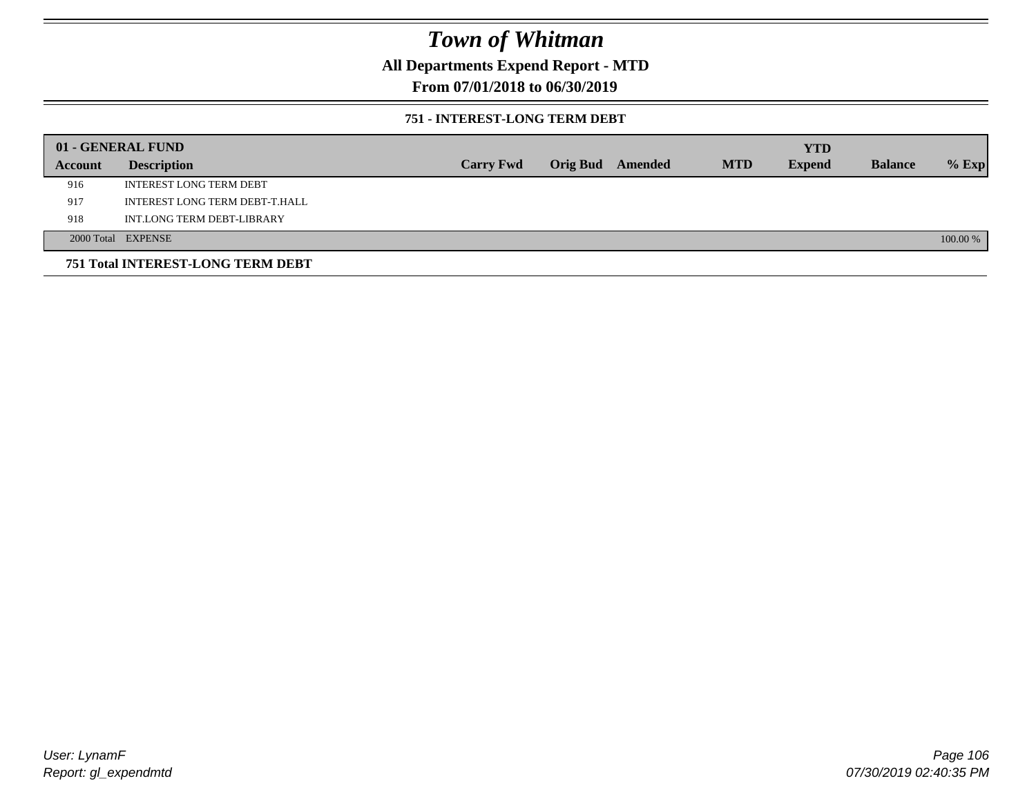# Town of Whitman

## All Departments Expend Report - MTD

## From 07/01/2018 to 06/30/2019

### 751 - INTEREST-LONG TERM DEBT

| 01 - GENERAL FUND | | | | | | YTD | | |
|---|---|---|---|---|---|---|---|---|
| **Account** | **Description** | **Carry Fwd** | **Orig Bud** | **Amended** | **MTD** | **Expend** | **Balance** | **% Exp** |
| 916 | INTEREST LONG TERM DEBT | | | | | | | |
| 917 | INTEREST LONG TERM DEBT-T.HALL | | | | | | | |
| 918 | INT.LONG TERM DEBT-LIBRARY | | | | | | | |
| 2000 Total | EXPENSE | | | | | | | 100.00 % |

**751 Total INTEREST-LONG TERM DEBT**

User: LynamF
Report: gl_expendmtd

07/30/2019 02:40:35 PM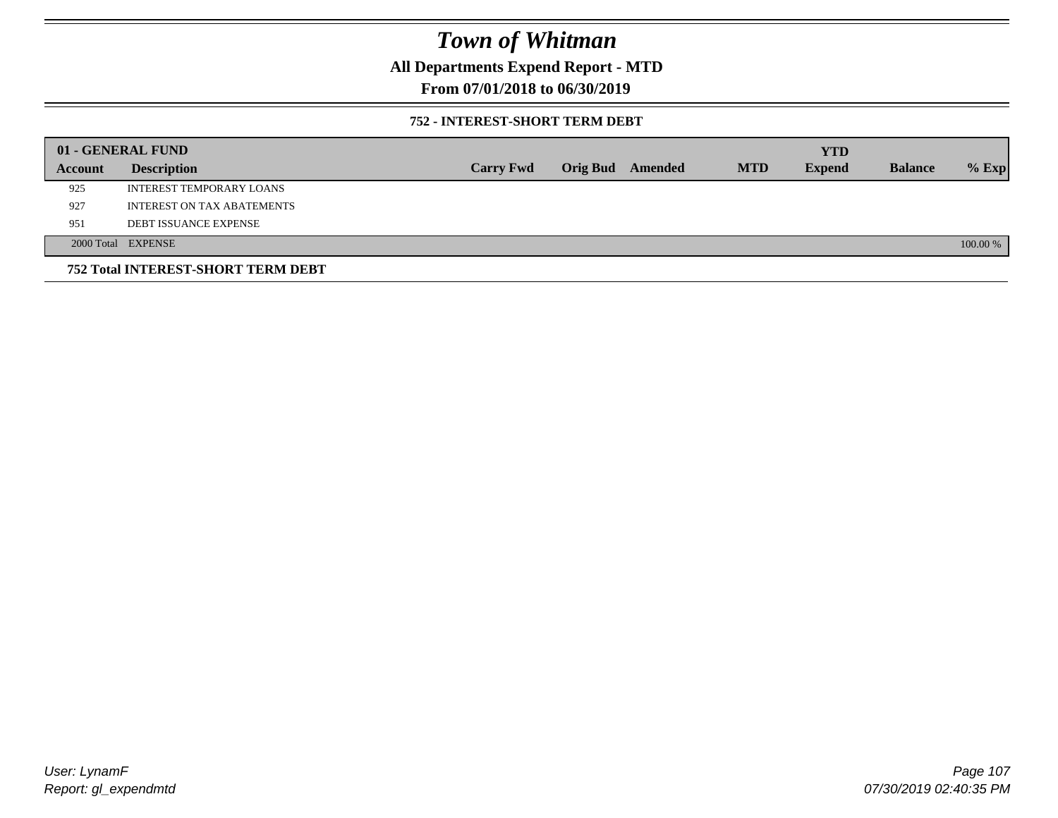# Town of Whitman

## All Departments Expend Report - MTD

## From 07/01/2018 to 06/30/2019

### 752 - INTEREST-SHORT TERM DEBT

| 01 - GENERAL FUND | | | | | | YTD | | |
|---|---|---|---|---|---|---|---|---|
| **Account** | **Description** | **Carry Fwd** | **Orig Bud** | **Amended** | **MTD** | **Expend** | **Balance** | **% Exp** |
| 925 | INTEREST TEMPORARY LOANS | | | | | | | |
| 927 | INTEREST ON TAX ABATEMENTS | | | | | | | |
| 951 | DEBT ISSUANCE EXPENSE | | | | | | | |
| 2000 Total | EXPENSE | | | | | | | 100.00 % |

**752 Total INTEREST-SHORT TERM DEBT**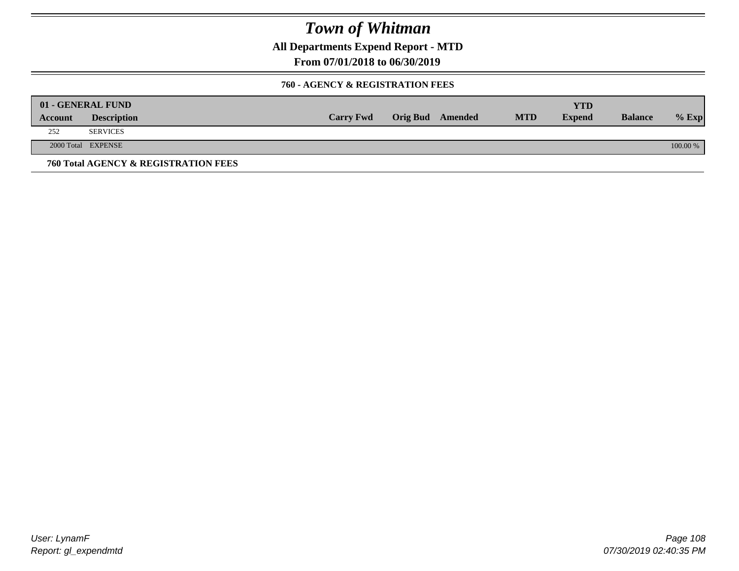# Town of Whitman

## All Departments Expend Report - MTD

### From 07/01/2018 to 06/30/2019

#### 760 - AGENCY & REGISTRATION FEES

| 01 - GENERAL FUND | | | | | | | | |
|---|---|---|---|---|---|---|---|---|
| **Account** | **Description** | **Carry Fwd** | **Orig Bud** | **Amended** | **MTD** | **YTD Expend** | **Balance** | **% Exp** |
| 252 | SERVICES | | | | | | | |
| 2000 Total | EXPENSE | | | | | | | 100.00 % |

**760 Total AGENCY & REGISTRATION FEES**

User: LynamF
Report: gl_expendmtd

07/30/2019 02:40:35 PM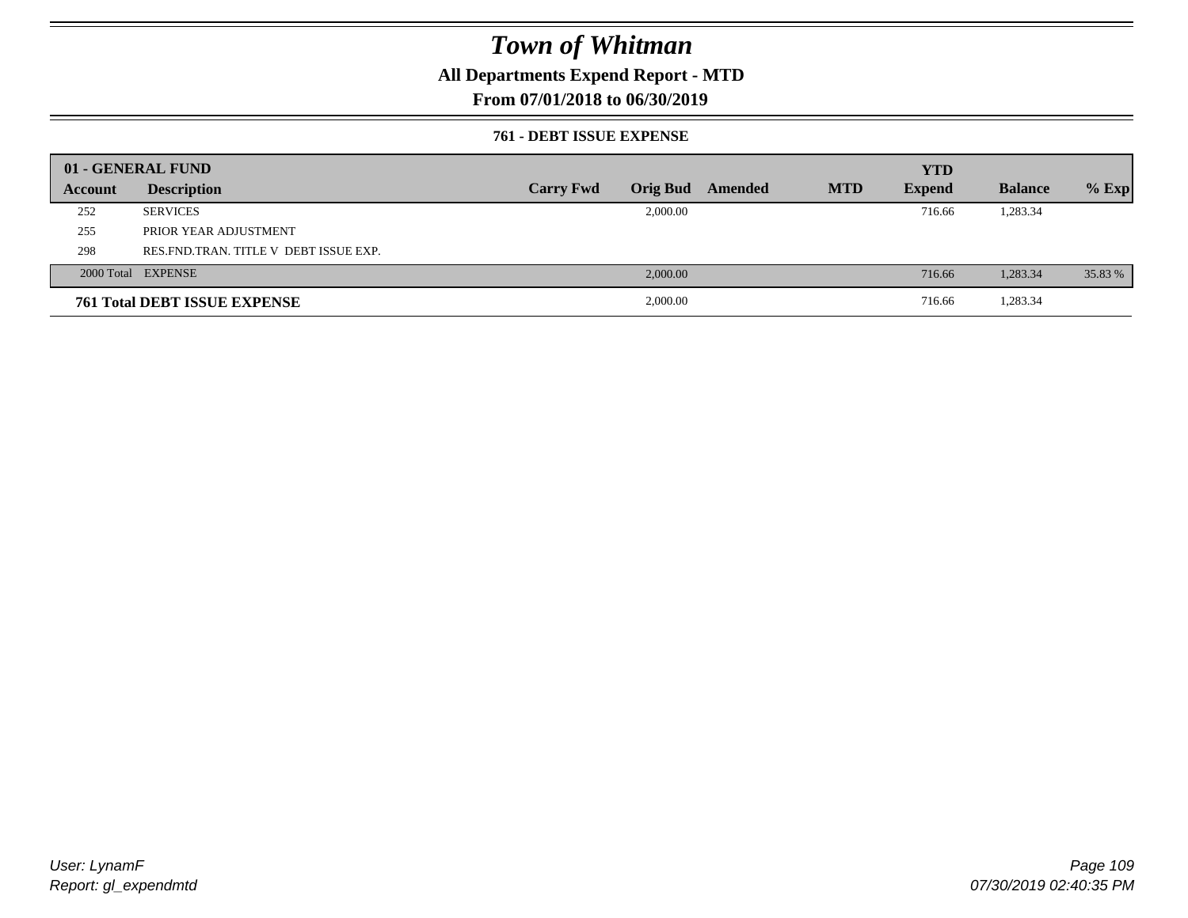# Town of Whitman

**All Departments Expend Report - MTD**

**From 07/01/2018 to 06/30/2019**

**761 - DEBT ISSUE EXPENSE**

| Account | Description | Carry Fwd | Orig Bud | Amended | MTD | YTD Expend | Balance | % Exp |
|---|---|---|---|---|---|---|---|---|
| **01 - GENERAL FUND** | | | | | | | | |
| 252 | SERVICES | | 2,000.00 | | | 716.66 | 1,283.34 | |
| 255 | PRIOR YEAR ADJUSTMENT | | | | | | | |
| 298 | RES.FND.TRAN. TITLE V DEBT ISSUE EXP. | | | | | | | |
| 2000 Total | EXPENSE | | 2,000.00 | | | 716.66 | 1,283.34 | 35.83 % |
| **761 Total DEBT ISSUE EXPENSE** | | | 2,000.00 | | | 716.66 | 1,283.34 | |

*User: LynamF*
*Report: gl_expendmtd*

*07/30/2019 02:40:35 PM*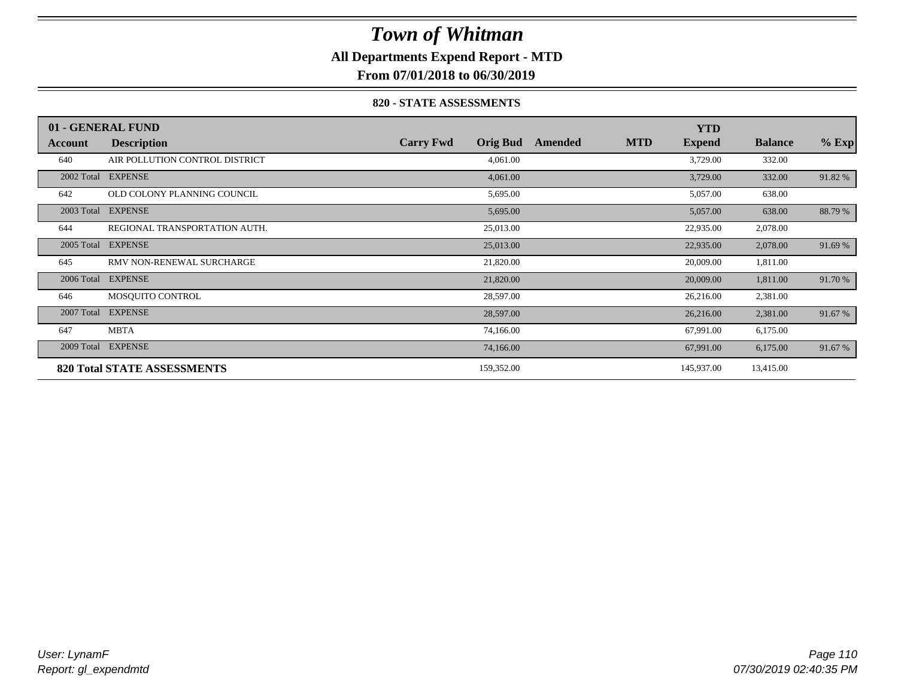# Town of Whitman

**All Departments Expend Report - MTD**

**From 07/01/2018 to 06/30/2019**

**820 - STATE ASSESSMENTS**

| 01 - GENERAL FUND | | | | | | YTD | | |
|---|---|---|---|---|---|---|---|---|
| **Account** | **Description** | **Carry Fwd** | **Orig Bud** | **Amended** | **MTD** | **Expend** | **Balance** | **% Exp** |
| 640 | AIR POLLUTION CONTROL DISTRICT | | 4,061.00 | | | 3,729.00 | 332.00 | |
| 2002 Total | EXPENSE | | 4,061.00 | | | 3,729.00 | 332.00 | 91.82 % |
| 642 | OLD COLONY PLANNING COUNCIL | | 5,695.00 | | | 5,057.00 | 638.00 | |
| 2003 Total | EXPENSE | | 5,695.00 | | | 5,057.00 | 638.00 | 88.79 % |
| 644 | REGIONAL TRANSPORTATION AUTH. | | 25,013.00 | | | 22,935.00 | 2,078.00 | |
| 2005 Total | EXPENSE | | 25,013.00 | | | 22,935.00 | 2,078.00 | 91.69 % |
| 645 | RMV NON-RENEWAL SURCHARGE | | 21,820.00 | | | 20,009.00 | 1,811.00 | |
| 2006 Total | EXPENSE | | 21,820.00 | | | 20,009.00 | 1,811.00 | 91.70 % |
| 646 | MOSQUITO CONTROL | | 28,597.00 | | | 26,216.00 | 2,381.00 | |
| 2007 Total | EXPENSE | | 28,597.00 | | | 26,216.00 | 2,381.00 | 91.67 % |
| 647 | MBTA | | 74,166.00 | | | 67,991.00 | 6,175.00 | |
| 2009 Total | EXPENSE | | 74,166.00 | | | 67,991.00 | 6,175.00 | 91.67 % |
| **820 Total STATE ASSESSMENTS** | | | 159,352.00 | | | 145,937.00 | 13,415.00 | |

*User: LynamF*
*Report: gl_expendmtd*

*07/30/2019 02:40:35 PM*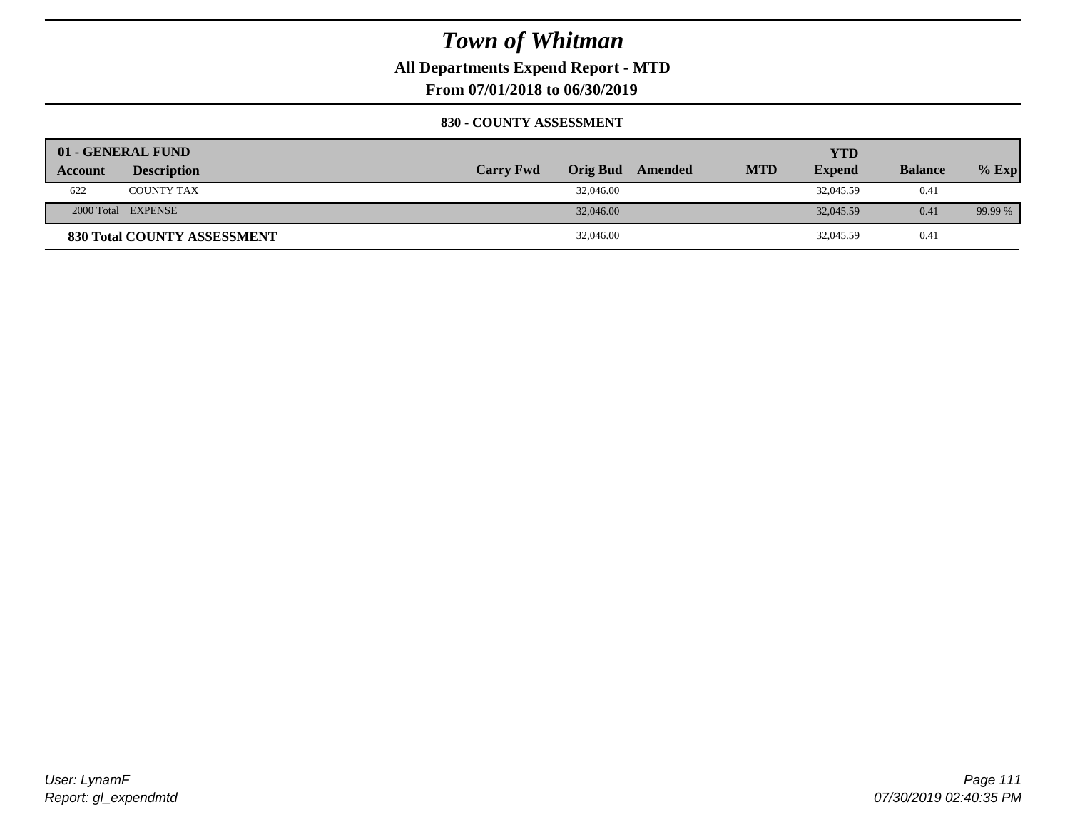# Town of Whitman

**All Departments Expend Report - MTD**

**From 07/01/2018 to 06/30/2019**

**830 - COUNTY ASSESSMENT**

| 01 - GENERAL FUND | | | | | | | | |
|---|---|---|---|---|---|---|---|---|
| **Account** | **Description** | **Carry Fwd** | **Orig Bud** | **Amended** | **MTD** | **YTD Expend** | **Balance** | **% Exp** |
| 622 | COUNTY TAX | | 32,046.00 | | | 32,045.59 | 0.41 | |
| 2000 Total | EXPENSE | | 32,046.00 | | | 32,045.59 | 0.41 | 99.99 % |
| **830 Total COUNTY ASSESSMENT** | | | 32,046.00 | | | 32,045.59 | 0.41 | |

*User: LynamF*

*Report: gl_expendmtd*

*07/30/2019 02:40:35 PM*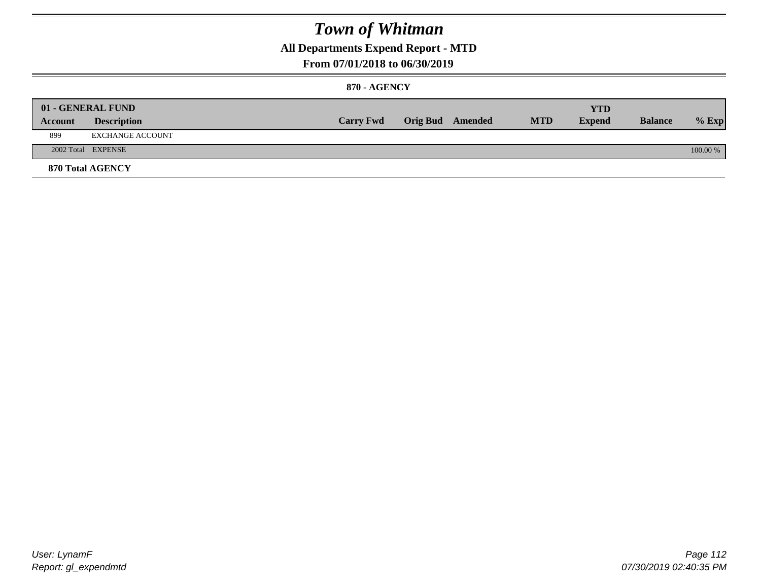# Town of Whitman

## All Departments Expend Report - MTD

### From 07/01/2018 to 06/30/2019

#### 870 - AGENCY

| 01 - GENERAL FUND | | | | | | | | |
|---|---|---|---|---|---|---|---|---|
| **Account** | **Description** | **Carry Fwd** | **Orig Bud** | **Amended** | **MTD** | **YTD Expend** | **Balance** | **% Exp** |
| 899 | EXCHANGE ACCOUNT | | | | | | | |
| 2002 Total | EXPENSE | | | | | | | 100.00 % |

**870 Total AGENCY**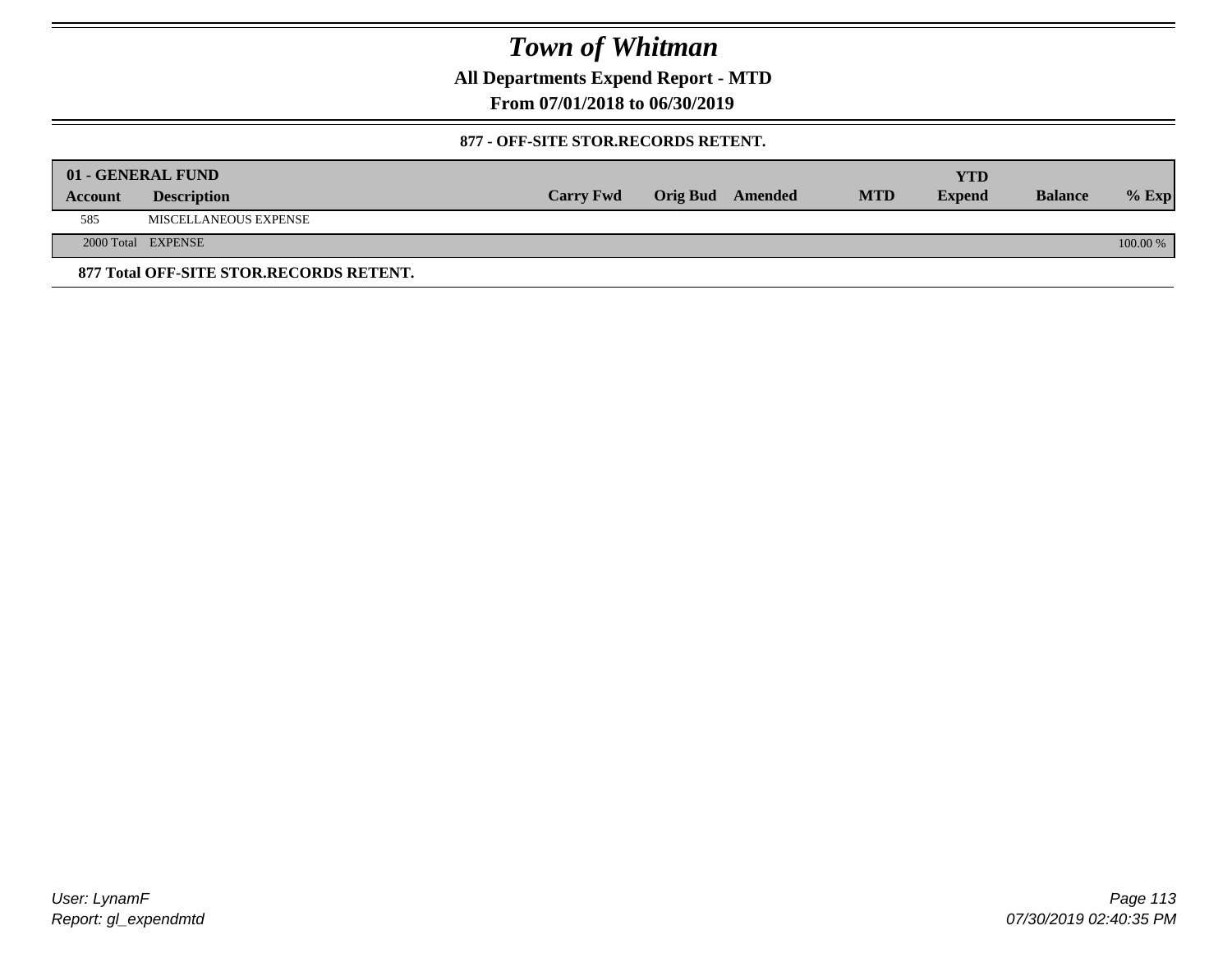# Town of Whitman

## All Departments Expend Report - MTD

## From 07/01/2018 to 06/30/2019

### 877 - OFF-SITE STOR.RECORDS RETENT.

| 01 - GENERAL FUND | | | | | | | | |
|---|---|---|---|---|---|---|---|---|
| **Account** | **Description** | **Carry Fwd** | **Orig Bud** | **Amended** | **MTD** | **YTD Expend** | **Balance** | **% Exp** |
| 585 | MISCELLANEOUS EXPENSE | | | | | | | |
| 2000 Total | EXPENSE | | | | | | | 100.00 % |

**877 Total OFF-SITE STOR.RECORDS RETENT.**

User: LynamF
Report: gl_expendmtd

07/30/2019 02:40:35 PM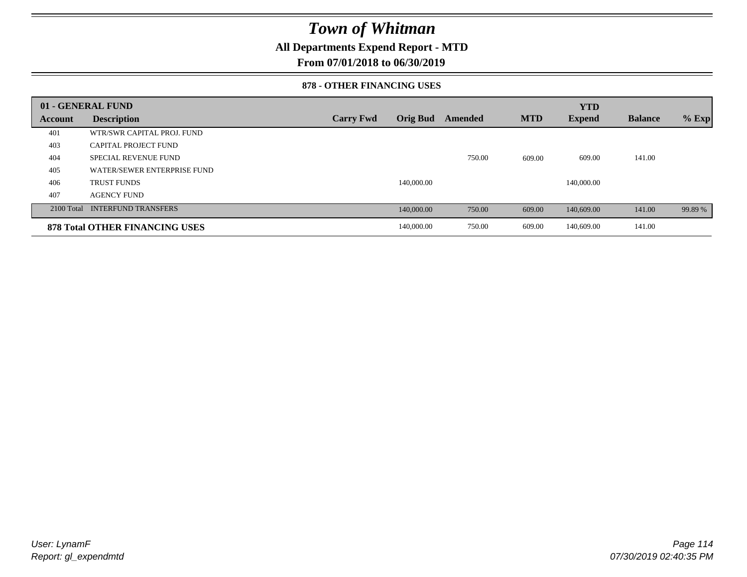# Town of Whitman

**All Departments Expend Report - MTD**

**From 07/01/2018 to 06/30/2019**

### 878 - OTHER FINANCING USES

| 01 - GENERAL FUND | | | | | | YTD | | |
|---|---|---|---|---|---|---|---|---|
| **Account** | **Description** | **Carry Fwd** | **Orig Bud** | **Amended** | **MTD** | **Expend** | **Balance** | **% Exp** |
| 401 | WTR/SWR CAPITAL PROJ. FUND | | | | | | | |
| 403 | CAPITAL PROJECT FUND | | | | | | | |
| 404 | SPECIAL REVENUE FUND | | | 750.00 | 609.00 | 609.00 | 141.00 | |
| 405 | WATER/SEWER ENTERPRISE FUND | | | | | | | |
| 406 | TRUST FUNDS | | 140,000.00 | | | 140,000.00 | | |
| 407 | AGENCY FUND | | | | | | | |
| 2100 Total | INTERFUND TRANSFERS | | 140,000.00 | 750.00 | 609.00 | 140,609.00 | 141.00 | 99.89 % |
| **878 Total OTHER FINANCING USES** | | | 140,000.00 | 750.00 | 609.00 | 140,609.00 | 141.00 | |

User: LynamF
Report: gl_expendmtd

07/30/2019 02:40:35 PM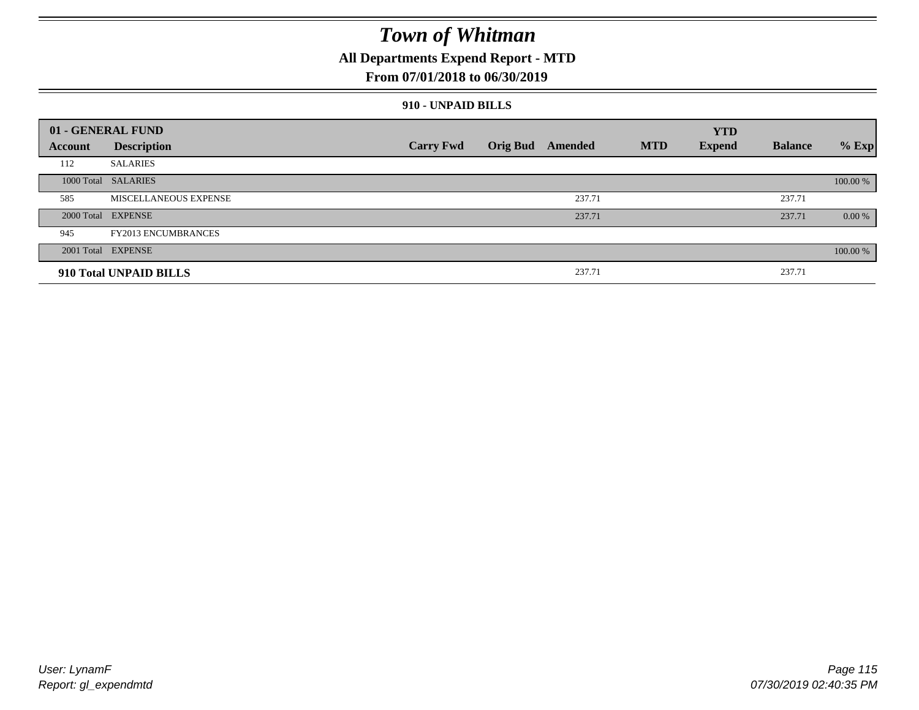# Town of Whitman

## All Departments Expend Report - MTD

## From 07/01/2018 to 06/30/2019

### 910 - UNPAID BILLS

| 01 - GENERAL FUND | | | | | | YTD | | |
|---|---|---|---|---|---|---|---|---|
| Account | Description | Carry Fwd | Orig Bud | Amended | MTD | Expend | Balance | % Exp |
| 112 | SALARIES | | | | | | | |
| 1000 Total | SALARIES | | | | | | | 100.00 % |
| 585 | MISCELLANEOUS EXPENSE | | | 237.71 | | | 237.71 | |
| 2000 Total | EXPENSE | | | 237.71 | | | 237.71 | 0.00 % |
| 945 | FY2013 ENCUMBRANCES | | | | | | | |
| 2001 Total | EXPENSE | | | | | | | 100.00 % |
| **910 Total UNPAID BILLS** | | | | 237.71 | | | 237.71 | |

*User: LynamF*
*Report: gl_expendmtd*

*07/30/2019 02:40:35 PM*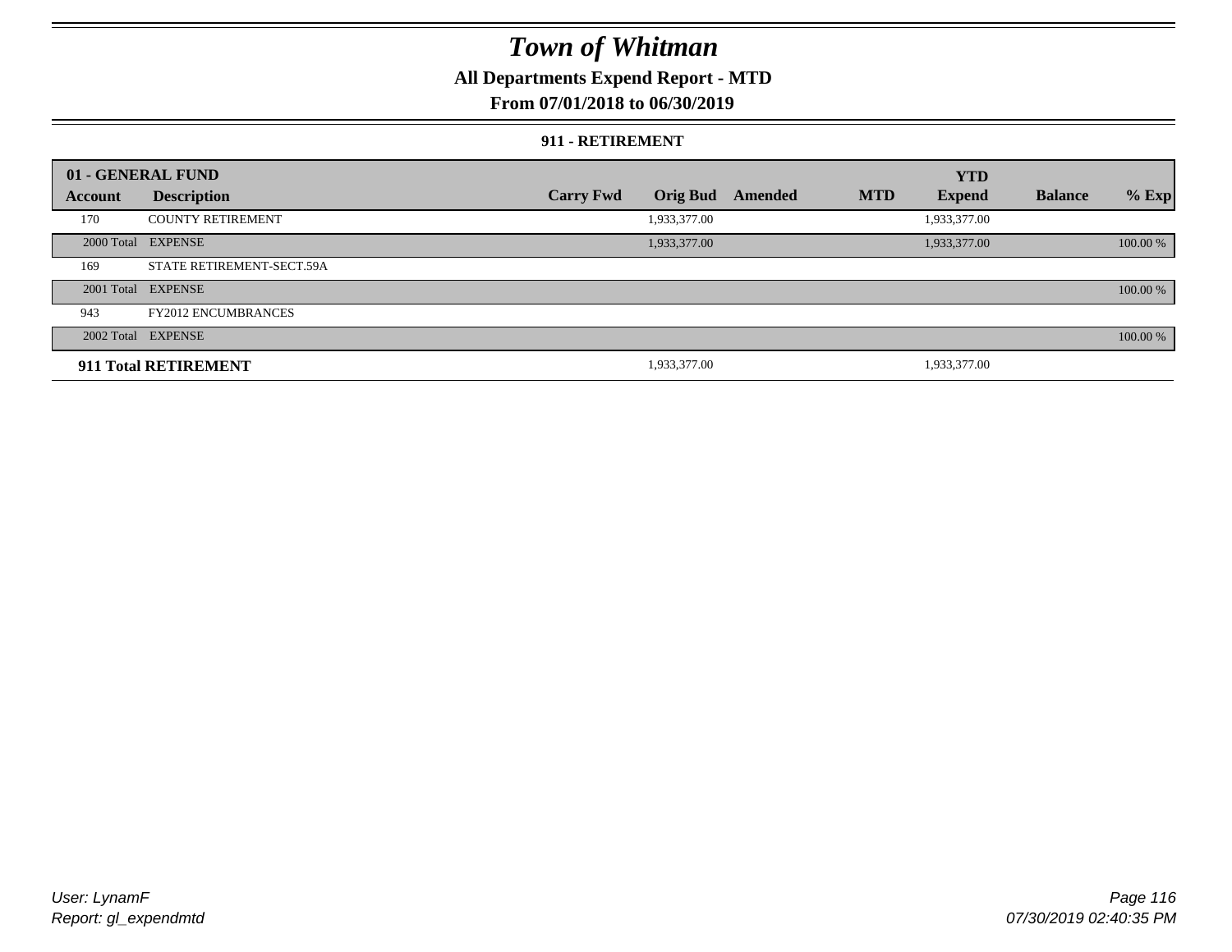# Town of Whitman

## All Departments Expend Report - MTD

## From 07/01/2018 to 06/30/2019

### 911 - RETIREMENT

| 01 - GENERAL FUND | | | | | | YTD | | |
|---|---|---|---|---|---|---|---|---|
| **Account** | **Description** | **Carry Fwd** | **Orig Bud** | **Amended** | **MTD** | **Expend** | **Balance** | **% Exp** |
| 170 | COUNTY RETIREMENT | | 1,933,377.00 | | | 1,933,377.00 | | |
| 2000 Total | EXPENSE | | 1,933,377.00 | | | 1,933,377.00 | | 100.00 % |
| 169 | STATE RETIREMENT-SECT.59A | | | | | | | |
| 2001 Total | EXPENSE | | | | | | | 100.00 % |
| 943 | FY2012 ENCUMBRANCES | | | | | | | |
| 2002 Total | EXPENSE | | | | | | | 100.00 % |
| **911 Total RETIREMENT** | | | 1,933,377.00 | | | 1,933,377.00 | | |

User: LynamF
Report: gl_expendmtd

07/30/2019 02:40:35 PM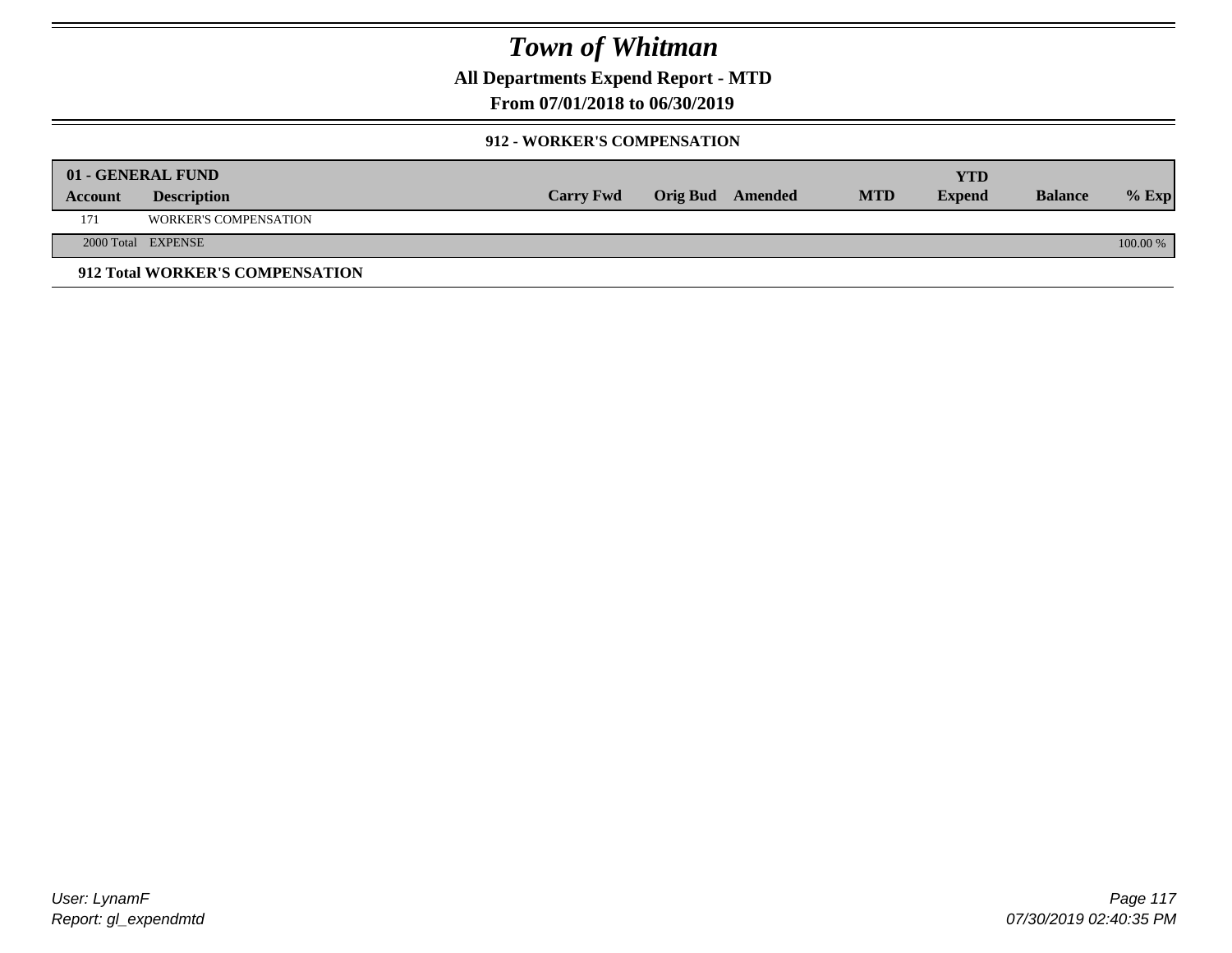# Town of Whitman

## All Departments Expend Report - MTD

### From 07/01/2018 to 06/30/2019

#### 912 - WORKER'S COMPENSATION

| 01 - GENERAL FUND | | | | | | YTD | | |
|---|---|---|---|---|---|---|---|---|
| Account | Description | Carry Fwd | Orig Bud | Amended | MTD | Expend | Balance | % Exp |
| 171 | WORKER'S COMPENSATION | | | | | | | |
| 2000 Total | EXPENSE | | | | | | | 100.00 % |

**912 Total WORKER'S COMPENSATION**

*User: LynamF*
*Report: gl_expendmtd*

*07/30/2019 02:40:35 PM*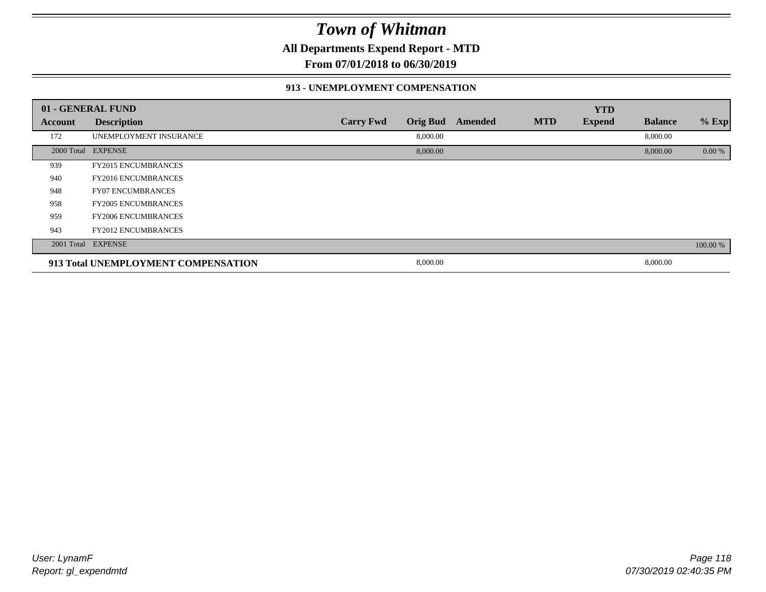# Town of Whitman

**All Departments Expend Report - MTD**

**From 07/01/2018 to 06/30/2019**

### 913 - UNEMPLOYMENT COMPENSATION

| 01 - GENERAL FUND | | | | | | YTD | | |
|---|---|---|---|---|---|---|---|---|
| **Account** | **Description** | **Carry Fwd** | **Orig Bud** | **Amended** | **MTD** | **Expend** | **Balance** | **% Exp** |
| 172 | UNEMPLOYMENT INSURANCE | | 8,000.00 | | | | 8,000.00 | |
| 2000 Total | EXPENSE | | 8,000.00 | | | | 8,000.00 | 0.00 % |
| 939 | FY2015 ENCUMBRANCES | | | | | | | |
| 940 | FY2016 ENCUMBRANCES | | | | | | | |
| 948 | FY07 ENCUMBRANCES | | | | | | | |
| 958 | FY2005 ENCUMBRANCES | | | | | | | |
| 959 | FY2006 ENCUMBRANCES | | | | | | | |
| 943 | FY2012 ENCUMBRANCES | | | | | | | |
| 2001 Total | EXPENSE | | | | | | | 100.00 % |
| **913 Total UNEMPLOYMENT COMPENSATION** | | | 8,000.00 | | | | 8,000.00 | |

*User: LynamF*
*Report: gl_expendmtd*

*07/30/2019 02:40:35 PM*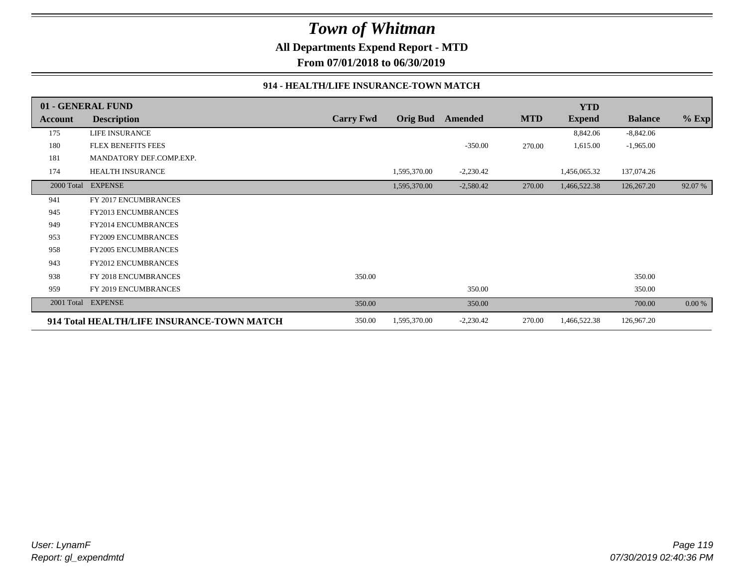# Town of Whitman

**All Departments Expend Report - MTD**

**From 07/01/2018 to 06/30/2019**

**914 - HEALTH/LIFE INSURANCE-TOWN MATCH**

| 01 - GENERAL FUND | | | | | | YTD | | |
|---|---|---|---|---|---|---|---|---|
| **Account** | **Description** | **Carry Fwd** | **Orig Bud** | **Amended** | **MTD** | **Expend** | **Balance** | **% Exp** |
| 175 | LIFE INSURANCE | | | | | 8,842.06 | -8,842.06 | |
| 180 | FLEX BENEFITS FEES | | | -350.00 | 270.00 | 1,615.00 | -1,965.00 | |
| 181 | MANDATORY DEF.COMP.EXP. | | | | | | | |
| 174 | HEALTH INSURANCE | | 1,595,370.00 | -2,230.42 | | 1,456,065.32 | 137,074.26 | |
| 2000 Total | EXPENSE | | 1,595,370.00 | -2,580.42 | 270.00 | 1,466,522.38 | 126,267.20 | 92.07 % |
| 941 | FY 2017 ENCUMBRANCES | | | | | | | |
| 945 | FY2013 ENCUMBRANCES | | | | | | | |
| 949 | FY2014 ENCUMBRANCES | | | | | | | |
| 953 | FY2009 ENCUMBRANCES | | | | | | | |
| 958 | FY2005 ENCUMBRANCES | | | | | | | |
| 943 | FY2012 ENCUMBRANCES | | | | | | | |
| 938 | FY 2018 ENCUMBRANCES | 350.00 | | | | | 350.00 | |
| 959 | FY 2019 ENCUMBRANCES | | | 350.00 | | | 350.00 | |
| 2001 Total | EXPENSE | 350.00 | | 350.00 | | | 700.00 | 0.00 % |
| **914 Total HEALTH/LIFE INSURANCE-TOWN MATCH** | | 350.00 | 1,595,370.00 | -2,230.42 | 270.00 | 1,466,522.38 | 126,967.20 | |

*User: LynamF*
*Report: gl_expendmtd*

*07/30/2019 02:40:36 PM*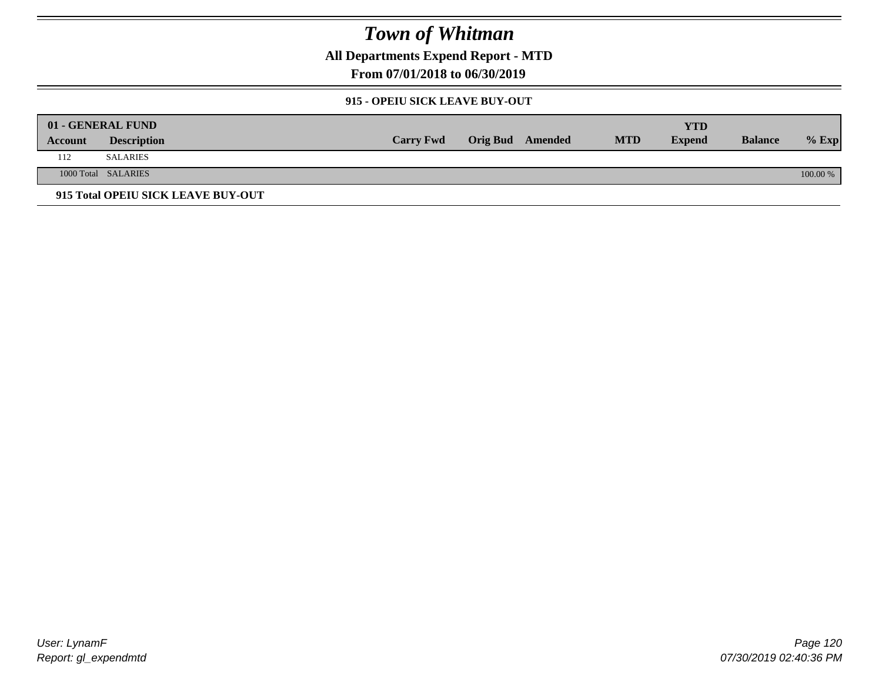# Town of Whitman

## All Departments Expend Report - MTD

### From 07/01/2018 to 06/30/2019

#### 915 - OPEIU SICK LEAVE BUY-OUT

| 01 - GENERAL FUND | | | | | | YTD | | |
|---|---|---|---|---|---|---|---|---|
| Account | Description | Carry Fwd | Orig Bud | Amended | MTD | Expend | Balance | % Exp |
| 112 | SALARIES | | | | | | | |
| 1000 Total | SALARIES | | | | | | | 100.00 % |

**915 Total OPEIU SICK LEAVE BUY-OUT**

User: LynamF
Report: gl_expendmtd

07/30/2019 02:40:36 PM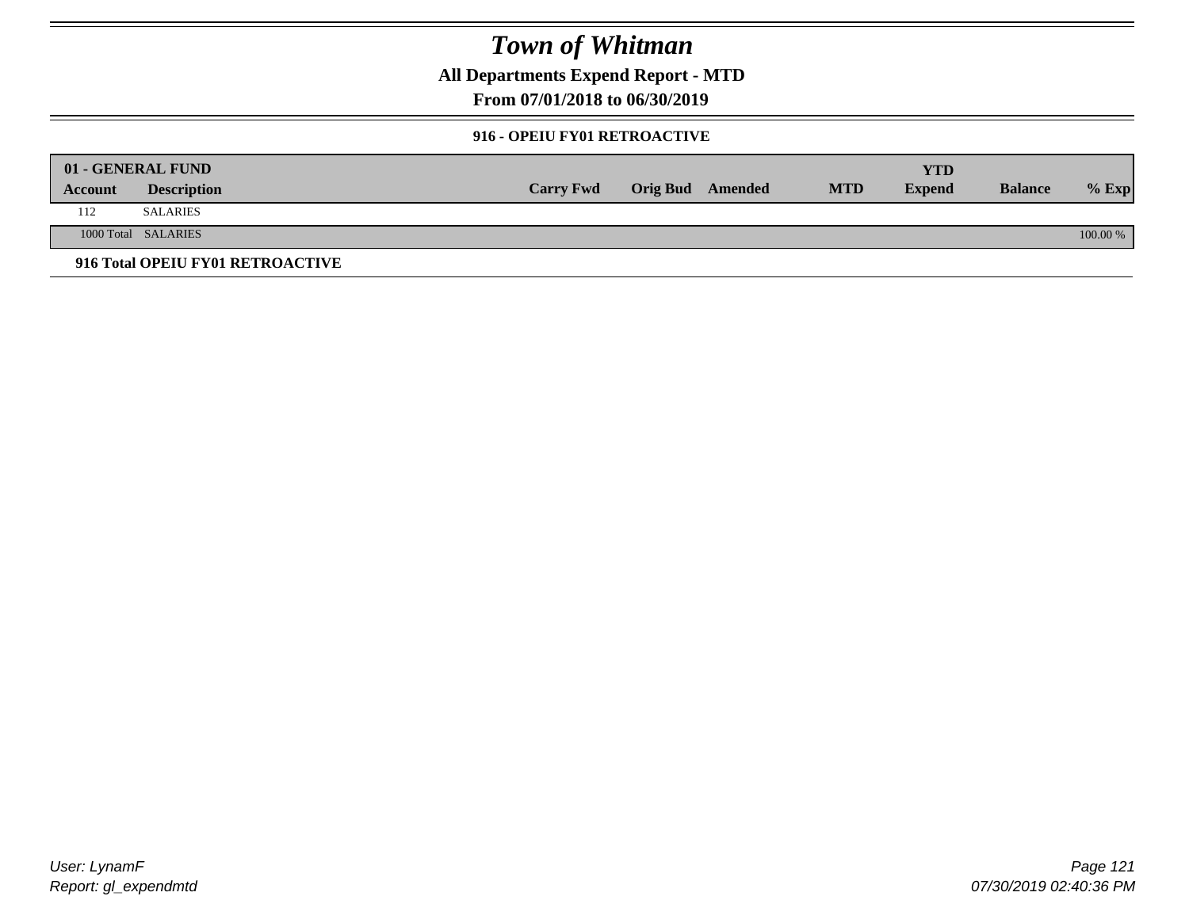# Town of Whitman

**All Departments Expend Report - MTD**

**From 07/01/2018 to 06/30/2019**

### 916 - OPEIU FY01 RETROACTIVE

| 01 - GENERAL FUND | | | | | | YTD | | |
|---|---|---|---|---|---|---|---|---|
| **Account** | **Description** | **Carry Fwd** | **Orig Bud** | **Amended** | **MTD** | **Expend** | **Balance** | **% Exp** |
| 112 | SALARIES | | | | | | | |
| 1000 Total | SALARIES | | | | | | | 100.00 % |

**916 Total OPEIU FY01 RETROACTIVE**

*User: LynamF*
*Report: gl_expendmtd*

*07/30/2019 02:40:36 PM*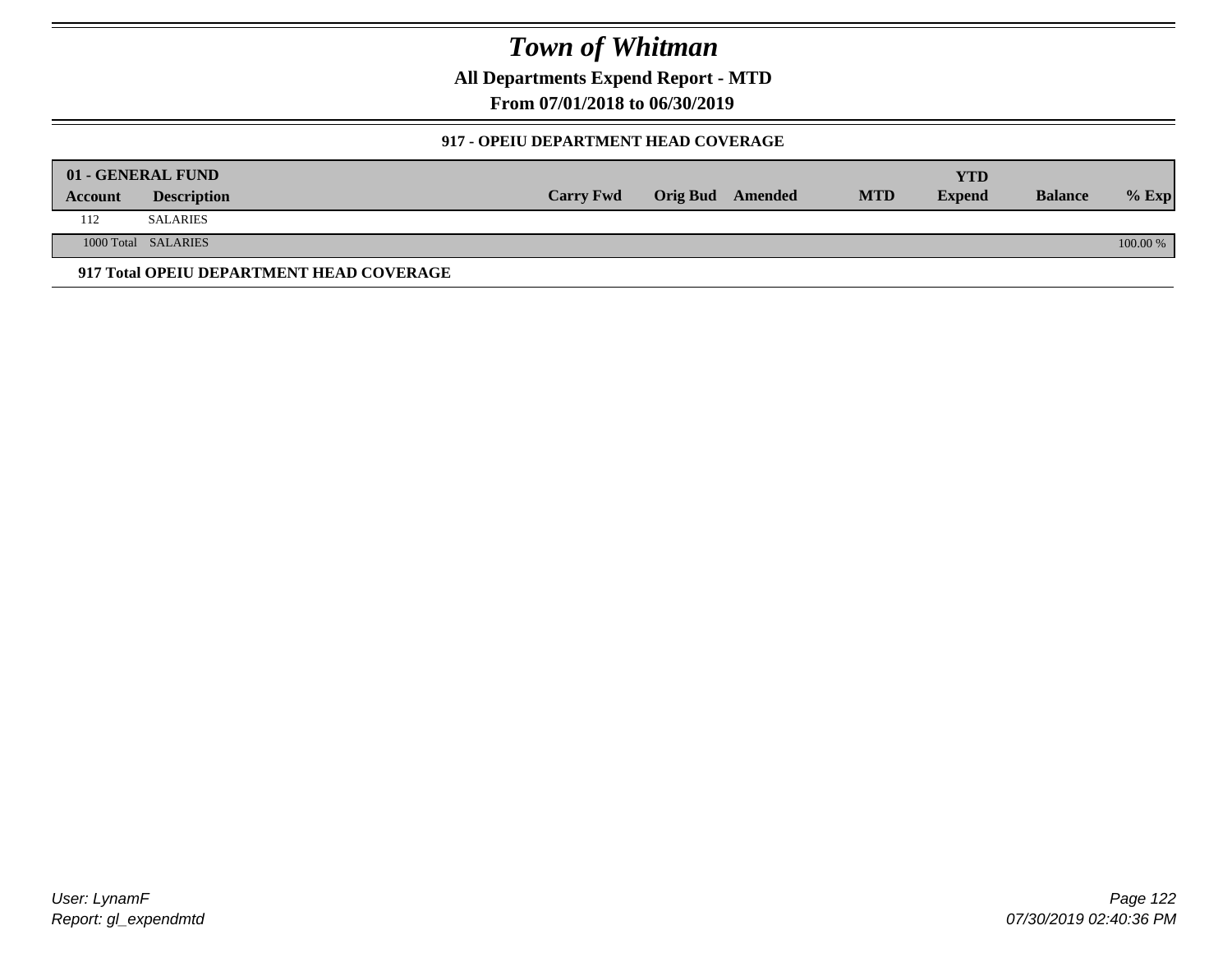# Town of Whitman

**All Departments Expend Report - MTD**

**From 07/01/2018 to 06/30/2019**

### 917 - OPEIU DEPARTMENT HEAD COVERAGE

| 01 - GENERAL FUND | | | | | | YTD | | |
|---|---|---|---|---|---|---|---|---|
| **Account** | **Description** | **Carry Fwd** | **Orig Bud** | **Amended** | **MTD** | **Expend** | **Balance** | **% Exp** |
| 112 | SALARIES | | | | | | | |
| 1000 Total | SALARIES | | | | | | | 100.00 % |

**917 Total OPEIU DEPARTMENT HEAD COVERAGE**

*User: LynamF*
*Report: gl_expendmtd*

*07/30/2019 02:40:36 PM*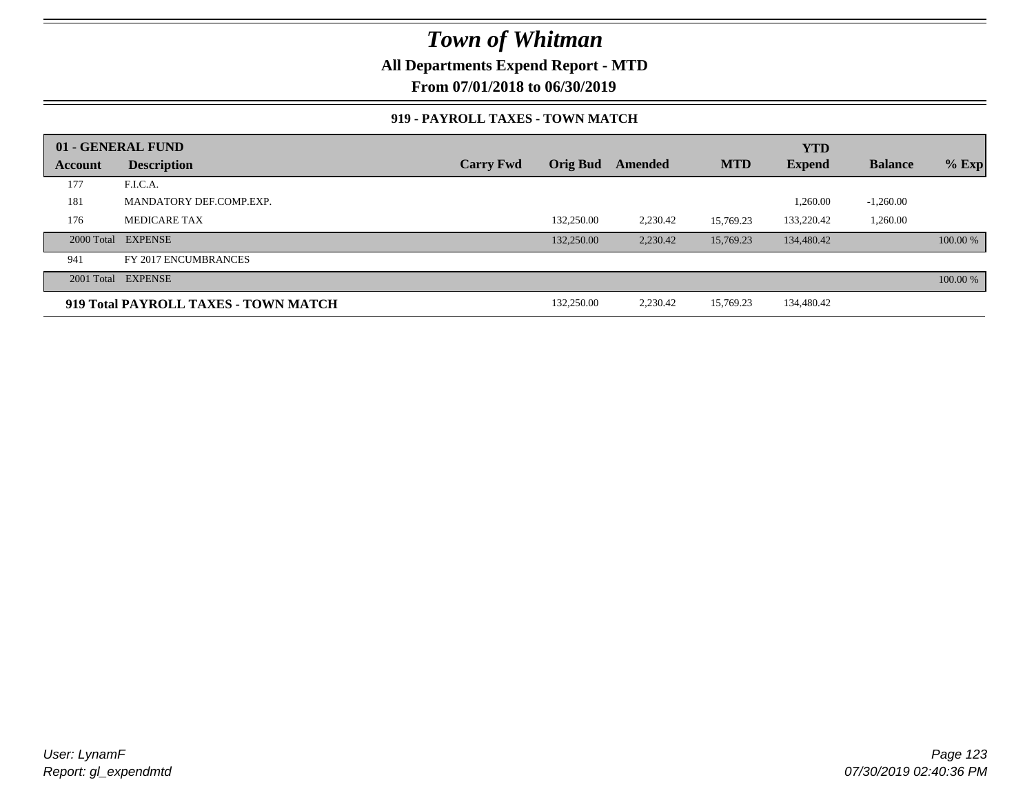# Town of Whitman

**All Departments Expend Report - MTD**

**From 07/01/2018 to 06/30/2019**

### 919 - PAYROLL TAXES - TOWN MATCH

| 01 - GENERAL FUND | | | | | | YTD | | |
|---|---|---|---|---|---|---|---|---|
| **Account** | **Description** | **Carry Fwd** | **Orig Bud** | **Amended** | **MTD** | **Expend** | **Balance** | **% Exp** |
| 177 | F.I.C.A. | | | | | | | |
| 181 | MANDATORY DEF.COMP.EXP. | | | | | 1,260.00 | -1,260.00 | |
| 176 | MEDICARE TAX | | 132,250.00 | 2,230.42 | 15,769.23 | 133,220.42 | 1,260.00 | |
| 2000 Total | EXPENSE | | 132,250.00 | 2,230.42 | 15,769.23 | 134,480.42 | | 100.00 % |
| 941 | FY 2017 ENCUMBRANCES | | | | | | | |
| 2001 Total | EXPENSE | | | | | | | 100.00 % |
| **919 Total PAYROLL TAXES - TOWN MATCH** | | | 132,250.00 | 2,230.42 | 15,769.23 | 134,480.42 | | |

*User: LynamF*
*Report: gl_expendmtd*

*07/30/2019 02:40:36 PM*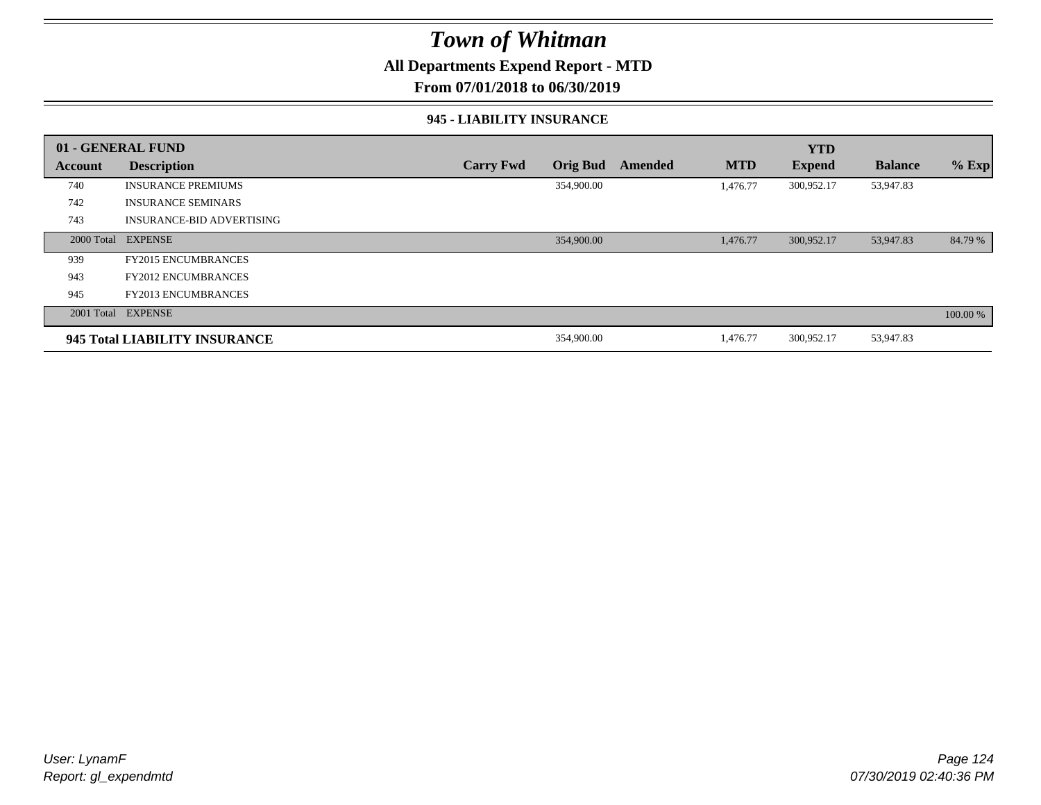# Town of Whitman

## All Departments Expend Report - MTD

### From 07/01/2018 to 06/30/2019

#### 945 - LIABILITY INSURANCE

| 01 - GENERAL FUND | | | | | | YTD | | |
|---|---|---|---|---|---|---|---|---|
| **Account** | **Description** | **Carry Fwd** | **Orig Bud** | **Amended** | **MTD** | **Expend** | **Balance** | **% Exp** |
| 740 | INSURANCE PREMIUMS | | 354,900.00 | | 1,476.77 | 300,952.17 | 53,947.83 | |
| 742 | INSURANCE SEMINARS | | | | | | | |
| 743 | INSURANCE-BID ADVERTISING | | | | | | | |
| 2000 Total | EXPENSE | | 354,900.00 | | 1,476.77 | 300,952.17 | 53,947.83 | 84.79 % |
| 939 | FY2015 ENCUMBRANCES | | | | | | | |
| 943 | FY2012 ENCUMBRANCES | | | | | | | |
| 945 | FY2013 ENCUMBRANCES | | | | | | | |
| 2001 Total | EXPENSE | | | | | | | 100.00 % |
| **945 Total LIABILITY INSURANCE** | | | 354,900.00 | | 1,476.77 | 300,952.17 | 53,947.83 | |

User: LynamF
Report: gl_expendmtd

07/30/2019 02:40:36 PM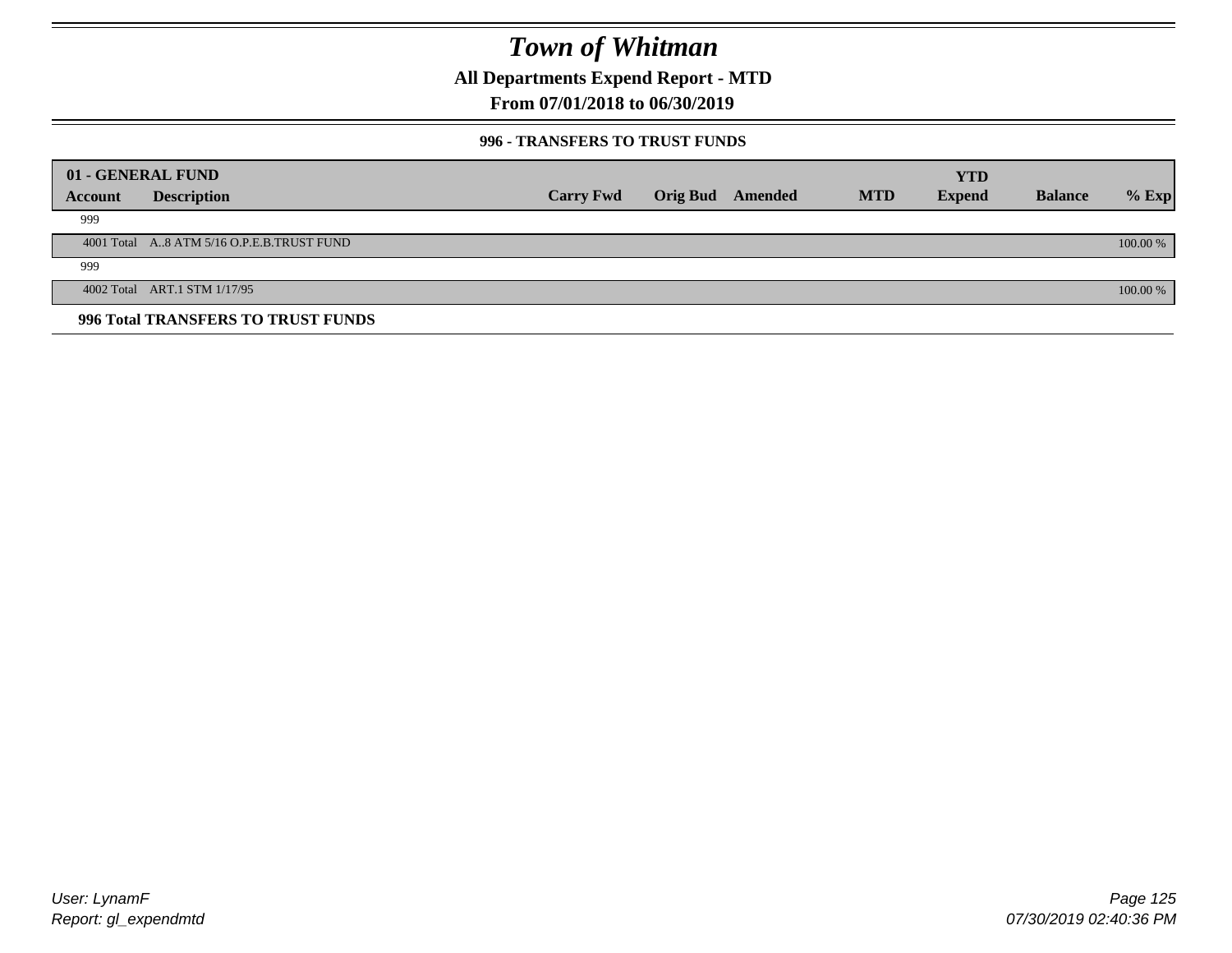# Town of Whitman

## All Departments Expend Report - MTD

## From 07/01/2018 to 06/30/2019

### 996 - TRANSFERS TO TRUST FUNDS

| 01 - GENERAL FUND | | | | | | | | |
|---|---|---|---|---|---|---|---|---|
| **Account** | **Description** | **Carry Fwd** | **Orig Bud** | **Amended** | **MTD** | **YTD Expend** | **Balance** | **% Exp** |
| 999 | | | | | | | | |
| 4001 Total | A..8 ATM 5/16 O.P.E.B.TRUST FUND | | | | | | | 100.00 % |
| 999 | | | | | | | | |
| 4002 Total | ART.1 STM 1/17/95 | | | | | | | 100.00 % |

**996 Total TRANSFERS TO TRUST FUNDS**

User: LynamF
Report: gl_expendmtd

07/30/2019 02:40:36 PM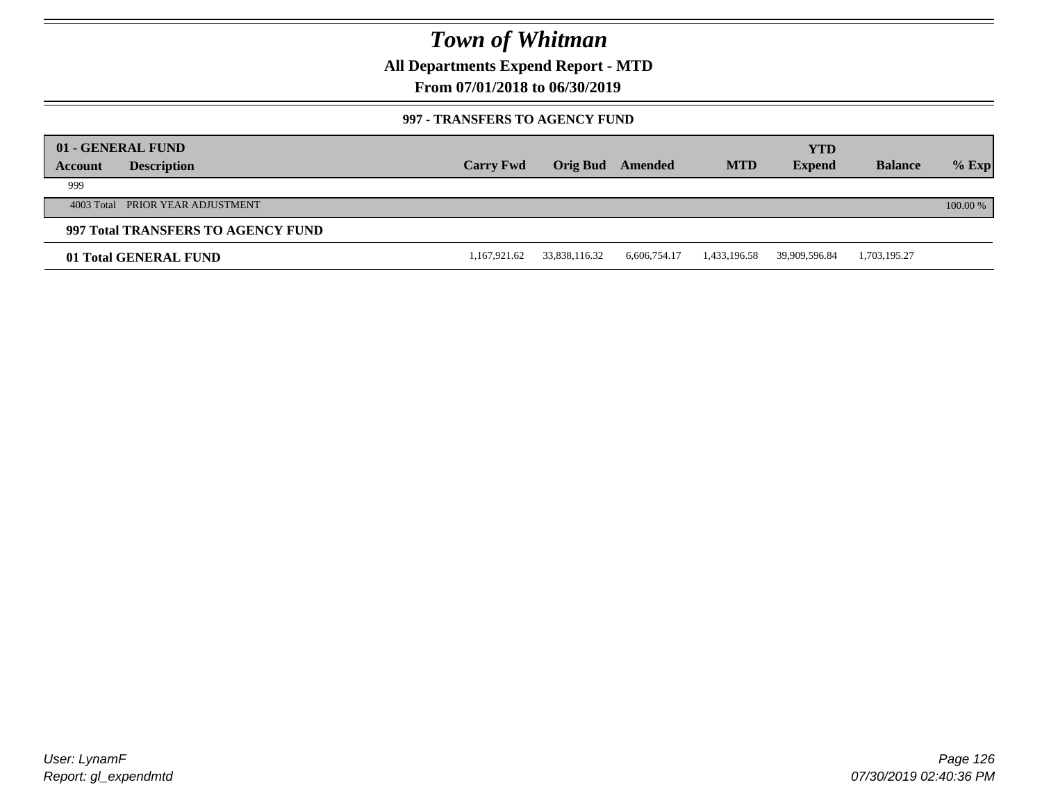# Town of Whitman

**All Departments Expend Report - MTD**

**From 07/01/2018 to 06/30/2019**

**997 - TRANSFERS TO AGENCY FUND**

| 01 - GENERAL FUND | | | | | | YTD | | |
|---|---|---|---|---|---|---|---|---|
| **Account** | **Description** | **Carry Fwd** | **Orig Bud** | **Amended** | **MTD** | **Expend** | **Balance** | **% Exp** |
| 999 | | | | | | | | |
| 4003 Total | PRIOR YEAR ADJUSTMENT | | | | | | | 100.00 % |
| **997 Total TRANSFERS TO AGENCY FUND** | | | | | | | | |
| **01 Total GENERAL FUND** | | 1,167,921.62 | 33,838,116.32 | 6,606,754.17 | 1,433,196.58 | 39,909,596.84 | 1,703,195.27 | |

*User: LynamF*
*Report: gl_expendmtd*

07/30/2019 02:40:36 PM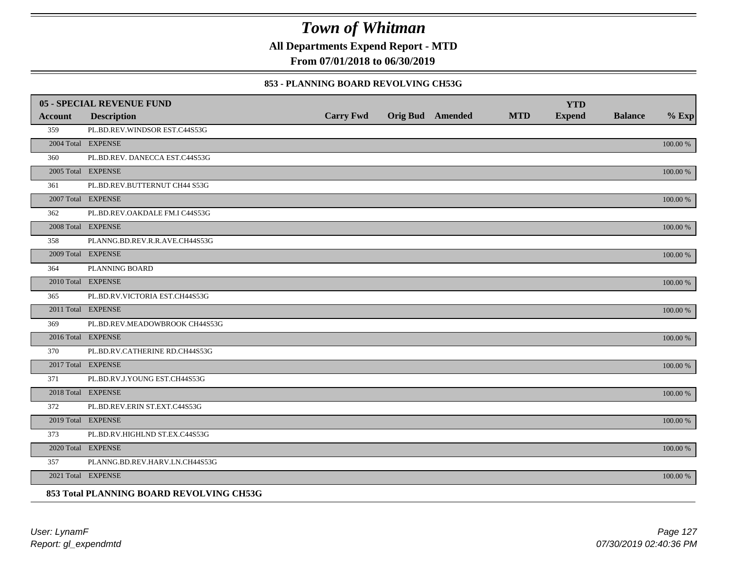# Town of Whitman

**All Departments Expend Report - MTD**

**From 07/01/2018 to 06/30/2019**

**853 - PLANNING BOARD REVOLVING CH53G**

| **05 - SPECIAL REVENUE FUND** | | | | | | **YTD** | | |
|---|---|---|---|---|---|---|---|---|
| **Account** | **Description** | **Carry Fwd** | **Orig Bud** | **Amended** | **MTD** | **Expend** | **Balance** | **% Exp** |
| 359 | PL.BD.REV.WINDSOR EST.C44S53G | | | | | | | |
| 2004 Total | EXPENSE | | | | | | | 100.00 % |
| 360 | PL.BD.REV. DANECCA EST.C44S53G | | | | | | | |
| 2005 Total | EXPENSE | | | | | | | 100.00 % |
| 361 | PL.BD.REV.BUTTERNUT CH44 S53G | | | | | | | |
| 2007 Total | EXPENSE | | | | | | | 100.00 % |
| 362 | PL.BD.REV.OAKDALE FM.I C44S53G | | | | | | | |
| 2008 Total | EXPENSE | | | | | | | 100.00 % |
| 358 | PLANNG.BD.REV.R.R.AVE.CH44S53G | | | | | | | |
| 2009 Total | EXPENSE | | | | | | | 100.00 % |
| 364 | PLANNING BOARD | | | | | | | |
| 2010 Total | EXPENSE | | | | | | | 100.00 % |
| 365 | PL.BD.RV.VICTORIA EST.CH44S53G | | | | | | | |
| 2011 Total | EXPENSE | | | | | | | 100.00 % |
| 369 | PL.BD.REV.MEADOWBROOK CH44S53G | | | | | | | |
| 2016 Total | EXPENSE | | | | | | | 100.00 % |
| 370 | PL.BD.RV.CATHERINE RD.CH44S53G | | | | | | | |
| 2017 Total | EXPENSE | | | | | | | 100.00 % |
| 371 | PL.BD.RV.J.YOUNG EST.CH44S53G | | | | | | | |
| 2018 Total | EXPENSE | | | | | | | 100.00 % |
| 372 | PL.BD.REV.ERIN ST.EXT.C44S53G | | | | | | | |
| 2019 Total | EXPENSE | | | | | | | 100.00 % |
| 373 | PL.BD.RV.HIGHLND ST.EX.C44S53G | | | | | | | |
| 2020 Total | EXPENSE | | | | | | | 100.00 % |
| 357 | PLANNG.BD.REV.HARV.LN.CH44S53G | | | | | | | |
| 2021 Total | EXPENSE | | | | | | | 100.00 % |

**853 Total PLANNING BOARD REVOLVING CH53G**

*User: LynamF*
*Report: gl_expendmtd*

*07/30/2019 02:40:36 PM*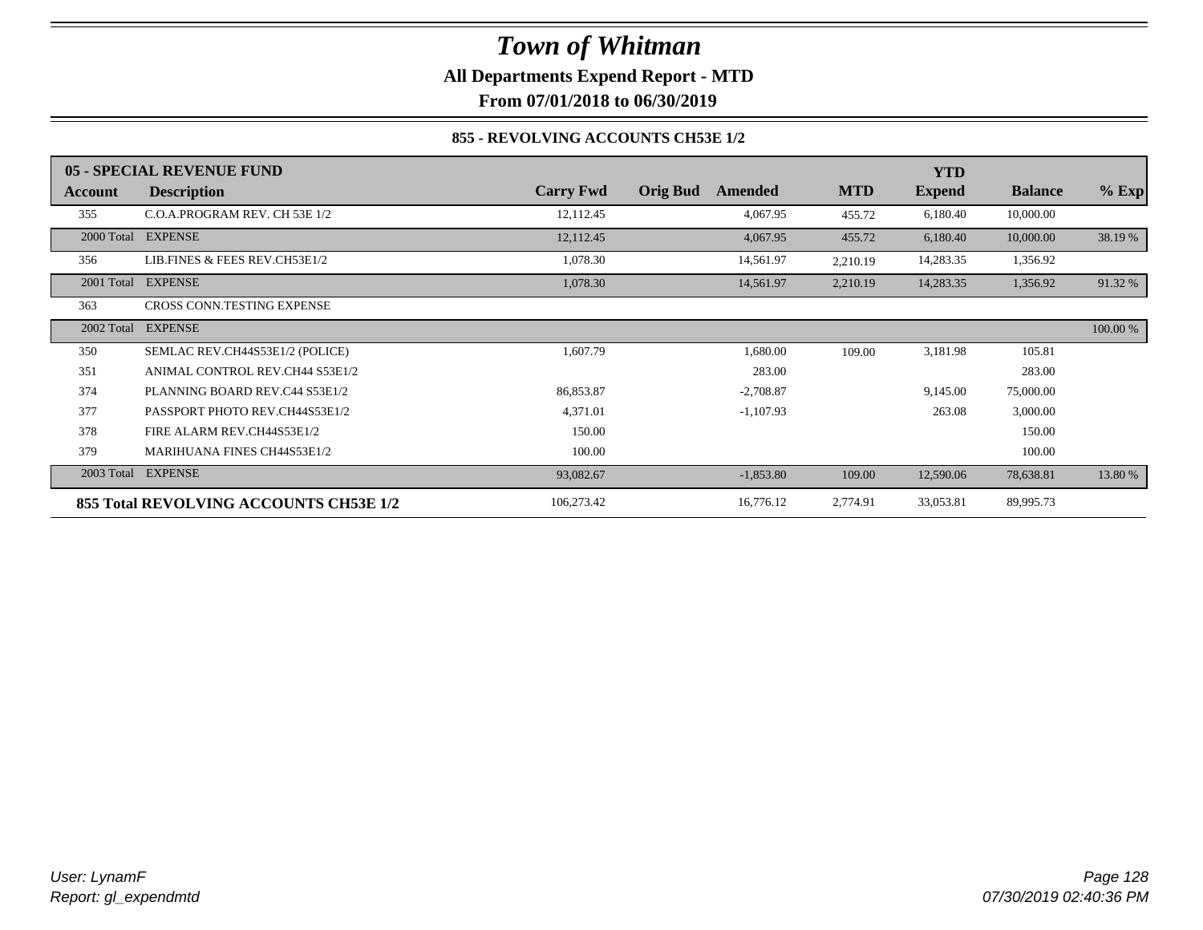# Town of Whitman

**All Departments Expend Report - MTD**

**From 07/01/2018 to 06/30/2019**

### 855 - REVOLVING ACCOUNTS CH53E 1/2

| 05 - SPECIAL REVENUE FUND | | | | | | YTD | | |
|---|---|---|---|---|---|---|---|---|
| **Account** | **Description** | **Carry Fwd** | **Orig Bud** | **Amended** | **MTD** | **Expend** | **Balance** | **% Exp** |
| 355 | C.O.A.PROGRAM REV. CH 53E 1/2 | 12,112.45 | | 4,067.95 | 455.72 | 6,180.40 | 10,000.00 | |
| 2000 Total | EXPENSE | 12,112.45 | | 4,067.95 | 455.72 | 6,180.40 | 10,000.00 | 38.19 % |
| 356 | LIB.FINES & FEES REV.CH53E1/2 | 1,078.30 | | 14,561.97 | 2,210.19 | 14,283.35 | 1,356.92 | |
| 2001 Total | EXPENSE | 1,078.30 | | 14,561.97 | 2,210.19 | 14,283.35 | 1,356.92 | 91.32 % |
| 363 | CROSS CONN.TESTING EXPENSE | | | | | | | |
| 2002 Total | EXPENSE | | | | | | | 100.00 % |
| 350 | SEMLAC REV.CH44S53E1/2 (POLICE) | 1,607.79 | | 1,680.00 | 109.00 | 3,181.98 | 105.81 | |
| 351 | ANIMAL CONTROL REV.CH44 S53E1/2 | | | 283.00 | | | 283.00 | |
| 374 | PLANNING BOARD REV.C44 S53E1/2 | 86,853.87 | | -2,708.87 | | 9,145.00 | 75,000.00 | |
| 377 | PASSPORT PHOTO REV.CH44S53E1/2 | 4,371.01 | | -1,107.93 | | 263.08 | 3,000.00 | |
| 378 | FIRE ALARM REV.CH44S53E1/2 | 150.00 | | | | | 150.00 | |
| 379 | MARIHUANA FINES CH44S53E1/2 | 100.00 | | | | | 100.00 | |
| 2003 Total | EXPENSE | 93,082.67 | | -1,853.80 | 109.00 | 12,590.06 | 78,638.81 | 13.80 % |
| **855 Total REVOLVING ACCOUNTS CH53E 1/2** | | 106,273.42 | | 16,776.12 | 2,774.91 | 33,053.81 | 89,995.73 | |

*User: LynamF*
*Report: gl_expendmtd*

*07/30/2019 02:40:36 PM*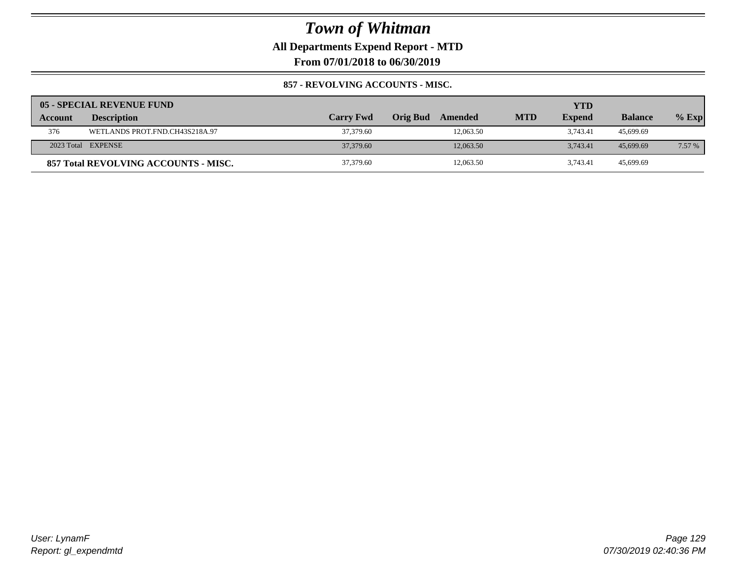# Town of Whitman

**All Departments Expend Report - MTD**

**From 07/01/2018 to 06/30/2019**

**857 - REVOLVING ACCOUNTS - MISC.**

| **05 - SPECIAL REVENUE FUND** | | | | | | | | |
|---|---|---|---|---|---|---|---|---|
| **Account** | **Description** | **Carry Fwd** | **Orig Bud** | **Amended** | **MTD** | **YTD Expend** | **Balance** | **% Exp** |
| 376 | WETLANDS PROT.FND.CH43S218A.97 | 37,379.60 | | 12,063.50 | | 3,743.41 | 45,699.69 | |
| 2023 Total | EXPENSE | 37,379.60 | | 12,063.50 | | 3,743.41 | 45,699.69 | 7.57 % |
| **857 Total REVOLVING ACCOUNTS - MISC.** | | 37,379.60 | | 12,063.50 | | 3,743.41 | 45,699.69 | |

*User: LynamF*
*Report: gl_expendmtd*

*07/30/2019 02:40:36 PM*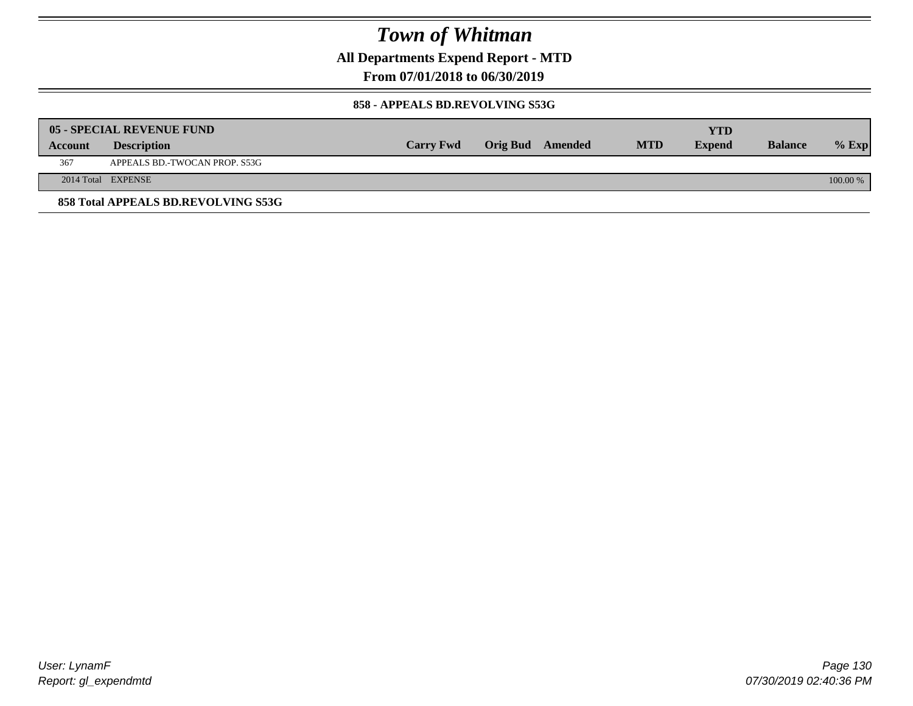# Town of Whitman

**All Departments Expend Report - MTD**

**From 07/01/2018 to 06/30/2019**

**858 - APPEALS BD.REVOLVING S53G**

| 05 - SPECIAL REVENUE FUND | | | | | | YTD | | |
|---|---|---|---|---|---|---|---|---|
| **Account** | **Description** | **Carry Fwd** | **Orig Bud** | **Amended** | **MTD** | **Expend** | **Balance** | **% Exp** |
| 367 | APPEALS BD.-TWOCAN PROP. S53G | | | | | | | |
| 2014 Total | EXPENSE | | | | | | | 100.00 % |

**858 Total APPEALS BD.REVOLVING S53G**

User: LynamF

Report: gl_expendmtd

07/30/2019 02:40:36 PM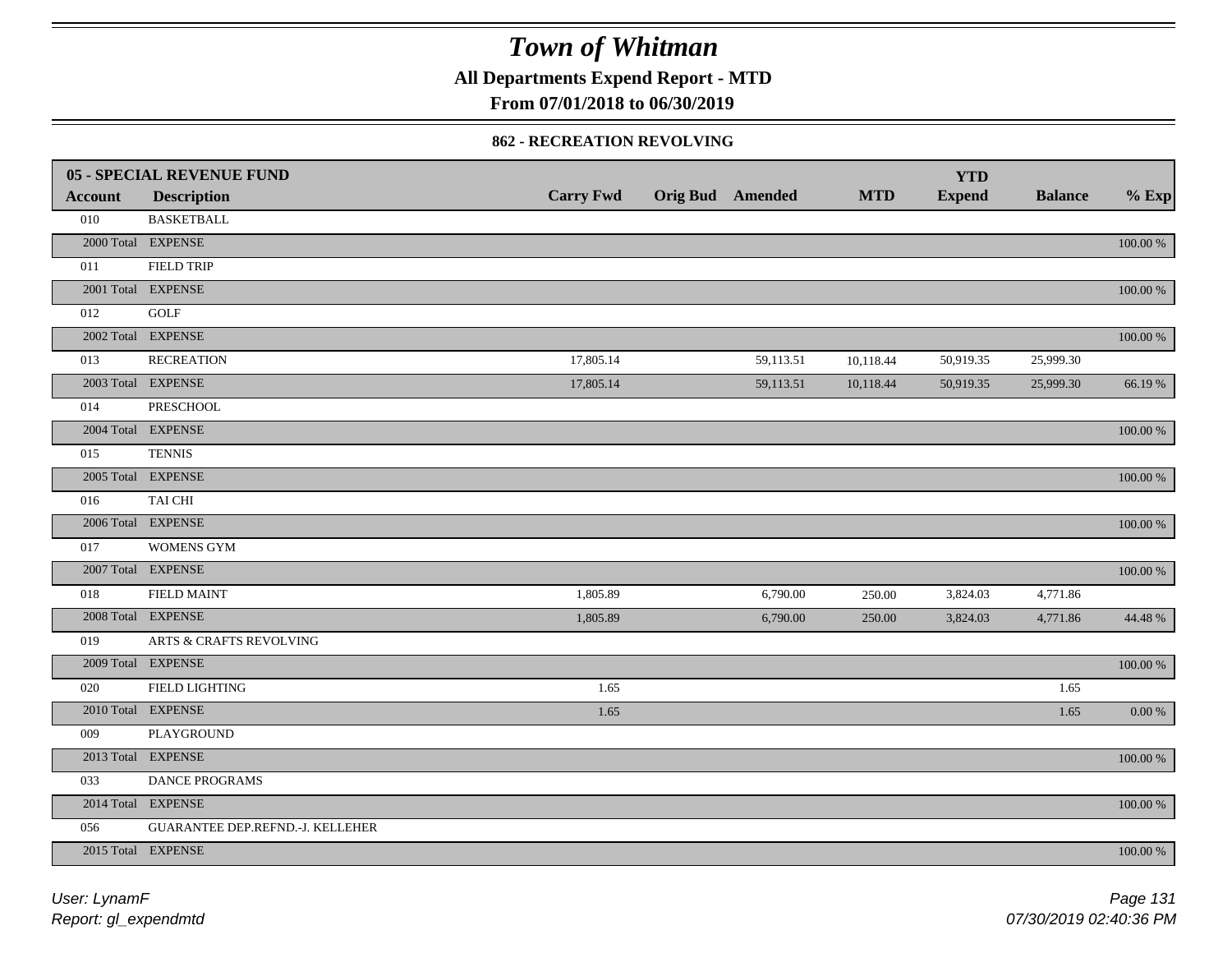# Town of Whitman

**All Departments Expend Report - MTD**

**From 07/01/2018 to 06/30/2019**

**862 - RECREATION REVOLVING**

| 05 - SPECIAL REVENUE FUND | | | | | | YTD | | |
|---|---|---|---|---|---|---|---|---|
| **Account** | **Description** | **Carry Fwd** | **Orig Bud** | **Amended** | **MTD** | **Expend** | **Balance** | **% Exp** |
| 010 | BASKETBALL | | | | | | | |
| 2000 Total | EXPENSE | | | | | | | 100.00 % |
| 011 | FIELD TRIP | | | | | | | |
| 2001 Total | EXPENSE | | | | | | | 100.00 % |
| 012 | GOLF | | | | | | | |
| 2002 Total | EXPENSE | | | | | | | 100.00 % |
| 013 | RECREATION | 17,805.14 | | 59,113.51 | 10,118.44 | 50,919.35 | 25,999.30 | |
| 2003 Total | EXPENSE | 17,805.14 | | 59,113.51 | 10,118.44 | 50,919.35 | 25,999.30 | 66.19 % |
| 014 | PRESCHOOL | | | | | | | |
| 2004 Total | EXPENSE | | | | | | | 100.00 % |
| 015 | TENNIS | | | | | | | |
| 2005 Total | EXPENSE | | | | | | | 100.00 % |
| 016 | TAI CHI | | | | | | | |
| 2006 Total | EXPENSE | | | | | | | 100.00 % |
| 017 | WOMENS GYM | | | | | | | |
| 2007 Total | EXPENSE | | | | | | | 100.00 % |
| 018 | FIELD MAINT | 1,805.89 | | 6,790.00 | 250.00 | 3,824.03 | 4,771.86 | |
| 2008 Total | EXPENSE | 1,805.89 | | 6,790.00 | 250.00 | 3,824.03 | 4,771.86 | 44.48 % |
| 019 | ARTS & CRAFTS REVOLVING | | | | | | | |
| 2009 Total | EXPENSE | | | | | | | 100.00 % |
| 020 | FIELD LIGHTING | 1.65 | | | | | 1.65 | |
| 2010 Total | EXPENSE | 1.65 | | | | | 1.65 | 0.00 % |
| 009 | PLAYGROUND | | | | | | | |
| 2013 Total | EXPENSE | | | | | | | 100.00 % |
| 033 | DANCE PROGRAMS | | | | | | | |
| 2014 Total | EXPENSE | | | | | | | 100.00 % |
| 056 | GUARANTEE DEP.REFND.-J. KELLEHER | | | | | | | |
| 2015 Total | EXPENSE | | | | | | | 100.00 % |

*User: LynamF*
*Report: gl_expendmtd*

*07/30/2019 02:40:36 PM*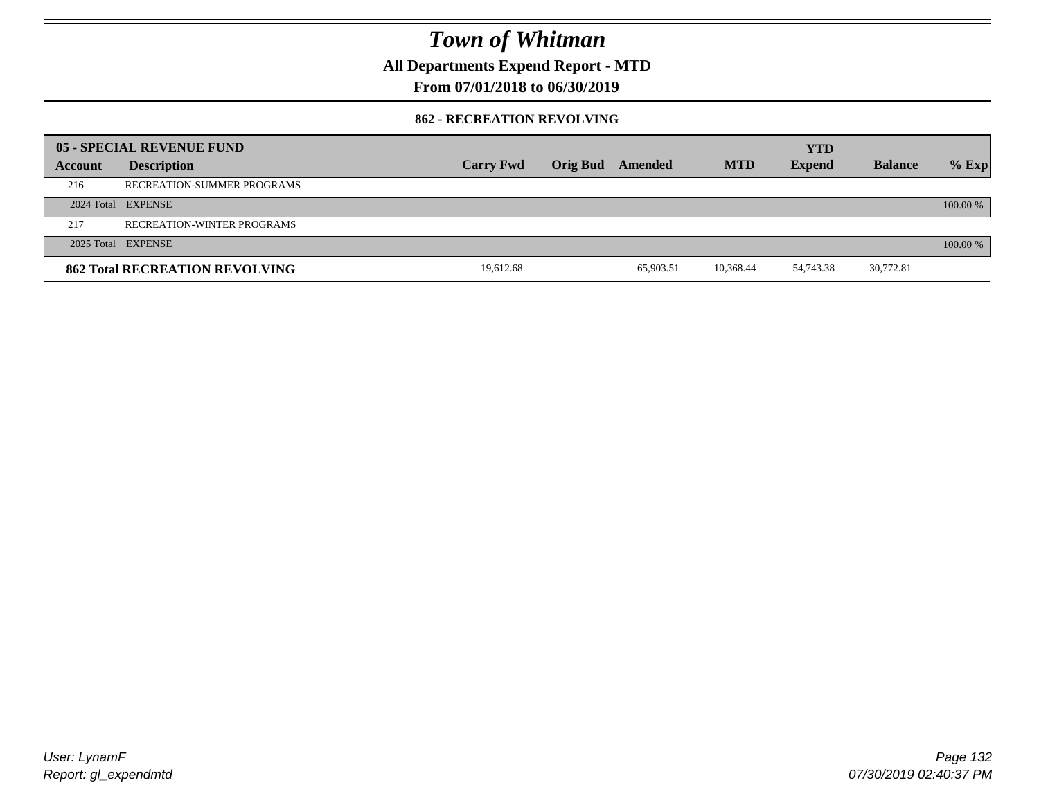# Town of Whitman

**All Departments Expend Report - MTD**

**From 07/01/2018 to 06/30/2019**

**862 - RECREATION REVOLVING**

| 05 - SPECIAL REVENUE FUND | | | | | | YTD | | |
|---|---|---|---|---|---|---|---|---|
| **Account** | **Description** | **Carry Fwd** | **Orig Bud** | **Amended** | **MTD** | **Expend** | **Balance** | **% Exp** |
| 216 | RECREATION-SUMMER PROGRAMS | | | | | | | |
| 2024 Total | EXPENSE | | | | | | | 100.00 % |
| 217 | RECREATION-WINTER PROGRAMS | | | | | | | |
| 2025 Total | EXPENSE | | | | | | | 100.00 % |
| **862 Total RECREATION REVOLVING** | | 19,612.68 | | 65,903.51 | 10,368.44 | 54,743.38 | 30,772.81 | |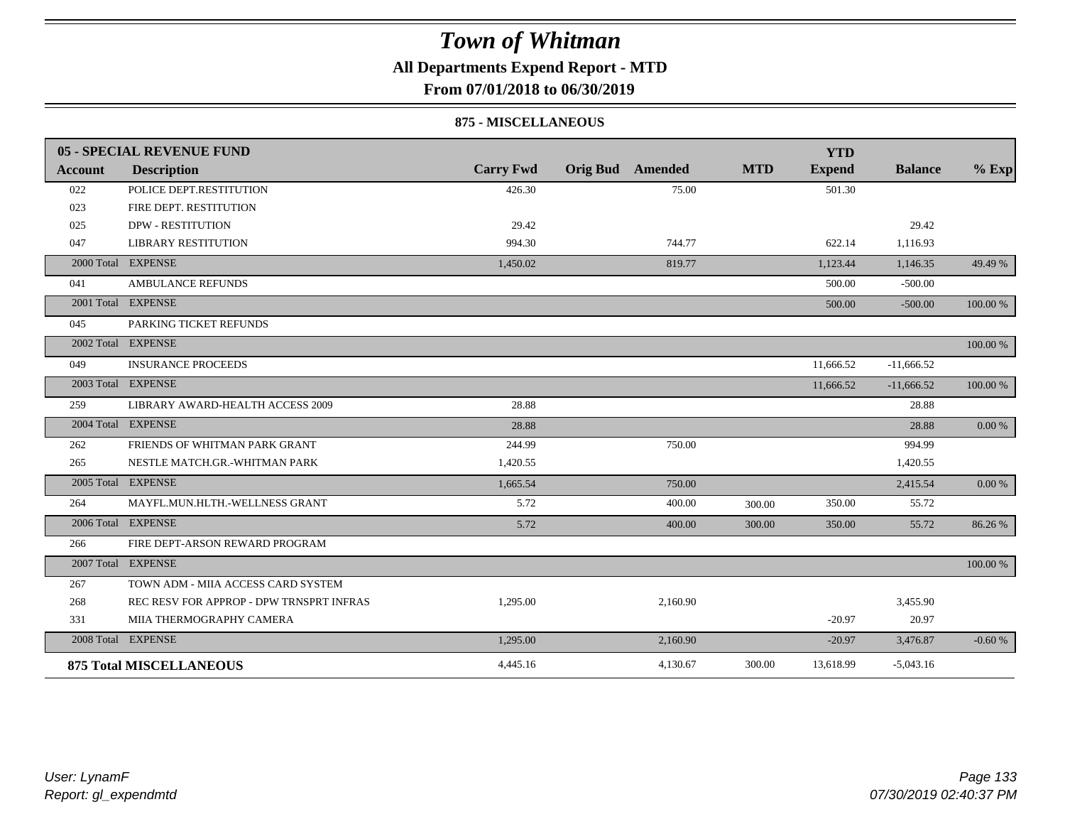# Town of Whitman

## All Departments Expend Report - MTD

### From 07/01/2018 to 06/30/2019

#### 875 - MISCELLANEOUS

| Account | Description | Carry Fwd | Orig Bud | Amended | MTD | YTD Expend | Balance | % Exp |
|---|---|---|---|---|---|---|---|---|
| **05 - SPECIAL REVENUE FUND** | | | | | | | | |
| 022 | POLICE DEPT.RESTITUTION | 426.30 | | 75.00 | | 501.30 | | |
| 023 | FIRE DEPT. RESTITUTION | | | | | | | |
| 025 | DPW - RESTITUTION | 29.42 | | | | | 29.42 | |
| 047 | LIBRARY RESTITUTION | 994.30 | | 744.77 | | 622.14 | 1,116.93 | |
| 2000 Total | EXPENSE | 1,450.02 | | 819.77 | | 1,123.44 | 1,146.35 | 49.49 % |
| 041 | AMBULANCE REFUNDS | | | | | 500.00 | -500.00 | |
| 2001 Total | EXPENSE | | | | | 500.00 | -500.00 | 100.00 % |
| 045 | PARKING TICKET REFUNDS | | | | | | | |
| 2002 Total | EXPENSE | | | | | | | 100.00 % |
| 049 | INSURANCE PROCEEDS | | | | | 11,666.52 | -11,666.52 | |
| 2003 Total | EXPENSE | | | | | 11,666.52 | -11,666.52 | 100.00 % |
| 259 | LIBRARY AWARD-HEALTH ACCESS 2009 | 28.88 | | | | | 28.88 | |
| 2004 Total | EXPENSE | 28.88 | | | | | 28.88 | 0.00 % |
| 262 | FRIENDS OF WHITMAN PARK GRANT | 244.99 | | 750.00 | | | 994.99 | |
| 265 | NESTLE MATCH.GR.-WHITMAN PARK | 1,420.55 | | | | | 1,420.55 | |
| 2005 Total | EXPENSE | 1,665.54 | | 750.00 | | | 2,415.54 | 0.00 % |
| 264 | MAYFL.MUN.HLTH.-WELLNESS GRANT | 5.72 | | 400.00 | 300.00 | 350.00 | 55.72 | |
| 2006 Total | EXPENSE | 5.72 | | 400.00 | 300.00 | 350.00 | 55.72 | 86.26 % |
| 266 | FIRE DEPT-ARSON REWARD PROGRAM | | | | | | | |
| 2007 Total | EXPENSE | | | | | | | 100.00 % |
| 267 | TOWN ADM - MIIA ACCESS CARD SYSTEM | | | | | | | |
| 268 | REC RESV FOR APPROP - DPW TRNSPRT INFRAS | 1,295.00 | | 2,160.90 | | | 3,455.90 | |
| 331 | MIIA THERMOGRAPHY CAMERA | | | | | -20.97 | 20.97 | |
| 2008 Total | EXPENSE | 1,295.00 | | 2,160.90 | | -20.97 | 3,476.87 | -0.60 % |
| **875 Total MISCELLANEOUS** | | 4,445.16 | | 4,130.67 | 300.00 | 13,618.99 | -5,043.16 | |

*User: LynamF*
*Report: gl_expendmtd*

*07/30/2019 02:40:37 PM*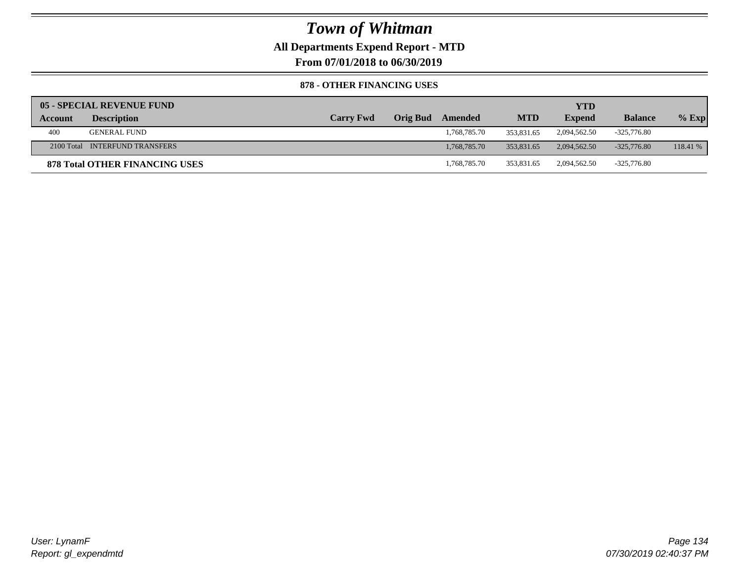# Town of Whitman

**All Departments Expend Report - MTD**

**From 07/01/2018 to 06/30/2019**

**878 - OTHER FINANCING USES**

| 05 - SPECIAL REVENUE FUND | | | | | | | | |
|---|---|---|---|---|---|---|---|---|
| **Account** | **Description** | **Carry Fwd** | **Orig Bud** | **Amended** | **MTD** | **YTD Expend** | **Balance** | **% Exp** |
| 400 | GENERAL FUND | | | 1,768,785.70 | 353,831.65 | 2,094,562.50 | -325,776.80 | |
| 2100 Total | INTERFUND TRANSFERS | | | 1,768,785.70 | 353,831.65 | 2,094,562.50 | -325,776.80 | 118.41 % |
| **878 Total OTHER FINANCING USES** | | | | 1,768,785.70 | 353,831.65 | 2,094,562.50 | -325,776.80 | |

*User: LynamF*
*Report: gl_expendmtd*

*07/30/2019 02:40:37 PM*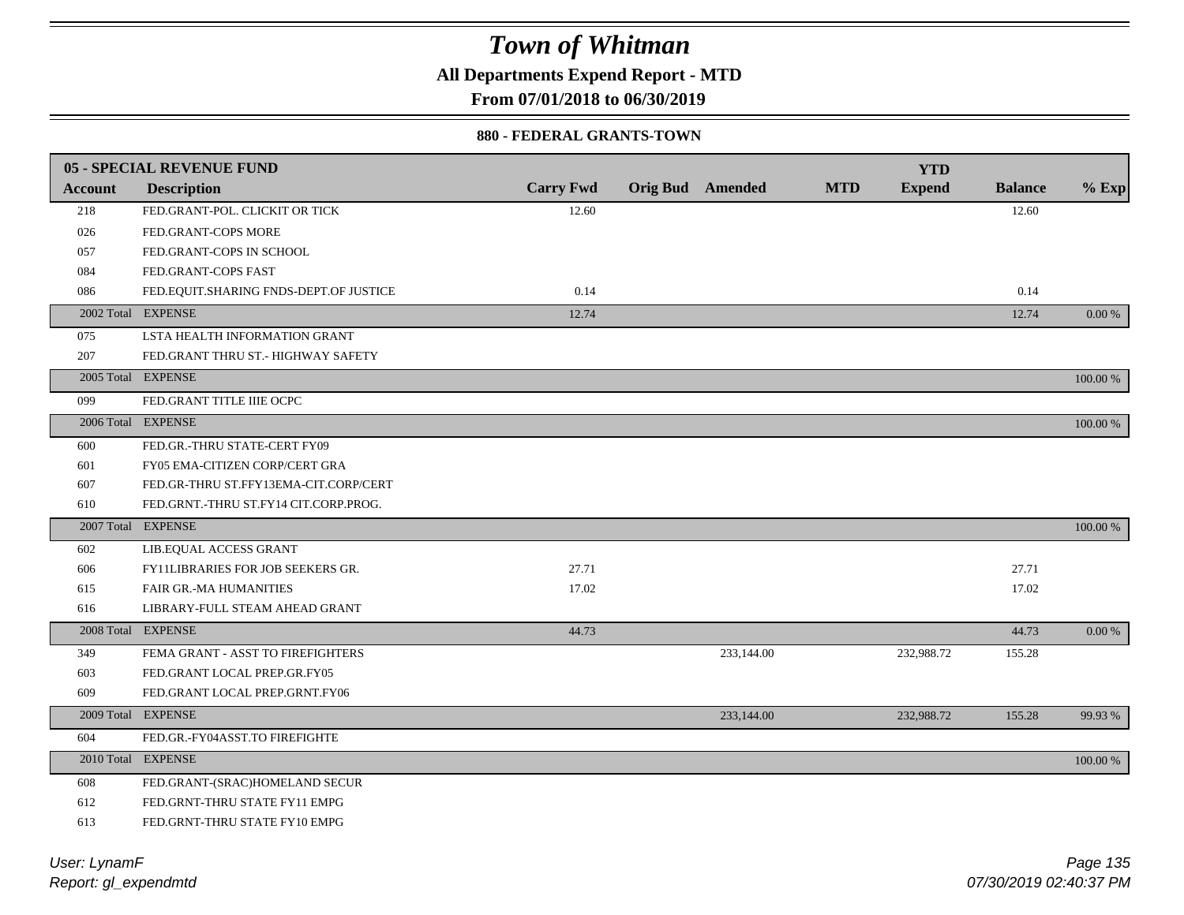# Town of Whitman

**All Departments Expend Report - MTD**

**From 07/01/2018 to 06/30/2019**

**880 - FEDERAL GRANTS-TOWN**

| 05 - SPECIAL REVENUE FUND | | | | | | YTD | | |
|---|---|---|---|---|---|---|---|---|
| **Account** | **Description** | **Carry Fwd** | **Orig Bud** | **Amended** | **MTD** | **Expend** | **Balance** | **% Exp** |
| 218 | FED.GRANT-POL. CLICKIT OR TICK | 12.60 | | | | | 12.60 | |
| 026 | FED.GRANT-COPS MORE | | | | | | | |
| 057 | FED.GRANT-COPS IN SCHOOL | | | | | | | |
| 084 | FED.GRANT-COPS FAST | | | | | | | |
| 086 | FED.EQUIT.SHARING FNDS-DEPT.OF JUSTICE | 0.14 | | | | | 0.14 | |
| 2002 Total | EXPENSE | 12.74 | | | | | 12.74 | 0.00 % |
| 075 | LSTA HEALTH INFORMATION GRANT | | | | | | | |
| 207 | FED.GRANT THRU ST.- HIGHWAY SAFETY | | | | | | | |
| 2005 Total | EXPENSE | | | | | | | 100.00 % |
| 099 | FED.GRANT TITLE IIIE OCPC | | | | | | | |
| 2006 Total | EXPENSE | | | | | | | 100.00 % |
| 600 | FED.GR.-THRU STATE-CERT FY09 | | | | | | | |
| 601 | FY05 EMA-CITIZEN CORP/CERT GRA | | | | | | | |
| 607 | FED.GR-THRU ST.FFY13EMA-CIT.CORP/CERT | | | | | | | |
| 610 | FED.GRNT.-THRU ST.FY14 CIT.CORP.PROG. | | | | | | | |
| 2007 Total | EXPENSE | | | | | | | 100.00 % |
| 602 | LIB.EQUAL ACCESS GRANT | | | | | | | |
| 606 | FY11LIBRARIES FOR JOB SEEKERS GR. | 27.71 | | | | | 27.71 | |
| 615 | FAIR GR.-MA HUMANITIES | 17.02 | | | | | 17.02 | |
| 616 | LIBRARY-FULL STEAM AHEAD GRANT | | | | | | | |
| 2008 Total | EXPENSE | 44.73 | | | | | 44.73 | 0.00 % |
| 349 | FEMA GRANT - ASST TO FIREFIGHTERS | | | 233,144.00 | | 232,988.72 | 155.28 | |
| 603 | FED.GRANT LOCAL PREP.GR.FY05 | | | | | | | |
| 609 | FED.GRANT LOCAL PREP.GRNT.FY06 | | | | | | | |
| 2009 Total | EXPENSE | | | 233,144.00 | | 232,988.72 | 155.28 | 99.93 % |
| 604 | FED.GR.-FY04ASST.TO FIREFIGHTE | | | | | | | |
| 2010 Total | EXPENSE | | | | | | | 100.00 % |
| 608 | FED.GRANT-(SRAC)HOMELAND SECUR | | | | | | | |
| 612 | FED.GRNT-THRU STATE FY11 EMPG | | | | | | | |
| 613 | FED.GRNT-THRU STATE FY10 EMPG | | | | | | | |

*User: LynamF*
*Report: gl_expendmtd*
*07/30/2019 02:40:37 PM*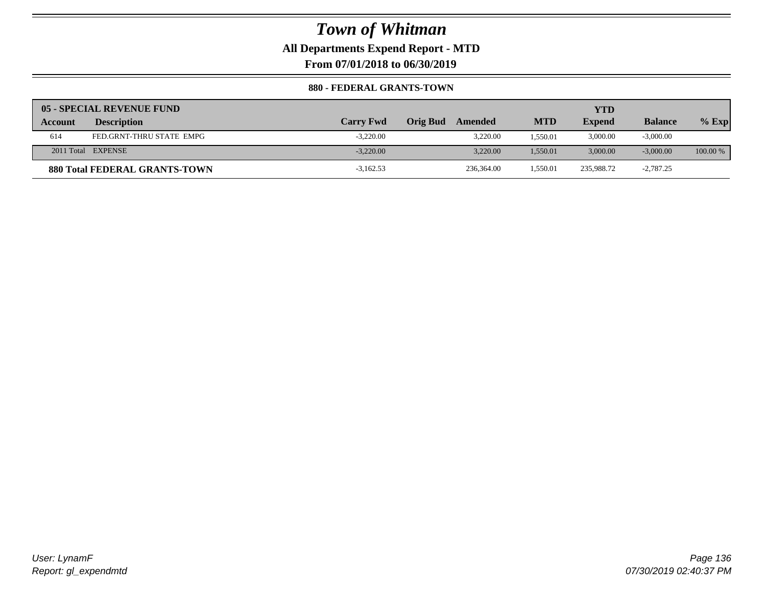# Town of Whitman

**All Departments Expend Report - MTD**

**From 07/01/2018 to 06/30/2019**

**880 - FEDERAL GRANTS-TOWN**

| 05 - SPECIAL REVENUE FUND | | | | | | | | |
|---|---|---|---|---|---|---|---|---|
| **Account** | **Description** | **Carry Fwd** | **Orig Bud** | **Amended** | **MTD** | **YTD Expend** | **Balance** | **% Exp** |
| 614 | FED.GRNT-THRU STATE EMPG | -3,220.00 | | 3,220.00 | 1,550.01 | 3,000.00 | -3,000.00 | |
| 2011 Total | EXPENSE | -3,220.00 | | 3,220.00 | 1,550.01 | 3,000.00 | -3,000.00 | 100.00 % |
| **880 Total FEDERAL GRANTS-TOWN** | | -3,162.53 | | 236,364.00 | 1,550.01 | 235,988.72 | -2,787.25 | |

*User: LynamF*
*Report: gl_expendmtd*

*07/30/2019 02:40:37 PM*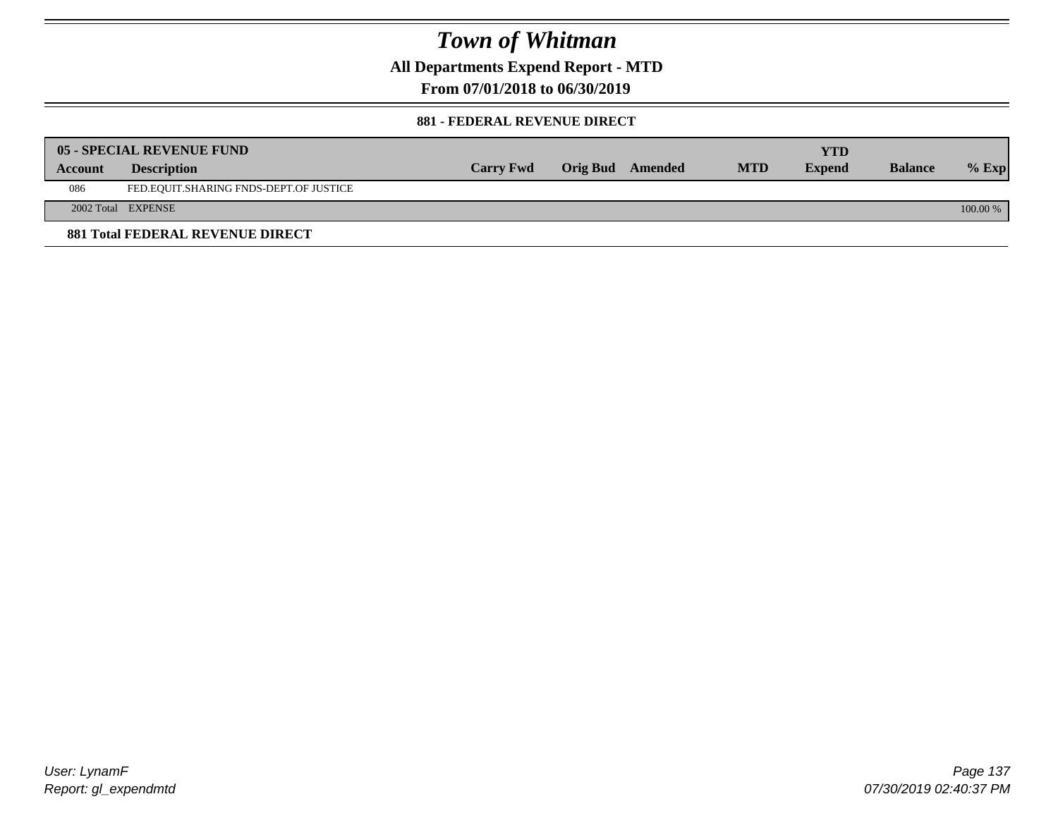# Town of Whitman

**All Departments Expend Report - MTD**

**From 07/01/2018 to 06/30/2019**

**881 - FEDERAL REVENUE DIRECT**

| **05 - SPECIAL REVENUE FUND** | | | | | | **YTD** | | |
|---|---|---|---|---|---|---|---|---|
| **Account** | **Description** | **Carry Fwd** | **Orig Bud** | **Amended** | **MTD** | **Expend** | **Balance** | **% Exp** |
| 086 | FED.EQUIT.SHARING FNDS-DEPT.OF JUSTICE | | | | | | | |
| 2002 Total | EXPENSE | | | | | | | 100.00 % |

**881 Total FEDERAL REVENUE DIRECT**

*User: LynamF*
*Report: gl_expendmtd*

*07/30/2019 02:40:37 PM*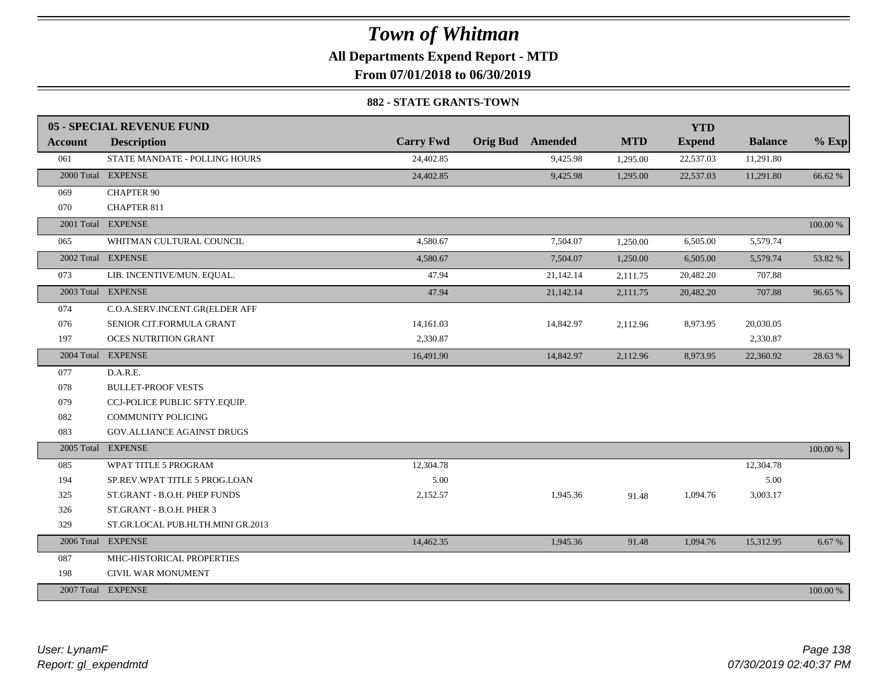# Town of Whitman

**All Departments Expend Report - MTD**

**From 07/01/2018 to 06/30/2019**

**882 - STATE GRANTS-TOWN**

| **05 - SPECIAL REVENUE FUND** | | | | | | | | |
|---|---|---|---|---|---|---|---|---|
| **Account** | **Description** | **Carry Fwd** | **Orig Bud** | **Amended** | **MTD** | **YTD Expend** | **Balance** | **% Exp** |
| 061 | STATE MANDATE - POLLING HOURS | 24,402.85 | | 9,425.98 | 1,295.00 | 22,537.03 | 11,291.80 | |
| 2000 Total | EXPENSE | 24,402.85 | | 9,425.98 | 1,295.00 | 22,537.03 | 11,291.80 | 66.62 % |
| 069 | CHAPTER 90 | | | | | | | |
| 070 | CHAPTER 811 | | | | | | | |
| 2001 Total | EXPENSE | | | | | | | 100.00 % |
| 065 | WHITMAN CULTURAL COUNCIL | 4,580.67 | | 7,504.07 | 1,250.00 | 6,505.00 | 5,579.74 | |
| 2002 Total | EXPENSE | 4,580.67 | | 7,504.07 | 1,250.00 | 6,505.00 | 5,579.74 | 53.82 % |
| 073 | LIB. INCENTIVE/MUN. EQUAL. | 47.94 | | 21,142.14 | 2,111.75 | 20,482.20 | 707.88 | |
| 2003 Total | EXPENSE | 47.94 | | 21,142.14 | 2,111.75 | 20,482.20 | 707.88 | 96.65 % |
| 074 | C.O.A.SERV.INCENT.GR(ELDER AFF | | | | | | | |
| 076 | SENIOR CIT.FORMULA GRANT | 14,161.03 | | 14,842.97 | 2,112.96 | 8,973.95 | 20,030.05 | |
| 197 | OCES NUTRITION GRANT | 2,330.87 | | | | | 2,330.87 | |
| 2004 Total | EXPENSE | 16,491.90 | | 14,842.97 | 2,112.96 | 8,973.95 | 22,360.92 | 28.63 % |
| 077 | D.A.R.E. | | | | | | | |
| 078 | BULLET-PROOF VESTS | | | | | | | |
| 079 | CCJ-POLICE PUBLIC SFTY.EQUIP. | | | | | | | |
| 082 | COMMUNITY POLICING | | | | | | | |
| 083 | GOV.ALLIANCE AGAINST DRUGS | | | | | | | |
| 2005 Total | EXPENSE | | | | | | | 100.00 % |
| 085 | WPAT TITLE 5 PROGRAM | 12,304.78 | | | | | 12,304.78 | |
| 194 | SP.REV.WPAT TITLE 5 PROG.LOAN | 5.00 | | | | | 5.00 | |
| 325 | ST.GRANT - B.O.H. PHEP FUNDS | 2,152.57 | | 1,945.36 | 91.48 | 1,094.76 | 3,003.17 | |
| 326 | ST.GRANT - B.O.H. PHER 3 | | | | | | | |
| 329 | ST.GR.LOCAL PUB.HLTH.MINI GR.2013 | | | | | | | |
| 2006 Total | EXPENSE | 14,462.35 | | 1,945.36 | 91.48 | 1,094.76 | 15,312.95 | 6.67 % |
| 087 | MHC-HISTORICAL PROPERTIES | | | | | | | |
| 198 | CIVIL WAR MONUMENT | | | | | | | |
| 2007 Total | EXPENSE | | | | | | | 100.00 % |

*User: LynamF*
*Report: gl_expendmtd*

*07/30/2019 02:40:37 PM*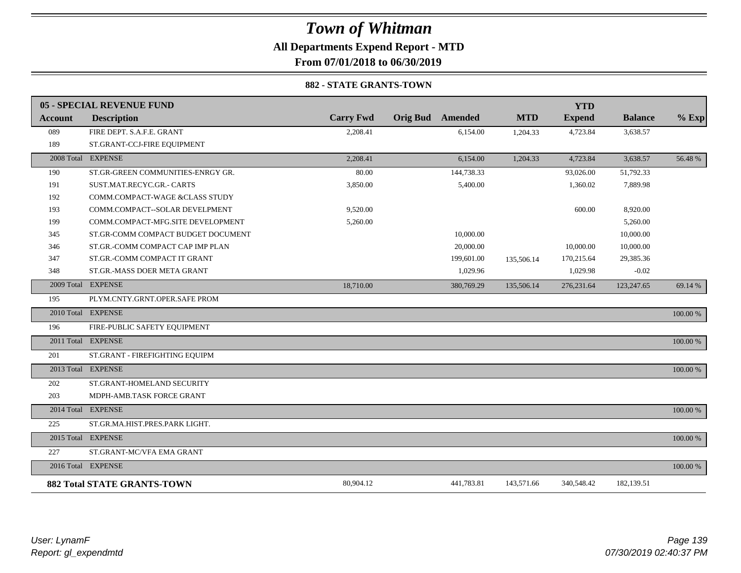# Town of Whitman

## All Departments Expend Report - MTD

## From 07/01/2018 to 06/30/2019

### 882 - STATE GRANTS-TOWN

| 05 - SPECIAL REVENUE FUND | | | | | | YTD | | |
|---|---|---|---|---|---|---|---|---|
| **Account** | **Description** | **Carry Fwd** | **Orig Bud** | **Amended** | **MTD** | **Expend** | **Balance** | **% Exp** |
| 089 | FIRE DEPT. S.A.F.E. GRANT | 2,208.41 | | 6,154.00 | 1,204.33 | 4,723.84 | 3,638.57 | |
| 189 | ST.GRANT-CCJ-FIRE EQUIPMENT | | | | | | | |
| 2008 Total | EXPENSE | 2,208.41 | | 6,154.00 | 1,204.33 | 4,723.84 | 3,638.57 | 56.48 % |
| 190 | ST.GR-GREEN COMMUNITIES-ENRGY GR. | 80.00 | | 144,738.33 | | 93,026.00 | 51,792.33 | |
| 191 | SUST.MAT.RECYC.GR.- CARTS | 3,850.00 | | 5,400.00 | | 1,360.02 | 7,889.98 | |
| 192 | COMM.COMPACT-WAGE &CLASS STUDY | | | | | | | |
| 193 | COMM.COMPACT--SOLAR DEVELPMENT | 9,520.00 | | | | 600.00 | 8,920.00 | |
| 199 | COMM.COMPACT-MFG.SITE DEVELOPMENT | 5,260.00 | | | | | 5,260.00 | |
| 345 | ST.GR-COMM COMPACT BUDGET DOCUMENT | | | 10,000.00 | | | 10,000.00 | |
| 346 | ST.GR.-COMM COMPACT CAP IMP PLAN | | | 20,000.00 | | 10,000.00 | 10,000.00 | |
| 347 | ST.GR.-COMM COMPACT IT GRANT | | | 199,601.00 | 135,506.14 | 170,215.64 | 29,385.36 | |
| 348 | ST.GR.-MASS DOER META GRANT | | | 1,029.96 | | 1,029.98 | -0.02 | |
| 2009 Total | EXPENSE | 18,710.00 | | 380,769.29 | 135,506.14 | 276,231.64 | 123,247.65 | 69.14 % |
| 195 | PLYM.CNTY.GRNT.OPER.SAFE PROM | | | | | | | |
| 2010 Total | EXPENSE | | | | | | | 100.00 % |
| 196 | FIRE-PUBLIC SAFETY EQUIPMENT | | | | | | | |
| 2011 Total | EXPENSE | | | | | | | 100.00 % |
| 201 | ST.GRANT - FIREFIGHTING EQUIPM | | | | | | | |
| 2013 Total | EXPENSE | | | | | | | 100.00 % |
| 202 | ST.GRANT-HOMELAND SECURITY | | | | | | | |
| 203 | MDPH-AMB.TASK FORCE GRANT | | | | | | | |
| 2014 Total | EXPENSE | | | | | | | 100.00 % |
| 225 | ST.GR.MA.HIST.PRES.PARK LIGHT. | | | | | | | |
| 2015 Total | EXPENSE | | | | | | | 100.00 % |
| 227 | ST.GRANT-MC/VFA EMA GRANT | | | | | | | |
| 2016 Total | EXPENSE | | | | | | | 100.00 % |
| **882 Total STATE GRANTS-TOWN** | | 80,904.12 | | 441,783.81 | 143,571.66 | 340,548.42 | 182,139.51 | |

*User: LynamF*
*Report: gl_expendmtd*

*07/30/2019 02:40:37 PM*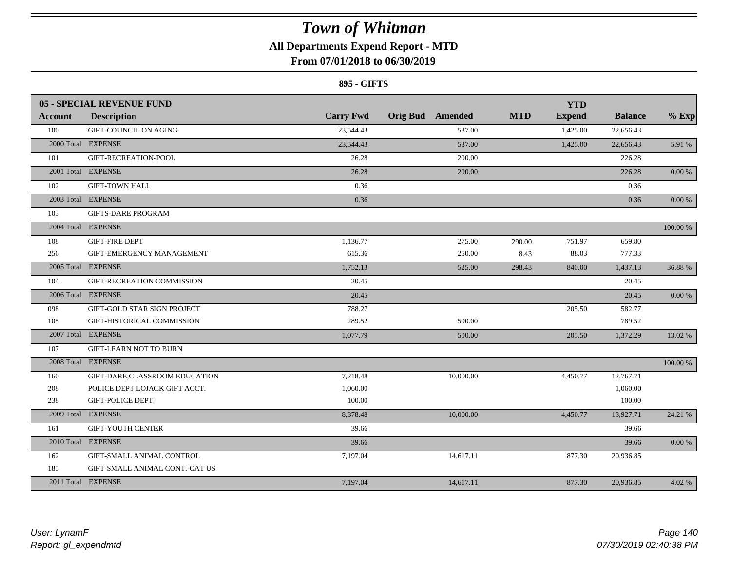# Town of Whitman

## All Departments Expend Report - MTD

### From 07/01/2018 to 06/30/2019

#### 895 - GIFTS

| 05 - SPECIAL REVENUE FUND | | | | | | YTD | | |
|---|---|---|---|---|---|---|---|---|
| **Account** | **Description** | **Carry Fwd** | **Orig Bud** | **Amended** | **MTD** | **Expend** | **Balance** | **% Exp** |
| 100 | GIFT-COUNCIL ON AGING | 23,544.43 | | 537.00 | | 1,425.00 | 22,656.43 | |
| 2000 Total | EXPENSE | 23,544.43 | | 537.00 | | 1,425.00 | 22,656.43 | 5.91 % |
| 101 | GIFT-RECREATION-POOL | 26.28 | | 200.00 | | | 226.28 | |
| 2001 Total | EXPENSE | 26.28 | | 200.00 | | | 226.28 | 0.00 % |
| 102 | GIFT-TOWN HALL | 0.36 | | | | | 0.36 | |
| 2003 Total | EXPENSE | 0.36 | | | | | 0.36 | 0.00 % |
| 103 | GIFTS-DARE PROGRAM | | | | | | | |
| 2004 Total | EXPENSE | | | | | | | 100.00 % |
| 108 | GIFT-FIRE DEPT | 1,136.77 | | 275.00 | 290.00 | 751.97 | 659.80 | |
| 256 | GIFT-EMERGENCY MANAGEMENT | 615.36 | | 250.00 | 8.43 | 88.03 | 777.33 | |
| 2005 Total | EXPENSE | 1,752.13 | | 525.00 | 298.43 | 840.00 | 1,437.13 | 36.88 % |
| 104 | GIFT-RECREATION COMMISSION | 20.45 | | | | | 20.45 | |
| 2006 Total | EXPENSE | 20.45 | | | | | 20.45 | 0.00 % |
| 098 | GIFT-GOLD STAR SIGN PROJECT | 788.27 | | | | 205.50 | 582.77 | |
| 105 | GIFT-HISTORICAL COMMISSION | 289.52 | | 500.00 | | | 789.52 | |
| 2007 Total | EXPENSE | 1,077.79 | | 500.00 | | 205.50 | 1,372.29 | 13.02 % |
| 107 | GIFT-LEARN NOT TO BURN | | | | | | | |
| 2008 Total | EXPENSE | | | | | | | 100.00 % |
| 160 | GIFT-DARE,CLASSROOM EDUCATION | 7,218.48 | | 10,000.00 | | 4,450.77 | 12,767.71 | |
| 208 | POLICE DEPT.LOJACK GIFT ACCT. | 1,060.00 | | | | | 1,060.00 | |
| 238 | GIFT-POLICE DEPT. | 100.00 | | | | | 100.00 | |
| 2009 Total | EXPENSE | 8,378.48 | | 10,000.00 | | 4,450.77 | 13,927.71 | 24.21 % |
| 161 | GIFT-YOUTH CENTER | 39.66 | | | | | 39.66 | |
| 2010 Total | EXPENSE | 39.66 | | | | | 39.66 | 0.00 % |
| 162 | GIFT-SMALL ANIMAL CONTROL | 7,197.04 | | 14,617.11 | | 877.30 | 20,936.85 | |
| 185 | GIFT-SMALL ANIMAL CONT.-CAT US | | | | | | | |
| 2011 Total | EXPENSE | 7,197.04 | | 14,617.11 | | 877.30 | 20,936.85 | 4.02 % |

User: LynamF
Report: gl_expendmtd

07/30/2019 02:40:38 PM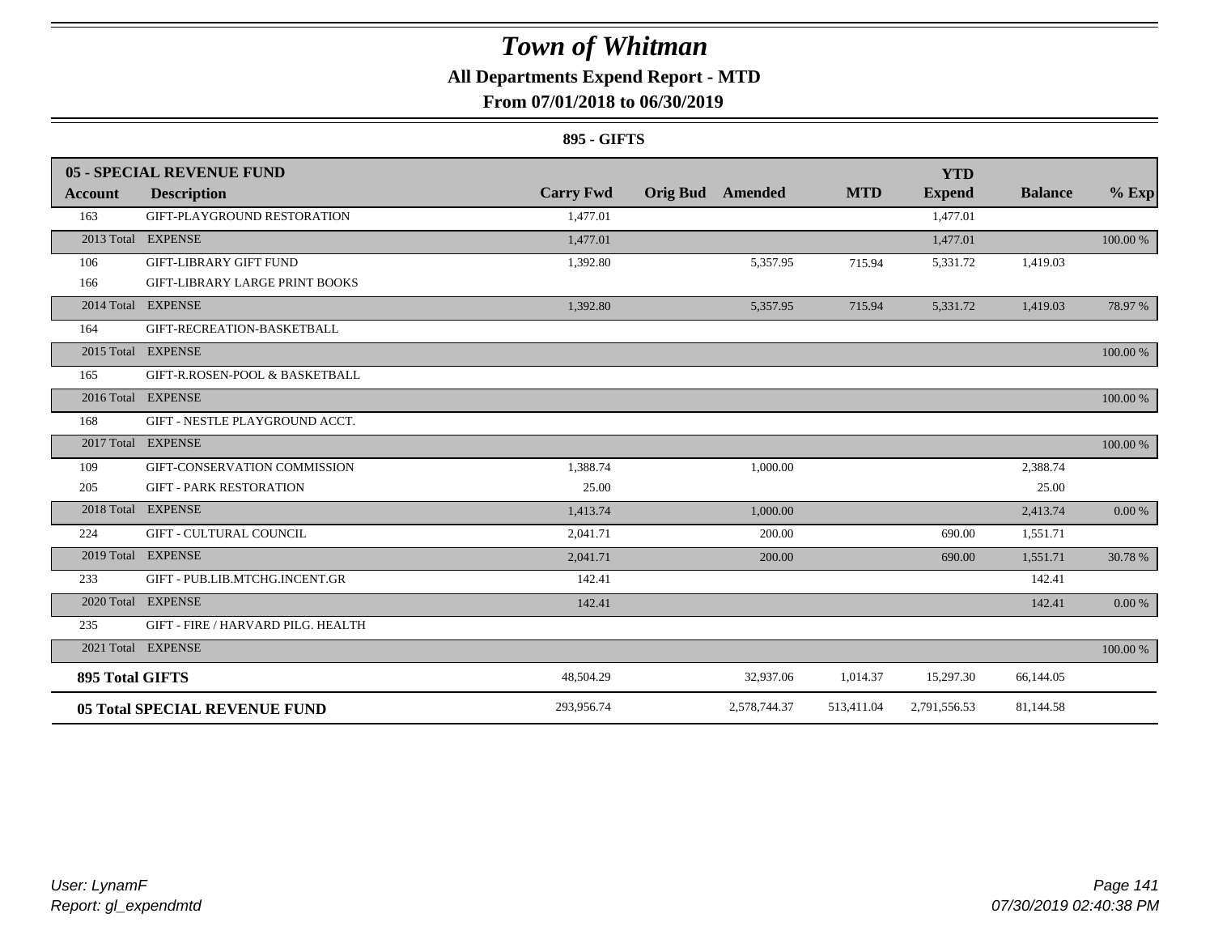# Town of Whitman

## All Departments Expend Report - MTD

### From 07/01/2018 to 06/30/2019

**895 - GIFTS**

| **05 - SPECIAL REVENUE FUND** | | | | | | | | |
|---|---|---|---|---|---|---|---|---|
| **Account** | **Description** | **Carry Fwd** | **Orig Bud** | **Amended** | **MTD** | **YTD Expend** | **Balance** | **% Exp** |
| 163 | GIFT-PLAYGROUND RESTORATION | 1,477.01 | | | | 1,477.01 | | |
| 2013 Total | EXPENSE | 1,477.01 | | | | 1,477.01 | | 100.00 % |
| 106 | GIFT-LIBRARY GIFT FUND | 1,392.80 | | 5,357.95 | 715.94 | 5,331.72 | 1,419.03 | |
| 166 | GIFT-LIBRARY LARGE PRINT BOOKS | | | | | | | |
| 2014 Total | EXPENSE | 1,392.80 | | 5,357.95 | 715.94 | 5,331.72 | 1,419.03 | 78.97 % |
| 164 | GIFT-RECREATION-BASKETBALL | | | | | | | |
| 2015 Total | EXPENSE | | | | | | | 100.00 % |
| 165 | GIFT-R.ROSEN-POOL & BASKETBALL | | | | | | | |
| 2016 Total | EXPENSE | | | | | | | 100.00 % |
| 168 | GIFT - NESTLE PLAYGROUND ACCT. | | | | | | | |
| 2017 Total | EXPENSE | | | | | | | 100.00 % |
| 109 | GIFT-CONSERVATION COMMISSION | 1,388.74 | | 1,000.00 | | | 2,388.74 | |
| 205 | GIFT - PARK RESTORATION | 25.00 | | | | | 25.00 | |
| 2018 Total | EXPENSE | 1,413.74 | | 1,000.00 | | | 2,413.74 | 0.00 % |
| 224 | GIFT - CULTURAL COUNCIL | 2,041.71 | | 200.00 | | 690.00 | 1,551.71 | |
| 2019 Total | EXPENSE | 2,041.71 | | 200.00 | | 690.00 | 1,551.71 | 30.78 % |
| 233 | GIFT - PUB.LIB.MTCHG.INCENT.GR | 142.41 | | | | | 142.41 | |
| 2020 Total | EXPENSE | 142.41 | | | | | 142.41 | 0.00 % |
| 235 | GIFT - FIRE / HARVARD PILG. HEALTH | | | | | | | |
| 2021 Total | EXPENSE | | | | | | | 100.00 % |
| **895 Total GIFTS** | | 48,504.29 | | 32,937.06 | 1,014.37 | 15,297.30 | 66,144.05 | |
| **05 Total SPECIAL REVENUE FUND** | | 293,956.74 | | 2,578,744.37 | 513,411.04 | 2,791,556.53 | 81,144.58 | |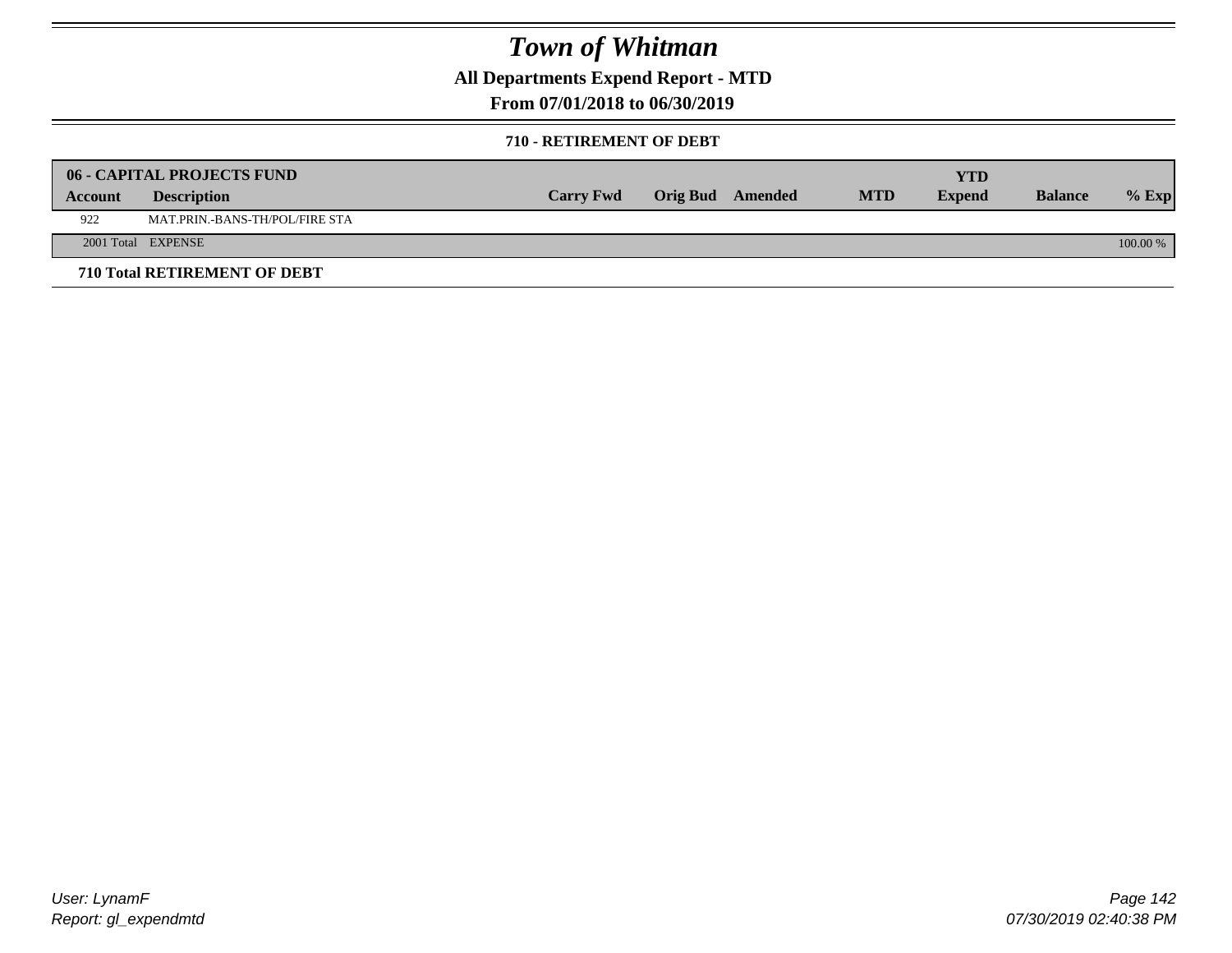# Town of Whitman

**All Departments Expend Report - MTD**

**From 07/01/2018 to 06/30/2019**

**710 - RETIREMENT OF DEBT**

| 06 - CAPITAL PROJECTS FUND | | | | | | | | |
|---|---|---|---|---|---|---|---|---|
| **Account** | **Description** | **Carry Fwd** | **Orig Bud** | **Amended** | **MTD** | **YTD Expend** | **Balance** | **% Exp** |
| 922 | MAT.PRIN.-BANS-TH/POL/FIRE STA | | | | | | | |
| 2001 Total | EXPENSE | | | | | | | 100.00 % |

**710 Total RETIREMENT OF DEBT**

User: LynamF
Report: gl_expendmtd

07/30/2019 02:40:38 PM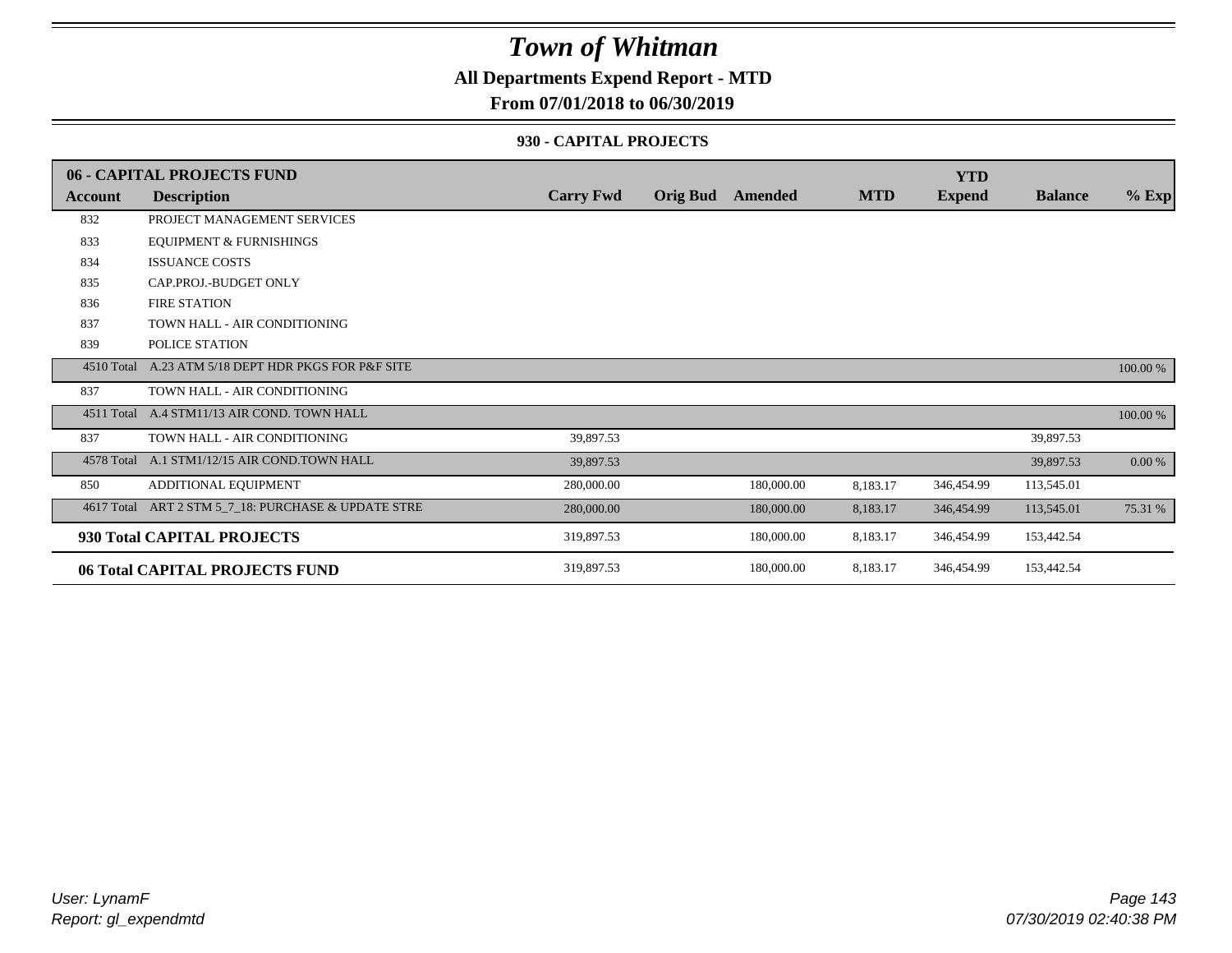# Town of Whitman

## All Departments Expend Report - MTD

## From 07/01/2018 to 06/30/2019

### 930 - CAPITAL PROJECTS

| 06 - CAPITAL PROJECTS FUND | | | | | | YTD | | |
|---|---|---|---|---|---|---|---|---|
| **Account** | **Description** | **Carry Fwd** | **Orig Bud** | **Amended** | **MTD** | **Expend** | **Balance** | **% Exp** |
| 832 | PROJECT MANAGEMENT SERVICES | | | | | | | |
| 833 | EQUIPMENT & FURNISHINGS | | | | | | | |
| 834 | ISSUANCE COSTS | | | | | | | |
| 835 | CAP.PROJ.-BUDGET ONLY | | | | | | | |
| 836 | FIRE STATION | | | | | | | |
| 837 | TOWN HALL - AIR CONDITIONING | | | | | | | |
| 839 | POLICE STATION | | | | | | | |
| 4510 Total | A.23 ATM 5/18 DEPT HDR PKGS FOR P&F SITE | | | | | | | 100.00 % |
| 837 | TOWN HALL - AIR CONDITIONING | | | | | | | |
| 4511 Total | A.4 STM11/13 AIR COND. TOWN HALL | | | | | | | 100.00 % |
| 837 | TOWN HALL - AIR CONDITIONING | 39,897.53 | | | | | 39,897.53 | |
| 4578 Total | A.1 STM1/12/15 AIR COND.TOWN HALL | 39,897.53 | | | | | 39,897.53 | 0.00 % |
| 850 | ADDITIONAL EQUIPMENT | 280,000.00 | | 180,000.00 | 8,183.17 | 346,454.99 | 113,545.01 | |
| 4617 Total | ART 2 STM 5_7_18: PURCHASE & UPDATE STRE | 280,000.00 | | 180,000.00 | 8,183.17 | 346,454.99 | 113,545.01 | 75.31 % |
| **930 Total CAPITAL PROJECTS** | | 319,897.53 | | 180,000.00 | 8,183.17 | 346,454.99 | 153,442.54 | |
| **06 Total CAPITAL PROJECTS FUND** | | 319,897.53 | | 180,000.00 | 8,183.17 | 346,454.99 | 153,442.54 | |

*User: LynamF*
*Report: gl_expendmtd*

*07/30/2019 02:40:38 PM*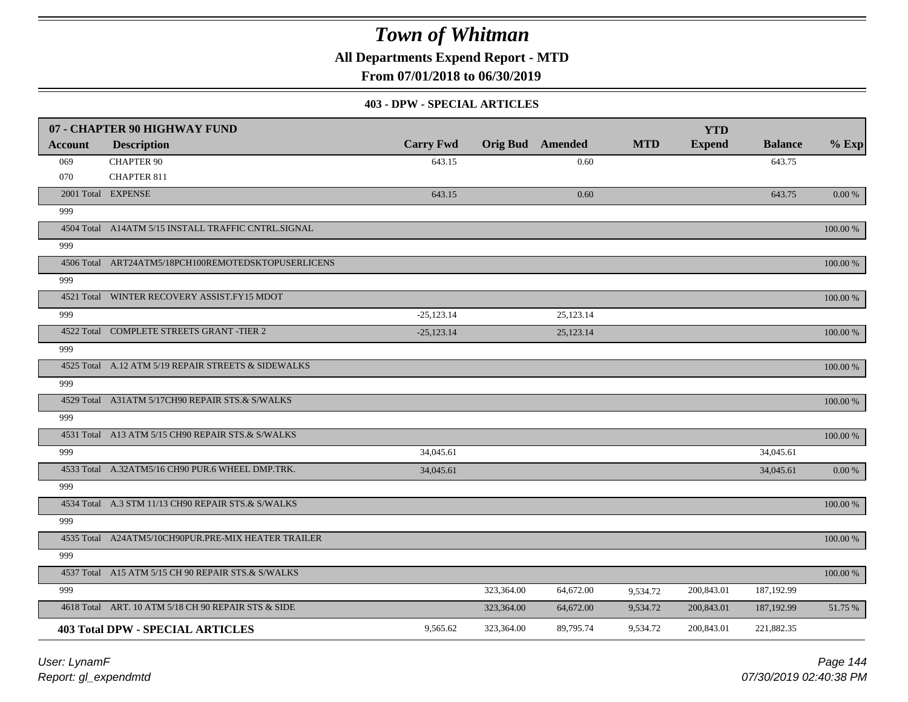# Town of Whitman

**All Departments Expend Report - MTD**

**From 07/01/2018 to 06/30/2019**

**403 - DPW - SPECIAL ARTICLES**

| 07 - CHAPTER 90 HIGHWAY FUND | | | | | | YTD | | |
|---|---|---|---|---|---|---|---|---|
| **Account** | **Description** | **Carry Fwd** | **Orig Bud** | **Amended** | **MTD** | **Expend** | **Balance** | **% Exp** |
| 069 | CHAPTER 90 | 643.15 | | 0.60 | | | 643.75 | |
| 070 | CHAPTER 811 | | | | | | | |
| 2001 Total | EXPENSE | 643.15 | | 0.60 | | | 643.75 | 0.00 % |
| 999 | | | | | | | | |
| 4504 Total | A14ATM 5/15 INSTALL TRAFFIC CNTRL.SIGNAL | | | | | | | 100.00 % |
| 999 | | | | | | | | |
| 4506 Total | ART24ATM5/18PCH100REMOTEDSKTOPUSERLICENS | | | | | | | 100.00 % |
| 999 | | | | | | | | |
| 4521 Total | WINTER RECOVERY ASSIST.FY15 MDOT | | | | | | | 100.00 % |
| 999 | | -25,123.14 | | 25,123.14 | | | | |
| 4522 Total | COMPLETE STREETS GRANT -TIER 2 | -25,123.14 | | 25,123.14 | | | | 100.00 % |
| 999 | | | | | | | | |
| 4525 Total | A.12 ATM 5/19 REPAIR STREETS & SIDEWALKS | | | | | | | 100.00 % |
| 999 | | | | | | | | |
| 4529 Total | A31ATM 5/17CH90 REPAIR STS.& S/WALKS | | | | | | | 100.00 % |
| 999 | | | | | | | | |
| 4531 Total | A13 ATM 5/15 CH90 REPAIR STS.& S/WALKS | | | | | | | 100.00 % |
| 999 | | 34,045.61 | | | | | 34,045.61 | |
| 4533 Total | A.32ATM5/16 CH90 PUR.6 WHEEL DMP.TRK. | 34,045.61 | | | | | 34,045.61 | 0.00 % |
| 999 | | | | | | | | |
| 4534 Total | A.3 STM 11/13 CH90 REPAIR STS.& S/WALKS | | | | | | | 100.00 % |
| 999 | | | | | | | | |
| 4535 Total | A24ATM5/10CH90PUR.PRE-MIX HEATER TRAILER | | | | | | | 100.00 % |
| 999 | | | | | | | | |
| 4537 Total | A15 ATM 5/15 CH 90 REPAIR STS.& S/WALKS | | | | | | | 100.00 % |
| 999 | | | 323,364.00 | 64,672.00 | 9,534.72 | 200,843.01 | 187,192.99 | |
| 4618 Total | ART. 10 ATM 5/18 CH 90 REPAIR STS & SIDE | | 323,364.00 | 64,672.00 | 9,534.72 | 200,843.01 | 187,192.99 | 51.75 % |
| **403 Total DPW - SPECIAL ARTICLES** | | 9,565.62 | 323,364.00 | 89,795.74 | 9,534.72 | 200,843.01 | 221,882.35 | |

*User: LynamF*

*Report: gl_expendmtd*

*07/30/2019 02:40:38 PM*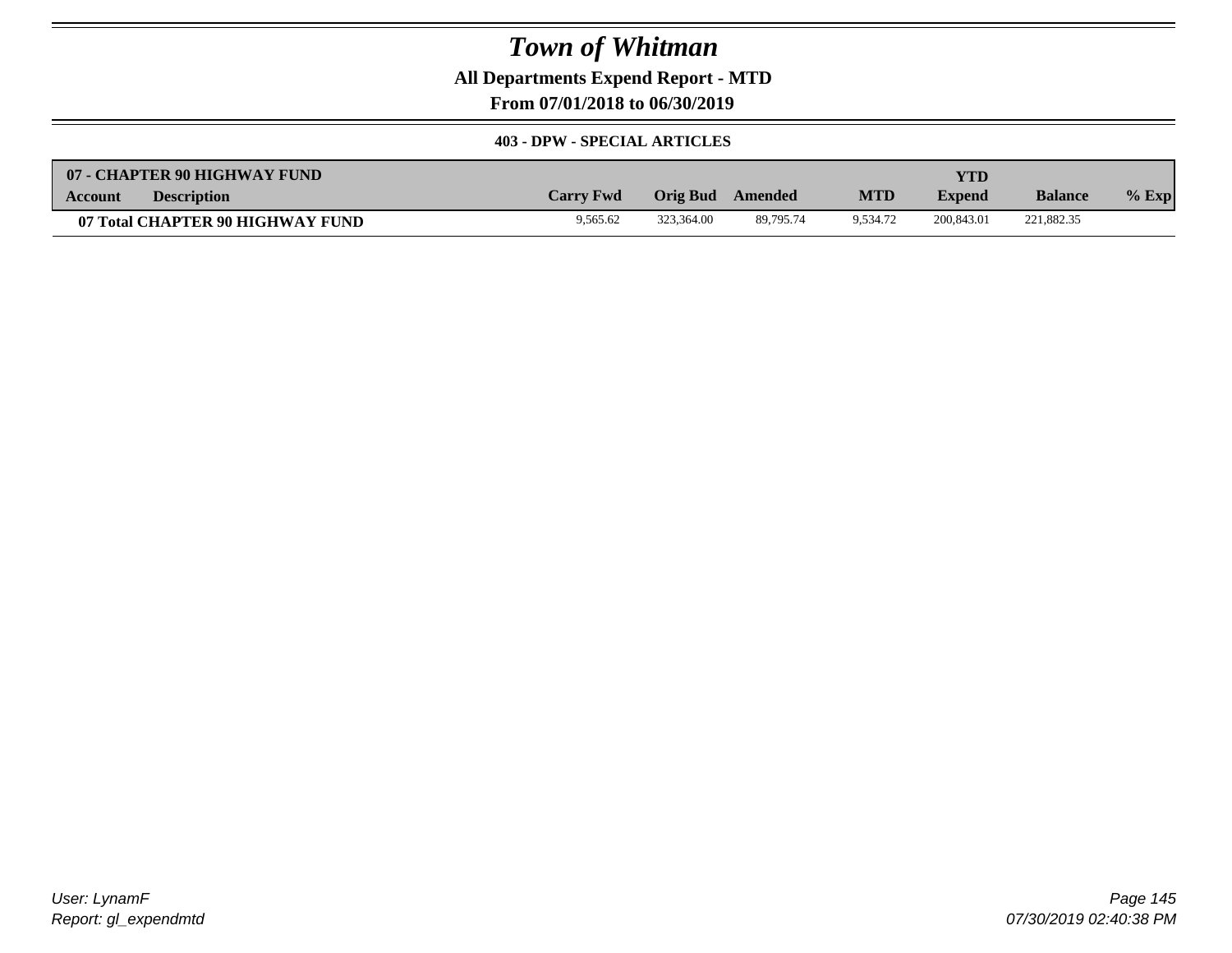# Town of Whitman

**All Departments Expend Report - MTD**

**From 07/01/2018 to 06/30/2019**

**403 - DPW - SPECIAL ARTICLES**

| 07 - CHAPTER 90 HIGHWAY FUND | | | | | | | | |
|---|---|---|---|---|---|---|---|---|
| **Account Description** | **Carry Fwd** | **Orig Bud** | **Amended** | **MTD** | **YTD Expend** | **Balance** | **% Exp** |
| **07 Total CHAPTER 90 HIGHWAY FUND** | 9,565.62 | 323,364.00 | 89,795.74 | 9,534.72 | 200,843.01 | 221,882.35 | |

User: LynamF
Report: gl_expendmtd

07/30/2019 02:40:38 PM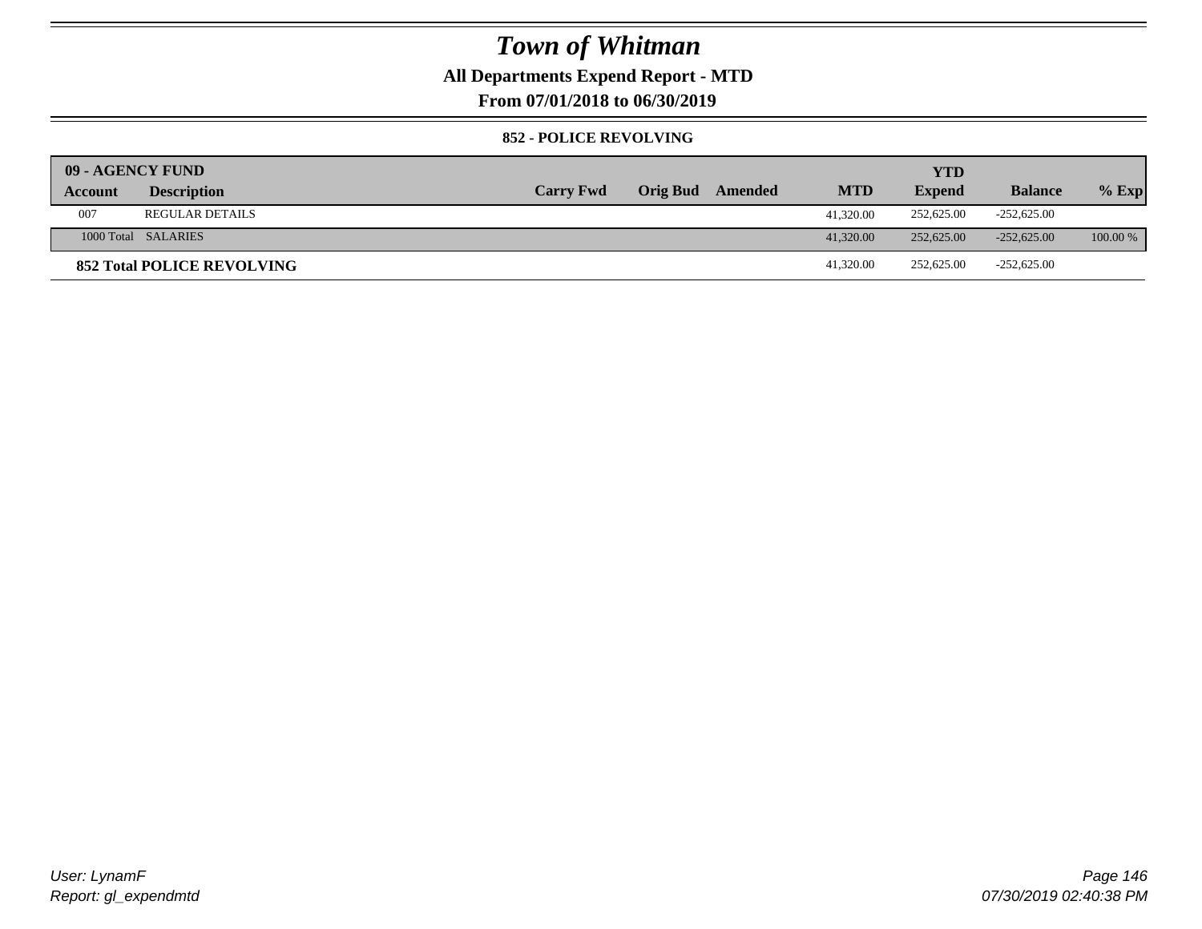# Town of Whitman

**All Departments Expend Report - MTD**

**From 07/01/2018 to 06/30/2019**

### 852 - POLICE REVOLVING

| 09 - AGENCY FUND | | | | | | YTD | | |
|---|---|---|---|---|---|---|---|---|
| **Account** | **Description** | **Carry Fwd** | **Orig Bud** | **Amended** | **MTD** | **Expend** | **Balance** | **% Exp** |
| 007 | REGULAR DETAILS | | | | 41,320.00 | 252,625.00 | -252,625.00 | |
| 1000 Total | SALARIES | | | | 41,320.00 | 252,625.00 | -252,625.00 | 100.00 % |
| **852 Total POLICE REVOLVING** | | | | | 41,320.00 | 252,625.00 | -252,625.00 | |

*User: LynamF*
*Report: gl_expendmtd*

*07/30/2019 02:40:38 PM*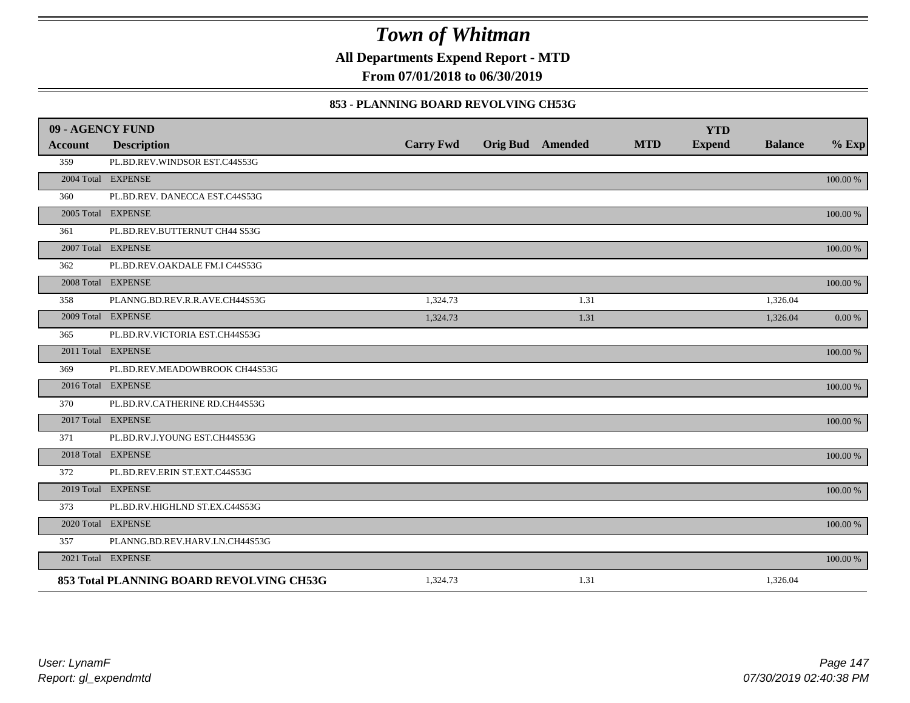# Town of Whitman

**All Departments Expend Report - MTD**

**From 07/01/2018 to 06/30/2019**

### 853 - PLANNING BOARD REVOLVING CH53G

| 09 - AGENCY FUND | | | | | | YTD | | |
|---|---|---|---|---|---|---|---|---|
| **Account** | **Description** | **Carry Fwd** | **Orig Bud** | **Amended** | **MTD** | **Expend** | **Balance** | **% Exp** |
| 359 | PL.BD.REV.WINDSOR EST.C44S53G | | | | | | | |
| 2004 Total | EXPENSE | | | | | | | 100.00 % |
| 360 | PL.BD.REV. DANECCA EST.C44S53G | | | | | | | |
| 2005 Total | EXPENSE | | | | | | | 100.00 % |
| 361 | PL.BD.REV.BUTTERNUT CH44 S53G | | | | | | | |
| 2007 Total | EXPENSE | | | | | | | 100.00 % |
| 362 | PL.BD.REV.OAKDALE FM.I C44S53G | | | | | | | |
| 2008 Total | EXPENSE | | | | | | | 100.00 % |
| 358 | PLANNG.BD.REV.R.R.AVE.CH44S53G | 1,324.73 | | 1.31 | | | 1,326.04 | |
| 2009 Total | EXPENSE | 1,324.73 | | 1.31 | | | 1,326.04 | 0.00 % |
| 365 | PL.BD.RV.VICTORIA EST.CH44S53G | | | | | | | |
| 2011 Total | EXPENSE | | | | | | | 100.00 % |
| 369 | PL.BD.REV.MEADOWBROOK CH44S53G | | | | | | | |
| 2016 Total | EXPENSE | | | | | | | 100.00 % |
| 370 | PL.BD.RV.CATHERINE RD.CH44S53G | | | | | | | |
| 2017 Total | EXPENSE | | | | | | | 100.00 % |
| 371 | PL.BD.RV.J.YOUNG EST.CH44S53G | | | | | | | |
| 2018 Total | EXPENSE | | | | | | | 100.00 % |
| 372 | PL.BD.REV.ERIN ST.EXT.C44S53G | | | | | | | |
| 2019 Total | EXPENSE | | | | | | | 100.00 % |
| 373 | PL.BD.RV.HIGHLND ST.EX.C44S53G | | | | | | | |
| 2020 Total | EXPENSE | | | | | | | 100.00 % |
| 357 | PLANNG.BD.REV.HARV.LN.CH44S53G | | | | | | | |
| 2021 Total | EXPENSE | | | | | | | 100.00 % |
| **853 Total PLANNING BOARD REVOLVING CH53G** | | 1,324.73 | | 1.31 | | | 1,326.04 | |

*User: LynamF*
*Report: gl_expendmtd*

*07/30/2019 02:40:38 PM*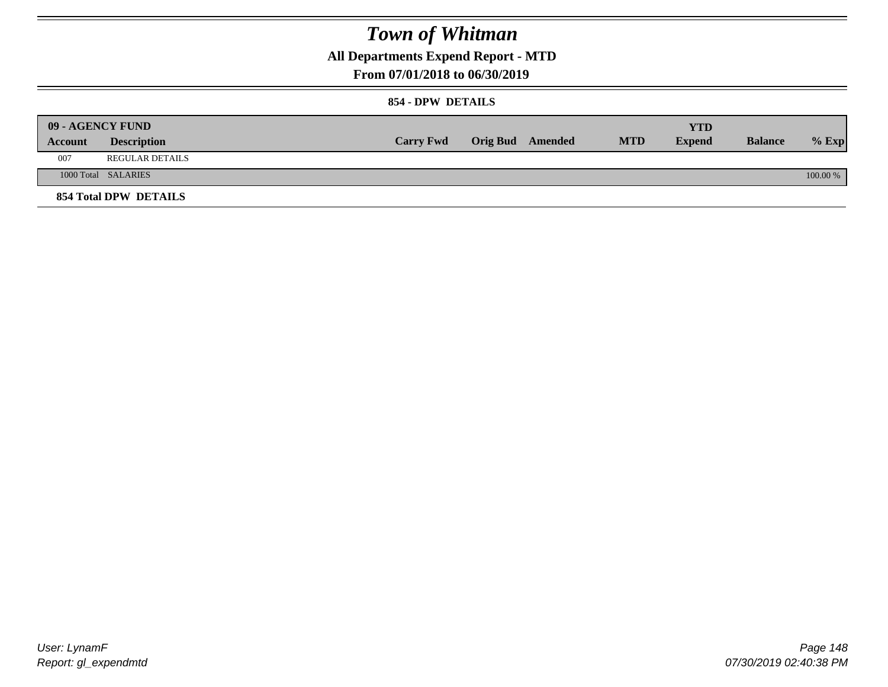# *Town of Whitman*

**All Departments Expend Report - MTD**

**From 07/01/2018 to 06/30/2019**

**854 - DPW DETAILS**

| **09 - AGENCY FUND** | | | | | | | | |
|---|---|---|---|---|---|---|---|---|
| **Account** | **Description** | **Carry Fwd** | **Orig Bud** | **Amended** | **MTD** | **YTD Expend** | **Balance** | **% Exp** |
| 007 | REGULAR DETAILS | | | | | | | |
| 1000 Total | SALARIES | | | | | | | 100.00 % |
| **854 Total DPW DETAILS** | | | | | | | | |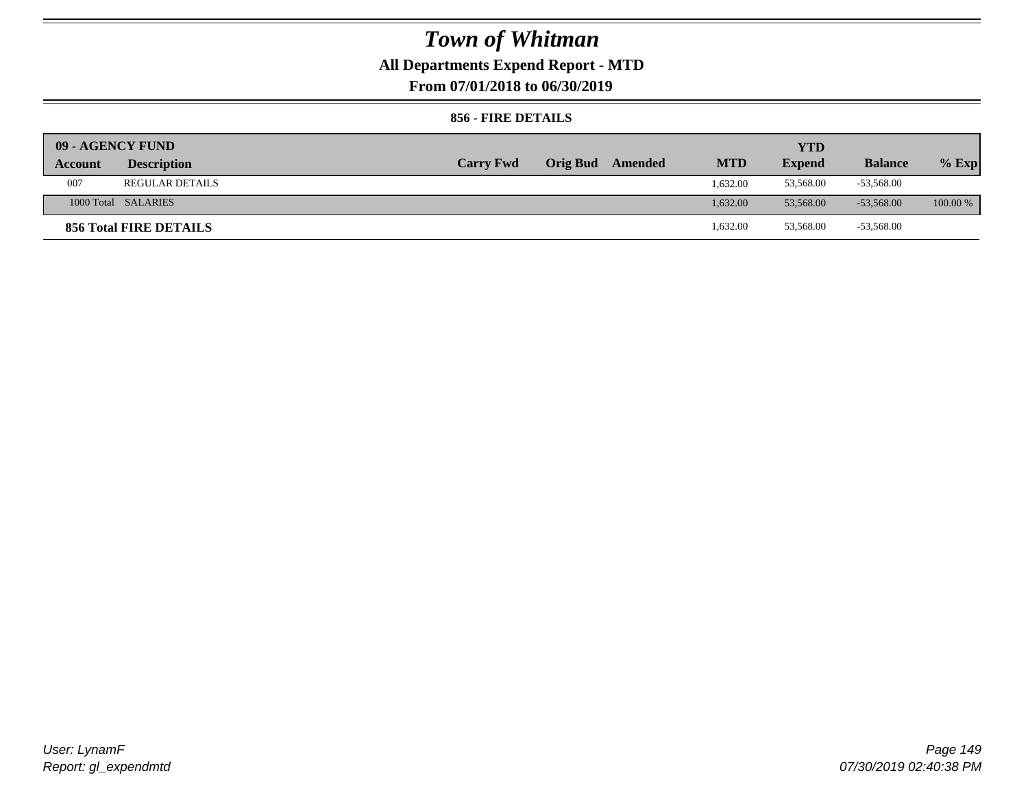# Town of Whitman

**All Departments Expend Report - MTD**

**From 07/01/2018 to 06/30/2019**

**856 - FIRE DETAILS**

| 09 - AGENCY FUND | | | | | | YTD | | |
|---|---|---|---|---|---|---|---|---|
| **Account** | **Description** | **Carry Fwd** | **Orig Bud** | **Amended** | **MTD** | **Expend** | **Balance** | **% Exp** |
| 007 | REGULAR DETAILS | | | | 1,632.00 | 53,568.00 | -53,568.00 | |
| 1000 Total | SALARIES | | | | 1,632.00 | 53,568.00 | -53,568.00 | 100.00 % |
| **856 Total FIRE DETAILS** | | | | | 1,632.00 | 53,568.00 | -53,568.00 | |

User: LynamF
Report: gl_expendmtd

07/30/2019 02:40:38 PM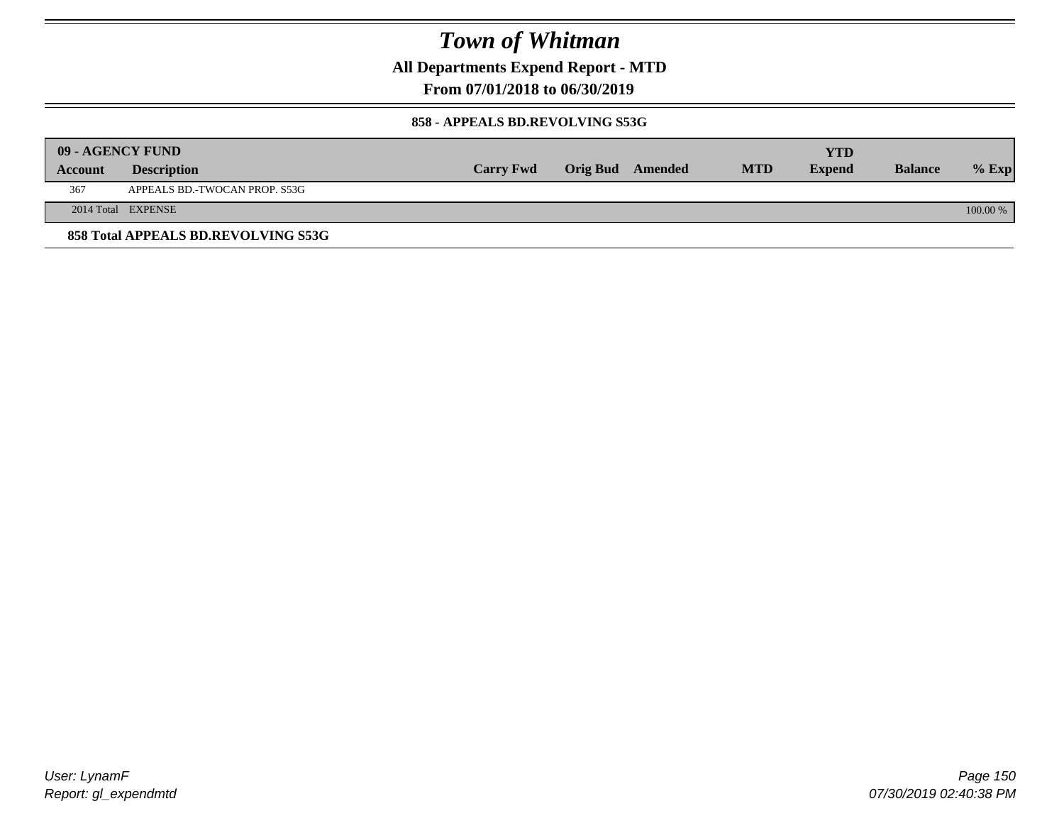# Town of Whitman

## All Departments Expend Report - MTD

### From 07/01/2018 to 06/30/2019

#### 858 - APPEALS BD.REVOLVING S53G

| 09 - AGENCY FUND | | | | | | YTD | | |
|---|---|---|---|---|---|---|---|---|
| Account | Description | Carry Fwd | Orig Bud | Amended | MTD | Expend | Balance | % Exp |
| 367 | APPEALS BD.-TWOCAN PROP. S53G | | | | | | | |
| 2014 Total | EXPENSE | | | | | | | 100.00 % |

**858 Total APPEALS BD.REVOLVING S53G**

*User: LynamF*
*Report: gl_expendmtd*

*07/30/2019 02:40:38 PM*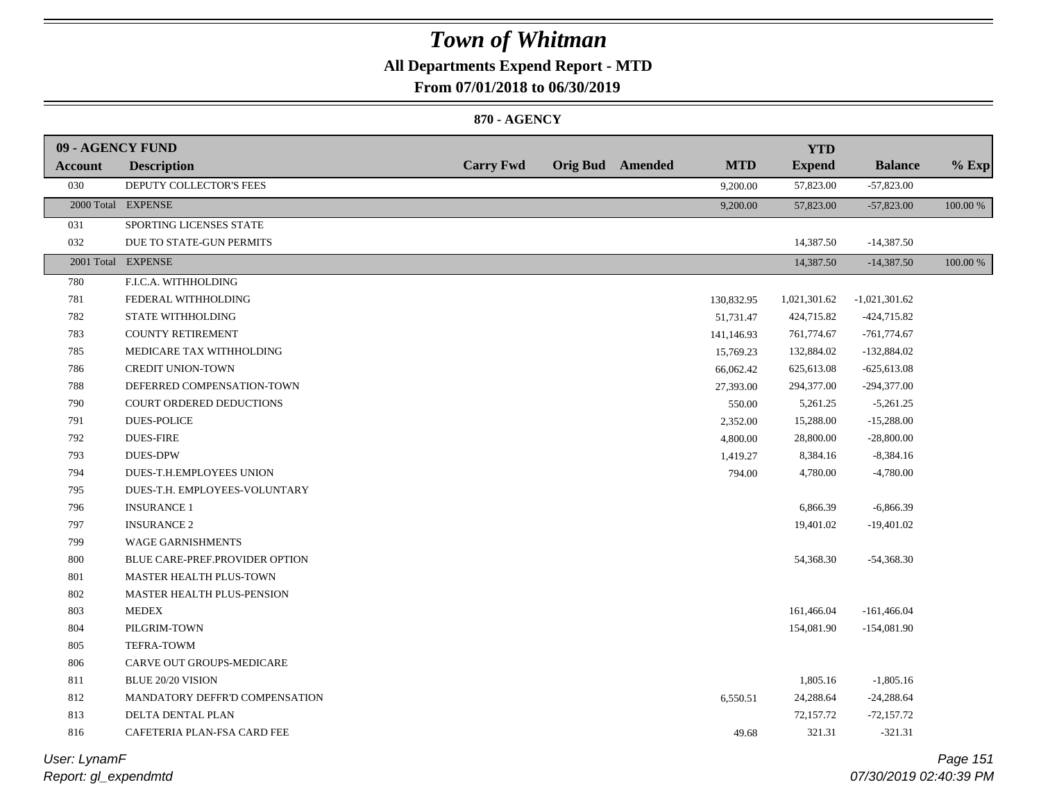# Town of Whitman

**All Departments Expend Report - MTD**

**From 07/01/2018 to 06/30/2019**

**870 - AGENCY**

| 09 - AGENCY FUND | | | | | | YTD | | |
|---|---|---|---|---|---|---|---|---|
| **Account** | **Description** | **Carry Fwd** | **Orig Bud** | **Amended** | **MTD** | **Expend** | **Balance** | **% Exp** |
| 030 | DEPUTY COLLECTOR'S FEES | | | | 9,200.00 | 57,823.00 | -57,823.00 | |
| 2000 Total | EXPENSE | | | | 9,200.00 | 57,823.00 | -57,823.00 | 100.00 % |
| 031 | SPORTING LICENSES STATE | | | | | | | |
| 032 | DUE TO STATE-GUN PERMITS | | | | | 14,387.50 | -14,387.50 | |
| 2001 Total | EXPENSE | | | | | 14,387.50 | -14,387.50 | 100.00 % |
| 780 | F.I.C.A. WITHHOLDING | | | | | | | |
| 781 | FEDERAL WITHHOLDING | | | | 130,832.95 | 1,021,301.62 | -1,021,301.62 | |
| 782 | STATE WITHHOLDING | | | | 51,731.47 | 424,715.82 | -424,715.82 | |
| 783 | COUNTY RETIREMENT | | | | 141,146.93 | 761,774.67 | -761,774.67 | |
| 785 | MEDICARE TAX WITHHOLDING | | | | 15,769.23 | 132,884.02 | -132,884.02 | |
| 786 | CREDIT UNION-TOWN | | | | 66,062.42 | 625,613.08 | -625,613.08 | |
| 788 | DEFERRED COMPENSATION-TOWN | | | | 27,393.00 | 294,377.00 | -294,377.00 | |
| 790 | COURT ORDERED DEDUCTIONS | | | | 550.00 | 5,261.25 | -5,261.25 | |
| 791 | DUES-POLICE | | | | 2,352.00 | 15,288.00 | -15,288.00 | |
| 792 | DUES-FIRE | | | | 4,800.00 | 28,800.00 | -28,800.00 | |
| 793 | DUES-DPW | | | | 1,419.27 | 8,384.16 | -8,384.16 | |
| 794 | DUES-T.H.EMPLOYEES UNION | | | | 794.00 | 4,780.00 | -4,780.00 | |
| 795 | DUES-T.H. EMPLOYEES-VOLUNTARY | | | | | | | |
| 796 | INSURANCE 1 | | | | | 6,866.39 | -6,866.39 | |
| 797 | INSURANCE 2 | | | | | 19,401.02 | -19,401.02 | |
| 799 | WAGE GARNISHMENTS | | | | | | | |
| 800 | BLUE CARE-PREF.PROVIDER OPTION | | | | | 54,368.30 | -54,368.30 | |
| 801 | MASTER HEALTH PLUS-TOWN | | | | | | | |
| 802 | MASTER HEALTH PLUS-PENSION | | | | | | | |
| 803 | MEDEX | | | | | 161,466.04 | -161,466.04 | |
| 804 | PILGRIM-TOWN | | | | | 154,081.90 | -154,081.90 | |
| 805 | TEFRA-TOWM | | | | | | | |
| 806 | CARVE OUT GROUPS-MEDICARE | | | | | | | |
| 811 | BLUE 20/20 VISION | | | | | 1,805.16 | -1,805.16 | |
| 812 | MANDATORY DEFFR'D COMPENSATION | | | | 6,550.51 | 24,288.64 | -24,288.64 | |
| 813 | DELTA DENTAL PLAN | | | | | 72,157.72 | -72,157.72 | |
| 816 | CAFETERIA PLAN-FSA CARD FEE | | | | 49.68 | 321.31 | -321.31 | |

User: LynamF

Report: gl_expendmtd

07/30/2019 02:40:39 PM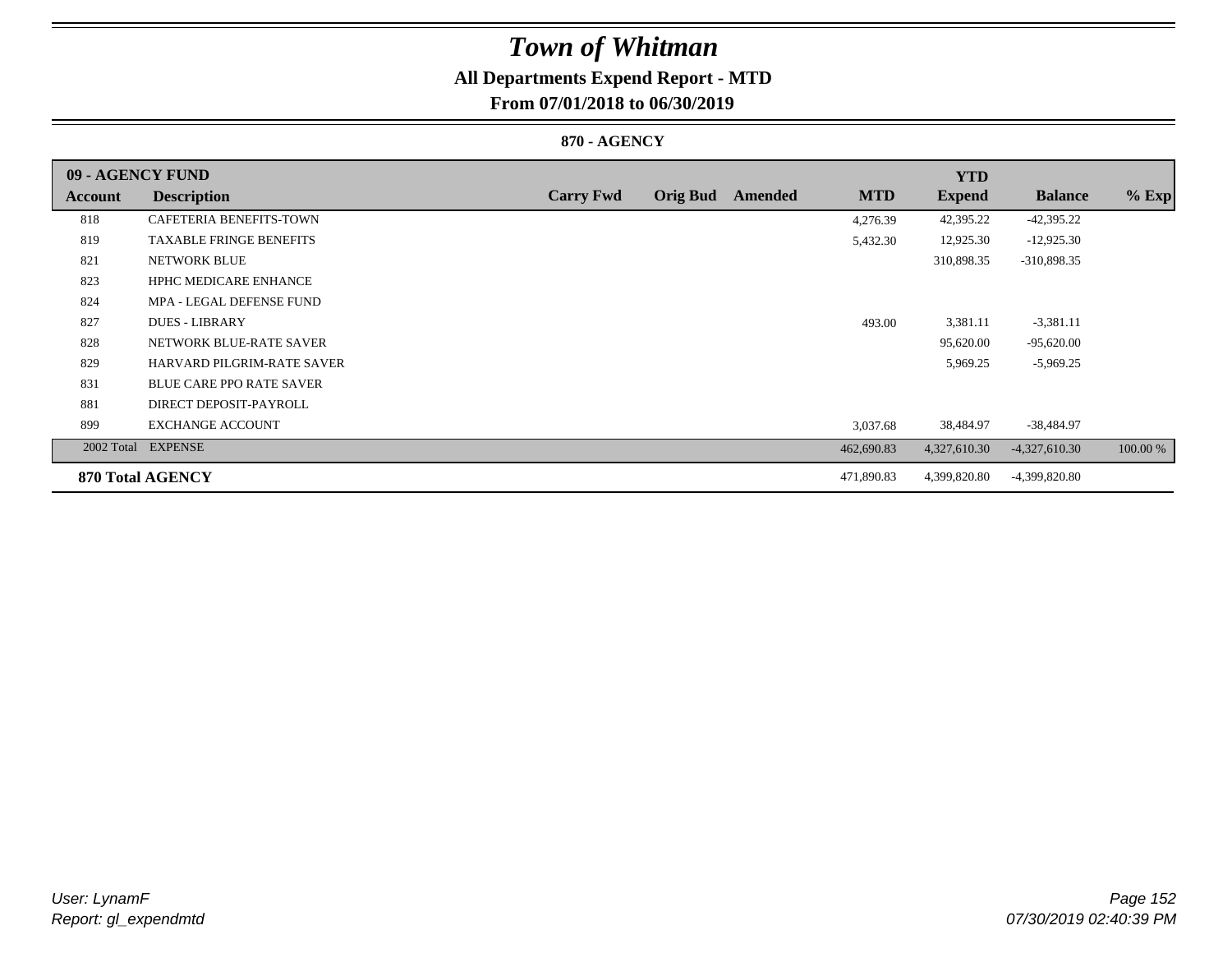# Town of Whitman

## All Departments Expend Report - MTD

### From 07/01/2018 to 06/30/2019

#### 870 - AGENCY

| 09 - AGENCY FUND | | | | | | YTD | | |
|---|---|---|---|---|---|---|---|---|
| **Account** | **Description** | **Carry Fwd** | **Orig Bud** | **Amended** | **MTD** | **Expend** | **Balance** | **% Exp** |
| 818 | CAFETERIA BENEFITS-TOWN | | | | 4,276.39 | 42,395.22 | -42,395.22 | |
| 819 | TAXABLE FRINGE BENEFITS | | | | 5,432.30 | 12,925.30 | -12,925.30 | |
| 821 | NETWORK BLUE | | | | | 310,898.35 | -310,898.35 | |
| 823 | HPHC MEDICARE ENHANCE | | | | | | | |
| 824 | MPA - LEGAL DEFENSE FUND | | | | | | | |
| 827 | DUES - LIBRARY | | | | 493.00 | 3,381.11 | -3,381.11 | |
| 828 | NETWORK BLUE-RATE SAVER | | | | | 95,620.00 | -95,620.00 | |
| 829 | HARVARD PILGRIM-RATE SAVER | | | | | 5,969.25 | -5,969.25 | |
| 831 | BLUE CARE PPO RATE SAVER | | | | | | | |
| 881 | DIRECT DEPOSIT-PAYROLL | | | | | | | |
| 899 | EXCHANGE ACCOUNT | | | | 3,037.68 | 38,484.97 | -38,484.97 | |
| 2002 Total | EXPENSE | | | | 462,690.83 | 4,327,610.30 | -4,327,610.30 | 100.00 % |
| **870 Total AGENCY** | | | | | 471,890.83 | 4,399,820.80 | -4,399,820.80 | |

*User: LynamF*
*Report: gl_expendmtd*

*07/30/2019 02:40:39 PM*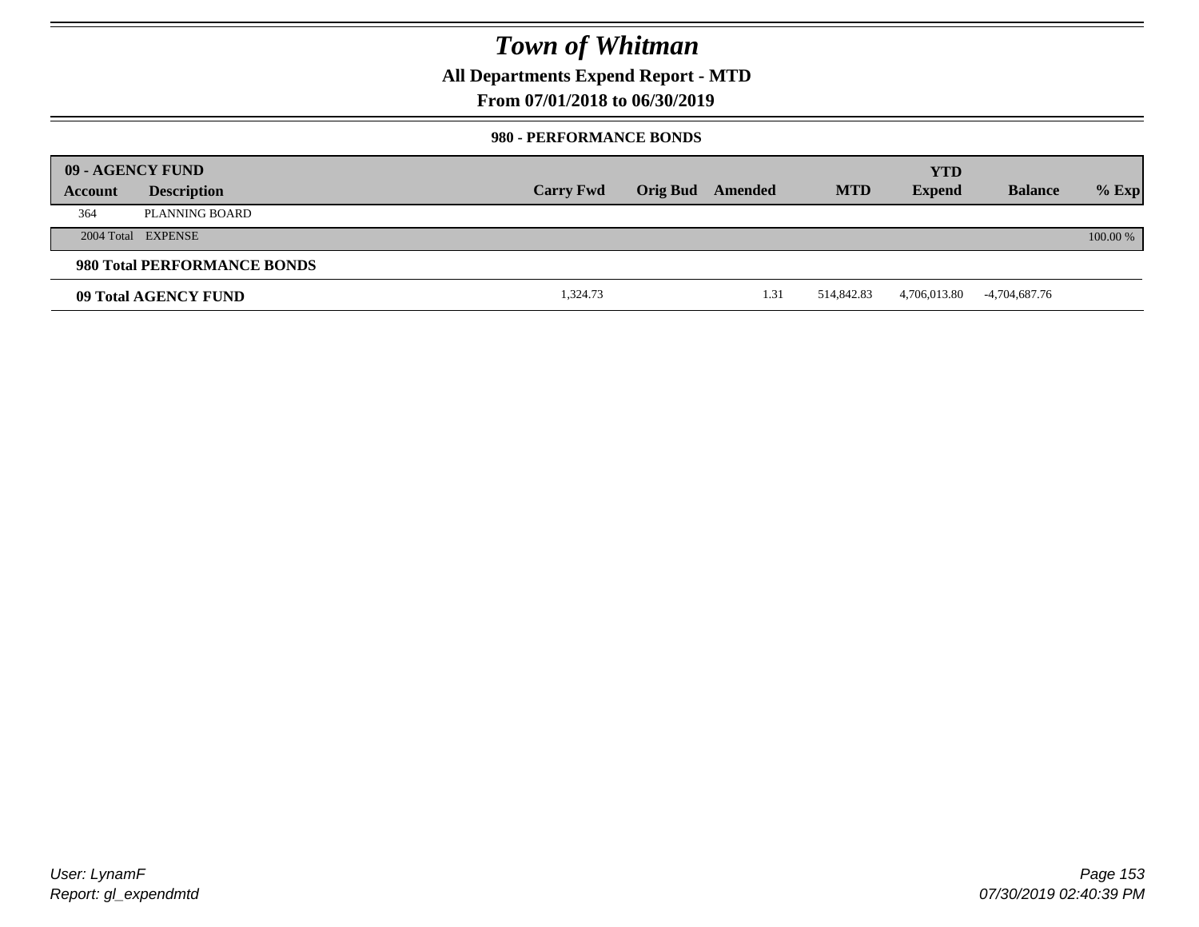# Town of Whitman

**All Departments Expend Report - MTD**

**From 07/01/2018 to 06/30/2019**

**980 - PERFORMANCE BONDS**

| **09 - AGENCY FUND** | | | | | | | | |
|---|---|---|---|---|---|---|---|---|
| **Account** | **Description** | **Carry Fwd** | **Orig Bud** | **Amended** | **MTD** | **YTD Expend** | **Balance** | **% Exp** |
| 364 | PLANNING BOARD | | | | | | | |
| 2004 Total | EXPENSE | | | | | | | 100.00 % |
| **980 Total PERFORMANCE BONDS** | | | | | | | | |
| **09 Total AGENCY FUND** | | 1,324.73 | | 1.31 | 514,842.83 | 4,706,013.80 | -4,704,687.76 | |

*User: LynamF*
*Report: gl_expendmtd*

*07/30/2019 02:40:39 PM*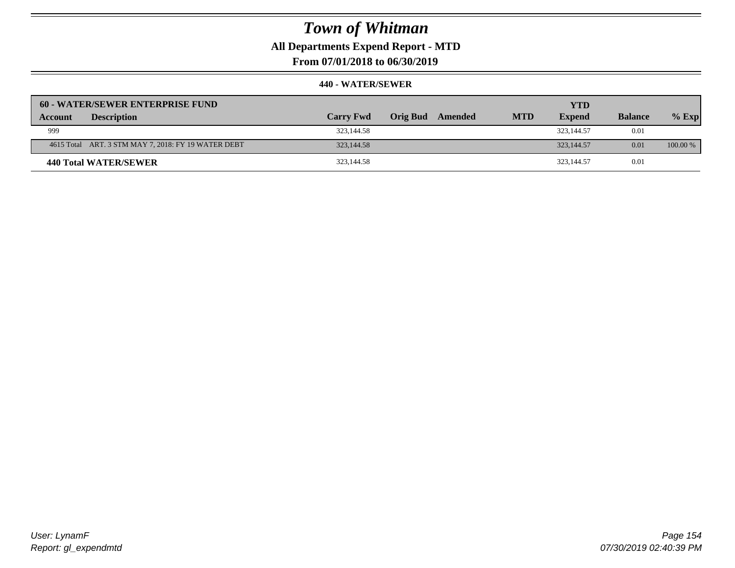# Town of Whitman

## All Departments Expend Report - MTD

### From 07/01/2018 to 06/30/2019

#### 440 - WATER/SEWER

| 60 - WATER/SEWER ENTERPRISE FUND | | | | | | YTD | | |
|---|---|---|---|---|---|---|---|---|
| **Account** | **Description** | **Carry Fwd** | **Orig Bud** | **Amended** | **MTD** | **Expend** | **Balance** | **% Exp** |
| 999 | | 323,144.58 | | | | 323,144.57 | 0.01 | |
| 4615 Total | ART. 3 STM MAY 7, 2018: FY 19 WATER DEBT | 323,144.58 | | | | 323,144.57 | 0.01 | 100.00 % |
| **440 Total WATER/SEWER** | | 323,144.58 | | | | 323,144.57 | 0.01 | |

*User: LynamF*
*Report: gl_expendmtd*

*07/30/2019 02:40:39 PM*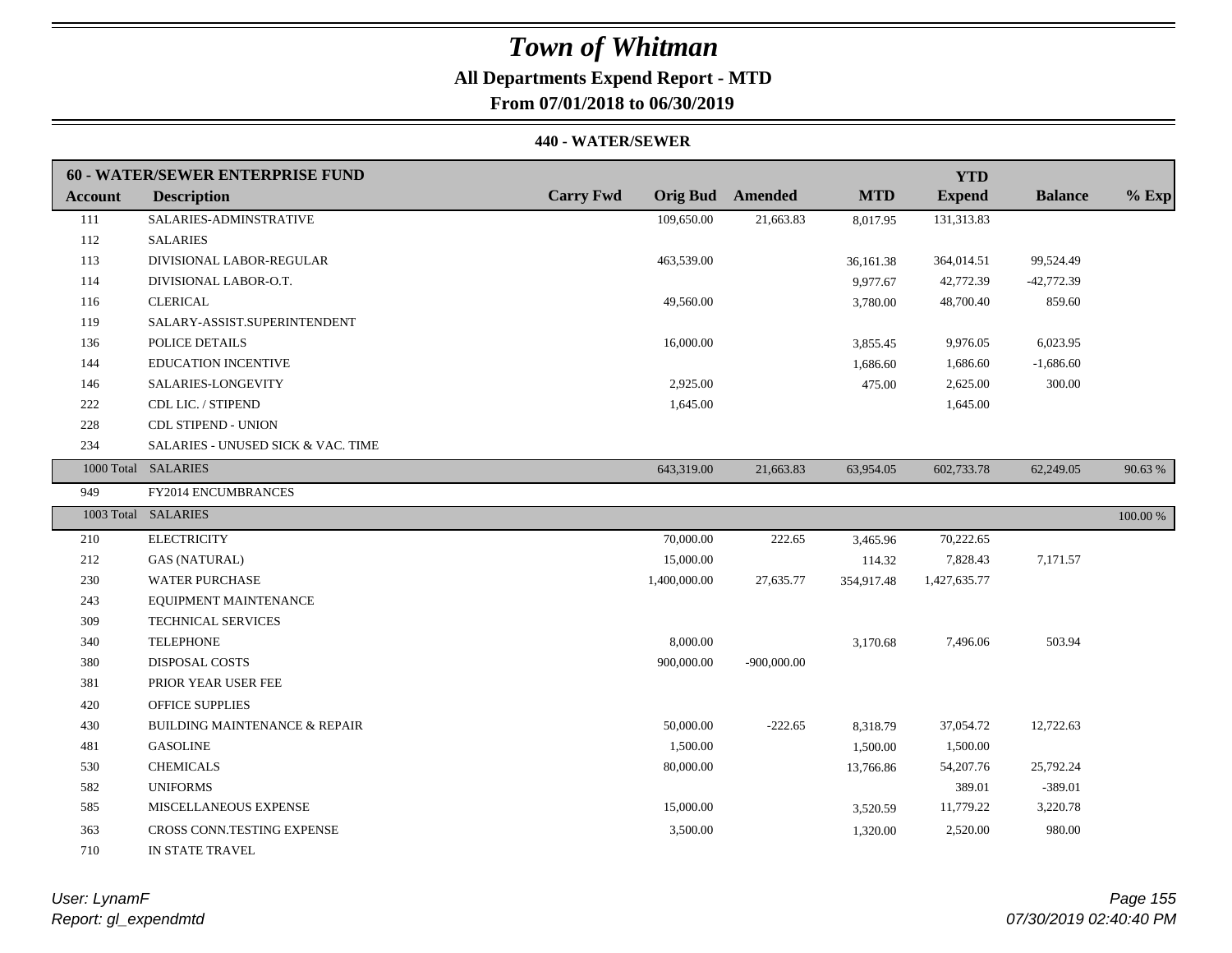# Town of Whitman

## All Departments Expend Report - MTD

### From 07/01/2018 to 06/30/2019

#### 440 - WATER/SEWER

| 60 - WATER/SEWER ENTERPRISE FUND | | | | | | YTD | | |
|---|---|---|---|---|---|---|---|---|
| **Account** | **Description** | **Carry Fwd** | **Orig Bud** | **Amended** | **MTD** | **Expend** | **Balance** | **% Exp** |
| 111 | SALARIES-ADMINSTRATIVE | | 109,650.00 | 21,663.83 | 8,017.95 | 131,313.83 | | |
| 112 | SALARIES | | | | | | | |
| 113 | DIVISIONAL LABOR-REGULAR | | 463,539.00 | | 36,161.38 | 364,014.51 | 99,524.49 | |
| 114 | DIVISIONAL LABOR-O.T. | | | | 9,977.67 | 42,772.39 | -42,772.39 | |
| 116 | CLERICAL | | 49,560.00 | | 3,780.00 | 48,700.40 | 859.60 | |
| 119 | SALARY-ASSIST.SUPERINTENDENT | | | | | | | |
| 136 | POLICE DETAILS | | 16,000.00 | | 3,855.45 | 9,976.05 | 6,023.95 | |
| 144 | EDUCATION INCENTIVE | | | | 1,686.60 | 1,686.60 | -1,686.60 | |
| 146 | SALARIES-LONGEVITY | | 2,925.00 | | 475.00 | 2,625.00 | 300.00 | |
| 222 | CDL LIC. / STIPEND | | 1,645.00 | | | 1,645.00 | | |
| 228 | CDL STIPEND - UNION | | | | | | | |
| 234 | SALARIES - UNUSED SICK & VAC. TIME | | | | | | | |
| 1000 Total | SALARIES | | 643,319.00 | 21,663.83 | 63,954.05 | 602,733.78 | 62,249.05 | 90.63 % |
| 949 | FY2014 ENCUMBRANCES | | | | | | | |
| 1003 Total | SALARIES | | | | | | | 100.00 % |
| 210 | ELECTRICITY | | 70,000.00 | 222.65 | 3,465.96 | 70,222.65 | | |
| 212 | GAS (NATURAL) | | 15,000.00 | | 114.32 | 7,828.43 | 7,171.57 | |
| 230 | WATER PURCHASE | | 1,400,000.00 | 27,635.77 | 354,917.48 | 1,427,635.77 | | |
| 243 | EQUIPMENT MAINTENANCE | | | | | | | |
| 309 | TECHNICAL SERVICES | | | | | | | |
| 340 | TELEPHONE | | 8,000.00 | | 3,170.68 | 7,496.06 | 503.94 | |
| 380 | DISPOSAL COSTS | | 900,000.00 | -900,000.00 | | | | |
| 381 | PRIOR YEAR USER FEE | | | | | | | |
| 420 | OFFICE SUPPLIES | | | | | | | |
| 430 | BUILDING MAINTENANCE & REPAIR | | 50,000.00 | -222.65 | 8,318.79 | 37,054.72 | 12,722.63 | |
| 481 | GASOLINE | | 1,500.00 | | 1,500.00 | 1,500.00 | | |
| 530 | CHEMICALS | | 80,000.00 | | 13,766.86 | 54,207.76 | 25,792.24 | |
| 582 | UNIFORMS | | | | | 389.01 | -389.01 | |
| 585 | MISCELLANEOUS EXPENSE | | 15,000.00 | | 3,520.59 | 11,779.22 | 3,220.78 | |
| 363 | CROSS CONN.TESTING EXPENSE | | 3,500.00 | | 1,320.00 | 2,520.00 | 980.00 | |
| 710 | IN STATE TRAVEL | | | | | | | |

*User: LynamF*
*Report: gl_expendmtd*

*07/30/2019 02:40:40 PM*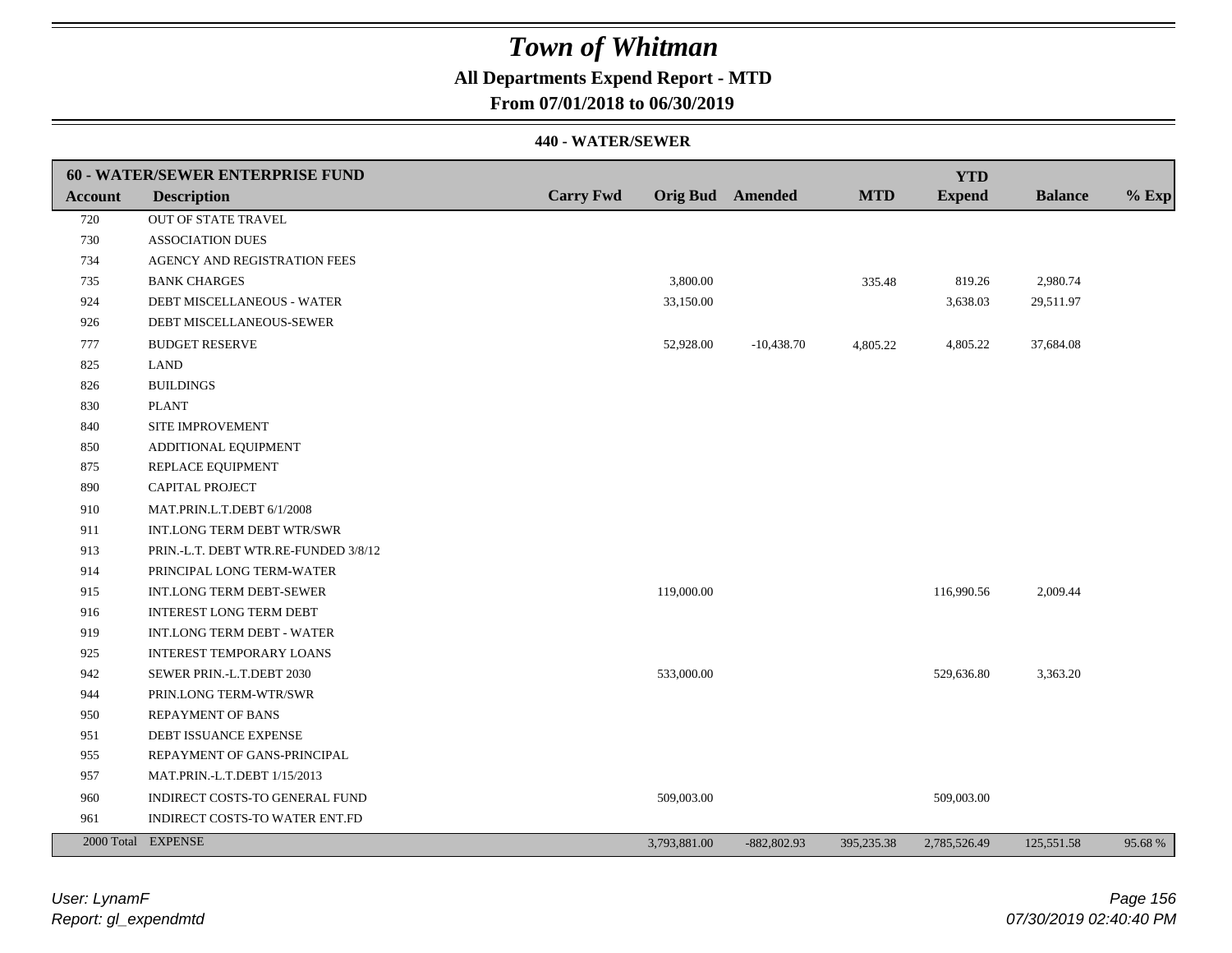# Town of Whitman

## All Departments Expend Report - MTD

### From 07/01/2018 to 06/30/2019

#### 440 - WATER/SEWER

| 60 - WATER/SEWER ENTERPRISE FUND | | | | | | | | |
|---|---|---|---|---|---|---|---|---|
| **Account** | **Description** | **Carry Fwd** | **Orig Bud** | **Amended** | **MTD** | **YTD Expend** | **Balance** | **% Exp** |
| 720 | OUT OF STATE TRAVEL | | | | | | | |
| 730 | ASSOCIATION DUES | | | | | | | |
| 734 | AGENCY AND REGISTRATION FEES | | | | | | | |
| 735 | BANK CHARGES | | 3,800.00 | | 335.48 | 819.26 | 2,980.74 | |
| 924 | DEBT MISCELLANEOUS - WATER | | 33,150.00 | | | 3,638.03 | 29,511.97 | |
| 926 | DEBT MISCELLANEOUS-SEWER | | | | | | | |
| 777 | BUDGET RESERVE | | 52,928.00 | -10,438.70 | 4,805.22 | 4,805.22 | 37,684.08 | |
| 825 | LAND | | | | | | | |
| 826 | BUILDINGS | | | | | | | |
| 830 | PLANT | | | | | | | |
| 840 | SITE IMPROVEMENT | | | | | | | |
| 850 | ADDITIONAL EQUIPMENT | | | | | | | |
| 875 | REPLACE EQUIPMENT | | | | | | | |
| 890 | CAPITAL PROJECT | | | | | | | |
| 910 | MAT.PRIN.L.T.DEBT 6/1/2008 | | | | | | | |
| 911 | INT.LONG TERM DEBT WTR/SWR | | | | | | | |
| 913 | PRIN.-L.T. DEBT WTR.RE-FUNDED 3/8/12 | | | | | | | |
| 914 | PRINCIPAL LONG TERM-WATER | | | | | | | |
| 915 | INT.LONG TERM DEBT-SEWER | | 119,000.00 | | | 116,990.56 | 2,009.44 | |
| 916 | INTEREST LONG TERM DEBT | | | | | | | |
| 919 | INT.LONG TERM DEBT - WATER | | | | | | | |
| 925 | INTEREST TEMPORARY LOANS | | | | | | | |
| 942 | SEWER PRIN.-L.T.DEBT 2030 | | 533,000.00 | | | 529,636.80 | 3,363.20 | |
| 944 | PRIN.LONG TERM-WTR/SWR | | | | | | | |
| 950 | REPAYMENT OF BANS | | | | | | | |
| 951 | DEBT ISSUANCE EXPENSE | | | | | | | |
| 955 | REPAYMENT OF GANS-PRINCIPAL | | | | | | | |
| 957 | MAT.PRIN.-L.T.DEBT 1/15/2013 | | | | | | | |
| 960 | INDIRECT COSTS-TO GENERAL FUND | | 509,003.00 | | | 509,003.00 | | |
| 961 | INDIRECT COSTS-TO WATER ENT.FD | | | | | | | |
| 2000 Total | EXPENSE | | 3,793,881.00 | -882,802.93 | 395,235.38 | 2,785,526.49 | 125,551.58 | 95.68 % |

*User: LynamF*
*Report: gl_expendmtd*

*07/30/2019 02:40:40 PM*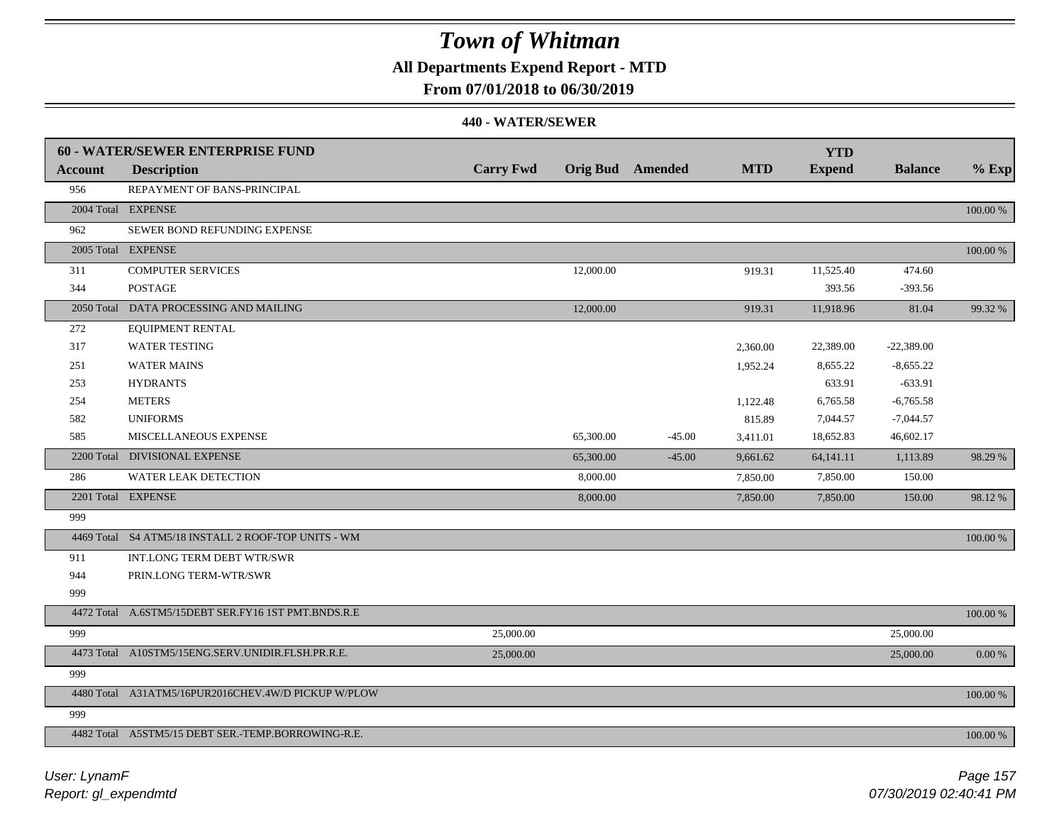# Town of Whitman

## All Departments Expend Report - MTD

### From 07/01/2018 to 06/30/2019

#### 440 - WATER/SEWER

| 60 - WATER/SEWER ENTERPRISE FUND | | | | | | | | |
|---|---|---|---|---|---|---|---|---|
| **Account** | **Description** | **Carry Fwd** | **Orig Bud** | **Amended** | **MTD** | **YTD Expend** | **Balance** | **% Exp** |
| 956 | REPAYMENT OF BANS-PRINCIPAL | | | | | | | |
| 2004 Total | EXPENSE | | | | | | | 100.00 % |
| 962 | SEWER BOND REFUNDING EXPENSE | | | | | | | |
| 2005 Total | EXPENSE | | | | | | | 100.00 % |
| 311 | COMPUTER SERVICES | | 12,000.00 | | 919.31 | 11,525.40 | 474.60 | |
| 344 | POSTAGE | | | | | 393.56 | -393.56 | |
| 2050 Total | DATA PROCESSING AND MAILING | | 12,000.00 | | 919.31 | 11,918.96 | 81.04 | 99.32 % |
| 272 | EQUIPMENT RENTAL | | | | | | | |
| 317 | WATER TESTING | | | | 2,360.00 | 22,389.00 | -22,389.00 | |
| 251 | WATER MAINS | | | | 1,952.24 | 8,655.22 | -8,655.22 | |
| 253 | HYDRANTS | | | | | 633.91 | -633.91 | |
| 254 | METERS | | | | 1,122.48 | 6,765.58 | -6,765.58 | |
| 582 | UNIFORMS | | | | 815.89 | 7,044.57 | -7,044.57 | |
| 585 | MISCELLANEOUS EXPENSE | | 65,300.00 | -45.00 | 3,411.01 | 18,652.83 | 46,602.17 | |
| 2200 Total | DIVISIONAL EXPENSE | | 65,300.00 | -45.00 | 9,661.62 | 64,141.11 | 1,113.89 | 98.29 % |
| 286 | WATER LEAK DETECTION | | 8,000.00 | | 7,850.00 | 7,850.00 | 150.00 | |
| 2201 Total | EXPENSE | | 8,000.00 | | 7,850.00 | 7,850.00 | 150.00 | 98.12 % |
| 999 | | | | | | | | |
| 4469 Total | S4 ATM5/18 INSTALL 2 ROOF-TOP UNITS - WM | | | | | | | 100.00 % |
| 911 | INT.LONG TERM DEBT WTR/SWR | | | | | | | |
| 944 | PRIN.LONG TERM-WTR/SWR | | | | | | | |
| 999 | | | | | | | | |
| 4472 Total | A.6STM5/15DEBT SER.FY16 1ST PMT.BNDS.R.E | | | | | | | 100.00 % |
| 999 | | 25,000.00 | | | | | 25,000.00 | |
| 4473 Total | A10STM5/15ENG.SERV.UNIDIR.FLSH.PR.R.E. | 25,000.00 | | | | | 25,000.00 | 0.00 % |
| 999 | | | | | | | | |
| 4480 Total | A31ATM5/16PUR2016CHEV.4W/D PICKUP W/PLOW | | | | | | | 100.00 % |
| 999 | | | | | | | | |
| 4482 Total | A5STM5/15 DEBT SER.-TEMP.BORROWING-R.E. | | | | | | | 100.00 % |

*User: LynamF*

*Report: gl_expendmtd*

*07/30/2019 02:40:41 PM*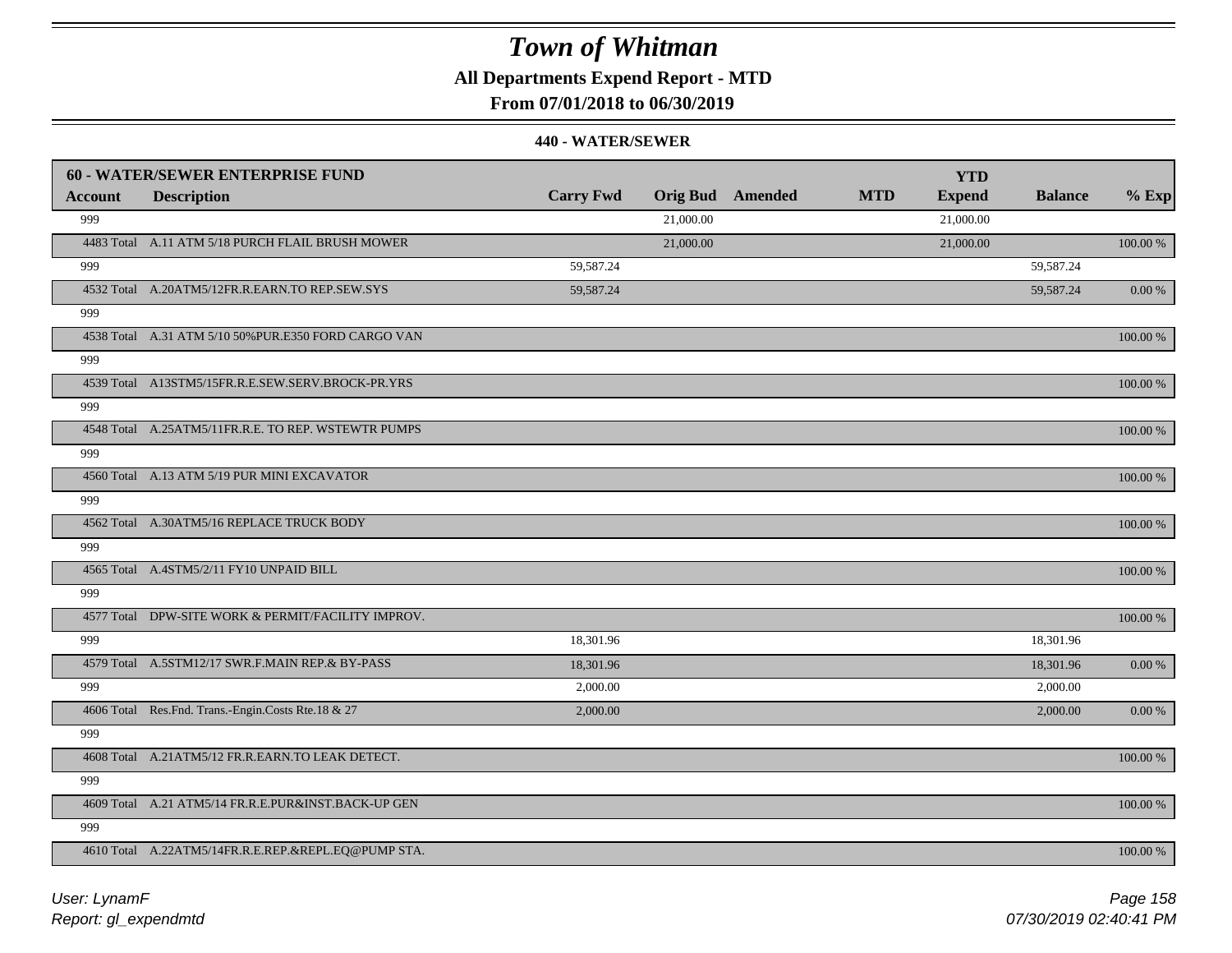# Town of Whitman

## All Departments Expend Report - MTD

### From 07/01/2018 to 06/30/2019

#### 440 - WATER/SEWER

| Account | Description | Carry Fwd | Orig Bud | Amended | MTD | YTD Expend | Balance | % Exp |
|---|---|---|---|---|---|---|---|---|
| **60 - WATER/SEWER ENTERPRISE FUND** | | | | | | | | |
| 999 | | | 21,000.00 | | | 21,000.00 | | |
| 4483 Total | A.11 ATM 5/18 PURCH FLAIL BRUSH MOWER | | 21,000.00 | | | 21,000.00 | | 100.00 % |
| 999 | | 59,587.24 | | | | | 59,587.24 | |
| 4532 Total | A.20ATM5/12FR.R.EARN.TO REP.SEW.SYS | 59,587.24 | | | | | 59,587.24 | 0.00 % |
| 999 | | | | | | | | |
| 4538 Total | A.31 ATM 5/10 50%PUR.E350 FORD CARGO VAN | | | | | | | 100.00 % |
| 999 | | | | | | | | |
| 4539 Total | A13STM5/15FR.R.E.SEW.SERV.BROCK-PR.YRS | | | | | | | 100.00 % |
| 999 | | | | | | | | |
| 4548 Total | A.25ATM5/11FR.R.E. TO REP. WSTEWTR PUMPS | | | | | | | 100.00 % |
| 999 | | | | | | | | |
| 4560 Total | A.13 ATM 5/19 PUR MINI EXCAVATOR | | | | | | | 100.00 % |
| 999 | | | | | | | | |
| 4562 Total | A.30ATM5/16 REPLACE TRUCK BODY | | | | | | | 100.00 % |
| 999 | | | | | | | | |
| 4565 Total | A.4STM5/2/11 FY10 UNPAID BILL | | | | | | | 100.00 % |
| 999 | | | | | | | | |
| 4577 Total | DPW-SITE WORK & PERMIT/FACILITY IMPROV. | | | | | | | 100.00 % |
| 999 | | 18,301.96 | | | | | 18,301.96 | |
| 4579 Total | A.5STM12/17 SWR.F.MAIN REP.& BY-PASS | 18,301.96 | | | | | 18,301.96 | 0.00 % |
| 999 | | 2,000.00 | | | | | 2,000.00 | |
| 4606 Total | Res.Fnd. Trans.-Engin.Costs Rte.18 & 27 | 2,000.00 | | | | | 2,000.00 | 0.00 % |
| 999 | | | | | | | | |
| 4608 Total | A.21ATM5/12 FR.R.EARN.TO LEAK DETECT. | | | | | | | 100.00 % |
| 999 | | | | | | | | |
| 4609 Total | A.21 ATM5/14 FR.R.E.PUR&INST.BACK-UP GEN | | | | | | | 100.00 % |
| 999 | | | | | | | | |
| 4610 Total | A.22ATM5/14FR.R.E.REP.&REPL.EQ@PUMP STA. | | | | | | | 100.00 % |

*User: LynamF*
*Report: gl_expendmtd*

*07/30/2019 02:40:41 PM*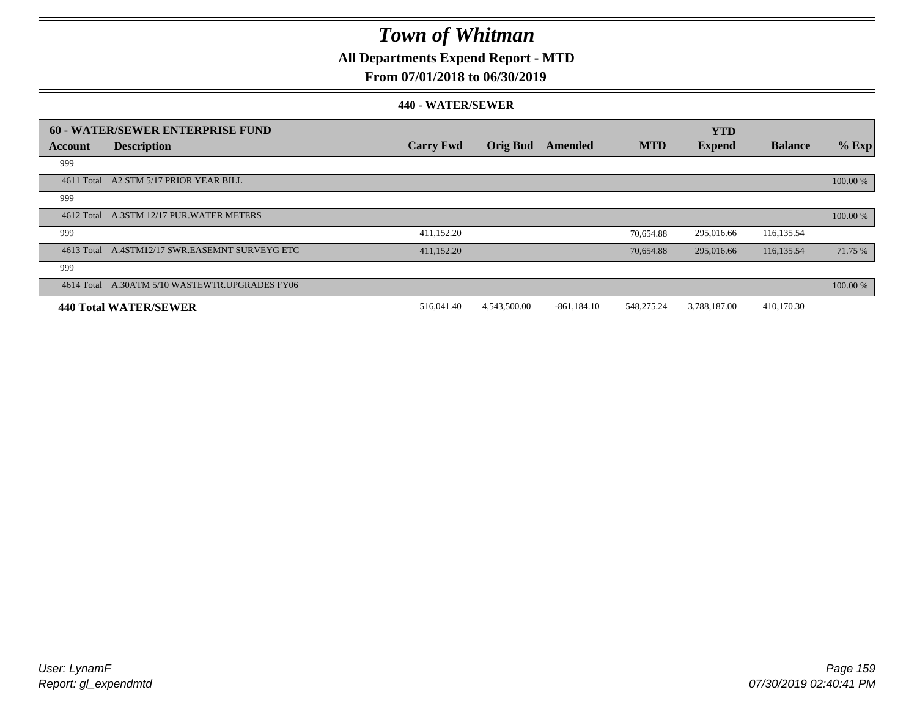# Town of Whitman

**All Departments Expend Report - MTD**

**From 07/01/2018 to 06/30/2019**

**440 - WATER/SEWER**

| 60 - WATER/SEWER ENTERPRISE FUND | | | | | | | | |
|---|---|---|---|---|---|---|---|---|
| **Account** | **Description** | **Carry Fwd** | **Orig Bud** | **Amended** | **MTD** | **YTD Expend** | **Balance** | **% Exp** |
| 999 | | | | | | | | |
| 4611 Total | A2 STM 5/17 PRIOR YEAR BILL | | | | | | | 100.00 % |
| 999 | | | | | | | | |
| 4612 Total | A.3STM 12/17 PUR.WATER METERS | | | | | | | 100.00 % |
| 999 | | 411,152.20 | | | 70,654.88 | 295,016.66 | 116,135.54 | |
| 4613 Total | A.4STM12/17 SWR.EASEMNT SURVEYG ETC | 411,152.20 | | | 70,654.88 | 295,016.66 | 116,135.54 | 71.75 % |
| 999 | | | | | | | | |
| 4614 Total | A.30ATM 5/10 WASTEWTR.UPGRADES FY06 | | | | | | | 100.00 % |
| **440 Total WATER/SEWER** | | 516,041.40 | 4,543,500.00 | -861,184.10 | 548,275.24 | 3,788,187.00 | 410,170.30 | |

*User: LynamF*
*Report: gl_expendmtd*

*07/30/2019 02:40:41 PM*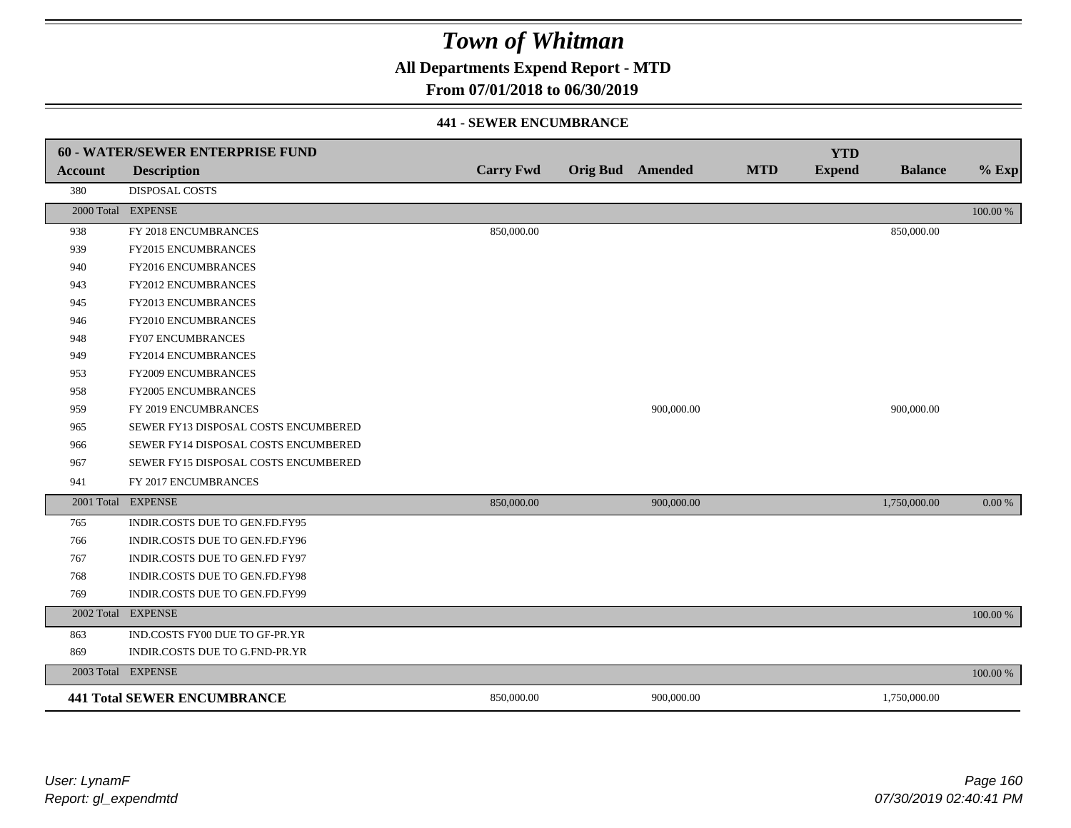# Town of Whitman

**All Departments Expend Report - MTD**

**From 07/01/2018 to 06/30/2019**

### 441 - SEWER ENCUMBRANCE

| 60 - WATER/SEWER ENTERPRISE FUND | | | | | | YTD | | |
|---|---|---|---|---|---|---|---|---|
| **Account** | **Description** | **Carry Fwd** | **Orig Bud** | **Amended** | **MTD** | **Expend** | **Balance** | **% Exp** |
| 380 | DISPOSAL COSTS | | | | | | | |
| 2000 Total | EXPENSE | | | | | | | 100.00 % |
| 938 | FY 2018 ENCUMBRANCES | 850,000.00 | | | | | 850,000.00 | |
| 939 | FY2015 ENCUMBRANCES | | | | | | | |
| 940 | FY2016 ENCUMBRANCES | | | | | | | |
| 943 | FY2012 ENCUMBRANCES | | | | | | | |
| 945 | FY2013 ENCUMBRANCES | | | | | | | |
| 946 | FY2010 ENCUMBRANCES | | | | | | | |
| 948 | FY07 ENCUMBRANCES | | | | | | | |
| 949 | FY2014 ENCUMBRANCES | | | | | | | |
| 953 | FY2009 ENCUMBRANCES | | | | | | | |
| 958 | FY2005 ENCUMBRANCES | | | | | | | |
| 959 | FY 2019 ENCUMBRANCES | | | 900,000.00 | | | 900,000.00 | |
| 965 | SEWER FY13 DISPOSAL COSTS ENCUMBERED | | | | | | | |
| 966 | SEWER FY14 DISPOSAL COSTS ENCUMBERED | | | | | | | |
| 967 | SEWER FY15 DISPOSAL COSTS ENCUMBERED | | | | | | | |
| 941 | FY 2017 ENCUMBRANCES | | | | | | | |
| 2001 Total | EXPENSE | 850,000.00 | | 900,000.00 | | | 1,750,000.00 | 0.00 % |
| 765 | INDIR.COSTS DUE TO GEN.FD.FY95 | | | | | | | |
| 766 | INDIR.COSTS DUE TO GEN.FD.FY96 | | | | | | | |
| 767 | INDIR.COSTS DUE TO GEN.FD FY97 | | | | | | | |
| 768 | INDIR.COSTS DUE TO GEN.FD.FY98 | | | | | | | |
| 769 | INDIR.COSTS DUE TO GEN.FD.FY99 | | | | | | | |
| 2002 Total | EXPENSE | | | | | | | 100.00 % |
| 863 | IND.COSTS FY00 DUE TO GF-PR.YR | | | | | | | |
| 869 | INDIR.COSTS DUE TO G.FND-PR.YR | | | | | | | |
| 2003 Total | EXPENSE | | | | | | | 100.00 % |
| **441 Total SEWER ENCUMBRANCE** | | 850,000.00 | | 900,000.00 | | | 1,750,000.00 | |

*User: LynamF*
*Report: gl_expendmtd*

*07/30/2019 02:40:41 PM*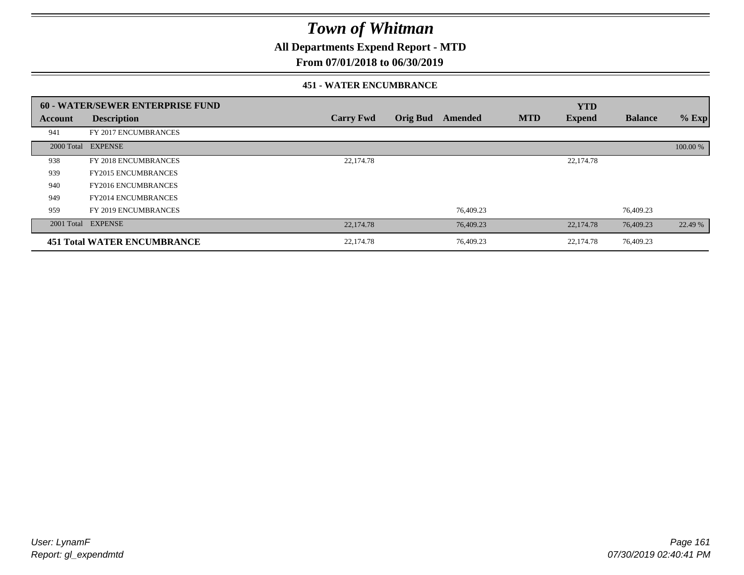# Town of Whitman

**All Departments Expend Report - MTD**

**From 07/01/2018 to 06/30/2019**

**451 - WATER ENCUMBRANCE**

| Account | Description | Carry Fwd | Orig Bud | Amended | MTD | YTD Expend | Balance | % Exp |
|---|---|---|---|---|---|---|---|---|
| **60 - WATER/SEWER ENTERPRISE FUND** | | | | | | | | |
| 941 | FY 2017 ENCUMBRANCES | | | | | | | |
| 2000 Total | EXPENSE | | | | | | | 100.00 % |
| 938 | FY 2018 ENCUMBRANCES | 22,174.78 | | | | 22,174.78 | | |
| 939 | FY2015 ENCUMBRANCES | | | | | | | |
| 940 | FY2016 ENCUMBRANCES | | | | | | | |
| 949 | FY2014 ENCUMBRANCES | | | | | | | |
| 959 | FY 2019 ENCUMBRANCES | | | 76,409.23 | | | 76,409.23 | |
| 2001 Total | EXPENSE | 22,174.78 | | 76,409.23 | | 22,174.78 | 76,409.23 | 22.49 % |
| **451 Total WATER ENCUMBRANCE** | | 22,174.78 | | 76,409.23 | | 22,174.78 | 76,409.23 | |

*User: LynamF*
*Report: gl_expendmtd*

*07/30/2019 02:40:41 PM*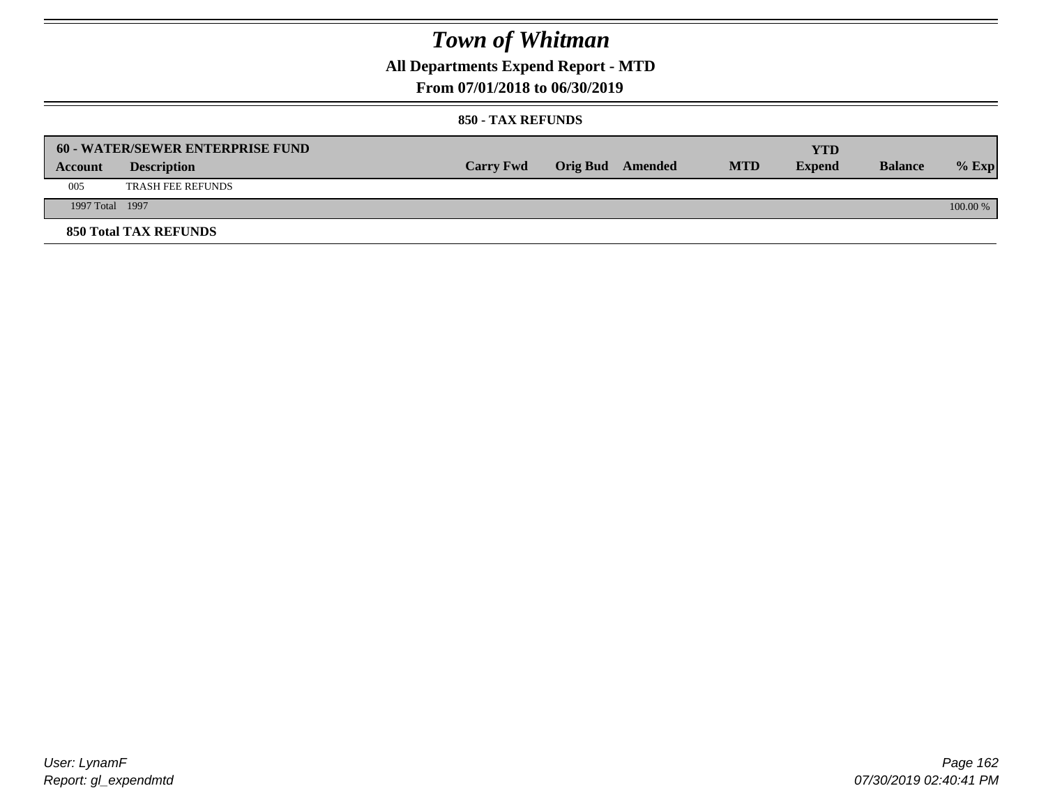# Town of Whitman

## All Departments Expend Report - MTD

### From 07/01/2018 to 06/30/2019

#### 850 - TAX REFUNDS

| 60 - WATER/SEWER ENTERPRISE FUND | | | | | | YTD | | |
|---|---|---|---|---|---|---|---|---|
| **Account** | **Description** | **Carry Fwd** | **Orig Bud** | **Amended** | **MTD** | **Expend** | **Balance** | **% Exp** |
| 005 | TRASH FEE REFUNDS | | | | | | | |
| 1997 Total | 1997 | | | | | | | 100.00 % |

**850 Total TAX REFUNDS**

User: LynamF
Report: gl_expendmtd

07/30/2019 02:40:41 PM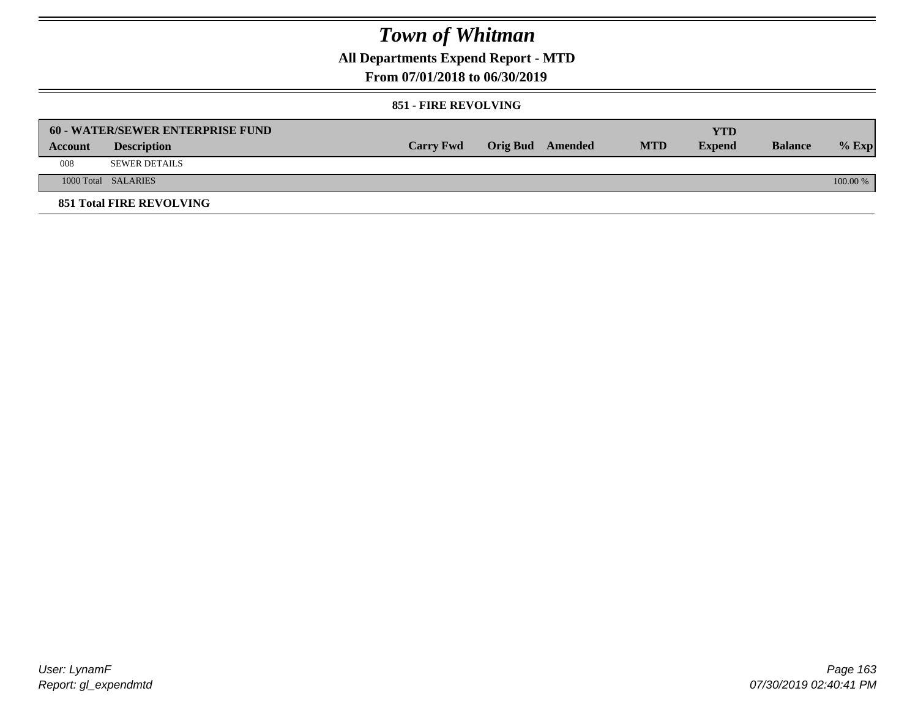# Town of Whitman

## All Departments Expend Report - MTD

### From 07/01/2018 to 06/30/2019

#### 851 - FIRE REVOLVING

| 60 - WATER/SEWER ENTERPRISE FUND | | | | | | YTD | | |
|---|---|---|---|---|---|---|---|---|
| **Account** | **Description** | **Carry Fwd** | **Orig Bud** | **Amended** | **MTD** | **Expend** | **Balance** | **% Exp** |
| 008 | SEWER DETAILS | | | | | | | |
| 1000 Total | SALARIES | | | | | | | 100.00 % |
| **851 Total FIRE REVOLVING** | | | | | | | | |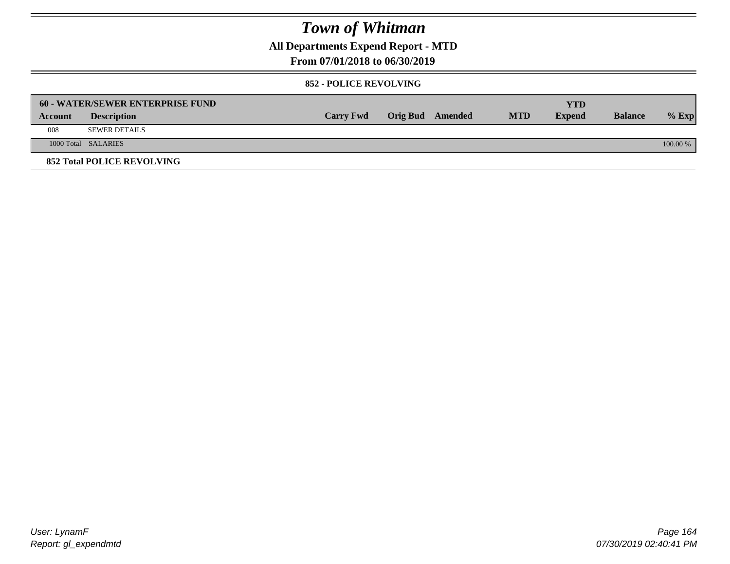# Town of Whitman

**All Departments Expend Report - MTD**

**From 07/01/2018 to 06/30/2019**

**852 - POLICE REVOLVING**

| 60 - WATER/SEWER ENTERPRISE FUND | | | | | | YTD | | |
|---|---|---|---|---|---|---|---|---|
| **Account** | **Description** | **Carry Fwd** | **Orig Bud** | **Amended** | **MTD** | **Expend** | **Balance** | **% Exp** |
| 008 | SEWER DETAILS | | | | | | | |
| 1000 Total | SALARIES | | | | | | | 100.00 % |
| **852 Total POLICE REVOLVING** | | | | | | | | |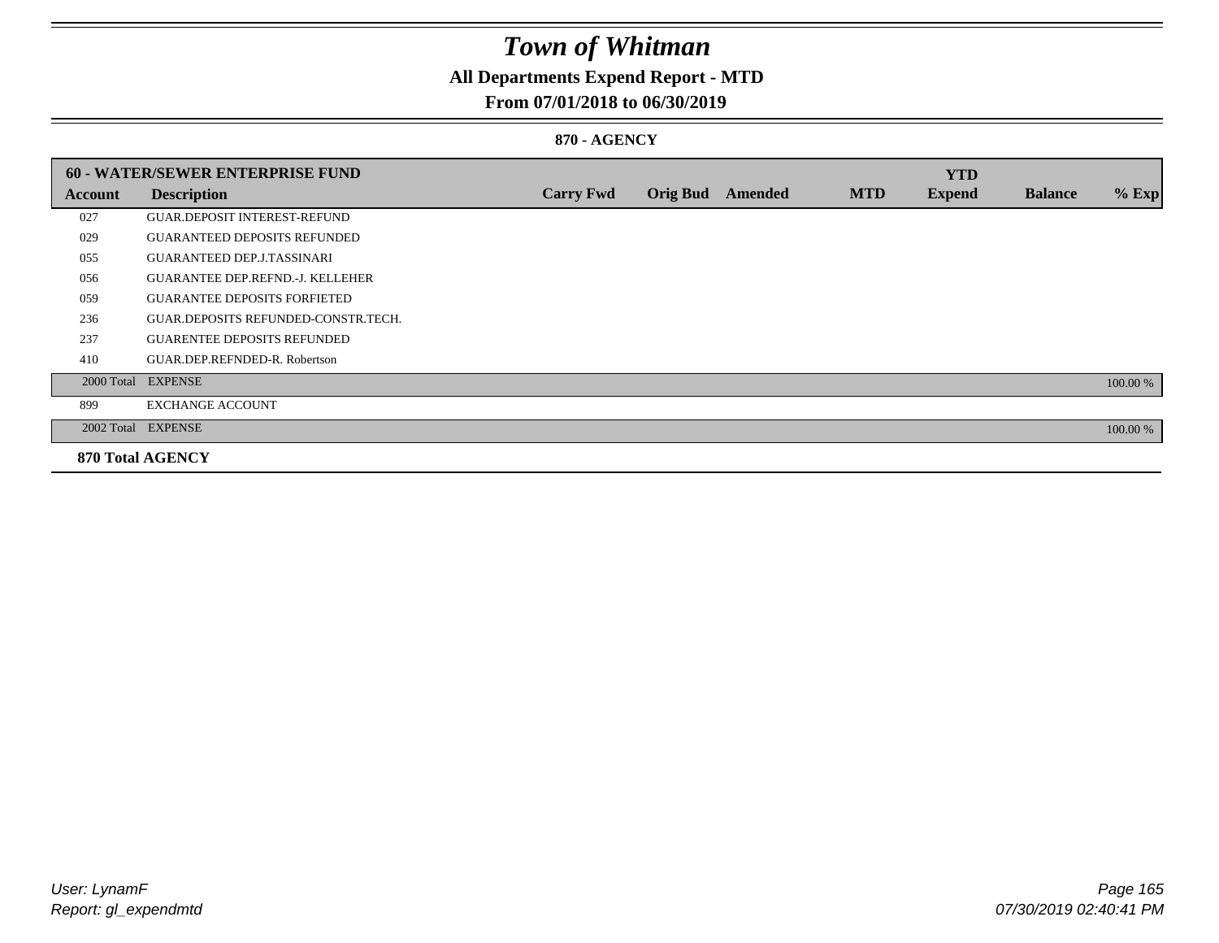# Town of Whitman

## All Departments Expend Report - MTD

## From 07/01/2018 to 06/30/2019

### 870 - AGENCY

| 60 - WATER/SEWER ENTERPRISE FUND | | | | | | YTD | | |
|---|---|---|---|---|---|---|---|---|
| **Account** | **Description** | **Carry Fwd** | **Orig Bud** | **Amended** | **MTD** | **Expend** | **Balance** | **% Exp** |
| 027 | GUAR.DEPOSIT INTEREST-REFUND | | | | | | | |
| 029 | GUARANTEED DEPOSITS REFUNDED | | | | | | | |
| 055 | GUARANTEED DEP.J.TASSINARI | | | | | | | |
| 056 | GUARANTEE DEP.REFND.-J. KELLEHER | | | | | | | |
| 059 | GUARANTEE DEPOSITS FORFIETED | | | | | | | |
| 236 | GUAR.DEPOSITS REFUNDED-CONSTR.TECH. | | | | | | | |
| 237 | GUARENTEE DEPOSITS REFUNDED | | | | | | | |
| 410 | GUAR.DEP.REFNDED-R. Robertson | | | | | | | |
| 2000 Total | EXPENSE | | | | | | | 100.00 % |
| 899 | EXCHANGE ACCOUNT | | | | | | | |
| 2002 Total | EXPENSE | | | | | | | 100.00 % |

**870 Total AGENCY**

User: LynamF
Report: gl_expendmtd

07/30/2019 02:40:41 PM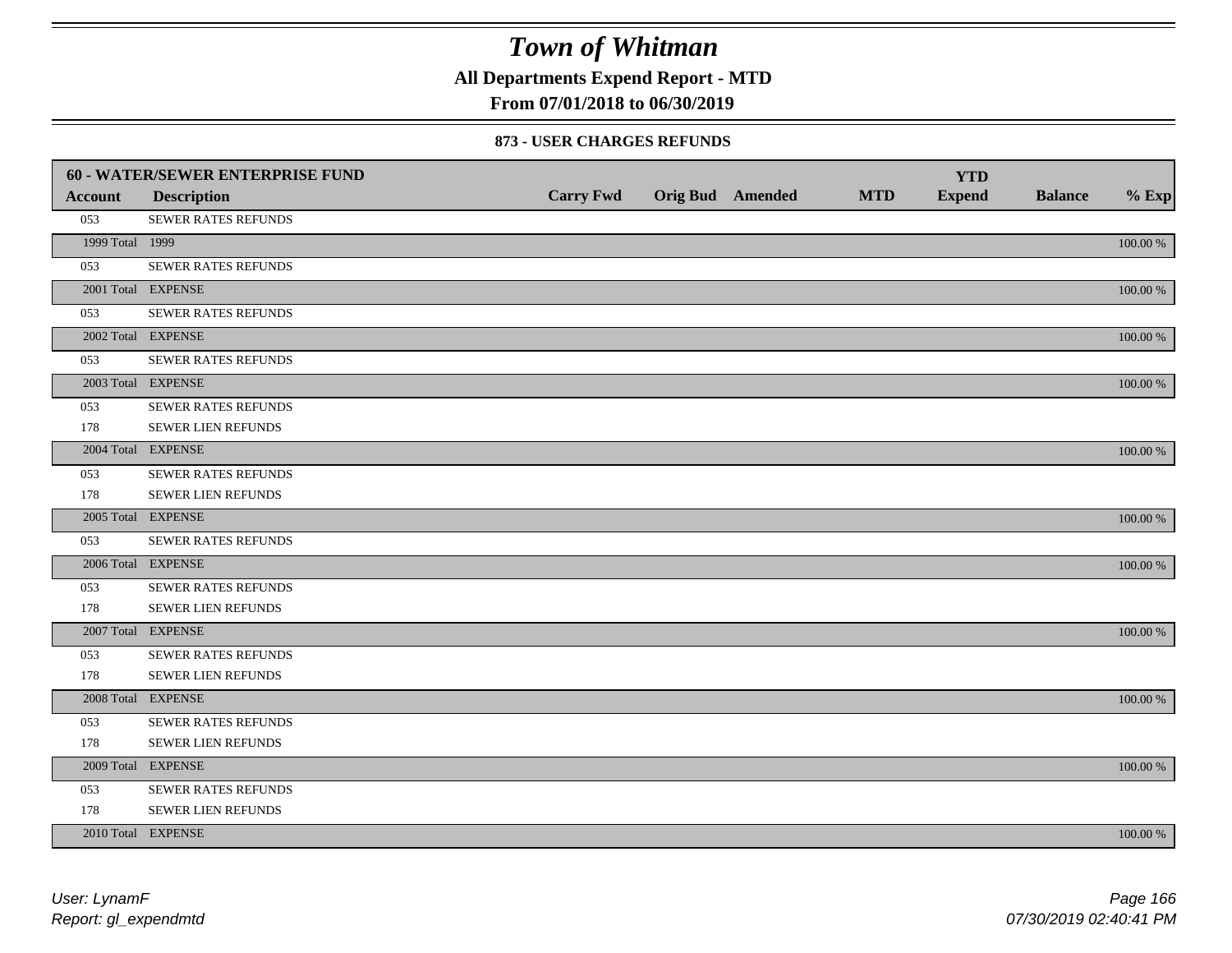# Town of Whitman

**All Departments Expend Report - MTD**

**From 07/01/2018 to 06/30/2019**

### 873 - USER CHARGES REFUNDS

| 60 - WATER/SEWER ENTERPRISE FUND | | | | | | YTD | | |
|---|---|---|---|---|---|---|---|---|
| **Account** | **Description** | **Carry Fwd** | **Orig Bud** | **Amended** | **MTD** | **Expend** | **Balance** | **% Exp** |
| 053 | SEWER RATES REFUNDS | | | | | | | |
| 1999 Total | 1999 | | | | | | | 100.00 % |
| 053 | SEWER RATES REFUNDS | | | | | | | |
| 2001 Total | EXPENSE | | | | | | | 100.00 % |
| 053 | SEWER RATES REFUNDS | | | | | | | |
| 2002 Total | EXPENSE | | | | | | | 100.00 % |
| 053 | SEWER RATES REFUNDS | | | | | | | |
| 2003 Total | EXPENSE | | | | | | | 100.00 % |
| 053 | SEWER RATES REFUNDS | | | | | | | |
| 178 | SEWER LIEN REFUNDS | | | | | | | |
| 2004 Total | EXPENSE | | | | | | | 100.00 % |
| 053 | SEWER RATES REFUNDS | | | | | | | |
| 178 | SEWER LIEN REFUNDS | | | | | | | |
| 2005 Total | EXPENSE | | | | | | | 100.00 % |
| 053 | SEWER RATES REFUNDS | | | | | | | |
| 2006 Total | EXPENSE | | | | | | | 100.00 % |
| 053 | SEWER RATES REFUNDS | | | | | | | |
| 178 | SEWER LIEN REFUNDS | | | | | | | |
| 2007 Total | EXPENSE | | | | | | | 100.00 % |
| 053 | SEWER RATES REFUNDS | | | | | | | |
| 178 | SEWER LIEN REFUNDS | | | | | | | |
| 2008 Total | EXPENSE | | | | | | | 100.00 % |
| 053 | SEWER RATES REFUNDS | | | | | | | |
| 178 | SEWER LIEN REFUNDS | | | | | | | |
| 2009 Total | EXPENSE | | | | | | | 100.00 % |
| 053 | SEWER RATES REFUNDS | | | | | | | |
| 178 | SEWER LIEN REFUNDS | | | | | | | |
| 2010 Total | EXPENSE | | | | | | | 100.00 % |

*User: LynamF*
*Report: gl_expendmtd*

*07/30/2019 02:40:41 PM*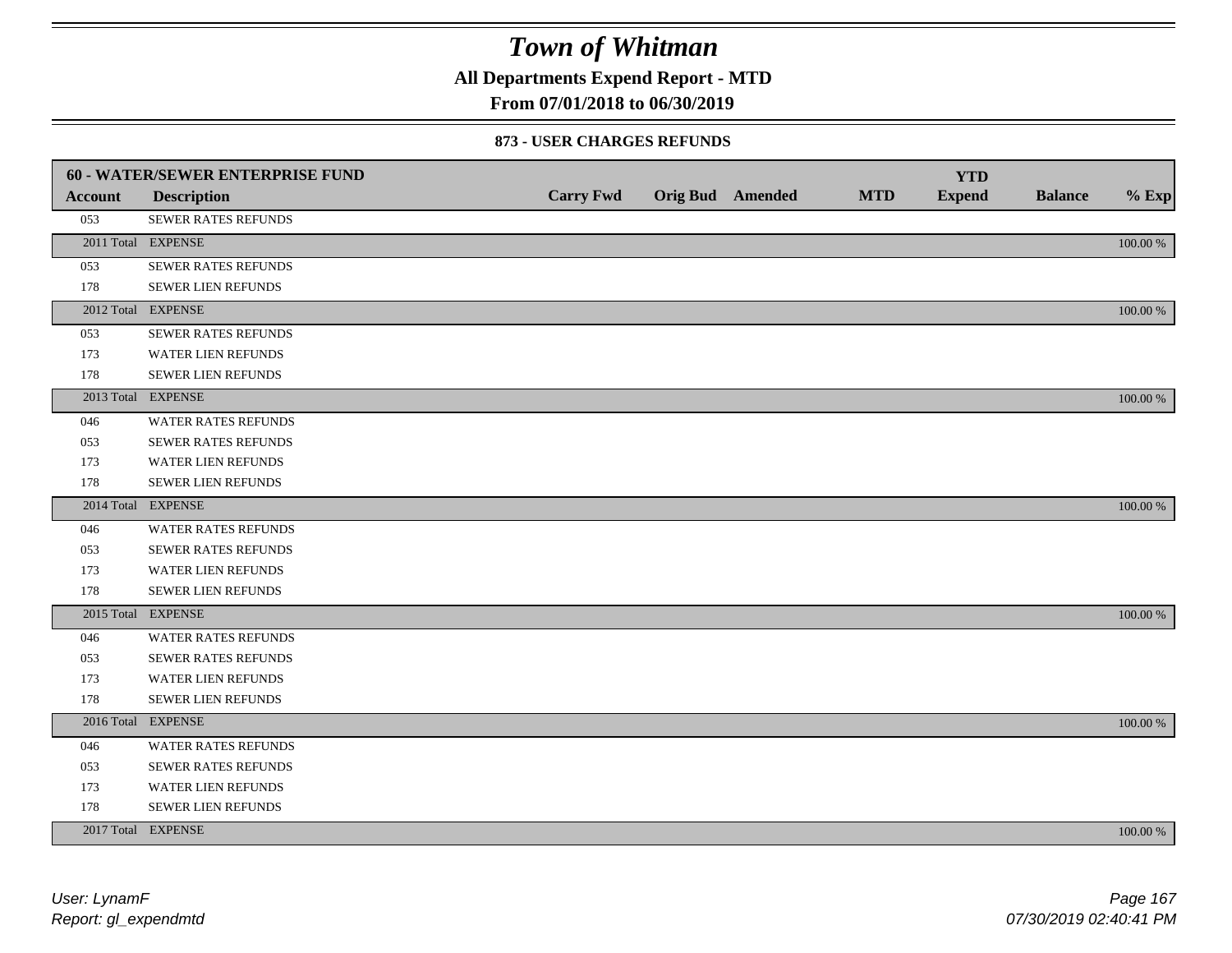# Town of Whitman

**All Departments Expend Report - MTD**

**From 07/01/2018 to 06/30/2019**

### 873 - USER CHARGES REFUNDS

| Account | Description | Carry Fwd | Orig Bud | Amended | MTD | YTD Expend | Balance | % Exp |
|---|---|---|---|---|---|---|---|---|
| **60 - WATER/SEWER ENTERPRISE FUND** | | | | | | | | |
| 053 | SEWER RATES REFUNDS | | | | | | | |
| 2011 Total | EXPENSE | | | | | | | 100.00 % |
| 053 | SEWER RATES REFUNDS | | | | | | | |
| 178 | SEWER LIEN REFUNDS | | | | | | | |
| 2012 Total | EXPENSE | | | | | | | 100.00 % |
| 053 | SEWER RATES REFUNDS | | | | | | | |
| 173 | WATER LIEN REFUNDS | | | | | | | |
| 178 | SEWER LIEN REFUNDS | | | | | | | |
| 2013 Total | EXPENSE | | | | | | | 100.00 % |
| 046 | WATER RATES REFUNDS | | | | | | | |
| 053 | SEWER RATES REFUNDS | | | | | | | |
| 173 | WATER LIEN REFUNDS | | | | | | | |
| 178 | SEWER LIEN REFUNDS | | | | | | | |
| 2014 Total | EXPENSE | | | | | | | 100.00 % |
| 046 | WATER RATES REFUNDS | | | | | | | |
| 053 | SEWER RATES REFUNDS | | | | | | | |
| 173 | WATER LIEN REFUNDS | | | | | | | |
| 178 | SEWER LIEN REFUNDS | | | | | | | |
| 2015 Total | EXPENSE | | | | | | | 100.00 % |
| 046 | WATER RATES REFUNDS | | | | | | | |
| 053 | SEWER RATES REFUNDS | | | | | | | |
| 173 | WATER LIEN REFUNDS | | | | | | | |
| 178 | SEWER LIEN REFUNDS | | | | | | | |
| 2016 Total | EXPENSE | | | | | | | 100.00 % |
| 046 | WATER RATES REFUNDS | | | | | | | |
| 053 | SEWER RATES REFUNDS | | | | | | | |
| 173 | WATER LIEN REFUNDS | | | | | | | |
| 178 | SEWER LIEN REFUNDS | | | | | | | |
| 2017 Total | EXPENSE | | | | | | | 100.00 % |

*User: LynamF*
*Report: gl_expendmtd*

*07/30/2019 02:40:41 PM*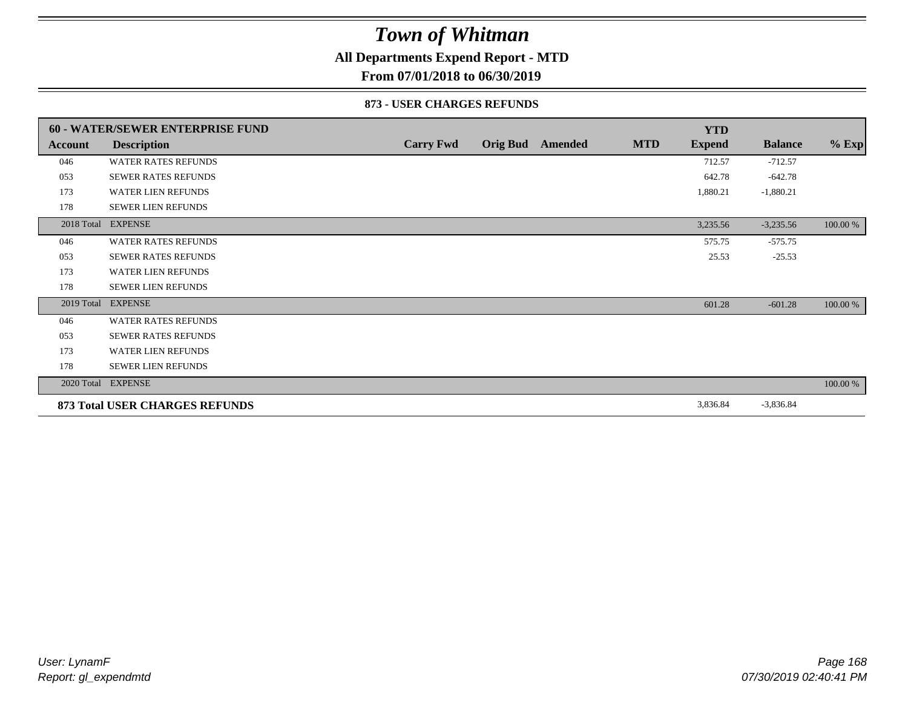# Town of Whitman

**All Departments Expend Report - MTD**

**From 07/01/2018 to 06/30/2019**

**873 - USER CHARGES REFUNDS**

| 60 - WATER/SEWER ENTERPRISE FUND | | | | | | YTD | | |
|---|---|---|---|---|---|---|---|---|
| **Account** | **Description** | **Carry Fwd** | **Orig Bud** | **Amended** | **MTD** | **Expend** | **Balance** | **% Exp** |
| 046 | WATER RATES REFUNDS | | | | | 712.57 | -712.57 | |
| 053 | SEWER RATES REFUNDS | | | | | 642.78 | -642.78 | |
| 173 | WATER LIEN REFUNDS | | | | | 1,880.21 | -1,880.21 | |
| 178 | SEWER LIEN REFUNDS | | | | | | | |
| 2018 Total | EXPENSE | | | | | 3,235.56 | -3,235.56 | 100.00 % |
| 046 | WATER RATES REFUNDS | | | | | 575.75 | -575.75 | |
| 053 | SEWER RATES REFUNDS | | | | | 25.53 | -25.53 | |
| 173 | WATER LIEN REFUNDS | | | | | | | |
| 178 | SEWER LIEN REFUNDS | | | | | | | |
| 2019 Total | EXPENSE | | | | | 601.28 | -601.28 | 100.00 % |
| 046 | WATER RATES REFUNDS | | | | | | | |
| 053 | SEWER RATES REFUNDS | | | | | | | |
| 173 | WATER LIEN REFUNDS | | | | | | | |
| 178 | SEWER LIEN REFUNDS | | | | | | | |
| 2020 Total | EXPENSE | | | | | | | 100.00 % |
| **873 Total USER CHARGES REFUNDS** | | | | | | 3,836.84 | -3,836.84 | |

*User: LynamF*
*Report: gl_expendmtd*

*07/30/2019 02:40:41 PM*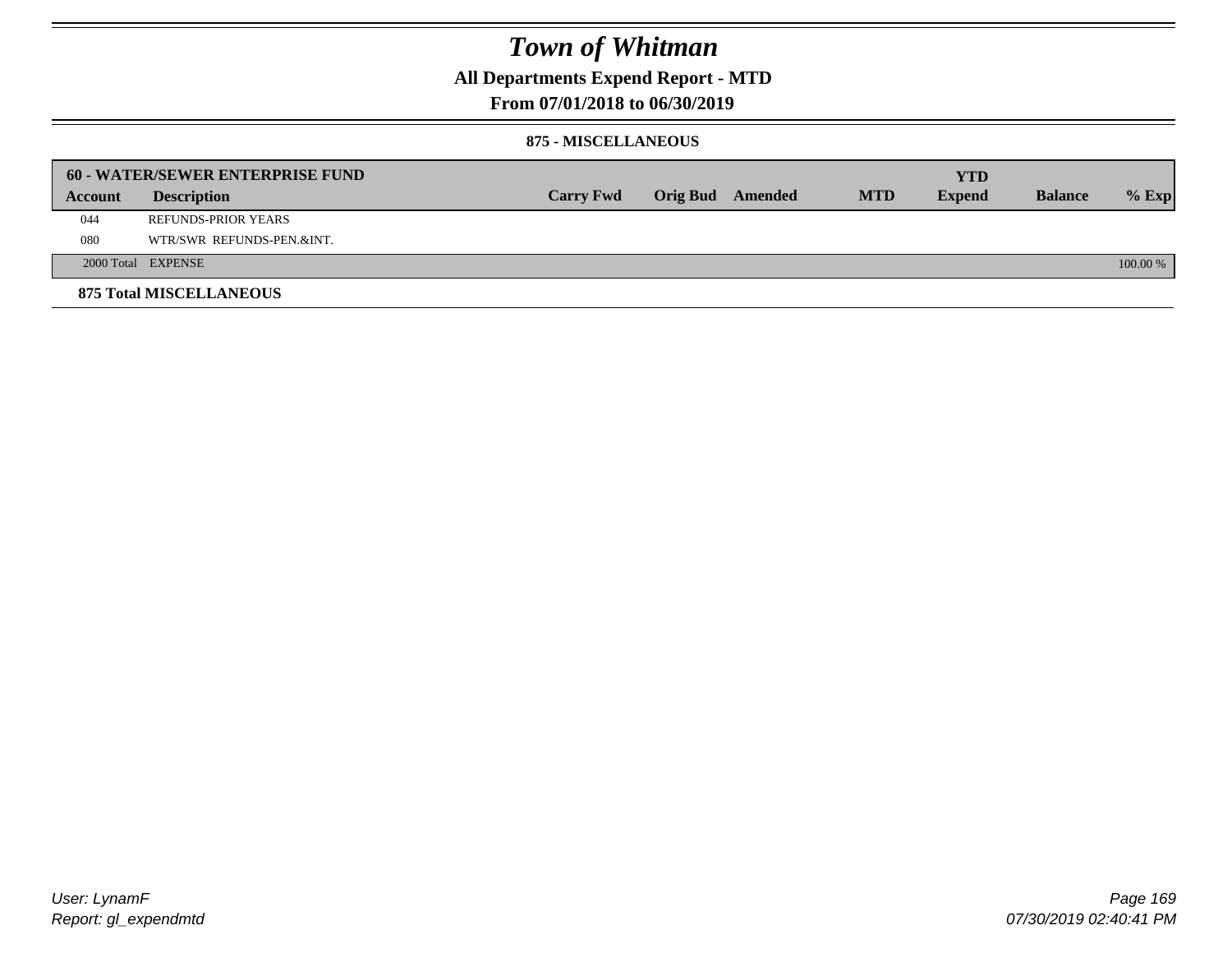# Town of Whitman

## All Departments Expend Report - MTD

### From 07/01/2018 to 06/30/2019

#### 875 - MISCELLANEOUS

| 60 - WATER/SEWER ENTERPRISE FUND | | | | | | YTD | | |
|---|---|---|---|---|---|---|---|---|
| **Account** | **Description** | **Carry Fwd** | **Orig Bud** | **Amended** | **MTD** | **Expend** | **Balance** | **% Exp** |
| 044 | REFUNDS-PRIOR YEARS | | | | | | | |
| 080 | WTR/SWR REFUNDS-PEN.&INT. | | | | | | | |
| 2000 Total | EXPENSE | | | | | | | 100.00 % |

**875 Total MISCELLANEOUS**

User: LynamF
Report: gl_expendmtd

07/30/2019 02:40:41 PM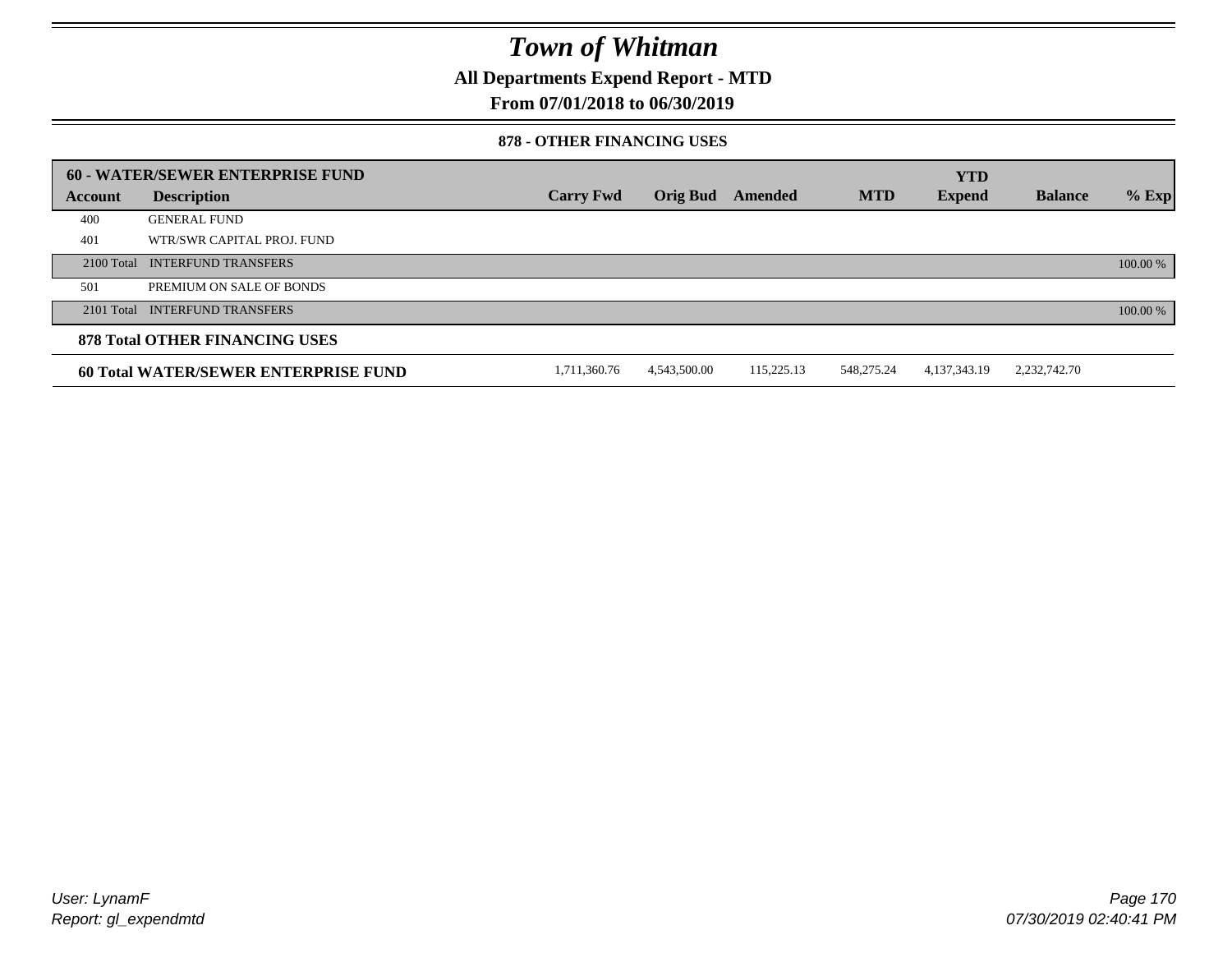# Town of Whitman

## All Departments Expend Report - MTD

## From 07/01/2018 to 06/30/2019

### 878 - OTHER FINANCING USES

| 60 - WATER/SEWER ENTERPRISE FUND | | | | | | YTD | | |
|---|---|---|---|---|---|---|---|---|
| **Account** | **Description** | **Carry Fwd** | **Orig Bud** | **Amended** | **MTD** | **Expend** | **Balance** | **% Exp** |
| 400 | GENERAL FUND | | | | | | | |
| 401 | WTR/SWR CAPITAL PROJ. FUND | | | | | | | |
| 2100 Total | INTERFUND TRANSFERS | | | | | | | 100.00 % |
| 501 | PREMIUM ON SALE OF BONDS | | | | | | | |
| 2101 Total | INTERFUND TRANSFERS | | | | | | | 100.00 % |
| **878 Total OTHER FINANCING USES** | | | | | | | | |
| **60 Total WATER/SEWER ENTERPRISE FUND** | | 1,711,360.76 | 4,543,500.00 | 115,225.13 | 548,275.24 | 4,137,343.19 | 2,232,742.70 | |

User: LynamF
Report: gl_expendmtd

07/30/2019 02:40:41 PM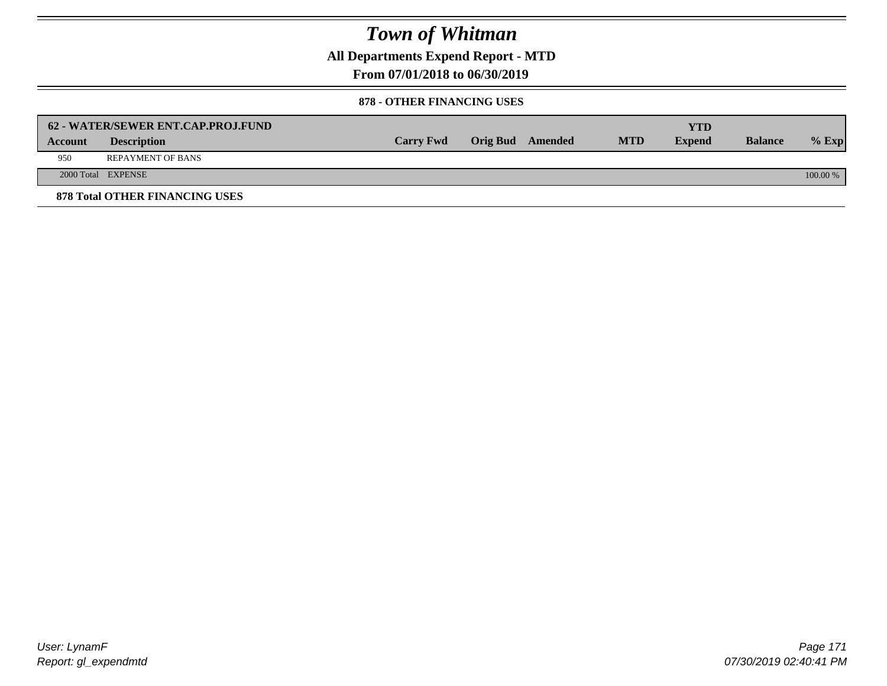# Town of Whitman

## All Departments Expend Report - MTD

### From 07/01/2018 to 06/30/2019

#### 878 - OTHER FINANCING USES

| 62 - WATER/SEWER ENT.CAP.PROJ.FUND | | | | | | | | |
|---|---|---|---|---|---|---|---|---|
| **Account** | **Description** | **Carry Fwd** | **Orig Bud** | **Amended** | **MTD** | **YTD Expend** | **Balance** | **% Exp** |
| 950 | REPAYMENT OF BANS | | | | | | | |
| 2000 Total | EXPENSE | | | | | | | 100.00 % |

**878 Total OTHER FINANCING USES**

User: LynamF
Report: gl_expendmtd

07/30/2019 02:40:41 PM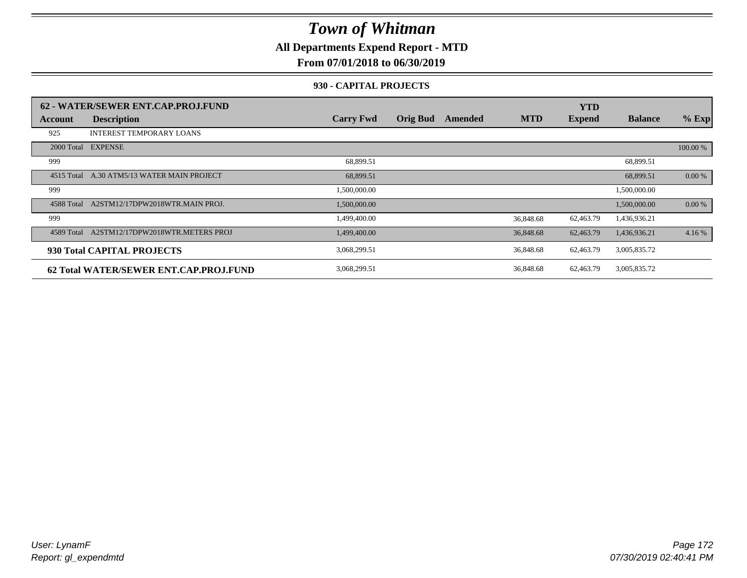# Town of Whitman

**All Departments Expend Report - MTD**

**From 07/01/2018 to 06/30/2019**

**930 - CAPITAL PROJECTS**

| 62 - WATER/SEWER ENT.CAP.PROJ.FUND | | | | | | | | |
|---|---|---|---|---|---|---|---|---|
| **Account** | **Description** | **Carry Fwd** | **Orig Bud** | **Amended** | **MTD** | **YTD Expend** | **Balance** | **% Exp** |
| 925 | INTEREST TEMPORARY LOANS | | | | | | | |
| 2000 Total | EXPENSE | | | | | | | 100.00 % |
| 999 | | 68,899.51 | | | | | 68,899.51 | |
| 4515 Total | A.30 ATM5/13 WATER MAIN PROJECT | 68,899.51 | | | | | 68,899.51 | 0.00 % |
| 999 | | 1,500,000.00 | | | | | 1,500,000.00 | |
| 4588 Total | A2STM12/17DPW2018WTR.MAIN PROJ. | 1,500,000.00 | | | | | 1,500,000.00 | 0.00 % |
| 999 | | 1,499,400.00 | | | 36,848.68 | 62,463.79 | 1,436,936.21 | |
| 4589 Total | A2STM12/17DPW2018WTR.METERS PROJ | 1,499,400.00 | | | 36,848.68 | 62,463.79 | 1,436,936.21 | 4.16 % |
| **930 Total CAPITAL PROJECTS** | | 3,068,299.51 | | | 36,848.68 | 62,463.79 | 3,005,835.72 | |
| **62 Total WATER/SEWER ENT.CAP.PROJ.FUND** | | 3,068,299.51 | | | 36,848.68 | 62,463.79 | 3,005,835.72 | |

*User: LynamF*
*Report: gl_expendmtd*

*07/30/2019 02:40:41 PM*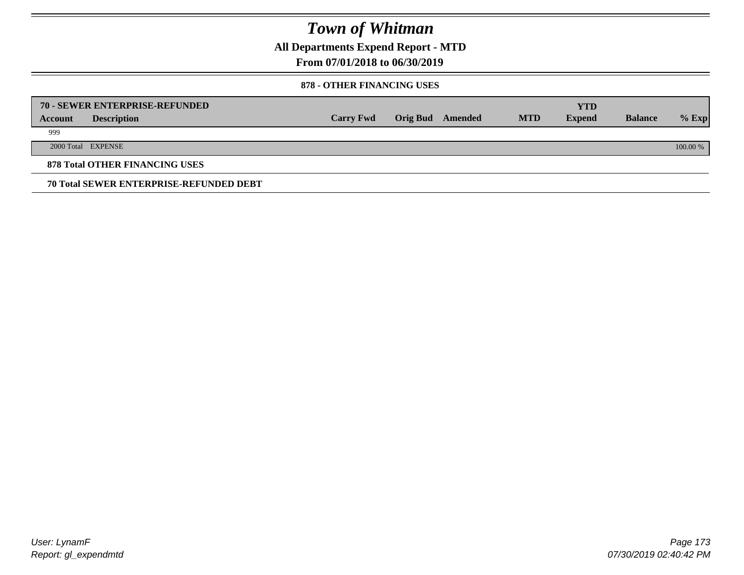# Town of Whitman

## All Departments Expend Report - MTD

### From 07/01/2018 to 06/30/2019

#### 878 - OTHER FINANCING USES

| 70 - SEWER ENTERPRISE-REFUNDED | | | | | | YTD | | |
|---|---|---|---|---|---|---|---|---|
| **Account** | **Description** | **Carry Fwd** | **Orig Bud** | **Amended** | **MTD** | **Expend** | **Balance** | **% Exp** |
| 999 | | | | | | | | |
| 2000 Total | EXPENSE | | | | | | | 100.00 % |

**878 Total OTHER FINANCING USES**

**70 Total SEWER ENTERPRISE-REFUNDED DEBT**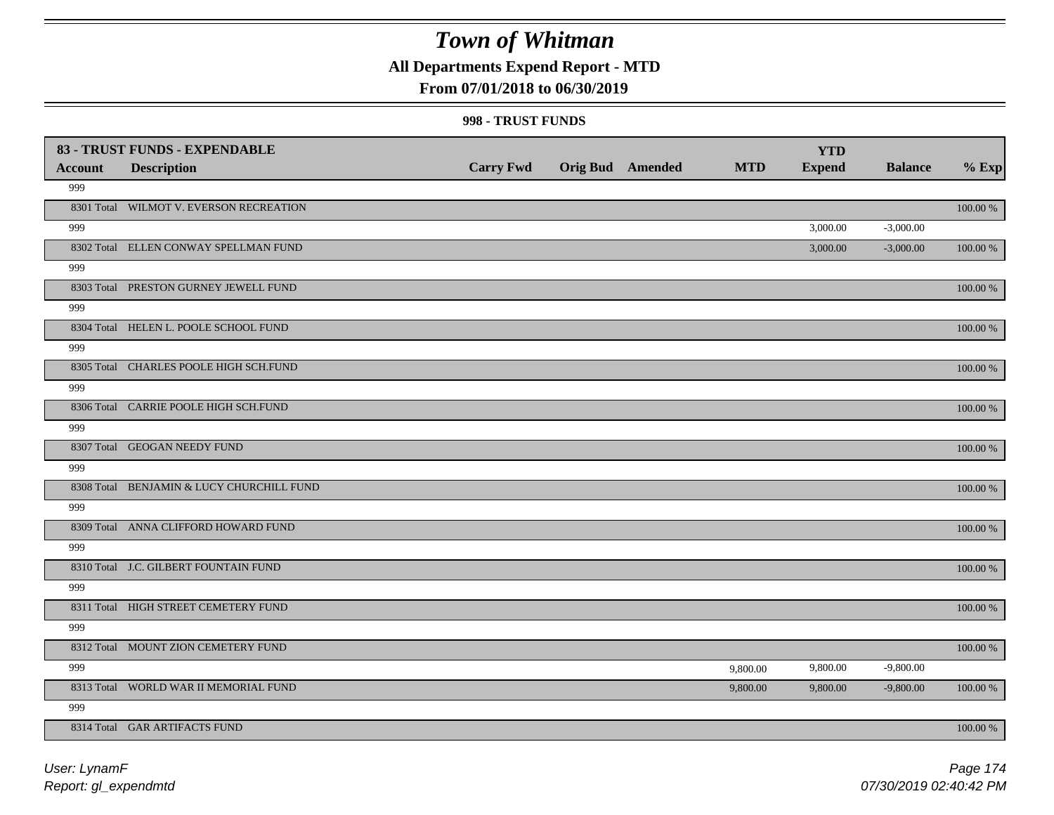# Town of Whitman

**All Departments Expend Report - MTD**

**From 07/01/2018 to 06/30/2019**

**998 - TRUST FUNDS**

| 83 - TRUST FUNDS - EXPENDABLE | | | | | | YTD | | |
|---|---|---|---|---|---|---|---|---|
| **Account** | **Description** | **Carry Fwd** | **Orig Bud** | **Amended** | **MTD** | **Expend** | **Balance** | **% Exp** |
| 999 | | | | | | | | |
| 8301 Total | WILMOT V. EVERSON RECREATION | | | | | | | 100.00 % |
| 999 | | | | | | 3,000.00 | -3,000.00 | |
| 8302 Total | ELLEN CONWAY SPELLMAN FUND | | | | | 3,000.00 | -3,000.00 | 100.00 % |
| 999 | | | | | | | | |
| 8303 Total | PRESTON GURNEY JEWELL FUND | | | | | | | 100.00 % |
| 999 | | | | | | | | |
| 8304 Total | HELEN L. POOLE SCHOOL FUND | | | | | | | 100.00 % |
| 999 | | | | | | | | |
| 8305 Total | CHARLES POOLE HIGH SCH.FUND | | | | | | | 100.00 % |
| 999 | | | | | | | | |
| 8306 Total | CARRIE POOLE HIGH SCH.FUND | | | | | | | 100.00 % |
| 999 | | | | | | | | |
| 8307 Total | GEOGAN NEEDY FUND | | | | | | | 100.00 % |
| 999 | | | | | | | | |
| 8308 Total | BENJAMIN & LUCY CHURCHILL FUND | | | | | | | 100.00 % |
| 999 | | | | | | | | |
| 8309 Total | ANNA CLIFFORD HOWARD FUND | | | | | | | 100.00 % |
| 999 | | | | | | | | |
| 8310 Total | J.C. GILBERT FOUNTAIN FUND | | | | | | | 100.00 % |
| 999 | | | | | | | | |
| 8311 Total | HIGH STREET CEMETERY FUND | | | | | | | 100.00 % |
| 999 | | | | | | | | |
| 8312 Total | MOUNT ZION CEMETERY FUND | | | | | | | 100.00 % |
| 999 | | | | | 9,800.00 | 9,800.00 | -9,800.00 | |
| 8313 Total | WORLD WAR II MEMORIAL FUND | | | | 9,800.00 | 9,800.00 | -9,800.00 | 100.00 % |
| 999 | | | | | | | | |
| 8314 Total | GAR ARTIFACTS FUND | | | | | | | 100.00 % |

*User: LynamF*

*Report: gl_expendmtd*

*07/30/2019 02:40:42 PM*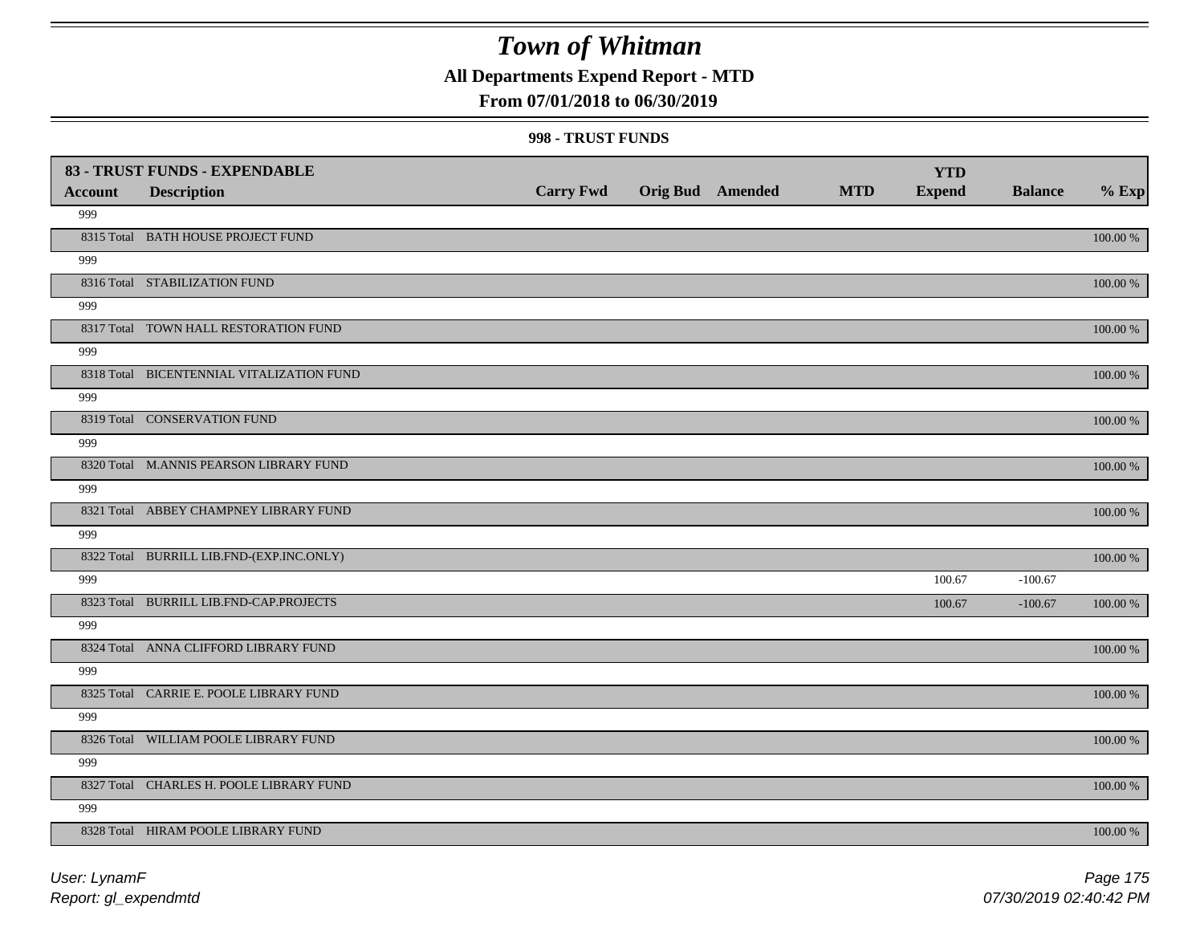# Town of Whitman

## All Departments Expend Report - MTD

### From 07/01/2018 to 06/30/2019

#### 998 - TRUST FUNDS

| 83 - TRUST FUNDS - EXPENDABLE | | | | | | | | |
|---|---|---|---|---|---|---|---|---|
| **Account** | **Description** | **Carry Fwd** | **Orig Bud** | **Amended** | **MTD** | **YTD Expend** | **Balance** | **% Exp** |
| 999 | | | | | | | | |
| 8315 Total | BATH HOUSE PROJECT FUND | | | | | | | 100.00 % |
| 999 | | | | | | | | |
| 8316 Total | STABILIZATION FUND | | | | | | | 100.00 % |
| 999 | | | | | | | | |
| 8317 Total | TOWN HALL RESTORATION FUND | | | | | | | 100.00 % |
| 999 | | | | | | | | |
| 8318 Total | BICENTENNIAL VITALIZATION FUND | | | | | | | 100.00 % |
| 999 | | | | | | | | |
| 8319 Total | CONSERVATION FUND | | | | | | | 100.00 % |
| 999 | | | | | | | | |
| 8320 Total | M.ANNIS PEARSON LIBRARY FUND | | | | | | | 100.00 % |
| 999 | | | | | | | | |
| 8321 Total | ABBEY CHAMPNEY LIBRARY FUND | | | | | | | 100.00 % |
| 999 | | | | | | | | |
| 8322 Total | BURRILL LIB.FND-(EXP.INC.ONLY) | | | | | | | 100.00 % |
| 999 | | | | | | 100.67 | -100.67 | |
| 8323 Total | BURRILL LIB.FND-CAP.PROJECTS | | | | | 100.67 | -100.67 | 100.00 % |
| 999 | | | | | | | | |
| 8324 Total | ANNA CLIFFORD LIBRARY FUND | | | | | | | 100.00 % |
| 999 | | | | | | | | |
| 8325 Total | CARRIE E. POOLE LIBRARY FUND | | | | | | | 100.00 % |
| 999 | | | | | | | | |
| 8326 Total | WILLIAM POOLE LIBRARY FUND | | | | | | | 100.00 % |
| 999 | | | | | | | | |
| 8327 Total | CHARLES H. POOLE LIBRARY FUND | | | | | | | 100.00 % |
| 999 | | | | | | | | |
| 8328 Total | HIRAM POOLE LIBRARY FUND | | | | | | | 100.00 % |

User: LynamF
Report: gl_expendmtd

07/30/2019 02:40:42 PM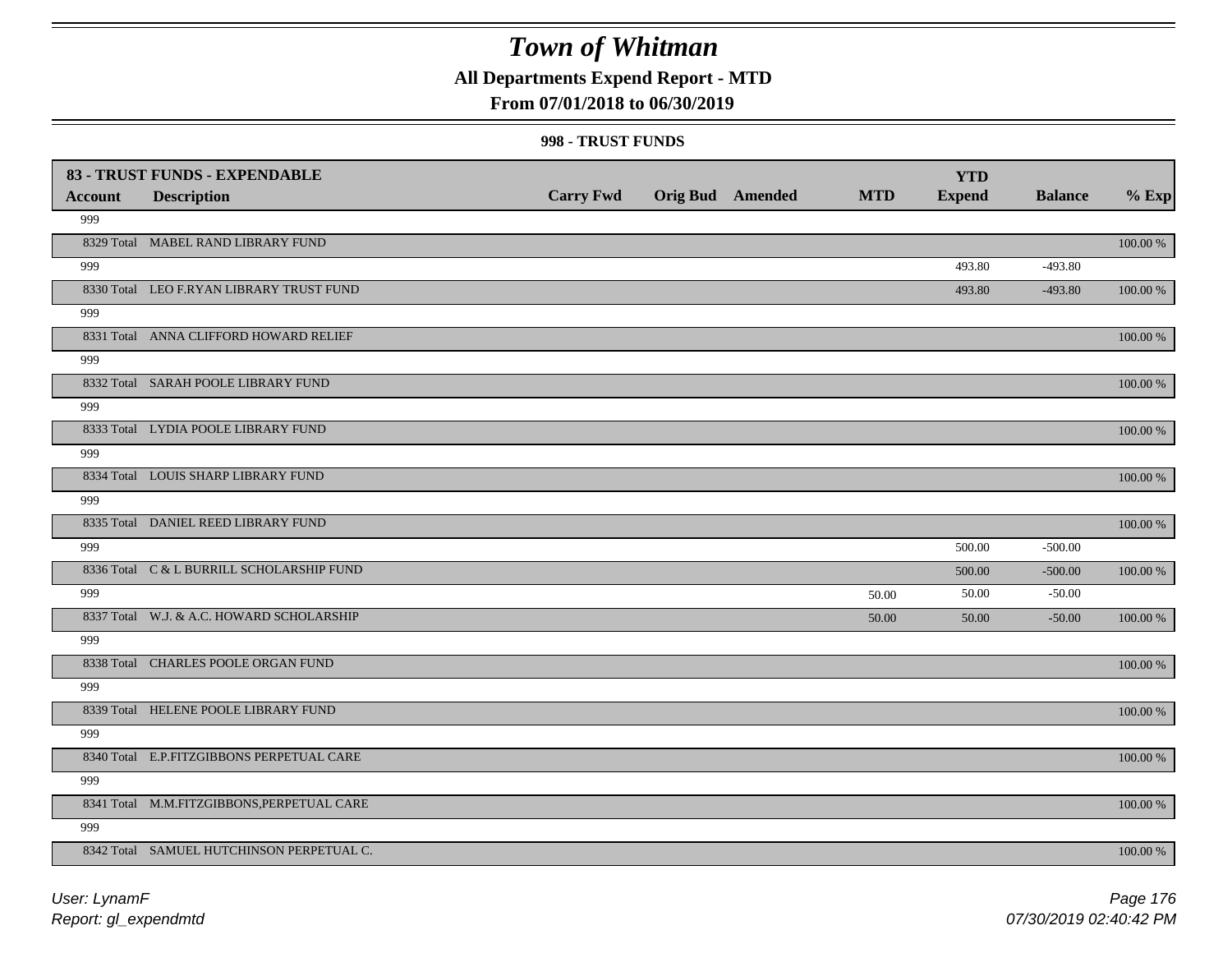# Town of Whitman

## All Departments Expend Report - MTD

### From 07/01/2018 to 06/30/2019

#### 998 - TRUST FUNDS

| 83 - TRUST FUNDS - EXPENDABLE | | | | | | YTD | | |
|---|---|---|---|---|---|---|---|---|
| **Account** | **Description** | **Carry Fwd** | **Orig Bud** | **Amended** | **MTD** | **Expend** | **Balance** | **% Exp** |
| 999 | | | | | | | | |
| 8329 Total | MABEL RAND LIBRARY FUND | | | | | | | 100.00 % |
| 999 | | | | | | 493.80 | -493.80 | |
| 8330 Total | LEO F.RYAN LIBRARY TRUST FUND | | | | | 493.80 | -493.80 | 100.00 % |
| 999 | | | | | | | | |
| 8331 Total | ANNA CLIFFORD HOWARD RELIEF | | | | | | | 100.00 % |
| 999 | | | | | | | | |
| 8332 Total | SARAH POOLE LIBRARY FUND | | | | | | | 100.00 % |
| 999 | | | | | | | | |
| 8333 Total | LYDIA POOLE LIBRARY FUND | | | | | | | 100.00 % |
| 999 | | | | | | | | |
| 8334 Total | LOUIS SHARP LIBRARY FUND | | | | | | | 100.00 % |
| 999 | | | | | | | | |
| 8335 Total | DANIEL REED LIBRARY FUND | | | | | | | 100.00 % |
| 999 | | | | | | 500.00 | -500.00 | |
| 8336 Total | C & L BURRILL SCHOLARSHIP FUND | | | | | 500.00 | -500.00 | 100.00 % |
| 999 | | | | | 50.00 | 50.00 | -50.00 | |
| 8337 Total | W.J. & A.C. HOWARD SCHOLARSHIP | | | | 50.00 | 50.00 | -50.00 | 100.00 % |
| 999 | | | | | | | | |
| 8338 Total | CHARLES POOLE ORGAN FUND | | | | | | | 100.00 % |
| 999 | | | | | | | | |
| 8339 Total | HELENE POOLE LIBRARY FUND | | | | | | | 100.00 % |
| 999 | | | | | | | | |
| 8340 Total | E.P.FITZGIBBONS PERPETUAL CARE | | | | | | | 100.00 % |
| 999 | | | | | | | | |
| 8341 Total | M.M.FITZGIBBONS,PERPETUAL CARE | | | | | | | 100.00 % |
| 999 | | | | | | | | |
| 8342 Total | SAMUEL HUTCHINSON PERPETUAL C. | | | | | | | 100.00 % |

User: LynamF
Report: gl_expendmtd

07/30/2019 02:40:42 PM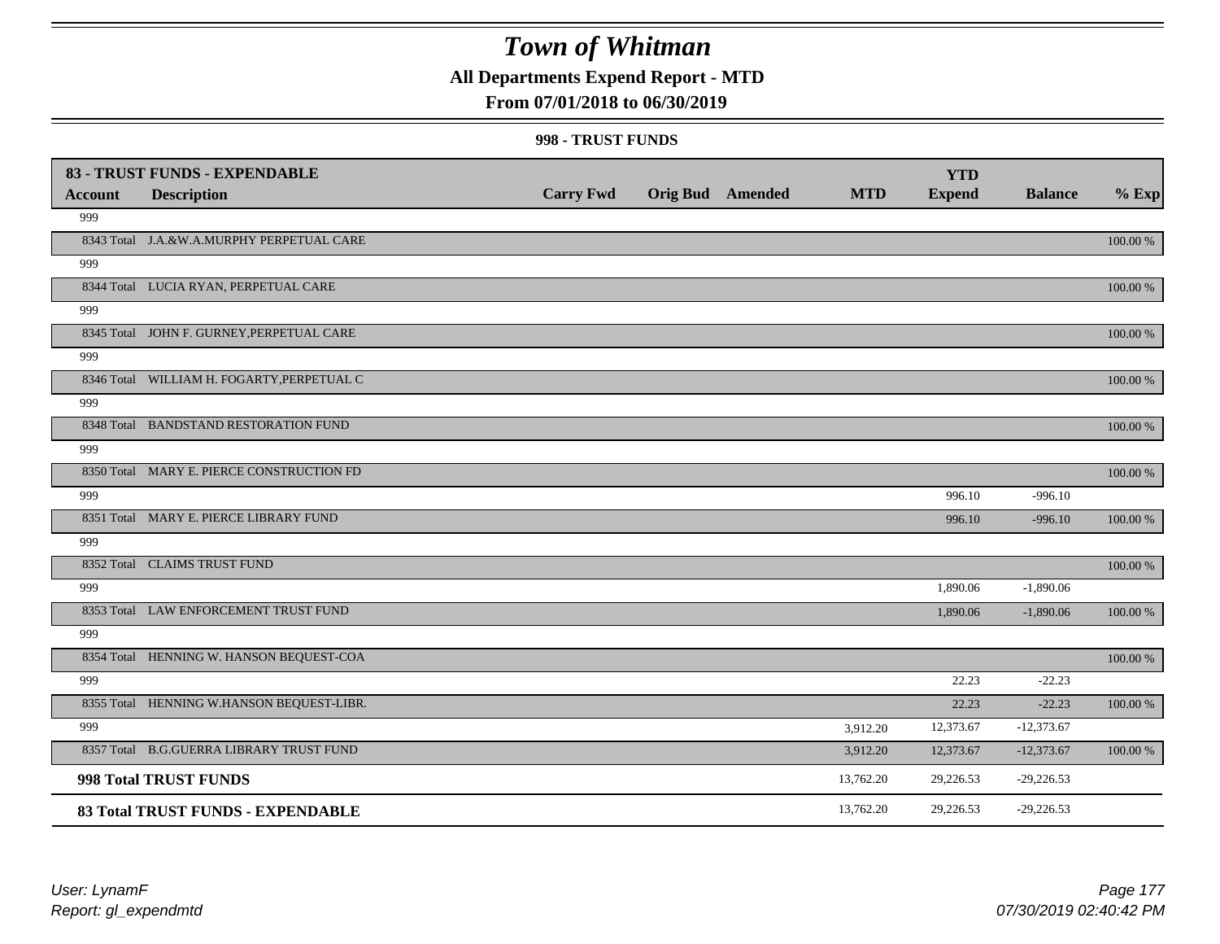# Town of Whitman

**All Departments Expend Report - MTD**

**From 07/01/2018 to 06/30/2019**

**998 - TRUST FUNDS**

| **83 - TRUST FUNDS - EXPENDABLE** | | | | | | | | |
|---|---|---|---|---|---|---|---|---|
| **Account** | **Description** | **Carry Fwd** | **Orig Bud** | **Amended** | **MTD** | **YTD Expend** | **Balance** | **% Exp** |
| 999 | | | | | | | | |
| 8343 Total | J.A.&W.A.MURPHY PERPETUAL CARE | | | | | | | 100.00 % |
| 999 | | | | | | | | |
| 8344 Total | LUCIA RYAN, PERPETUAL CARE | | | | | | | 100.00 % |
| 999 | | | | | | | | |
| 8345 Total | JOHN F. GURNEY,PERPETUAL CARE | | | | | | | 100.00 % |
| 999 | | | | | | | | |
| 8346 Total | WILLIAM H. FOGARTY,PERPETUAL C | | | | | | | 100.00 % |
| 999 | | | | | | | | |
| 8348 Total | BANDSTAND RESTORATION FUND | | | | | | | 100.00 % |
| 999 | | | | | | | | |
| 8350 Total | MARY E. PIERCE CONSTRUCTION FD | | | | | | | 100.00 % |
| 999 | | | | | | 996.10 | -996.10 | |
| 8351 Total | MARY E. PIERCE LIBRARY FUND | | | | | 996.10 | -996.10 | 100.00 % |
| 999 | | | | | | | | |
| 8352 Total | CLAIMS TRUST FUND | | | | | | | 100.00 % |
| 999 | | | | | | 1,890.06 | -1,890.06 | |
| 8353 Total | LAW ENFORCEMENT TRUST FUND | | | | | 1,890.06 | -1,890.06 | 100.00 % |
| 999 | | | | | | | | |
| 8354 Total | HENNING W. HANSON BEQUEST-COA | | | | | | | 100.00 % |
| 999 | | | | | | 22.23 | -22.23 | |
| 8355 Total | HENNING W.HANSON BEQUEST-LIBR. | | | | | 22.23 | -22.23 | 100.00 % |
| 999 | | | | | 3,912.20 | 12,373.67 | -12,373.67 | |
| 8357 Total | B.G.GUERRA LIBRARY TRUST FUND | | | | 3,912.20 | 12,373.67 | -12,373.67 | 100.00 % |
| **998 Total TRUST FUNDS** | | | | | 13,762.20 | 29,226.53 | -29,226.53 | |
| **83 Total TRUST FUNDS - EXPENDABLE** | | | | | 13,762.20 | 29,226.53 | -29,226.53 | |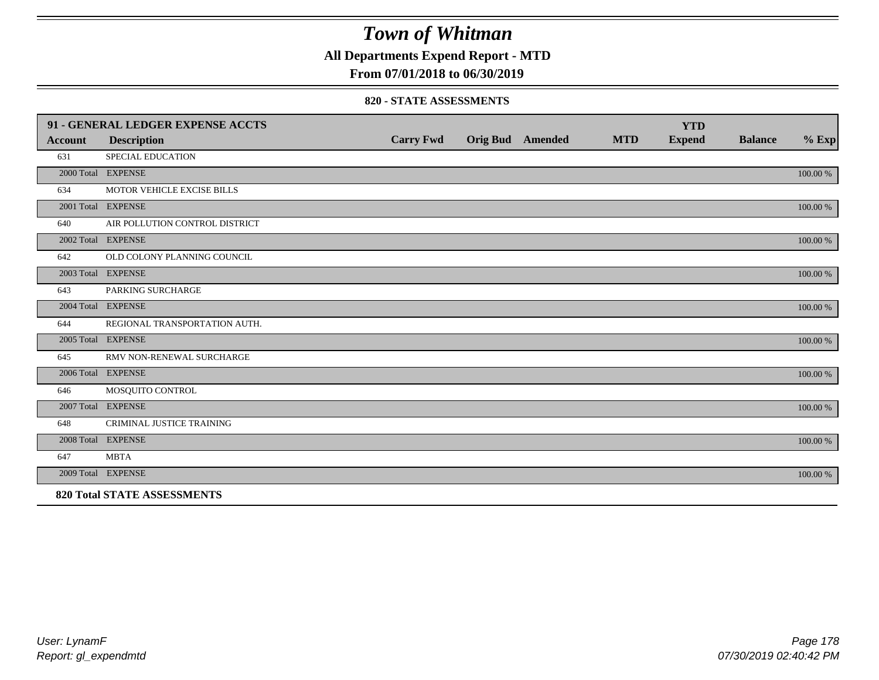# Town of Whitman

## All Departments Expend Report - MTD

### From 07/01/2018 to 06/30/2019

#### 820 - STATE ASSESSMENTS

| 91 - GENERAL LEDGER EXPENSE ACCTS | | | | | | YTD | | |
|---|---|---|---|---|---|---|---|---|
| **Account** | **Description** | **Carry Fwd** | **Orig Bud** | **Amended** | **MTD** | **Expend** | **Balance** | **% Exp** |
| 631 | SPECIAL EDUCATION | | | | | | | |
| 2000 Total | EXPENSE | | | | | | | 100.00 % |
| 634 | MOTOR VEHICLE EXCISE BILLS | | | | | | | |
| 2001 Total | EXPENSE | | | | | | | 100.00 % |
| 640 | AIR POLLUTION CONTROL DISTRICT | | | | | | | |
| 2002 Total | EXPENSE | | | | | | | 100.00 % |
| 642 | OLD COLONY PLANNING COUNCIL | | | | | | | |
| 2003 Total | EXPENSE | | | | | | | 100.00 % |
| 643 | PARKING SURCHARGE | | | | | | | |
| 2004 Total | EXPENSE | | | | | | | 100.00 % |
| 644 | REGIONAL TRANSPORTATION AUTH. | | | | | | | |
| 2005 Total | EXPENSE | | | | | | | 100.00 % |
| 645 | RMV NON-RENEWAL SURCHARGE | | | | | | | |
| 2006 Total | EXPENSE | | | | | | | 100.00 % |
| 646 | MOSQUITO CONTROL | | | | | | | |
| 2007 Total | EXPENSE | | | | | | | 100.00 % |
| 648 | CRIMINAL JUSTICE TRAINING | | | | | | | |
| 2008 Total | EXPENSE | | | | | | | 100.00 % |
| 647 | MBTA | | | | | | | |
| 2009 Total | EXPENSE | | | | | | | 100.00 % |
| **820 Total STATE ASSESSMENTS** | | | | | | | | |

User: LynamF
Report: gl_expendmtd

07/30/2019 02:40:42 PM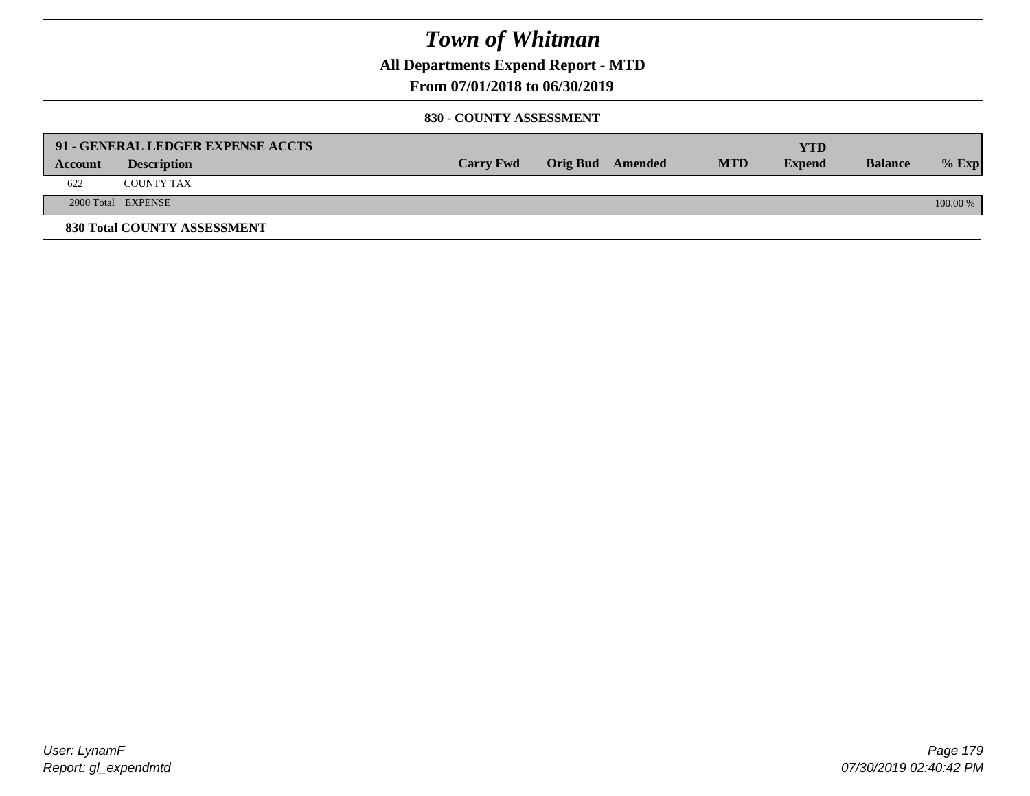# Town of Whitman

## All Departments Expend Report - MTD

### From 07/01/2018 to 06/30/2019

#### 830 - COUNTY ASSESSMENT

| 91 - GENERAL LEDGER EXPENSE ACCTS | | | | | | | | | |
|---|---|---|---|---|---|---|---|---|---|
| **Account** | **Description** | **Carry Fwd** | **Orig Bud** | **Amended** | **MTD** | **YTD Expend** | **Balance** | **% Exp** |
| 622 | COUNTY TAX | | | | | | | |
| 2000 Total | EXPENSE | | | | | | | 100.00 % |

**830 Total COUNTY ASSESSMENT**

User: LynamF
Report: gl_expendmtd

07/30/2019 02:40:42 PM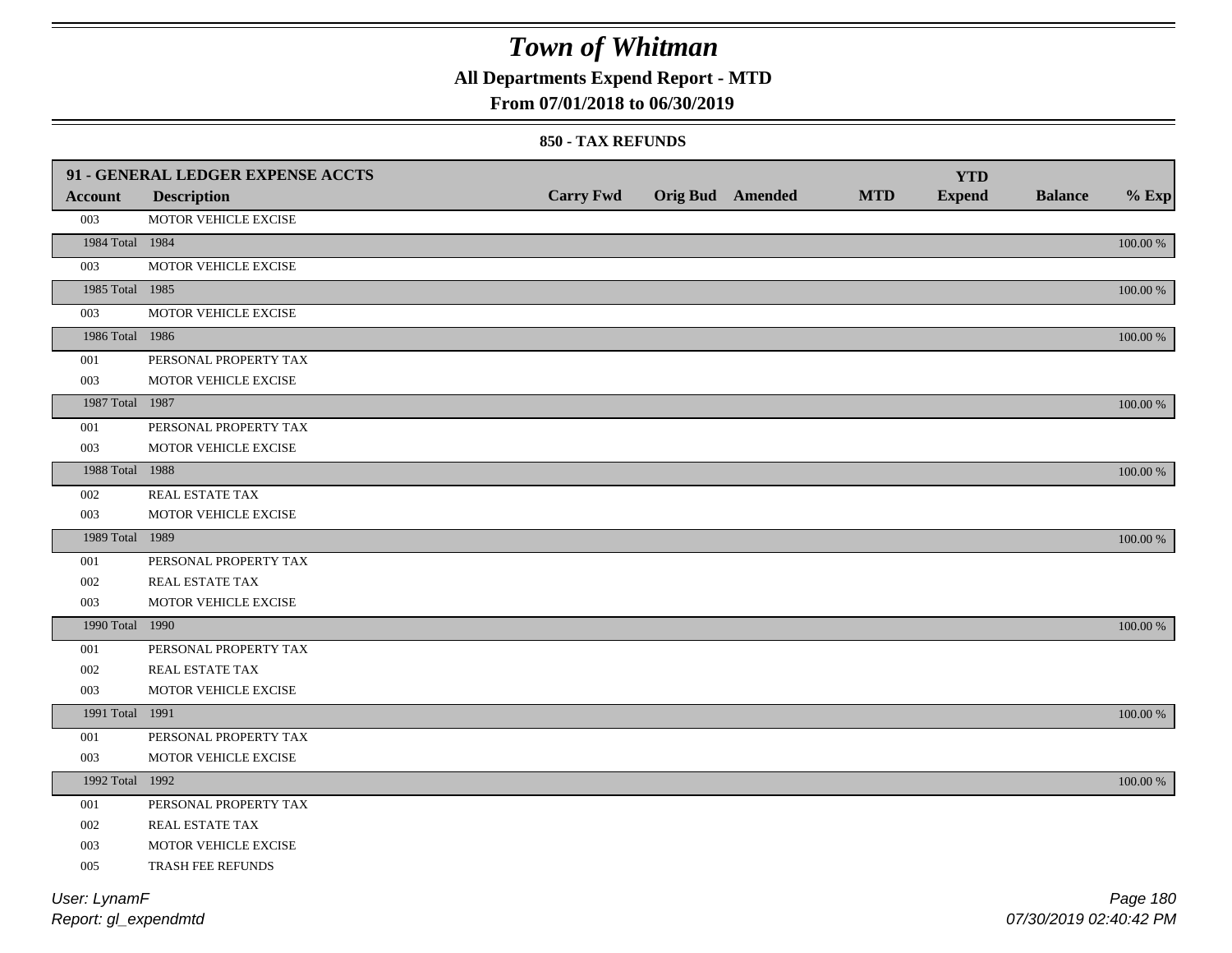# Town of Whitman

## All Departments Expend Report - MTD

### From 07/01/2018 to 06/30/2019

#### 850 - TAX REFUNDS

| 91 - GENERAL LEDGER EXPENSE ACCTS | | | | | | YTD | | |
|---|---|---|---|---|---|---|---|---|
| **Account** | **Description** | **Carry Fwd** | **Orig Bud** | **Amended** | **MTD** | **Expend** | **Balance** | **% Exp** |
| 003 | MOTOR VEHICLE EXCISE | | | | | | | |
| 1984 Total | 1984 | | | | | | | 100.00 % |
| 003 | MOTOR VEHICLE EXCISE | | | | | | | |
| 1985 Total | 1985 | | | | | | | 100.00 % |
| 003 | MOTOR VEHICLE EXCISE | | | | | | | |
| 1986 Total | 1986 | | | | | | | 100.00 % |
| 001 | PERSONAL PROPERTY TAX | | | | | | | |
| 003 | MOTOR VEHICLE EXCISE | | | | | | | |
| 1987 Total | 1987 | | | | | | | 100.00 % |
| 001 | PERSONAL PROPERTY TAX | | | | | | | |
| 003 | MOTOR VEHICLE EXCISE | | | | | | | |
| 1988 Total | 1988 | | | | | | | 100.00 % |
| 002 | REAL ESTATE TAX | | | | | | | |
| 003 | MOTOR VEHICLE EXCISE | | | | | | | |
| 1989 Total | 1989 | | | | | | | 100.00 % |
| 001 | PERSONAL PROPERTY TAX | | | | | | | |
| 002 | REAL ESTATE TAX | | | | | | | |
| 003 | MOTOR VEHICLE EXCISE | | | | | | | |
| 1990 Total | 1990 | | | | | | | 100.00 % |
| 001 | PERSONAL PROPERTY TAX | | | | | | | |
| 002 | REAL ESTATE TAX | | | | | | | |
| 003 | MOTOR VEHICLE EXCISE | | | | | | | |
| 1991 Total | 1991 | | | | | | | 100.00 % |
| 001 | PERSONAL PROPERTY TAX | | | | | | | |
| 003 | MOTOR VEHICLE EXCISE | | | | | | | |
| 1992 Total | 1992 | | | | | | | 100.00 % |
| 001 | PERSONAL PROPERTY TAX | | | | | | | |
| 002 | REAL ESTATE TAX | | | | | | | |
| 003 | MOTOR VEHICLE EXCISE | | | | | | | |
| 005 | TRASH FEE REFUNDS | | | | | | | |

User: LynamF
Report: gl_expendmtd

07/30/2019 02:40:42 PM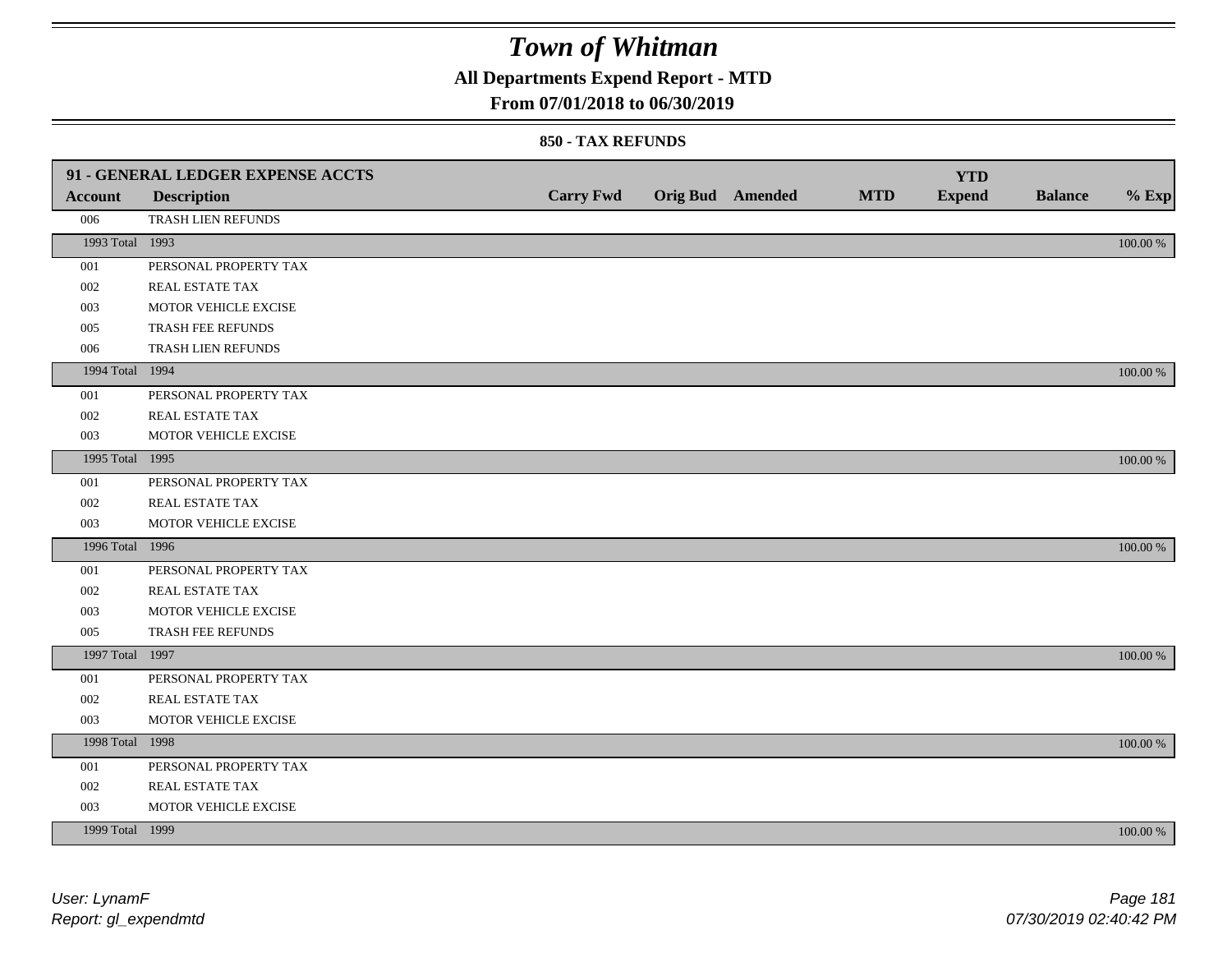# Town of Whitman

## All Departments Expend Report - MTD

### From 07/01/2018 to 06/30/2019

#### 850 - TAX REFUNDS

| 91 - GENERAL LEDGER EXPENSE ACCTS | | | | | | YTD | | |
|---|---|---|---|---|---|---|---|---|
| **Account** | **Description** | **Carry Fwd** | **Orig Bud** | **Amended** | **MTD** | **Expend** | **Balance** | **% Exp** |
| 006 | TRASH LIEN REFUNDS | | | | | | | |
| 1993 Total | 1993 | | | | | | | 100.00 % |
| 001 | PERSONAL PROPERTY TAX | | | | | | | |
| 002 | REAL ESTATE TAX | | | | | | | |
| 003 | MOTOR VEHICLE EXCISE | | | | | | | |
| 005 | TRASH FEE REFUNDS | | | | | | | |
| 006 | TRASH LIEN REFUNDS | | | | | | | |
| 1994 Total | 1994 | | | | | | | 100.00 % |
| 001 | PERSONAL PROPERTY TAX | | | | | | | |
| 002 | REAL ESTATE TAX | | | | | | | |
| 003 | MOTOR VEHICLE EXCISE | | | | | | | |
| 1995 Total | 1995 | | | | | | | 100.00 % |
| 001 | PERSONAL PROPERTY TAX | | | | | | | |
| 002 | REAL ESTATE TAX | | | | | | | |
| 003 | MOTOR VEHICLE EXCISE | | | | | | | |
| 1996 Total | 1996 | | | | | | | 100.00 % |
| 001 | PERSONAL PROPERTY TAX | | | | | | | |
| 002 | REAL ESTATE TAX | | | | | | | |
| 003 | MOTOR VEHICLE EXCISE | | | | | | | |
| 005 | TRASH FEE REFUNDS | | | | | | | |
| 1997 Total | 1997 | | | | | | | 100.00 % |
| 001 | PERSONAL PROPERTY TAX | | | | | | | |
| 002 | REAL ESTATE TAX | | | | | | | |
| 003 | MOTOR VEHICLE EXCISE | | | | | | | |
| 1998 Total | 1998 | | | | | | | 100.00 % |
| 001 | PERSONAL PROPERTY TAX | | | | | | | |
| 002 | REAL ESTATE TAX | | | | | | | |
| 003 | MOTOR VEHICLE EXCISE | | | | | | | |
| 1999 Total | 1999 | | | | | | | 100.00 % |

*User: LynamF*
*Report: gl_expendmtd*

*07/30/2019 02:40:42 PM*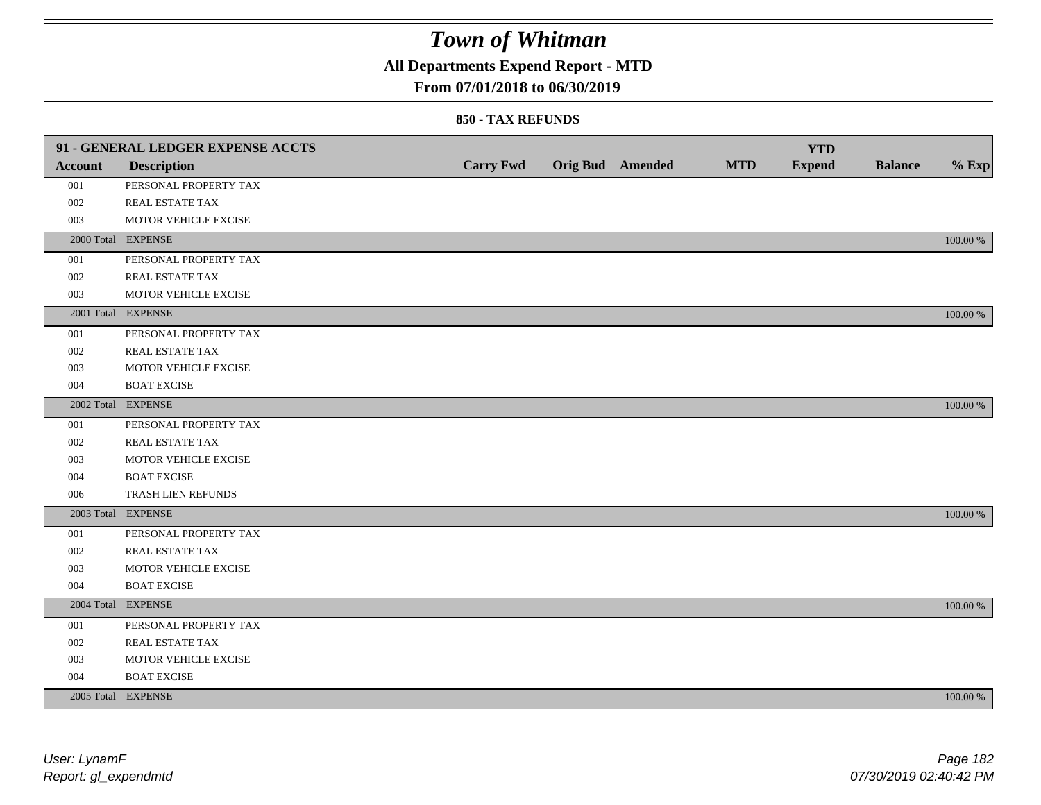# Town of Whitman

## All Departments Expend Report - MTD

### From 07/01/2018 to 06/30/2019

#### 850 - TAX REFUNDS

| 91 - GENERAL LEDGER EXPENSE ACCTS | | | | | | | | |
|---|---|---|---|---|---|---|---|---|
| **Account** | **Description** | **Carry Fwd** | **Orig Bud** | **Amended** | **MTD** | **YTD Expend** | **Balance** | **% Exp** |
| 001 | PERSONAL PROPERTY TAX | | | | | | | |
| 002 | REAL ESTATE TAX | | | | | | | |
| 003 | MOTOR VEHICLE EXCISE | | | | | | | |
| 2000 Total | EXPENSE | | | | | | | 100.00 % |
| 001 | PERSONAL PROPERTY TAX | | | | | | | |
| 002 | REAL ESTATE TAX | | | | | | | |
| 003 | MOTOR VEHICLE EXCISE | | | | | | | |
| 2001 Total | EXPENSE | | | | | | | 100.00 % |
| 001 | PERSONAL PROPERTY TAX | | | | | | | |
| 002 | REAL ESTATE TAX | | | | | | | |
| 003 | MOTOR VEHICLE EXCISE | | | | | | | |
| 004 | BOAT EXCISE | | | | | | | |
| 2002 Total | EXPENSE | | | | | | | 100.00 % |
| 001 | PERSONAL PROPERTY TAX | | | | | | | |
| 002 | REAL ESTATE TAX | | | | | | | |
| 003 | MOTOR VEHICLE EXCISE | | | | | | | |
| 004 | BOAT EXCISE | | | | | | | |
| 006 | TRASH LIEN REFUNDS | | | | | | | |
| 2003 Total | EXPENSE | | | | | | | 100.00 % |
| 001 | PERSONAL PROPERTY TAX | | | | | | | |
| 002 | REAL ESTATE TAX | | | | | | | |
| 003 | MOTOR VEHICLE EXCISE | | | | | | | |
| 004 | BOAT EXCISE | | | | | | | |
| 2004 Total | EXPENSE | | | | | | | 100.00 % |
| 001 | PERSONAL PROPERTY TAX | | | | | | | |
| 002 | REAL ESTATE TAX | | | | | | | |
| 003 | MOTOR VEHICLE EXCISE | | | | | | | |
| 004 | BOAT EXCISE | | | | | | | |
| 2005 Total | EXPENSE | | | | | | | 100.00 % |

*User: LynamF*
*Report: gl_expendmtd*

*07/30/2019 02:40:42 PM*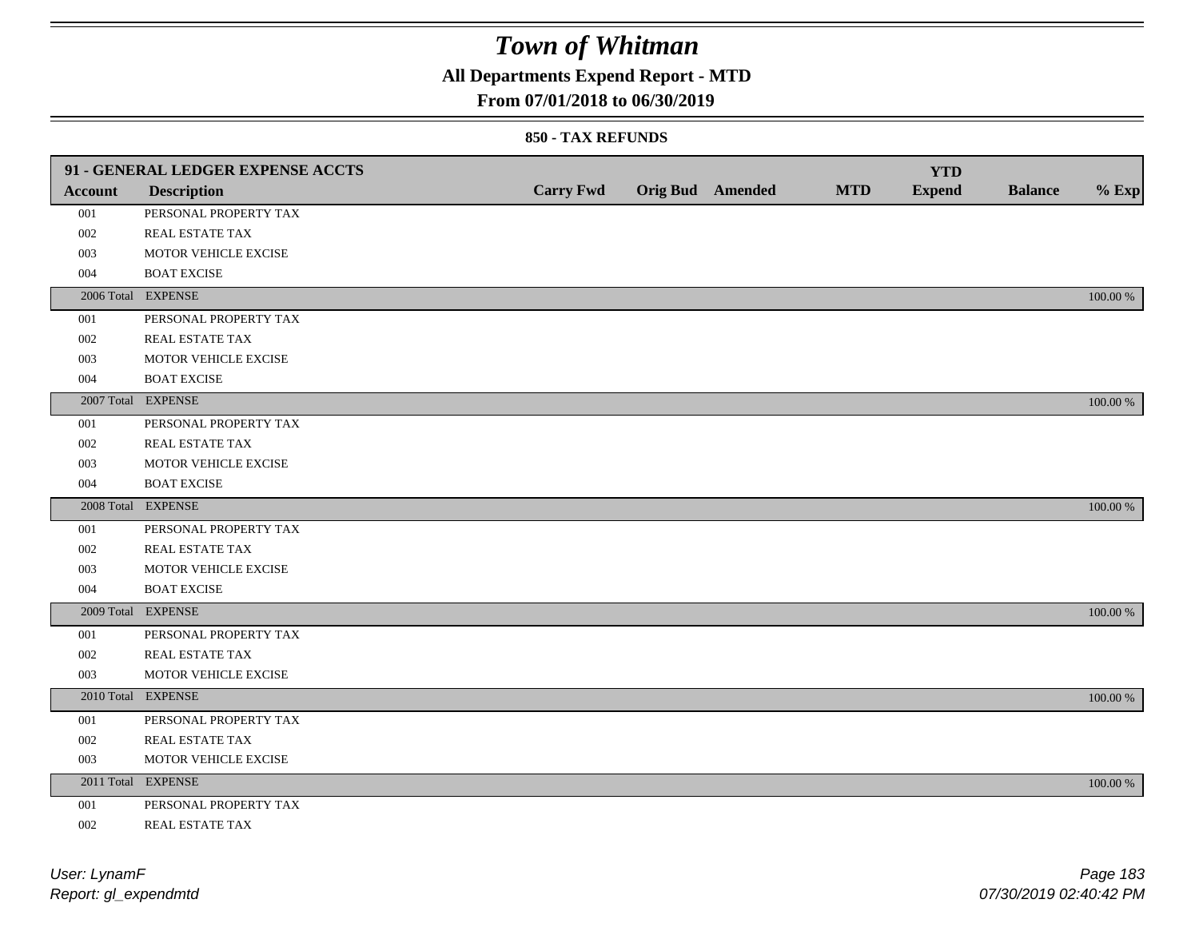# Town of Whitman

## All Departments Expend Report - MTD

### From 07/01/2018 to 06/30/2019

#### 850 - TAX REFUNDS

| 91 - GENERAL LEDGER EXPENSE ACCTS | | | | | | YTD | | |
|---|---|---|---|---|---|---|---|---|
| **Account** | **Description** | **Carry Fwd** | **Orig Bud** | **Amended** | **MTD** | **Expend** | **Balance** | **% Exp** |
| 001 | PERSONAL PROPERTY TAX | | | | | | | |
| 002 | REAL ESTATE TAX | | | | | | | |
| 003 | MOTOR VEHICLE EXCISE | | | | | | | |
| 004 | BOAT EXCISE | | | | | | | |
| 2006 Total | EXPENSE | | | | | | | 100.00 % |
| 001 | PERSONAL PROPERTY TAX | | | | | | | |
| 002 | REAL ESTATE TAX | | | | | | | |
| 003 | MOTOR VEHICLE EXCISE | | | | | | | |
| 004 | BOAT EXCISE | | | | | | | |
| 2007 Total | EXPENSE | | | | | | | 100.00 % |
| 001 | PERSONAL PROPERTY TAX | | | | | | | |
| 002 | REAL ESTATE TAX | | | | | | | |
| 003 | MOTOR VEHICLE EXCISE | | | | | | | |
| 004 | BOAT EXCISE | | | | | | | |
| 2008 Total | EXPENSE | | | | | | | 100.00 % |
| 001 | PERSONAL PROPERTY TAX | | | | | | | |
| 002 | REAL ESTATE TAX | | | | | | | |
| 003 | MOTOR VEHICLE EXCISE | | | | | | | |
| 004 | BOAT EXCISE | | | | | | | |
| 2009 Total | EXPENSE | | | | | | | 100.00 % |
| 001 | PERSONAL PROPERTY TAX | | | | | | | |
| 002 | REAL ESTATE TAX | | | | | | | |
| 003 | MOTOR VEHICLE EXCISE | | | | | | | |
| 2010 Total | EXPENSE | | | | | | | 100.00 % |
| 001 | PERSONAL PROPERTY TAX | | | | | | | |
| 002 | REAL ESTATE TAX | | | | | | | |
| 003 | MOTOR VEHICLE EXCISE | | | | | | | |
| 2011 Total | EXPENSE | | | | | | | 100.00 % |
| 001 | PERSONAL PROPERTY TAX | | | | | | | |
| 002 | REAL ESTATE TAX | | | | | | | |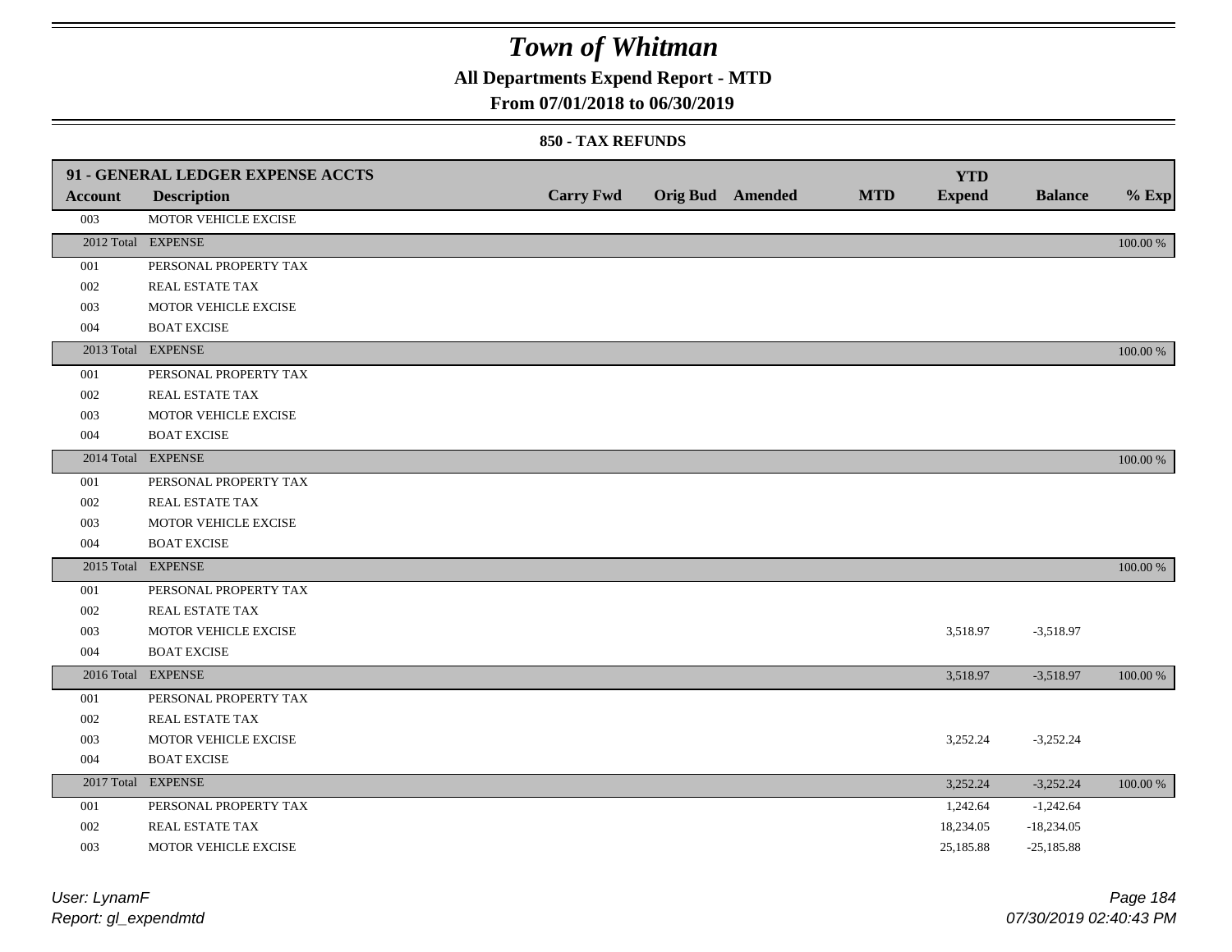# Town of Whitman

**All Departments Expend Report - MTD**

**From 07/01/2018 to 06/30/2019**

**850 - TAX REFUNDS**

| 91 - GENERAL LEDGER EXPENSE ACCTS | | | | | | | | |
|---|---|---|---|---|---|---|---|---|
| **Account** | **Description** | **Carry Fwd** | **Orig Bud** | **Amended** | **MTD** | **YTD Expend** | **Balance** | **% Exp** |
| 003 | MOTOR VEHICLE EXCISE | | | | | | | |
| 2012 Total | EXPENSE | | | | | | | 100.00 % |
| 001 | PERSONAL PROPERTY TAX | | | | | | | |
| 002 | REAL ESTATE TAX | | | | | | | |
| 003 | MOTOR VEHICLE EXCISE | | | | | | | |
| 004 | BOAT EXCISE | | | | | | | |
| 2013 Total | EXPENSE | | | | | | | 100.00 % |
| 001 | PERSONAL PROPERTY TAX | | | | | | | |
| 002 | REAL ESTATE TAX | | | | | | | |
| 003 | MOTOR VEHICLE EXCISE | | | | | | | |
| 004 | BOAT EXCISE | | | | | | | |
| 2014 Total | EXPENSE | | | | | | | 100.00 % |
| 001 | PERSONAL PROPERTY TAX | | | | | | | |
| 002 | REAL ESTATE TAX | | | | | | | |
| 003 | MOTOR VEHICLE EXCISE | | | | | | | |
| 004 | BOAT EXCISE | | | | | | | |
| 2015 Total | EXPENSE | | | | | | | 100.00 % |
| 001 | PERSONAL PROPERTY TAX | | | | | | | |
| 002 | REAL ESTATE TAX | | | | | | | |
| 003 | MOTOR VEHICLE EXCISE | | | | | 3,518.97 | -3,518.97 | |
| 004 | BOAT EXCISE | | | | | | | |
| 2016 Total | EXPENSE | | | | | 3,518.97 | -3,518.97 | 100.00 % |
| 001 | PERSONAL PROPERTY TAX | | | | | | | |
| 002 | REAL ESTATE TAX | | | | | | | |
| 003 | MOTOR VEHICLE EXCISE | | | | | 3,252.24 | -3,252.24 | |
| 004 | BOAT EXCISE | | | | | | | |
| 2017 Total | EXPENSE | | | | | 3,252.24 | -3,252.24 | 100.00 % |
| 001 | PERSONAL PROPERTY TAX | | | | | 1,242.64 | -1,242.64 | |
| 002 | REAL ESTATE TAX | | | | | 18,234.05 | -18,234.05 | |
| 003 | MOTOR VEHICLE EXCISE | | | | | 25,185.88 | -25,185.88 | |

User: LynamF
Report: gl_expendmtd

07/30/2019 02:40:43 PM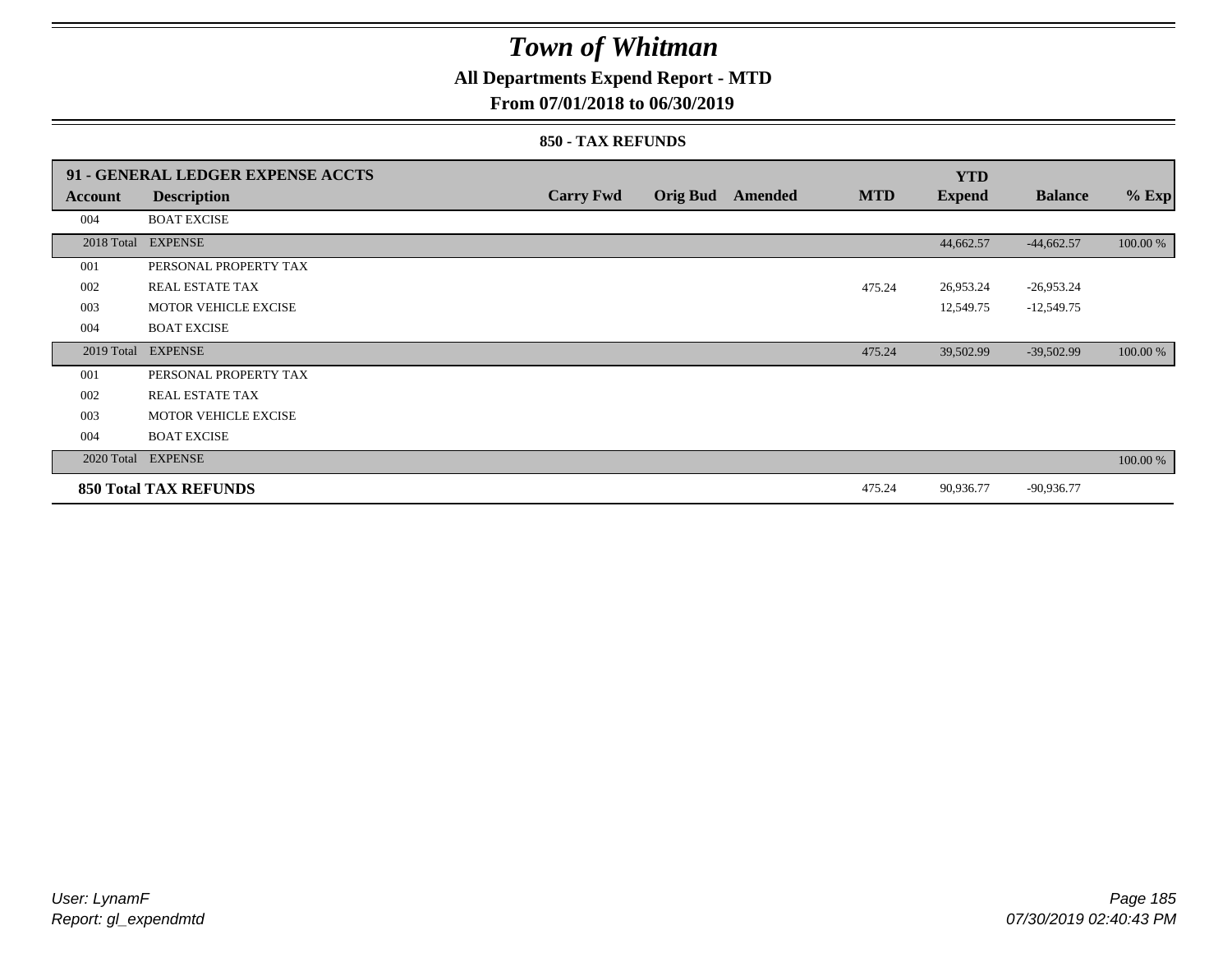# Town of Whitman

## All Departments Expend Report - MTD

### From 07/01/2018 to 06/30/2019

#### 850 - TAX REFUNDS

| 91 - GENERAL LEDGER EXPENSE ACCTS | | | | | | YTD | | |
|---|---|---|---|---|---|---|---|---|
| Account | Description | Carry Fwd | Orig Bud | Amended | MTD | Expend | Balance | % Exp |
| 004 | BOAT EXCISE | | | | | | | |
| 2018 Total | EXPENSE | | | | | 44,662.57 | -44,662.57 | 100.00 % |
| 001 | PERSONAL PROPERTY TAX | | | | | | | |
| 002 | REAL ESTATE TAX | | | | 475.24 | 26,953.24 | -26,953.24 | |
| 003 | MOTOR VEHICLE EXCISE | | | | | 12,549.75 | -12,549.75 | |
| 004 | BOAT EXCISE | | | | | | | |
| 2019 Total | EXPENSE | | | | 475.24 | 39,502.99 | -39,502.99 | 100.00 % |
| 001 | PERSONAL PROPERTY TAX | | | | | | | |
| 002 | REAL ESTATE TAX | | | | | | | |
| 003 | MOTOR VEHICLE EXCISE | | | | | | | |
| 004 | BOAT EXCISE | | | | | | | |
| 2020 Total | EXPENSE | | | | | | | 100.00 % |
| **850 Total TAX REFUNDS** | | | | | 475.24 | 90,936.77 | -90,936.77 | |

User: LynamF
Report: gl_expendmtd

07/30/2019 02:40:43 PM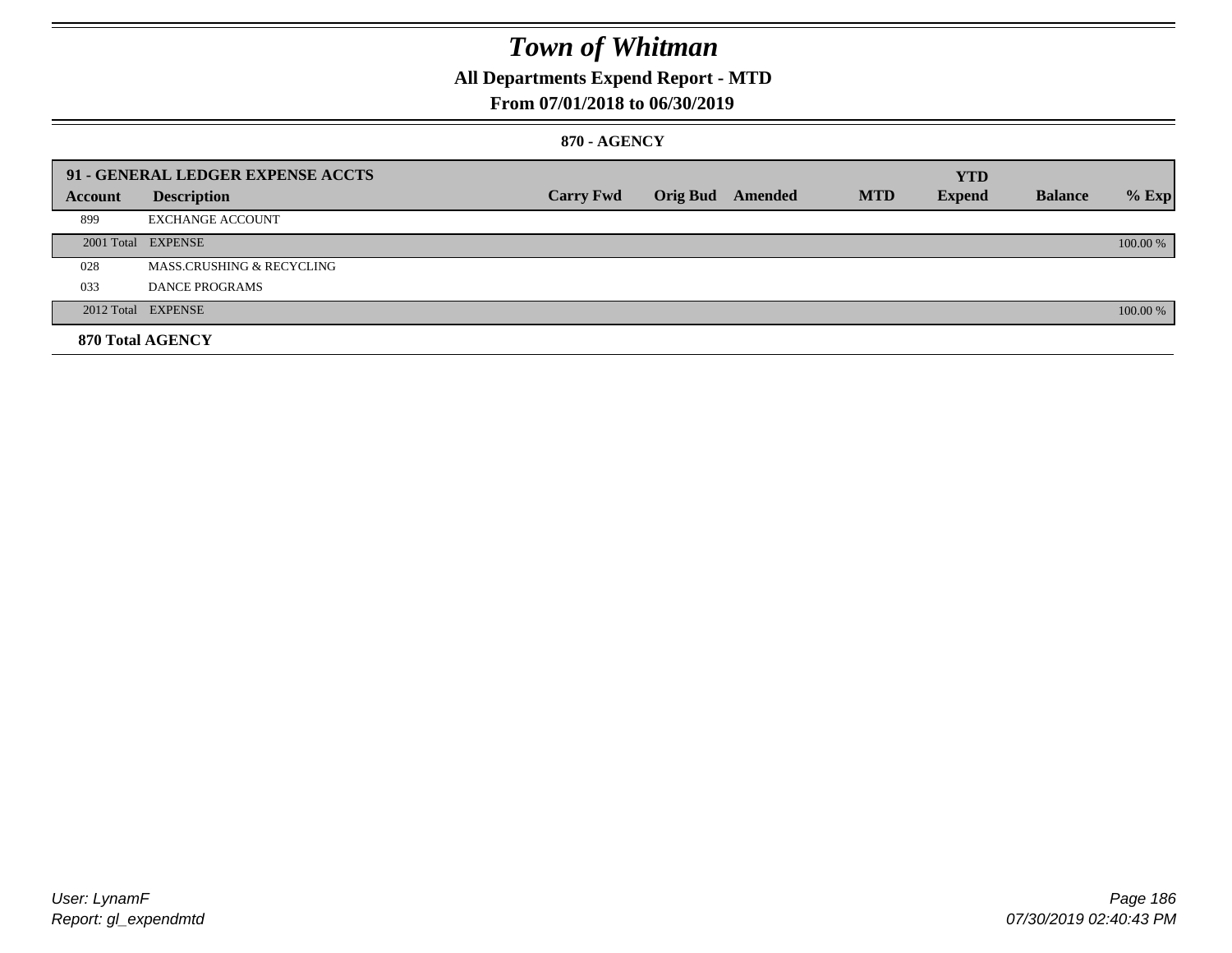# Town of Whitman

## All Departments Expend Report - MTD

## From 07/01/2018 to 06/30/2019

### 870 - AGENCY

| 91 - GENERAL LEDGER EXPENSE ACCTS | | | | | | YTD | | |
|---|---|---|---|---|---|---|---|---|
| **Account** | **Description** | **Carry Fwd** | **Orig Bud** | **Amended** | **MTD** | **Expend** | **Balance** | **% Exp** |
| 899 | EXCHANGE ACCOUNT | | | | | | | |
| 2001 Total | EXPENSE | | | | | | | 100.00 % |
| 028 | MASS.CRUSHING & RECYCLING | | | | | | | |
| 033 | DANCE PROGRAMS | | | | | | | |
| 2012 Total | EXPENSE | | | | | | | 100.00 % |
| **870 Total AGENCY** | | | | | | | | |

User: LynamF
Report: gl_expendmtd

07/30/2019 02:40:43 PM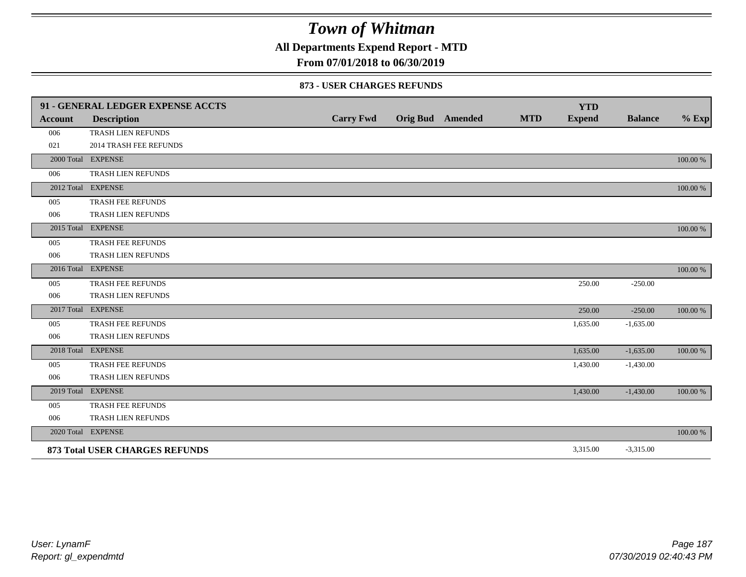# Town of Whitman

**All Departments Expend Report - MTD**

**From 07/01/2018 to 06/30/2019**

### 873 - USER CHARGES REFUNDS

| 91 - GENERAL LEDGER EXPENSE ACCTS | | | | | | | | |
|---|---|---|---|---|---|---|---|---|
| **Account** | **Description** | **Carry Fwd** | **Orig Bud** | **Amended** | **MTD** | **YTD Expend** | **Balance** | **% Exp** |
| 006 | TRASH LIEN REFUNDS | | | | | | | |
| 021 | 2014 TRASH FEE REFUNDS | | | | | | | |
| 2000 Total | EXPENSE | | | | | | | 100.00 % |
| 006 | TRASH LIEN REFUNDS | | | | | | | |
| 2012 Total | EXPENSE | | | | | | | 100.00 % |
| 005 | TRASH FEE REFUNDS | | | | | | | |
| 006 | TRASH LIEN REFUNDS | | | | | | | |
| 2015 Total | EXPENSE | | | | | | | 100.00 % |
| 005 | TRASH FEE REFUNDS | | | | | | | |
| 006 | TRASH LIEN REFUNDS | | | | | | | |
| 2016 Total | EXPENSE | | | | | | | 100.00 % |
| 005 | TRASH FEE REFUNDS | | | | | 250.00 | -250.00 | |
| 006 | TRASH LIEN REFUNDS | | | | | | | |
| 2017 Total | EXPENSE | | | | | 250.00 | -250.00 | 100.00 % |
| 005 | TRASH FEE REFUNDS | | | | | 1,635.00 | -1,635.00 | |
| 006 | TRASH LIEN REFUNDS | | | | | | | |
| 2018 Total | EXPENSE | | | | | 1,635.00 | -1,635.00 | 100.00 % |
| 005 | TRASH FEE REFUNDS | | | | | 1,430.00 | -1,430.00 | |
| 006 | TRASH LIEN REFUNDS | | | | | | | |
| 2019 Total | EXPENSE | | | | | 1,430.00 | -1,430.00 | 100.00 % |
| 005 | TRASH FEE REFUNDS | | | | | | | |
| 006 | TRASH LIEN REFUNDS | | | | | | | |
| 2020 Total | EXPENSE | | | | | | | 100.00 % |
| **873 Total USER CHARGES REFUNDS** | | | | | | 3,315.00 | -3,315.00 | |

*User: LynamF*
*Report: gl_expendmtd*

*07/30/2019 02:40:43 PM*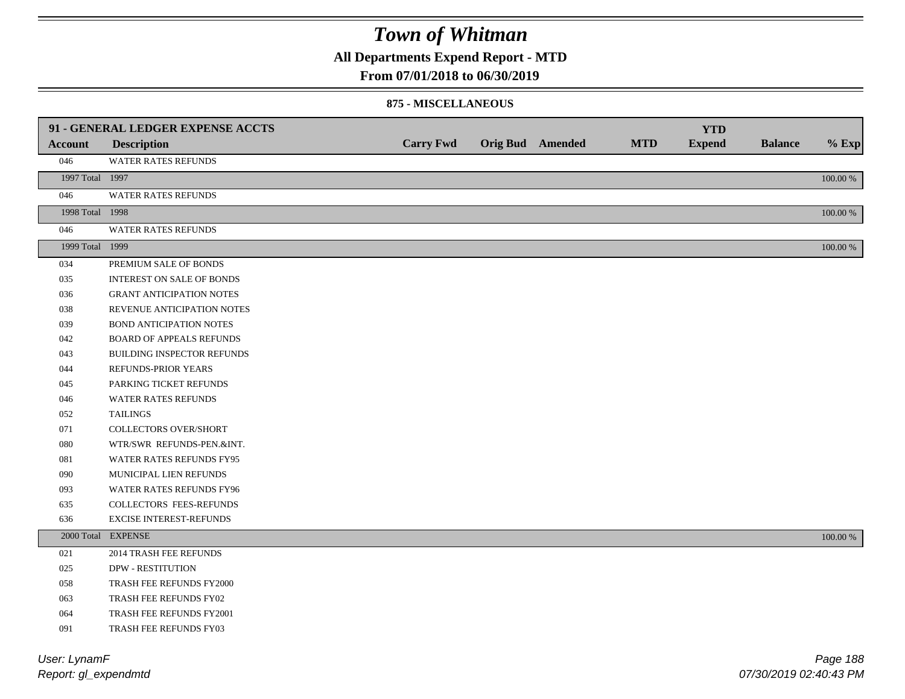# Town of Whitman

## All Departments Expend Report - MTD

### From 07/01/2018 to 06/30/2019

#### 875 - MISCELLANEOUS

| 91 - GENERAL LEDGER EXPENSE ACCTS | | | | | | | | |
|---|---|---|---|---|---|---|---|---|
| **Account** | **Description** | **Carry Fwd** | **Orig Bud** | **Amended** | **MTD** | **YTD Expend** | **Balance** | **% Exp** |
| 046 | WATER RATES REFUNDS | | | | | | | |
| 1997 Total | 1997 | | | | | | | 100.00 % |
| 046 | WATER RATES REFUNDS | | | | | | | |
| 1998 Total | 1998 | | | | | | | 100.00 % |
| 046 | WATER RATES REFUNDS | | | | | | | |
| 1999 Total | 1999 | | | | | | | 100.00 % |
| 034 | PREMIUM SALE OF BONDS | | | | | | | |
| 035 | INTEREST ON SALE OF BONDS | | | | | | | |
| 036 | GRANT ANTICIPATION NOTES | | | | | | | |
| 038 | REVENUE ANTICIPATION NOTES | | | | | | | |
| 039 | BOND ANTICIPATION NOTES | | | | | | | |
| 042 | BOARD OF APPEALS REFUNDS | | | | | | | |
| 043 | BUILDING INSPECTOR REFUNDS | | | | | | | |
| 044 | REFUNDS-PRIOR YEARS | | | | | | | |
| 045 | PARKING TICKET REFUNDS | | | | | | | |
| 046 | WATER RATES REFUNDS | | | | | | | |
| 052 | TAILINGS | | | | | | | |
| 071 | COLLECTORS OVER/SHORT | | | | | | | |
| 080 | WTR/SWR REFUNDS-PEN.&INT. | | | | | | | |
| 081 | WATER RATES REFUNDS FY95 | | | | | | | |
| 090 | MUNICIPAL LIEN REFUNDS | | | | | | | |
| 093 | WATER RATES REFUNDS FY96 | | | | | | | |
| 635 | COLLECTORS FEES-REFUNDS | | | | | | | |
| 636 | EXCISE INTEREST-REFUNDS | | | | | | | |
| 2000 Total | EXPENSE | | | | | | | 100.00 % |
| 021 | 2014 TRASH FEE REFUNDS | | | | | | | |
| 025 | DPW - RESTITUTION | | | | | | | |
| 058 | TRASH FEE REFUNDS FY2000 | | | | | | | |
| 063 | TRASH FEE REFUNDS FY02 | | | | | | | |
| 064 | TRASH FEE REFUNDS FY2001 | | | | | | | |
| 091 | TRASH FEE REFUNDS FY03 | | | | | | | |

*User: LynamF*
*Report: gl_expendmtd*

*07/30/2019 02:40:43 PM*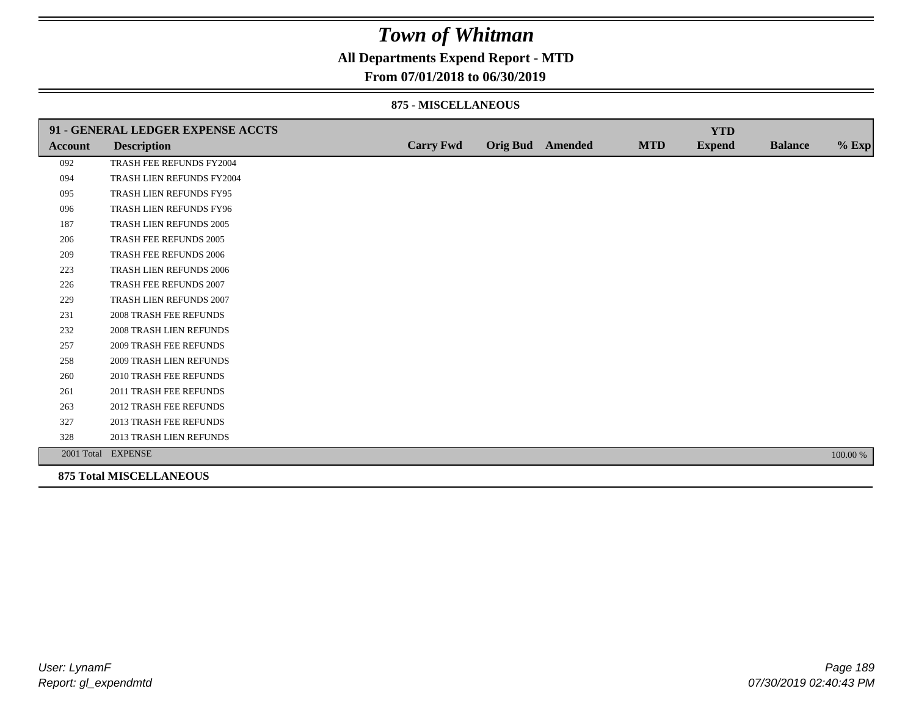# Town of Whitman

## All Departments Expend Report - MTD

### From 07/01/2018 to 06/30/2019

#### 875 - MISCELLANEOUS

| 91 - GENERAL LEDGER EXPENSE ACCTS | | | | | | YTD | | |
|---|---|---|---|---|---|---|---|---|
| **Account** | **Description** | **Carry Fwd** | **Orig Bud** | **Amended** | **MTD** | **Expend** | **Balance** | **% Exp** |
| 092 | TRASH FEE REFUNDS FY2004 | | | | | | | |
| 094 | TRASH LIEN REFUNDS FY2004 | | | | | | | |
| 095 | TRASH LIEN REFUNDS FY95 | | | | | | | |
| 096 | TRASH LIEN REFUNDS FY96 | | | | | | | |
| 187 | TRASH LIEN REFUNDS 2005 | | | | | | | |
| 206 | TRASH FEE REFUNDS 2005 | | | | | | | |
| 209 | TRASH FEE REFUNDS 2006 | | | | | | | |
| 223 | TRASH LIEN REFUNDS 2006 | | | | | | | |
| 226 | TRASH FEE REFUNDS 2007 | | | | | | | |
| 229 | TRASH LIEN REFUNDS 2007 | | | | | | | |
| 231 | 2008 TRASH FEE REFUNDS | | | | | | | |
| 232 | 2008 TRASH LIEN REFUNDS | | | | | | | |
| 257 | 2009 TRASH FEE REFUNDS | | | | | | | |
| 258 | 2009 TRASH LIEN REFUNDS | | | | | | | |
| 260 | 2010 TRASH FEE REFUNDS | | | | | | | |
| 261 | 2011 TRASH FEE REFUNDS | | | | | | | |
| 263 | 2012 TRASH FEE REFUNDS | | | | | | | |
| 327 | 2013 TRASH FEE REFUNDS | | | | | | | |
| 328 | 2013 TRASH LIEN REFUNDS | | | | | | | |
| 2001 Total | EXPENSE | | | | | | | 100.00 % |

**875 Total MISCELLANEOUS**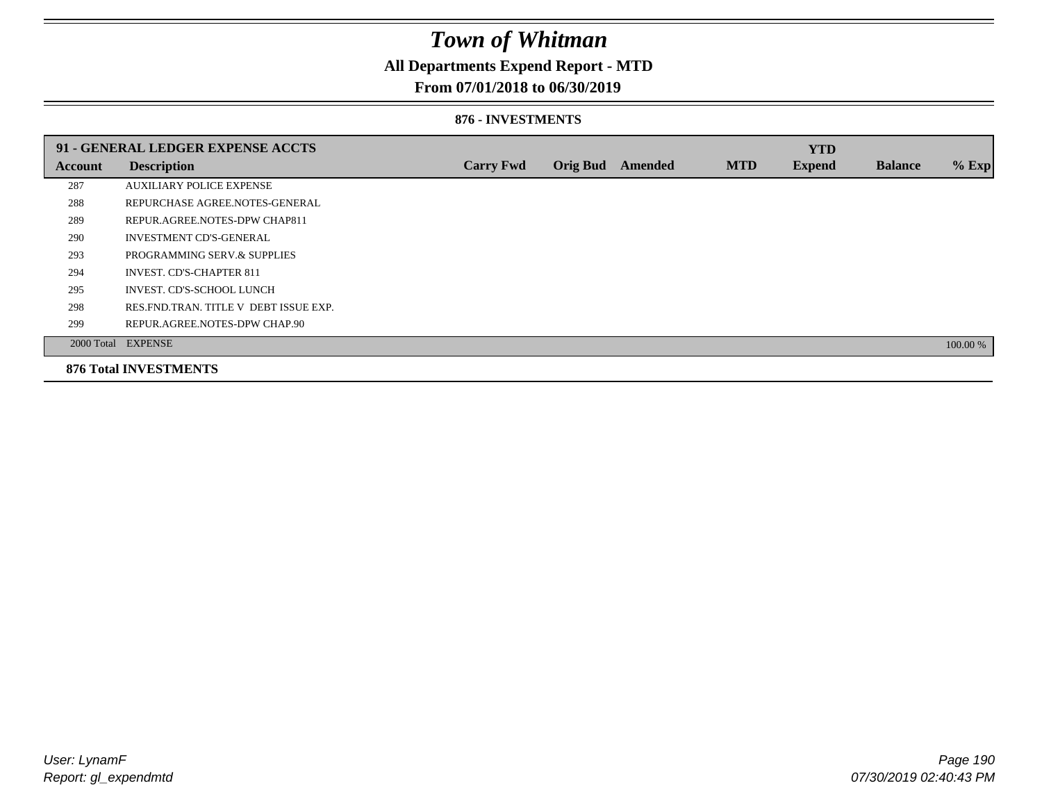# Town of Whitman

## All Departments Expend Report - MTD

### From 07/01/2018 to 06/30/2019

#### 876 - INVESTMENTS

| Account | Description | Carry Fwd | Orig Bud | Amended | MTD | YTD Expend | Balance | % Exp |
|---|---|---|---|---|---|---|---|---|
| **91 - GENERAL LEDGER EXPENSE ACCTS** | | | | | | | | |
| 287 | AUXILIARY POLICE EXPENSE | | | | | | | |
| 288 | REPURCHASE AGREE.NOTES-GENERAL | | | | | | | |
| 289 | REPUR.AGREE.NOTES-DPW CHAP811 | | | | | | | |
| 290 | INVESTMENT CD'S-GENERAL | | | | | | | |
| 293 | PROGRAMMING SERV.& SUPPLIES | | | | | | | |
| 294 | INVEST. CD'S-CHAPTER 811 | | | | | | | |
| 295 | INVEST. CD'S-SCHOOL LUNCH | | | | | | | |
| 298 | RES.FND.TRAN. TITLE V DEBT ISSUE EXP. | | | | | | | |
| 299 | REPUR.AGREE.NOTES-DPW CHAP.90 | | | | | | | |
| 2000 Total | EXPENSE | | | | | | | 100.00 % |
| **876 Total INVESTMENTS** | | | | | | | | |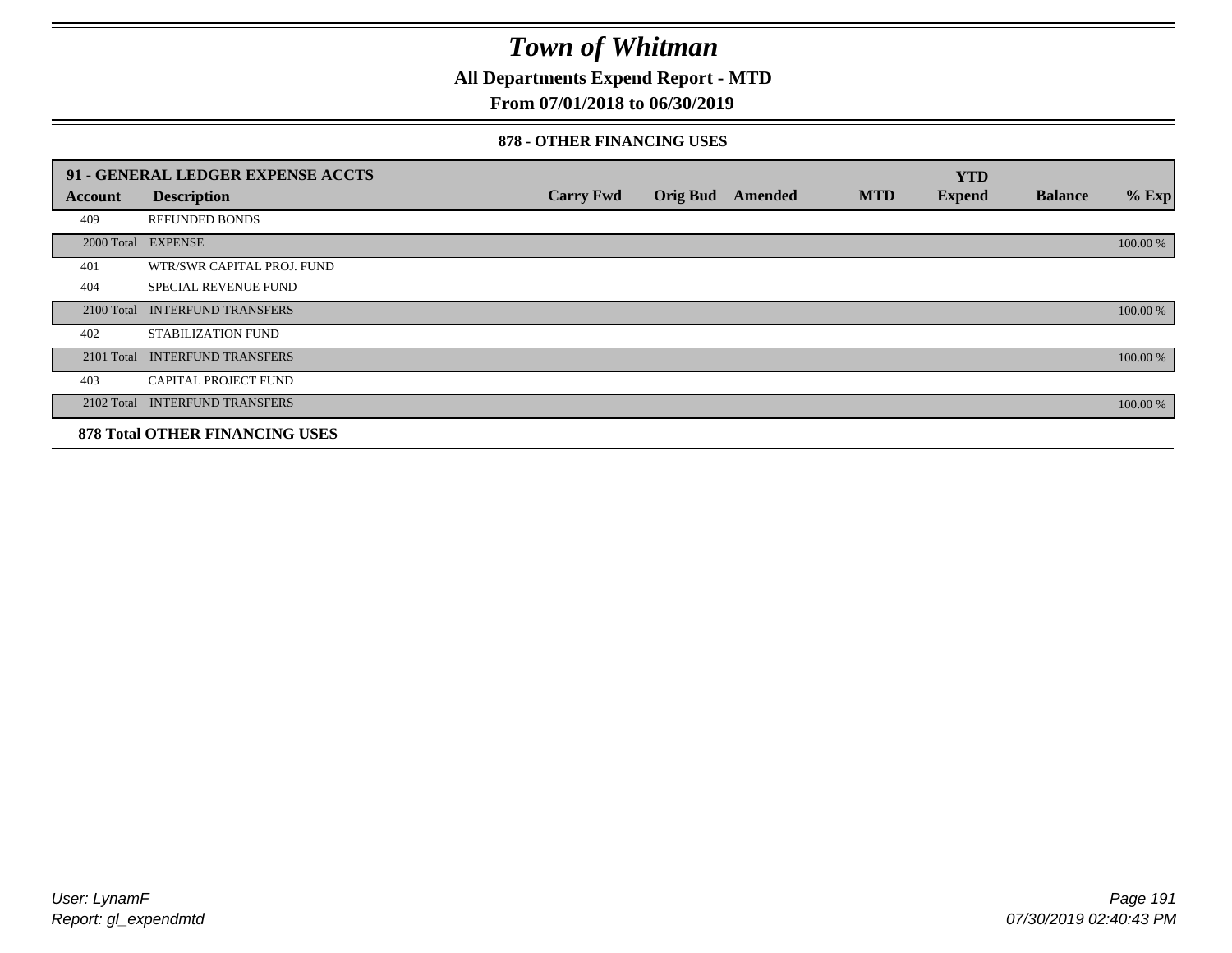# Town of Whitman

**All Departments Expend Report - MTD**

**From 07/01/2018 to 06/30/2019**

**878 - OTHER FINANCING USES**

| 91 - GENERAL LEDGER EXPENSE ACCTS | | | | | | YTD | | |
|---|---|---|---|---|---|---|---|---|
| **Account** | **Description** | **Carry Fwd** | **Orig Bud** | **Amended** | **MTD** | **Expend** | **Balance** | **% Exp** |
| 409 | REFUNDED BONDS | | | | | | | |
| 2000 Total | EXPENSE | | | | | | | 100.00 % |
| 401 | WTR/SWR CAPITAL PROJ. FUND | | | | | | | |
| 404 | SPECIAL REVENUE FUND | | | | | | | |
| 2100 Total | INTERFUND TRANSFERS | | | | | | | 100.00 % |
| 402 | STABILIZATION FUND | | | | | | | |
| 2101 Total | INTERFUND TRANSFERS | | | | | | | 100.00 % |
| 403 | CAPITAL PROJECT FUND | | | | | | | |
| 2102 Total | INTERFUND TRANSFERS | | | | | | | 100.00 % |
| **878 Total OTHER FINANCING USES** | | | | | | | | |

*User: LynamF*
*Report: gl_expendmtd*

*07/30/2019 02:40:43 PM*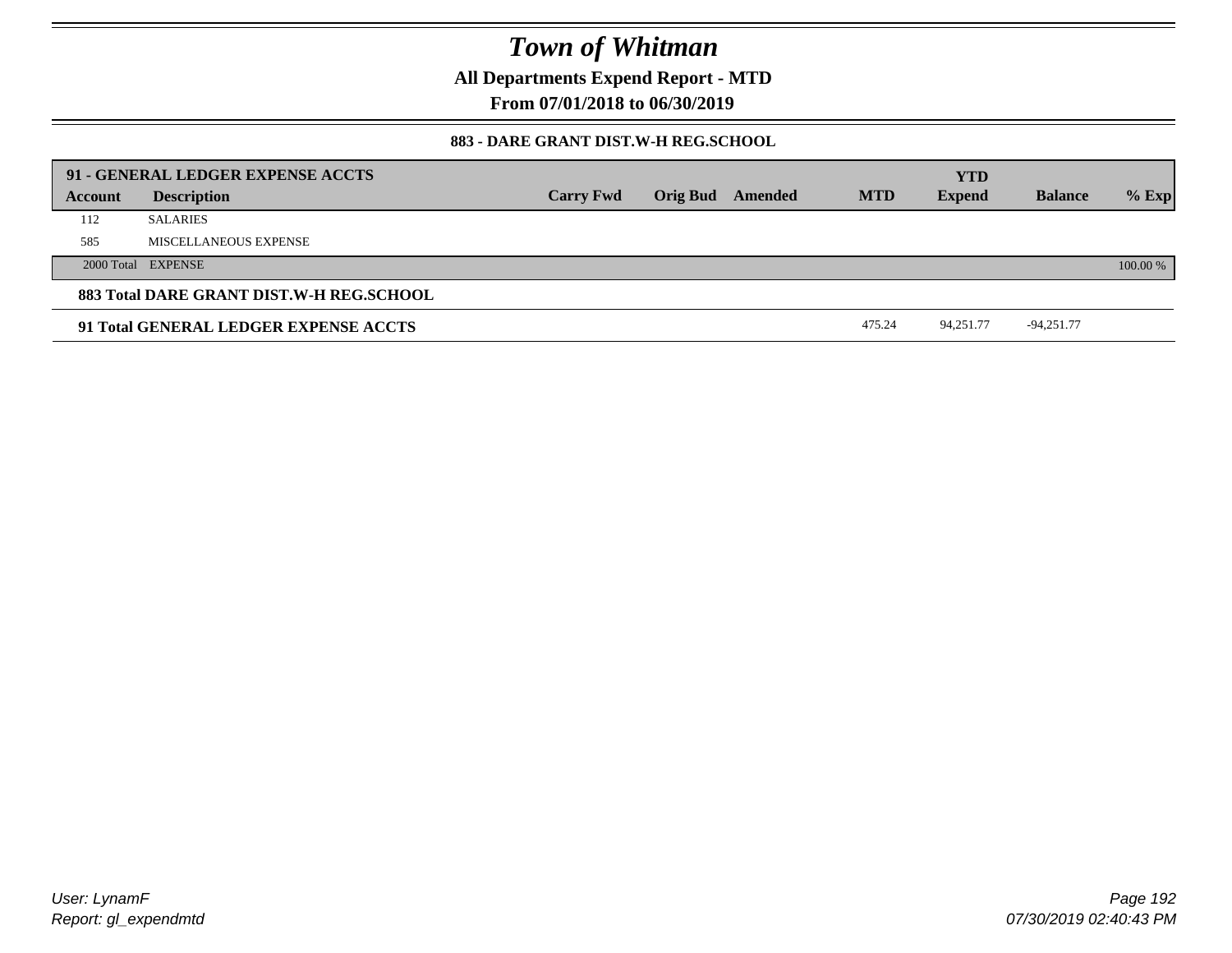# Town of Whitman

**All Departments Expend Report - MTD**

**From 07/01/2018 to 06/30/2019**

**883 - DARE GRANT DIST.W-H REG.SCHOOL**

| 91 - GENERAL LEDGER EXPENSE ACCTS | | | | | | YTD | | |
|---|---|---|---|---|---|---|---|---|
| **Account** | **Description** | **Carry Fwd** | **Orig Bud** | **Amended** | **MTD** | **Expend** | **Balance** | **% Exp** |
| 112 | SALARIES | | | | | | | |
| 585 | MISCELLANEOUS EXPENSE | | | | | | | |
| 2000 Total | EXPENSE | | | | | | | 100.00 % |
| **883 Total DARE GRANT DIST.W-H REG.SCHOOL** | | | | | | | | |
| **91 Total GENERAL LEDGER EXPENSE ACCTS** | | | | | 475.24 | 94,251.77 | -94,251.77 | |

*User: LynamF*
*Report: gl_expendmtd*

*07/30/2019 02:40:43 PM*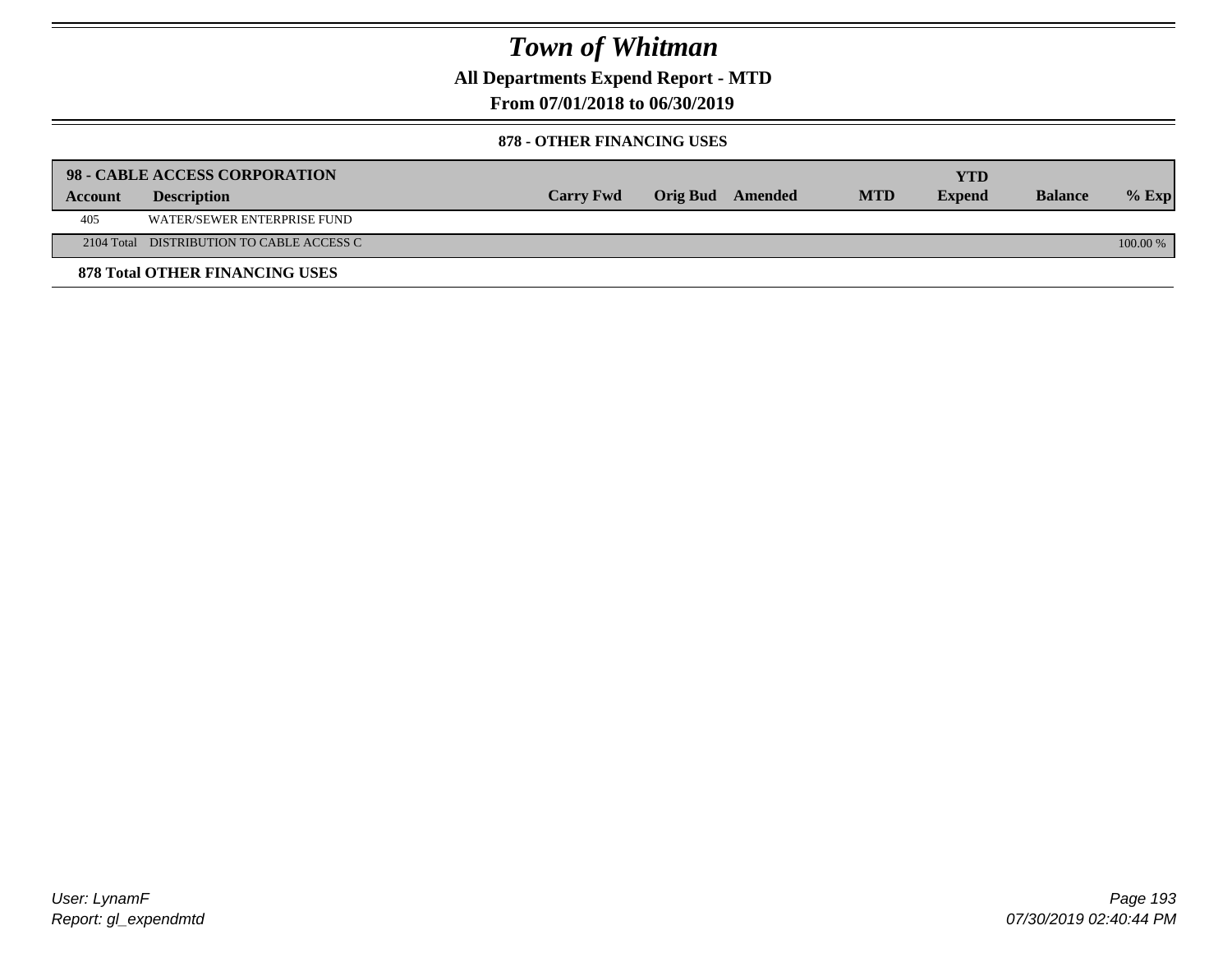# Town of Whitman

## All Departments Expend Report - MTD

## From 07/01/2018 to 06/30/2019

### 878 - OTHER FINANCING USES

| 98 - CABLE ACCESS CORPORATION | | | | | | | | |
|---|---|---|---|---|---|---|---|---|
| **Account** | **Description** | **Carry Fwd** | **Orig Bud** | **Amended** | **MTD** | **YTD Expend** | **Balance** | **% Exp** |
| 405 | WATER/SEWER ENTERPRISE FUND | | | | | | | |
| 2104 Total | DISTRIBUTION TO CABLE ACCESS C | | | | | | | 100.00 % |

**878 Total OTHER FINANCING USES**

*User: LynamF*

*Report: gl_expendmtd*

*07/30/2019 02:40:44 PM*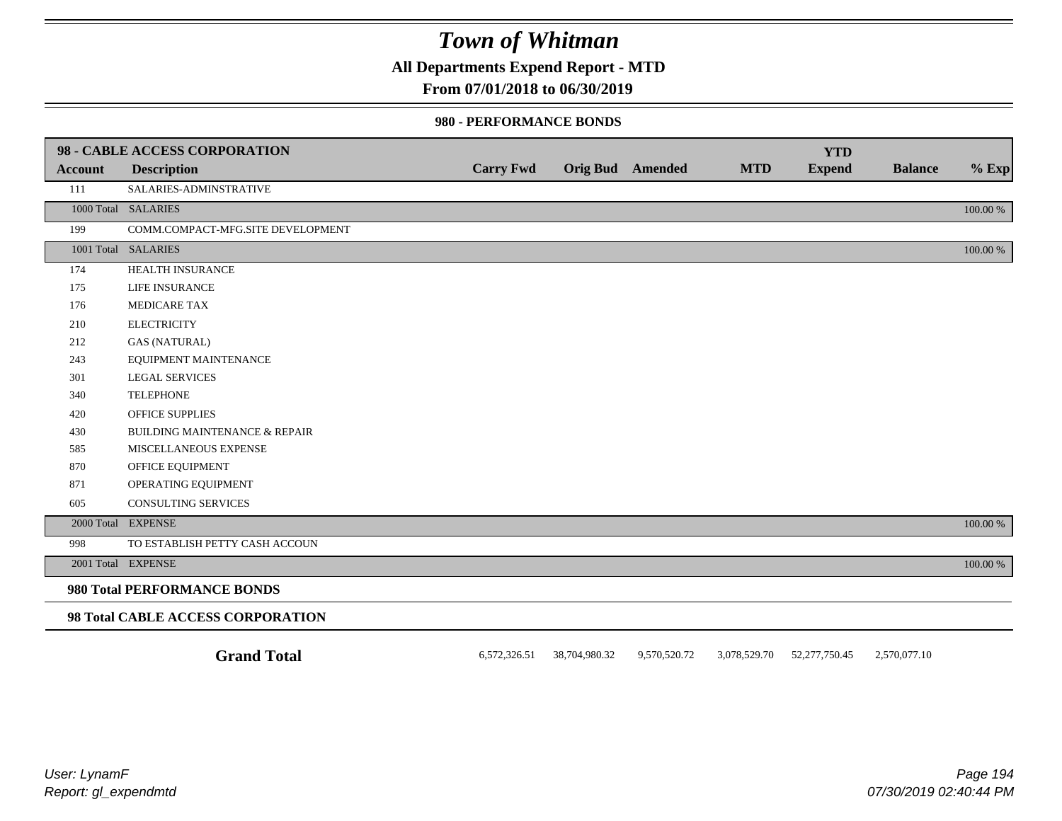# Town of Whitman

## All Departments Expend Report - MTD

## From 07/01/2018 to 06/30/2019

### 980 - PERFORMANCE BONDS

| 98 - CABLE ACCESS CORPORATION | | | | | | | | |
|---|---|---|---|---|---|---|---|---|
| **Account** | **Description** | **Carry Fwd** | **Orig Bud** | **Amended** | **MTD** | **YTD Expend** | **Balance** | **% Exp** |
| 111 | SALARIES-ADMINSTRATIVE | | | | | | | |
| 1000 Total | SALARIES | | | | | | | 100.00 % |
| 199 | COMM.COMPACT-MFG.SITE DEVELOPMENT | | | | | | | |
| 1001 Total | SALARIES | | | | | | | 100.00 % |
| 174 | HEALTH INSURANCE | | | | | | | |
| 175 | LIFE INSURANCE | | | | | | | |
| 176 | MEDICARE TAX | | | | | | | |
| 210 | ELECTRICITY | | | | | | | |
| 212 | GAS (NATURAL) | | | | | | | |
| 243 | EQUIPMENT MAINTENANCE | | | | | | | |
| 301 | LEGAL SERVICES | | | | | | | |
| 340 | TELEPHONE | | | | | | | |
| 420 | OFFICE SUPPLIES | | | | | | | |
| 430 | BUILDING MAINTENANCE & REPAIR | | | | | | | |
| 585 | MISCELLANEOUS EXPENSE | | | | | | | |
| 870 | OFFICE EQUIPMENT | | | | | | | |
| 871 | OPERATING EQUIPMENT | | | | | | | |
| 605 | CONSULTING SERVICES | | | | | | | |
| 2000 Total | EXPENSE | | | | | | | 100.00 % |
| 998 | TO ESTABLISH PETTY CASH ACCOUN | | | | | | | |
| 2001 Total | EXPENSE | | | | | | | 100.00 % |

**980 Total PERFORMANCE BONDS**

**98 Total CABLE ACCESS CORPORATION**

| | Carry Fwd | Orig Bud | Amended | MTD | YTD Expend | Balance |
|---|---|---|---|---|---|---|
| **Grand Total** | 6,572,326.51 | 38,704,980.32 | 9,570,520.72 | 3,078,529.70 | 52,277,750.45 | 2,570,077.10 |

User: LynamF
Report: gl_expendmtd

07/30/2019 02:40:44 PM